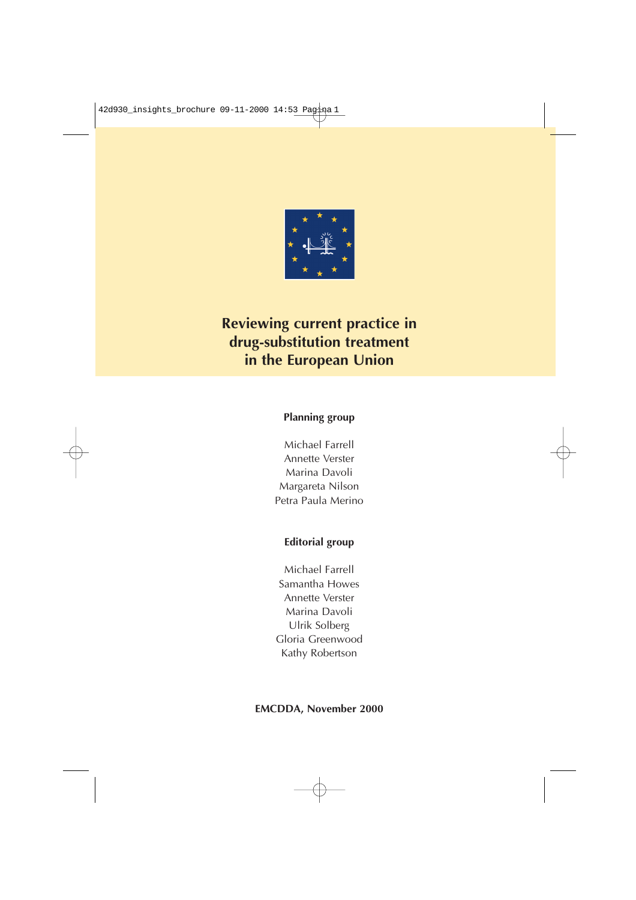# Reviewing current practice in drug-substitution treatment in the European Union

**Planning group**

Michael Farrell
Annette Verster
Marina Davoli
Margareta Nilson
Petra Paula Merino

**Editorial group**

Michael Farrell
Samantha Howes
Annette Verster
Marina Davoli
Ulrik Solberg
Gloria Greenwood
Kathy Robertson

**EMCDDA, November 2000**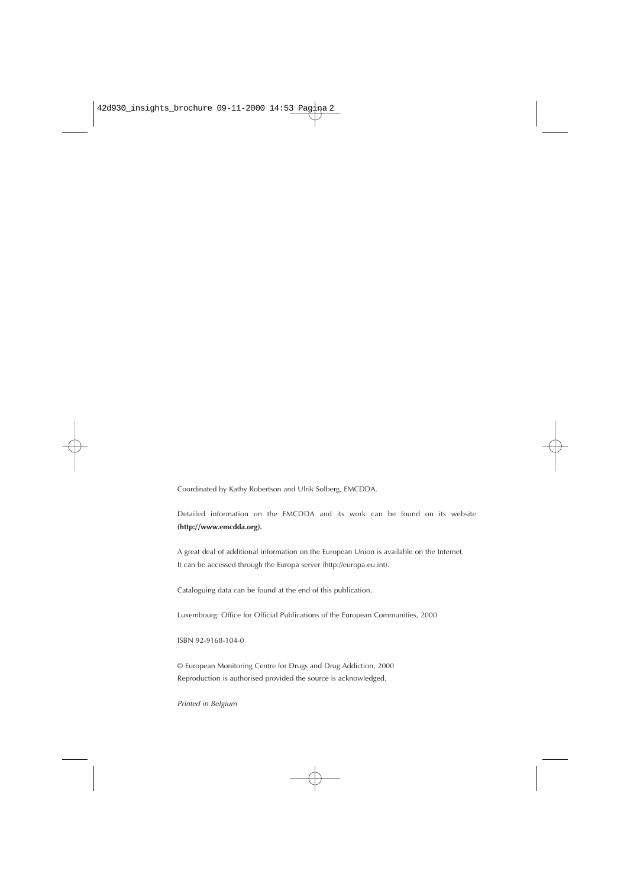Coordinated by Kathy Robertson and Ulrik Solberg, EMCDDA.

Detailed information on the EMCDDA and its work can be found on its website **(http://www.emcdda.org).**

A great deal of additional information on the European Union is available on the Internet.
It can be accessed through the Europa server (http://europa.eu.int).

Cataloguing data can be found at the end of this publication.

Luxembourg: Office for Official Publications of the European Communities, 2000

ISBN 92-9168-104-0

© European Monitoring Centre for Drugs and Drug Addiction, 2000
Reproduction is authorised provided the source is acknowledged.

*Printed in Belgium*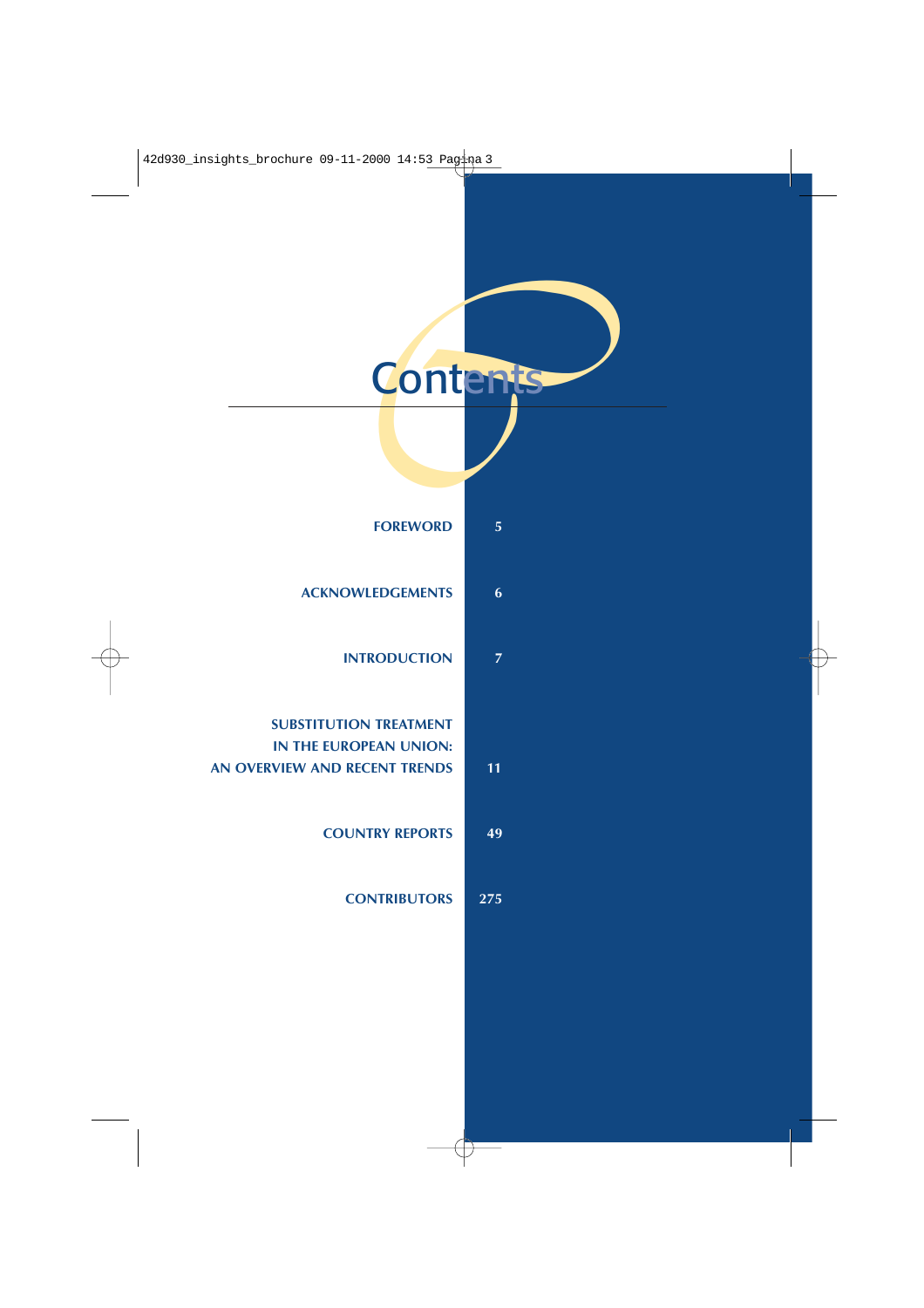# Contents

| | |
|---|---|
| FOREWORD | 5 |
| ACKNOWLEDGEMENTS | 6 |
| INTRODUCTION | 7 |
| SUBSTITUTION TREATMENT IN THE EUROPEAN UNION: AN OVERVIEW AND RECENT TRENDS | 11 |
| COUNTRY REPORTS | 49 |
| CONTRIBUTORS | 275 |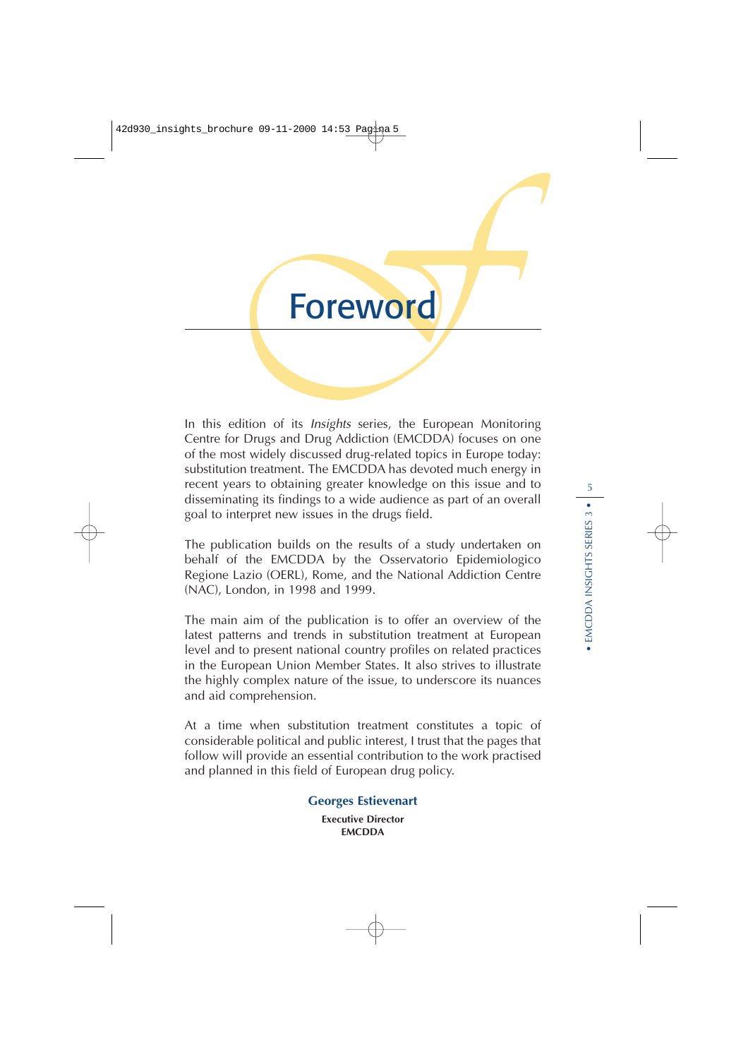# Foreword

In this edition of its *Insights* series, the European Monitoring Centre for Drugs and Drug Addiction (EMCDDA) focuses on one of the most widely discussed drug-related topics in Europe today: substitution treatment. The EMCDDA has devoted much energy in recent years to obtaining greater knowledge on this issue and to disseminating its findings to a wide audience as part of an overall goal to interpret new issues in the drugs field.

The publication builds on the results of a study undertaken on behalf of the EMCDDA by the Osservatorio Epidemiologico Regione Lazio (OERL), Rome, and the National Addiction Centre (NAC), London, in 1998 and 1999.

The main aim of the publication is to offer an overview of the latest patterns and trends in substitution treatment at European level and to present national country profiles on related practices in the European Union Member States. It also strives to illustrate the highly complex nature of the issue, to underscore its nuances and aid comprehension.

At a time when substitution treatment constitutes a topic of considerable political and public interest, I trust that the pages that follow will provide an essential contribution to the work practised and planned in this field of European drug policy.

**Georges Estievenart**

**Executive Director**
**EMCDDA**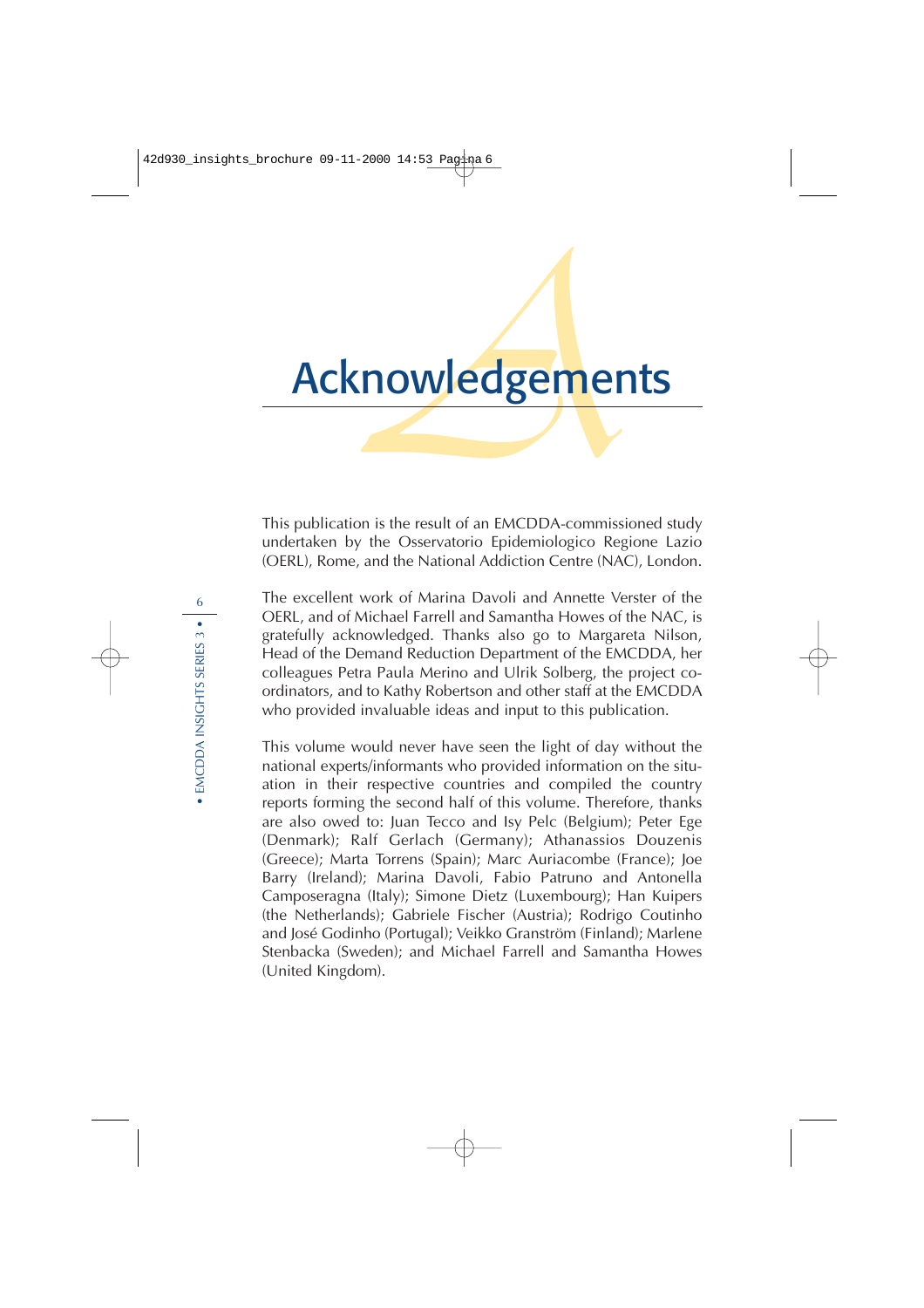# Acknowledgements

This publication is the result of an EMCDDA-commissioned study undertaken by the Osservatorio Epidemiologico Regione Lazio (OERL), Rome, and the National Addiction Centre (NAC), London.

The excellent work of Marina Davoli and Annette Verster of the OERL, and of Michael Farrell and Samantha Howes of the NAC, is gratefully acknowledged. Thanks also go to Margareta Nilson, Head of the Demand Reduction Department of the EMCDDA, her colleagues Petra Paula Merino and Ulrik Solberg, the project co-ordinators, and to Kathy Robertson and other staff at the EMCDDA who provided invaluable ideas and input to this publication.

This volume would never have seen the light of day without the national experts/informants who provided information on the situation in their respective countries and compiled the country reports forming the second half of this volume. Therefore, thanks are also owed to: Juan Tecco and Isy Pelc (Belgium); Peter Ege (Denmark); Ralf Gerlach (Germany); Athanassios Douzenis (Greece); Marta Torrens (Spain); Marc Auriacombe (France); Joe Barry (Ireland); Marina Davoli, Fabio Patruno and Antonella Camposeragna (Italy); Simone Dietz (Luxembourg); Han Kuipers (the Netherlands); Gabriele Fischer (Austria); Rodrigo Coutinho and José Godinho (Portugal); Veikko Granström (Finland); Marlene Stenbacka (Sweden); and Michael Farrell and Samantha Howes (United Kingdom).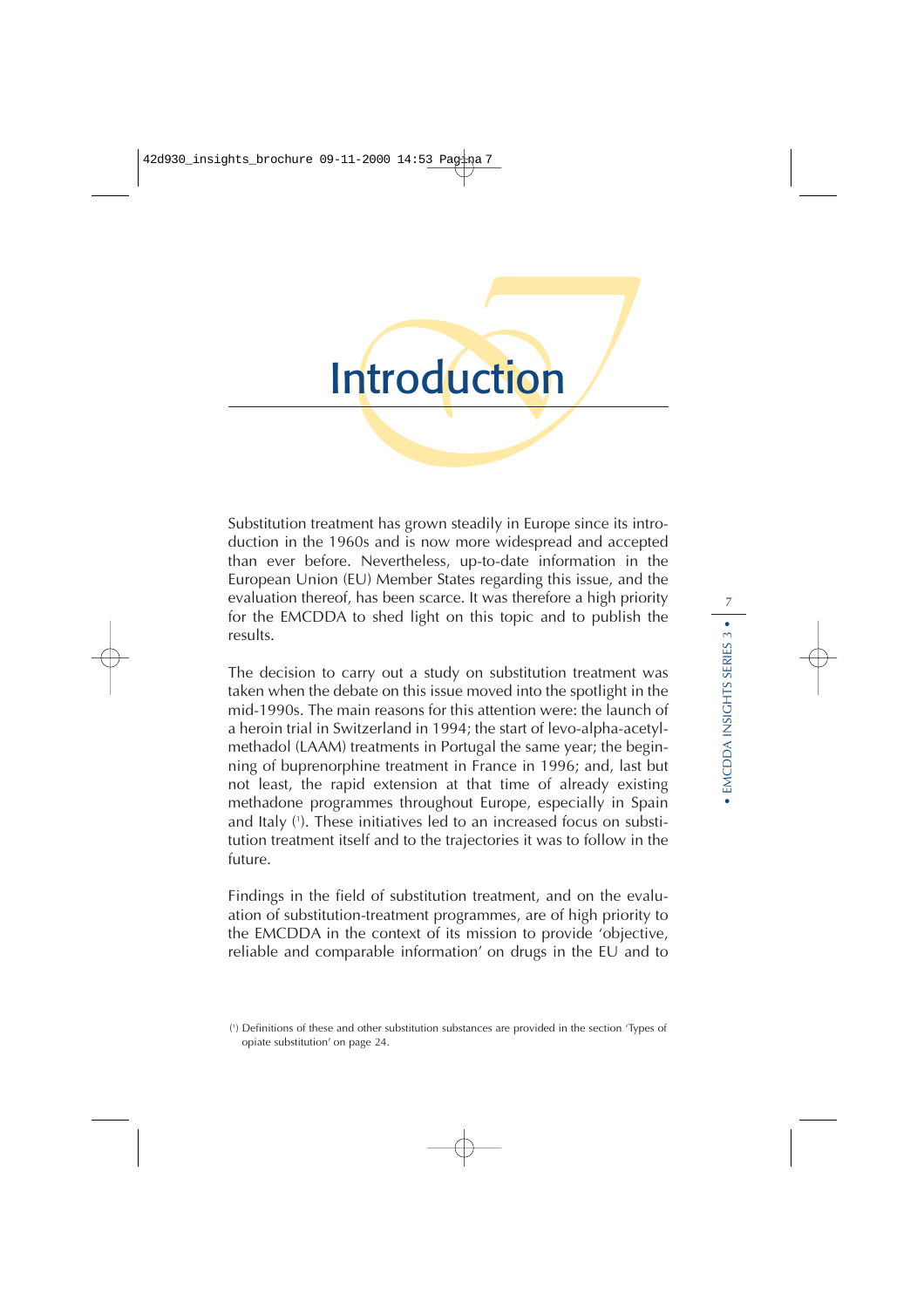# Introduction

Substitution treatment has grown steadily in Europe since its introduction in the 1960s and is now more widespread and accepted than ever before. Nevertheless, up-to-date information in the European Union (EU) Member States regarding this issue, and the evaluation thereof, has been scarce. It was therefore a high priority for the EMCDDA to shed light on this topic and to publish the results.

The decision to carry out a study on substitution treatment was taken when the debate on this issue moved into the spotlight in the mid-1990s. The main reasons for this attention were: the launch of a heroin trial in Switzerland in 1994; the start of levo-alpha-acetylmethadol (LAAM) treatments in Portugal the same year; the beginning of buprenorphine treatment in France in 1996; and, last but not least, the rapid extension at that time of already existing methadone programmes throughout Europe, especially in Spain and Italy [1]. These initiatives led to an increased focus on substitution treatment itself and to the trajectories it was to follow in the future.

Findings in the field of substitution treatment, and on the evaluation of substitution-treatment programmes, are of high priority to the EMCDDA in the context of its mission to provide 'objective, reliable and comparable information' on drugs in the EU and to

[1] Definitions of these and other substitution substances are provided in the section 'Types of opiate substitution' on page 24.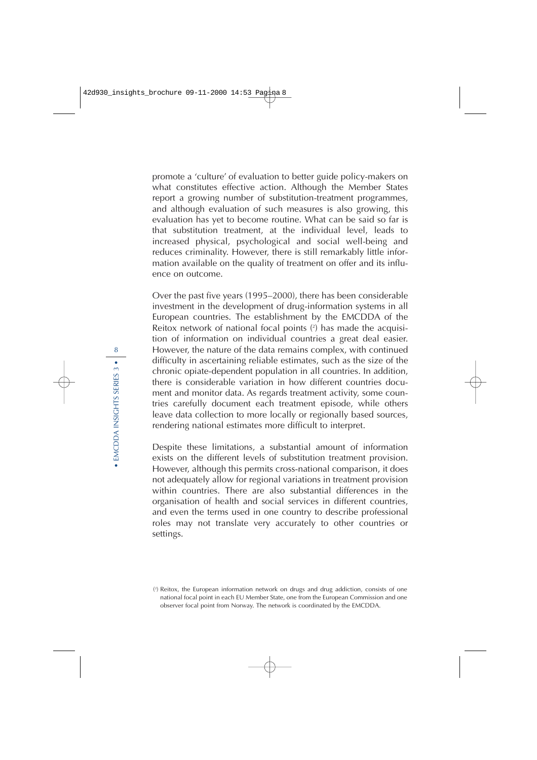promote a 'culture' of evaluation to better guide policy-makers on what constitutes effective action. Although the Member States report a growing number of substitution-treatment programmes, and although evaluation of such measures is also growing, this evaluation has yet to become routine. What can be said so far is that substitution treatment, at the individual level, leads to increased physical, psychological and social well-being and reduces criminality. However, there is still remarkably little information available on the quality of treatment on offer and its influence on outcome.

Over the past five years (1995–2000), there has been considerable investment in the development of drug-information systems in all European countries. The establishment by the EMCDDA of the Reitox network of national focal points (2) has made the acquisition of information on individual countries a great deal easier. However, the nature of the data remains complex, with continued difficulty in ascertaining reliable estimates, such as the size of the chronic opiate-dependent population in all countries. In addition, there is considerable variation in how different countries document and monitor data. As regards treatment activity, some countries carefully document each treatment episode, while others leave data collection to more locally or regionally based sources, rendering national estimates more difficult to interpret.

Despite these limitations, a substantial amount of information exists on the different levels of substitution treatment provision. However, although this permits cross-national comparison, it does not adequately allow for regional variations in treatment provision within countries. There are also substantial differences in the organisation of health and social services in different countries, and even the terms used in one country to describe professional roles may not translate very accurately to other countries or settings.

(2) Reitox, the European information network on drugs and drug addiction, consists of one national focal point in each EU Member State, one from the European Commission and one observer focal point from Norway. The network is coordinated by the EMCDDA.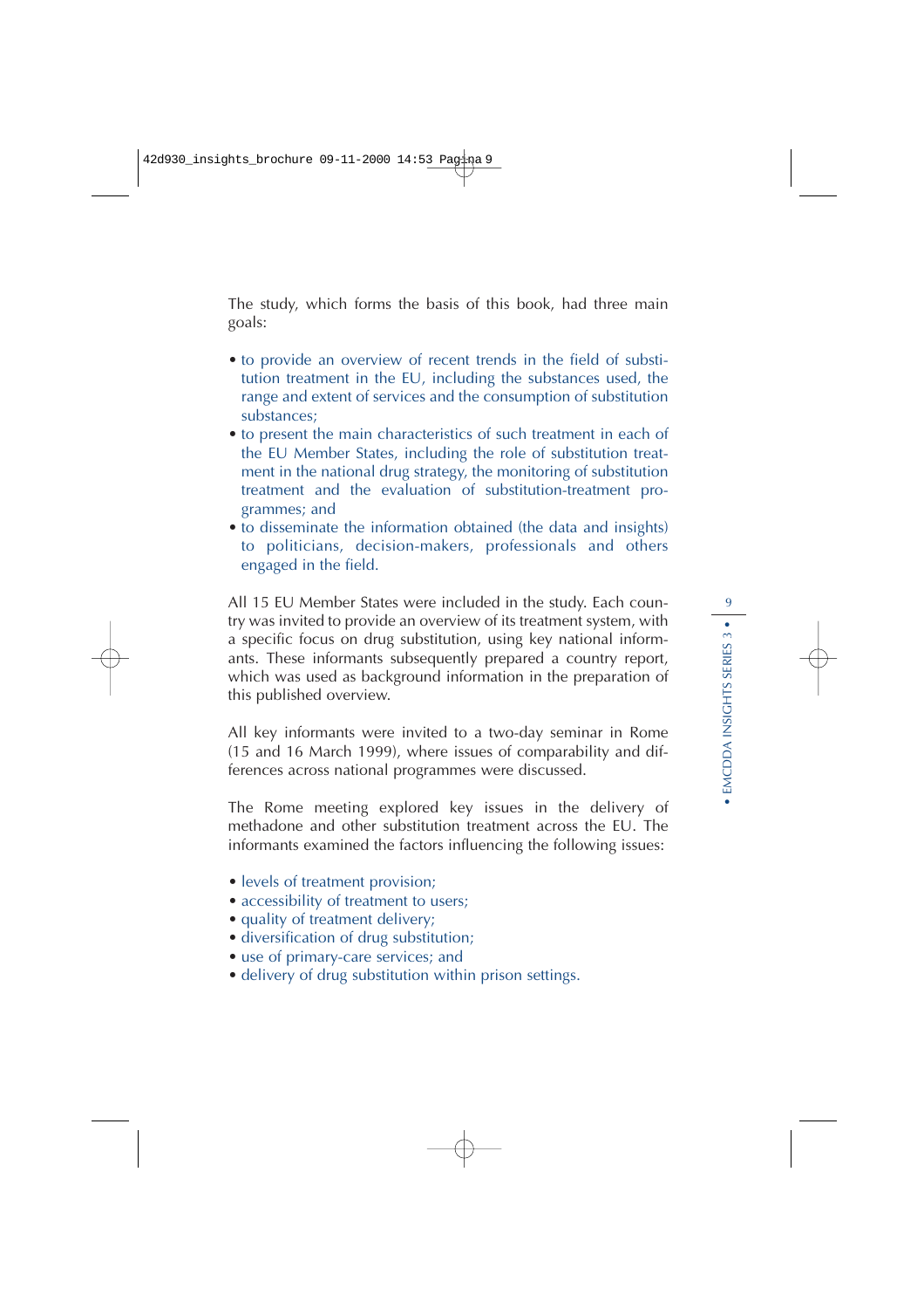The study, which forms the basis of this book, had three main goals:

- to provide an overview of recent trends in the field of substitution treatment in the EU, including the substances used, the range and extent of services and the consumption of substitution substances;
- to present the main characteristics of such treatment in each of the EU Member States, including the role of substitution treatment in the national drug strategy, the monitoring of substitution treatment and the evaluation of substitution-treatment programmes; and
- to disseminate the information obtained (the data and insights) to politicians, decision-makers, professionals and others engaged in the field.

All 15 EU Member States were included in the study. Each country was invited to provide an overview of its treatment system, with a specific focus on drug substitution, using key national informants. These informants subsequently prepared a country report, which was used as background information in the preparation of this published overview.

All key informants were invited to a two-day seminar in Rome (15 and 16 March 1999), where issues of comparability and differences across national programmes were discussed.

The Rome meeting explored key issues in the delivery of methadone and other substitution treatment across the EU. The informants examined the factors influencing the following issues:

- levels of treatment provision;
- accessibility of treatment to users;
- quality of treatment delivery;
- diversification of drug substitution;
- use of primary-care services; and
- delivery of drug substitution within prison settings.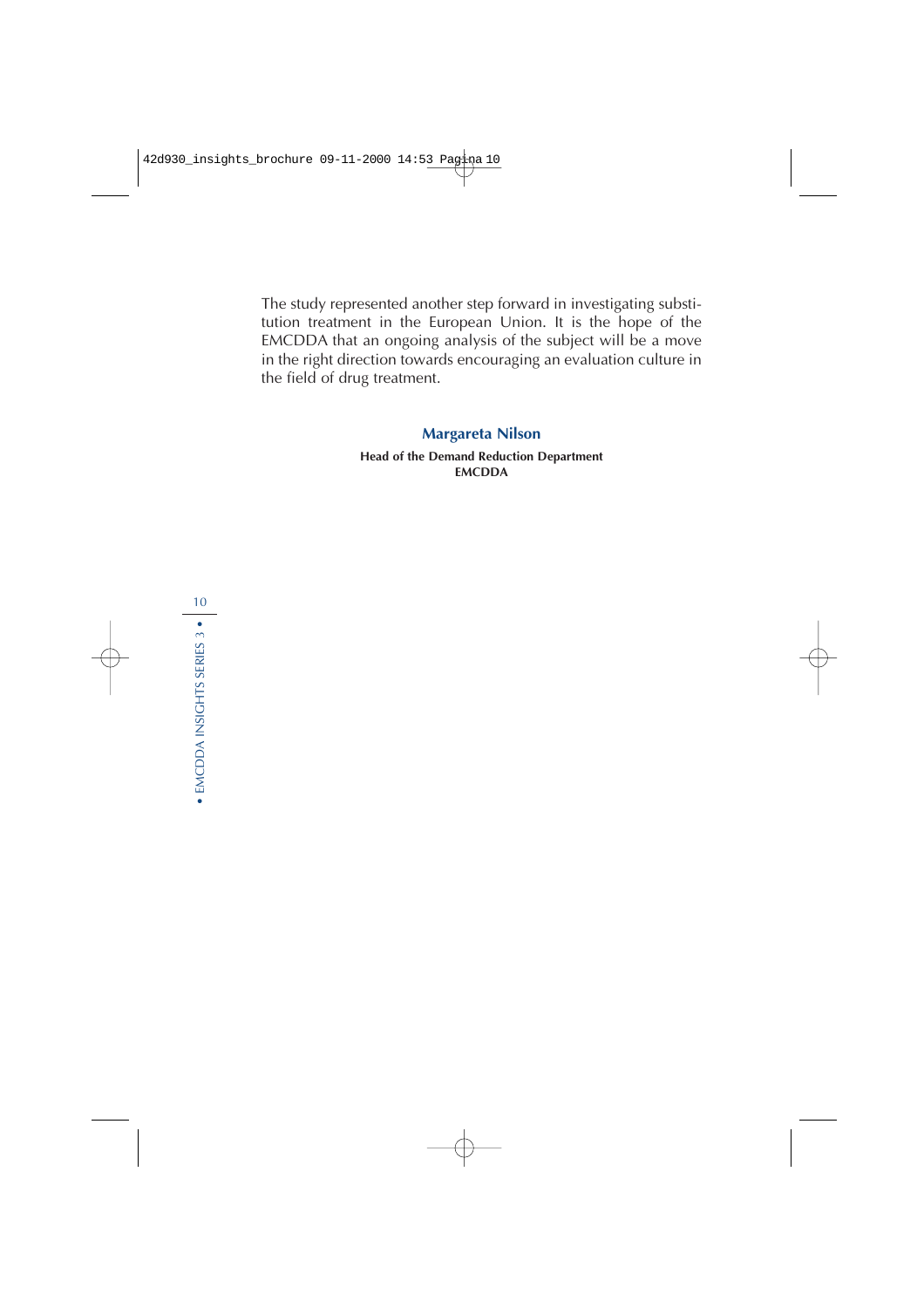The study represented another step forward in investigating substitution treatment in the European Union. It is the hope of the EMCDDA that an ongoing analysis of the subject will be a move in the right direction towards encouraging an evaluation culture in the field of drug treatment.

**Margareta Nilson**

**Head of the Demand Reduction Department**
**EMCDDA**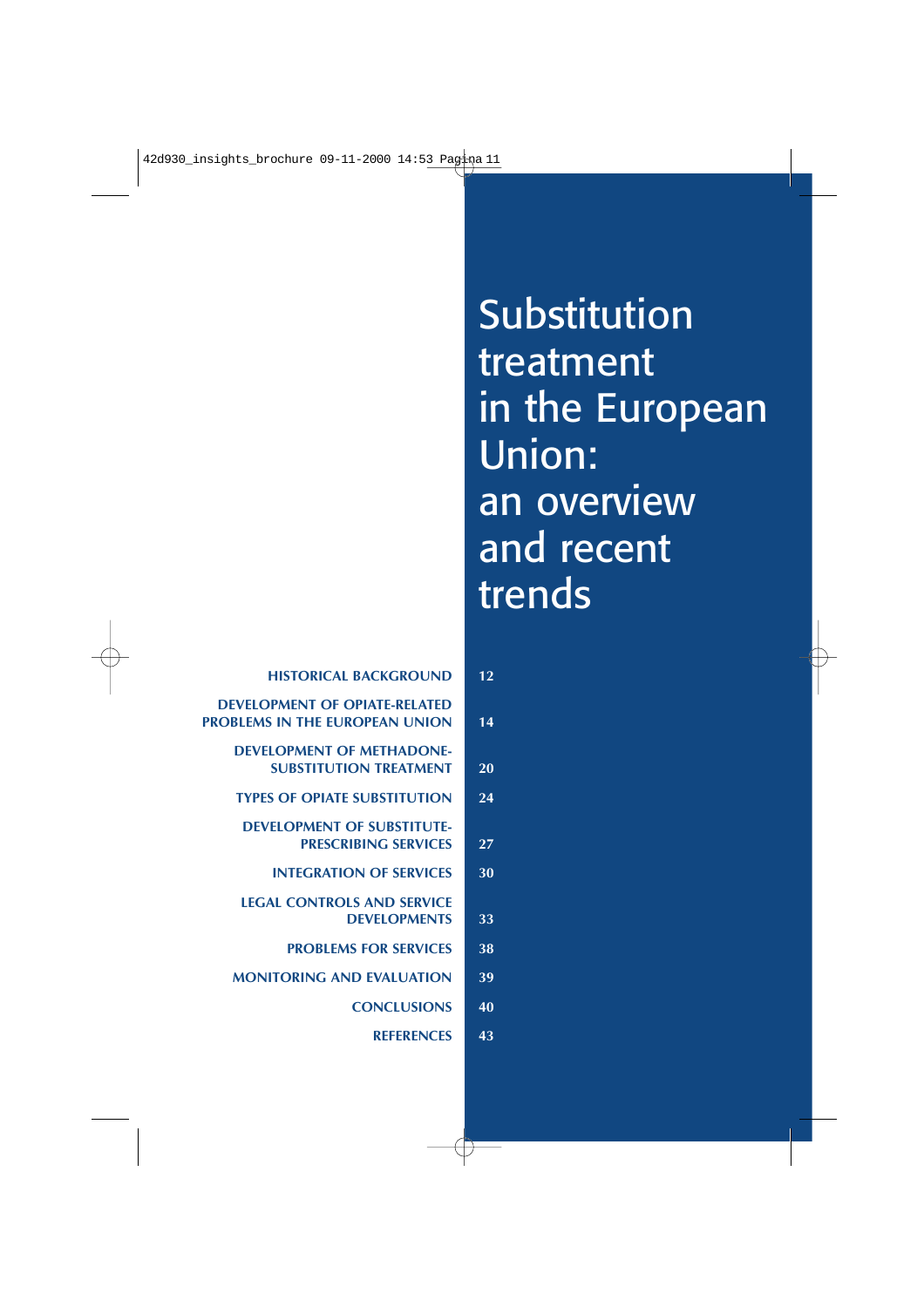# Substitution treatment in the European Union: an overview and recent trends

| | |
|---|---|
| HISTORICAL BACKGROUND | 12 |
| DEVELOPMENT OF OPIATE-RELATED PROBLEMS IN THE EUROPEAN UNION | 14 |
| DEVELOPMENT OF METHADONE-SUBSTITUTION TREATMENT | 20 |
| TYPES OF OPIATE SUBSTITUTION | 24 |
| DEVELOPMENT OF SUBSTITUTE-PRESCRIBING SERVICES | 27 |
| INTEGRATION OF SERVICES | 30 |
| LEGAL CONTROLS AND SERVICE DEVELOPMENTS | 33 |
| PROBLEMS FOR SERVICES | 38 |
| MONITORING AND EVALUATION | 39 |
| CONCLUSIONS | 40 |
| REFERENCES | 43 |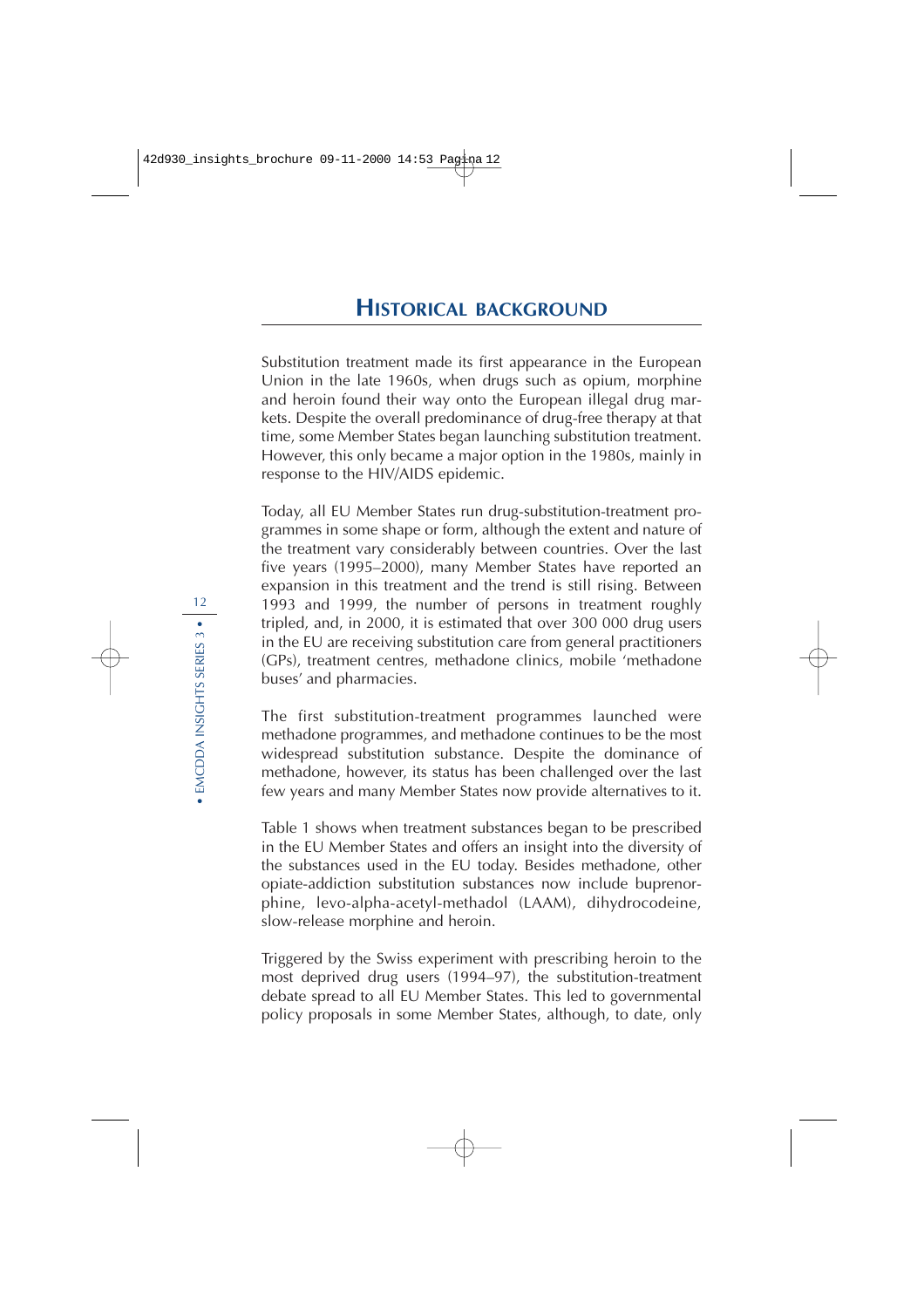## Historical background

Substitution treatment made its first appearance in the European Union in the late 1960s, when drugs such as opium, morphine and heroin found their way onto the European illegal drug markets. Despite the overall predominance of drug-free therapy at that time, some Member States began launching substitution treatment. However, this only became a major option in the 1980s, mainly in response to the HIV/AIDS epidemic.

Today, all EU Member States run drug-substitution-treatment programmes in some shape or form, although the extent and nature of the treatment vary considerably between countries. Over the last five years (1995–2000), many Member States have reported an expansion in this treatment and the trend is still rising. Between 1993 and 1999, the number of persons in treatment roughly tripled, and, in 2000, it is estimated that over 300 000 drug users in the EU are receiving substitution care from general practitioners (GPs), treatment centres, methadone clinics, mobile 'methadone buses' and pharmacies.

The first substitution-treatment programmes launched were methadone programmes, and methadone continues to be the most widespread substitution substance. Despite the dominance of methadone, however, its status has been challenged over the last few years and many Member States now provide alternatives to it.

Table 1 shows when treatment substances began to be prescribed in the EU Member States and offers an insight into the diversity of the substances used in the EU today. Besides methadone, other opiate-addiction substitution substances now include buprenorphine, levo-alpha-acetyl-methadol (LAAM), dihydrocodeine, slow-release morphine and heroin.

Triggered by the Swiss experiment with prescribing heroin to the most deprived drug users (1994–97), the substitution-treatment debate spread to all EU Member States. This led to governmental policy proposals in some Member States, although, to date, only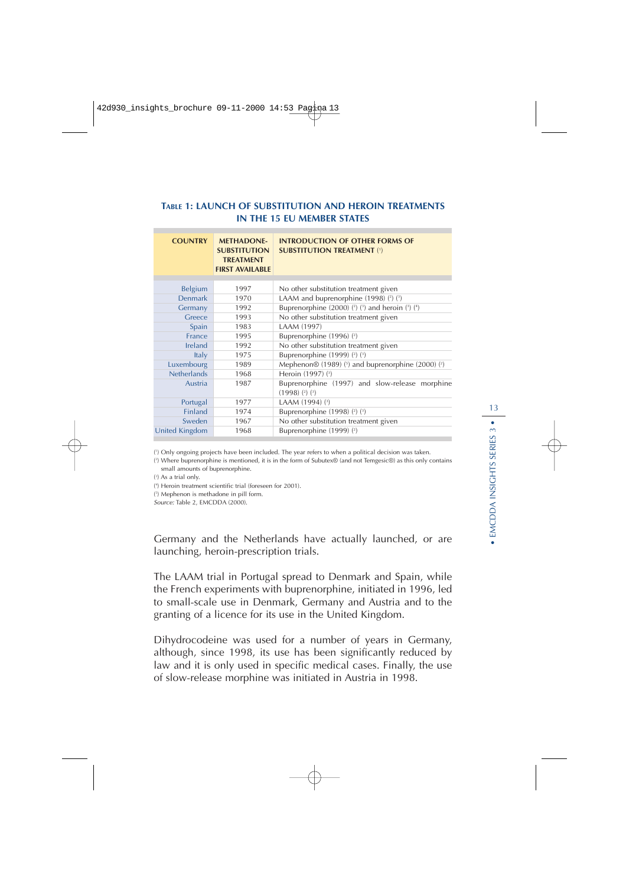## Table 1: Launch of substitution and heroin treatments in the 15 EU member states

| COUNTRY | METHADONE-SUBSTITUTION TREATMENT FIRST AVAILABLE | INTRODUCTION OF OTHER FORMS OF SUBSTITUTION TREATMENT (1) |
|---|---|---|
| Belgium | 1997 | No other substitution treatment given |
| Denmark | 1970 | LAAM and buprenorphine (1998) (2) (3) |
| Germany | 1992 | Buprenorphine (2000) (2) (3) and heroin (3) (4) |
| Greece | 1993 | No other substitution treatment given |
| Spain | 1983 | LAAM (1997) |
| France | 1995 | Buprenorphine (1996) (2) |
| Ireland | 1992 | No other substitution treatment given |
| Italy | 1975 | Buprenorphine (1999) (2) (3) |
| Luxembourg | 1989 | Mephenon® (1989) (5) and buprenorphine (2000) (2) |
| Netherlands | 1968 | Heroin (1997) (3) |
| Austria | 1987 | Buprenorphine (1997) and slow-release morphine (1998) (2) (3) |
| Portugal | 1977 | LAAM (1994) (3) |
| Finland | 1974 | Buprenorphine (1998) (2) (3) |
| Sweden | 1967 | No other substitution treatment given |
| United Kingdom | 1968 | Buprenorphine (1999) (2) |

(1) Only ongoing projects have been included. The year refers to when a political decision was taken.
(2) Where buprenorphine is mentioned, it is in the form of Subutex® (and not Temgesic®) as this only contains small amounts of buprenorphine.
(3) As a trial only.
(4) Heroin treatment scientific trial (foreseen for 2001).
(5) Mephenon is methadone in pill form.
*Source:* Table 2, EMCDDA (2000).

Germany and the Netherlands have actually launched, or are launching, heroin-prescription trials.

The LAAM trial in Portugal spread to Denmark and Spain, while the French experiments with buprenorphine, initiated in 1996, led to small-scale use in Denmark, Germany and Austria and to the granting of a licence for its use in the United Kingdom.

Dihydrocodeine was used for a number of years in Germany, although, since 1998, its use has been significantly reduced by law and it is only used in specific medical cases. Finally, the use of slow-release morphine was initiated in Austria in 1998.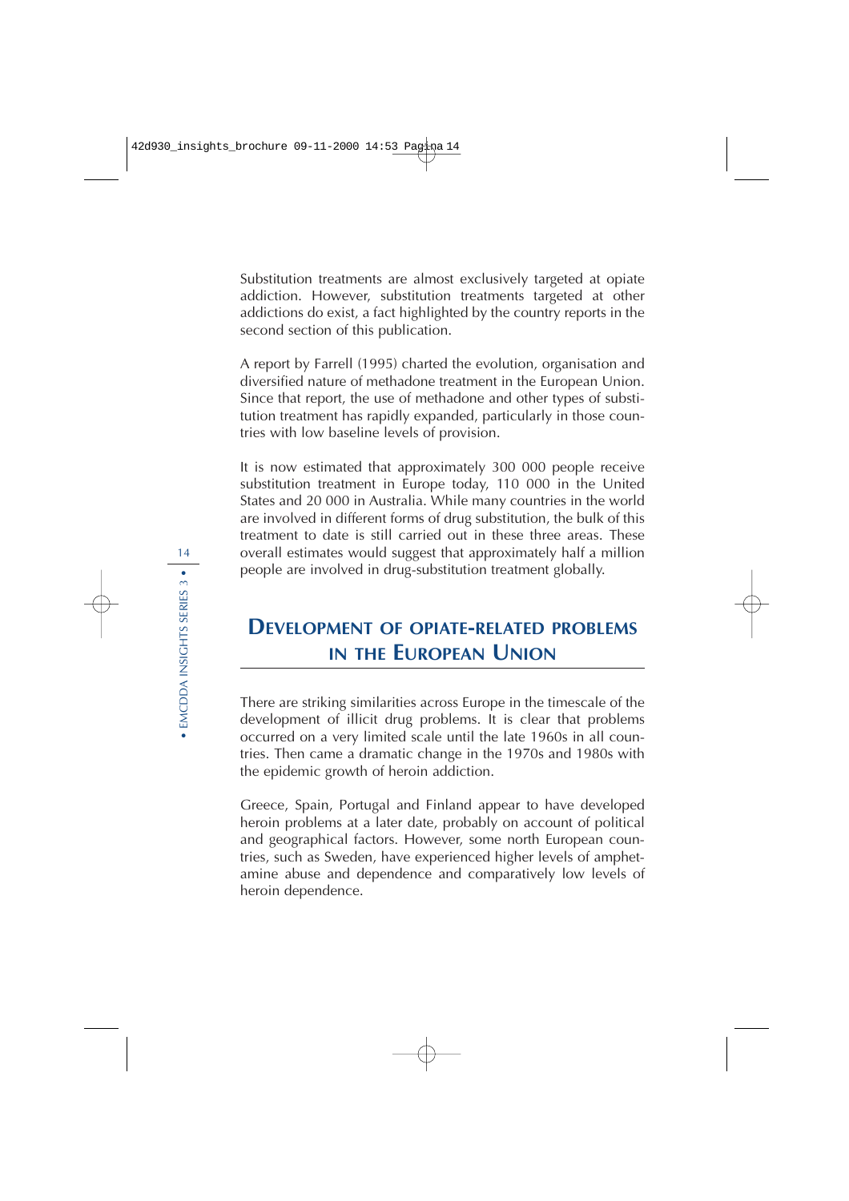Substitution treatments are almost exclusively targeted at opiate addiction. However, substitution treatments targeted at other addictions do exist, a fact highlighted by the country reports in the second section of this publication.

A report by Farrell (1995) charted the evolution, organisation and diversified nature of methadone treatment in the European Union. Since that report, the use of methadone and other types of substitution treatment has rapidly expanded, particularly in those countries with low baseline levels of provision.

It is now estimated that approximately 300 000 people receive substitution treatment in Europe today, 110 000 in the United States and 20 000 in Australia. While many countries in the world are involved in different forms of drug substitution, the bulk of this treatment to date is still carried out in these three areas. These overall estimates would suggest that approximately half a million people are involved in drug-substitution treatment globally.

## DEVELOPMENT OF OPIATE-RELATED PROBLEMS IN THE EUROPEAN UNION

There are striking similarities across Europe in the timescale of the development of illicit drug problems. It is clear that problems occurred on a very limited scale until the late 1960s in all countries. Then came a dramatic change in the 1970s and 1980s with the epidemic growth of heroin addiction.

Greece, Spain, Portugal and Finland appear to have developed heroin problems at a later date, probably on account of political and geographical factors. However, some north European countries, such as Sweden, have experienced higher levels of amphetamine abuse and dependence and comparatively low levels of heroin dependence.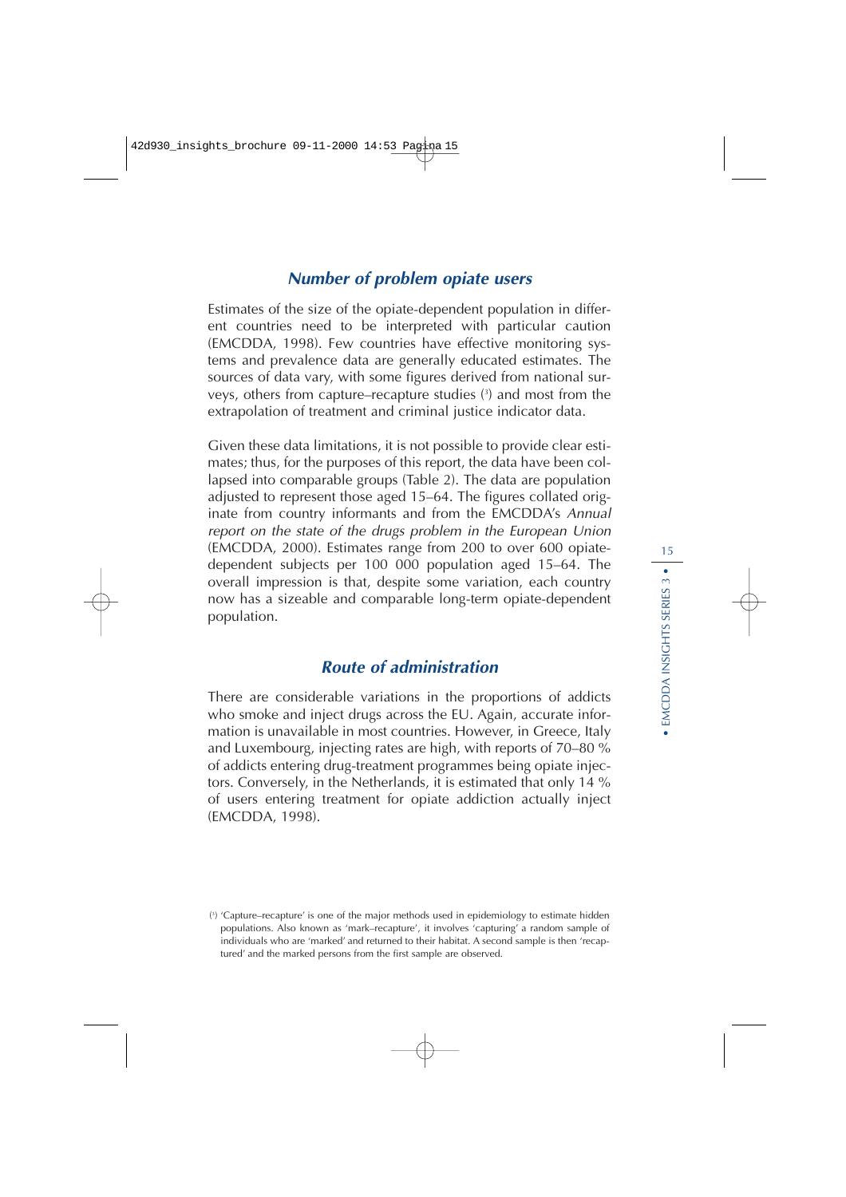## *Number of problem opiate users*

Estimates of the size of the opiate-dependent population in different countries need to be interpreted with particular caution (EMCDDA, 1998). Few countries have effective monitoring systems and prevalence data are generally educated estimates. The sources of data vary, with some figures derived from national surveys, others from capture–recapture studies (3) and most from the extrapolation of treatment and criminal justice indicator data.

Given these data limitations, it is not possible to provide clear estimates; thus, for the purposes of this report, the data have been collapsed into comparable groups (Table 2). The data are population adjusted to represent those aged 15–64. The figures collated originate from country informants and from the EMCDDA's *Annual report on the state of the drugs problem in the European Union* (EMCDDA, 2000). Estimates range from 200 to over 600 opiate-dependent subjects per 100 000 population aged 15–64. The overall impression is that, despite some variation, each country now has a sizeable and comparable long-term opiate-dependent population.

## *Route of administration*

There are considerable variations in the proportions of addicts who smoke and inject drugs across the EU. Again, accurate information is unavailable in most countries. However, in Greece, Italy and Luxembourg, injecting rates are high, with reports of 70–80 % of addicts entering drug-treatment programmes being opiate injectors. Conversely, in the Netherlands, it is estimated that only 14 % of users entering treatment for opiate addiction actually inject (EMCDDA, 1998).

(3) 'Capture–recapture' is one of the major methods used in epidemiology to estimate hidden populations. Also known as 'mark–recapture', it involves 'capturing' a random sample of individuals who are 'marked' and returned to their habitat. A second sample is then 'recaptured' and the marked persons from the first sample are observed.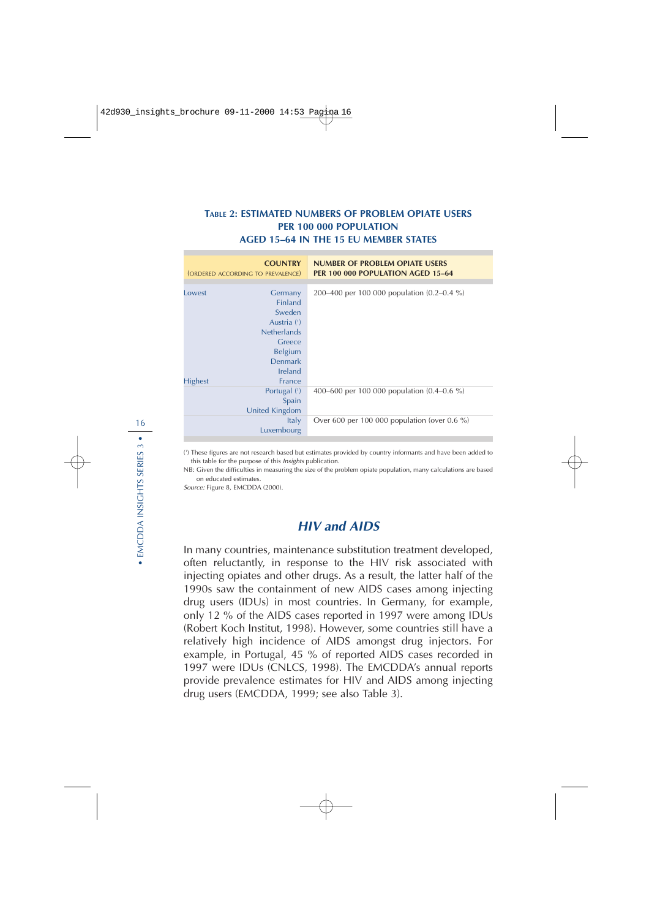### TABLE 2: ESTIMATED NUMBERS OF PROBLEM OPIATE USERS PER 100 000 POPULATION AGED 15–64 IN THE 15 EU MEMBER STATES

| COUNTRY (ORDERED ACCORDING TO PREVALENCE) | | NUMBER OF PROBLEM OPIATE USERS PER 100 000 POPULATION AGED 15–64 |
|---|---|---|
| Lowest | Germany | 200–400 per 100 000 population (0.2–0.4 %) |
| | Finland | |
| | Sweden | |
| | Austria (1) | |
| | Netherlands | |
| | Greece | |
| | Belgium | |
| | Denmark | |
| | Ireland | |
| Highest | France | |
| | Portugal (1) | 400–600 per 100 000 population (0.4–0.6 %) |
| | Spain | |
| | United Kingdom | |
| | Italy | Over 600 per 100 000 population (over 0.6 %) |
| | Luxembourg | |

(1) These figures are not research based but estimates provided by country informants and have been added to this table for the purpose of this *Insights* publication.

NB: Given the difficulties in measuring the size of the problem opiate population, many calculations are based on educated estimates.

*Source:* Figure 8, EMCDDA (2000).

## *HIV and AIDS*

In many countries, maintenance substitution treatment developed, often reluctantly, in response to the HIV risk associated with injecting opiates and other drugs. As a result, the latter half of the 1990s saw the containment of new AIDS cases among injecting drug users (IDUs) in most countries. In Germany, for example, only 12 % of the AIDS cases reported in 1997 were among IDUs (Robert Koch Institut, 1998). However, some countries still have a relatively high incidence of AIDS amongst drug injectors. For example, in Portugal, 45 % of reported AIDS cases recorded in 1997 were IDUs (CNLCS, 1998). The EMCDDA's annual reports provide prevalence estimates for HIV and AIDS among injecting drug users (EMCDDA, 1999; see also Table 3).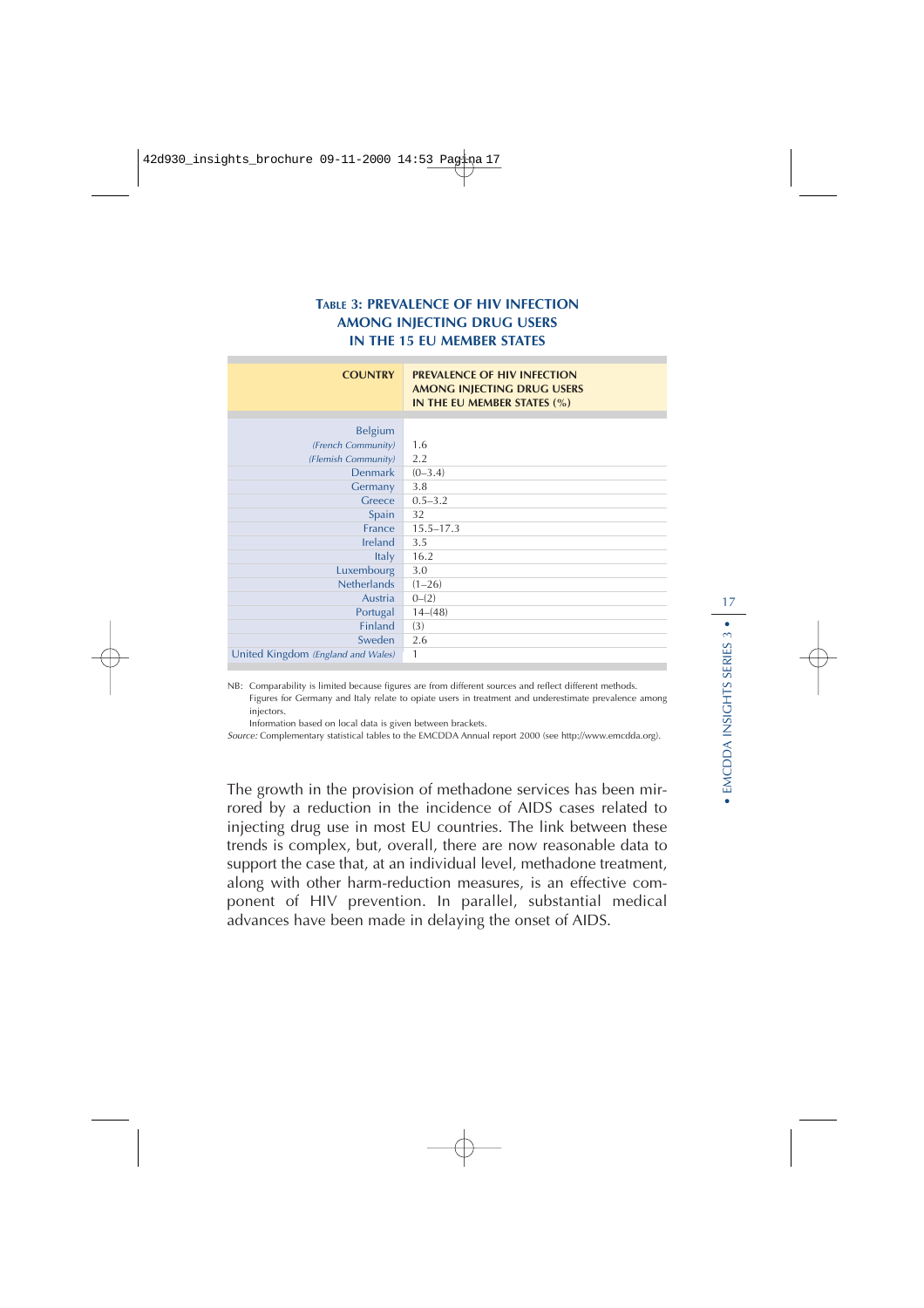### Table 3: Prevalence of HIV infection among injecting drug users in the 15 EU Member States

| COUNTRY | PREVALENCE OF HIV INFECTION AMONG INJECTING DRUG USERS IN THE EU MEMBER STATES (%) |
|---|---|
| Belgium | |
| *(French Community)* | 1.6 |
| *(Flemish Community)* | 2.2 |
| Denmark | (0–3.4) |
| Germany | 3.8 |
| Greece | 0.5–3.2 |
| Spain | 32 |
| France | 15.5–17.3 |
| Ireland | 3.5 |
| Italy | 16.2 |
| Luxembourg | 3.0 |
| Netherlands | (1–26) |
| Austria | 0–(2) |
| Portugal | 14–(48) |
| Finland | (3) |
| Sweden | 2.6 |
| United Kingdom *(England and Wales)* | 1 |

NB: Comparability is limited because figures are from different sources and reflect different methods.
Figures for Germany and Italy relate to opiate users in treatment and underestimate prevalence among injectors.
Information based on local data is given between brackets.

*Source:* Complementary statistical tables to the EMCDDA Annual report 2000 (see http://www.emcdda.org).

The growth in the provision of methadone services has been mirrored by a reduction in the incidence of AIDS cases related to injecting drug use in most EU countries. The link between these trends is complex, but, overall, there are now reasonable data to support the case that, at an individual level, methadone treatment, along with other harm-reduction measures, is an effective component of HIV prevention. In parallel, substantial medical advances have been made in delaying the onset of AIDS.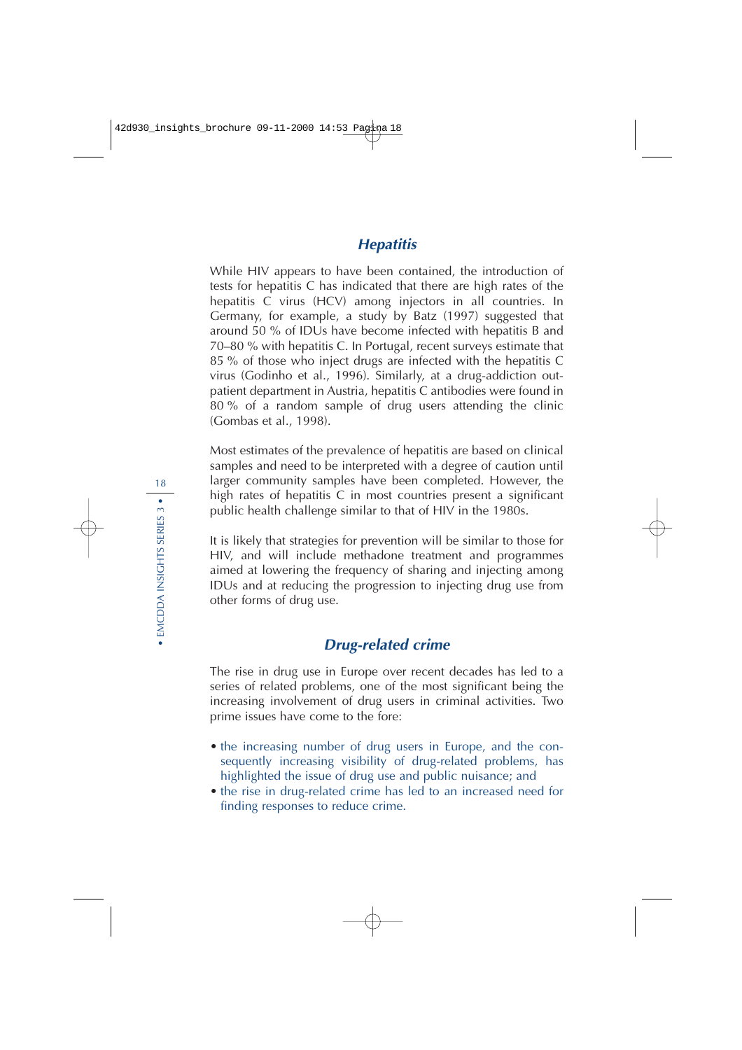## *Hepatitis*

While HIV appears to have been contained, the introduction of tests for hepatitis C has indicated that there are high rates of the hepatitis C virus (HCV) among injectors in all countries. In Germany, for example, a study by Batz (1997) suggested that around 50 % of IDUs have become infected with hepatitis B and 70–80 % with hepatitis C. In Portugal, recent surveys estimate that 85 % of those who inject drugs are infected with the hepatitis C virus (Godinho et al., 1996). Similarly, at a drug-addiction outpatient department in Austria, hepatitis C antibodies were found in 80 % of a random sample of drug users attending the clinic (Gombas et al., 1998).

Most estimates of the prevalence of hepatitis are based on clinical samples and need to be interpreted with a degree of caution until larger community samples have been completed. However, the high rates of hepatitis C in most countries present a significant public health challenge similar to that of HIV in the 1980s.

It is likely that strategies for prevention will be similar to those for HIV, and will include methadone treatment and programmes aimed at lowering the frequency of sharing and injecting among IDUs and at reducing the progression to injecting drug use from other forms of drug use.

## *Drug-related crime*

The rise in drug use in Europe over recent decades has led to a series of related problems, one of the most significant being the increasing involvement of drug users in criminal activities. Two prime issues have come to the fore:

- the increasing number of drug users in Europe, and the consequently increasing visibility of drug-related problems, has highlighted the issue of drug use and public nuisance; and
- the rise in drug-related crime has led to an increased need for finding responses to reduce crime.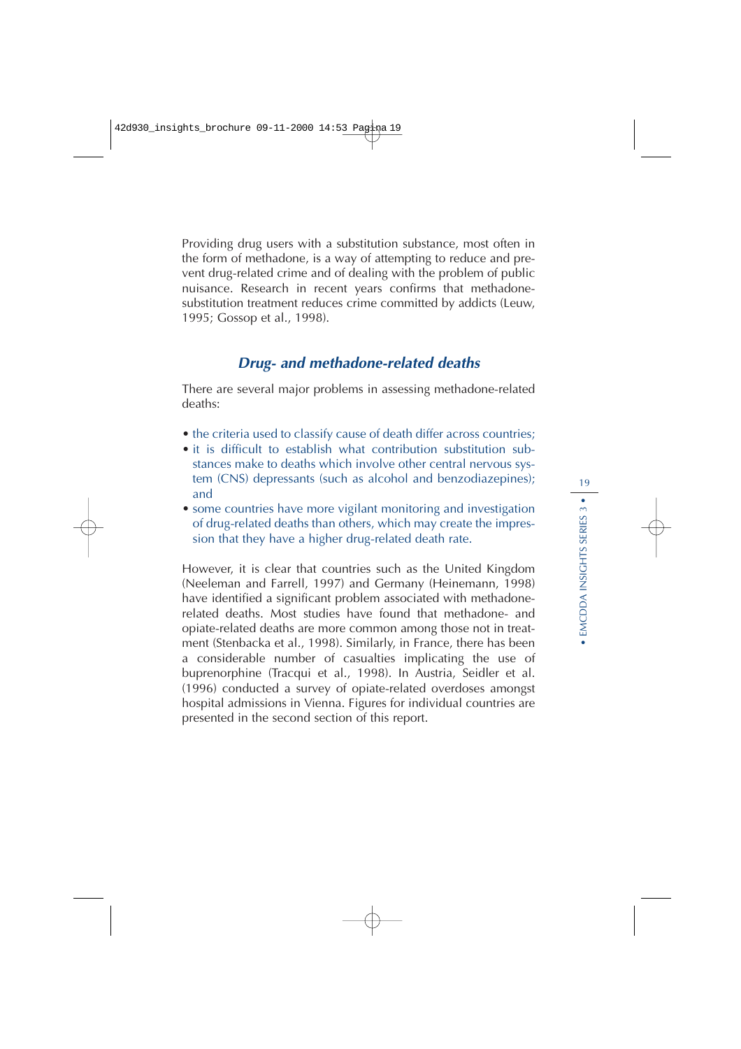Providing drug users with a substitution substance, most often in the form of methadone, is a way of attempting to reduce and prevent drug-related crime and of dealing with the problem of public nuisance. Research in recent years confirms that methadone-substitution treatment reduces crime committed by addicts (Leuw, 1995; Gossop et al., 1998).

## *Drug- and methadone-related deaths*

There are several major problems in assessing methadone-related deaths:

- the criteria used to classify cause of death differ across countries;
- it is difficult to establish what contribution substitution substances make to deaths which involve other central nervous system (CNS) depressants (such as alcohol and benzodiazepines); and
- some countries have more vigilant monitoring and investigation of drug-related deaths than others, which may create the impression that they have a higher drug-related death rate.

However, it is clear that countries such as the United Kingdom (Neeleman and Farrell, 1997) and Germany (Heinemann, 1998) have identified a significant problem associated with methadone-related deaths. Most studies have found that methadone- and opiate-related deaths are more common among those not in treatment (Stenbacka et al., 1998). Similarly, in France, there has been a considerable number of casualties implicating the use of buprenorphine (Tracqui et al., 1998). In Austria, Seidler et al. (1996) conducted a survey of opiate-related overdoses amongst hospital admissions in Vienna. Figures for individual countries are presented in the second section of this report.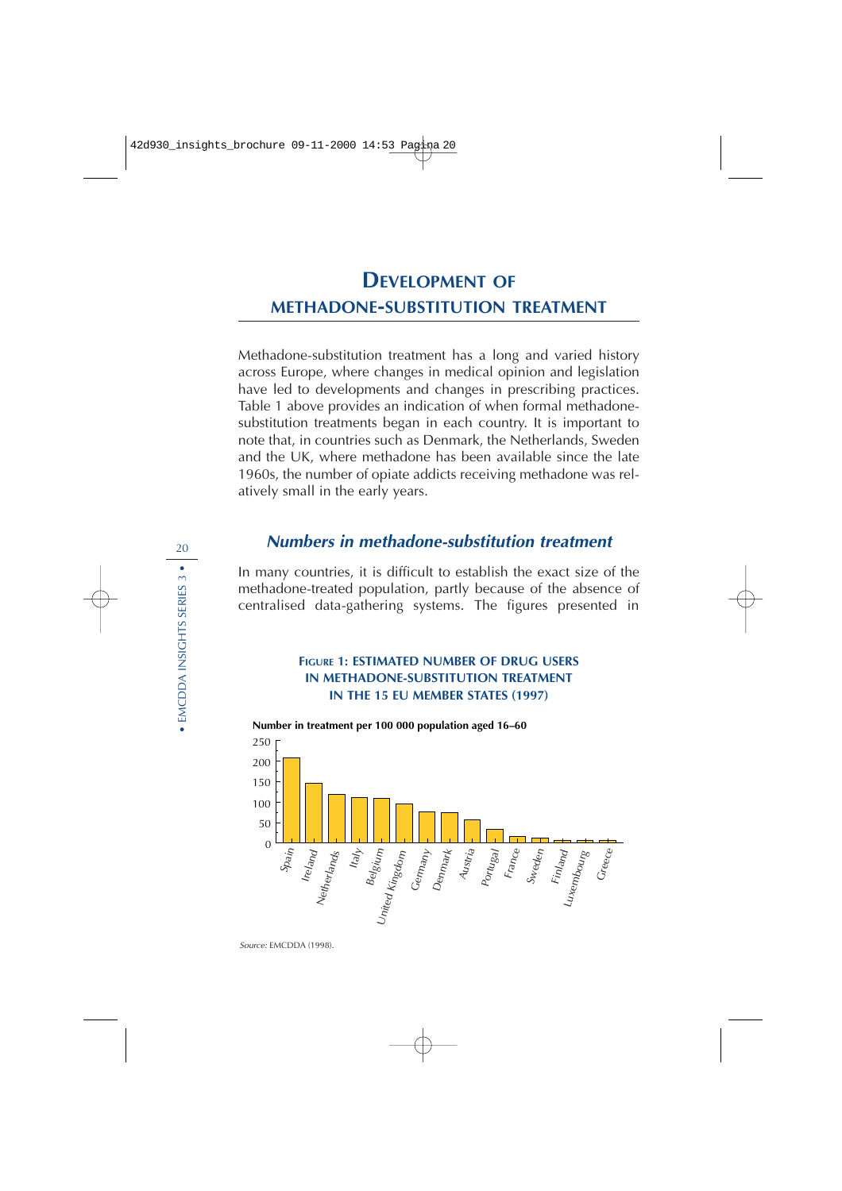# Development of methadone-substitution treatment

Methadone-substitution treatment has a long and varied history across Europe, where changes in medical opinion and legislation have led to developments and changes in prescribing practices. Table 1 above provides an indication of when formal methadone-substitution treatments began in each country. It is important to note that, in countries such as Denmark, the Netherlands, Sweden and the UK, where methadone has been available since the late 1960s, the number of opiate addicts receiving methadone was relatively small in the early years.

## *Numbers in methadone-substitution treatment*

In many countries, it is difficult to establish the exact size of the methadone-treated population, partly because of the absence of centralised data-gathering systems. The figures presented in

**Figure 1: Estimated number of drug users in methadone-substitution treatment in the 15 EU Member States (1997)**

**Number in treatment per 100 000 population aged 16–60**

Countries shown (in descending order): Spain, Ireland, Netherlands, Italy, Belgium, United Kingdom, Germany, Denmark, Austria, Portugal, France, Sweden, Finland, Luxembourg, Greece

*Source:* EMCDDA (1998).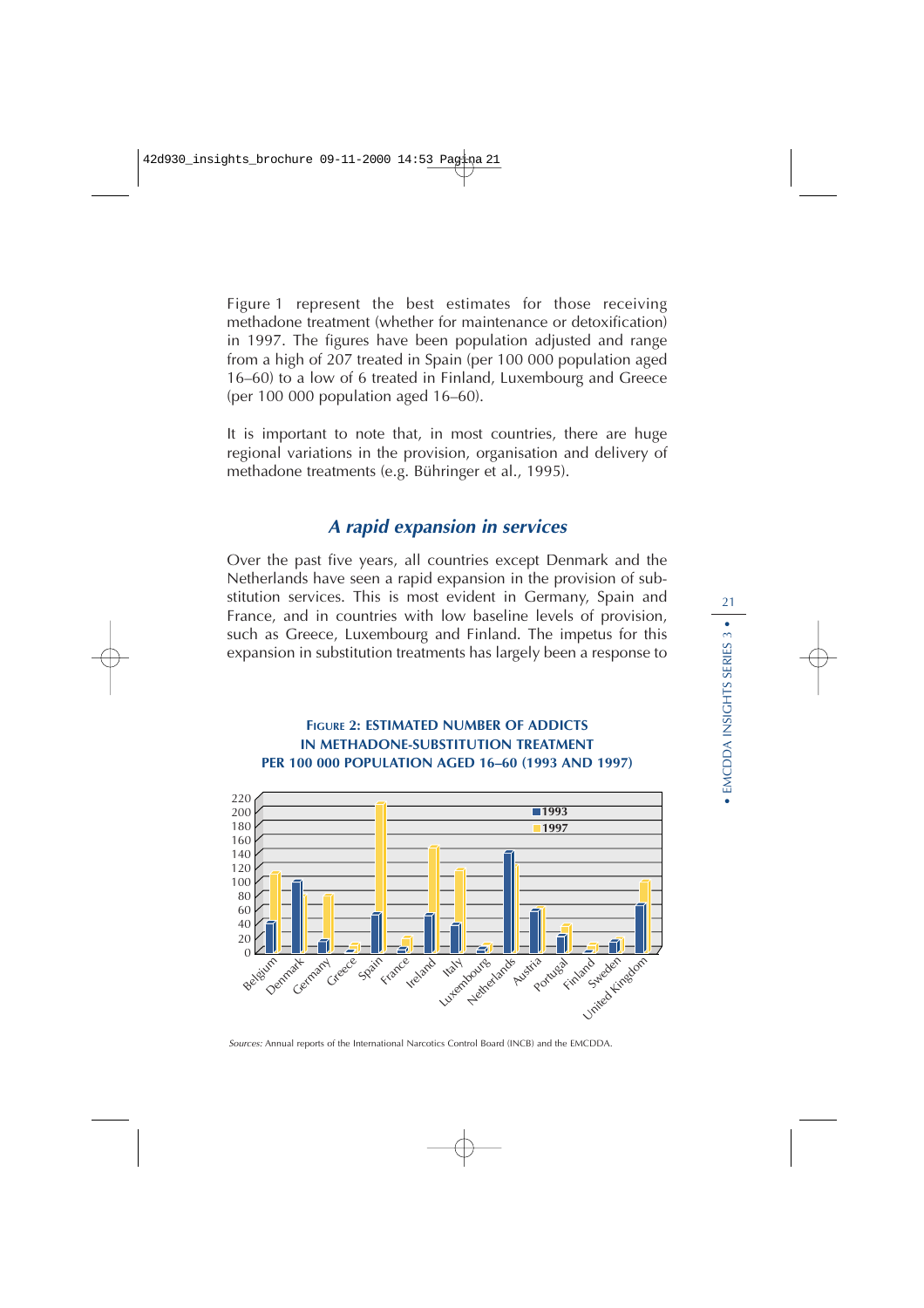Figure 1 represent the best estimates for those receiving methadone treatment (whether for maintenance or detoxification) in 1997. The figures have been population adjusted and range from a high of 207 treated in Spain (per 100 000 population aged 16–60) to a low of 6 treated in Finland, Luxembourg and Greece (per 100 000 population aged 16–60).

It is important to note that, in most countries, there are huge regional variations in the provision, organisation and delivery of methadone treatments (e.g. Bühringer et al., 1995).

## *A rapid expansion in services*

Over the past five years, all countries except Denmark and the Netherlands have seen a rapid expansion in the provision of substitution services. This is most evident in Germany, Spain and France, and in countries with low baseline levels of provision, such as Greece, Luxembourg and Finland. The impetus for this expansion in substitution treatments has largely been a response to

**Figure 2: Estimated number of addicts in methadone-substitution treatment per 100 000 population aged 16–60 (1993 and 1997)**

*Sources:* Annual reports of the International Narcotics Control Board (INCB) and the EMCDDA.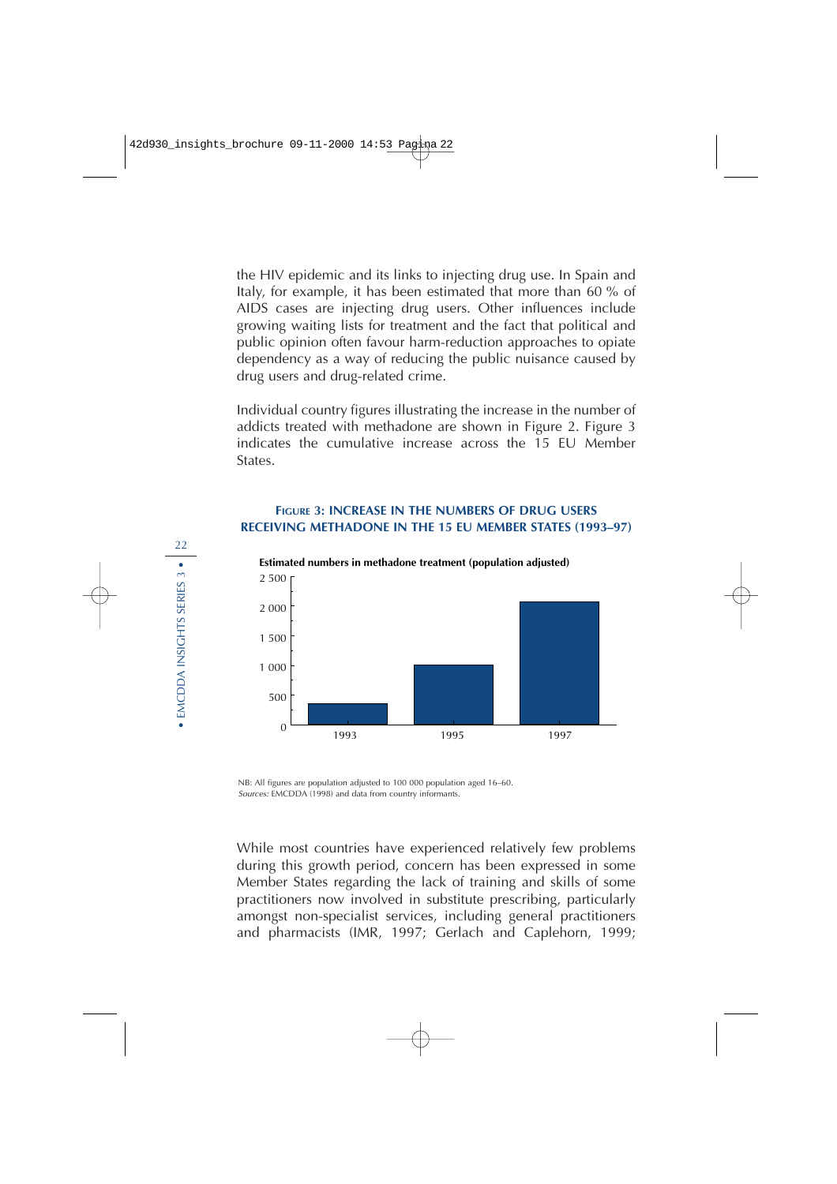the HIV epidemic and its links to injecting drug use. In Spain and Italy, for example, it has been estimated that more than 60 % of AIDS cases are injecting drug users. Other influences include growing waiting lists for treatment and the fact that political and public opinion often favour harm-reduction approaches to opiate dependency as a way of reducing the public nuisance caused by drug users and drug-related crime.

Individual country figures illustrating the increase in the number of addicts treated with methadone are shown in Figure 2. Figure 3 indicates the cumulative increase across the 15 EU Member States.

**FIGURE 3: INCREASE IN THE NUMBERS OF DRUG USERS RECEIVING METHADONE IN THE 15 EU MEMBER STATES (1993–97)**

**Estimated numbers in methadone treatment (population adjusted)**

2 500
2 000
1 500
1 000
500
0

1993 1995 1997

NB: All figures are population adjusted to 100 000 population aged 16–60.
*Sources:* EMCDDA (1998) and data from country informants.

While most countries have experienced relatively few problems during this growth period, concern has been expressed in some Member States regarding the lack of training and skills of some practitioners now involved in substitute prescribing, particularly amongst non-specialist services, including general practitioners and pharmacists (IMR, 1997; Gerlach and Caplehorn, 1999;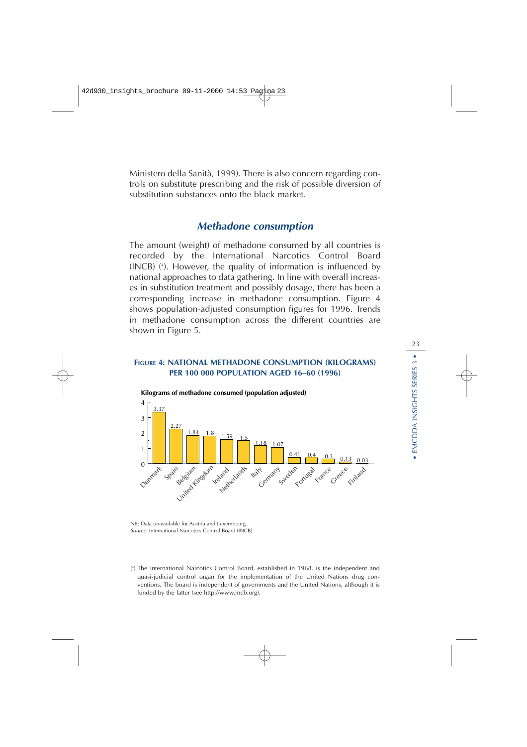Ministero della Sanità, 1999). There is also concern regarding controls on substitute prescribing and the risk of possible diversion of substitution substances onto the black market.

## *Methadone consumption*

The amount (weight) of methadone consumed by all countries is recorded by the International Narcotics Control Board (INCB) [4]. However, the quality of information is influenced by national approaches to data gathering. In line with overall increases in substitution treatment and possibly dosage, there has been a corresponding increase in methadone consumption. Figure 4 shows population-adjusted consumption figures for 1996. Trends in methadone consumption across the different countries are shown in Figure 5.

**FIGURE 4: NATIONAL METHADONE CONSUMPTION (KILOGRAMS) PER 100 000 POPULATION AGED 16–60 (1996)**

**Kilograms of methadone consumed (population adjusted)**

| Country | Kilograms |
|---|---|
| Denmark | 3.37 |
| Spain | 2.27 |
| Belgium | 1.84 |
| United Kingdom | 1.8 |
| Ireland | 1.59 |
| Netherlands | 1.5 |
| Italy | 1.18 |
| Germany | 1.07 |
| Sweden | 0.41 |
| Portugal | 0.4 |
| France | 0.3 |
| Greece | 0.13 |
| Finland | 0.03 |

NB: Data unavailable for Austria and Luxembourg.
*Source:* International Narcotics Control Board (INCB).

[4] The International Narcotics Control Board, established in 1968, is the independent and quasi-judicial control organ for the implementation of the United Nations drug conventions. The board is independent of governments and the United Nations, although it is funded by the latter (see http://www.incb.org).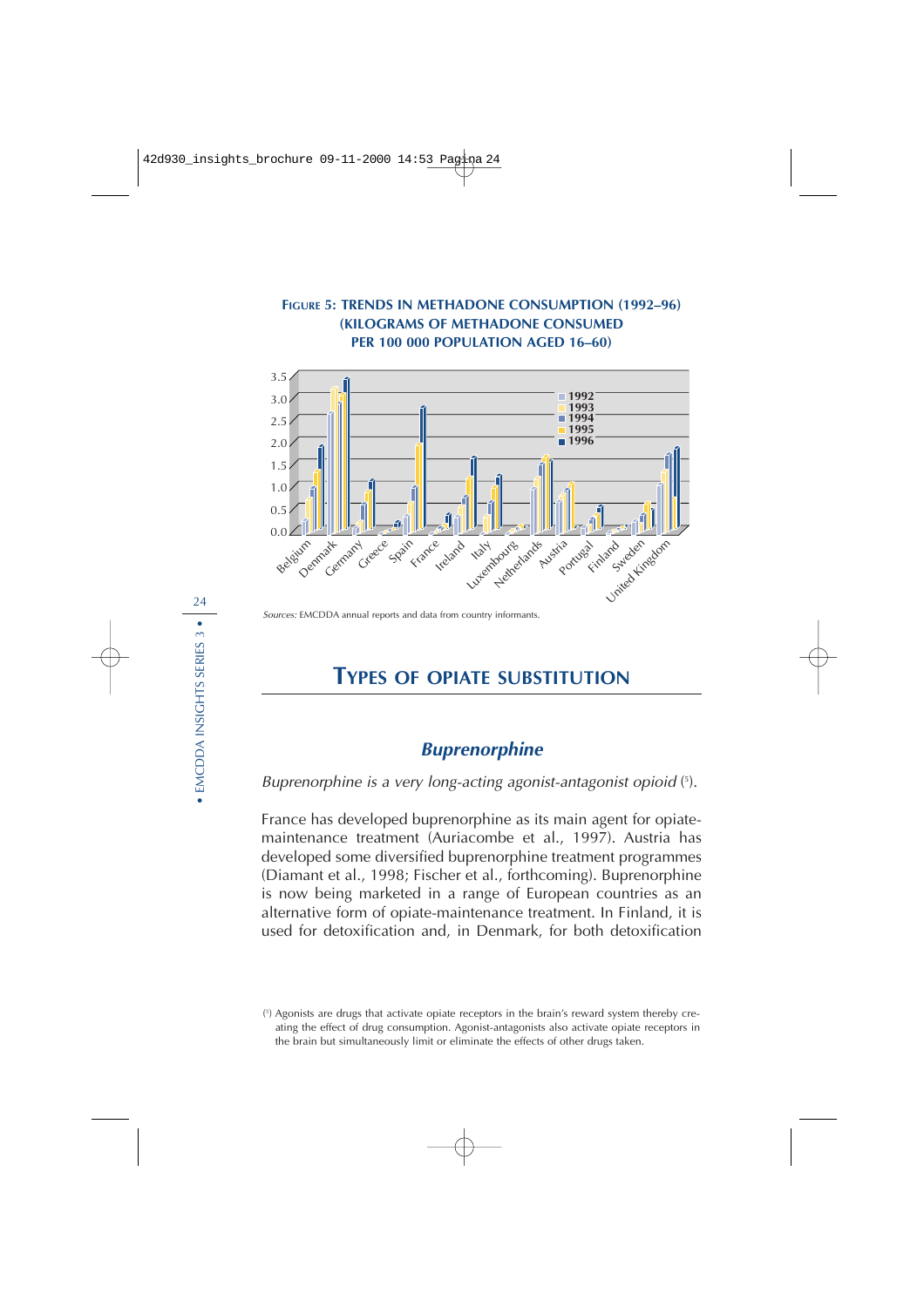**FIGURE 5: TRENDS IN METHADONE CONSUMPTION (1992–96) (KILOGRAMS OF METHADONE CONSUMED PER 100 000 POPULATION AGED 16–60)**

*Sources:* EMCDDA annual reports and data from country informants.

# TYPES OF OPIATE SUBSTITUTION

## *Buprenorphine*

*Buprenorphine is a very long-acting agonist-antagonist opioid* ([5]).

France has developed buprenorphine as its main agent for opiate-maintenance treatment (Auriacombe et al., 1997). Austria has developed some diversified buprenorphine treatment programmes (Diamant et al., 1998; Fischer et al., forthcoming). Buprenorphine is now being marketed in a range of European countries as an alternative form of opiate-maintenance treatment. In Finland, it is used for detoxification and, in Denmark, for both detoxification

([5]) Agonists are drugs that activate opiate receptors in the brain's reward system thereby creating the effect of drug consumption. Agonist-antagonists also activate opiate receptors in the brain but simultaneously limit or eliminate the effects of other drugs taken.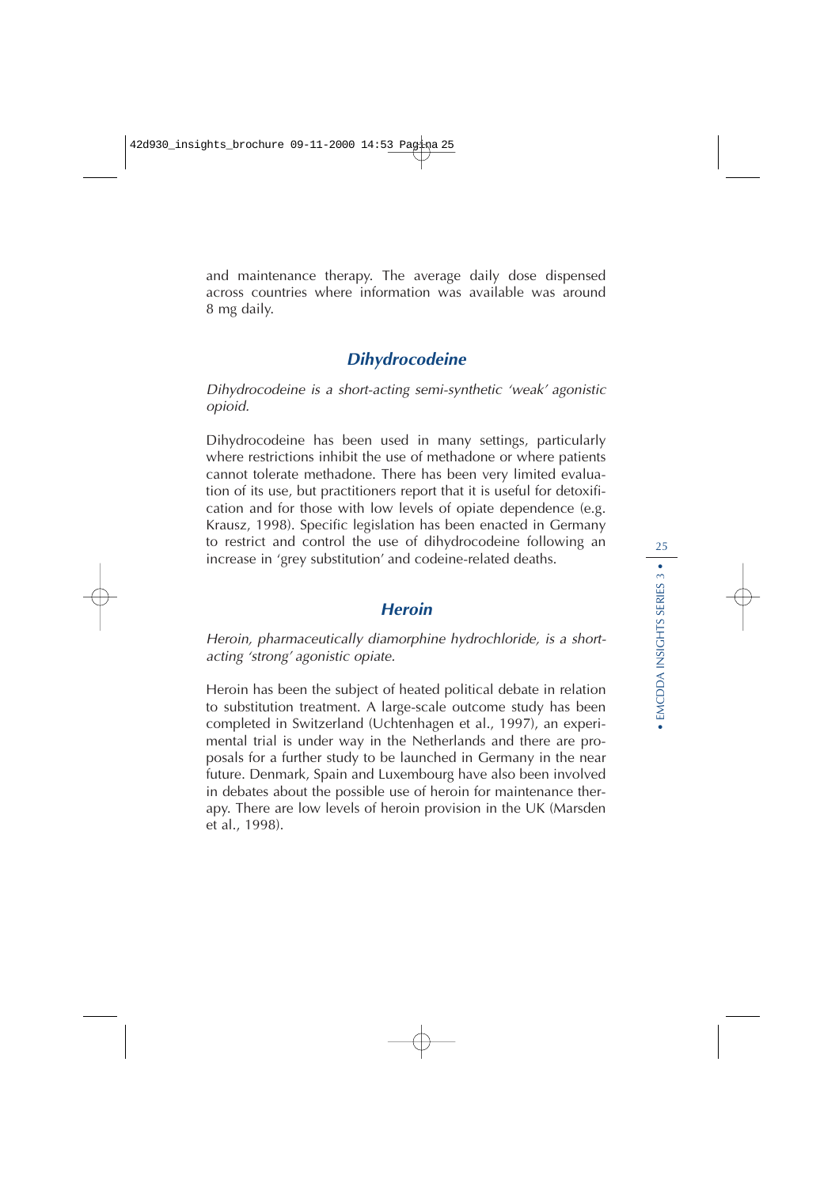and maintenance therapy. The average daily dose dispensed across countries where information was available was around 8 mg daily.

## Dihydrocodeine

*Dihydrocodeine is a short-acting semi-synthetic 'weak' agonistic opioid.*

Dihydrocodeine has been used in many settings, particularly where restrictions inhibit the use of methadone or where patients cannot tolerate methadone. There has been very limited evaluation of its use, but practitioners report that it is useful for detoxification and for those with low levels of opiate dependence (e.g. Krausz, 1998). Specific legislation has been enacted in Germany to restrict and control the use of dihydrocodeine following an increase in 'grey substitution' and codeine-related deaths.

## Heroin

*Heroin, pharmaceutically diamorphine hydrochloride, is a short-acting 'strong' agonistic opiate.*

Heroin has been the subject of heated political debate in relation to substitution treatment. A large-scale outcome study has been completed in Switzerland (Uchtenhagen et al., 1997), an experimental trial is under way in the Netherlands and there are proposals for a further study to be launched in Germany in the near future. Denmark, Spain and Luxembourg have also been involved in debates about the possible use of heroin for maintenance therapy. There are low levels of heroin provision in the UK (Marsden et al., 1998).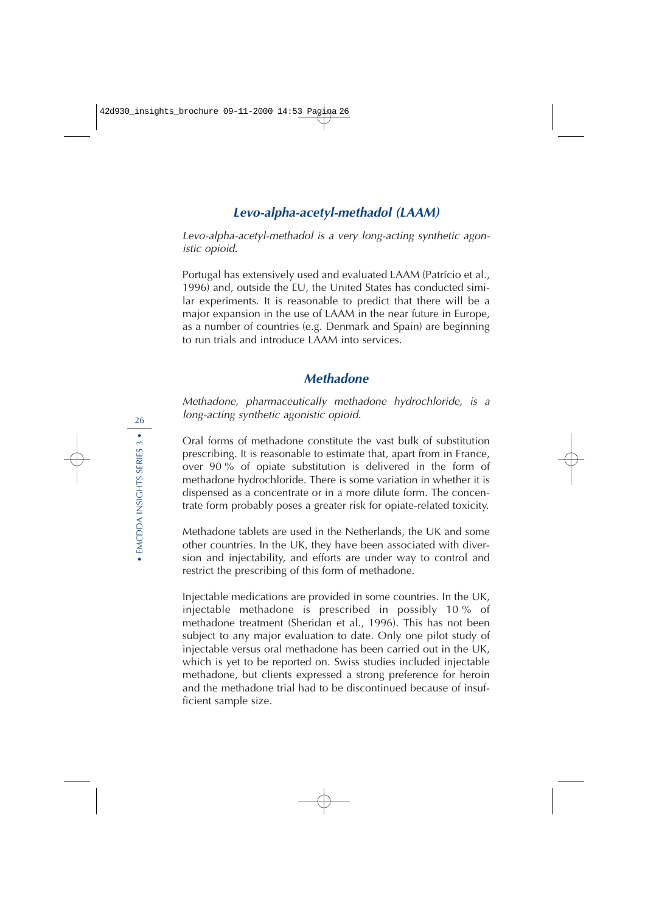## *Levo-alpha-acetyl-methadol (LAAM)*

*Levo-alpha-acetyl-methadol is a very long-acting synthetic agonistic opioid.*

Portugal has extensively used and evaluated LAAM (Patrício et al., 1996) and, outside the EU, the United States has conducted similar experiments. It is reasonable to predict that there will be a major expansion in the use of LAAM in the near future in Europe, as a number of countries (e.g. Denmark and Spain) are beginning to run trials and introduce LAAM into services.

## *Methadone*

*Methadone, pharmaceutically methadone hydrochloride, is a long-acting synthetic agonistic opioid.*

Oral forms of methadone constitute the vast bulk of substitution prescribing. It is reasonable to estimate that, apart from in France, over 90 % of opiate substitution is delivered in the form of methadone hydrochloride. There is some variation in whether it is dispensed as a concentrate or in a more dilute form. The concentrate form probably poses a greater risk for opiate-related toxicity.

Methadone tablets are used in the Netherlands, the UK and some other countries. In the UK, they have been associated with diversion and injectability, and efforts are under way to control and restrict the prescribing of this form of methadone.

Injectable medications are provided in some countries. In the UK, injectable methadone is prescribed in possibly 10 % of methadone treatment (Sheridan et al., 1996). This has not been subject to any major evaluation to date. Only one pilot study of injectable versus oral methadone has been carried out in the UK, which is yet to be reported on. Swiss studies included injectable methadone, but clients expressed a strong preference for heroin and the methadone trial had to be discontinued because of insufficient sample size.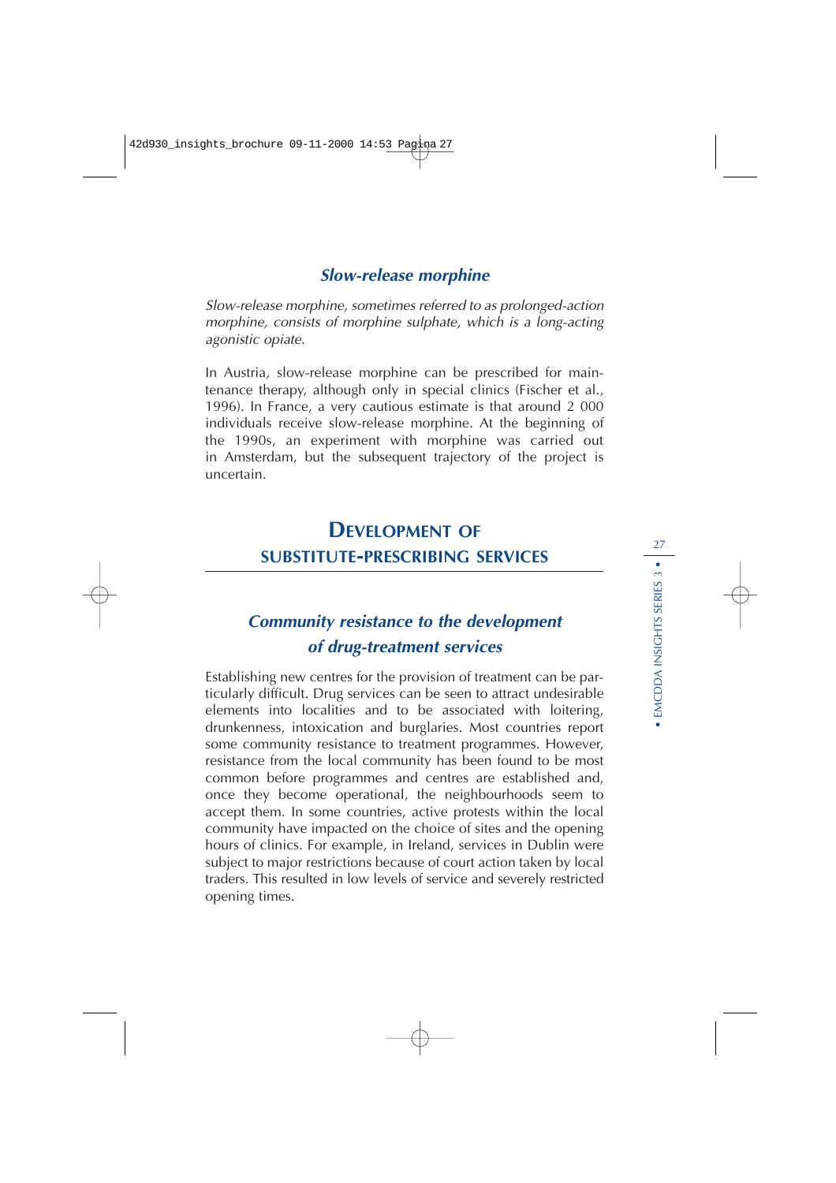### *Slow-release morphine*

*Slow-release morphine, sometimes referred to as prolonged-action morphine, consists of morphine sulphate, which is a long-acting agonistic opiate.*

In Austria, slow-release morphine can be prescribed for maintenance therapy, although only in special clinics (Fischer et al., 1996). In France, a very cautious estimate is that around 2 000 individuals receive slow-release morphine. At the beginning of the 1990s, an experiment with morphine was carried out in Amsterdam, but the subsequent trajectory of the project is uncertain.

## DEVELOPMENT OF SUBSTITUTE-PRESCRIBING SERVICES

### *Community resistance to the development of drug-treatment services*

Establishing new centres for the provision of treatment can be particularly difficult. Drug services can be seen to attract undesirable elements into localities and to be associated with loitering, drunkenness, intoxication and burglaries. Most countries report some community resistance to treatment programmes. However, resistance from the local community has been found to be most common before programmes and centres are established and, once they become operational, the neighbourhoods seem to accept them. In some countries, active protests within the local community have impacted on the choice of sites and the opening hours of clinics. For example, in Ireland, services in Dublin were subject to major restrictions because of court action taken by local traders. This resulted in low levels of service and severely restricted opening times.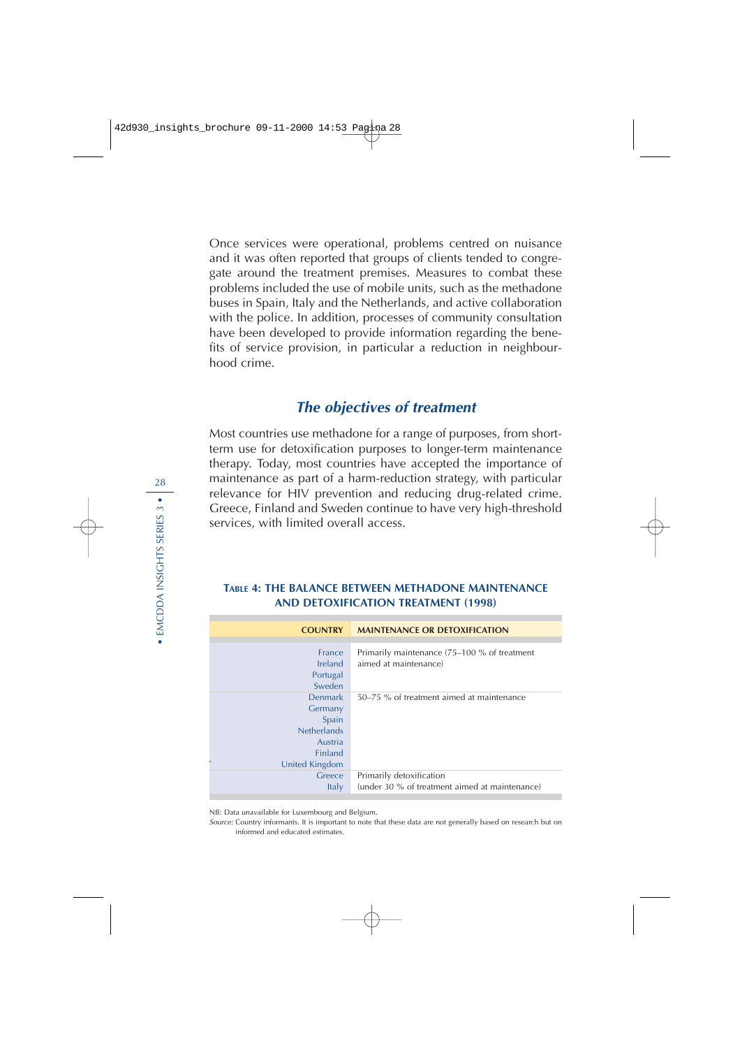Once services were operational, problems centred on nuisance and it was often reported that groups of clients tended to congregate around the treatment premises. Measures to combat these problems included the use of mobile units, such as the methadone buses in Spain, Italy and the Netherlands, and active collaboration with the police. In addition, processes of community consultation have been developed to provide information regarding the benefits of service provision, in particular a reduction in neighbourhood crime.

## *The objectives of treatment*

Most countries use methadone for a range of purposes, from short-term use for detoxification purposes to longer-term maintenance therapy. Today, most countries have accepted the importance of maintenance as part of a harm-reduction strategy, with particular relevance for HIV prevention and reducing drug-related crime. Greece, Finland and Sweden continue to have very high-threshold services, with limited overall access.

**TABLE 4: THE BALANCE BETWEEN METHADONE MAINTENANCE AND DETOXIFICATION TREATMENT (1998)**

| COUNTRY | MAINTENANCE OR DETOXIFICATION |
|---|---|
| France<br>Ireland<br>Portugal<br>Sweden | Primarily maintenance (75–100 % of treatment aimed at maintenance) |
| Denmark<br>Germany<br>Spain<br>Netherlands<br>Austria<br>Finland<br>United Kingdom | 50–75 % of treatment aimed at maintenance |
| Greece<br>Italy | Primarily detoxification (under 30 % of treatment aimed at maintenance) |

NB: Data unavailable for Luxembourg and Belgium.

*Source:* Country informants. It is important to note that these data are not generally based on research but on informed and educated estimates.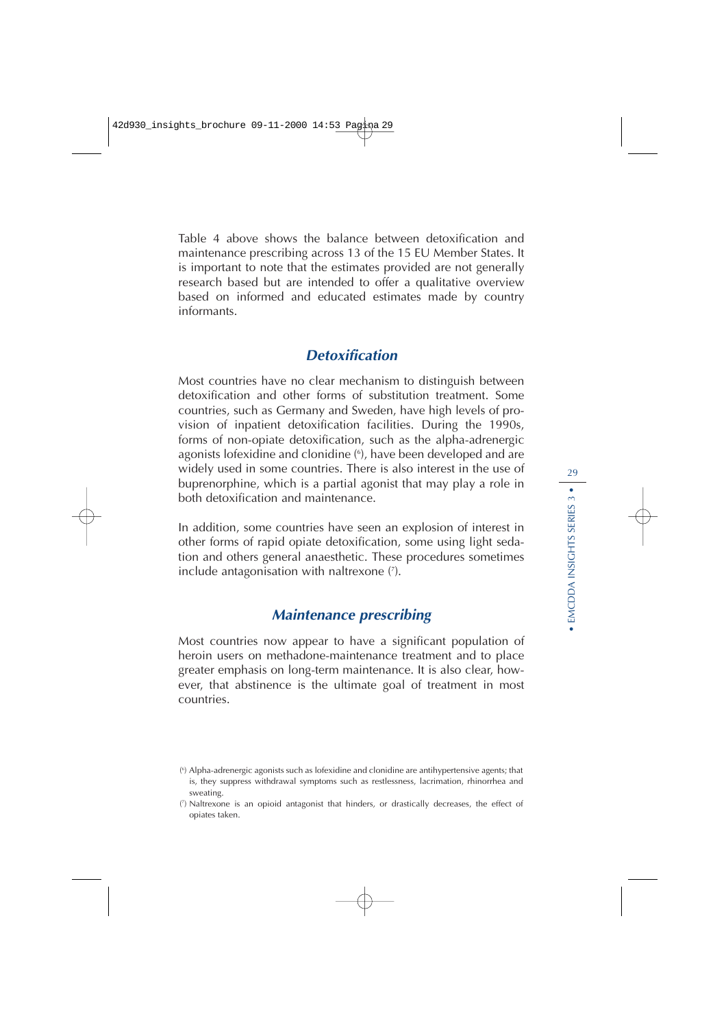Table 4 above shows the balance between detoxification and maintenance prescribing across 13 of the 15 EU Member States. It is important to note that the estimates provided are not generally research based but are intended to offer a qualitative overview based on informed and educated estimates made by country informants.

## *Detoxification*

Most countries have no clear mechanism to distinguish between detoxification and other forms of substitution treatment. Some countries, such as Germany and Sweden, have high levels of provision of inpatient detoxification facilities. During the 1990s, forms of non-opiate detoxification, such as the alpha-adrenergic agonists lofexidine and clonidine (6), have been developed and are widely used in some countries. There is also interest in the use of buprenorphine, which is a partial agonist that may play a role in both detoxification and maintenance.

In addition, some countries have seen an explosion of interest in other forms of rapid opiate detoxification, some using light sedation and others general anaesthetic. These procedures sometimes include antagonisation with naltrexone (7).

## *Maintenance prescribing*

Most countries now appear to have a significant population of heroin users on methadone-maintenance treatment and to place greater emphasis on long-term maintenance. It is also clear, however, that abstinence is the ultimate goal of treatment in most countries.

(6) Alpha-adrenergic agonists such as lofexidine and clonidine are antihypertensive agents; that is, they suppress withdrawal symptoms such as restlessness, lacrimation, rhinorrhea and sweating.

(7) Naltrexone is an opioid antagonist that hinders, or drastically decreases, the effect of opiates taken.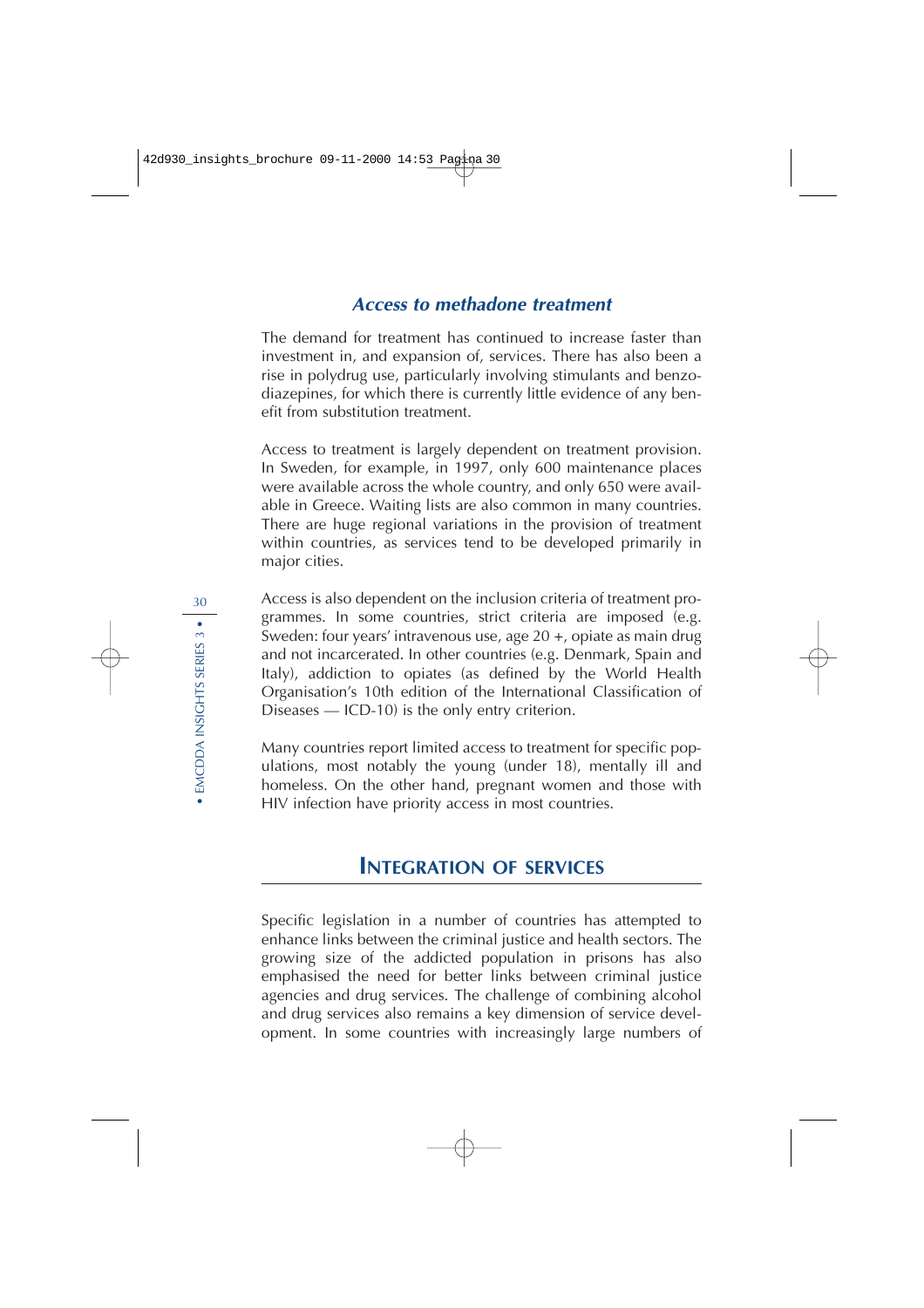### *Access to methadone treatment*

The demand for treatment has continued to increase faster than investment in, and expansion of, services. There has also been a rise in polydrug use, particularly involving stimulants and benzodiazepines, for which there is currently little evidence of any benefit from substitution treatment.

Access to treatment is largely dependent on treatment provision. In Sweden, for example, in 1997, only 600 maintenance places were available across the whole country, and only 650 were available in Greece. Waiting lists are also common in many countries. There are huge regional variations in the provision of treatment within countries, as services tend to be developed primarily in major cities.

Access is also dependent on the inclusion criteria of treatment programmes. In some countries, strict criteria are imposed (e.g. Sweden: four years' intravenous use, age 20 +, opiate as main drug and not incarcerated. In other countries (e.g. Denmark, Spain and Italy), addiction to opiates (as defined by the World Health Organisation's 10th edition of the International Classification of Diseases — ICD-10) is the only entry criterion.

Many countries report limited access to treatment for specific populations, most notably the young (under 18), mentally ill and homeless. On the other hand, pregnant women and those with HIV infection have priority access in most countries.

## INTEGRATION OF SERVICES

Specific legislation in a number of countries has attempted to enhance links between the criminal justice and health sectors. The growing size of the addicted population in prisons has also emphasised the need for better links between criminal justice agencies and drug services. The challenge of combining alcohol and drug services also remains a key dimension of service development. In some countries with increasingly large numbers of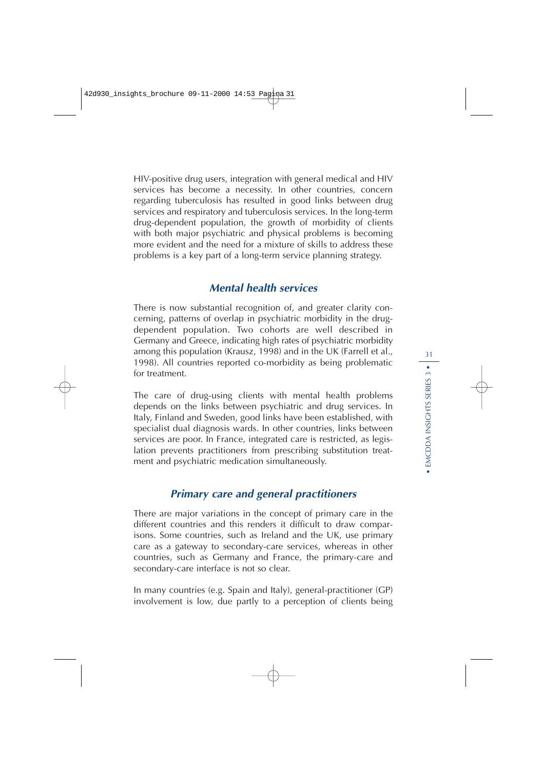HIV-positive drug users, integration with general medical and HIV services has become a necessity. In other countries, concern regarding tuberculosis has resulted in good links between drug services and respiratory and tuberculosis services. In the long-term drug-dependent population, the growth of morbidity of clients with both major psychiatric and physical problems is becoming more evident and the need for a mixture of skills to address these problems is a key part of a long-term service planning strategy.

## *Mental health services*

There is now substantial recognition of, and greater clarity concerning, patterns of overlap in psychiatric morbidity in the drug-dependent population. Two cohorts are well described in Germany and Greece, indicating high rates of psychiatric morbidity among this population (Krausz, 1998) and in the UK (Farrell et al., 1998). All countries reported co-morbidity as being problematic for treatment.

The care of drug-using clients with mental health problems depends on the links between psychiatric and drug services. In Italy, Finland and Sweden, good links have been established, with specialist dual diagnosis wards. In other countries, links between services are poor. In France, integrated care is restricted, as legislation prevents practitioners from prescribing substitution treatment and psychiatric medication simultaneously.

## *Primary care and general practitioners*

There are major variations in the concept of primary care in the different countries and this renders it difficult to draw comparisons. Some countries, such as Ireland and the UK, use primary care as a gateway to secondary-care services, whereas in other countries, such as Germany and France, the primary-care and secondary-care interface is not so clear.

In many countries (e.g. Spain and Italy), general-practitioner (GP) involvement is low, due partly to a perception of clients being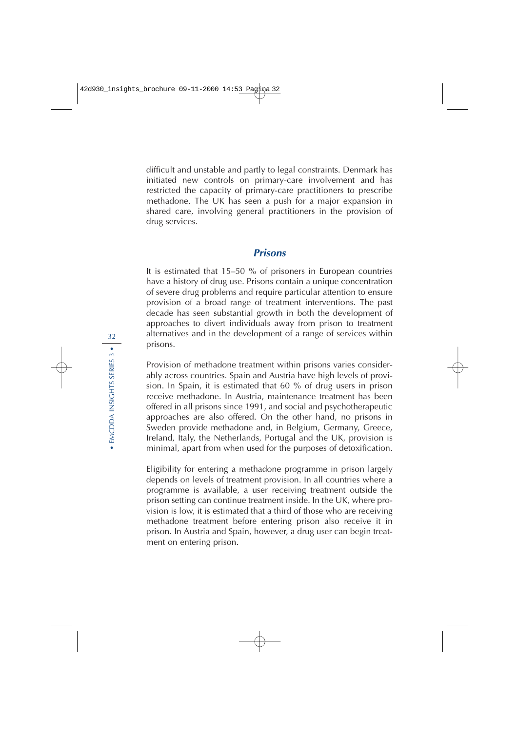difficult and unstable and partly to legal constraints. Denmark has initiated new controls on primary-care involvement and has restricted the capacity of primary-care practitioners to prescribe methadone. The UK has seen a push for a major expansion in shared care, involving general practitioners in the provision of drug services.

## *Prisons*

It is estimated that 15–50 % of prisoners in European countries have a history of drug use. Prisons contain a unique concentration of severe drug problems and require particular attention to ensure provision of a broad range of treatment interventions. The past decade has seen substantial growth in both the development of approaches to divert individuals away from prison to treatment alternatives and in the development of a range of services within prisons.

Provision of methadone treatment within prisons varies considerably across countries. Spain and Austria have high levels of provision. In Spain, it is estimated that 60 % of drug users in prison receive methadone. In Austria, maintenance treatment has been offered in all prisons since 1991, and social and psychotherapeutic approaches are also offered. On the other hand, no prisons in Sweden provide methadone and, in Belgium, Germany, Greece, Ireland, Italy, the Netherlands, Portugal and the UK, provision is minimal, apart from when used for the purposes of detoxification.

Eligibility for entering a methadone programme in prison largely depends on levels of treatment provision. In all countries where a programme is available, a user receiving treatment outside the prison setting can continue treatment inside. In the UK, where provision is low, it is estimated that a third of those who are receiving methadone treatment before entering prison also receive it in prison. In Austria and Spain, however, a drug user can begin treatment on entering prison.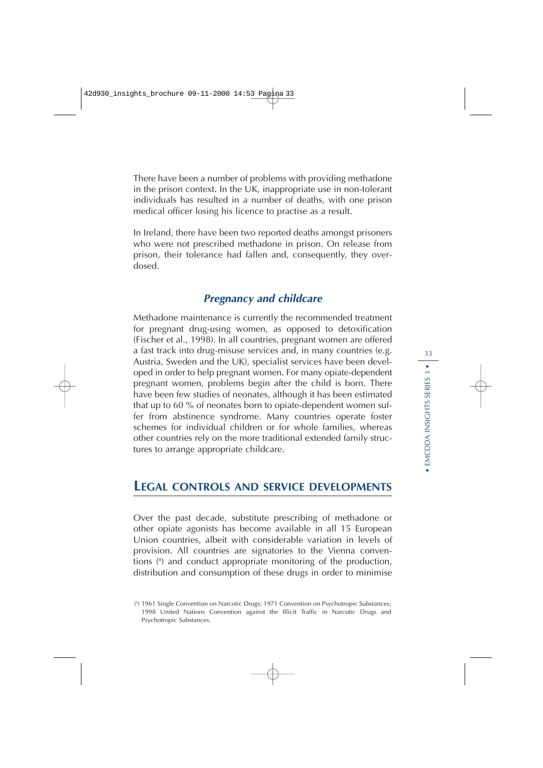There have been a number of problems with providing methadone in the prison context. In the UK, inappropriate use in non-tolerant individuals has resulted in a number of deaths, with one prison medical officer losing his licence to practise as a result.

In Ireland, there have been two reported deaths amongst prisoners who were not prescribed methadone in prison. On release from prison, their tolerance had fallen and, consequently, they overdosed.

### *Pregnancy and childcare*

Methadone maintenance is currently the recommended treatment for pregnant drug-using women, as opposed to detoxification (Fischer et al., 1998). In all countries, pregnant women are offered a fast track into drug-misuse services and, in many countries (e.g. Austria, Sweden and the UK), specialist services have been developed in order to help pregnant women. For many opiate-dependent pregnant women, problems begin after the child is born. There have been few studies of neonates, although it has been estimated that up to 60 % of neonates born to opiate-dependent women suffer from abstinence syndrome. Many countries operate foster schemes for individual children or for whole families, whereas other countries rely on the more traditional extended family structures to arrange appropriate childcare.

## LEGAL CONTROLS AND SERVICE DEVELOPMENTS

Over the past decade, substitute prescribing of methadone or other opiate agonists has become available in all 15 European Union countries, albeit with considerable variation in levels of provision. All countries are signatories to the Vienna conventions [8] and conduct appropriate monitoring of the production, distribution and consumption of these drugs in order to minimise

[8] 1961 Single Convention on Narcotic Drugs; 1971 Convention on Psychotropic Substances; 1998 United Nations Convention against the Illicit Traffic in Narcotic Drugs and Psychotropic Substances.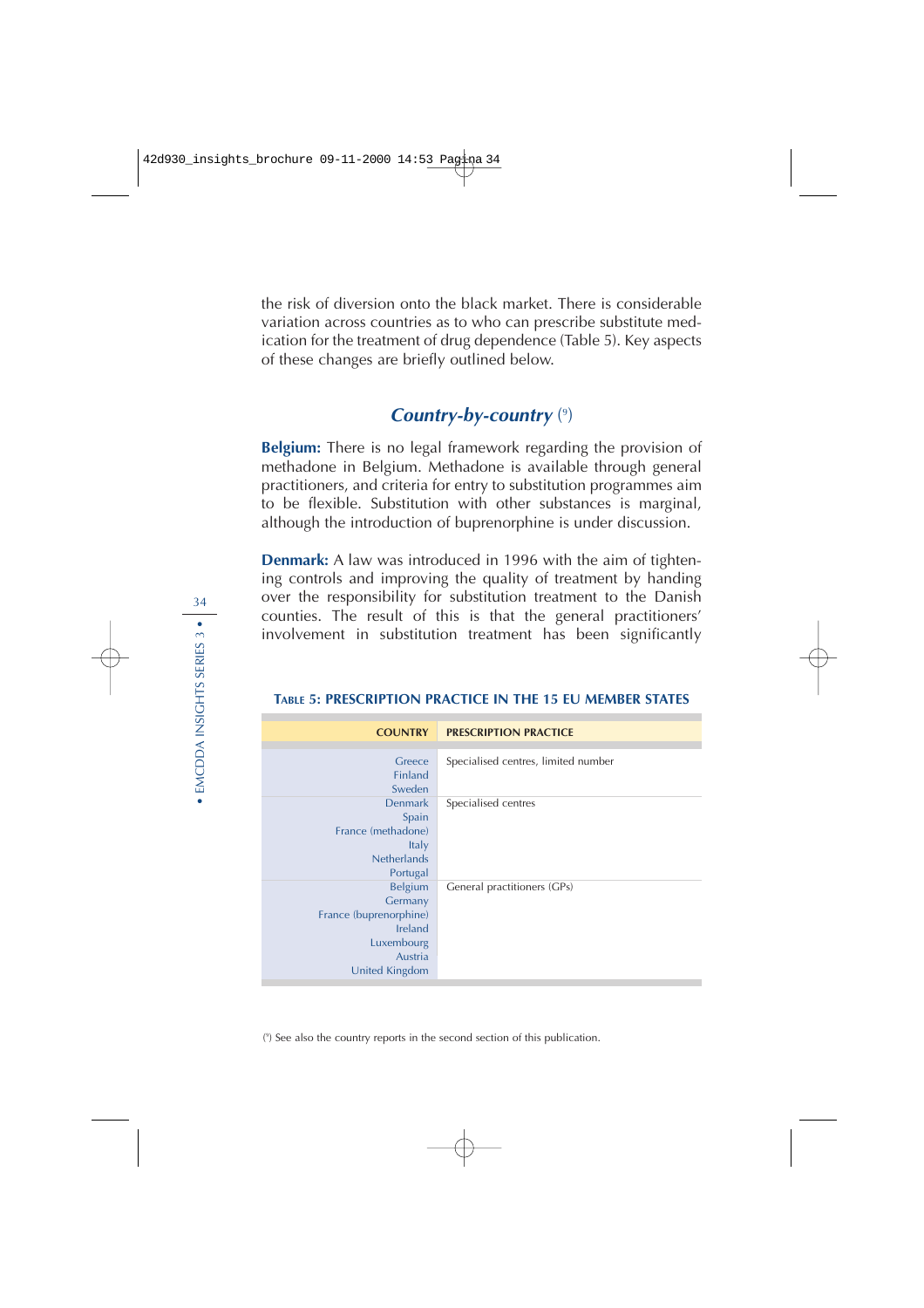the risk of diversion onto the black market. There is considerable variation across countries as to who can prescribe substitute medication for the treatment of drug dependence (Table 5). Key aspects of these changes are briefly outlined below.

## *Country-by-country* (9)

**Belgium:** There is no legal framework regarding the provision of methadone in Belgium. Methadone is available through general practitioners, and criteria for entry to substitution programmes aim to be flexible. Substitution with other substances is marginal, although the introduction of buprenorphine is under discussion.

**Denmark:** A law was introduced in 1996 with the aim of tightening controls and improving the quality of treatment by handing over the responsibility for substitution treatment to the Danish counties. The result of this is that the general practitioners' involvement in substitution treatment has been significantly

**Table 5: Prescription practice in the 15 EU Member States**

| Country | Prescription practice |
|---|---|
| Greece<br>Finland<br>Sweden | Specialised centres, limited number |
| Denmark<br>Spain<br>France (methadone)<br>Italy<br>Netherlands<br>Portugal | Specialised centres |
| Belgium<br>Germany<br>France (buprenorphine)<br>Ireland<br>Luxembourg<br>Austria<br>United Kingdom | General practitioners (GPs) |

(9) See also the country reports in the second section of this publication.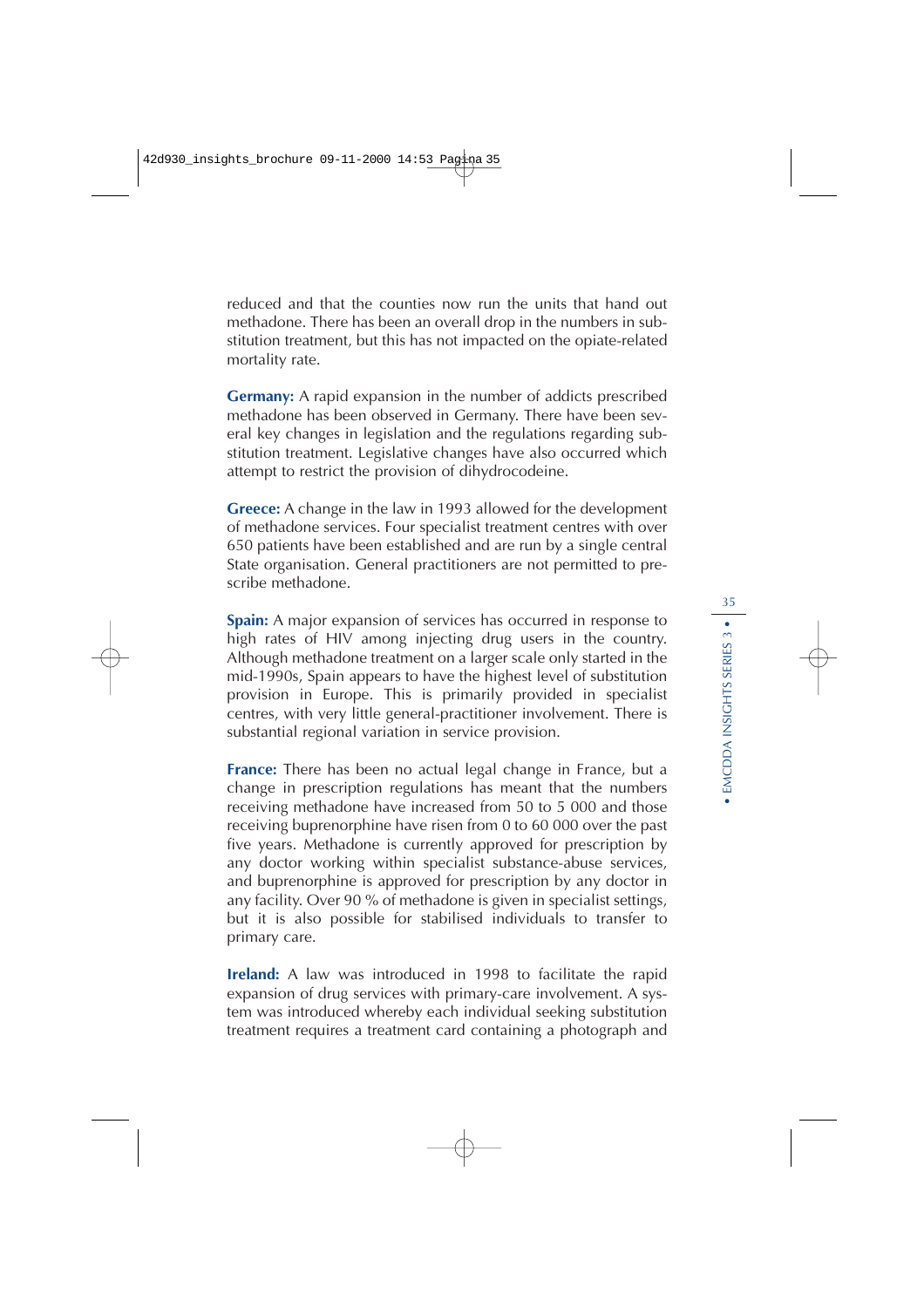reduced and that the counties now run the units that hand out methadone. There has been an overall drop in the numbers in substitution treatment, but this has not impacted on the opiate-related mortality rate.

**Germany:** A rapid expansion in the number of addicts prescribed methadone has been observed in Germany. There have been several key changes in legislation and the regulations regarding substitution treatment. Legislative changes have also occurred which attempt to restrict the provision of dihydrocodeine.

**Greece:** A change in the law in 1993 allowed for the development of methadone services. Four specialist treatment centres with over 650 patients have been established and are run by a single central State organisation. General practitioners are not permitted to prescribe methadone.

**Spain:** A major expansion of services has occurred in response to high rates of HIV among injecting drug users in the country. Although methadone treatment on a larger scale only started in the mid-1990s, Spain appears to have the highest level of substitution provision in Europe. This is primarily provided in specialist centres, with very little general-practitioner involvement. There is substantial regional variation in service provision.

**France:** There has been no actual legal change in France, but a change in prescription regulations has meant that the numbers receiving methadone have increased from 50 to 5 000 and those receiving buprenorphine have risen from 0 to 60 000 over the past five years. Methadone is currently approved for prescription by any doctor working within specialist substance-abuse services, and buprenorphine is approved for prescription by any doctor in any facility. Over 90 % of methadone is given in specialist settings, but it is also possible for stabilised individuals to transfer to primary care.

**Ireland:** A law was introduced in 1998 to facilitate the rapid expansion of drug services with primary-care involvement. A system was introduced whereby each individual seeking substitution treatment requires a treatment card containing a photograph and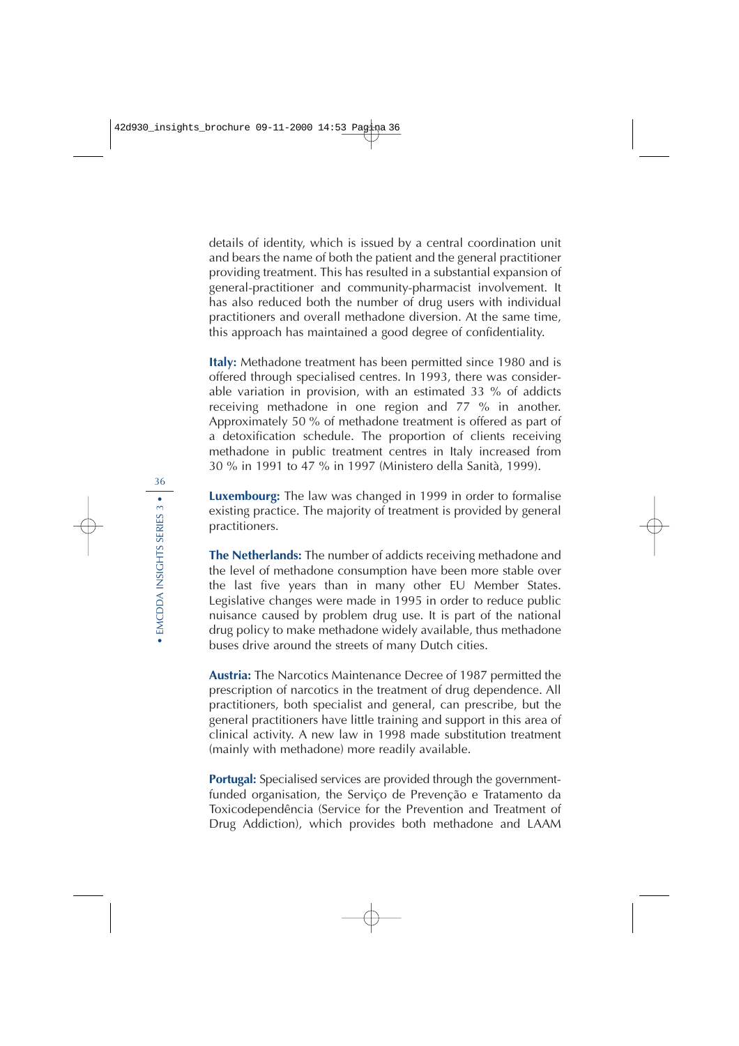details of identity, which is issued by a central coordination unit and bears the name of both the patient and the general practitioner providing treatment. This has resulted in a substantial expansion of general-practitioner and community-pharmacist involvement. It has also reduced both the number of drug users with individual practitioners and overall methadone diversion. At the same time, this approach has maintained a good degree of confidentiality.

**Italy:** Methadone treatment has been permitted since 1980 and is offered through specialised centres. In 1993, there was considerable variation in provision, with an estimated 33 % of addicts receiving methadone in one region and 77 % in another. Approximately 50 % of methadone treatment is offered as part of a detoxification schedule. The proportion of clients receiving methadone in public treatment centres in Italy increased from 30 % in 1991 to 47 % in 1997 (Ministero della Sanità, 1999).

**Luxembourg:** The law was changed in 1999 in order to formalise existing practice. The majority of treatment is provided by general practitioners.

**The Netherlands:** The number of addicts receiving methadone and the level of methadone consumption have been more stable over the last five years than in many other EU Member States. Legislative changes were made in 1995 in order to reduce public nuisance caused by problem drug use. It is part of the national drug policy to make methadone widely available, thus methadone buses drive around the streets of many Dutch cities.

**Austria:** The Narcotics Maintenance Decree of 1987 permitted the prescription of narcotics in the treatment of drug dependence. All practitioners, both specialist and general, can prescribe, but the general practitioners have little training and support in this area of clinical activity. A new law in 1998 made substitution treatment (mainly with methadone) more readily available.

**Portugal:** Specialised services are provided through the government-funded organisation, the Serviço de Prevenção e Tratamento da Toxicodependência (Service for the Prevention and Treatment of Drug Addiction), which provides both methadone and LAAM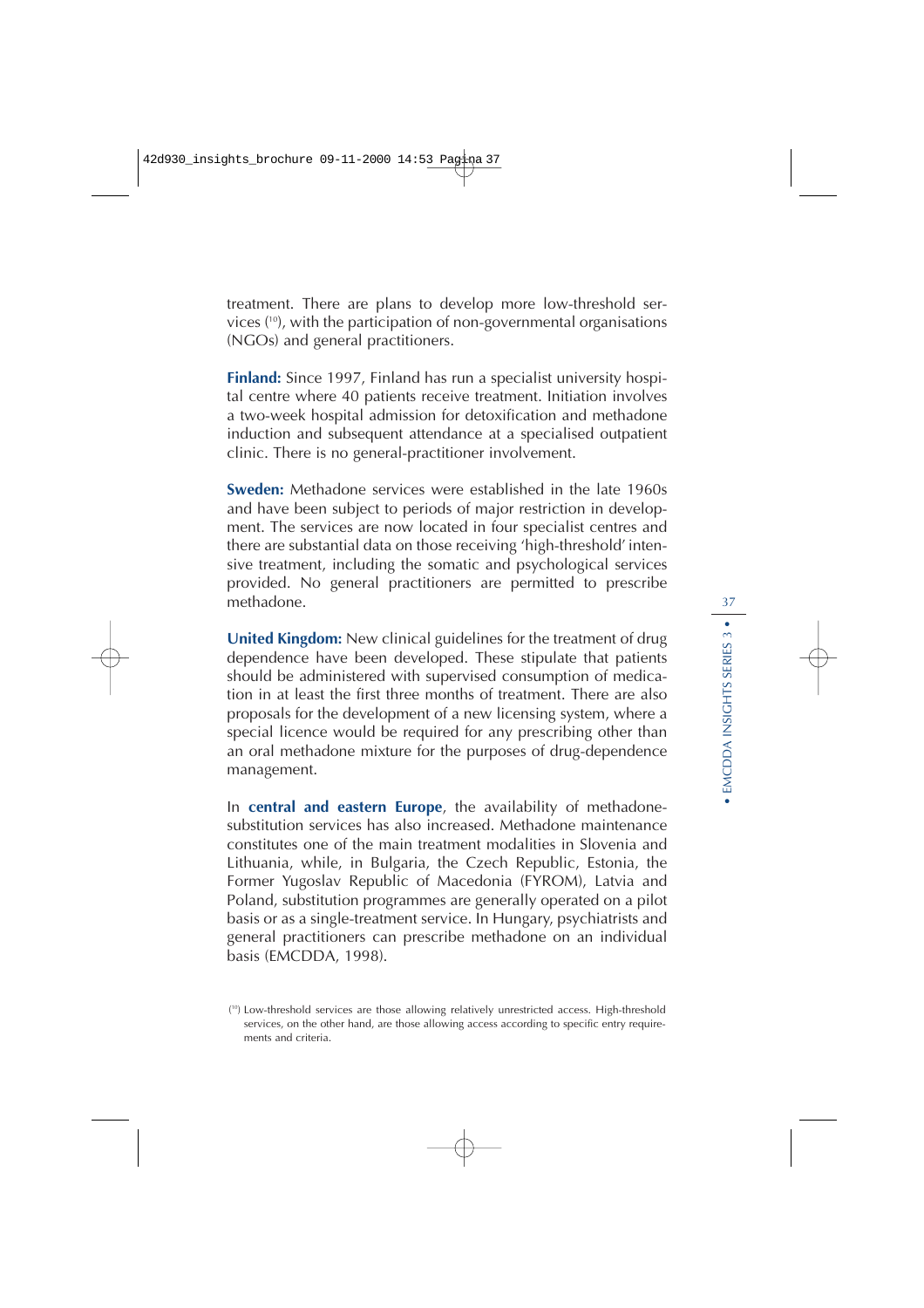treatment. There are plans to develop more low-threshold services [10], with the participation of non-governmental organisations (NGOs) and general practitioners.

**Finland:** Since 1997, Finland has run a specialist university hospital centre where 40 patients receive treatment. Initiation involves a two-week hospital admission for detoxification and methadone induction and subsequent attendance at a specialised outpatient clinic. There is no general-practitioner involvement.

**Sweden:** Methadone services were established in the late 1960s and have been subject to periods of major restriction in development. The services are now located in four specialist centres and there are substantial data on those receiving 'high-threshold' intensive treatment, including the somatic and psychological services provided. No general practitioners are permitted to prescribe methadone.

**United Kingdom:** New clinical guidelines for the treatment of drug dependence have been developed. These stipulate that patients should be administered with supervised consumption of medication in at least the first three months of treatment. There are also proposals for the development of a new licensing system, where a special licence would be required for any prescribing other than an oral methadone mixture for the purposes of drug-dependence management.

In **central and eastern Europe**, the availability of methadone-substitution services has also increased. Methadone maintenance constitutes one of the main treatment modalities in Slovenia and Lithuania, while, in Bulgaria, the Czech Republic, Estonia, the Former Yugoslav Republic of Macedonia (FYROM), Latvia and Poland, substitution programmes are generally operated on a pilot basis or as a single-treatment service. In Hungary, psychiatrists and general practitioners can prescribe methadone on an individual basis (EMCDDA, 1998).

[10] Low-threshold services are those allowing relatively unrestricted access. High-threshold services, on the other hand, are those allowing access according to specific entry requirements and criteria.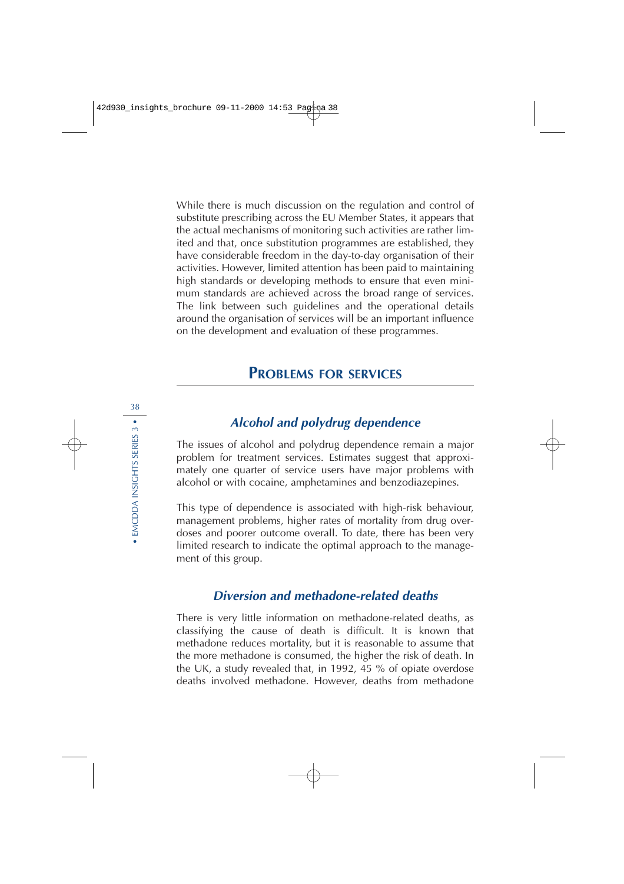While there is much discussion on the regulation and control of substitute prescribing across the EU Member States, it appears that the actual mechanisms of monitoring such activities are rather limited and that, once substitution programmes are established, they have considerable freedom in the day-to-day organisation of their activities. However, limited attention has been paid to maintaining high standards or developing methods to ensure that even minimum standards are achieved across the broad range of services. The link between such guidelines and the operational details around the organisation of services will be an important influence on the development and evaluation of these programmes.

## Problems for services

### *Alcohol and polydrug dependence*

The issues of alcohol and polydrug dependence remain a major problem for treatment services. Estimates suggest that approximately one quarter of service users have major problems with alcohol or with cocaine, amphetamines and benzodiazepines.

This type of dependence is associated with high-risk behaviour, management problems, higher rates of mortality from drug overdoses and poorer outcome overall. To date, there has been very limited research to indicate the optimal approach to the management of this group.

### *Diversion and methadone-related deaths*

There is very little information on methadone-related deaths, as classifying the cause of death is difficult. It is known that methadone reduces mortality, but it is reasonable to assume that the more methadone is consumed, the higher the risk of death. In the UK, a study revealed that, in 1992, 45 % of opiate overdose deaths involved methadone. However, deaths from methadone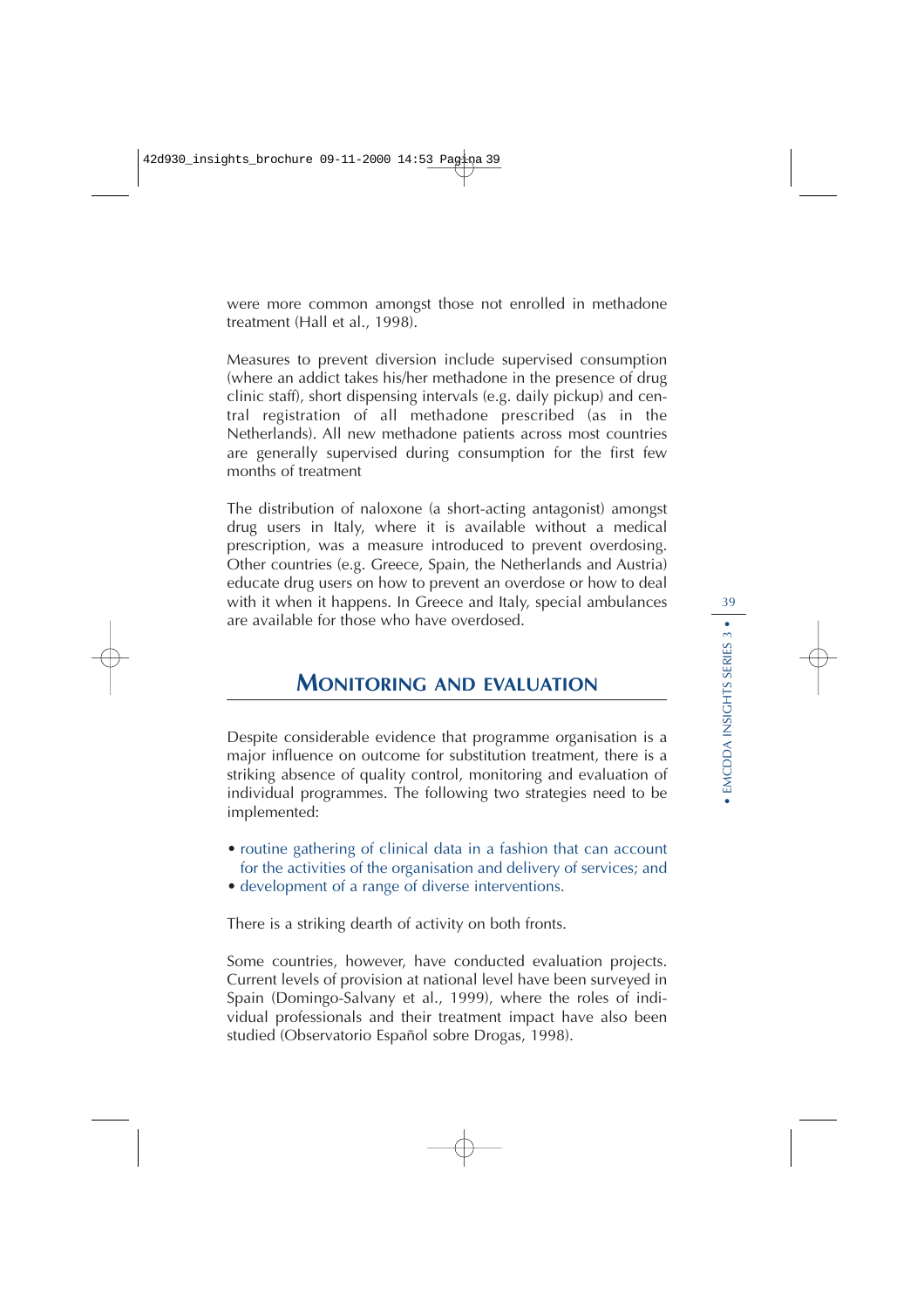were more common amongst those not enrolled in methadone treatment (Hall et al., 1998).

Measures to prevent diversion include supervised consumption (where an addict takes his/her methadone in the presence of drug clinic staff), short dispensing intervals (e.g. daily pickup) and central registration of all methadone prescribed (as in the Netherlands). All new methadone patients across most countries are generally supervised during consumption for the first few months of treatment

The distribution of naloxone (a short-acting antagonist) amongst drug users in Italy, where it is available without a medical prescription, was a measure introduced to prevent overdosing. Other countries (e.g. Greece, Spain, the Netherlands and Austria) educate drug users on how to prevent an overdose or how to deal with it when it happens. In Greece and Italy, special ambulances are available for those who have overdosed.

## Monitoring and evaluation

Despite considerable evidence that programme organisation is a major influence on outcome for substitution treatment, there is a striking absence of quality control, monitoring and evaluation of individual programmes. The following two strategies need to be implemented:

- routine gathering of clinical data in a fashion that can account for the activities of the organisation and delivery of services; and
- development of a range of diverse interventions.

There is a striking dearth of activity on both fronts.

Some countries, however, have conducted evaluation projects. Current levels of provision at national level have been surveyed in Spain (Domingo-Salvany et al., 1999), where the roles of individual professionals and their treatment impact have also been studied (Observatorio Español sobre Drogas, 1998).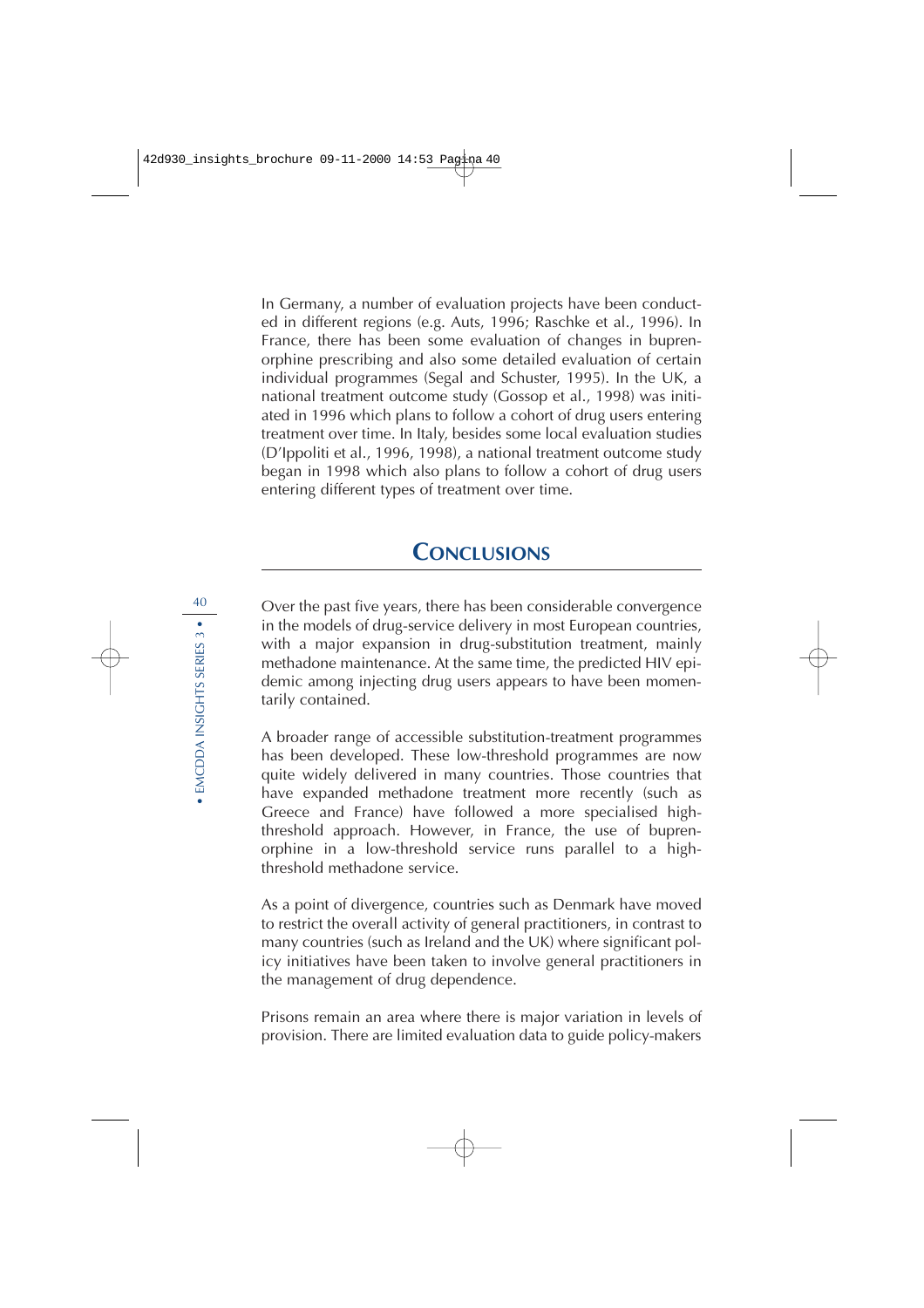In Germany, a number of evaluation projects have been conducted in different regions (e.g. Auts, 1996; Raschke et al., 1996). In France, there has been some evaluation of changes in buprenorphine prescribing and also some detailed evaluation of certain individual programmes (Segal and Schuster, 1995). In the UK, a national treatment outcome study (Gossop et al., 1998) was initiated in 1996 which plans to follow a cohort of drug users entering treatment over time. In Italy, besides some local evaluation studies (D'Ippoliti et al., 1996, 1998), a national treatment outcome study began in 1998 which also plans to follow a cohort of drug users entering different types of treatment over time.

## Conclusions

Over the past five years, there has been considerable convergence in the models of drug-service delivery in most European countries, with a major expansion in drug-substitution treatment, mainly methadone maintenance. At the same time, the predicted HIV epidemic among injecting drug users appears to have been momentarily contained.

A broader range of accessible substitution-treatment programmes has been developed. These low-threshold programmes are now quite widely delivered in many countries. Those countries that have expanded methadone treatment more recently (such as Greece and France) have followed a more specialised high-threshold approach. However, in France, the use of buprenorphine in a low-threshold service runs parallel to a high-threshold methadone service.

As a point of divergence, countries such as Denmark have moved to restrict the overall activity of general practitioners, in contrast to many countries (such as Ireland and the UK) where significant policy initiatives have been taken to involve general practitioners in the management of drug dependence.

Prisons remain an area where there is major variation in levels of provision. There are limited evaluation data to guide policy-makers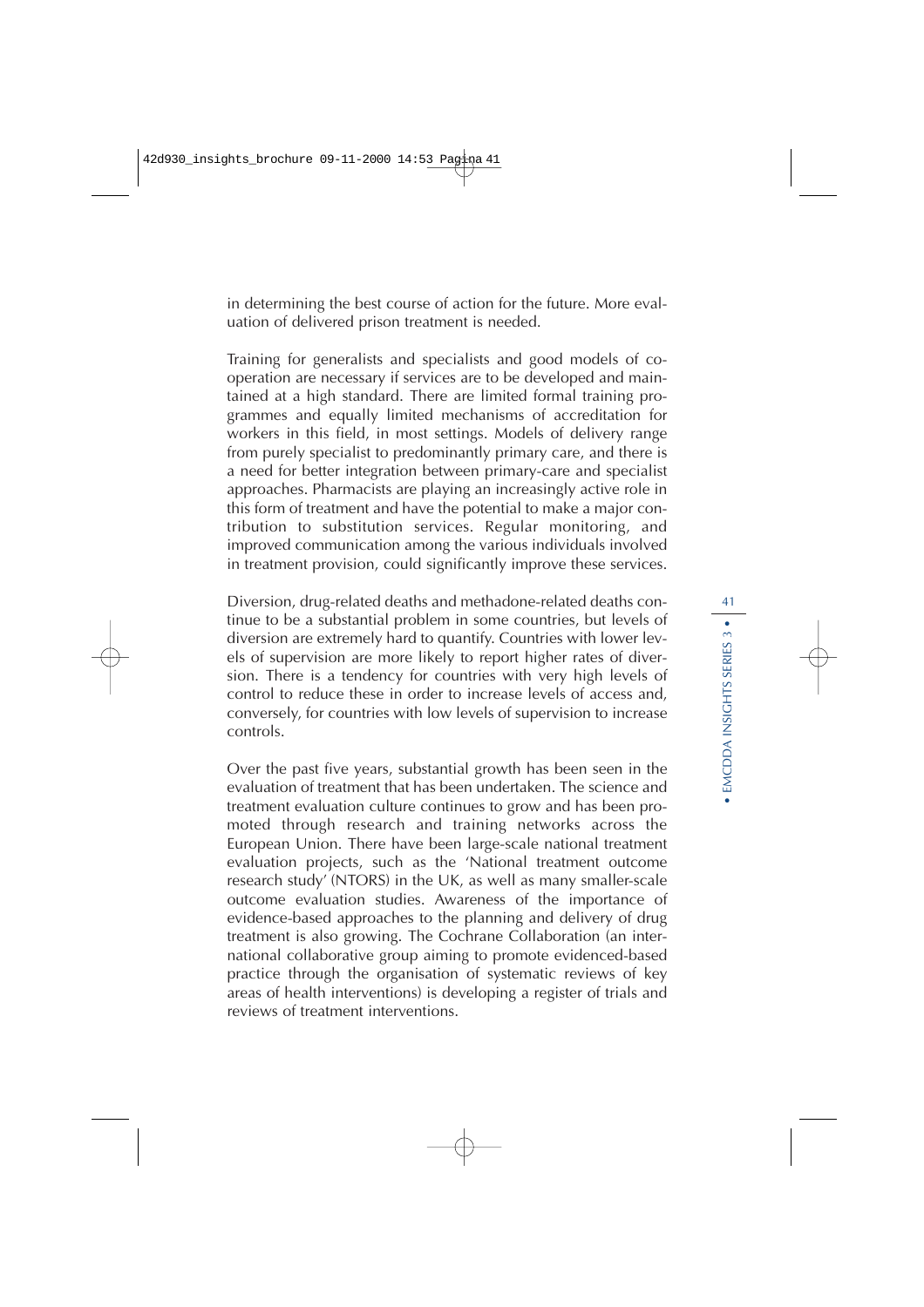in determining the best course of action for the future. More evaluation of delivered prison treatment is needed.

Training for generalists and specialists and good models of co-operation are necessary if services are to be developed and maintained at a high standard. There are limited formal training programmes and equally limited mechanisms of accreditation for workers in this field, in most settings. Models of delivery range from purely specialist to predominantly primary care, and there is a need for better integration between primary-care and specialist approaches. Pharmacists are playing an increasingly active role in this form of treatment and have the potential to make a major contribution to substitution services. Regular monitoring, and improved communication among the various individuals involved in treatment provision, could significantly improve these services.

Diversion, drug-related deaths and methadone-related deaths continue to be a substantial problem in some countries, but levels of diversion are extremely hard to quantify. Countries with lower levels of supervision are more likely to report higher rates of diversion. There is a tendency for countries with very high levels of control to reduce these in order to increase levels of access and, conversely, for countries with low levels of supervision to increase controls.

Over the past five years, substantial growth has been seen in the evaluation of treatment that has been undertaken. The science and treatment evaluation culture continues to grow and has been promoted through research and training networks across the European Union. There have been large-scale national treatment evaluation projects, such as the 'National treatment outcome research study' (NTORS) in the UK, as well as many smaller-scale outcome evaluation studies. Awareness of the importance of evidence-based approaches to the planning and delivery of drug treatment is also growing. The Cochrane Collaboration (an international collaborative group aiming to promote evidenced-based practice through the organisation of systematic reviews of key areas of health interventions) is developing a register of trials and reviews of treatment interventions.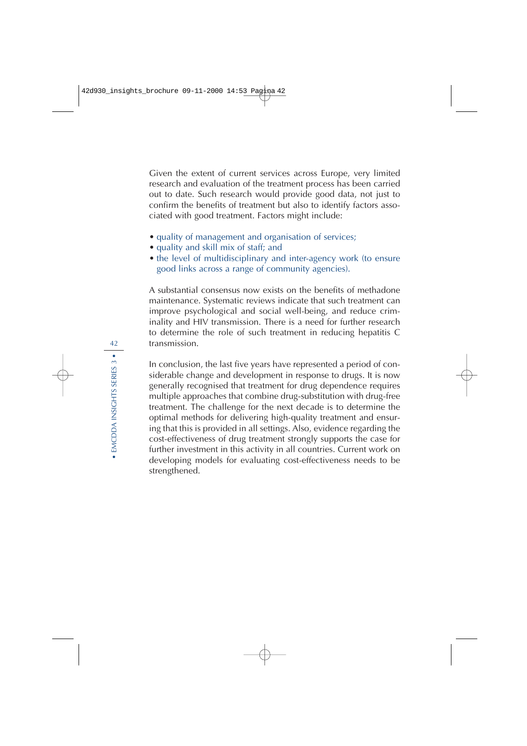Given the extent of current services across Europe, very limited research and evaluation of the treatment process has been carried out to date. Such research would provide good data, not just to confirm the benefits of treatment but also to identify factors associated with good treatment. Factors might include:

- quality of management and organisation of services;
- quality and skill mix of staff; and
- the level of multidisciplinary and inter-agency work (to ensure good links across a range of community agencies).

A substantial consensus now exists on the benefits of methadone maintenance. Systematic reviews indicate that such treatment can improve psychological and social well-being, and reduce criminality and HIV transmission. There is a need for further research to determine the role of such treatment in reducing hepatitis C transmission.

In conclusion, the last five years have represented a period of considerable change and development in response to drugs. It is now generally recognised that treatment for drug dependence requires multiple approaches that combine drug-substitution with drug-free treatment. The challenge for the next decade is to determine the optimal methods for delivering high-quality treatment and ensuring that this is provided in all settings. Also, evidence regarding the cost-effectiveness of drug treatment strongly supports the case for further investment in this activity in all countries. Current work on developing models for evaluating cost-effectiveness needs to be strengthened.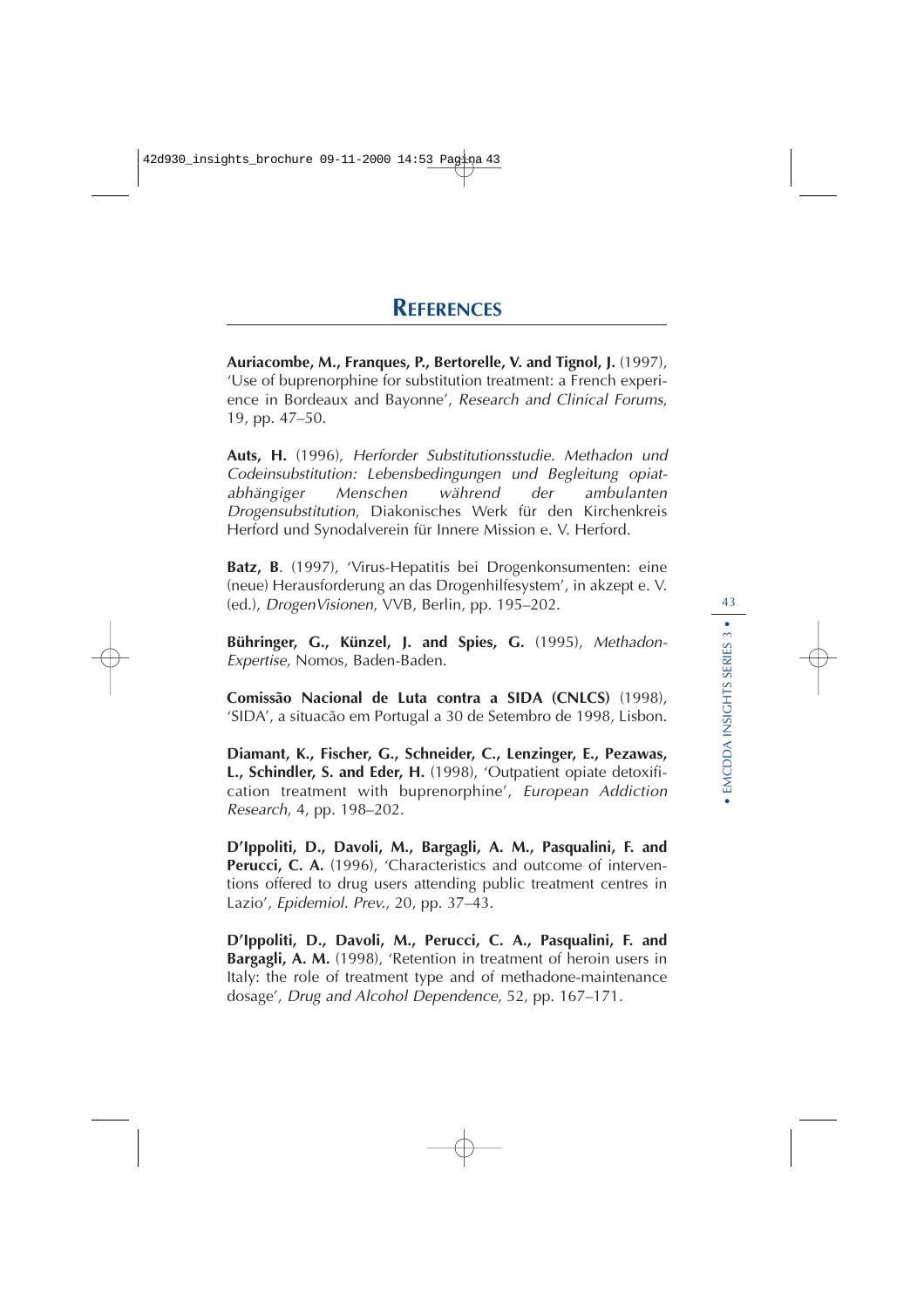# References

**Auriacombe, M., Franques, P., Bertorelle, V. and Tignol, J.** (1997), 'Use of buprenorphine for substitution treatment: a French experience in Bordeaux and Bayonne', *Research and Clinical Forums*, 19, pp. 47–50.

**Auts, H.** (1996), *Herforder Substitutionsstudie. Methadon und Codeinsubstitution: Lebensbedingungen und Begleitung opiatabhängiger Menschen während der ambulanten Drogensubstitution*, Diakonisches Werk für den Kirchenkreis Herford und Synodalverein für Innere Mission e. V. Herford.

**Batz, B**. (1997), 'Virus-Hepatitis bei Drogenkonsumenten: eine (neue) Herausforderung an das Drogenhilfesystem', in akzept e. V. (ed.), *DrogenVisionen*, VVB, Berlin, pp. 195–202.

**Bühringer, G., Künzel, J. and Spies, G.** (1995), *Methadon-Expertise*, Nomos, Baden-Baden.

**Comissão Nacional de Luta contra a SIDA (CNLCS)** (1998), 'SIDA', a situacão em Portugal a 30 de Setembro de 1998, Lisbon.

**Diamant, K., Fischer, G., Schneider, C., Lenzinger, E., Pezawas, L., Schindler, S. and Eder, H.** (1998), 'Outpatient opiate detoxification treatment with buprenorphine', *European Addiction Research*, 4, pp. 198–202.

**D'Ippoliti, D., Davoli, M., Bargagli, A. M., Pasqualini, F. and Perucci, C. A.** (1996), 'Characteristics and outcome of interventions offered to drug users attending public treatment centres in Lazio', *Epidemiol. Prev.*, 20, pp. 37–43.

**D'Ippoliti, D., Davoli, M., Perucci, C. A., Pasqualini, F. and Bargagli, A. M.** (1998), 'Retention in treatment of heroin users in Italy: the role of treatment type and of methadone-maintenance dosage', *Drug and Alcohol Dependence*, 52, pp. 167–171.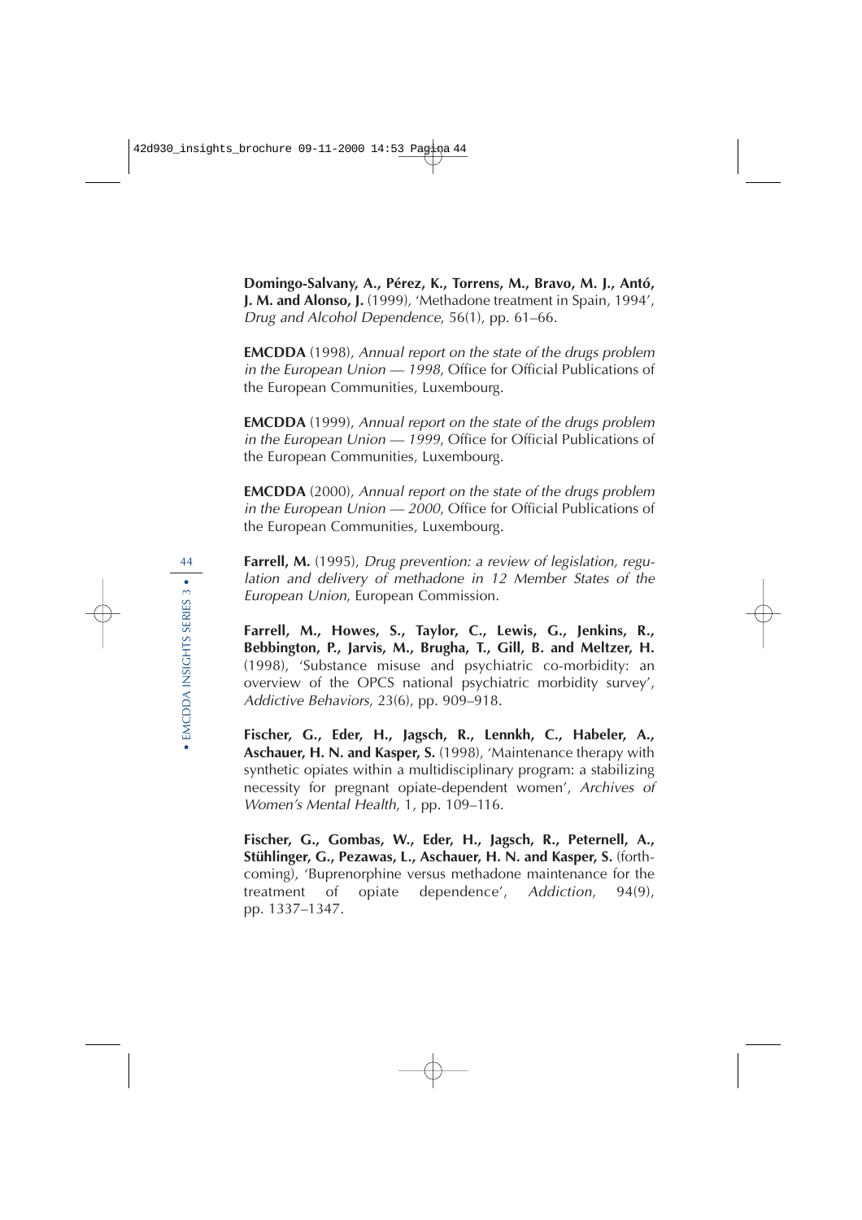**Domingo-Salvany, A., Pérez, K., Torrens, M., Bravo, M. J., Antó, J. M. and Alonso, J.** (1999), 'Methadone treatment in Spain, 1994', *Drug and Alcohol Dependence*, 56(1), pp. 61–66.

**EMCDDA** (1998), *Annual report on the state of the drugs problem in the European Union — 1998*, Office for Official Publications of the European Communities, Luxembourg.

**EMCDDA** (1999), *Annual report on the state of the drugs problem in the European Union — 1999*, Office for Official Publications of the European Communities, Luxembourg.

**EMCDDA** (2000), *Annual report on the state of the drugs problem in the European Union — 2000*, Office for Official Publications of the European Communities, Luxembourg.

**Farrell, M.** (1995), *Drug prevention: a review of legislation, regulation and delivery of methadone in 12 Member States of the European Union*, European Commission.

**Farrell, M., Howes, S., Taylor, C., Lewis, G., Jenkins, R., Bebbington, P., Jarvis, M., Brugha, T., Gill, B. and Meltzer, H.** (1998), 'Substance misuse and psychiatric co-morbidity: an overview of the OPCS national psychiatric morbidity survey', *Addictive Behaviors*, 23(6), pp. 909–918.

**Fischer, G., Eder, H., Jagsch, R., Lennkh, C., Habeler, A., Aschauer, H. N. and Kasper, S.** (1998), 'Maintenance therapy with synthetic opiates within a multidisciplinary program: a stabilizing necessity for pregnant opiate-dependent women', *Archives of Women's Mental Health*, 1, pp. 109–116.

**Fischer, G., Gombas, W., Eder, H., Jagsch, R., Peternell, A., Stühlinger, G., Pezawas, L., Aschauer, H. N. and Kasper, S.** (forthcoming), 'Buprenorphine versus methadone maintenance for the treatment of opiate dependence', *Addiction*, 94(9), pp. 1337–1347.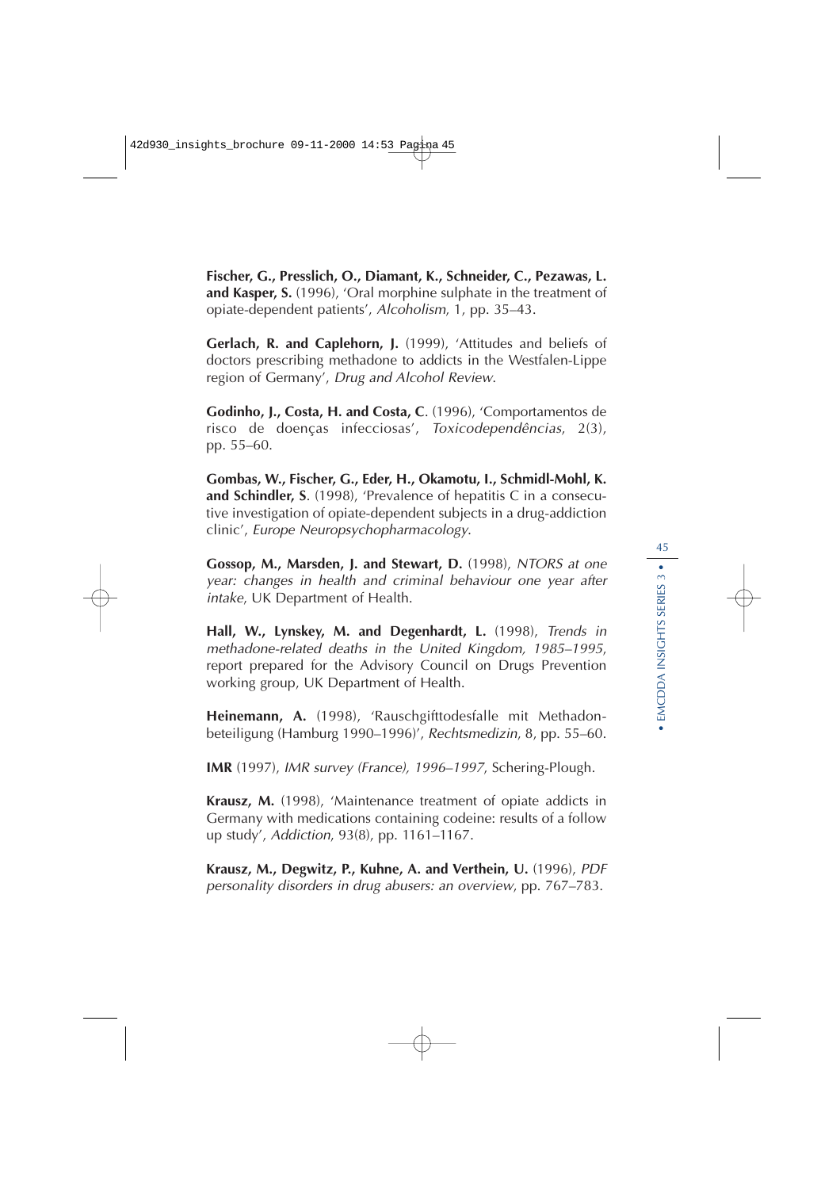**Fischer, G., Presslich, O., Diamant, K., Schneider, C., Pezawas, L. and Kasper, S.** (1996), 'Oral morphine sulphate in the treatment of opiate-dependent patients', *Alcoholism*, 1, pp. 35–43.

**Gerlach, R. and Caplehorn, J.** (1999), 'Attitudes and beliefs of doctors prescribing methadone to addicts in the Westfalen-Lippe region of Germany', *Drug and Alcohol Review*.

**Godinho, J., Costa, H. and Costa, C**. (1996), 'Comportamentos de risco de doenças infecciosas', *Toxicodependências*, 2(3), pp. 55–60.

**Gombas, W., Fischer, G., Eder, H., Okamotu, I., Schmidl-Mohl, K. and Schindler, S**. (1998), 'Prevalence of hepatitis C in a consecutive investigation of opiate-dependent subjects in a drug-addiction clinic', *Europe Neuropsychopharmacology*.

**Gossop, M., Marsden, J. and Stewart, D.** (1998), *NTORS at one year: changes in health and criminal behaviour one year after intake*, UK Department of Health.

**Hall, W., Lynskey, M. and Degenhardt, L.** (1998), *Trends in methadone-related deaths in the United Kingdom, 1985–1995*, report prepared for the Advisory Council on Drugs Prevention working group, UK Department of Health.

**Heinemann, A.** (1998), 'Rauschgifttodesfalle mit Methadonbeteiligung (Hamburg 1990–1996)', *Rechtsmedizin*, 8, pp. 55–60.

**IMR** (1997), *IMR survey (France), 1996–1997*, Schering-Plough.

**Krausz, M.** (1998), 'Maintenance treatment of opiate addicts in Germany with medications containing codeine: results of a follow up study', *Addiction*, 93(8), pp. 1161–1167.

**Krausz, M., Degwitz, P., Kuhne, A. and Verthein, U.** (1996), *PDF personality disorders in drug abusers: an overview*, pp. 767–783.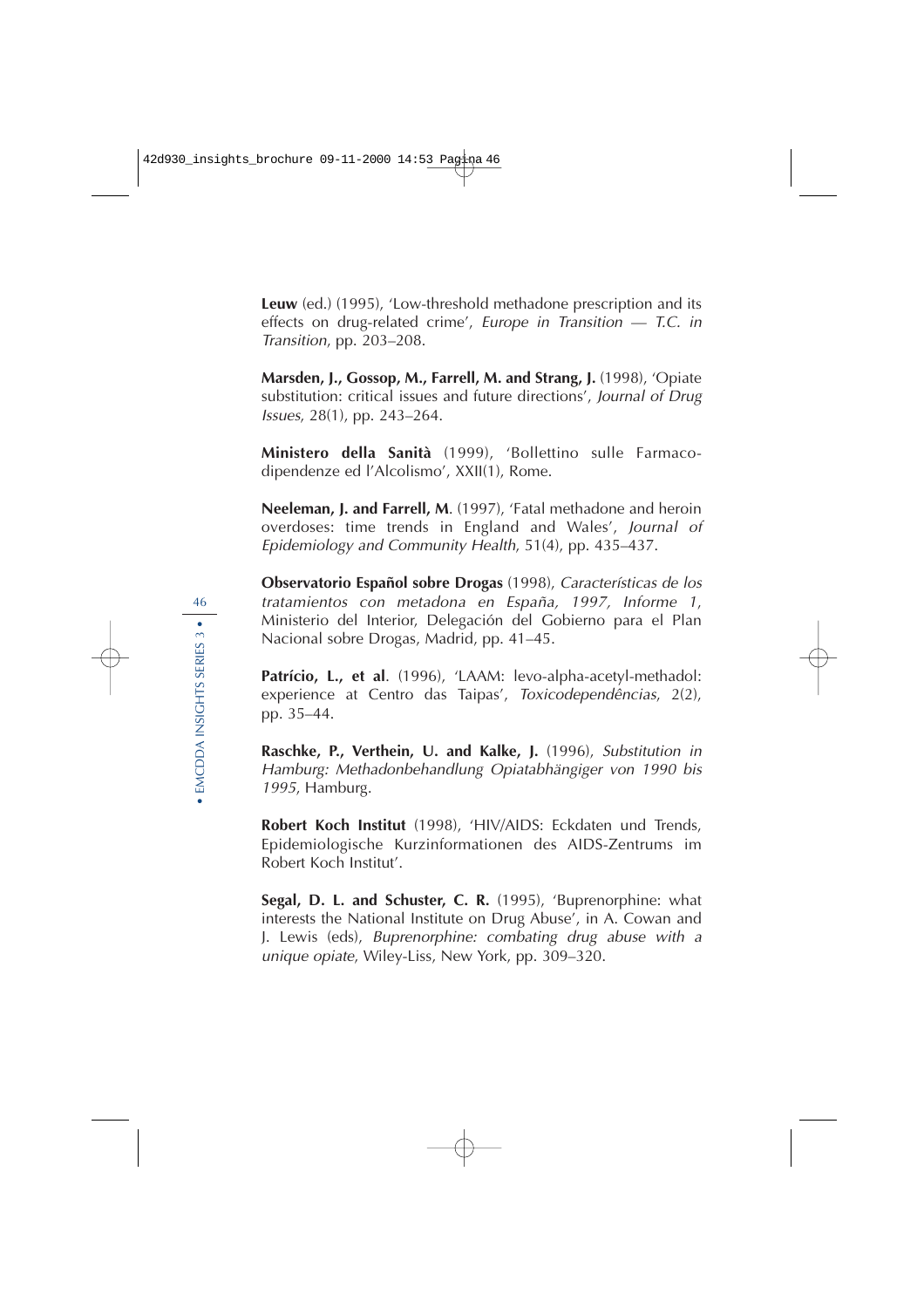**Leuw** (ed.) (1995), 'Low-threshold methadone prescription and its effects on drug-related crime', *Europe in Transition — T.C. in Transition*, pp. 203–208.

**Marsden, J., Gossop, M., Farrell, M. and Strang, J.** (1998), 'Opiate substitution: critical issues and future directions', *Journal of Drug Issues*, 28(1), pp. 243–264.

**Ministero della Sanità** (1999), 'Bollettino sulle Farmacodipendenze ed l'Alcolismo', XXII(1), Rome.

**Neeleman, J. and Farrell, M**. (1997), 'Fatal methadone and heroin overdoses: time trends in England and Wales', *Journal of Epidemiology and Community Health*, 51(4), pp. 435–437.

**Observatorio Español sobre Drogas** (1998), *Características de los tratamientos con metadona en España, 1997, Informe 1*, Ministerio del Interior, Delegación del Gobierno para el Plan Nacional sobre Drogas, Madrid, pp. 41–45.

**Patrício, L., et al**. (1996), 'LAAM: levo-alpha-acetyl-methadol: experience at Centro das Taipas', *Toxicodependências*, 2(2), pp. 35–44.

**Raschke, P., Verthein, U. and Kalke, J.** (1996), *Substitution in Hamburg: Methadonbehandlung Opiatabhängiger von 1990 bis 1995*, Hamburg.

**Robert Koch Institut** (1998), 'HIV/AIDS: Eckdaten und Trends, Epidemiologische Kurzinformationen des AIDS-Zentrums im Robert Koch Institut'.

**Segal, D. L. and Schuster, C. R.** (1995), 'Buprenorphine: what interests the National Institute on Drug Abuse', in A. Cowan and J. Lewis (eds), *Buprenorphine: combating drug abuse with a unique opiate*, Wiley-Liss, New York, pp. 309–320.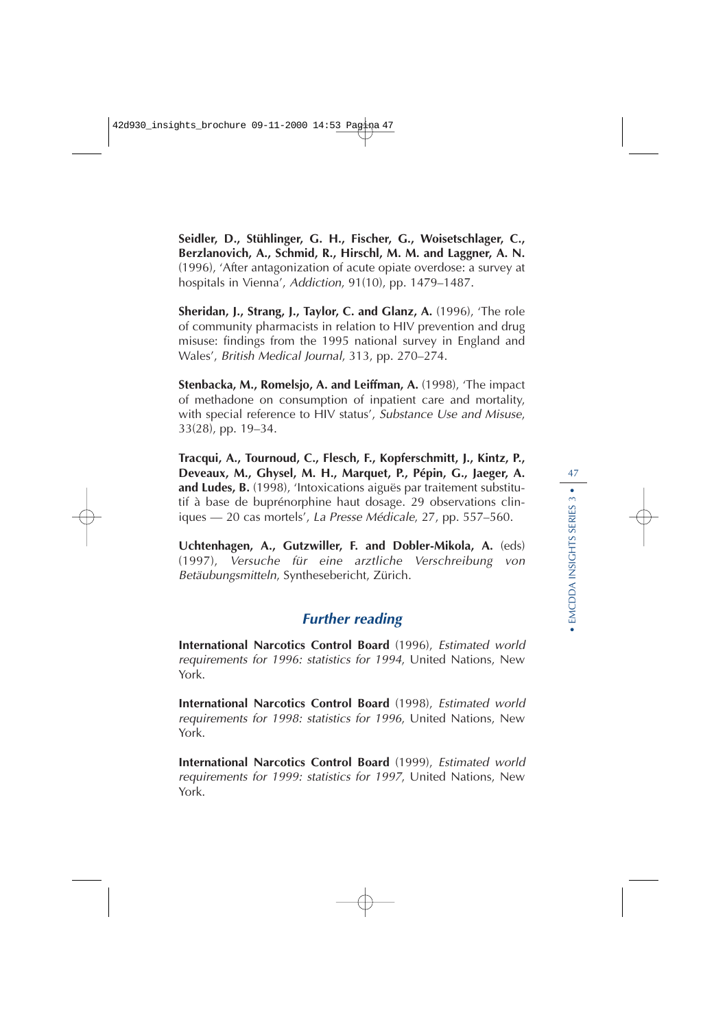**Seidler, D., Stühlinger, G. H., Fischer, G., Woisetschlager, C., Berzlanovich, A., Schmid, R., Hirschl, M. M. and Laggner, A. N.** (1996), 'After antagonization of acute opiate overdose: a survey at hospitals in Vienna', *Addiction*, 91(10), pp. 1479–1487.

**Sheridan, J., Strang, J., Taylor, C. and Glanz, A.** (1996), 'The role of community pharmacists in relation to HIV prevention and drug misuse: findings from the 1995 national survey in England and Wales', *British Medical Journal*, 313, pp. 270–274.

**Stenbacka, M., Romelsjo, A. and Leiffman, A.** (1998), 'The impact of methadone on consumption of inpatient care and mortality, with special reference to HIV status', *Substance Use and Misuse*, 33(28), pp. 19–34.

**Tracqui, A., Tournoud, C., Flesch, F., Kopferschmitt, J., Kintz, P., Deveaux, M., Ghysel, M. H., Marquet, P., Pépin, G., Jaeger, A. and Ludes, B.** (1998), 'Intoxications aiguës par traitement substitutif à base de buprénorphine haut dosage. 29 observations cliniques — 20 cas mortels', *La Presse Médicale*, 27, pp. 557–560.

**Uchtenhagen, A., Gutzwiller, F. and Dobler-Mikola, A.** (eds) (1997), *Versuche für eine arztliche Verschreibung von Betäubungsmitteln*, Synthesebericht, Zürich.

## Further reading

**International Narcotics Control Board** (1996), *Estimated world requirements for 1996: statistics for 1994*, United Nations, New York.

**International Narcotics Control Board** (1998), *Estimated world requirements for 1998: statistics for 1996*, United Nations, New York.

**International Narcotics Control Board** (1999), *Estimated world requirements for 1999: statistics for 1997*, United Nations, New York.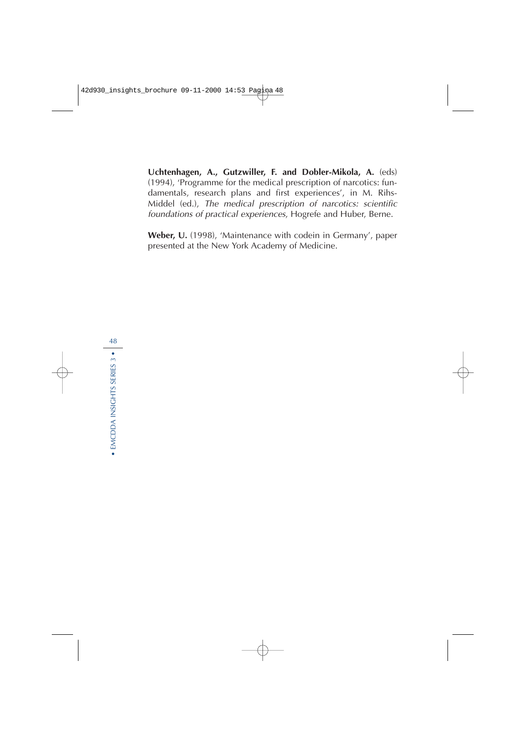**Uchtenhagen, A., Gutzwiller, F. and Dobler-Mikola, A.** (eds) (1994), 'Programme for the medical prescription of narcotics: fundamentals, research plans and first experiences', in M. Rihs-Middel (ed.), *The medical prescription of narcotics: scientific foundations of practical experiences*, Hogrefe and Huber, Berne.

**Weber, U.** (1998), 'Maintenance with codein in Germany', paper presented at the New York Academy of Medicine.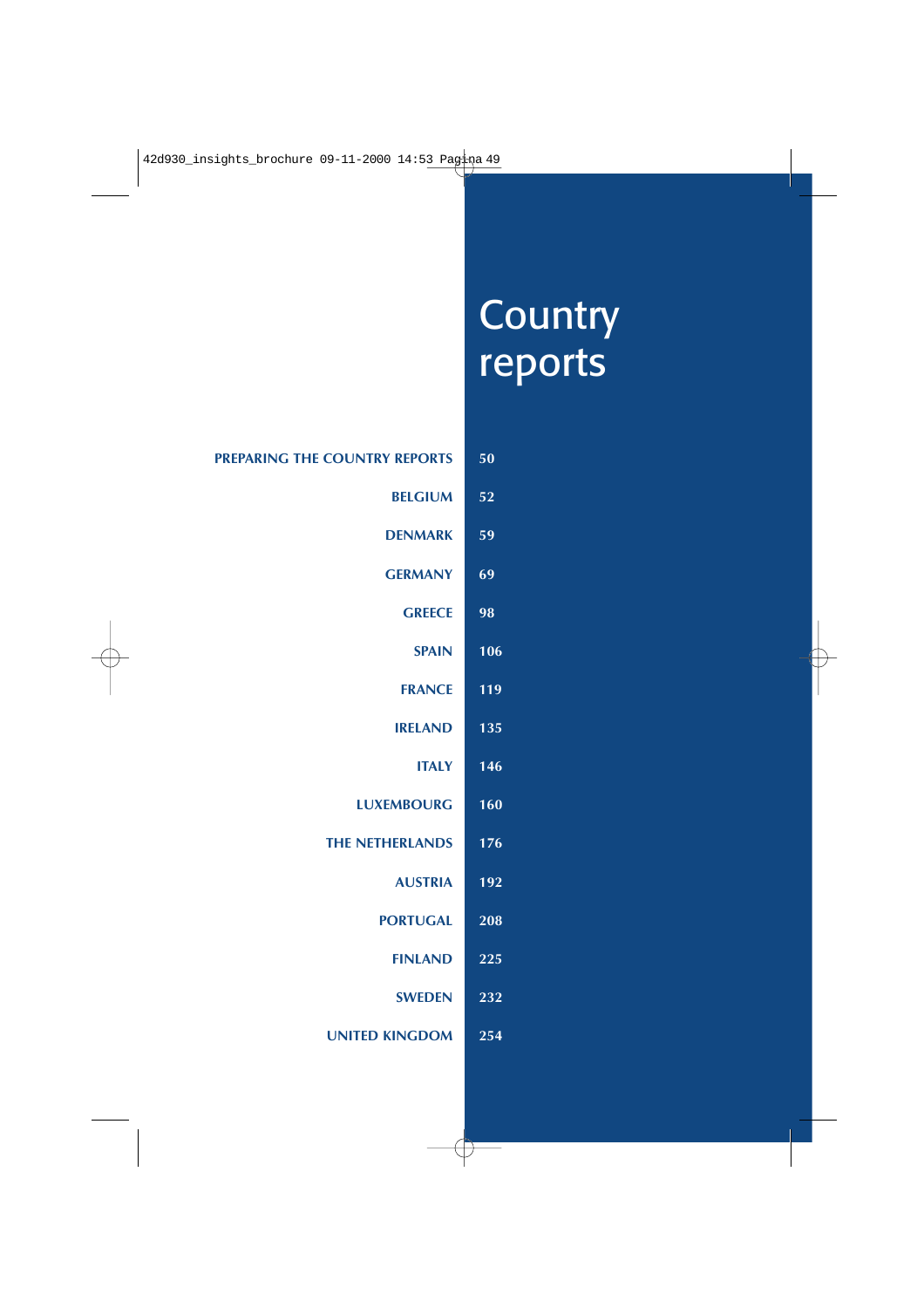# Country reports

| | |
|---|---|
| PREPARING THE COUNTRY REPORTS | 50 |
| BELGIUM | 52 |
| DENMARK | 59 |
| GERMANY | 69 |
| GREECE | 98 |
| SPAIN | 106 |
| FRANCE | 119 |
| IRELAND | 135 |
| ITALY | 146 |
| LUXEMBOURG | 160 |
| THE NETHERLANDS | 176 |
| AUSTRIA | 192 |
| PORTUGAL | 208 |
| FINLAND | 225 |
| SWEDEN | 232 |
| UNITED KINGDOM | 254 |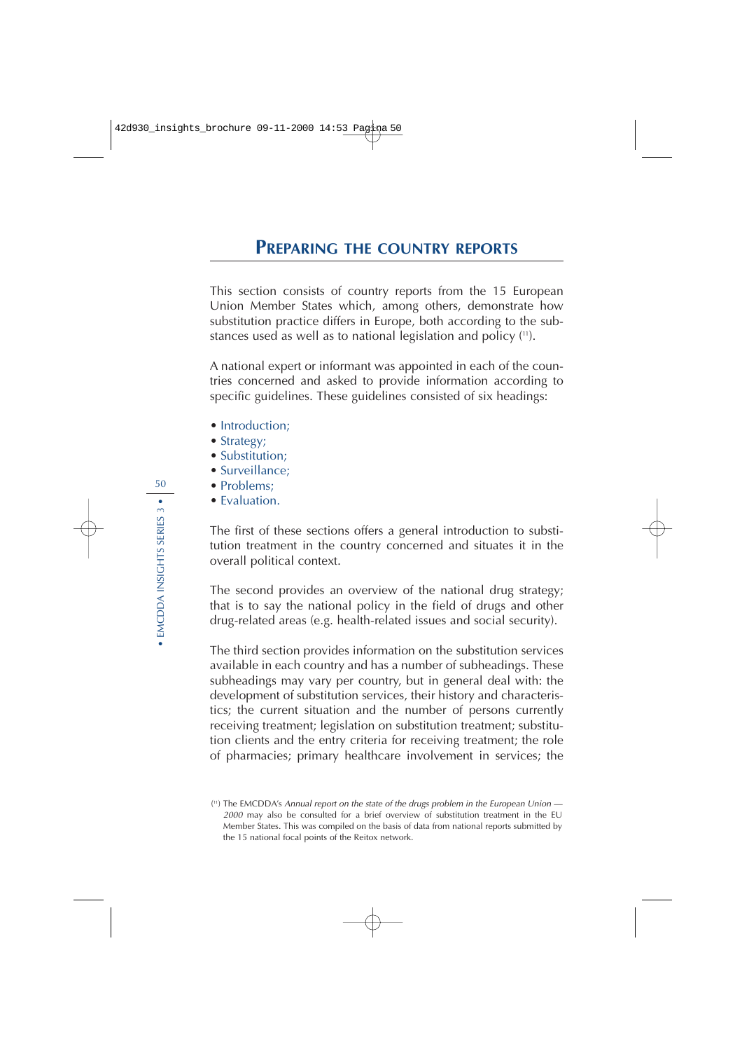## Preparing the country reports

This section consists of country reports from the 15 European Union Member States which, among others, demonstrate how substitution practice differs in Europe, both according to the substances used as well as to national legislation and policy [11].

A national expert or informant was appointed in each of the countries concerned and asked to provide information according to specific guidelines. These guidelines consisted of six headings:

- Introduction;
- Strategy;
- Substitution;
- Surveillance;
- Problems;
- Evaluation.

The first of these sections offers a general introduction to substitution treatment in the country concerned and situates it in the overall political context.

The second provides an overview of the national drug strategy; that is to say the national policy in the field of drugs and other drug-related areas (e.g. health-related issues and social security).

The third section provides information on the substitution services available in each country and has a number of subheadings. These subheadings may vary per country, but in general deal with: the development of substitution services, their history and characteristics; the current situation and the number of persons currently receiving treatment; legislation on substitution treatment; substitution clients and the entry criteria for receiving treatment; the role of pharmacies; primary healthcare involvement in services; the

[11] The EMCDDA's *Annual report on the state of the drugs problem in the European Union — 2000* may also be consulted for a brief overview of substitution treatment in the EU Member States. This was compiled on the basis of data from national reports submitted by the 15 national focal points of the Reitox network.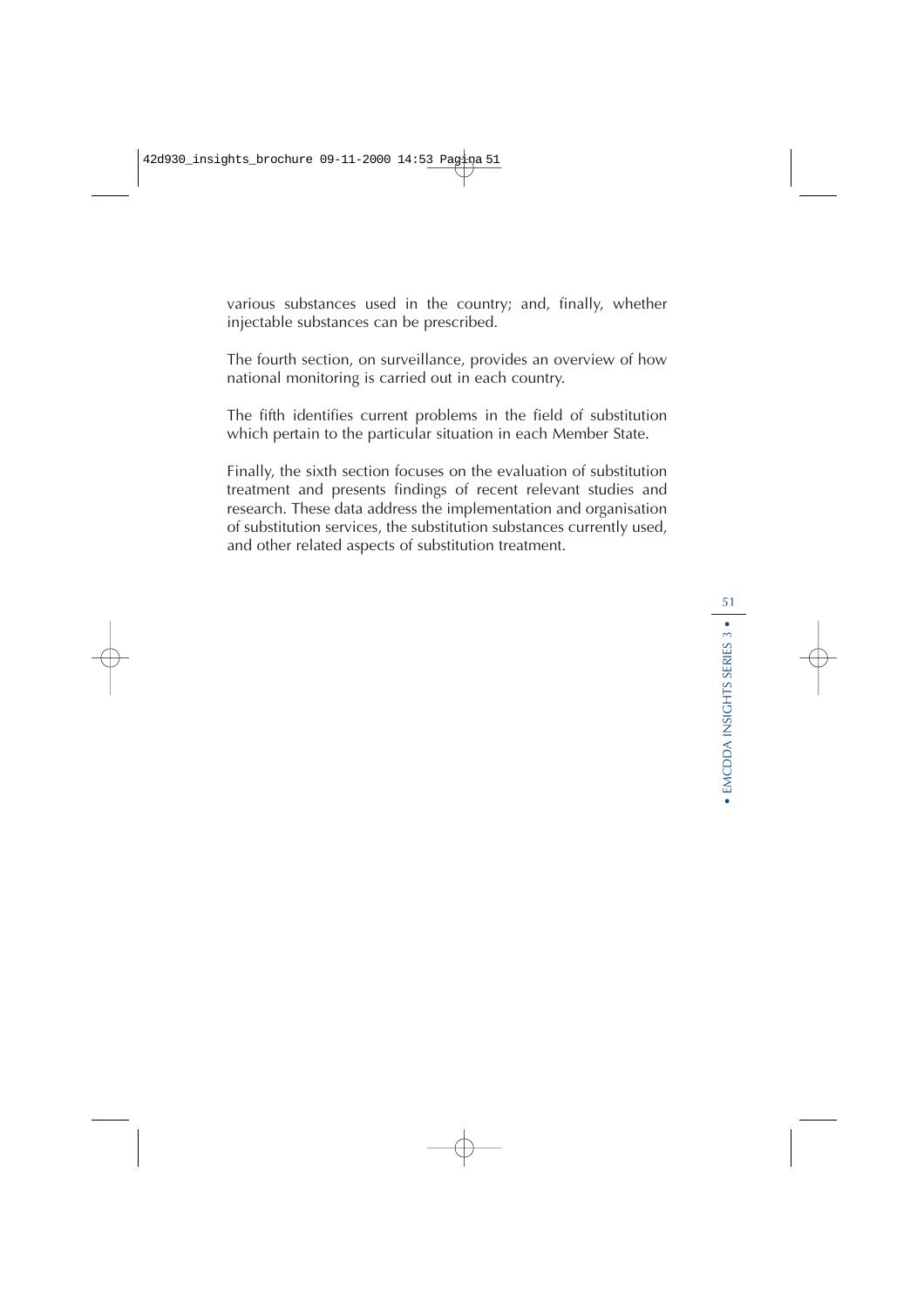various substances used in the country; and, finally, whether injectable substances can be prescribed.

The fourth section, on surveillance, provides an overview of how national monitoring is carried out in each country.

The fifth identifies current problems in the field of substitution which pertain to the particular situation in each Member State.

Finally, the sixth section focuses on the evaluation of substitution treatment and presents findings of recent relevant studies and research. These data address the implementation and organisation of substitution services, the substitution substances currently used, and other related aspects of substitution treatment.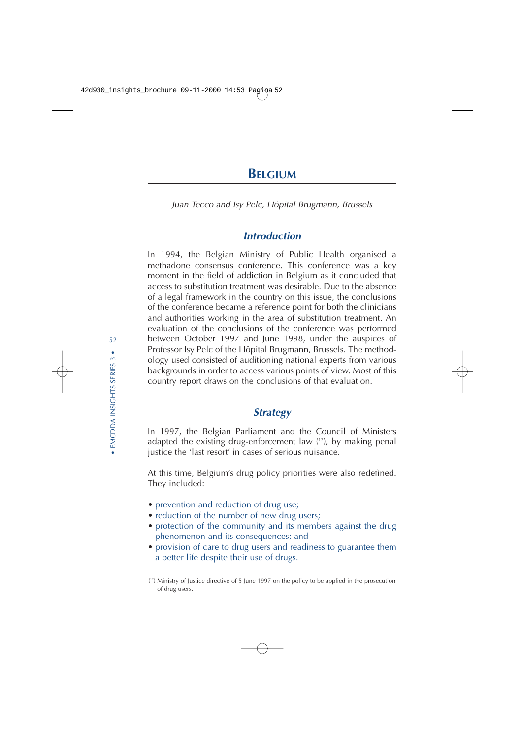# Belgium

*Juan Tecco and Isy Pelc, Hôpital Brugmann, Brussels*

## Introduction

In 1994, the Belgian Ministry of Public Health organised a methadone consensus conference. This conference was a key moment in the field of addiction in Belgium as it concluded that access to substitution treatment was desirable. Due to the absence of a legal framework in the country on this issue, the conclusions of the conference became a reference point for both the clinicians and authorities working in the area of substitution treatment. An evaluation of the conclusions of the conference was performed between October 1997 and June 1998, under the auspices of Professor Isy Pelc of the Hôpital Brugmann, Brussels. The methodology used consisted of auditioning national experts from various backgrounds in order to access various points of view. Most of this country report draws on the conclusions of that evaluation.

## Strategy

In 1997, the Belgian Parliament and the Council of Ministers adapted the existing drug-enforcement law [12], by making penal justice the 'last resort' in cases of serious nuisance.

At this time, Belgium's drug policy priorities were also redefined. They included:

- prevention and reduction of drug use;
- reduction of the number of new drug users;
- protection of the community and its members against the drug phenomenon and its consequences; and
- provision of care to drug users and readiness to guarantee them a better life despite their use of drugs.

[12] Ministry of Justice directive of 5 June 1997 on the policy to be applied in the prosecution of drug users.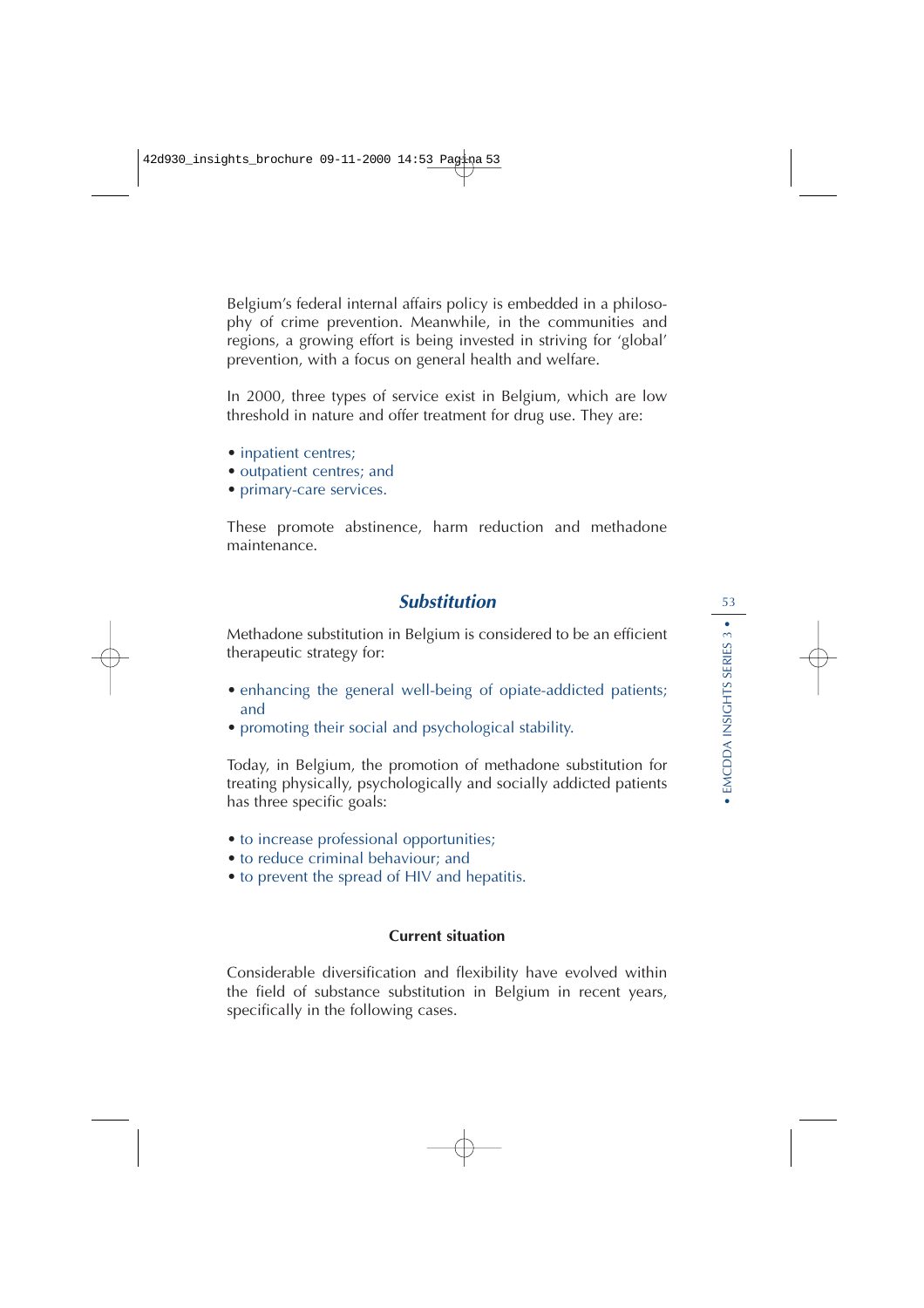Belgium's federal internal affairs policy is embedded in a philosophy of crime prevention. Meanwhile, in the communities and regions, a growing effort is being invested in striving for 'global' prevention, with a focus on general health and welfare.

In 2000, three types of service exist in Belgium, which are low threshold in nature and offer treatment for drug use. They are:

- inpatient centres;
- outpatient centres; and
- primary-care services.

These promote abstinence, harm reduction and methadone maintenance.

## *Substitution*

Methadone substitution in Belgium is considered to be an efficient therapeutic strategy for:

- enhancing the general well-being of opiate-addicted patients; and
- promoting their social and psychological stability.

Today, in Belgium, the promotion of methadone substitution for treating physically, psychologically and socially addicted patients has three specific goals:

- to increase professional opportunities;
- to reduce criminal behaviour; and
- to prevent the spread of HIV and hepatitis.

### Current situation

Considerable diversification and flexibility have evolved within the field of substance substitution in Belgium in recent years, specifically in the following cases.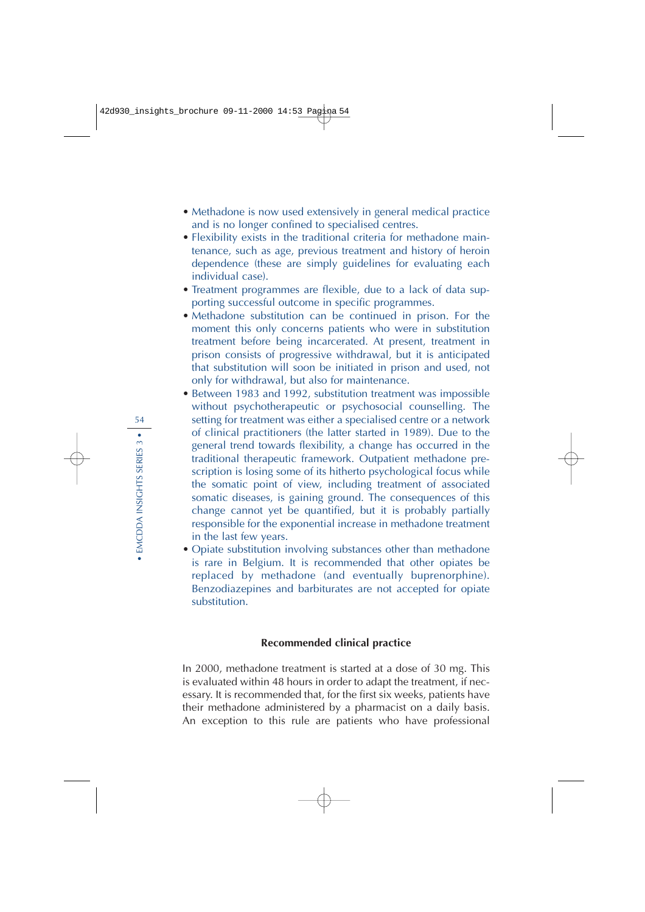- Methadone is now used extensively in general medical practice and is no longer confined to specialised centres.
- Flexibility exists in the traditional criteria for methadone maintenance, such as age, previous treatment and history of heroin dependence (these are simply guidelines for evaluating each individual case).
- Treatment programmes are flexible, due to a lack of data supporting successful outcome in specific programmes.
- Methadone substitution can be continued in prison. For the moment this only concerns patients who were in substitution treatment before being incarcerated. At present, treatment in prison consists of progressive withdrawal, but it is anticipated that substitution will soon be initiated in prison and used, not only for withdrawal, but also for maintenance.
- Between 1983 and 1992, substitution treatment was impossible without psychotherapeutic or psychosocial counselling. The setting for treatment was either a specialised centre or a network of clinical practitioners (the latter started in 1989). Due to the general trend towards flexibility, a change has occurred in the traditional therapeutic framework. Outpatient methadone prescription is losing some of its hitherto psychological focus while the somatic point of view, including treatment of associated somatic diseases, is gaining ground. The consequences of this change cannot yet be quantified, but it is probably partially responsible for the exponential increase in methadone treatment in the last few years.
- Opiate substitution involving substances other than methadone is rare in Belgium. It is recommended that other opiates be replaced by methadone (and eventually buprenorphine). Benzodiazepines and barbiturates are not accepted for opiate substitution.

### Recommended clinical practice

In 2000, methadone treatment is started at a dose of 30 mg. This is evaluated within 48 hours in order to adapt the treatment, if necessary. It is recommended that, for the first six weeks, patients have their methadone administered by a pharmacist on a daily basis. An exception to this rule are patients who have professional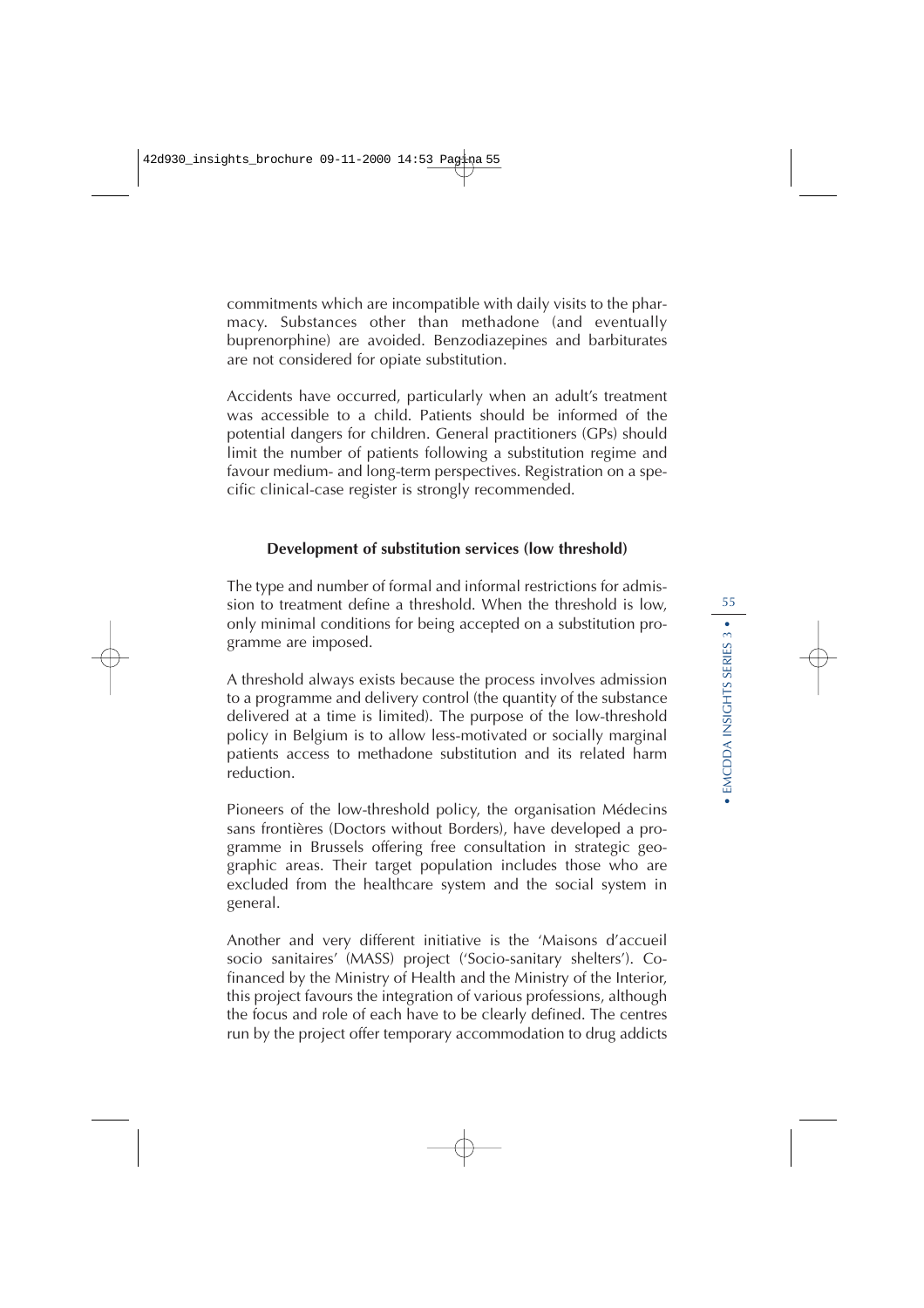commitments which are incompatible with daily visits to the pharmacy. Substances other than methadone (and eventually buprenorphine) are avoided. Benzodiazepines and barbiturates are not considered for opiate substitution.

Accidents have occurred, particularly when an adult's treatment was accessible to a child. Patients should be informed of the potential dangers for children. General practitioners (GPs) should limit the number of patients following a substitution regime and favour medium- and long-term perspectives. Registration on a specific clinical-case register is strongly recommended.

### Development of substitution services (low threshold)

The type and number of formal and informal restrictions for admission to treatment define a threshold. When the threshold is low, only minimal conditions for being accepted on a substitution programme are imposed.

A threshold always exists because the process involves admission to a programme and delivery control (the quantity of the substance delivered at a time is limited). The purpose of the low-threshold policy in Belgium is to allow less-motivated or socially marginal patients access to methadone substitution and its related harm reduction.

Pioneers of the low-threshold policy, the organisation Médecins sans frontières (Doctors without Borders), have developed a programme in Brussels offering free consultation in strategic geographic areas. Their target population includes those who are excluded from the healthcare system and the social system in general.

Another and very different initiative is the 'Maisons d'accueil socio sanitaires' (MASS) project ('Socio-sanitary shelters'). Co-financed by the Ministry of Health and the Ministry of the Interior, this project favours the integration of various professions, although the focus and role of each have to be clearly defined. The centres run by the project offer temporary accommodation to drug addicts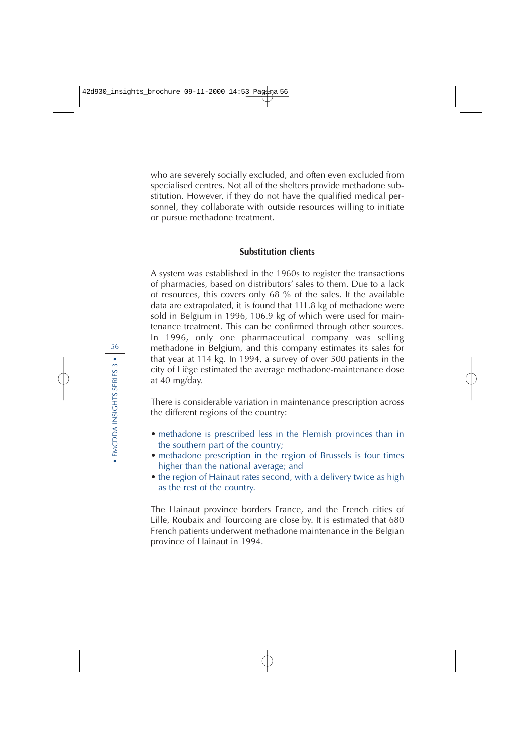who are severely socially excluded, and often even excluded from specialised centres. Not all of the shelters provide methadone substitution. However, if they do not have the qualified medical personnel, they collaborate with outside resources willing to initiate or pursue methadone treatment.

### Substitution clients

A system was established in the 1960s to register the transactions of pharmacies, based on distributors' sales to them. Due to a lack of resources, this covers only 68 % of the sales. If the available data are extrapolated, it is found that 111.8 kg of methadone were sold in Belgium in 1996, 106.9 kg of which were used for maintenance treatment. This can be confirmed through other sources. In 1996, only one pharmaceutical company was selling methadone in Belgium, and this company estimates its sales for that year at 114 kg. In 1994, a survey of over 500 patients in the city of Liège estimated the average methadone-maintenance dose at 40 mg/day.

There is considerable variation in maintenance prescription across the different regions of the country:

- methadone is prescribed less in the Flemish provinces than in the southern part of the country;
- methadone prescription in the region of Brussels is four times higher than the national average; and
- the region of Hainaut rates second, with a delivery twice as high as the rest of the country.

The Hainaut province borders France, and the French cities of Lille, Roubaix and Tourcoing are close by. It is estimated that 680 French patients underwent methadone maintenance in the Belgian province of Hainaut in 1994.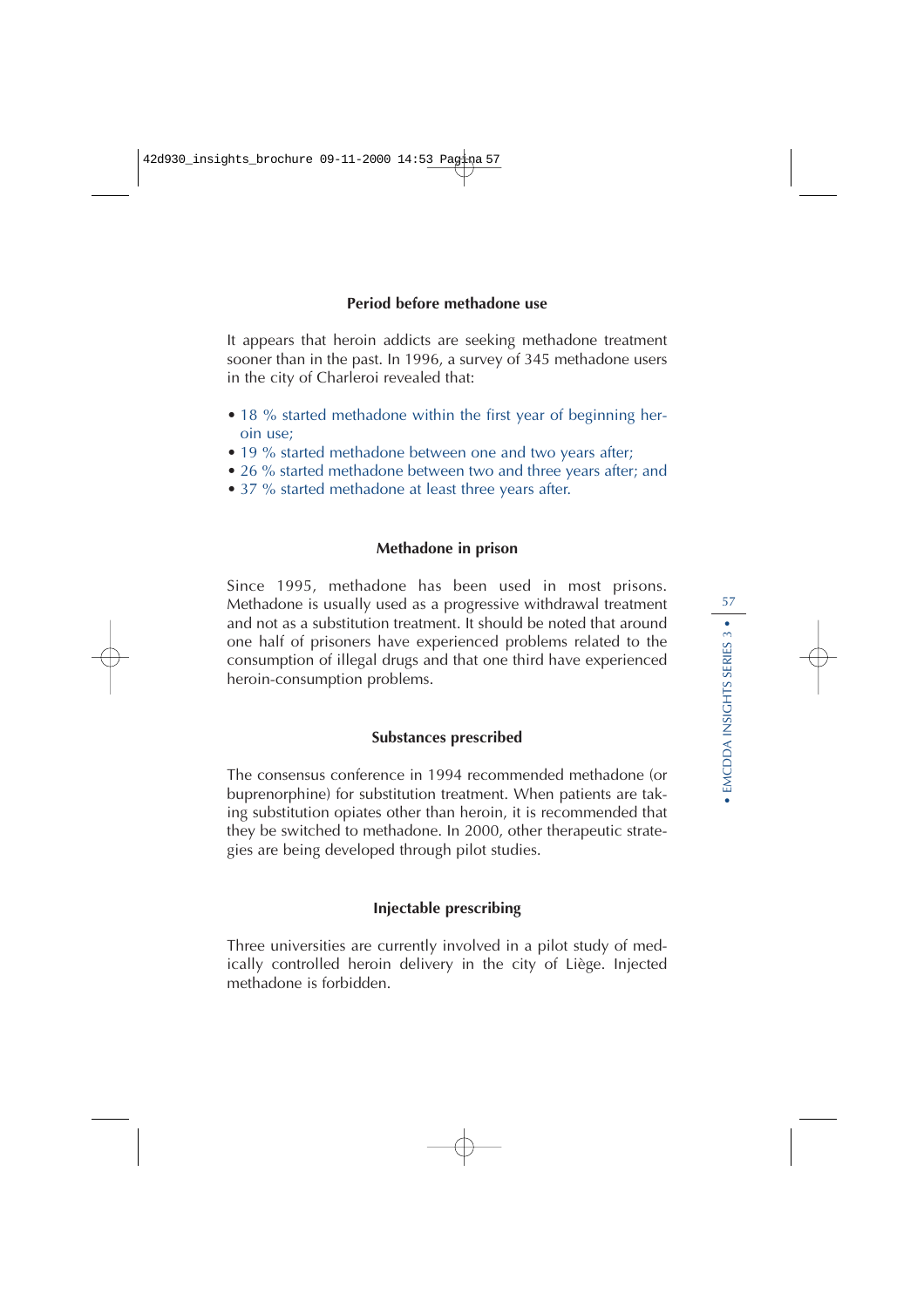### Period before methadone use

It appears that heroin addicts are seeking methadone treatment sooner than in the past. In 1996, a survey of 345 methadone users in the city of Charleroi revealed that:

- 18 % started methadone within the first year of beginning heroin use;
- 19 % started methadone between one and two years after;
- 26 % started methadone between two and three years after; and
- 37 % started methadone at least three years after.

### Methadone in prison

Since 1995, methadone has been used in most prisons. Methadone is usually used as a progressive withdrawal treatment and not as a substitution treatment. It should be noted that around one half of prisoners have experienced problems related to the consumption of illegal drugs and that one third have experienced heroin-consumption problems.

### Substances prescribed

The consensus conference in 1994 recommended methadone (or buprenorphine) for substitution treatment. When patients are taking substitution opiates other than heroin, it is recommended that they be switched to methadone. In 2000, other therapeutic strategies are being developed through pilot studies.

### Injectable prescribing

Three universities are currently involved in a pilot study of medically controlled heroin delivery in the city of Liège. Injected methadone is forbidden.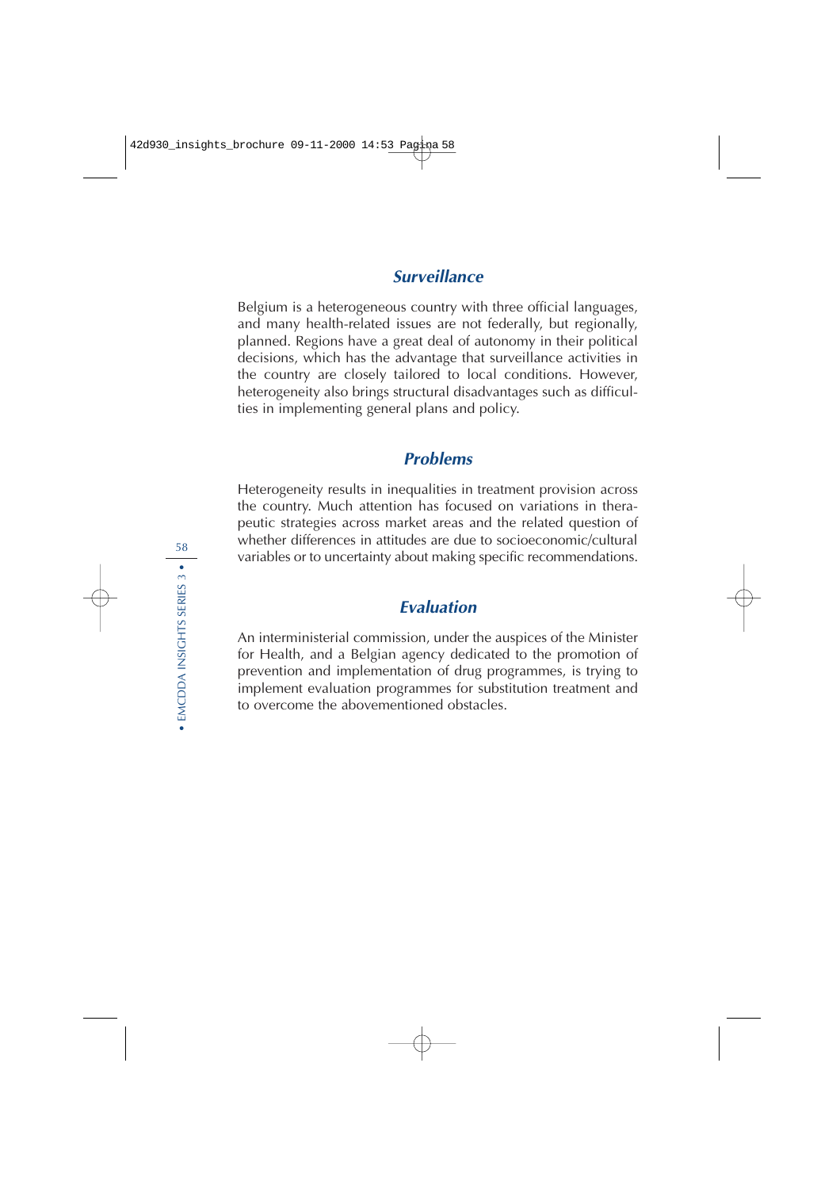### *Surveillance*

Belgium is a heterogeneous country with three official languages, and many health-related issues are not federally, but regionally, planned. Regions have a great deal of autonomy in their political decisions, which has the advantage that surveillance activities in the country are closely tailored to local conditions. However, heterogeneity also brings structural disadvantages such as difficulties in implementing general plans and policy.

### *Problems*

Heterogeneity results in inequalities in treatment provision across the country. Much attention has focused on variations in therapeutic strategies across market areas and the related question of whether differences in attitudes are due to socioeconomic/cultural variables or to uncertainty about making specific recommendations.

### *Evaluation*

An interministerial commission, under the auspices of the Minister for Health, and a Belgian agency dedicated to the promotion of prevention and implementation of drug programmes, is trying to implement evaluation programmes for substitution treatment and to overcome the abovementioned obstacles.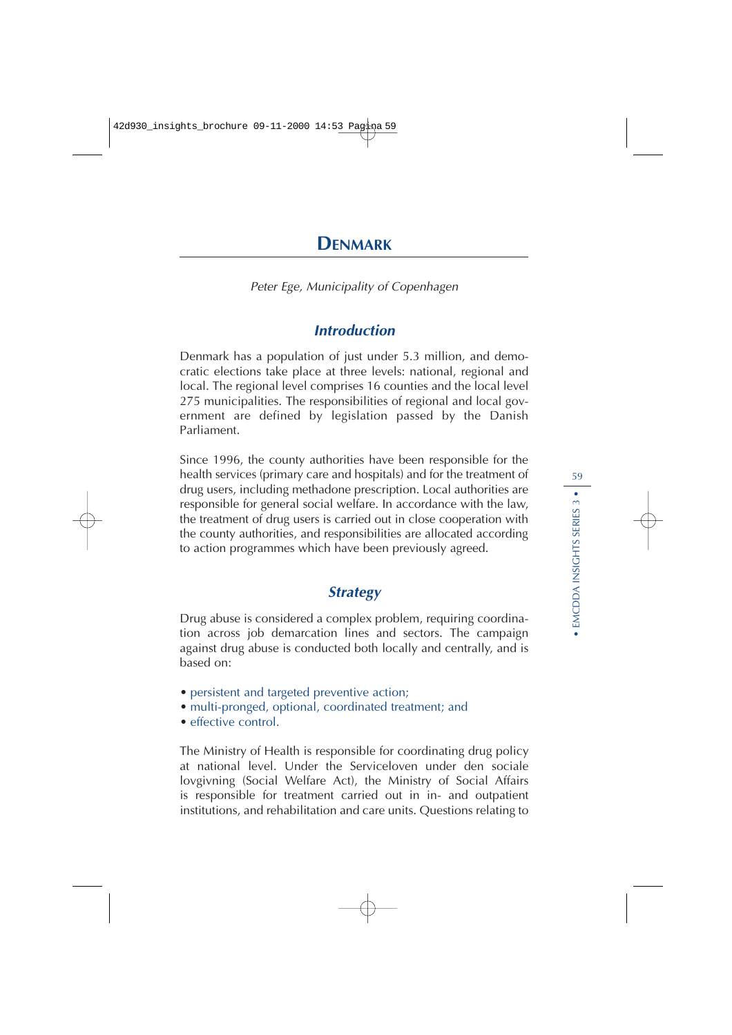# Denmark

*Peter Ege, Municipality of Copenhagen*

## *Introduction*

Denmark has a population of just under 5.3 million, and democratic elections take place at three levels: national, regional and local. The regional level comprises 16 counties and the local level 275 municipalities. The responsibilities of regional and local government are defined by legislation passed by the Danish Parliament.

Since 1996, the county authorities have been responsible for the health services (primary care and hospitals) and for the treatment of drug users, including methadone prescription. Local authorities are responsible for general social welfare. In accordance with the law, the treatment of drug users is carried out in close cooperation with the county authorities, and responsibilities are allocated according to action programmes which have been previously agreed.

## *Strategy*

Drug abuse is considered a complex problem, requiring coordination across job demarcation lines and sectors. The campaign against drug abuse is conducted both locally and centrally, and is based on:

- persistent and targeted preventive action;
- multi-pronged, optional, coordinated treatment; and
- effective control.

The Ministry of Health is responsible for coordinating drug policy at national level. Under the Serviceloven under den sociale lovgivning (Social Welfare Act), the Ministry of Social Affairs is responsible for treatment carried out in in- and outpatient institutions, and rehabilitation and care units. Questions relating to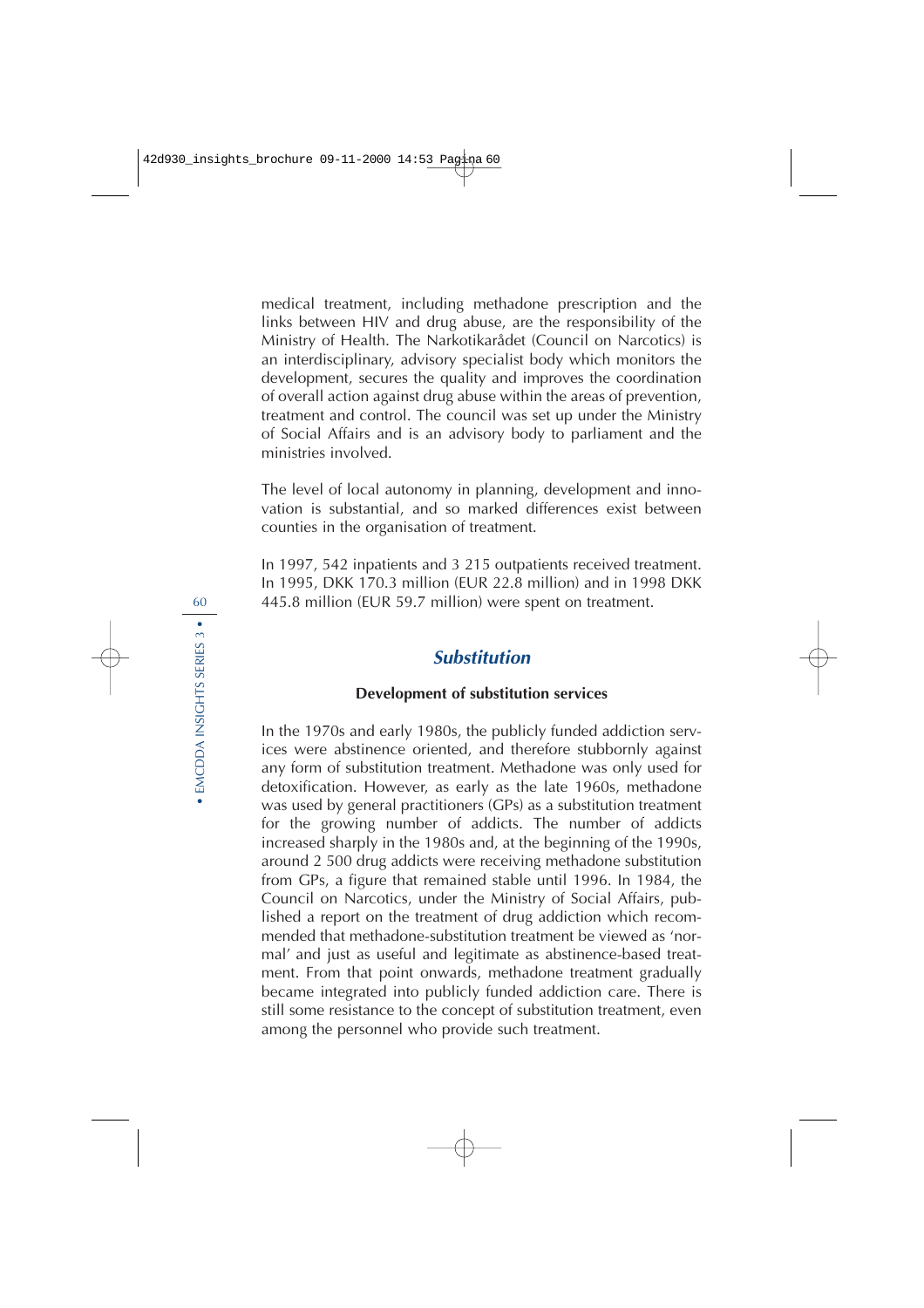medical treatment, including methadone prescription and the links between HIV and drug abuse, are the responsibility of the Ministry of Health. The Narkotikarådet (Council on Narcotics) is an interdisciplinary, advisory specialist body which monitors the development, secures the quality and improves the coordination of overall action against drug abuse within the areas of prevention, treatment and control. The council was set up under the Ministry of Social Affairs and is an advisory body to parliament and the ministries involved.

The level of local autonomy in planning, development and innovation is substantial, and so marked differences exist between counties in the organisation of treatment.

In 1997, 542 inpatients and 3 215 outpatients received treatment. In 1995, DKK 170.3 million (EUR 22.8 million) and in 1998 DKK 445.8 million (EUR 59.7 million) were spent on treatment.

## *Substitution*

### Development of substitution services

In the 1970s and early 1980s, the publicly funded addiction services were abstinence oriented, and therefore stubbornly against any form of substitution treatment. Methadone was only used for detoxification. However, as early as the late 1960s, methadone was used by general practitioners (GPs) as a substitution treatment for the growing number of addicts. The number of addicts increased sharply in the 1980s and, at the beginning of the 1990s, around 2 500 drug addicts were receiving methadone substitution from GPs, a figure that remained stable until 1996. In 1984, the Council on Narcotics, under the Ministry of Social Affairs, published a report on the treatment of drug addiction which recommended that methadone-substitution treatment be viewed as 'normal' and just as useful and legitimate as abstinence-based treatment. From that point onwards, methadone treatment gradually became integrated into publicly funded addiction care. There is still some resistance to the concept of substitution treatment, even among the personnel who provide such treatment.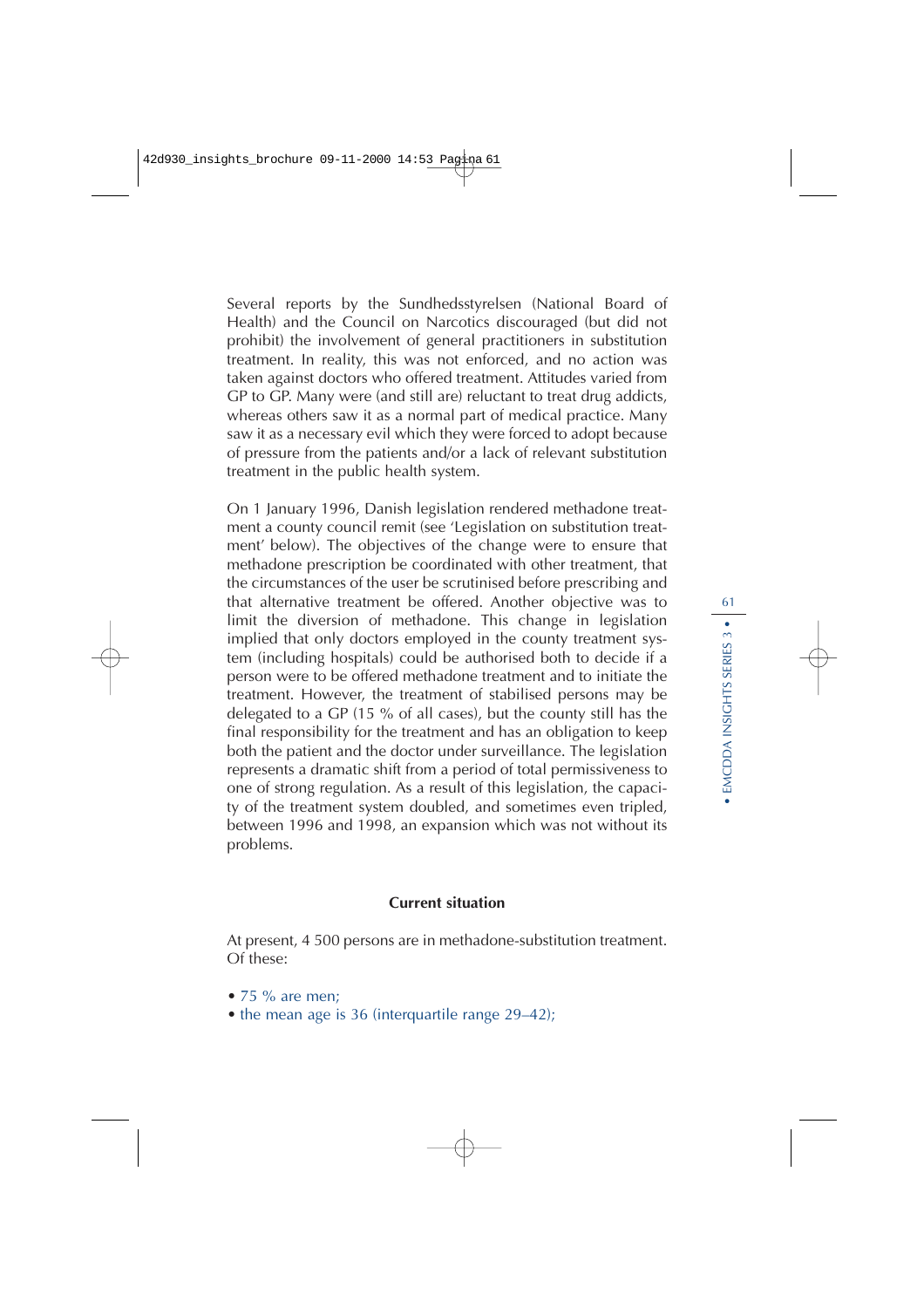Several reports by the Sundhedsstyrelsen (National Board of Health) and the Council on Narcotics discouraged (but did not prohibit) the involvement of general practitioners in substitution treatment. In reality, this was not enforced, and no action was taken against doctors who offered treatment. Attitudes varied from GP to GP. Many were (and still are) reluctant to treat drug addicts, whereas others saw it as a normal part of medical practice. Many saw it as a necessary evil which they were forced to adopt because of pressure from the patients and/or a lack of relevant substitution treatment in the public health system.

On 1 January 1996, Danish legislation rendered methadone treatment a county council remit (see 'Legislation on substitution treatment' below). The objectives of the change were to ensure that methadone prescription be coordinated with other treatment, that the circumstances of the user be scrutinised before prescribing and that alternative treatment be offered. Another objective was to limit the diversion of methadone. This change in legislation implied that only doctors employed in the county treatment system (including hospitals) could be authorised both to decide if a person were to be offered methadone treatment and to initiate the treatment. However, the treatment of stabilised persons may be delegated to a GP (15 % of all cases), but the county still has the final responsibility for the treatment and has an obligation to keep both the patient and the doctor under surveillance. The legislation represents a dramatic shift from a period of total permissiveness to one of strong regulation. As a result of this legislation, the capacity of the treatment system doubled, and sometimes even tripled, between 1996 and 1998, an expansion which was not without its problems.

### Current situation

At present, 4 500 persons are in methadone-substitution treatment. Of these:

- 75 % are men;
- the mean age is 36 (interquartile range 29–42);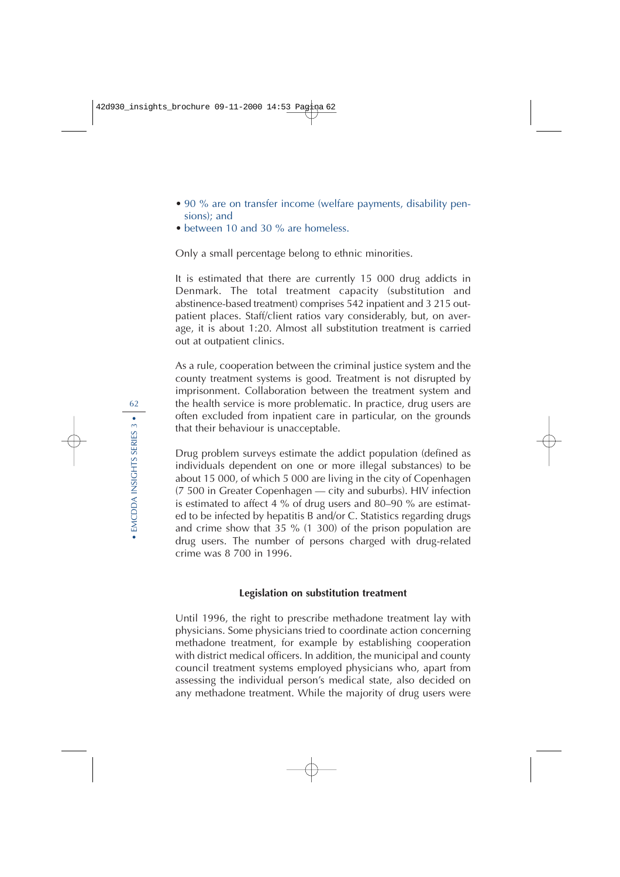- 90 % are on transfer income (welfare payments, disability pensions); and
- between 10 and 30 % are homeless.

Only a small percentage belong to ethnic minorities.

It is estimated that there are currently 15 000 drug addicts in Denmark. The total treatment capacity (substitution and abstinence-based treatment) comprises 542 inpatient and 3 215 outpatient places. Staff/client ratios vary considerably, but, on average, it is about 1:20. Almost all substitution treatment is carried out at outpatient clinics.

As a rule, cooperation between the criminal justice system and the county treatment systems is good. Treatment is not disrupted by imprisonment. Collaboration between the treatment system and the health service is more problematic. In practice, drug users are often excluded from inpatient care in particular, on the grounds that their behaviour is unacceptable.

Drug problem surveys estimate the addict population (defined as individuals dependent on one or more illegal substances) to be about 15 000, of which 5 000 are living in the city of Copenhagen (7 500 in Greater Copenhagen — city and suburbs). HIV infection is estimated to affect 4 % of drug users and 80–90 % are estimated to be infected by hepatitis B and/or C. Statistics regarding drugs and crime show that 35 % (1 300) of the prison population are drug users. The number of persons charged with drug-related crime was 8 700 in 1996.

### Legislation on substitution treatment

Until 1996, the right to prescribe methadone treatment lay with physicians. Some physicians tried to coordinate action concerning methadone treatment, for example by establishing cooperation with district medical officers. In addition, the municipal and county council treatment systems employed physicians who, apart from assessing the individual person's medical state, also decided on any methadone treatment. While the majority of drug users were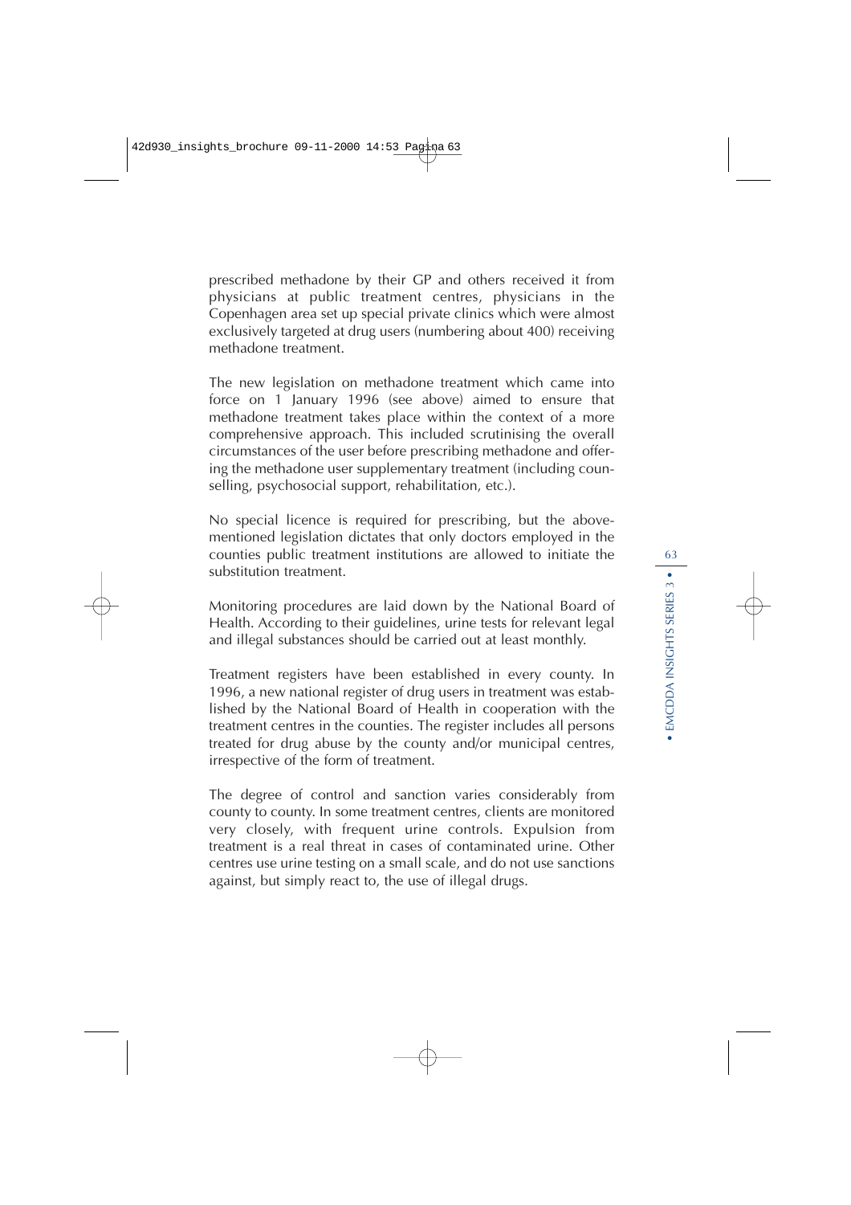prescribed methadone by their GP and others received it from physicians at public treatment centres, physicians in the Copenhagen area set up special private clinics which were almost exclusively targeted at drug users (numbering about 400) receiving methadone treatment.

The new legislation on methadone treatment which came into force on 1 January 1996 (see above) aimed to ensure that methadone treatment takes place within the context of a more comprehensive approach. This included scrutinising the overall circumstances of the user before prescribing methadone and offering the methadone user supplementary treatment (including counselling, psychosocial support, rehabilitation, etc.).

No special licence is required for prescribing, but the abovementioned legislation dictates that only doctors employed in the counties public treatment institutions are allowed to initiate the substitution treatment.

Monitoring procedures are laid down by the National Board of Health. According to their guidelines, urine tests for relevant legal and illegal substances should be carried out at least monthly.

Treatment registers have been established in every county. In 1996, a new national register of drug users in treatment was established by the National Board of Health in cooperation with the treatment centres in the counties. The register includes all persons treated for drug abuse by the county and/or municipal centres, irrespective of the form of treatment.

The degree of control and sanction varies considerably from county to county. In some treatment centres, clients are monitored very closely, with frequent urine controls. Expulsion from treatment is a real threat in cases of contaminated urine. Other centres use urine testing on a small scale, and do not use sanctions against, but simply react to, the use of illegal drugs.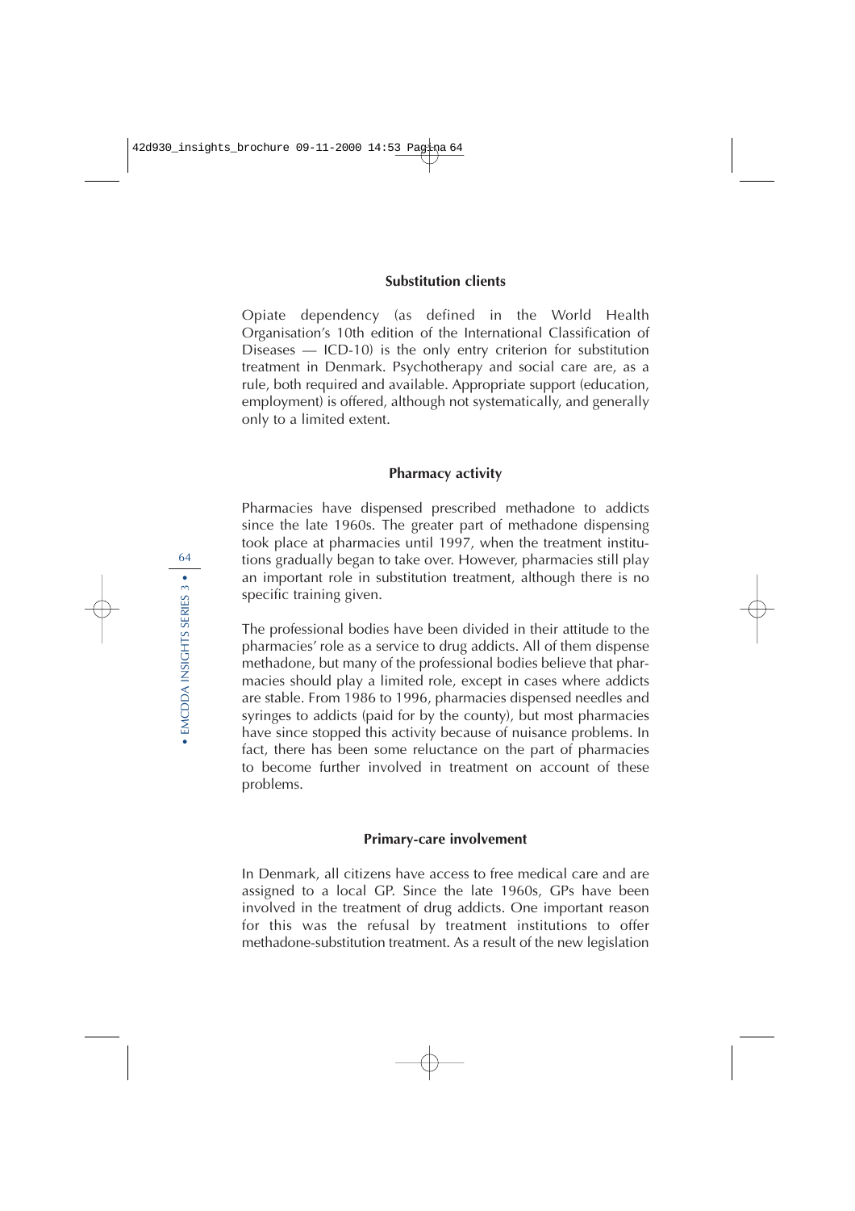### Substitution clients

Opiate dependency (as defined in the World Health Organisation's 10th edition of the International Classification of Diseases — ICD-10) is the only entry criterion for substitution treatment in Denmark. Psychotherapy and social care are, as a rule, both required and available. Appropriate support (education, employment) is offered, although not systematically, and generally only to a limited extent.

### Pharmacy activity

Pharmacies have dispensed prescribed methadone to addicts since the late 1960s. The greater part of methadone dispensing took place at pharmacies until 1997, when the treatment institutions gradually began to take over. However, pharmacies still play an important role in substitution treatment, although there is no specific training given.

The professional bodies have been divided in their attitude to the pharmacies' role as a service to drug addicts. All of them dispense methadone, but many of the professional bodies believe that pharmacies should play a limited role, except in cases where addicts are stable. From 1986 to 1996, pharmacies dispensed needles and syringes to addicts (paid for by the county), but most pharmacies have since stopped this activity because of nuisance problems. In fact, there has been some reluctance on the part of pharmacies to become further involved in treatment on account of these problems.

### Primary-care involvement

In Denmark, all citizens have access to free medical care and are assigned to a local GP. Since the late 1960s, GPs have been involved in the treatment of drug addicts. One important reason for this was the refusal by treatment institutions to offer methadone-substitution treatment. As a result of the new legislation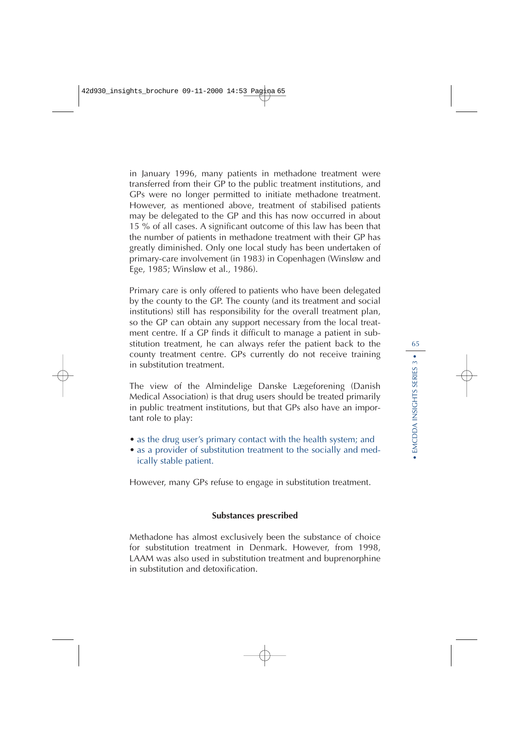in January 1996, many patients in methadone treatment were transferred from their GP to the public treatment institutions, and GPs were no longer permitted to initiate methadone treatment. However, as mentioned above, treatment of stabilised patients may be delegated to the GP and this has now occurred in about 15 % of all cases. A significant outcome of this law has been that the number of patients in methadone treatment with their GP has greatly diminished. Only one local study has been undertaken of primary-care involvement (in 1983) in Copenhagen (Winsløw and Ege, 1985; Winsløw et al., 1986).

Primary care is only offered to patients who have been delegated by the county to the GP. The county (and its treatment and social institutions) still has responsibility for the overall treatment plan, so the GP can obtain any support necessary from the local treatment centre. If a GP finds it difficult to manage a patient in substitution treatment, he can always refer the patient back to the county treatment centre. GPs currently do not receive training in substitution treatment.

The view of the Almindelige Danske Lægeforening (Danish Medical Association) is that drug users should be treated primarily in public treatment institutions, but that GPs also have an important role to play:

- as the drug user's primary contact with the health system; and
- as a provider of substitution treatment to the socially and medically stable patient.

However, many GPs refuse to engage in substitution treatment.

### Substances prescribed

Methadone has almost exclusively been the substance of choice for substitution treatment in Denmark. However, from 1998, LAAM was also used in substitution treatment and buprenorphine in substitution and detoxification.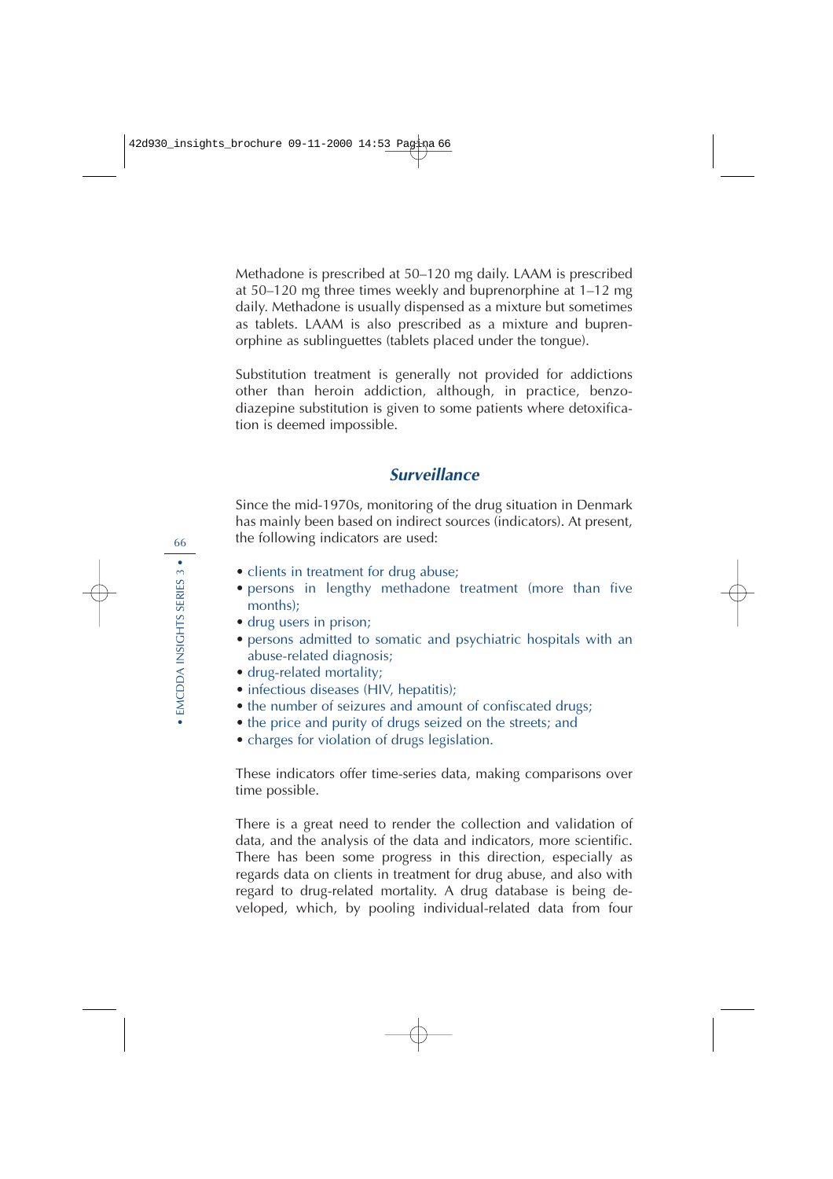Methadone is prescribed at 50–120 mg daily. LAAM is prescribed at 50–120 mg three times weekly and buprenorphine at 1–12 mg daily. Methadone is usually dispensed as a mixture but sometimes as tablets. LAAM is also prescribed as a mixture and buprenorphine as sublinguettes (tablets placed under the tongue).

Substitution treatment is generally not provided for addictions other than heroin addiction, although, in practice, benzodiazepine substitution is given to some patients where detoxification is deemed impossible.

## *Surveillance*

Since the mid-1970s, monitoring of the drug situation in Denmark has mainly been based on indirect sources (indicators). At present, the following indicators are used:

- clients in treatment for drug abuse;
- persons in lengthy methadone treatment (more than five months);
- drug users in prison;
- persons admitted to somatic and psychiatric hospitals with an abuse-related diagnosis;
- drug-related mortality;
- infectious diseases (HIV, hepatitis);
- the number of seizures and amount of confiscated drugs;
- the price and purity of drugs seized on the streets; and
- charges for violation of drugs legislation.

These indicators offer time-series data, making comparisons over time possible.

There is a great need to render the collection and validation of data, and the analysis of the data and indicators, more scientific. There has been some progress in this direction, especially as regards data on clients in treatment for drug abuse, and also with regard to drug-related mortality. A drug database is being developed, which, by pooling individual-related data from four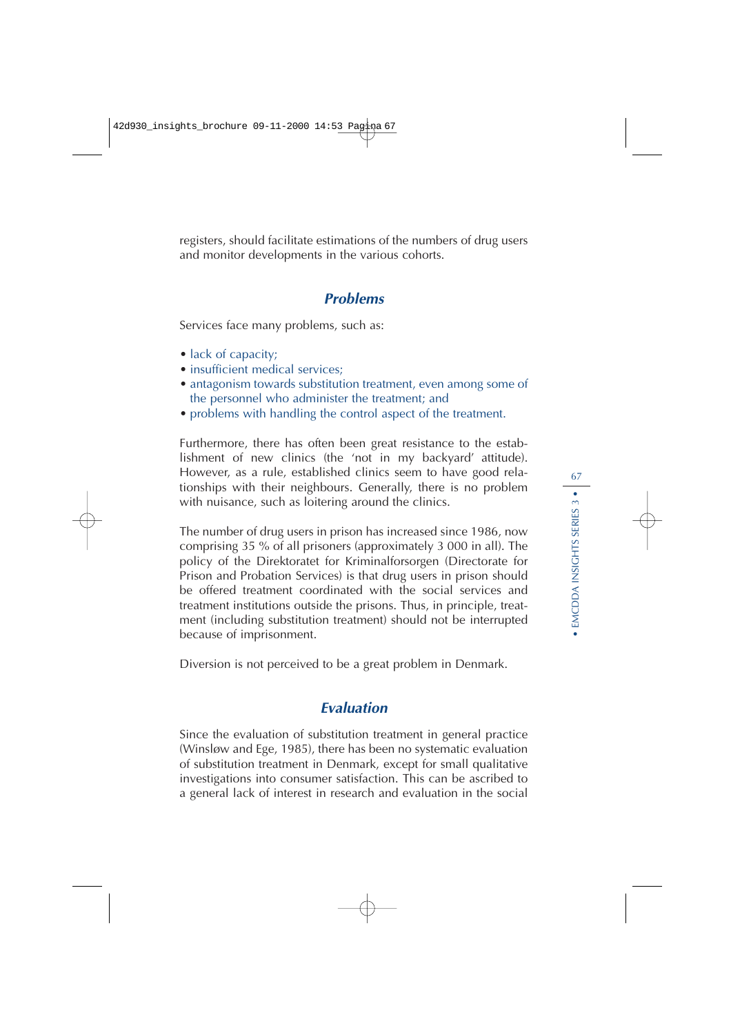registers, should facilitate estimations of the numbers of drug users and monitor developments in the various cohorts.

## *Problems*

Services face many problems, such as:

- lack of capacity;
- insufficient medical services;
- antagonism towards substitution treatment, even among some of the personnel who administer the treatment; and
- problems with handling the control aspect of the treatment.

Furthermore, there has often been great resistance to the establishment of new clinics (the 'not in my backyard' attitude). However, as a rule, established clinics seem to have good relationships with their neighbours. Generally, there is no problem with nuisance, such as loitering around the clinics.

The number of drug users in prison has increased since 1986, now comprising 35 % of all prisoners (approximately 3 000 in all). The policy of the Direktoratet for Kriminalforsorgen (Directorate for Prison and Probation Services) is that drug users in prison should be offered treatment coordinated with the social services and treatment institutions outside the prisons. Thus, in principle, treatment (including substitution treatment) should not be interrupted because of imprisonment.

Diversion is not perceived to be a great problem in Denmark.

## *Evaluation*

Since the evaluation of substitution treatment in general practice (Winsløw and Ege, 1985), there has been no systematic evaluation of substitution treatment in Denmark, except for small qualitative investigations into consumer satisfaction. This can be ascribed to a general lack of interest in research and evaluation in the social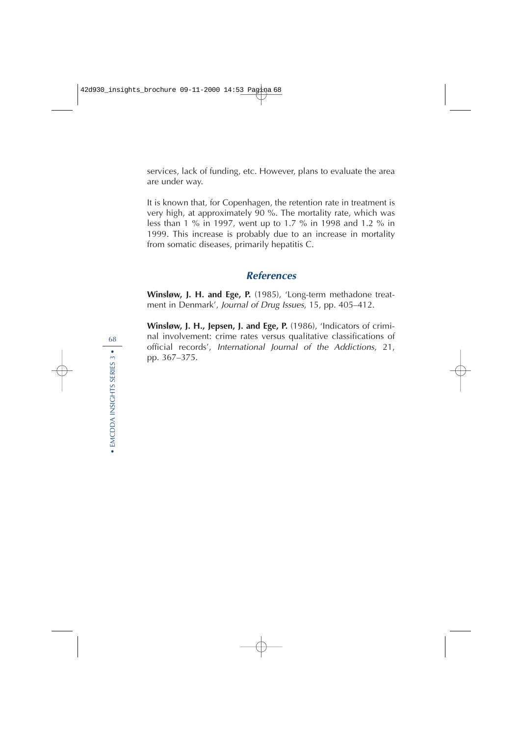services, lack of funding, etc. However, plans to evaluate the area are under way.

It is known that, for Copenhagen, the retention rate in treatment is very high, at approximately 90 %. The mortality rate, which was less than 1 % in 1997, went up to 1.7 % in 1998 and 1.2 % in 1999. This increase is probably due to an increase in mortality from somatic diseases, primarily hepatitis C.

## References

**Winsløw, J. H. and Ege, P.** (1985), 'Long-term methadone treatment in Denmark', *Journal of Drug Issues*, 15, pp. 405–412.

**Winsløw, J. H., Jepsen, J. and Ege, P.** (1986), 'Indicators of criminal involvement: crime rates versus qualitative classifications of official records', *International Journal of the Addictions*, 21, pp. 367–375.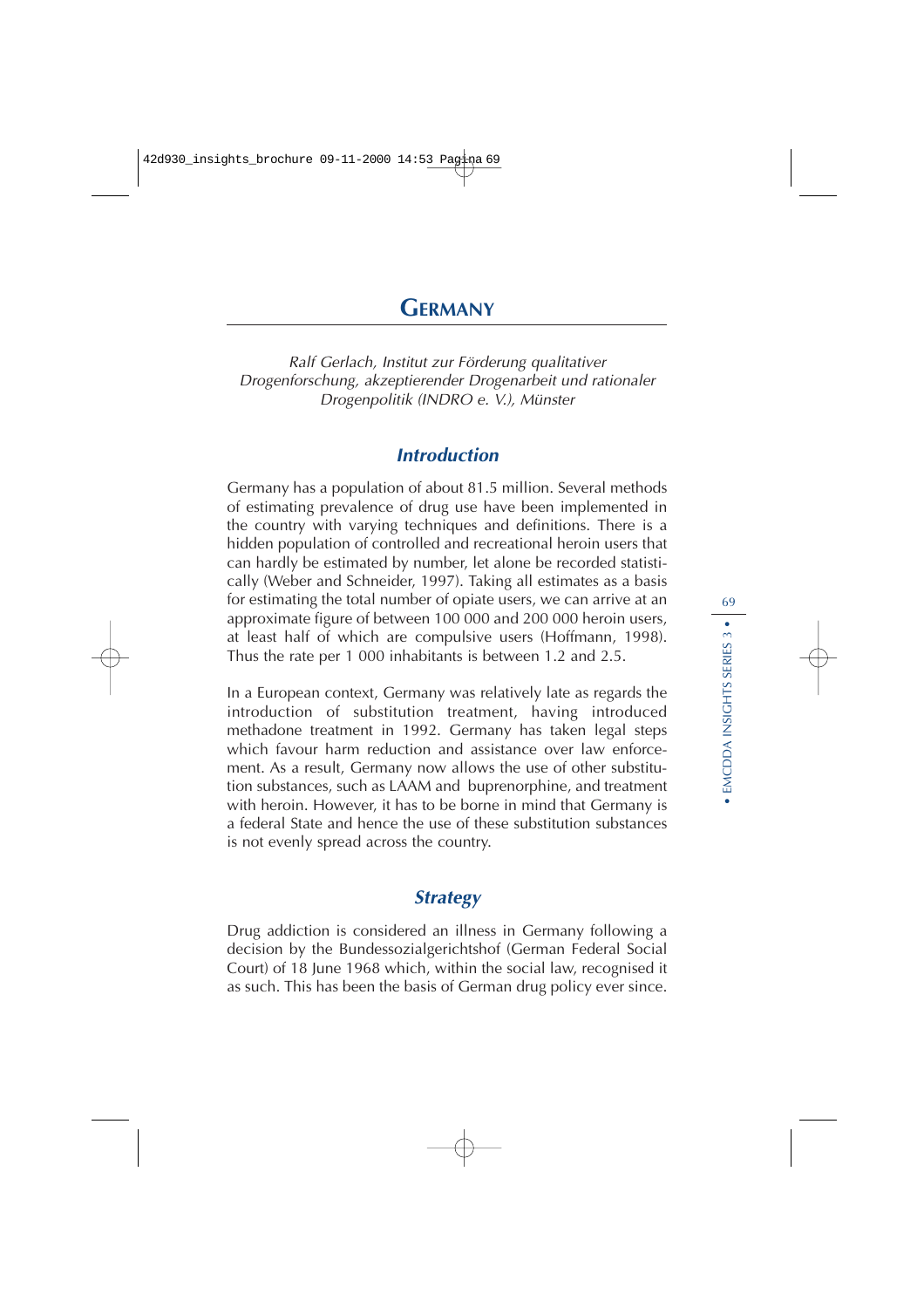# GERMANY

*Ralf Gerlach, Institut zur Förderung qualitativer Drogenforschung, akzeptierender Drogenarbeit und rationaler Drogenpolitik (INDRO e. V.), Münster*

## *Introduction*

Germany has a population of about 81.5 million. Several methods of estimating prevalence of drug use have been implemented in the country with varying techniques and definitions. There is a hidden population of controlled and recreational heroin users that can hardly be estimated by number, let alone be recorded statistically (Weber and Schneider, 1997). Taking all estimates as a basis for estimating the total number of opiate users, we can arrive at an approximate figure of between 100 000 and 200 000 heroin users, at least half of which are compulsive users (Hoffmann, 1998). Thus the rate per 1 000 inhabitants is between 1.2 and 2.5.

In a European context, Germany was relatively late as regards the introduction of substitution treatment, having introduced methadone treatment in 1992. Germany has taken legal steps which favour harm reduction and assistance over law enforcement. As a result, Germany now allows the use of other substitution substances, such as LAAM and buprenorphine, and treatment with heroin. However, it has to be borne in mind that Germany is a federal State and hence the use of these substitution substances is not evenly spread across the country.

## *Strategy*

Drug addiction is considered an illness in Germany following a decision by the Bundessozialgerichtshof (German Federal Social Court) of 18 June 1968 which, within the social law, recognised it as such. This has been the basis of German drug policy ever since.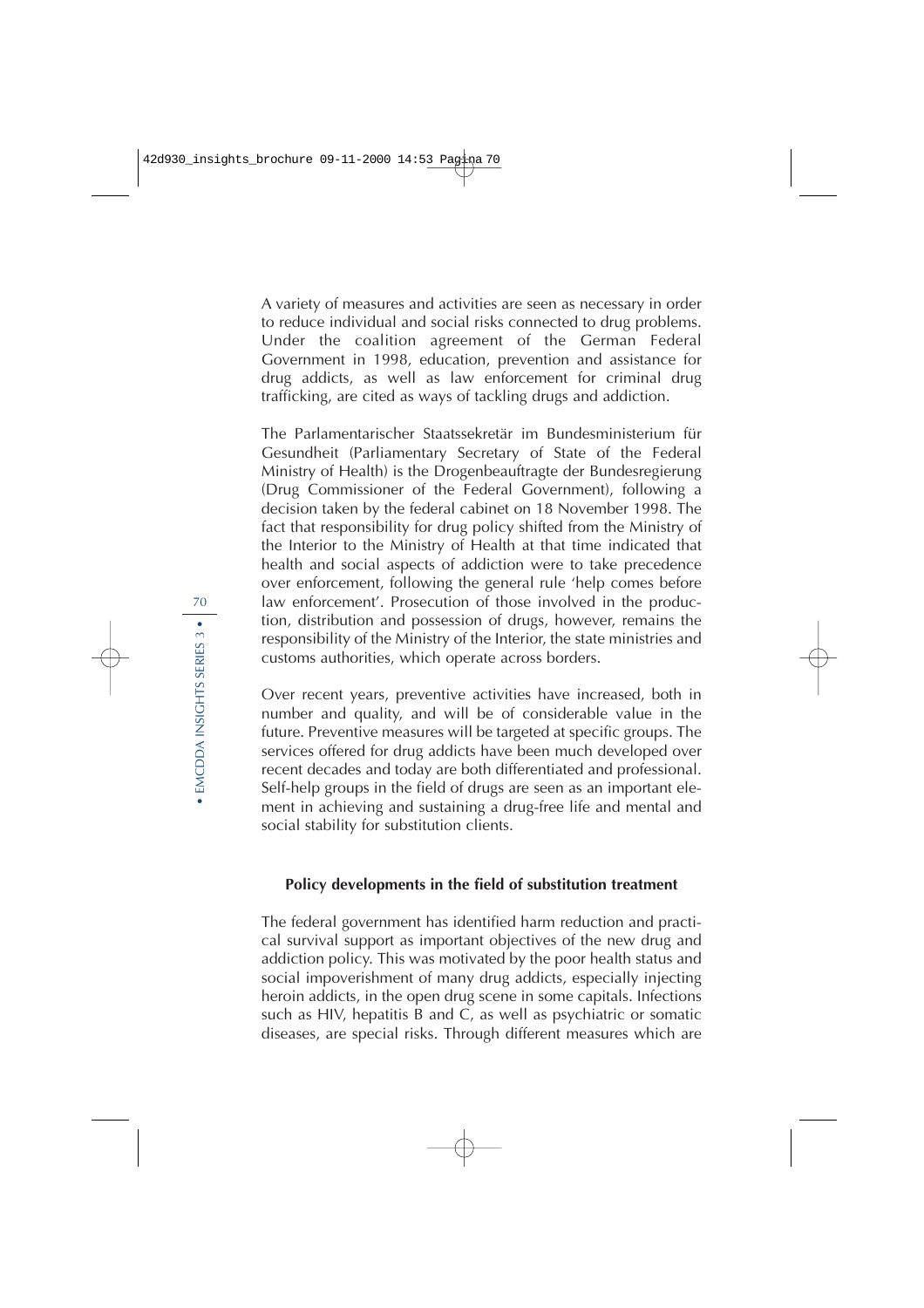A variety of measures and activities are seen as necessary in order to reduce individual and social risks connected to drug problems. Under the coalition agreement of the German Federal Government in 1998, education, prevention and assistance for drug addicts, as well as law enforcement for criminal drug trafficking, are cited as ways of tackling drugs and addiction.

The Parlamentarischer Staatssekretär im Bundesministerium für Gesundheit (Parliamentary Secretary of State of the Federal Ministry of Health) is the Drogenbeauftragte der Bundesregierung (Drug Commissioner of the Federal Government), following a decision taken by the federal cabinet on 18 November 1998. The fact that responsibility for drug policy shifted from the Ministry of the Interior to the Ministry of Health at that time indicated that health and social aspects of addiction were to take precedence over enforcement, following the general rule 'help comes before law enforcement'. Prosecution of those involved in the production, distribution and possession of drugs, however, remains the responsibility of the Ministry of the Interior, the state ministries and customs authorities, which operate across borders.

Over recent years, preventive activities have increased, both in number and quality, and will be of considerable value in the future. Preventive measures will be targeted at specific groups. The services offered for drug addicts have been much developed over recent decades and today are both differentiated and professional. Self-help groups in the field of drugs are seen as an important element in achieving and sustaining a drug-free life and mental and social stability for substitution clients.

### Policy developments in the field of substitution treatment

The federal government has identified harm reduction and practical survival support as important objectives of the new drug and addiction policy. This was motivated by the poor health status and social impoverishment of many drug addicts, especially injecting heroin addicts, in the open drug scene in some capitals. Infections such as HIV, hepatitis B and C, as well as psychiatric or somatic diseases, are special risks. Through different measures which are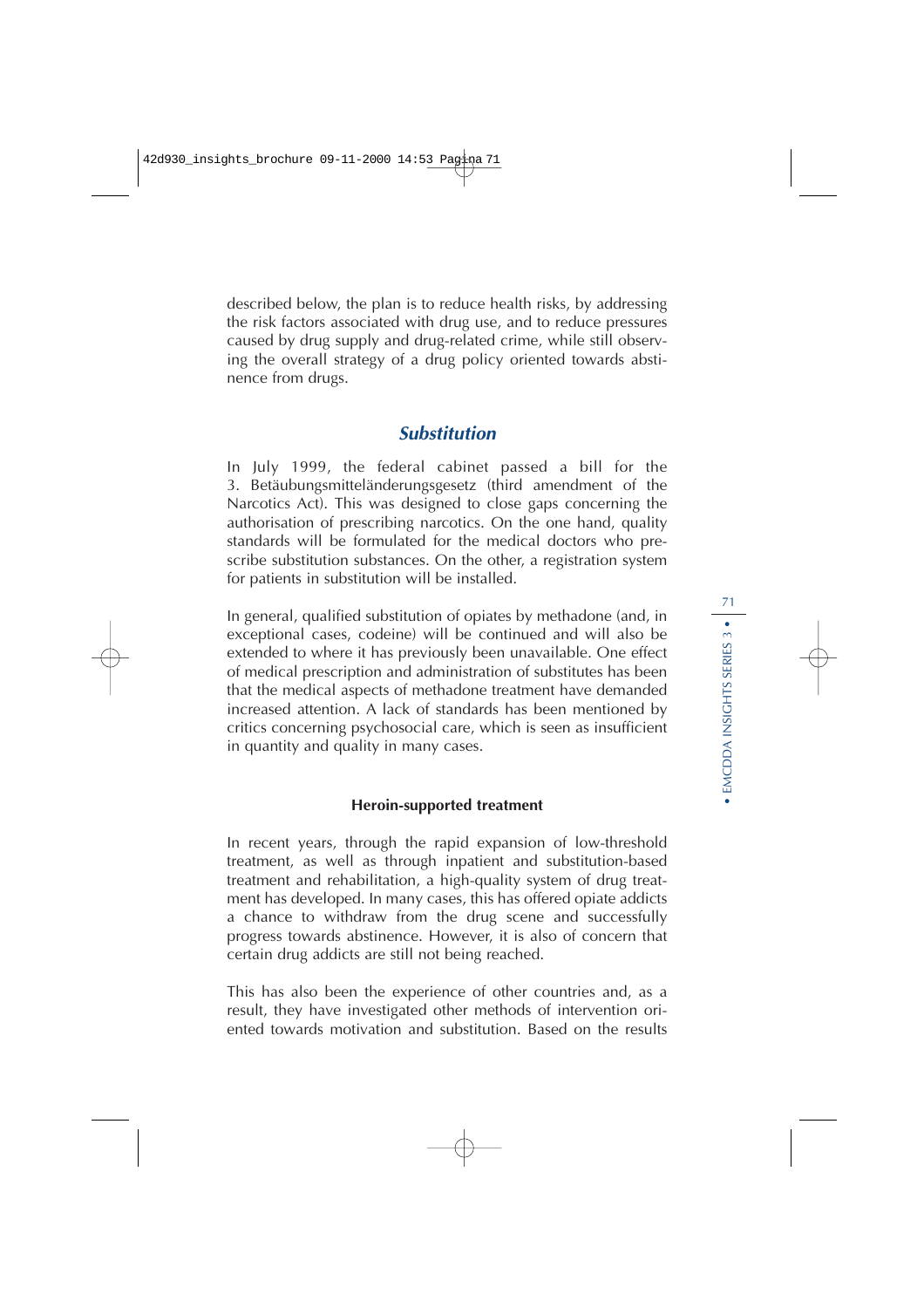described below, the plan is to reduce health risks, by addressing the risk factors associated with drug use, and to reduce pressures caused by drug supply and drug-related crime, while still observing the overall strategy of a drug policy oriented towards abstinence from drugs.

## *Substitution*

In July 1999, the federal cabinet passed a bill for the 3. Betäubungsmitteländerungsgesetz (third amendment of the Narcotics Act). This was designed to close gaps concerning the authorisation of prescribing narcotics. On the one hand, quality standards will be formulated for the medical doctors who prescribe substitution substances. On the other, a registration system for patients in substitution will be installed.

In general, qualified substitution of opiates by methadone (and, in exceptional cases, codeine) will be continued and will also be extended to where it has previously been unavailable. One effect of medical prescription and administration of substitutes has been that the medical aspects of methadone treatment have demanded increased attention. A lack of standards has been mentioned by critics concerning psychosocial care, which is seen as insufficient in quantity and quality in many cases.

### Heroin-supported treatment

In recent years, through the rapid expansion of low-threshold treatment, as well as through inpatient and substitution-based treatment and rehabilitation, a high-quality system of drug treatment has developed. In many cases, this has offered opiate addicts a chance to withdraw from the drug scene and successfully progress towards abstinence. However, it is also of concern that certain drug addicts are still not being reached.

This has also been the experience of other countries and, as a result, they have investigated other methods of intervention oriented towards motivation and substitution. Based on the results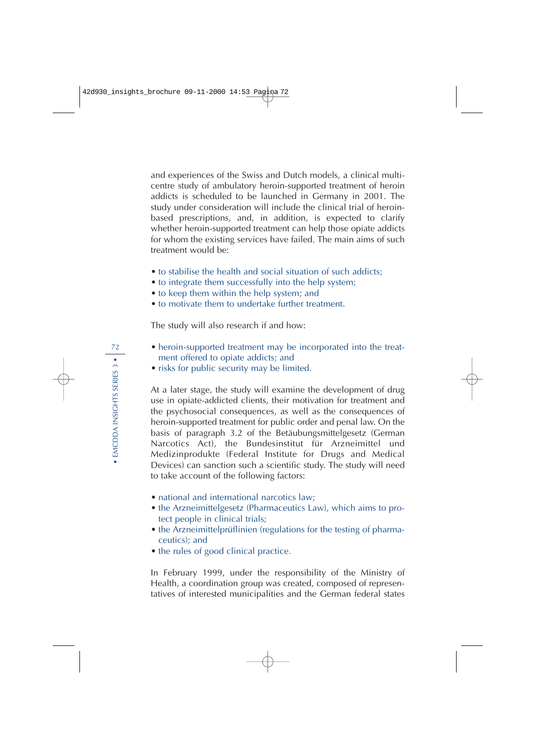and experiences of the Swiss and Dutch models, a clinical multi-centre study of ambulatory heroin-supported treatment of heroin addicts is scheduled to be launched in Germany in 2001. The study under consideration will include the clinical trial of heroin-based prescriptions, and, in addition, is expected to clarify whether heroin-supported treatment can help those opiate addicts for whom the existing services have failed. The main aims of such treatment would be:

- to stabilise the health and social situation of such addicts;
- to integrate them successfully into the help system;
- to keep them within the help system; and
- to motivate them to undertake further treatment.

The study will also research if and how:

- heroin-supported treatment may be incorporated into the treatment offered to opiate addicts; and
- risks for public security may be limited.

At a later stage, the study will examine the development of drug use in opiate-addicted clients, their motivation for treatment and the psychosocial consequences, as well as the consequences of heroin-supported treatment for public order and penal law. On the basis of paragraph 3.2 of the Betäubungsmittelgesetz (German Narcotics Act), the Bundesinstitut für Arzneimittel und Medizinprodukte (Federal Institute for Drugs and Medical Devices) can sanction such a scientific study. The study will need to take account of the following factors:

- national and international narcotics law;
- the Arzneimittelgesetz (Pharmaceutics Law), which aims to protect people in clinical trials;
- the Arzneimittelprüflinien (regulations for the testing of pharmaceutics); and
- the rules of good clinical practice.

In February 1999, under the responsibility of the Ministry of Health, a coordination group was created, composed of representatives of interested municipalities and the German federal states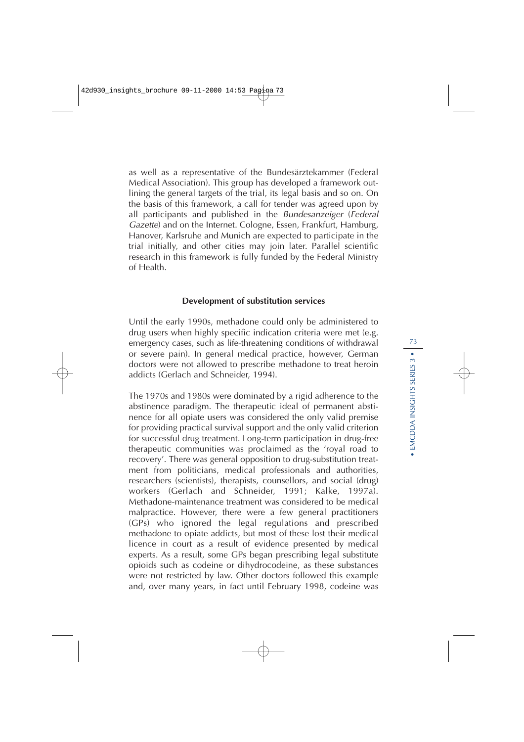as well as a representative of the Bundesärztekammer (Federal Medical Association). This group has developed a framework outlining the general targets of the trial, its legal basis and so on. On the basis of this framework, a call for tender was agreed upon by all participants and published in the *Bundesanzeiger* (*Federal Gazette*) and on the Internet. Cologne, Essen, Frankfurt, Hamburg, Hanover, Karlsruhe and Munich are expected to participate in the trial initially, and other cities may join later. Parallel scientific research in this framework is fully funded by the Federal Ministry of Health.

### Development of substitution services

Until the early 1990s, methadone could only be administered to drug users when highly specific indication criteria were met (e.g. emergency cases, such as life-threatening conditions of withdrawal or severe pain). In general medical practice, however, German doctors were not allowed to prescribe methadone to treat heroin addicts (Gerlach and Schneider, 1994).

The 1970s and 1980s were dominated by a rigid adherence to the abstinence paradigm. The therapeutic ideal of permanent abstinence for all opiate users was considered the only valid premise for providing practical survival support and the only valid criterion for successful drug treatment. Long-term participation in drug-free therapeutic communities was proclaimed as the 'royal road to recovery'. There was general opposition to drug-substitution treatment from politicians, medical professionals and authorities, researchers (scientists), therapists, counsellors, and social (drug) workers (Gerlach and Schneider, 1991; Kalke, 1997a). Methadone-maintenance treatment was considered to be medical malpractice. However, there were a few general practitioners (GPs) who ignored the legal regulations and prescribed methadone to opiate addicts, but most of these lost their medical licence in court as a result of evidence presented by medical experts. As a result, some GPs began prescribing legal substitute opioids such as codeine or dihydrocodeine, as these substances were not restricted by law. Other doctors followed this example and, over many years, in fact until February 1998, codeine was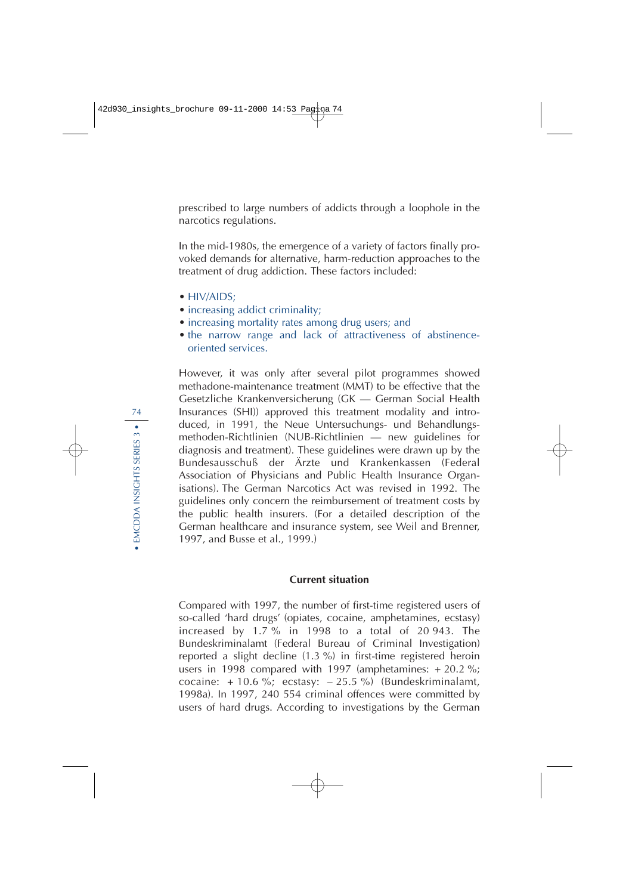prescribed to large numbers of addicts through a loophole in the narcotics regulations.

In the mid-1980s, the emergence of a variety of factors finally provoked demands for alternative, harm-reduction approaches to the treatment of drug addiction. These factors included:

- HIV/AIDS;
- increasing addict criminality;
- increasing mortality rates among drug users; and
- the narrow range and lack of attractiveness of abstinence-oriented services.

However, it was only after several pilot programmes showed methadone-maintenance treatment (MMT) to be effective that the Gesetzliche Krankenversicherung (GK — German Social Health Insurances (SHI)) approved this treatment modality and introduced, in 1991, the Neue Untersuchungs- und Behandlungsmethoden-Richtlinien (NUB-Richtlinien — new guidelines for diagnosis and treatment). These guidelines were drawn up by the Bundesausschuß der Ärzte und Krankenkassen (Federal Association of Physicians and Public Health Insurance Organisations). The German Narcotics Act was revised in 1992. The guidelines only concern the reimbursement of treatment costs by the public health insurers. (For a detailed description of the German healthcare and insurance system, see Weil and Brenner, 1997, and Busse et al., 1999.)

### Current situation

Compared with 1997, the number of first-time registered users of so-called 'hard drugs' (opiates, cocaine, amphetamines, ecstasy) increased by 1.7 % in 1998 to a total of 20 943. The Bundeskriminalamt (Federal Bureau of Criminal Investigation) reported a slight decline (1.3 %) in first-time registered heroin users in 1998 compared with 1997 (amphetamines: + 20.2 %; cocaine: + 10.6 %; ecstasy: – 25.5 %) (Bundeskriminalamt, 1998a). In 1997, 240 554 criminal offences were committed by users of hard drugs. According to investigations by the German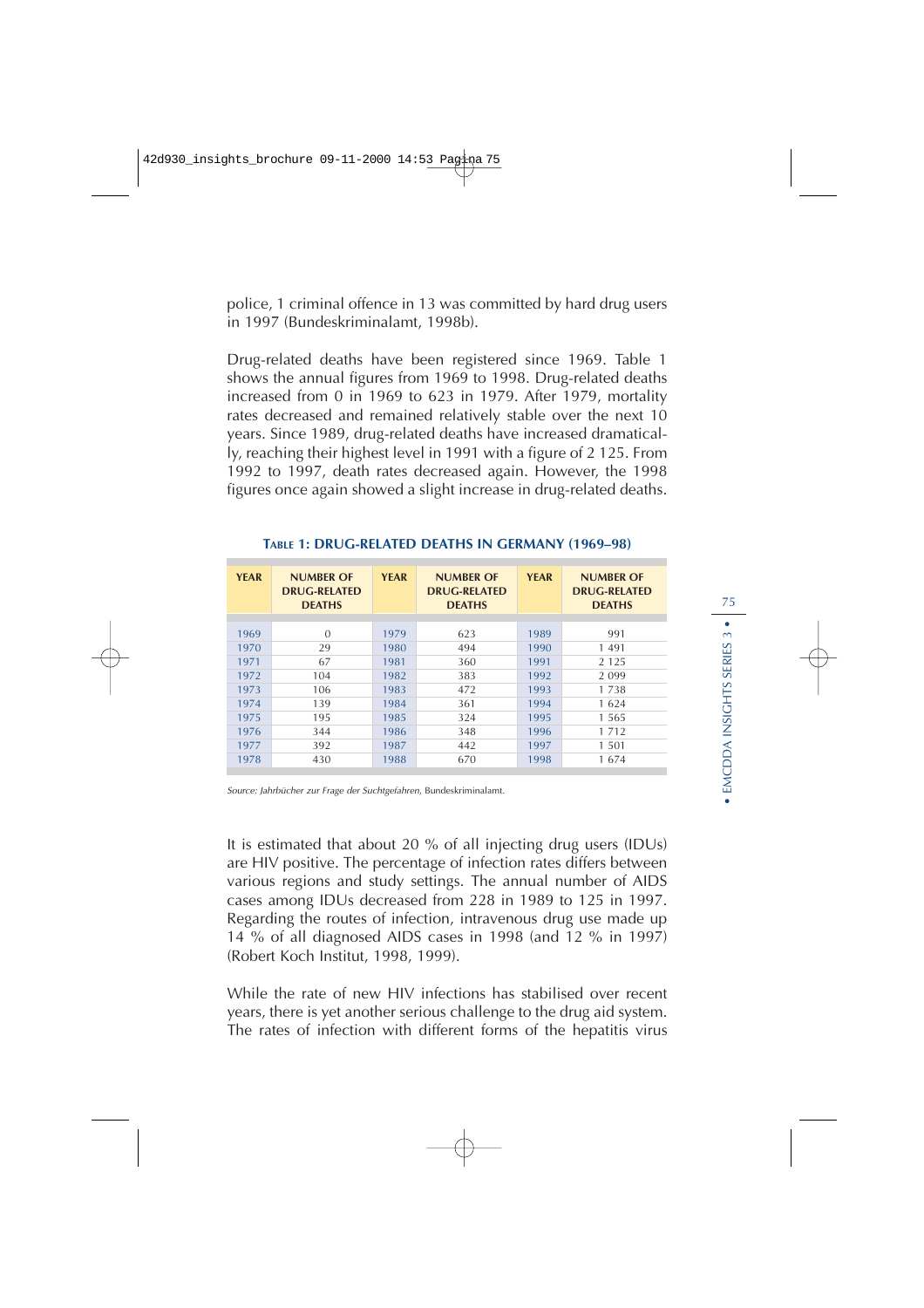police, 1 criminal offence in 13 was committed by hard drug users in 1997 (Bundeskriminalamt, 1998b).

Drug-related deaths have been registered since 1969. Table 1 shows the annual figures from 1969 to 1998. Drug-related deaths increased from 0 in 1969 to 623 in 1979. After 1979, mortality rates decreased and remained relatively stable over the next 10 years. Since 1989, drug-related deaths have increased dramatically, reaching their highest level in 1991 with a figure of 2 125. From 1992 to 1997, death rates decreased again. However, the 1998 figures once again showed a slight increase in drug-related deaths.

**TABLE 1: DRUG-RELATED DEATHS IN GERMANY (1969–98)**

| YEAR | NUMBER OF DRUG-RELATED DEATHS | YEAR | NUMBER OF DRUG-RELATED DEATHS | YEAR | NUMBER OF DRUG-RELATED DEATHS |
|---|---|---|---|---|---|
| 1969 | 0 | 1979 | 623 | 1989 | 991 |
| 1970 | 29 | 1980 | 494 | 1990 | 1 491 |
| 1971 | 67 | 1981 | 360 | 1991 | 2 125 |
| 1972 | 104 | 1982 | 383 | 1992 | 2 099 |
| 1973 | 106 | 1983 | 472 | 1993 | 1 738 |
| 1974 | 139 | 1984 | 361 | 1994 | 1 624 |
| 1975 | 195 | 1985 | 324 | 1995 | 1 565 |
| 1976 | 344 | 1986 | 348 | 1996 | 1 712 |
| 1977 | 392 | 1987 | 442 | 1997 | 1 501 |
| 1978 | 430 | 1988 | 670 | 1998 | 1 674 |

*Source: Jahrbücher zur Frage der Suchtgefahren,* Bundeskriminalamt.

It is estimated that about 20 % of all injecting drug users (IDUs) are HIV positive. The percentage of infection rates differs between various regions and study settings. The annual number of AIDS cases among IDUs decreased from 228 in 1989 to 125 in 1997. Regarding the routes of infection, intravenous drug use made up 14 % of all diagnosed AIDS cases in 1998 (and 12 % in 1997) (Robert Koch Institut, 1998, 1999).

While the rate of new HIV infections has stabilised over recent years, there is yet another serious challenge to the drug aid system. The rates of infection with different forms of the hepatitis virus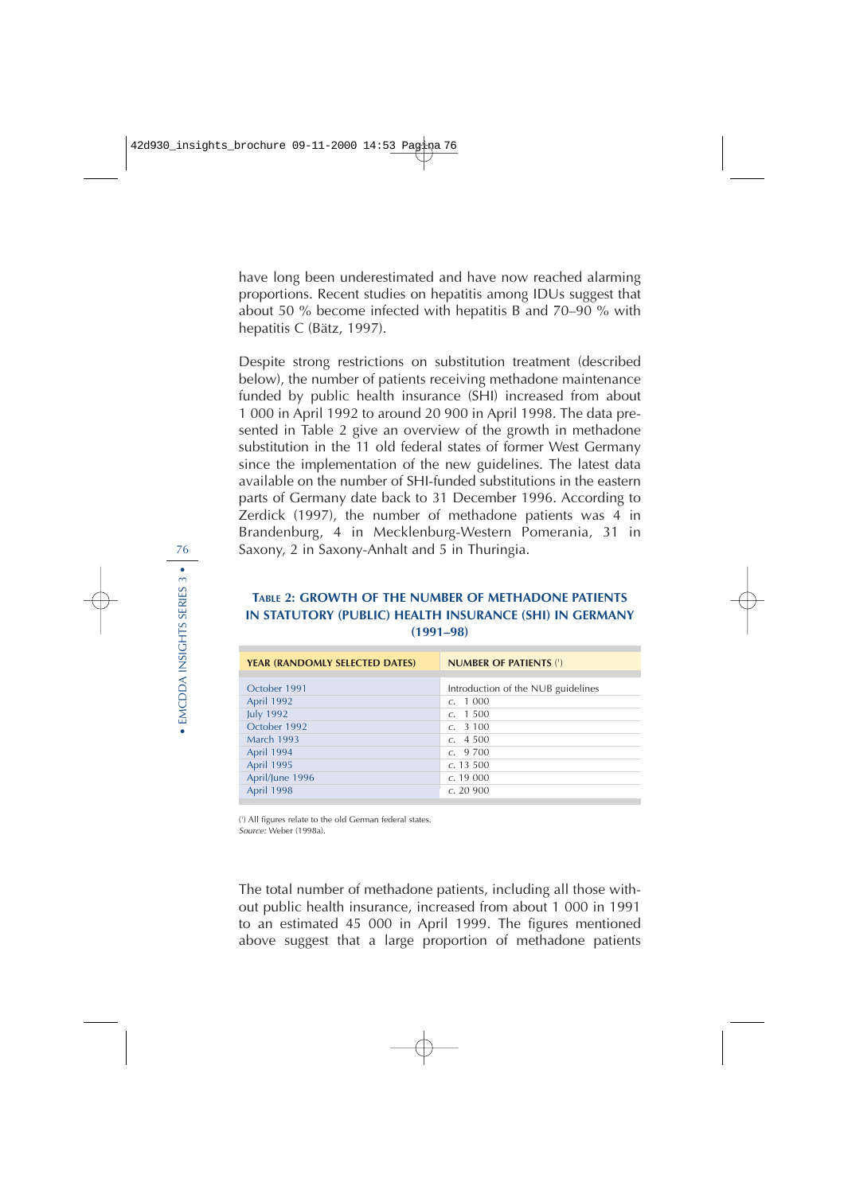have long been underestimated and have now reached alarming proportions. Recent studies on hepatitis among IDUs suggest that about 50 % become infected with hepatitis B and 70–90 % with hepatitis C (Bätz, 1997).

Despite strong restrictions on substitution treatment (described below), the number of patients receiving methadone maintenance funded by public health insurance (SHI) increased from about 1 000 in April 1992 to around 20 900 in April 1998. The data presented in Table 2 give an overview of the growth in methadone substitution in the 11 old federal states of former West Germany since the implementation of the new guidelines. The latest data available on the number of SHI-funded substitutions in the eastern parts of Germany date back to 31 December 1996. According to Zerdick (1997), the number of methadone patients was 4 in Brandenburg, 4 in Mecklenburg-Western Pomerania, 31 in Saxony, 2 in Saxony-Anhalt and 5 in Thuringia.

### Table 2: Growth of the number of methadone patients in statutory (public) health insurance (SHI) in Germany (1991–98)

| YEAR (RANDOMLY SELECTED DATES) | NUMBER OF PATIENTS [1] |
|---|---|
| October 1991 | Introduction of the NUB guidelines |
| April 1992 | *c.* 1 000 |
| July 1992 | *c.* 1 500 |
| October 1992 | *c.* 3 100 |
| March 1993 | *c.* 4 500 |
| April 1994 | *c.* 9 700 |
| April 1995 | *c.* 13 500 |
| April/June 1996 | *c.* 19 000 |
| April 1998 | *c.* 20 900 |

[1] All figures relate to the old German federal states.
*Source:* Weber (1998a).

The total number of methadone patients, including all those without public health insurance, increased from about 1 000 in 1991 to an estimated 45 000 in April 1999. The figures mentioned above suggest that a large proportion of methadone patients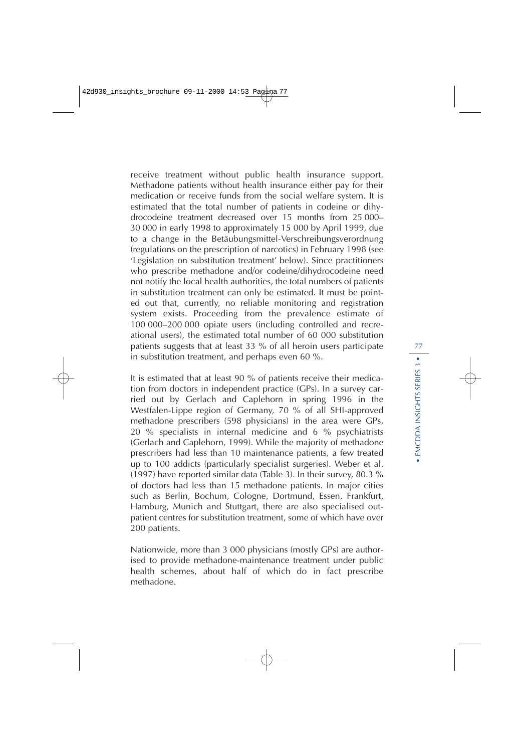receive treatment without public health insurance support. Methadone patients without health insurance either pay for their medication or receive funds from the social welfare system. It is estimated that the total number of patients in codeine or dihydrocodeine treatment decreased over 15 months from 25 000–30 000 in early 1998 to approximately 15 000 by April 1999, due to a change in the Betäubungsmittel-Verschreibungsverordnung (regulations on the prescription of narcotics) in February 1998 (see 'Legislation on substitution treatment' below). Since practitioners who prescribe methadone and/or codeine/dihydrocodeine need not notify the local health authorities, the total numbers of patients in substitution treatment can only be estimated. It must be pointed out that, currently, no reliable monitoring and registration system exists. Proceeding from the prevalence estimate of 100 000–200 000 opiate users (including controlled and recreational users), the estimated total number of 60 000 substitution patients suggests that at least 33 % of all heroin users participate in substitution treatment, and perhaps even 60 %.

It is estimated that at least 90 % of patients receive their medication from doctors in independent practice (GPs). In a survey carried out by Gerlach and Caplehorn in spring 1996 in the Westfalen-Lippe region of Germany, 70 % of all SHI-approved methadone prescribers (598 physicians) in the area were GPs, 20 % specialists in internal medicine and 6 % psychiatrists (Gerlach and Caplehorn, 1999). While the majority of methadone prescribers had less than 10 maintenance patients, a few treated up to 100 addicts (particularly specialist surgeries). Weber et al. (1997) have reported similar data (Table 3). In their survey, 80.3 % of doctors had less than 15 methadone patients. In major cities such as Berlin, Bochum, Cologne, Dortmund, Essen, Frankfurt, Hamburg, Munich and Stuttgart, there are also specialised outpatient centres for substitution treatment, some of which have over 200 patients.

Nationwide, more than 3 000 physicians (mostly GPs) are authorised to provide methadone-maintenance treatment under public health schemes, about half of which do in fact prescribe methadone.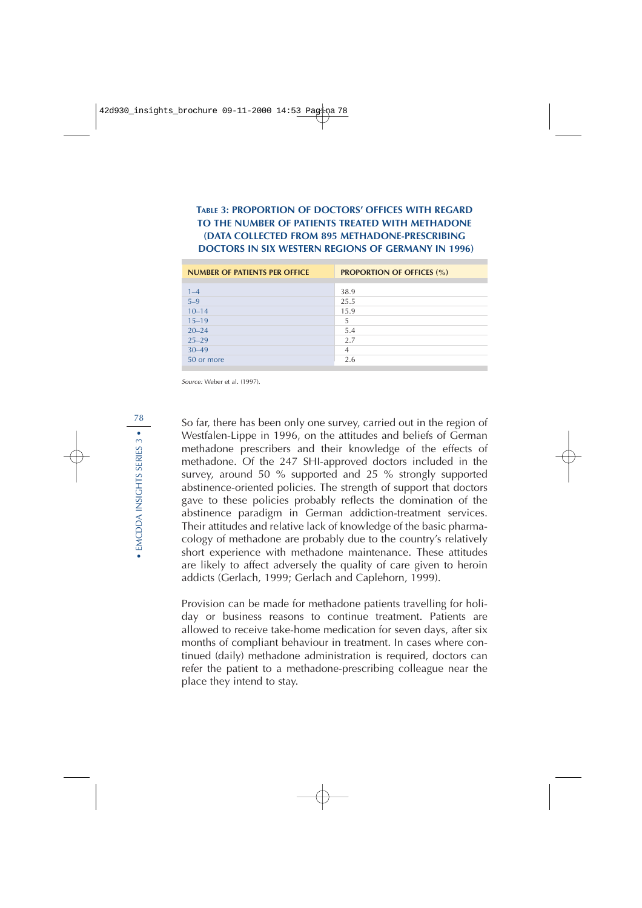**Table 3: Proportion of doctors' offices with regard to the number of patients treated with methadone (data collected from 895 methadone-prescribing doctors in six western regions of Germany in 1996)**

| NUMBER OF PATIENTS PER OFFICE | PROPORTION OF OFFICES (%) |
|---|---|
| 1–4 | 38.9 |
| 5–9 | 25.5 |
| 10–14 | 15.9 |
| 15–19 | 5 |
| 20–24 | 5.4 |
| 25–29 | 2.7 |
| 30–49 | 4 |
| 50 or more | 2.6 |

*Source:* Weber et al. (1997).

So far, there has been only one survey, carried out in the region of Westfalen-Lippe in 1996, on the attitudes and beliefs of German methadone prescribers and their knowledge of the effects of methadone. Of the 247 SHI-approved doctors included in the survey, around 50 % supported and 25 % strongly supported abstinence-oriented policies. The strength of support that doctors gave to these policies probably reflects the domination of the abstinence paradigm in German addiction-treatment services. Their attitudes and relative lack of knowledge of the basic pharmacology of methadone are probably due to the country's relatively short experience with methadone maintenance. These attitudes are likely to affect adversely the quality of care given to heroin addicts (Gerlach, 1999; Gerlach and Caplehorn, 1999).

Provision can be made for methadone patients travelling for holiday or business reasons to continue treatment. Patients are allowed to receive take-home medication for seven days, after six months of compliant behaviour in treatment. In cases where continued (daily) methadone administration is required, doctors can refer the patient to a methadone-prescribing colleague near the place they intend to stay.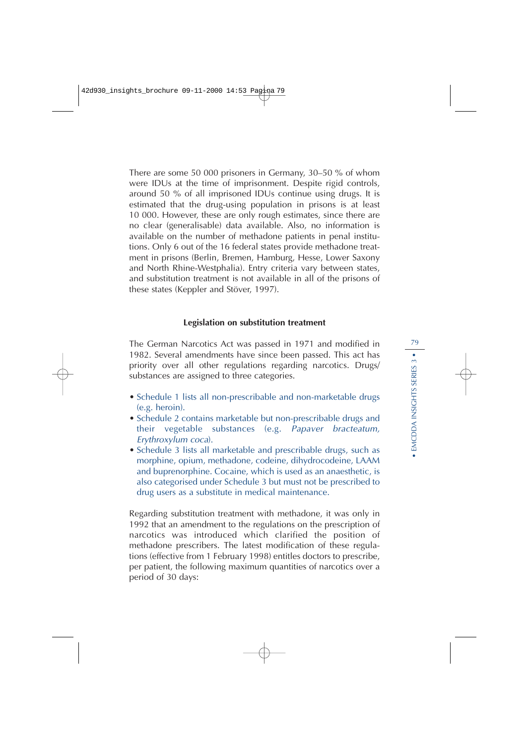There are some 50 000 prisoners in Germany, 30–50 % of whom were IDUs at the time of imprisonment. Despite rigid controls, around 50 % of all imprisoned IDUs continue using drugs. It is estimated that the drug-using population in prisons is at least 10 000. However, these are only rough estimates, since there are no clear (generalisable) data available. Also, no information is available on the number of methadone patients in penal institutions. Only 6 out of the 16 federal states provide methadone treatment in prisons (Berlin, Bremen, Hamburg, Hesse, Lower Saxony and North Rhine-Westphalia). Entry criteria vary between states, and substitution treatment is not available in all of the prisons of these states (Keppler and Stöver, 1997).

### Legislation on substitution treatment

The German Narcotics Act was passed in 1971 and modified in 1982. Several amendments have since been passed. This act has priority over all other regulations regarding narcotics. Drugs/substances are assigned to three categories.

- Schedule 1 lists all non-prescribable and non-marketable drugs (e.g. heroin).
- Schedule 2 contains marketable but non-prescribable drugs and their vegetable substances (e.g. *Papaver bracteatum, Erythroxylum coca*).
- Schedule 3 lists all marketable and prescribable drugs, such as morphine, opium, methadone, codeine, dihydrocodeine, LAAM and buprenorphine. Cocaine, which is used as an anaesthetic, is also categorised under Schedule 3 but must not be prescribed to drug users as a substitute in medical maintenance.

Regarding substitution treatment with methadone, it was only in 1992 that an amendment to the regulations on the prescription of narcotics was introduced which clarified the position of methadone prescribers. The latest modification of these regulations (effective from 1 February 1998) entitles doctors to prescribe, per patient, the following maximum quantities of narcotics over a period of 30 days: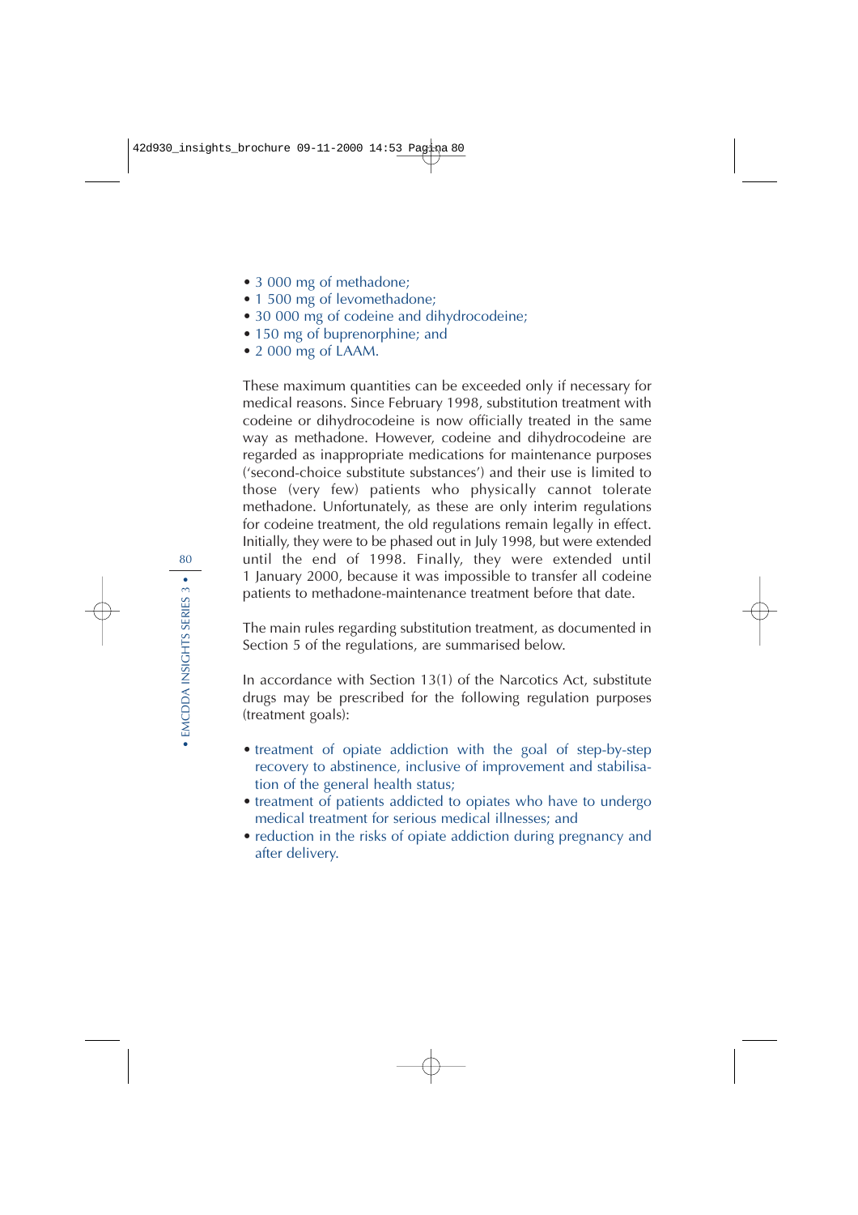- 3 000 mg of methadone;
- 1 500 mg of levomethadone;
- 30 000 mg of codeine and dihydrocodeine;
- 150 mg of buprenorphine; and
- 2 000 mg of LAAM.

These maximum quantities can be exceeded only if necessary for medical reasons. Since February 1998, substitution treatment with codeine or dihydrocodeine is now officially treated in the same way as methadone. However, codeine and dihydrocodeine are regarded as inappropriate medications for maintenance purposes ('second-choice substitute substances') and their use is limited to those (very few) patients who physically cannot tolerate methadone. Unfortunately, as these are only interim regulations for codeine treatment, the old regulations remain legally in effect. Initially, they were to be phased out in July 1998, but were extended until the end of 1998. Finally, they were extended until 1 January 2000, because it was impossible to transfer all codeine patients to methadone-maintenance treatment before that date.

The main rules regarding substitution treatment, as documented in Section 5 of the regulations, are summarised below.

In accordance with Section 13(1) of the Narcotics Act, substitute drugs may be prescribed for the following regulation purposes (treatment goals):

- treatment of opiate addiction with the goal of step-by-step recovery to abstinence, inclusive of improvement and stabilisation of the general health status;
- treatment of patients addicted to opiates who have to undergo medical treatment for serious medical illnesses; and
- reduction in the risks of opiate addiction during pregnancy and after delivery.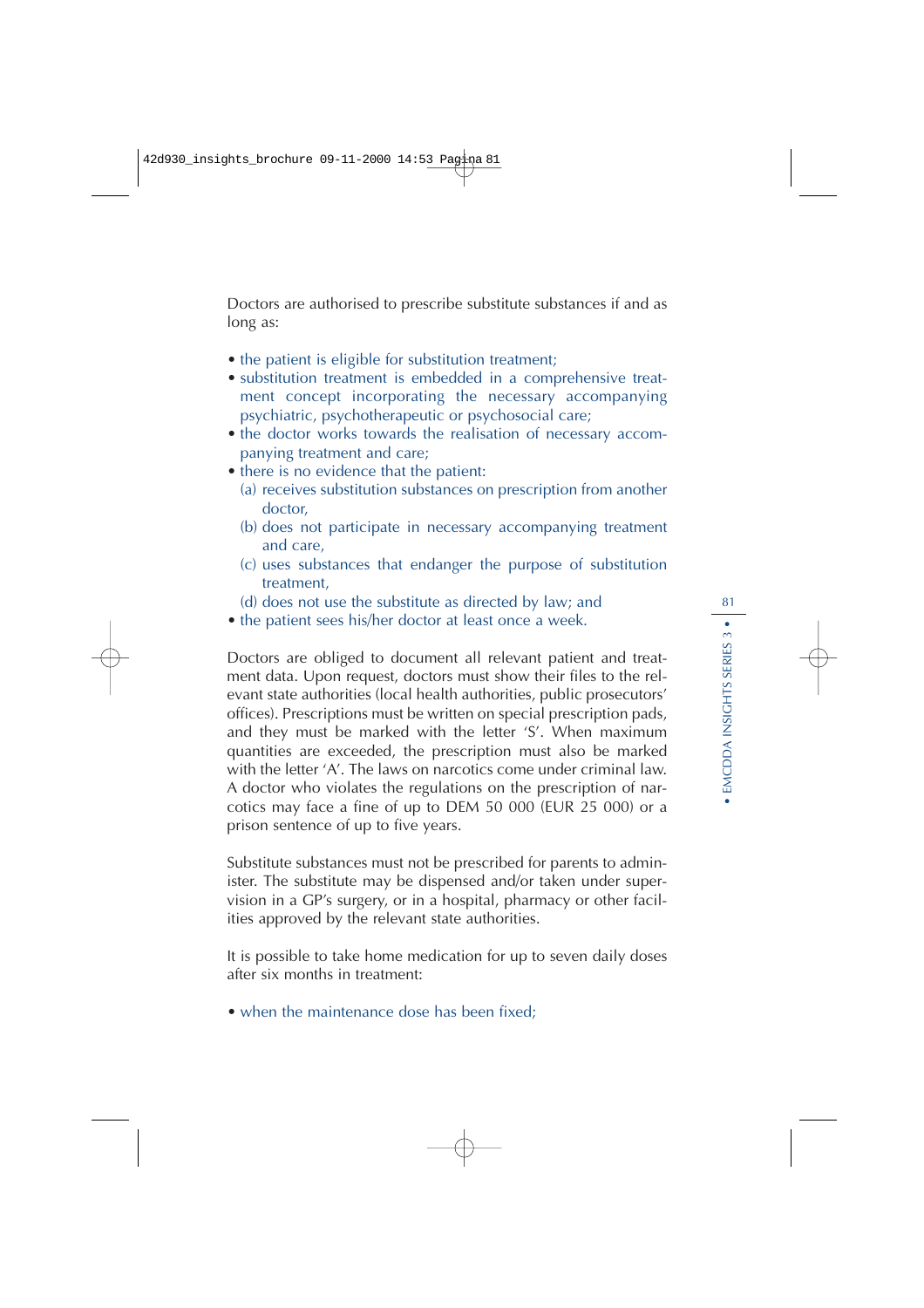Doctors are authorised to prescribe substitute substances if and as long as:

- the patient is eligible for substitution treatment;
- substitution treatment is embedded in a comprehensive treatment concept incorporating the necessary accompanying psychiatric, psychotherapeutic or psychosocial care;
- the doctor works towards the realisation of necessary accompanying treatment and care;
- there is no evidence that the patient:
  - (a) receives substitution substances on prescription from another doctor,
  - (b) does not participate in necessary accompanying treatment and care,
  - (c) uses substances that endanger the purpose of substitution treatment,
  - (d) does not use the substitute as directed by law; and
- the patient sees his/her doctor at least once a week.

Doctors are obliged to document all relevant patient and treatment data. Upon request, doctors must show their files to the relevant state authorities (local health authorities, public prosecutors' offices). Prescriptions must be written on special prescription pads, and they must be marked with the letter 'S'. When maximum quantities are exceeded, the prescription must also be marked with the letter 'A'. The laws on narcotics come under criminal law. A doctor who violates the regulations on the prescription of narcotics may face a fine of up to DEM 50 000 (EUR 25 000) or a prison sentence of up to five years.

Substitute substances must not be prescribed for parents to administer. The substitute may be dispensed and/or taken under supervision in a GP's surgery, or in a hospital, pharmacy or other facilities approved by the relevant state authorities.

It is possible to take home medication for up to seven daily doses after six months in treatment:

- when the maintenance dose has been fixed;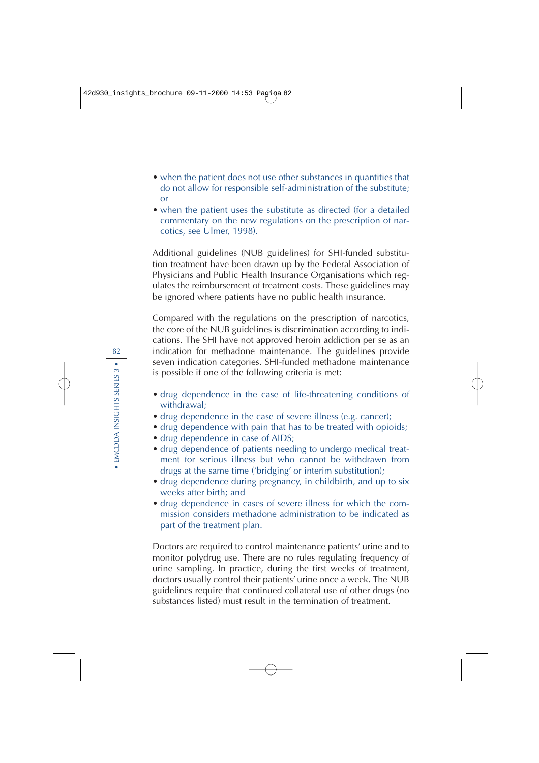- when the patient does not use other substances in quantities that do not allow for responsible self-administration of the substitute; or
- when the patient uses the substitute as directed (for a detailed commentary on the new regulations on the prescription of narcotics, see Ulmer, 1998).

Additional guidelines (NUB guidelines) for SHI-funded substitution treatment have been drawn up by the Federal Association of Physicians and Public Health Insurance Organisations which regulates the reimbursement of treatment costs. These guidelines may be ignored where patients have no public health insurance.

Compared with the regulations on the prescription of narcotics, the core of the NUB guidelines is discrimination according to indications. The SHI have not approved heroin addiction per se as an indication for methadone maintenance. The guidelines provide seven indication categories. SHI-funded methadone maintenance is possible if one of the following criteria is met:

- drug dependence in the case of life-threatening conditions of withdrawal;
- drug dependence in the case of severe illness (e.g. cancer);
- drug dependence with pain that has to be treated with opioids;
- drug dependence in case of AIDS;
- drug dependence of patients needing to undergo medical treatment for serious illness but who cannot be withdrawn from drugs at the same time ('bridging' or interim substitution);
- drug dependence during pregnancy, in childbirth, and up to six weeks after birth; and
- drug dependence in cases of severe illness for which the commission considers methadone administration to be indicated as part of the treatment plan.

Doctors are required to control maintenance patients' urine and to monitor polydrug use. There are no rules regulating frequency of urine sampling. In practice, during the first weeks of treatment, doctors usually control their patients' urine once a week. The NUB guidelines require that continued collateral use of other drugs (no substances listed) must result in the termination of treatment.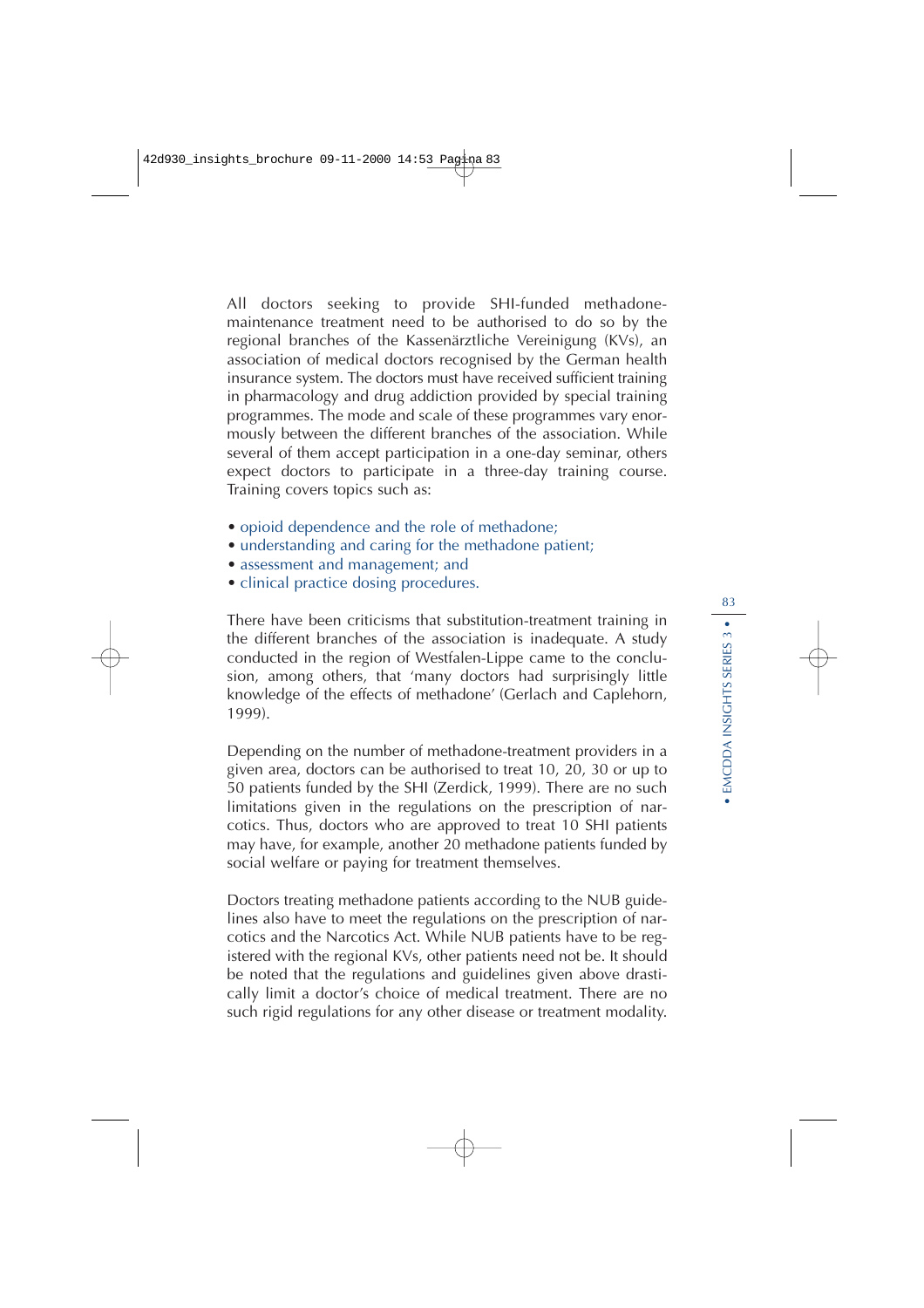All doctors seeking to provide SHI-funded methadone-maintenance treatment need to be authorised to do so by the regional branches of the Kassenärztliche Vereinigung (KVs), an association of medical doctors recognised by the German health insurance system. The doctors must have received sufficient training in pharmacology and drug addiction provided by special training programmes. The mode and scale of these programmes vary enormously between the different branches of the association. While several of them accept participation in a one-day seminar, others expect doctors to participate in a three-day training course. Training covers topics such as:

- opioid dependence and the role of methadone;
- understanding and caring for the methadone patient;
- assessment and management; and
- clinical practice dosing procedures.

There have been criticisms that substitution-treatment training in the different branches of the association is inadequate. A study conducted in the region of Westfalen-Lippe came to the conclusion, among others, that 'many doctors had surprisingly little knowledge of the effects of methadone' (Gerlach and Caplehorn, 1999).

Depending on the number of methadone-treatment providers in a given area, doctors can be authorised to treat 10, 20, 30 or up to 50 patients funded by the SHI (Zerdick, 1999). There are no such limitations given in the regulations on the prescription of narcotics. Thus, doctors who are approved to treat 10 SHI patients may have, for example, another 20 methadone patients funded by social welfare or paying for treatment themselves.

Doctors treating methadone patients according to the NUB guidelines also have to meet the regulations on the prescription of narcotics and the Narcotics Act. While NUB patients have to be registered with the regional KVs, other patients need not be. It should be noted that the regulations and guidelines given above drastically limit a doctor's choice of medical treatment. There are no such rigid regulations for any other disease or treatment modality.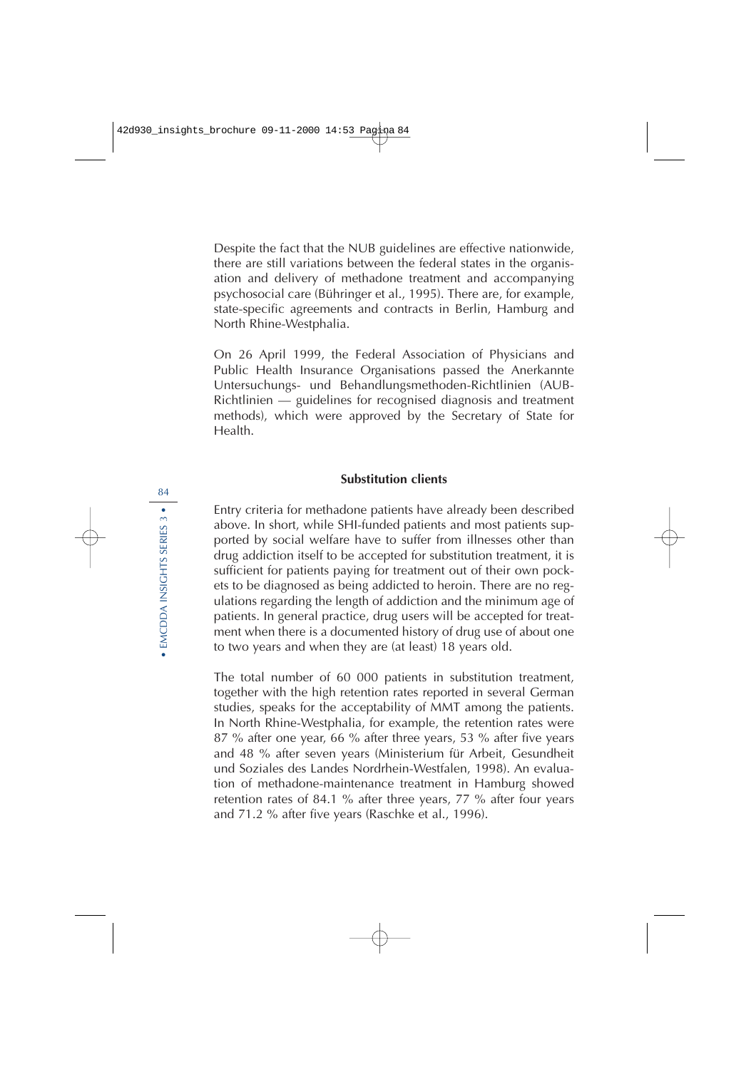Despite the fact that the NUB guidelines are effective nationwide, there are still variations between the federal states in the organisation and delivery of methadone treatment and accompanying psychosocial care (Bühringer et al., 1995). There are, for example, state-specific agreements and contracts in Berlin, Hamburg and North Rhine-Westphalia.

On 26 April 1999, the Federal Association of Physicians and Public Health Insurance Organisations passed the Anerkannte Untersuchungs- und Behandlungsmethoden-Richtlinien (AUB-Richtlinien — guidelines for recognised diagnosis and treatment methods), which were approved by the Secretary of State for Health.

### Substitution clients

Entry criteria for methadone patients have already been described above. In short, while SHI-funded patients and most patients supported by social welfare have to suffer from illnesses other than drug addiction itself to be accepted for substitution treatment, it is sufficient for patients paying for treatment out of their own pockets to be diagnosed as being addicted to heroin. There are no regulations regarding the length of addiction and the minimum age of patients. In general practice, drug users will be accepted for treatment when there is a documented history of drug use of about one to two years and when they are (at least) 18 years old.

The total number of 60 000 patients in substitution treatment, together with the high retention rates reported in several German studies, speaks for the acceptability of MMT among the patients. In North Rhine-Westphalia, for example, the retention rates were 87 % after one year, 66 % after three years, 53 % after five years and 48 % after seven years (Ministerium für Arbeit, Gesundheit und Soziales des Landes Nordrhein-Westfalen, 1998). An evaluation of methadone-maintenance treatment in Hamburg showed retention rates of 84.1 % after three years, 77 % after four years and 71.2 % after five years (Raschke et al., 1996).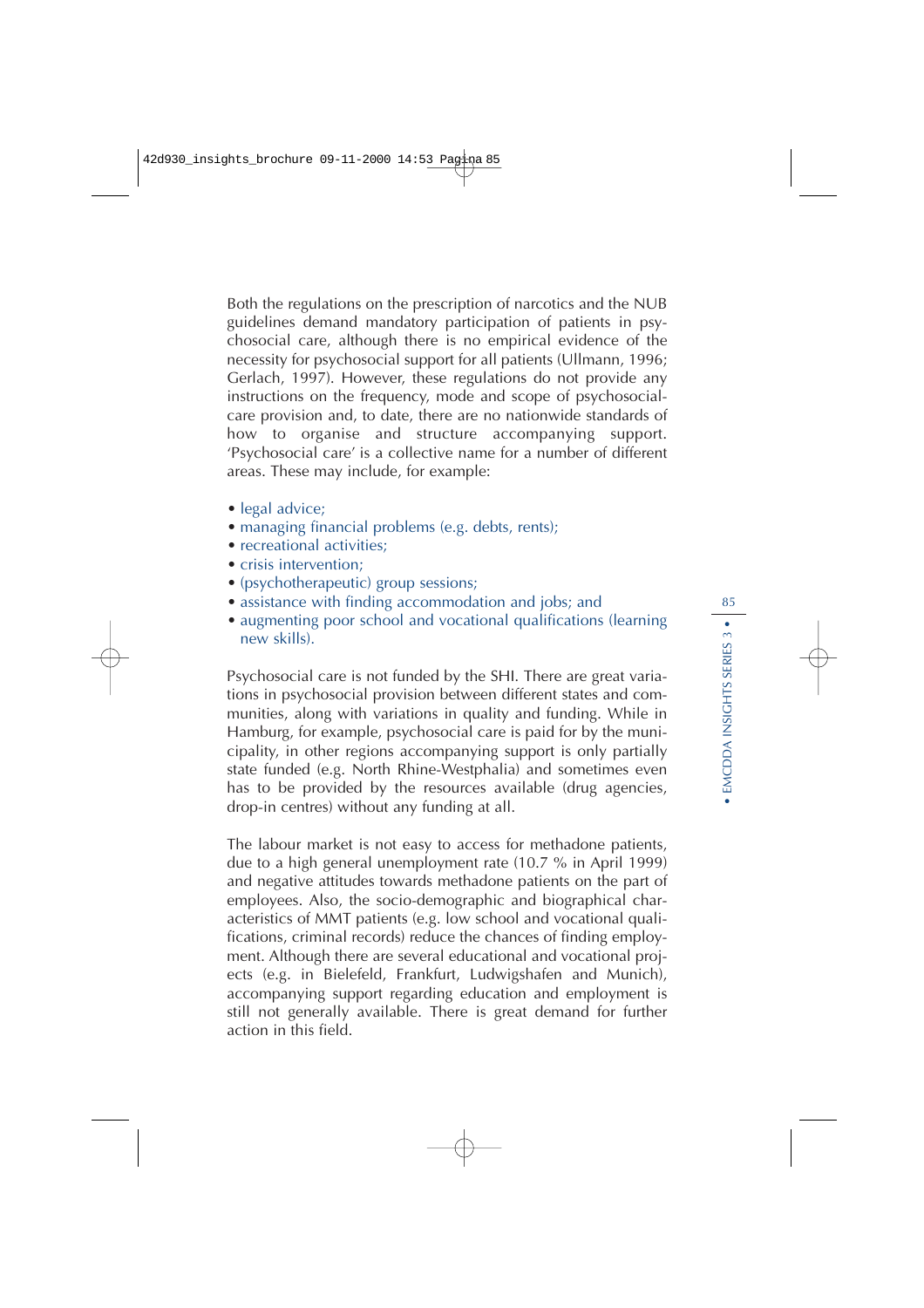Both the regulations on the prescription of narcotics and the NUB guidelines demand mandatory participation of patients in psychosocial care, although there is no empirical evidence of the necessity for psychosocial support for all patients (Ullmann, 1996; Gerlach, 1997). However, these regulations do not provide any instructions on the frequency, mode and scope of psychosocial-care provision and, to date, there are no nationwide standards of how to organise and structure accompanying support. 'Psychosocial care' is a collective name for a number of different areas. These may include, for example:

- legal advice;
- managing financial problems (e.g. debts, rents);
- recreational activities;
- crisis intervention;
- (psychotherapeutic) group sessions;
- assistance with finding accommodation and jobs; and
- augmenting poor school and vocational qualifications (learning new skills).

Psychosocial care is not funded by the SHI. There are great variations in psychosocial provision between different states and communities, along with variations in quality and funding. While in Hamburg, for example, psychosocial care is paid for by the municipality, in other regions accompanying support is only partially state funded (e.g. North Rhine-Westphalia) and sometimes even has to be provided by the resources available (drug agencies, drop-in centres) without any funding at all.

The labour market is not easy to access for methadone patients, due to a high general unemployment rate (10.7 % in April 1999) and negative attitudes towards methadone patients on the part of employees. Also, the socio-demographic and biographical characteristics of MMT patients (e.g. low school and vocational qualifications, criminal records) reduce the chances of finding employment. Although there are several educational and vocational projects (e.g. in Bielefeld, Frankfurt, Ludwigshafen and Munich), accompanying support regarding education and employment is still not generally available. There is great demand for further action in this field.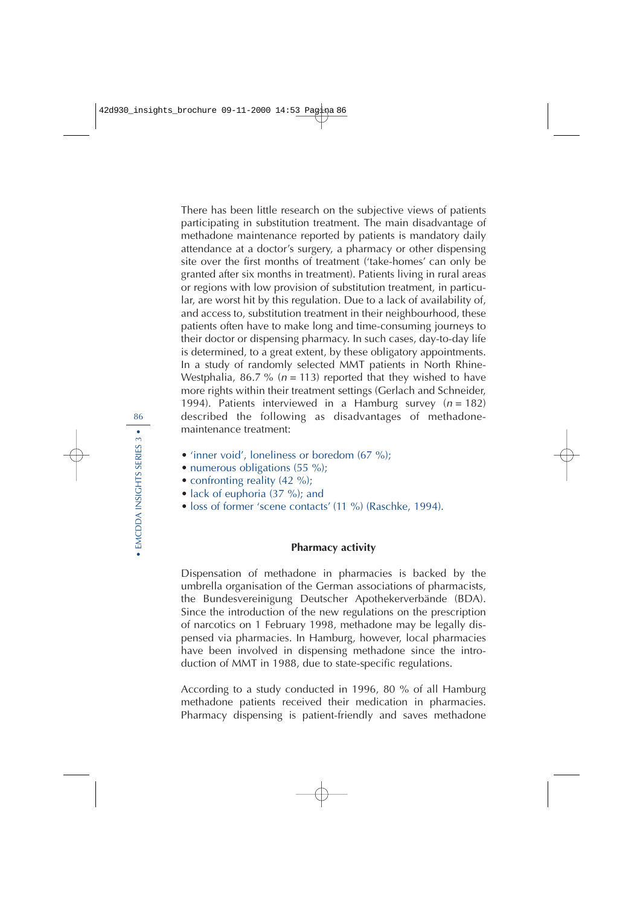There has been little research on the subjective views of patients participating in substitution treatment. The main disadvantage of methadone maintenance reported by patients is mandatory daily attendance at a doctor's surgery, a pharmacy or other dispensing site over the first months of treatment ('take-homes' can only be granted after six months in treatment). Patients living in rural areas or regions with low provision of substitution treatment, in particular, are worst hit by this regulation. Due to a lack of availability of, and access to, substitution treatment in their neighbourhood, these patients often have to make long and time-consuming journeys to their doctor or dispensing pharmacy. In such cases, day-to-day life is determined, to a great extent, by these obligatory appointments. In a study of randomly selected MMT patients in North Rhine-Westphalia, 86.7 % (*n* = 113) reported that they wished to have more rights within their treatment settings (Gerlach and Schneider, 1994). Patients interviewed in a Hamburg survey (*n* = 182) described the following as disadvantages of methadone-maintenance treatment:

- 'inner void', loneliness or boredom (67 %);
- numerous obligations (55 %);
- confronting reality (42 %);
- lack of euphoria (37 %); and
- loss of former 'scene contacts' (11 %) (Raschke, 1994).

### Pharmacy activity

Dispensation of methadone in pharmacies is backed by the umbrella organisation of the German associations of pharmacists, the Bundesvereinigung Deutscher Apothekerverbände (BDA). Since the introduction of the new regulations on the prescription of narcotics on 1 February 1998, methadone may be legally dispensed via pharmacies. In Hamburg, however, local pharmacies have been involved in dispensing methadone since the introduction of MMT in 1988, due to state-specific regulations.

According to a study conducted in 1996, 80 % of all Hamburg methadone patients received their medication in pharmacies. Pharmacy dispensing is patient-friendly and saves methadone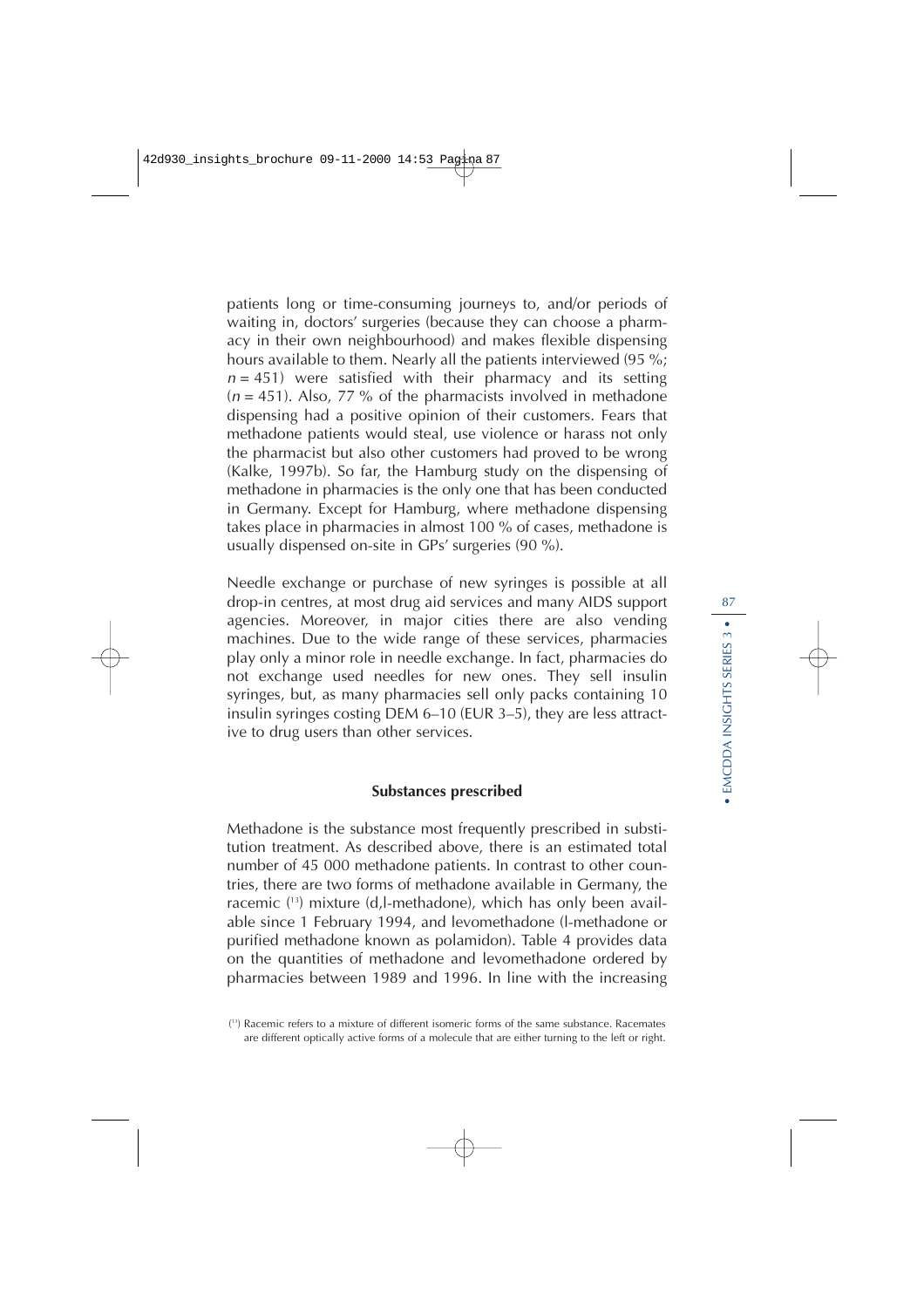patients long or time-consuming journeys to, and/or periods of waiting in, doctors' surgeries (because they can choose a pharmacy in their own neighbourhood) and makes flexible dispensing hours available to them. Nearly all the patients interviewed (95 %; $n = 451$) were satisfied with their pharmacy and its setting ($n = 451$). Also, 77 % of the pharmacists involved in methadone dispensing had a positive opinion of their customers. Fears that methadone patients would steal, use violence or harass not only the pharmacist but also other customers had proved to be wrong (Kalke, 1997b). So far, the Hamburg study on the dispensing of methadone in pharmacies is the only one that has been conducted in Germany. Except for Hamburg, where methadone dispensing takes place in pharmacies in almost 100 % of cases, methadone is usually dispensed on-site in GPs' surgeries (90 %).

Needle exchange or purchase of new syringes is possible at all drop-in centres, at most drug aid services and many AIDS support agencies. Moreover, in major cities there are also vending machines. Due to the wide range of these services, pharmacies play only a minor role in needle exchange. In fact, pharmacies do not exchange used needles for new ones. They sell insulin syringes, but, as many pharmacies sell only packs containing 10 insulin syringes costing DEM 6–10 (EUR 3–5), they are less attractive to drug users than other services.

### Substances prescribed

Methadone is the substance most frequently prescribed in substitution treatment. As described above, there is an estimated total number of 45 000 methadone patients. In contrast to other countries, there are two forms of methadone available in Germany, the racemic [13] mixture (d,l-methadone), which has only been available since 1 February 1994, and levomethadone (l-methadone or purified methadone known as polamidon). Table 4 provides data on the quantities of methadone and levomethadone ordered by pharmacies between 1989 and 1996. In line with the increasing

[13] Racemic refers to a mixture of different isomeric forms of the same substance. Racemates are different optically active forms of a molecule that are either turning to the left or right.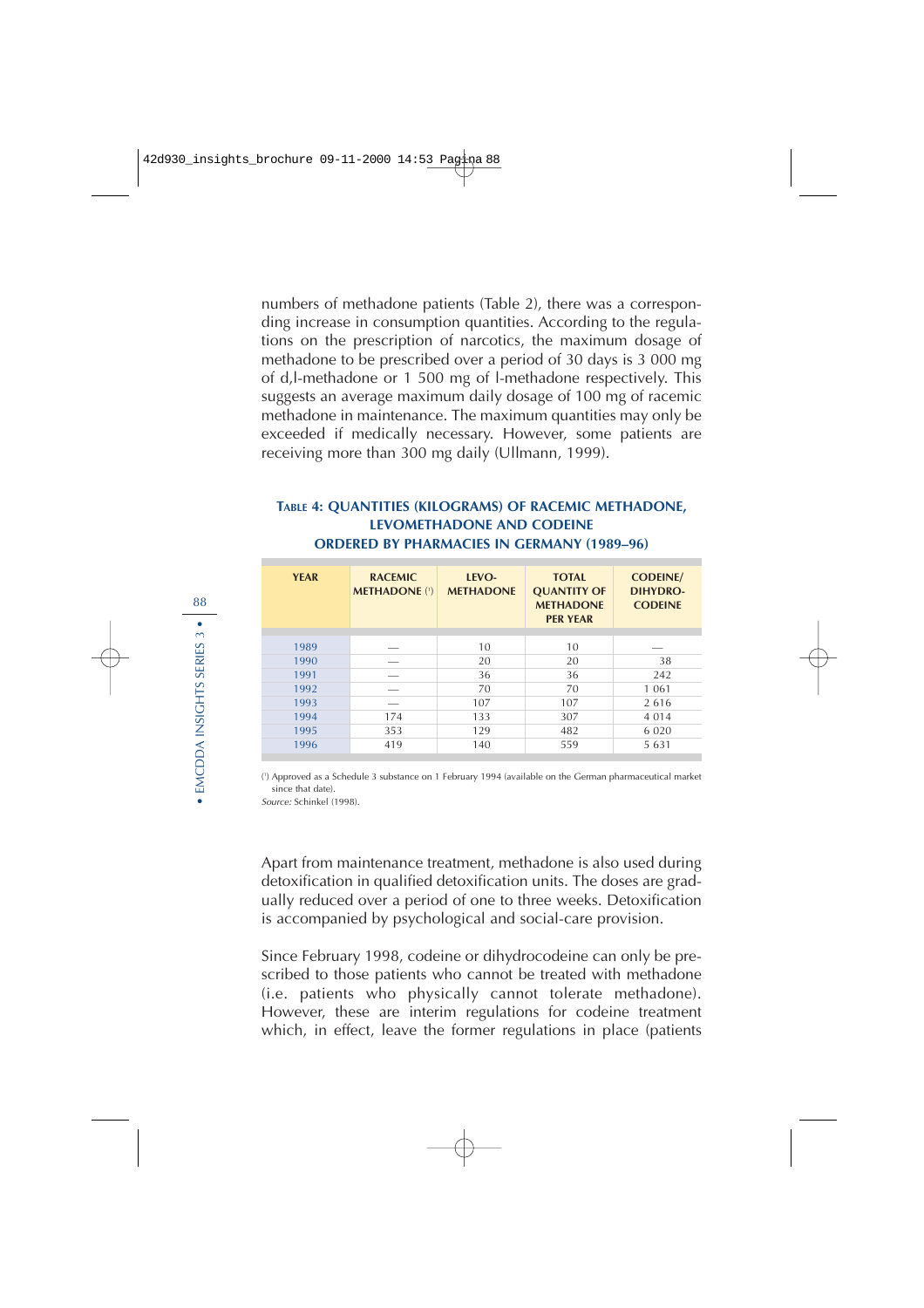numbers of methadone patients (Table 2), there was a corresponding increase in consumption quantities. According to the regulations on the prescription of narcotics, the maximum dosage of methadone to be prescribed over a period of 30 days is 3 000 mg of d,l-methadone or 1 500 mg of l-methadone respectively. This suggests an average maximum daily dosage of 100 mg of racemic methadone in maintenance. The maximum quantities may only be exceeded if medically necessary. However, some patients are receiving more than 300 mg daily (Ullmann, 1999).

### Table 4: Quantities (kilograms) of racemic methadone, levomethadone and codeine ordered by pharmacies in Germany (1989–96)

| YEAR | RACEMIC METHADONE [1] | LEVO-METHADONE | TOTAL QUANTITY OF METHADONE PER YEAR | CODEINE/ DIHYDRO-CODEINE |
|---|---|---|---|---|
| 1989 | — | 10 | 10 | — |
| 1990 | — | 20 | 20 | 38 |
| 1991 | — | 36 | 36 | 242 |
| 1992 | — | 70 | 70 | 1 061 |
| 1993 | — | 107 | 107 | 2 616 |
| 1994 | 174 | 133 | 307 | 4 014 |
| 1995 | 353 | 129 | 482 | 6 020 |
| 1996 | 419 | 140 | 559 | 5 631 |

[1] Approved as a Schedule 3 substance on 1 February 1994 (available on the German pharmaceutical market since that date).

*Source:* Schinkel (1998).

Apart from maintenance treatment, methadone is also used during detoxification in qualified detoxification units. The doses are gradually reduced over a period of one to three weeks. Detoxification is accompanied by psychological and social-care provision.

Since February 1998, codeine or dihydrocodeine can only be prescribed to those patients who cannot be treated with methadone (i.e. patients who physically cannot tolerate methadone). However, these are interim regulations for codeine treatment which, in effect, leave the former regulations in place (patients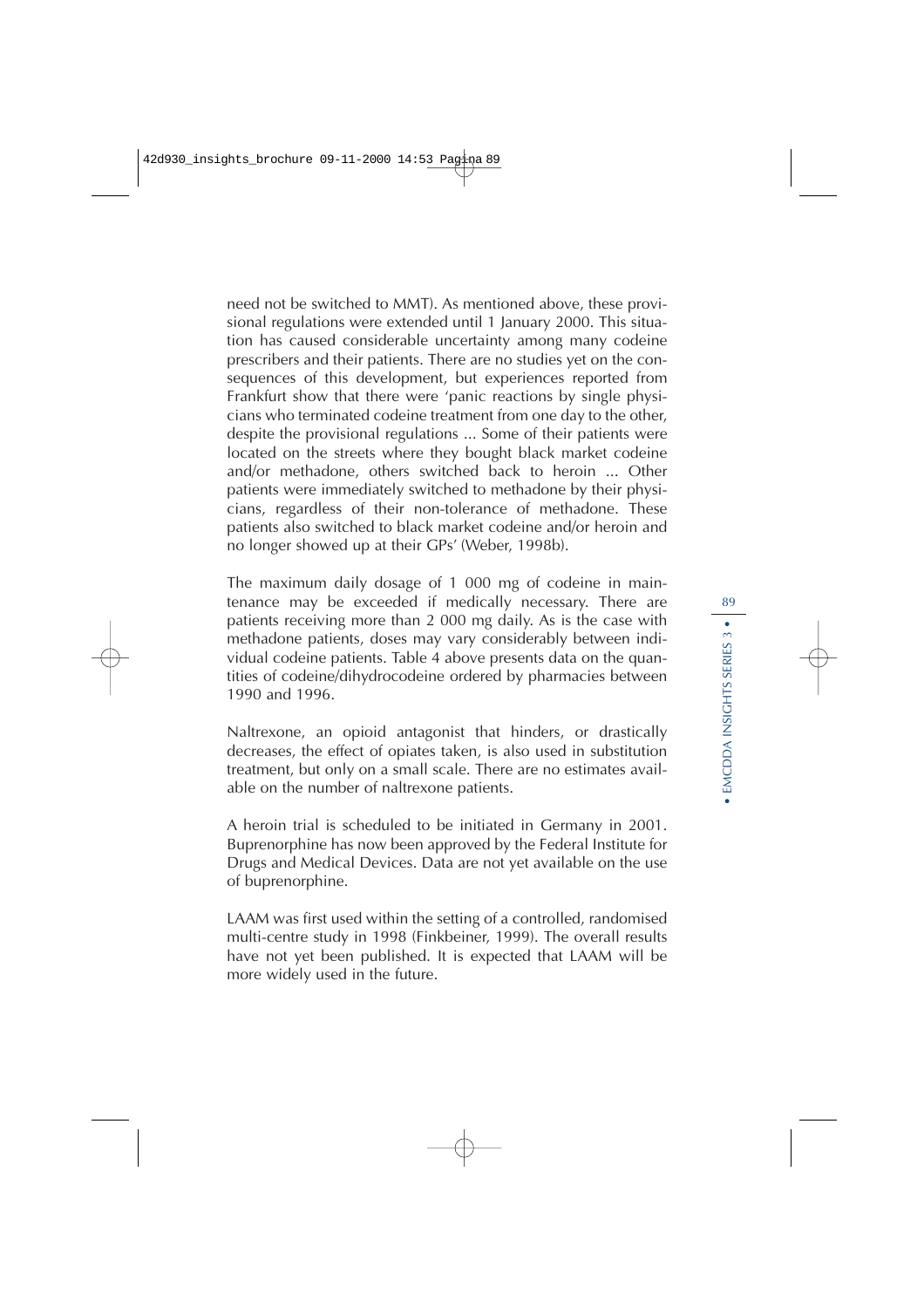need not be switched to MMT). As mentioned above, these provisional regulations were extended until 1 January 2000. This situation has caused considerable uncertainty among many codeine prescribers and their patients. There are no studies yet on the consequences of this development, but experiences reported from Frankfurt show that there were 'panic reactions by single physicians who terminated codeine treatment from one day to the other, despite the provisional regulations ... Some of their patients were located on the streets where they bought black market codeine and/or methadone, others switched back to heroin ... Other patients were immediately switched to methadone by their physicians, regardless of their non-tolerance of methadone. These patients also switched to black market codeine and/or heroin and no longer showed up at their GPs' (Weber, 1998b).

The maximum daily dosage of 1 000 mg of codeine in maintenance may be exceeded if medically necessary. There are patients receiving more than 2 000 mg daily. As is the case with methadone patients, doses may vary considerably between individual codeine patients. Table 4 above presents data on the quantities of codeine/dihydrocodeine ordered by pharmacies between 1990 and 1996.

Naltrexone, an opioid antagonist that hinders, or drastically decreases, the effect of opiates taken, is also used in substitution treatment, but only on a small scale. There are no estimates available on the number of naltrexone patients.

A heroin trial is scheduled to be initiated in Germany in 2001. Buprenorphine has now been approved by the Federal Institute for Drugs and Medical Devices. Data are not yet available on the use of buprenorphine.

LAAM was first used within the setting of a controlled, randomised multi-centre study in 1998 (Finkbeiner, 1999). The overall results have not yet been published. It is expected that LAAM will be more widely used in the future.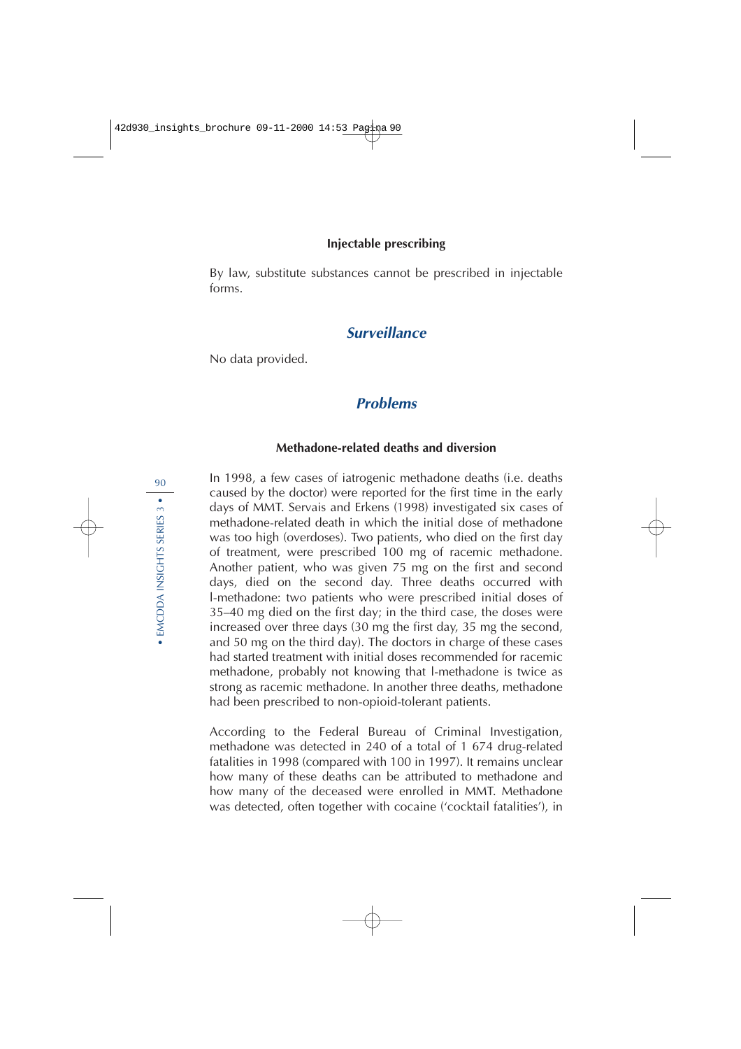#### Injectable prescribing

By law, substitute substances cannot be prescribed in injectable forms.

## *Surveillance*

No data provided.

## *Problems*

#### Methadone-related deaths and diversion

In 1998, a few cases of iatrogenic methadone deaths (i.e. deaths caused by the doctor) were reported for the first time in the early days of MMT. Servais and Erkens (1998) investigated six cases of methadone-related death in which the initial dose of methadone was too high (overdoses). Two patients, who died on the first day of treatment, were prescribed 100 mg of racemic methadone. Another patient, who was given 75 mg on the first and second days, died on the second day. Three deaths occurred with l-methadone: two patients who were prescribed initial doses of 35–40 mg died on the first day; in the third case, the doses were increased over three days (30 mg the first day, 35 mg the second, and 50 mg on the third day). The doctors in charge of these cases had started treatment with initial doses recommended for racemic methadone, probably not knowing that l-methadone is twice as strong as racemic methadone. In another three deaths, methadone had been prescribed to non-opioid-tolerant patients.

According to the Federal Bureau of Criminal Investigation, methadone was detected in 240 of a total of 1 674 drug-related fatalities in 1998 (compared with 100 in 1997). It remains unclear how many of these deaths can be attributed to methadone and how many of the deceased were enrolled in MMT. Methadone was detected, often together with cocaine ('cocktail fatalities'), in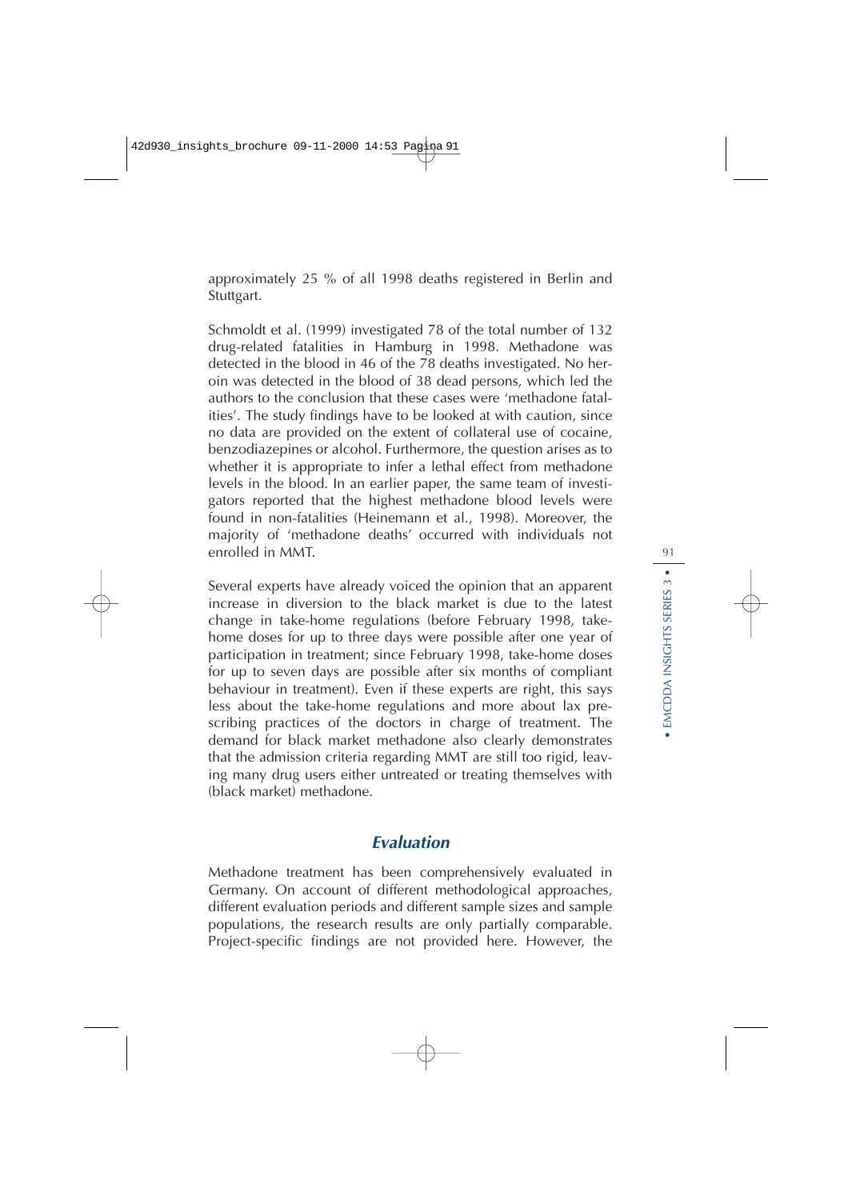approximately 25 % of all 1998 deaths registered in Berlin and Stuttgart.

Schmoldt et al. (1999) investigated 78 of the total number of 132 drug-related fatalities in Hamburg in 1998. Methadone was detected in the blood in 46 of the 78 deaths investigated. No heroin was detected in the blood of 38 dead persons, which led the authors to the conclusion that these cases were 'methadone fatalities'. The study findings have to be looked at with caution, since no data are provided on the extent of collateral use of cocaine, benzodiazepines or alcohol. Furthermore, the question arises as to whether it is appropriate to infer a lethal effect from methadone levels in the blood. In an earlier paper, the same team of investigators reported that the highest methadone blood levels were found in non-fatalities (Heinemann et al., 1998). Moreover, the majority of 'methadone deaths' occurred with individuals not enrolled in MMT.

Several experts have already voiced the opinion that an apparent increase in diversion to the black market is due to the latest change in take-home regulations (before February 1998, take-home doses for up to three days were possible after one year of participation in treatment; since February 1998, take-home doses for up to seven days are possible after six months of compliant behaviour in treatment). Even if these experts are right, this says less about the take-home regulations and more about lax prescribing practices of the doctors in charge of treatment. The demand for black market methadone also clearly demonstrates that the admission criteria regarding MMT are still too rigid, leaving many drug users either untreated or treating themselves with (black market) methadone.

## *Evaluation*

Methadone treatment has been comprehensively evaluated in Germany. On account of different methodological approaches, different evaluation periods and different sample sizes and sample populations, the research results are only partially comparable. Project-specific findings are not provided here. However, the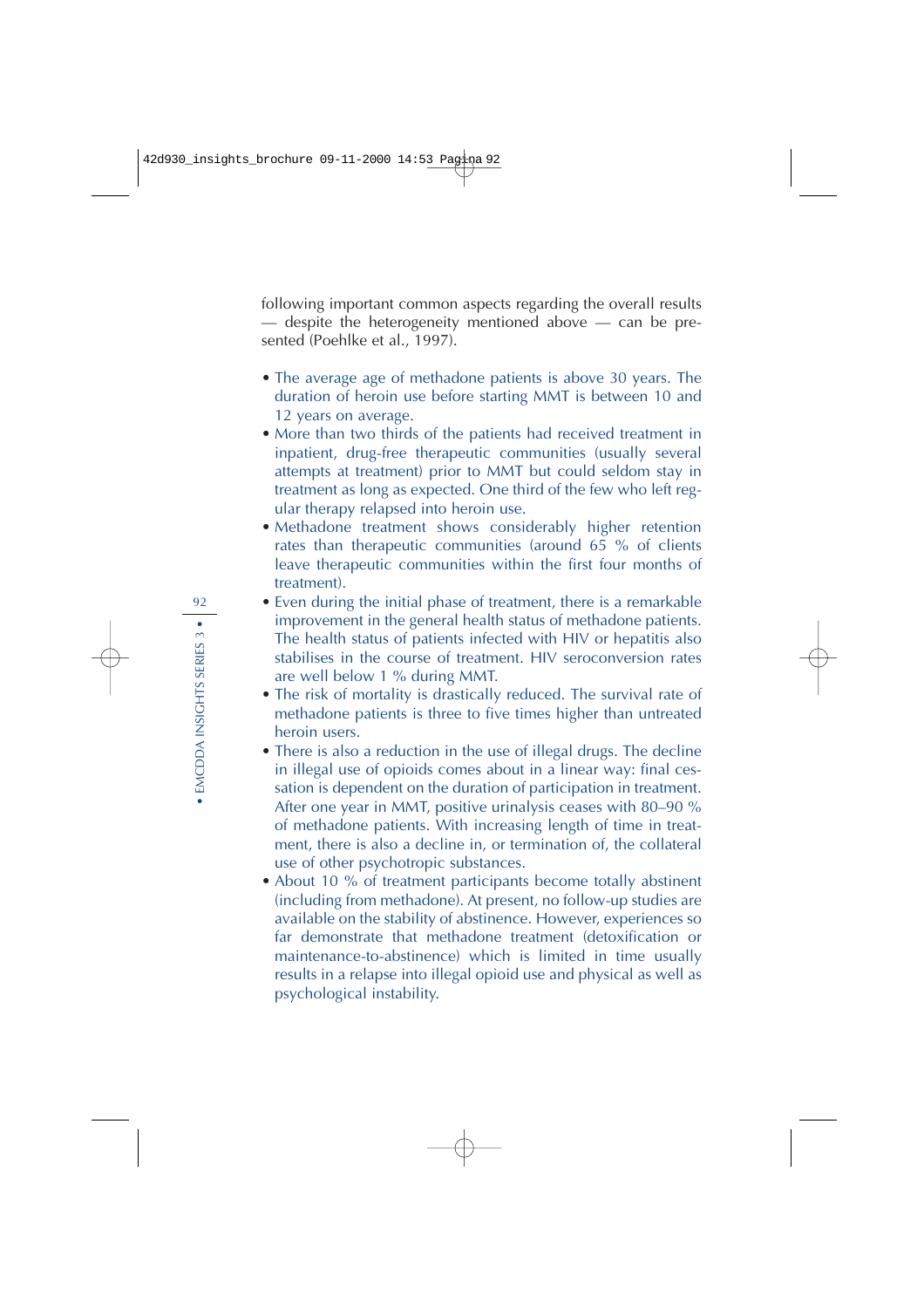following important common aspects regarding the overall results — despite the heterogeneity mentioned above — can be presented (Poehlke et al., 1997).

- The average age of methadone patients is above 30 years. The duration of heroin use before starting MMT is between 10 and 12 years on average.
- More than two thirds of the patients had received treatment in inpatient, drug-free therapeutic communities (usually several attempts at treatment) prior to MMT but could seldom stay in treatment as long as expected. One third of the few who left regular therapy relapsed into heroin use.
- Methadone treatment shows considerably higher retention rates than therapeutic communities (around 65 % of clients leave therapeutic communities within the first four months of treatment).
- Even during the initial phase of treatment, there is a remarkable improvement in the general health status of methadone patients. The health status of patients infected with HIV or hepatitis also stabilises in the course of treatment. HIV seroconversion rates are well below 1 % during MMT.
- The risk of mortality is drastically reduced. The survival rate of methadone patients is three to five times higher than untreated heroin users.
- There is also a reduction in the use of illegal drugs. The decline in illegal use of opioids comes about in a linear way: final cessation is dependent on the duration of participation in treatment. After one year in MMT, positive urinalysis ceases with 80–90 % of methadone patients. With increasing length of time in treatment, there is also a decline in, or termination of, the collateral use of other psychotropic substances.
- About 10 % of treatment participants become totally abstinent (including from methadone). At present, no follow-up studies are available on the stability of abstinence. However, experiences so far demonstrate that methadone treatment (detoxification or maintenance-to-abstinence) which is limited in time usually results in a relapse into illegal opioid use and physical as well as psychological instability.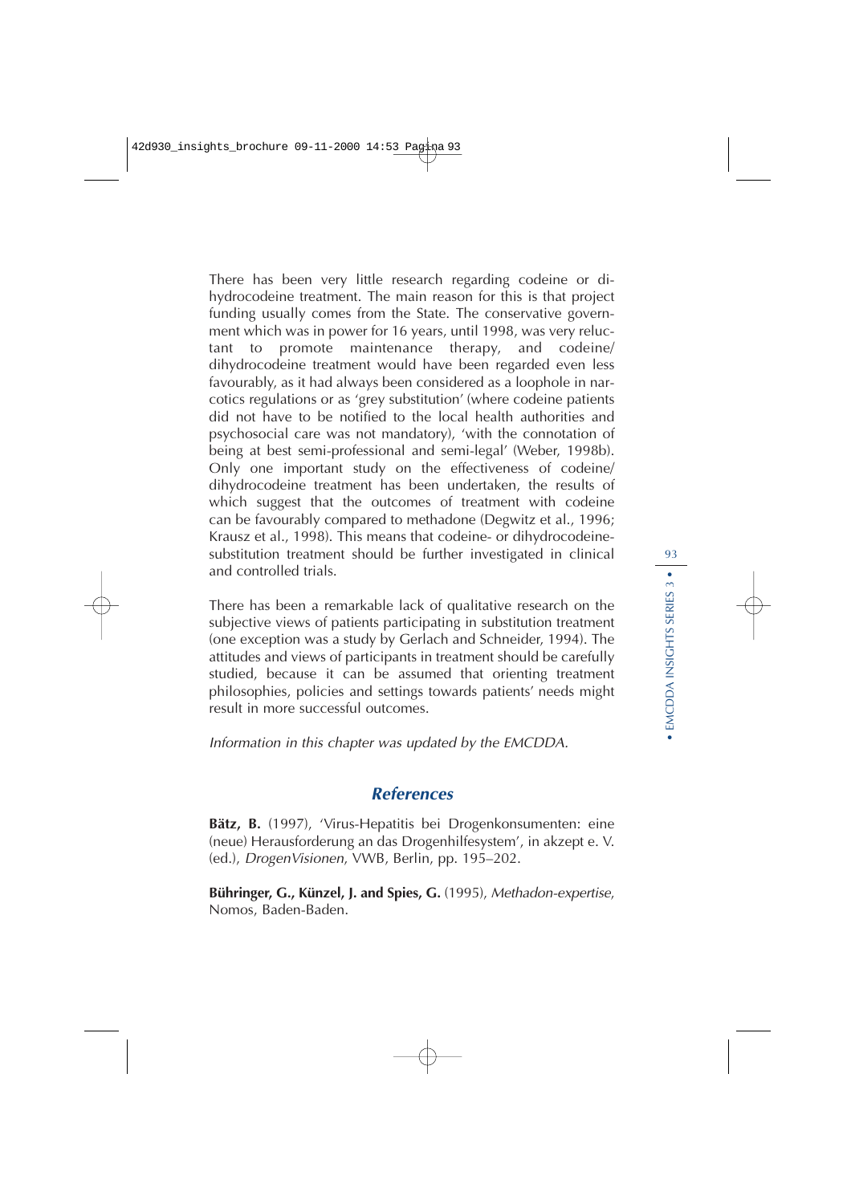There has been very little research regarding codeine or dihydrocodeine treatment. The main reason for this is that project funding usually comes from the State. The conservative government which was in power for 16 years, until 1998, was very reluctant to promote maintenance therapy, and codeine/dihydrocodeine treatment would have been regarded even less favourably, as it had always been considered as a loophole in narcotics regulations or as 'grey substitution' (where codeine patients did not have to be notified to the local health authorities and psychosocial care was not mandatory), 'with the connotation of being at best semi-professional and semi-legal' (Weber, 1998b). Only one important study on the effectiveness of codeine/dihydrocodeine treatment has been undertaken, the results of which suggest that the outcomes of treatment with codeine can be favourably compared to methadone (Degwitz et al., 1996; Krausz et al., 1998). This means that codeine- or dihydrocodeine-substitution treatment should be further investigated in clinical and controlled trials.

There has been a remarkable lack of qualitative research on the subjective views of patients participating in substitution treatment (one exception was a study by Gerlach and Schneider, 1994). The attitudes and views of participants in treatment should be carefully studied, because it can be assumed that orienting treatment philosophies, policies and settings towards patients' needs might result in more successful outcomes.

*Information in this chapter was updated by the EMCDDA.*

## References

**Bätz, B.** (1997), 'Virus-Hepatitis bei Drogenkonsumenten: eine (neue) Herausforderung an das Drogenhilfesystem', in akzept e. V. (ed.), *DrogenVisionen*, VWB, Berlin, pp. 195–202.

**Bühringer, G., Künzel, J. and Spies, G.** (1995), *Methadon-expertise*, Nomos, Baden-Baden.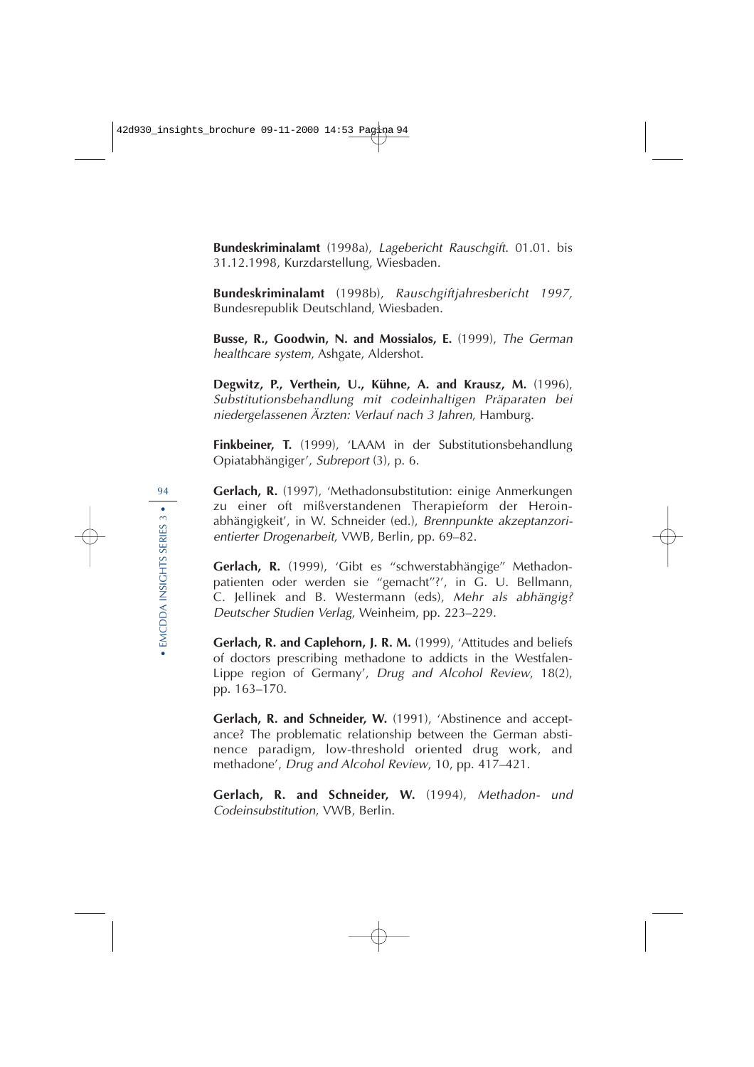**Bundeskriminalamt** (1998a), *Lagebericht Rauschgift.* 01.01. bis 31.12.1998, Kurzdarstellung, Wiesbaden.

**Bundeskriminalamt** (1998b), *Rauschgiftjahresbericht 1997,* Bundesrepublik Deutschland, Wiesbaden.

**Busse, R., Goodwin, N. and Mossialos, E.** (1999), *The German healthcare system*, Ashgate, Aldershot.

**Degwitz, P., Verthein, U., Kühne, A. and Krausz, M.** (1996), *Substitutionsbehandlung mit codeinhaltigen Präparaten bei niedergelassenen Ärzten: Verlauf nach 3 Jahren*, Hamburg.

**Finkbeiner, T.** (1999), 'LAAM in der Substitutionsbehandlung Opiatabhängiger', *Subreport* (3), p. 6.

**Gerlach, R.** (1997), 'Methadonsubstitution: einige Anmerkungen zu einer oft mißverstandenen Therapieform der Heroinabhängigkeit', in W. Schneider (ed.), *Brennpunkte akzeptanzorientierter Drogenarbeit*, VWB, Berlin, pp. 69–82.

**Gerlach, R.** (1999), 'Gibt es "schwerstabhängige" Methadonpatienten oder werden sie "gemacht"?', in G. U. Bellmann, C. Jellinek and B. Westermann (eds), *Mehr als abhängig? Deutscher Studien Verlag*, Weinheim, pp. 223–229.

**Gerlach, R. and Caplehorn, J. R. M.** (1999), 'Attitudes and beliefs of doctors prescribing methadone to addicts in the Westfalen-Lippe region of Germany', *Drug and Alcohol Review*, 18(2), pp. 163–170.

**Gerlach, R. and Schneider, W.** (1991), 'Abstinence and acceptance? The problematic relationship between the German abstinence paradigm, low-threshold oriented drug work, and methadone', *Drug and Alcohol Review*, 10, pp. 417–421.

**Gerlach, R. and Schneider, W.** (1994), *Methadon- und Codeinsubstitution*, VWB, Berlin.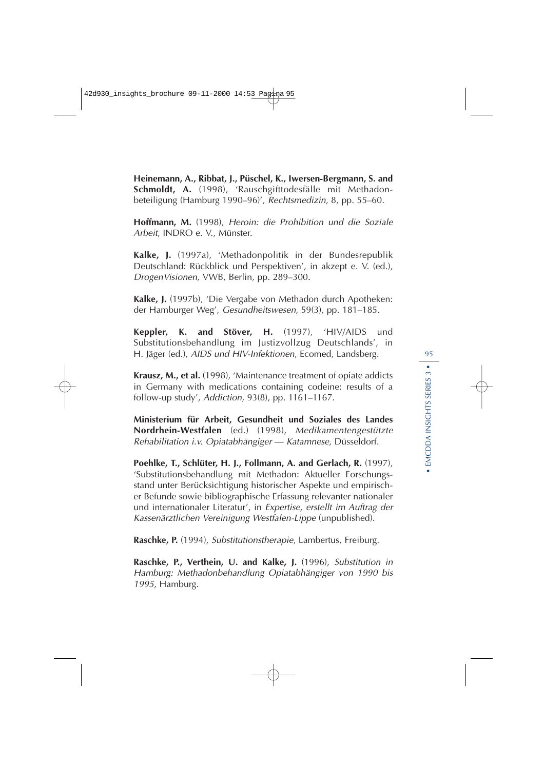**Heinemann, A., Ribbat, J., Püschel, K., Iwersen-Bergmann, S. and Schmoldt, A.** (1998), 'Rauschgifttodesfälle mit Methadonbeteiligung (Hamburg 1990–96)', *Rechtsmedizin*, 8, pp. 55–60.

**Hoffmann, M.** (1998), *Heroin: die Prohibition und die Soziale Arbeit*, INDRO e. V., Münster.

**Kalke, J.** (1997a), 'Methadonpolitik in der Bundesrepublik Deutschland: Rückblick und Perspektiven', in akzept e. V. (ed.), *DrogenVisionen*, VWB, Berlin, pp. 289–300.

**Kalke, J.** (1997b), 'Die Vergabe von Methadon durch Apotheken: der Hamburger Weg', *Gesundheitswesen*, 59(3), pp. 181–185.

**Keppler, K. and Stöver, H.** (1997), 'HIV/AIDS und Substitutionsbehandlung im Justizvollzug Deutschlands', in H. Jäger (ed.), *AIDS und HIV-Infektionen*, Ecomed, Landsberg.

**Krausz, M., et al.** (1998), 'Maintenance treatment of opiate addicts in Germany with medications containing codeine: results of a follow-up study', *Addiction*, 93(8), pp. 1161–1167.

**Ministerium für Arbeit, Gesundheit und Soziales des Landes Nordrhein-Westfalen** (ed.) (1998), *Medikamentengestützte Rehabilitation i.v. Opiatabhängiger — Katamnese*, Düsseldorf.

**Poehlke, T., Schlüter, H. J., Follmann, A. and Gerlach, R.** (1997), 'Substitutionsbehandlung mit Methadon: Aktueller Forschungsstand unter Berücksichtigung historischer Aspekte und empirischer Befunde sowie bibliographische Erfassung relevanter nationaler und internationaler Literatur', in *Expertise, erstellt im Auftrag der Kassenärztlichen Vereinigung Westfalen-Lippe* (unpublished).

**Raschke, P.** (1994), *Substitutionstherapie*, Lambertus, Freiburg.

**Raschke, P., Verthein, U. and Kalke, J.** (1996), *Substitution in Hamburg: Methadonbehandlung Opiatabhängiger von 1990 bis 1995*, Hamburg.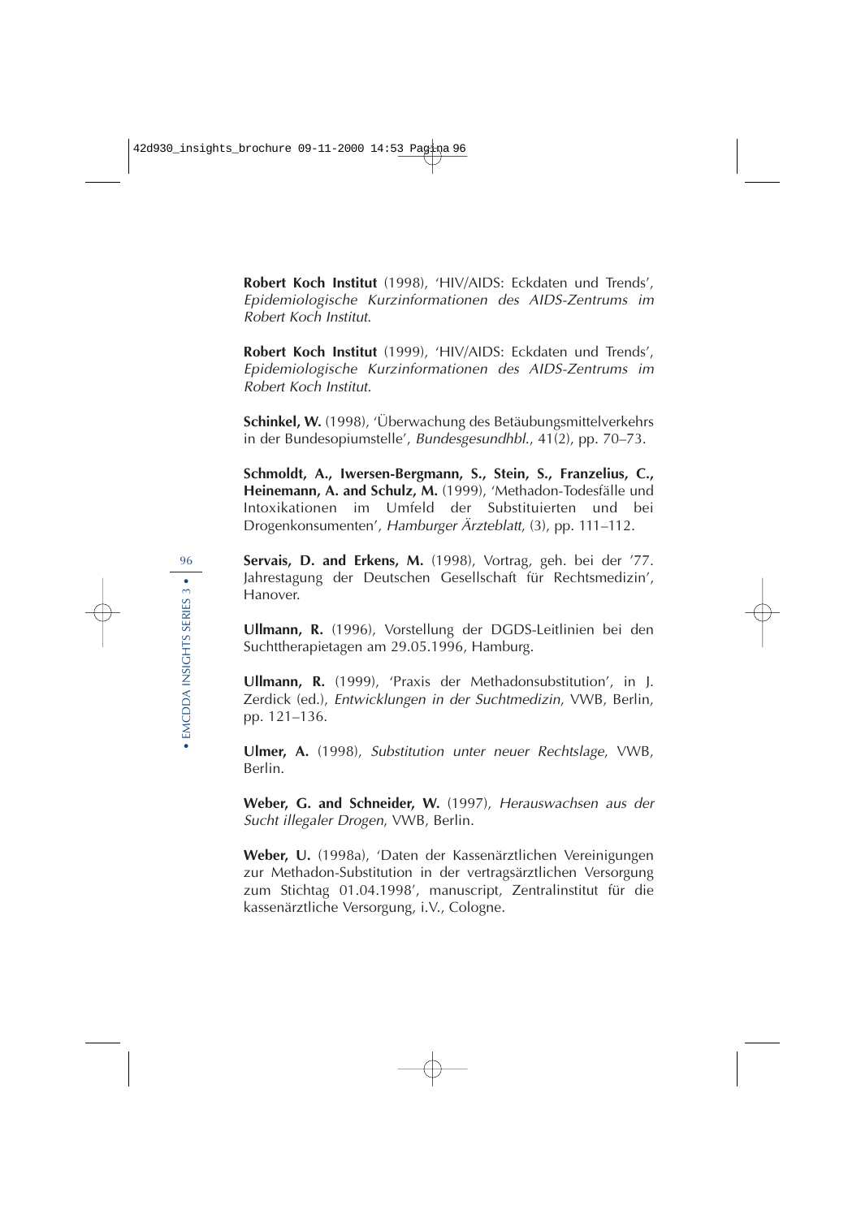**Robert Koch Institut** (1998), 'HIV/AIDS: Eckdaten und Trends', *Epidemiologische Kurzinformationen des AIDS-Zentrums im Robert Koch Institut.*

**Robert Koch Institut** (1999), 'HIV/AIDS: Eckdaten und Trends', *Epidemiologische Kurzinformationen des AIDS-Zentrums im Robert Koch Institut.*

**Schinkel, W.** (1998), 'Überwachung des Betäubungsmittelverkehrs in der Bundesopiumstelle', *Bundesgesundhbl.*, 41(2), pp. 70–73.

**Schmoldt, A., Iwersen-Bergmann, S., Stein, S., Franzelius, C., Heinemann, A. and Schulz, M.** (1999), 'Methadon-Todesfälle und Intoxikationen im Umfeld der Substituierten und bei Drogenkonsumenten', *Hamburger Ärzteblatt*, (3), pp. 111–112.

**Servais, D. and Erkens, M.** (1998), Vortrag, geh. bei der '77. Jahrestagung der Deutschen Gesellschaft für Rechtsmedizin', Hanover.

**Ullmann, R.** (1996), Vorstellung der DGDS-Leitlinien bei den Suchttherapietagen am 29.05.1996, Hamburg.

**Ullmann, R.** (1999), 'Praxis der Methadonsubstitution', in J. Zerdick (ed.), *Entwicklungen in der Suchtmedizin*, VWB, Berlin, pp. 121–136.

**Ulmer, A.** (1998), *Substitution unter neuer Rechtslage*, VWB, Berlin.

**Weber, G. and Schneider, W.** (1997), *Herauswachsen aus der Sucht illegaler Drogen*, VWB, Berlin.

**Weber, U.** (1998a), 'Daten der Kassenärztlichen Vereinigungen zur Methadon-Substitution in der vertragsärztlichen Versorgung zum Stichtag 01.04.1998', manuscript, Zentralinstitut für die kassenärztliche Versorgung, i.V., Cologne.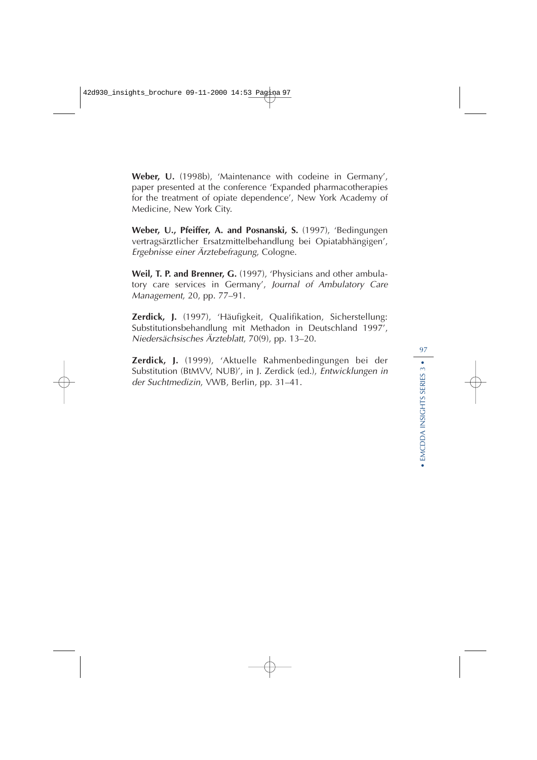**Weber, U.** (1998b), 'Maintenance with codeine in Germany', paper presented at the conference 'Expanded pharmacotherapies for the treatment of opiate dependence', New York Academy of Medicine, New York City.

**Weber, U., Pfeiffer, A. and Posnanski, S.** (1997), 'Bedingungen vertragsärztlicher Ersatzmittelbehandlung bei Opiatabhängigen', *Ergebnisse einer Ärztebefragung*, Cologne.

**Weil, T. P. and Brenner, G.** (1997), 'Physicians and other ambulatory care services in Germany', *Journal of Ambulatory Care Management*, 20, pp. 77–91.

**Zerdick, J.** (1997), 'Häufigkeit, Qualifikation, Sicherstellung: Substitutionsbehandlung mit Methadon in Deutschland 1997', *Niedersächsisches Ärzteblatt*, 70(9), pp. 13–20.

**Zerdick, J.** (1999), 'Aktuelle Rahmenbedingungen bei der Substitution (BtMVV, NUB)', in J. Zerdick (ed.), *Entwicklungen in der Suchtmedizin*, VWB, Berlin, pp. 31–41.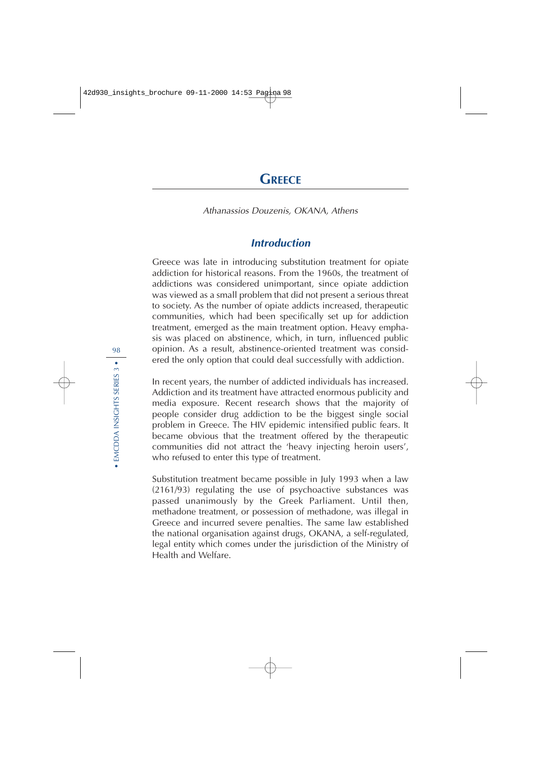# GREECE

*Athanassios Douzenis, OKANA, Athens*

## *Introduction*

Greece was late in introducing substitution treatment for opiate addiction for historical reasons. From the 1960s, the treatment of addictions was considered unimportant, since opiate addiction was viewed as a small problem that did not present a serious threat to society. As the number of opiate addicts increased, therapeutic communities, which had been specifically set up for addiction treatment, emerged as the main treatment option. Heavy emphasis was placed on abstinence, which, in turn, influenced public opinion. As a result, abstinence-oriented treatment was considered the only option that could deal successfully with addiction.

In recent years, the number of addicted individuals has increased. Addiction and its treatment have attracted enormous publicity and media exposure. Recent research shows that the majority of people consider drug addiction to be the biggest single social problem in Greece. The HIV epidemic intensified public fears. It became obvious that the treatment offered by the therapeutic communities did not attract the 'heavy injecting heroin users', who refused to enter this type of treatment.

Substitution treatment became possible in July 1993 when a law (2161/93) regulating the use of psychoactive substances was passed unanimously by the Greek Parliament. Until then, methadone treatment, or possession of methadone, was illegal in Greece and incurred severe penalties. The same law established the national organisation against drugs, OKANA, a self-regulated, legal entity which comes under the jurisdiction of the Ministry of Health and Welfare.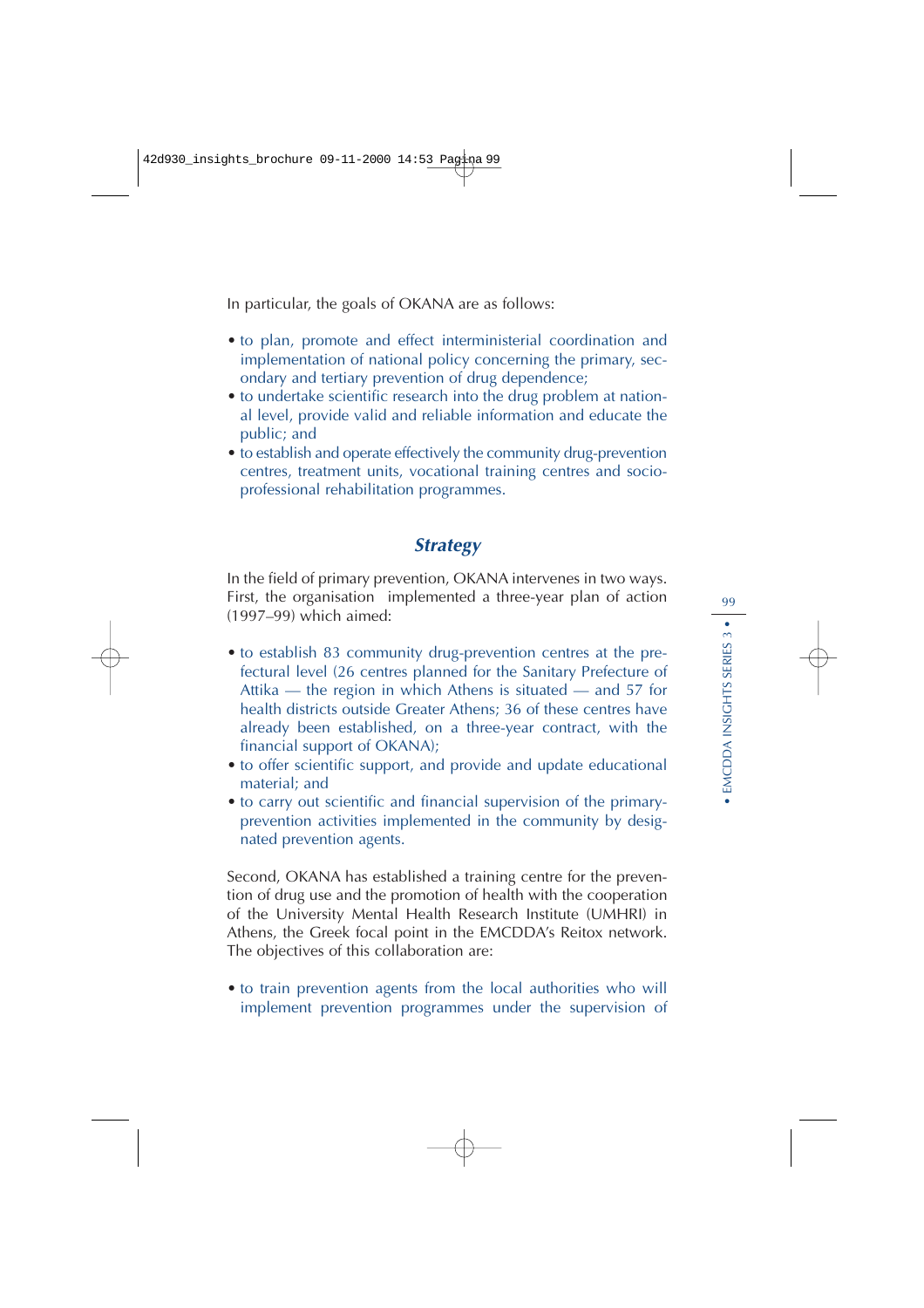In particular, the goals of OKANA are as follows:

- to plan, promote and effect interministerial coordination and implementation of national policy concerning the primary, secondary and tertiary prevention of drug dependence;
- to undertake scientific research into the drug problem at national level, provide valid and reliable information and educate the public; and
- to establish and operate effectively the community drug-prevention centres, treatment units, vocational training centres and socio-professional rehabilitation programmes.

## *Strategy*

In the field of primary prevention, OKANA intervenes in two ways. First, the organisation implemented a three-year plan of action (1997–99) which aimed:

- to establish 83 community drug-prevention centres at the prefectural level (26 centres planned for the Sanitary Prefecture of Attika — the region in which Athens is situated — and 57 for health districts outside Greater Athens; 36 of these centres have already been established, on a three-year contract, with the financial support of OKANA);
- to offer scientific support, and provide and update educational material; and
- to carry out scientific and financial supervision of the primary-prevention activities implemented in the community by designated prevention agents.

Second, OKANA has established a training centre for the prevention of drug use and the promotion of health with the cooperation of the University Mental Health Research Institute (UMHRI) in Athens, the Greek focal point in the EMCDDA's Reitox network. The objectives of this collaboration are:

- to train prevention agents from the local authorities who will implement prevention programmes under the supervision of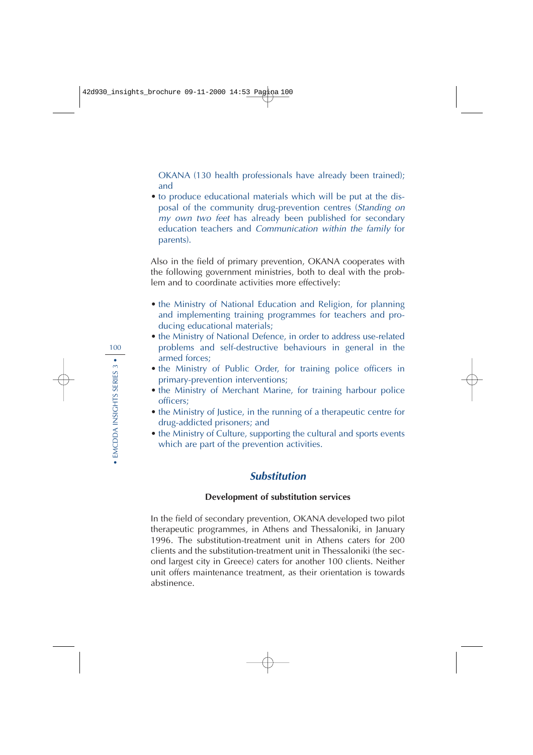OKANA (130 health professionals have already been trained); and

- to produce educational materials which will be put at the disposal of the community drug-prevention centres (*Standing on my own two feet* has already been published for secondary education teachers and *Communication within the family* for parents).

Also in the field of primary prevention, OKANA cooperates with the following government ministries, both to deal with the problem and to coordinate activities more effectively:

- the Ministry of National Education and Religion, for planning and implementing training programmes for teachers and producing educational materials;
- the Ministry of National Defence, in order to address use-related problems and self-destructive behaviours in general in the armed forces;
- the Ministry of Public Order, for training police officers in primary-prevention interventions;
- the Ministry of Merchant Marine, for training harbour police officers;
- the Ministry of Justice, in the running of a therapeutic centre for drug-addicted prisoners; and
- the Ministry of Culture, supporting the cultural and sports events which are part of the prevention activities.

## *Substitution*

### Development of substitution services

In the field of secondary prevention, OKANA developed two pilot therapeutic programmes, in Athens and Thessaloniki, in January 1996. The substitution-treatment unit in Athens caters for 200 clients and the substitution-treatment unit in Thessaloniki (the second largest city in Greece) caters for another 100 clients. Neither unit offers maintenance treatment, as their orientation is towards abstinence.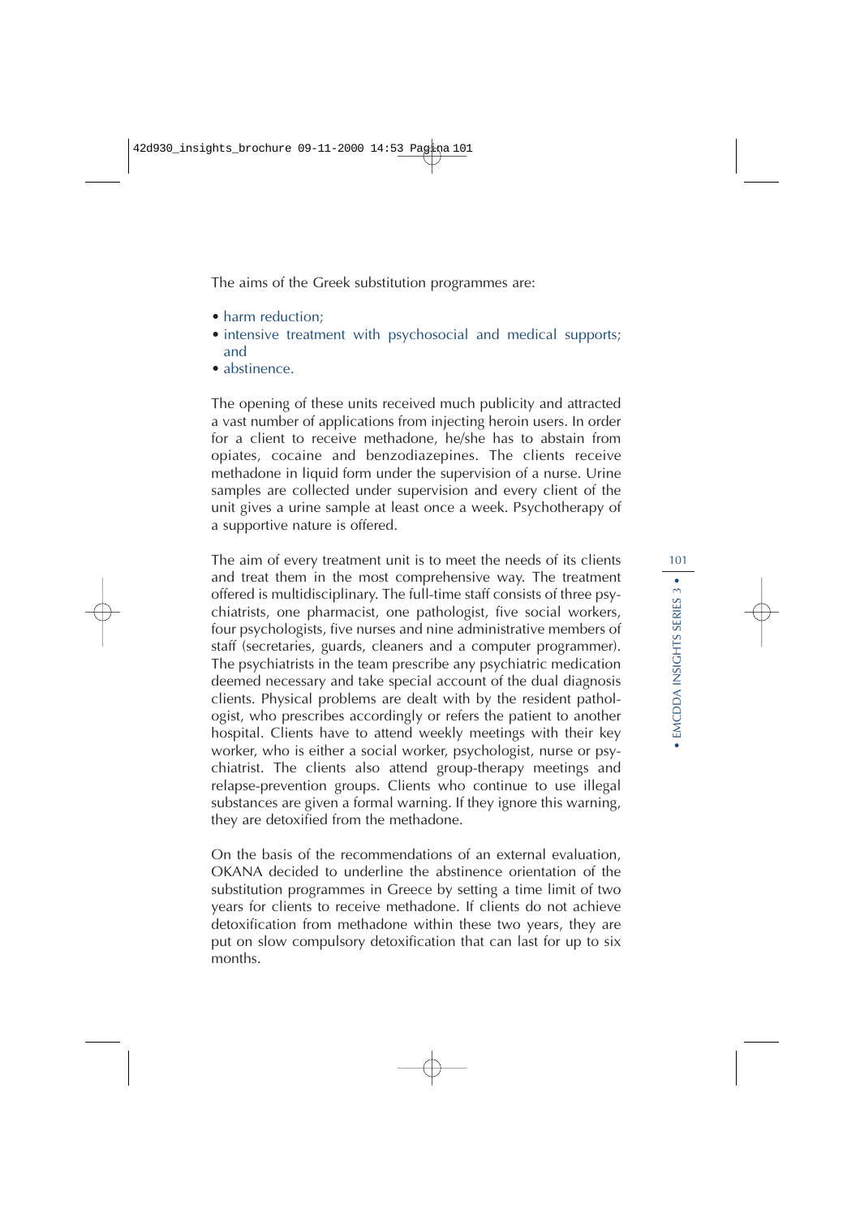The aims of the Greek substitution programmes are:

- harm reduction;
- intensive treatment with psychosocial and medical supports; and
- abstinence.

The opening of these units received much publicity and attracted a vast number of applications from injecting heroin users. In order for a client to receive methadone, he/she has to abstain from opiates, cocaine and benzodiazepines. The clients receive methadone in liquid form under the supervision of a nurse. Urine samples are collected under supervision and every client of the unit gives a urine sample at least once a week. Psychotherapy of a supportive nature is offered.

The aim of every treatment unit is to meet the needs of its clients and treat them in the most comprehensive way. The treatment offered is multidisciplinary. The full-time staff consists of three psychiatrists, one pharmacist, one pathologist, five social workers, four psychologists, five nurses and nine administrative members of staff (secretaries, guards, cleaners and a computer programmer). The psychiatrists in the team prescribe any psychiatric medication deemed necessary and take special account of the dual diagnosis clients. Physical problems are dealt with by the resident pathologist, who prescribes accordingly or refers the patient to another hospital. Clients have to attend weekly meetings with their key worker, who is either a social worker, psychologist, nurse or psychiatrist. The clients also attend group-therapy meetings and relapse-prevention groups. Clients who continue to use illegal substances are given a formal warning. If they ignore this warning, they are detoxified from the methadone.

On the basis of the recommendations of an external evaluation, OKANA decided to underline the abstinence orientation of the substitution programmes in Greece by setting a time limit of two years for clients to receive methadone. If clients do not achieve detoxification from methadone within these two years, they are put on slow compulsory detoxification that can last for up to six months.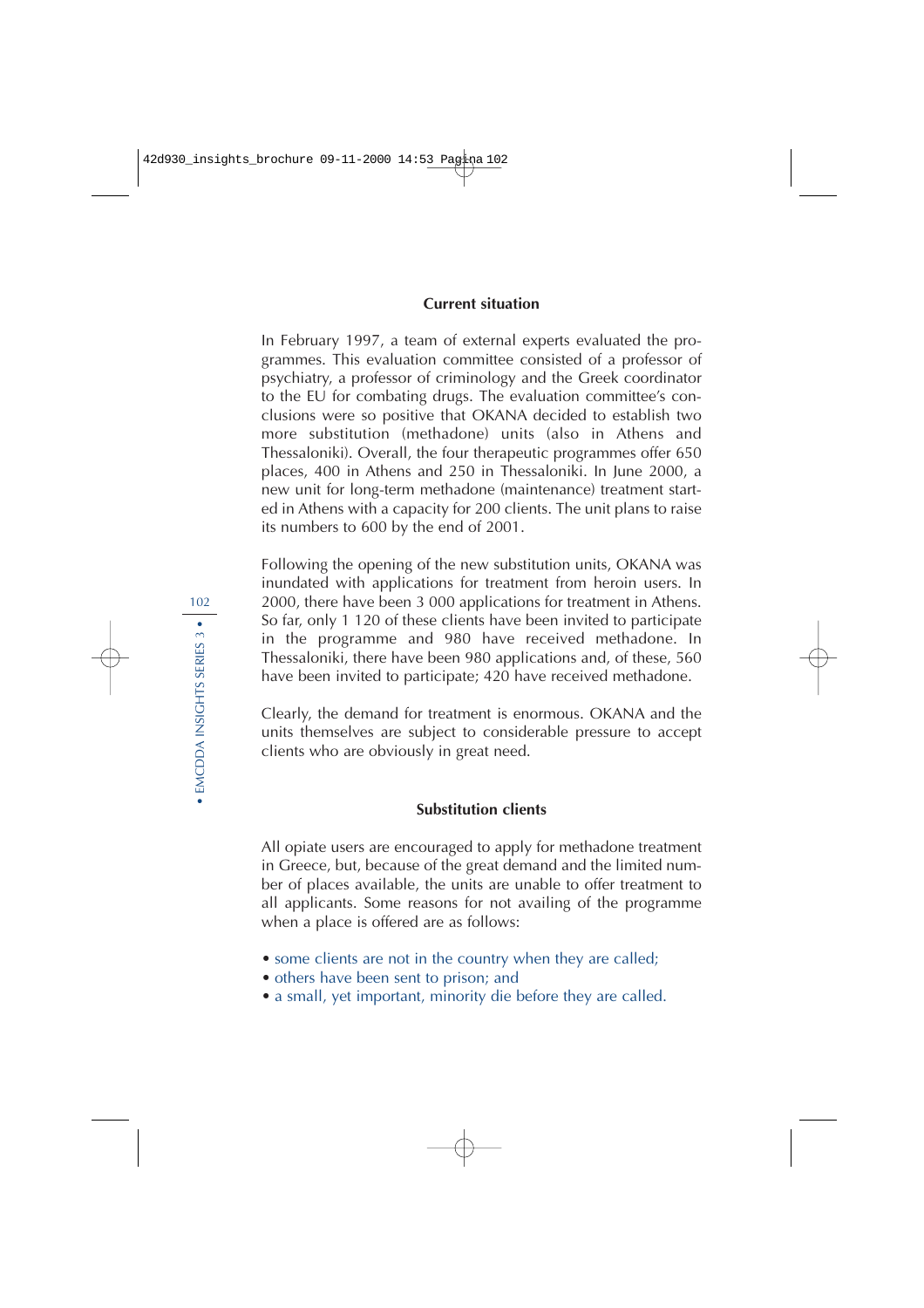### Current situation

In February 1997, a team of external experts evaluated the programmes. This evaluation committee consisted of a professor of psychiatry, a professor of criminology and the Greek coordinator to the EU for combating drugs. The evaluation committee's conclusions were so positive that OKANA decided to establish two more substitution (methadone) units (also in Athens and Thessaloniki). Overall, the four therapeutic programmes offer 650 places, 400 in Athens and 250 in Thessaloniki. In June 2000, a new unit for long-term methadone (maintenance) treatment started in Athens with a capacity for 200 clients. The unit plans to raise its numbers to 600 by the end of 2001.

Following the opening of the new substitution units, OKANA was inundated with applications for treatment from heroin users. In 2000, there have been 3 000 applications for treatment in Athens. So far, only 1 120 of these clients have been invited to participate in the programme and 980 have received methadone. In Thessaloniki, there have been 980 applications and, of these, 560 have been invited to participate; 420 have received methadone.

Clearly, the demand for treatment is enormous. OKANA and the units themselves are subject to considerable pressure to accept clients who are obviously in great need.

### Substitution clients

All opiate users are encouraged to apply for methadone treatment in Greece, but, because of the great demand and the limited number of places available, the units are unable to offer treatment to all applicants. Some reasons for not availing of the programme when a place is offered are as follows:

- some clients are not in the country when they are called;
- others have been sent to prison; and
- a small, yet important, minority die before they are called.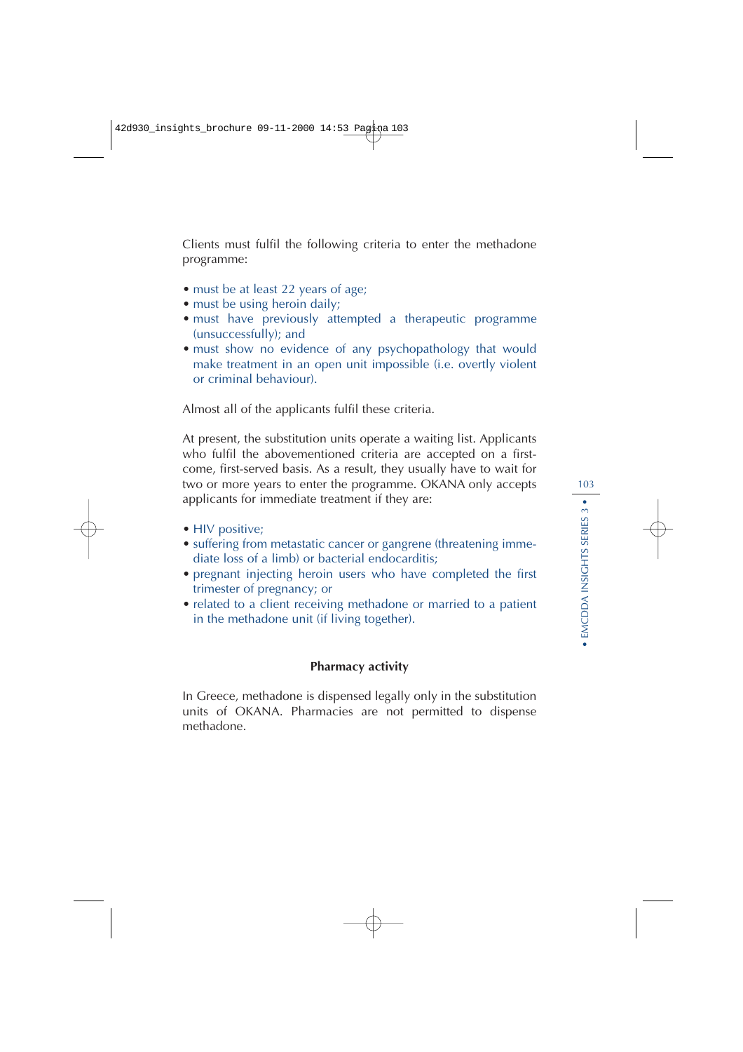Clients must fulfil the following criteria to enter the methadone programme:

- must be at least 22 years of age;
- must be using heroin daily;
- must have previously attempted a therapeutic programme (unsuccessfully); and
- must show no evidence of any psychopathology that would make treatment in an open unit impossible (i.e. overtly violent or criminal behaviour).

Almost all of the applicants fulfil these criteria.

At present, the substitution units operate a waiting list. Applicants who fulfil the abovementioned criteria are accepted on a first-come, first-served basis. As a result, they usually have to wait for two or more years to enter the programme. OKANA only accepts applicants for immediate treatment if they are:

- HIV positive;
- suffering from metastatic cancer or gangrene (threatening immediate loss of a limb) or bacterial endocarditis;
- pregnant injecting heroin users who have completed the first trimester of pregnancy; or
- related to a client receiving methadone or married to a patient in the methadone unit (if living together).

### Pharmacy activity

In Greece, methadone is dispensed legally only in the substitution units of OKANA. Pharmacies are not permitted to dispense methadone.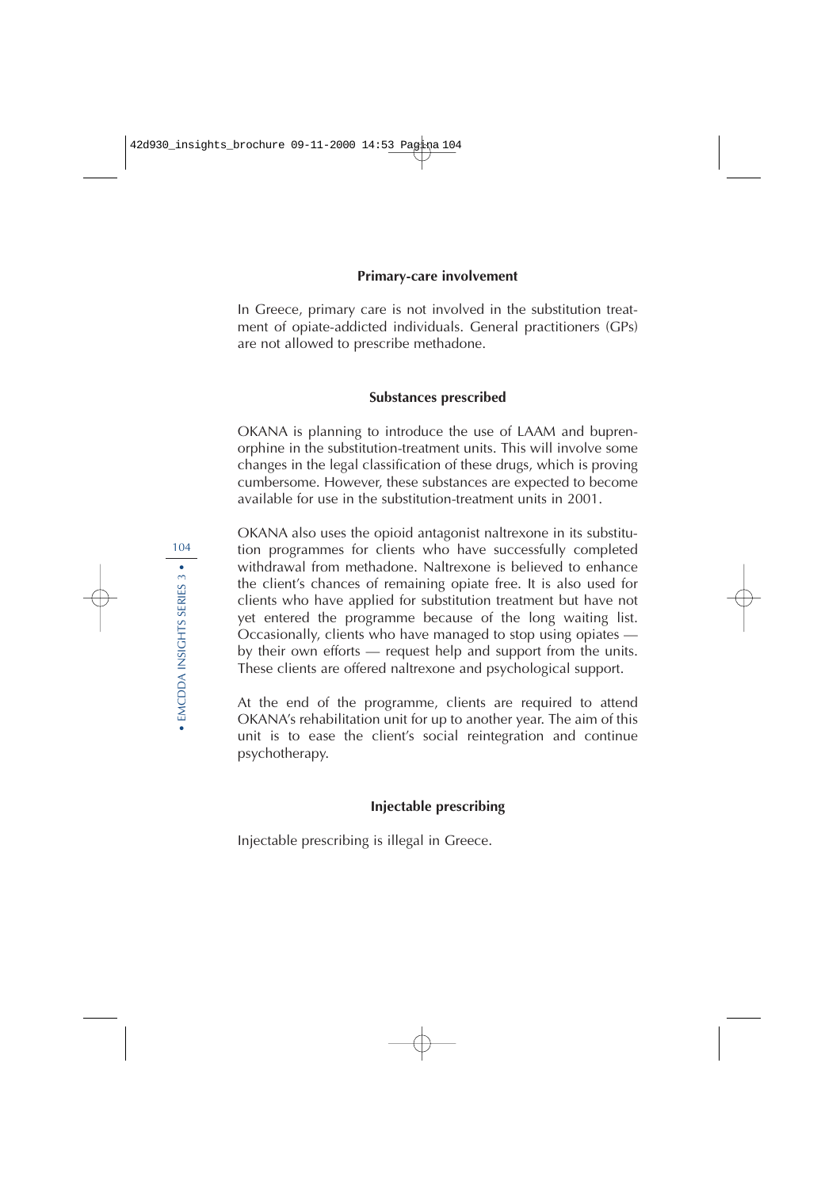### Primary-care involvement

In Greece, primary care is not involved in the substitution treatment of opiate-addicted individuals. General practitioners (GPs) are not allowed to prescribe methadone.

### Substances prescribed

OKANA is planning to introduce the use of LAAM and buprenorphine in the substitution-treatment units. This will involve some changes in the legal classification of these drugs, which is proving cumbersome. However, these substances are expected to become available for use in the substitution-treatment units in 2001.

OKANA also uses the opioid antagonist naltrexone in its substitution programmes for clients who have successfully completed withdrawal from methadone. Naltrexone is believed to enhance the client's chances of remaining opiate free. It is also used for clients who have applied for substitution treatment but have not yet entered the programme because of the long waiting list. Occasionally, clients who have managed to stop using opiates — by their own efforts — request help and support from the units. These clients are offered naltrexone and psychological support.

At the end of the programme, clients are required to attend OKANA's rehabilitation unit for up to another year. The aim of this unit is to ease the client's social reintegration and continue psychotherapy.

### Injectable prescribing

Injectable prescribing is illegal in Greece.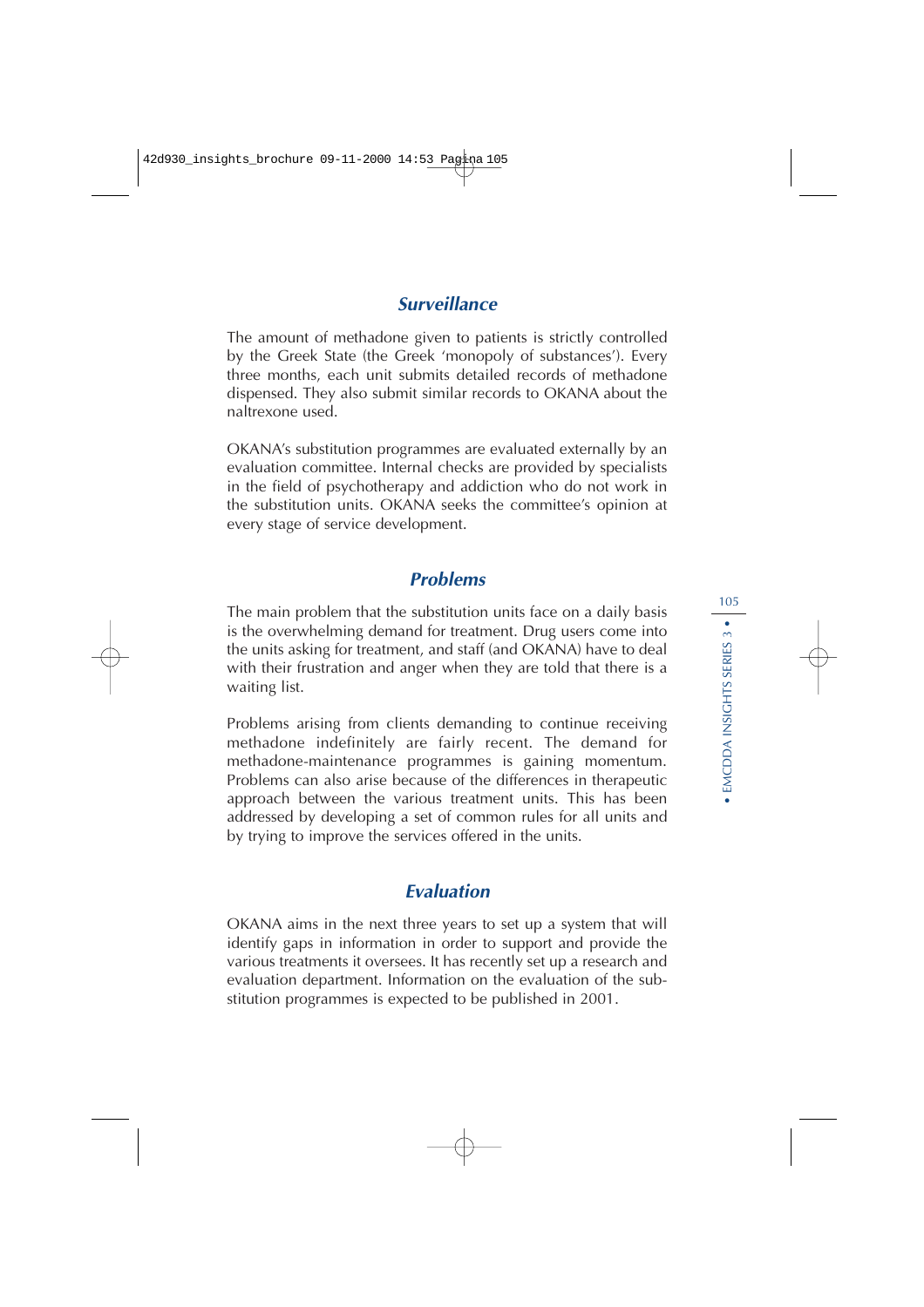### *Surveillance*

The amount of methadone given to patients is strictly controlled by the Greek State (the Greek 'monopoly of substances'). Every three months, each unit submits detailed records of methadone dispensed. They also submit similar records to OKANA about the naltrexone used.

OKANA's substitution programmes are evaluated externally by an evaluation committee. Internal checks are provided by specialists in the field of psychotherapy and addiction who do not work in the substitution units. OKANA seeks the committee's opinion at every stage of service development.

### *Problems*

The main problem that the substitution units face on a daily basis is the overwhelming demand for treatment. Drug users come into the units asking for treatment, and staff (and OKANA) have to deal with their frustration and anger when they are told that there is a waiting list.

Problems arising from clients demanding to continue receiving methadone indefinitely are fairly recent. The demand for methadone-maintenance programmes is gaining momentum. Problems can also arise because of the differences in therapeutic approach between the various treatment units. This has been addressed by developing a set of common rules for all units and by trying to improve the services offered in the units.

### *Evaluation*

OKANA aims in the next three years to set up a system that will identify gaps in information in order to support and provide the various treatments it oversees. It has recently set up a research and evaluation department. Information on the evaluation of the substitution programmes is expected to be published in 2001.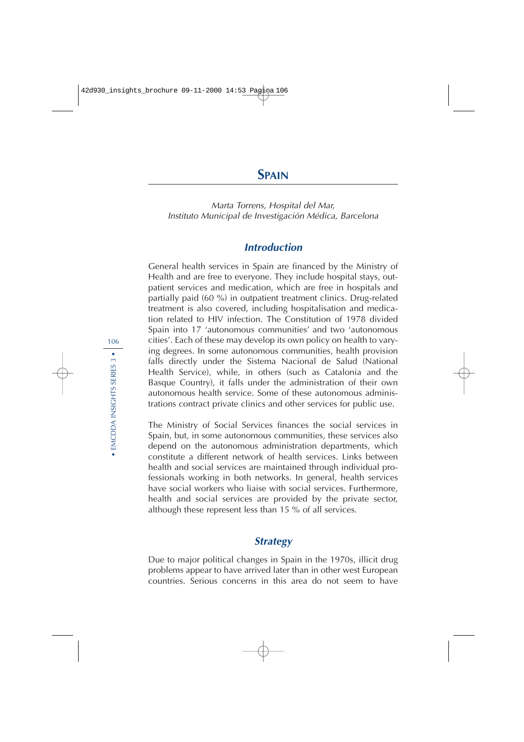# Spain

*Marta Torrens, Hospital del Mar,*
*Instituto Municipal de Investigación Médica, Barcelona*

## Introduction

General health services in Spain are financed by the Ministry of Health and are free to everyone. They include hospital stays, outpatient services and medication, which are free in hospitals and partially paid (60 %) in outpatient treatment clinics. Drug-related treatment is also covered, including hospitalisation and medication related to HIV infection. The Constitution of 1978 divided Spain into 17 'autonomous communities' and two 'autonomous cities'. Each of these may develop its own policy on health to varying degrees. In some autonomous communities, health provision falls directly under the Sistema Nacional de Salud (National Health Service), while, in others (such as Catalonia and the Basque Country), it falls under the administration of their own autonomous health service. Some of these autonomous administrations contract private clinics and other services for public use.

The Ministry of Social Services finances the social services in Spain, but, in some autonomous communities, these services also depend on the autonomous administration departments, which constitute a different network of health services. Links between health and social services are maintained through individual professionals working in both networks. In general, health services have social workers who liaise with social services. Furthermore, health and social services are provided by the private sector, although these represent less than 15 % of all services.

## Strategy

Due to major political changes in Spain in the 1970s, illicit drug problems appear to have arrived later than in other west European countries. Serious concerns in this area do not seem to have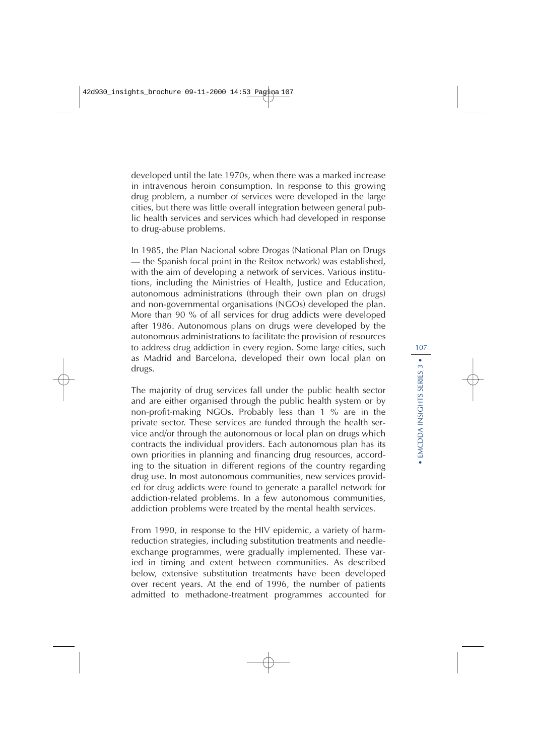developed until the late 1970s, when there was a marked increase in intravenous heroin consumption. In response to this growing drug problem, a number of services were developed in the large cities, but there was little overall integration between general public health services and services which had developed in response to drug-abuse problems.

In 1985, the Plan Nacional sobre Drogas (National Plan on Drugs — the Spanish focal point in the Reitox network) was established, with the aim of developing a network of services. Various institutions, including the Ministries of Health, Justice and Education, autonomous administrations (through their own plan on drugs) and non-governmental organisations (NGOs) developed the plan. More than 90 % of all services for drug addicts were developed after 1986. Autonomous plans on drugs were developed by the autonomous administrations to facilitate the provision of resources to address drug addiction in every region. Some large cities, such as Madrid and Barcelona, developed their own local plan on drugs.

The majority of drug services fall under the public health sector and are either organised through the public health system or by non-profit-making NGOs. Probably less than 1 % are in the private sector. These services are funded through the health service and/or through the autonomous or local plan on drugs which contracts the individual providers. Each autonomous plan has its own priorities in planning and financing drug resources, according to the situation in different regions of the country regarding drug use. In most autonomous communities, new services provided for drug addicts were found to generate a parallel network for addiction-related problems. In a few autonomous communities, addiction problems were treated by the mental health services.

From 1990, in response to the HIV epidemic, a variety of harm-reduction strategies, including substitution treatments and needle-exchange programmes, were gradually implemented. These varied in timing and extent between communities. As described below, extensive substitution treatments have been developed over recent years. At the end of 1996, the number of patients admitted to methadone-treatment programmes accounted for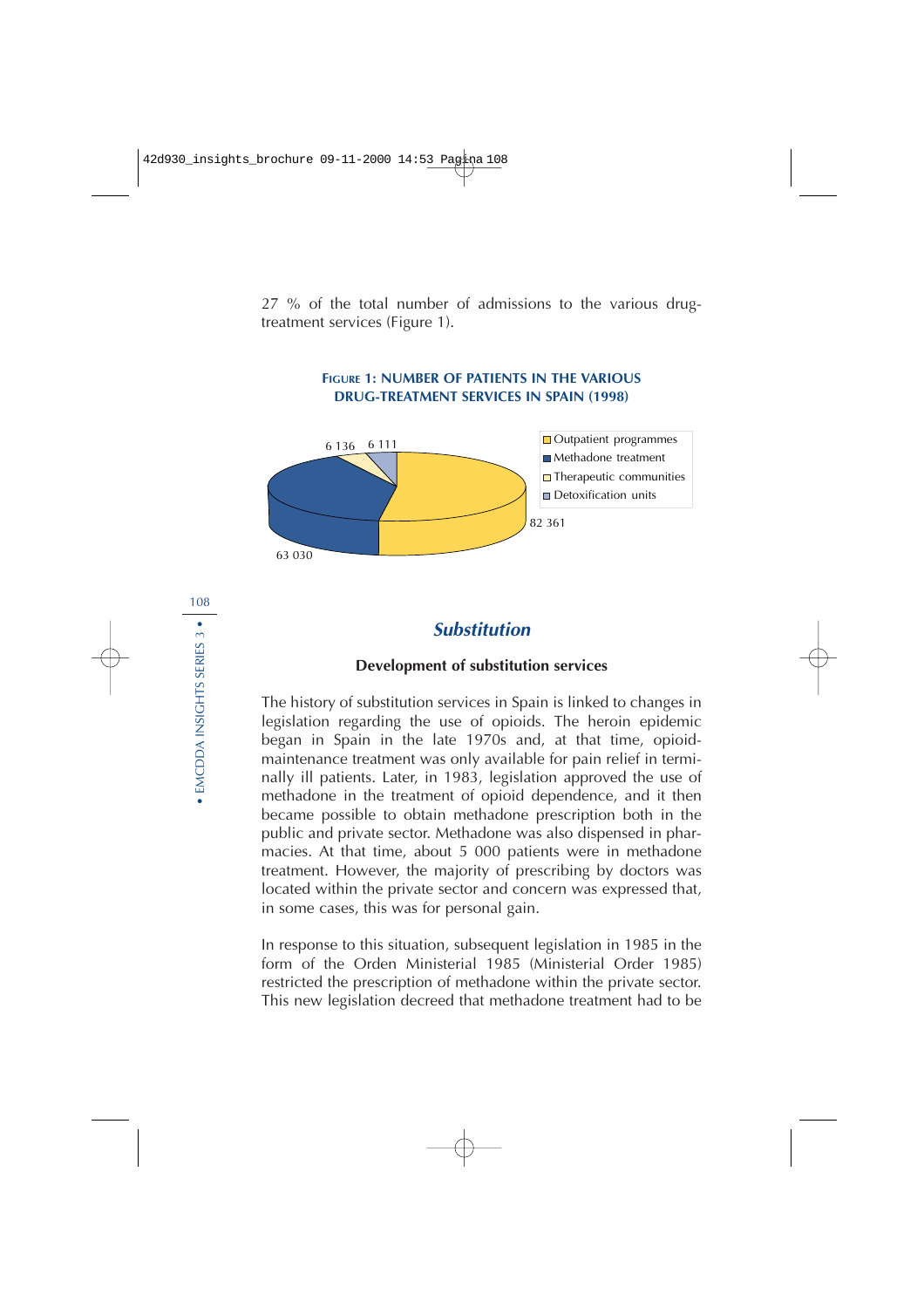27 % of the total number of admissions to the various drug-treatment services (Figure 1).

**Figure 1: Number of patients in the various drug-treatment services in Spain (1998)**

| Service | Number of patients |
|---|---|
| Outpatient programmes | 82 361 |
| Methadone treatment | 63 030 |
| Therapeutic communities | 6 136 |
| Detoxification units | 6 111 |

## *Substitution*

### Development of substitution services

The history of substitution services in Spain is linked to changes in legislation regarding the use of opioids. The heroin epidemic began in Spain in the late 1970s and, at that time, opioid-maintenance treatment was only available for pain relief in terminally ill patients. Later, in 1983, legislation approved the use of methadone in the treatment of opioid dependence, and it then became possible to obtain methadone prescription both in the public and private sector. Methadone was also dispensed in pharmacies. At that time, about 5 000 patients were in methadone treatment. However, the majority of prescribing by doctors was located within the private sector and concern was expressed that, in some cases, this was for personal gain.

In response to this situation, subsequent legislation in 1985 in the form of the Orden Ministerial 1985 (Ministerial Order 1985) restricted the prescription of methadone within the private sector. This new legislation decreed that methadone treatment had to be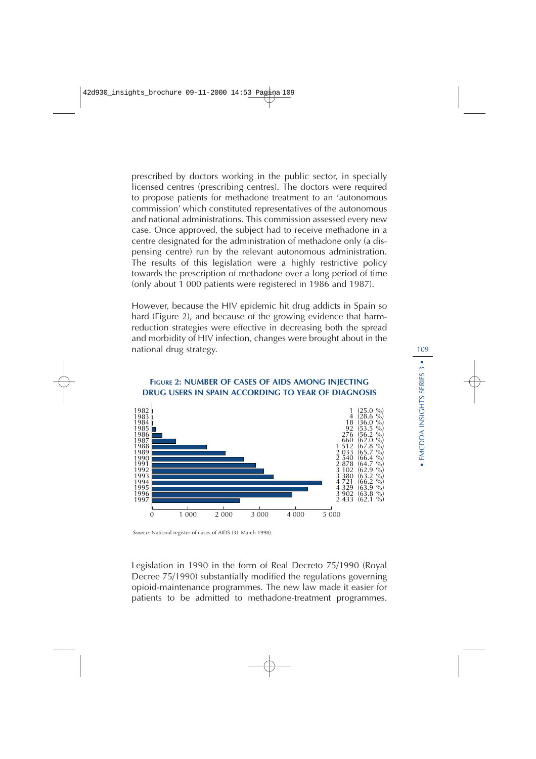prescribed by doctors working in the public sector, in specially licensed centres (prescribing centres). The doctors were required to propose patients for methadone treatment to an 'autonomous commission' which constituted representatives of the autonomous and national administrations. This commission assessed every new case. Once approved, the subject had to receive methadone in a centre designated for the administration of methadone only (a dispensing centre) run by the relevant autonomous administration. The results of this legislation were a highly restrictive policy towards the prescription of methadone over a long period of time (only about 1 000 patients were registered in 1986 and 1987).

However, because the HIV epidemic hit drug addicts in Spain so hard (Figure 2), and because of the growing evidence that harm-reduction strategies were effective in decreasing both the spread and morbidity of HIV infection, changes were brought about in the national drug strategy.

**FIGURE 2: NUMBER OF CASES OF AIDS AMONG INJECTING DRUG USERS IN SPAIN ACCORDING TO YEAR OF DIAGNOSIS**

| Year | Cases | % |
|---|---|---|
| 1982 | 1 | (25.0 %) |
| 1983 | 4 | (28.6 %) |
| 1984 | 18 | (36.0 %) |
| 1985 | 92 | (53.5 %) |
| 1986 | 276 | (56.2 %) |
| 1987 | 660 | (62.0 %) |
| 1988 | 1 512 | (67.8 %) |
| 1989 | 2 033 | (65.7 %) |
| 1990 | 2 540 | (66.4 %) |
| 1991 | 2 878 | (64.7 %) |
| 1992 | 3 102 | (62.9 %) |
| 1993 | 3 380 | (63.2 %) |
| 1994 | 4 721 | (66.2 %) |
| 1995 | 4 329 | (63.9 %) |
| 1996 | 3 902 | (63.8 %) |
| 1997 | 2 433 | (62.1 %) |

*Source:* National register of cases of AIDS (31 March 1998).

Legislation in 1990 in the form of Real Decreto 75/1990 (Royal Decree 75/1990) substantially modified the regulations governing opioid-maintenance programmes. The new law made it easier for patients to be admitted to methadone-treatment programmes.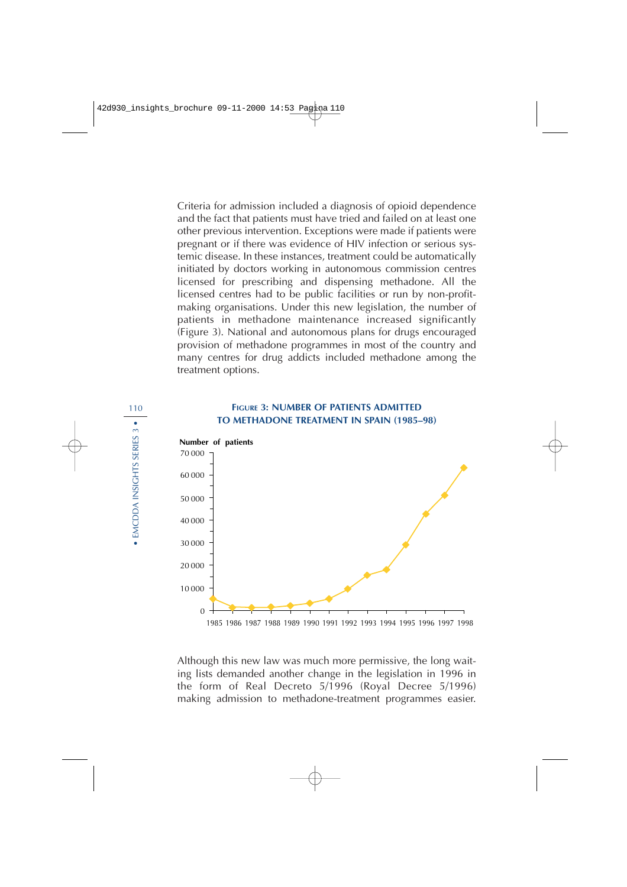Criteria for admission included a diagnosis of opioid dependence and the fact that patients must have tried and failed on at least one other previous intervention. Exceptions were made if patients were pregnant or if there was evidence of HIV infection or serious systemic disease. In these instances, treatment could be automatically initiated by doctors working in autonomous commission centres licensed for prescribing and dispensing methadone. All the licensed centres had to be public facilities or run by non-profit-making organisations. Under this new legislation, the number of patients in methadone maintenance increased significantly (Figure 3). National and autonomous plans for drugs encouraged provision of methadone programmes in most of the country and many centres for drug addicts included methadone among the treatment options.

**FIGURE 3: NUMBER OF PATIENTS ADMITTED TO METHADONE TREATMENT IN SPAIN (1985–98)**

Number of patients

70 000
60 000
50 000
40 000
30 000
20 000
10 000
0

1985 1986 1987 1988 1989 1990 1991 1992 1993 1994 1995 1996 1997 1998

Although this new law was much more permissive, the long waiting lists demanded another change in the legislation in 1996 in the form of Real Decreto 5/1996 (Royal Decree 5/1996) making admission to methadone-treatment programmes easier.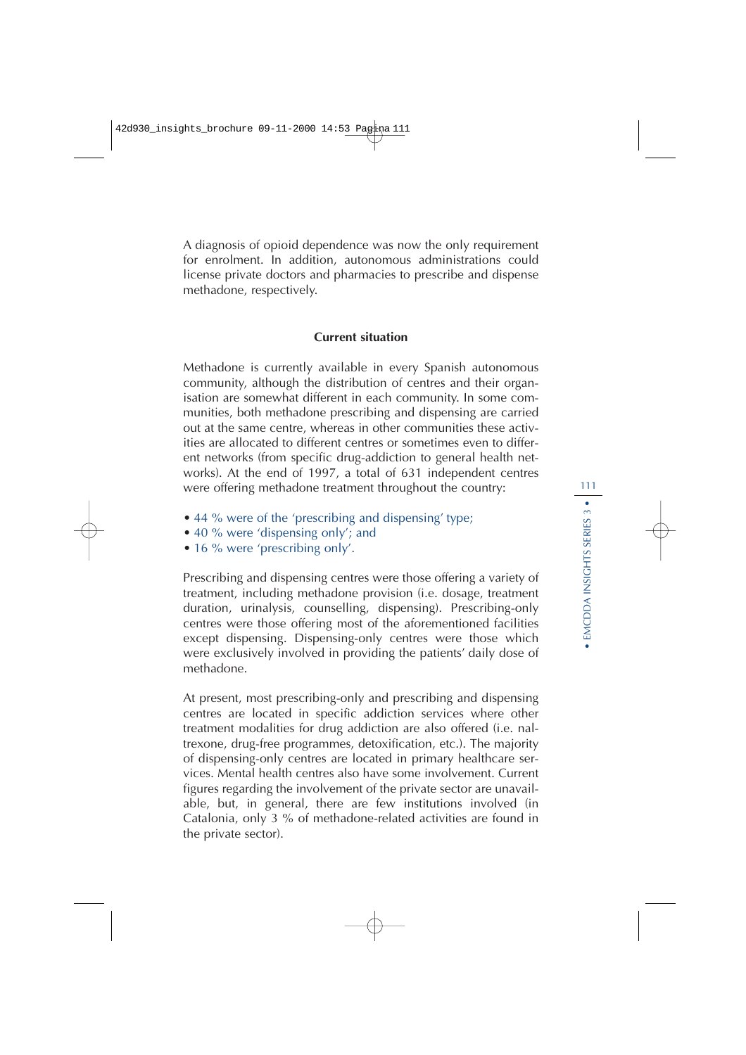A diagnosis of opioid dependence was now the only requirement for enrolment. In addition, autonomous administrations could license private doctors and pharmacies to prescribe and dispense methadone, respectively.

## Current situation

Methadone is currently available in every Spanish autonomous community, although the distribution of centres and their organisation are somewhat different in each community. In some communities, both methadone prescribing and dispensing are carried out at the same centre, whereas in other communities these activities are allocated to different centres or sometimes even to different networks (from specific drug-addiction to general health networks). At the end of 1997, a total of 631 independent centres were offering methadone treatment throughout the country:

- 44 % were of the 'prescribing and dispensing' type;
- 40 % were 'dispensing only'; and
- 16 % were 'prescribing only'.

Prescribing and dispensing centres were those offering a variety of treatment, including methadone provision (i.e. dosage, treatment duration, urinalysis, counselling, dispensing). Prescribing-only centres were those offering most of the aforementioned facilities except dispensing. Dispensing-only centres were those which were exclusively involved in providing the patients' daily dose of methadone.

At present, most prescribing-only and prescribing and dispensing centres are located in specific addiction services where other treatment modalities for drug addiction are also offered (i.e. naltrexone, drug-free programmes, detoxification, etc.). The majority of dispensing-only centres are located in primary healthcare services. Mental health centres also have some involvement. Current figures regarding the involvement of the private sector are unavailable, but, in general, there are few institutions involved (in Catalonia, only 3 % of methadone-related activities are found in the private sector).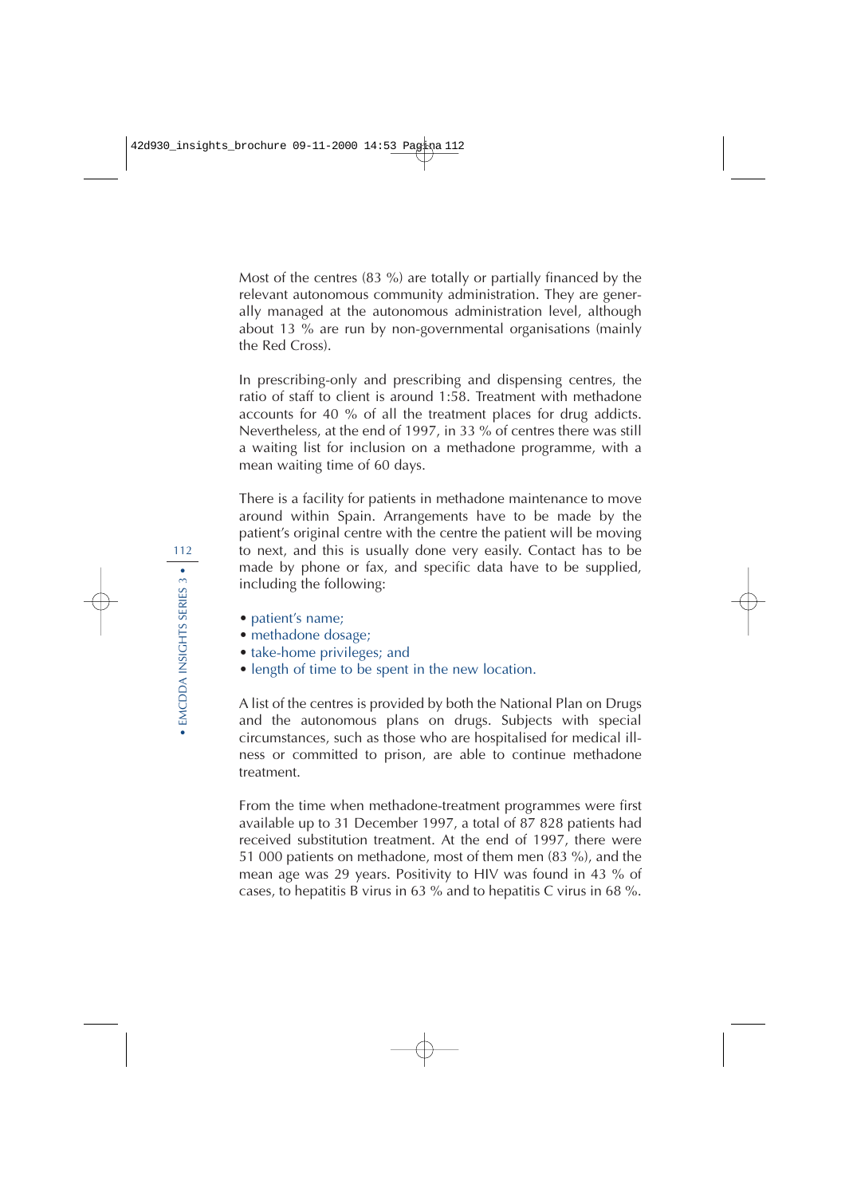Most of the centres (83 %) are totally or partially financed by the relevant autonomous community administration. They are generally managed at the autonomous administration level, although about 13 % are run by non-governmental organisations (mainly the Red Cross).

In prescribing-only and prescribing and dispensing centres, the ratio of staff to client is around 1:58. Treatment with methadone accounts for 40 % of all the treatment places for drug addicts. Nevertheless, at the end of 1997, in 33 % of centres there was still a waiting list for inclusion on a methadone programme, with a mean waiting time of 60 days.

There is a facility for patients in methadone maintenance to move around within Spain. Arrangements have to be made by the patient's original centre with the centre the patient will be moving to next, and this is usually done very easily. Contact has to be made by phone or fax, and specific data have to be supplied, including the following:

- patient's name;
- methadone dosage;
- take-home privileges; and
- length of time to be spent in the new location.

A list of the centres is provided by both the National Plan on Drugs and the autonomous plans on drugs. Subjects with special circumstances, such as those who are hospitalised for medical illness or committed to prison, are able to continue methadone treatment.

From the time when methadone-treatment programmes were first available up to 31 December 1997, a total of 87 828 patients had received substitution treatment. At the end of 1997, there were 51 000 patients on methadone, most of them men (83 %), and the mean age was 29 years. Positivity to HIV was found in 43 % of cases, to hepatitis B virus in 63 % and to hepatitis C virus in 68 %.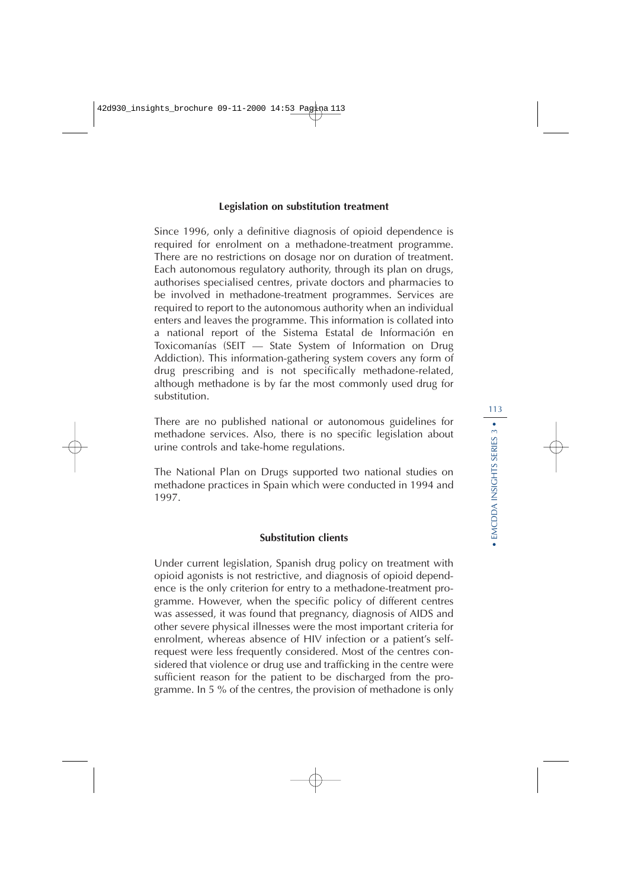### Legislation on substitution treatment

Since 1996, only a definitive diagnosis of opioid dependence is required for enrolment on a methadone-treatment programme. There are no restrictions on dosage nor on duration of treatment. Each autonomous regulatory authority, through its plan on drugs, authorises specialised centres, private doctors and pharmacies to be involved in methadone-treatment programmes. Services are required to report to the autonomous authority when an individual enters and leaves the programme. This information is collated into a national report of the Sistema Estatal de Información en Toxicomanías (SEIT — State System of Information on Drug Addiction). This information-gathering system covers any form of drug prescribing and is not specifically methadone-related, although methadone is by far the most commonly used drug for substitution.

There are no published national or autonomous guidelines for methadone services. Also, there is no specific legislation about urine controls and take-home regulations.

The National Plan on Drugs supported two national studies on methadone practices in Spain which were conducted in 1994 and 1997.

### Substitution clients

Under current legislation, Spanish drug policy on treatment with opioid agonists is not restrictive, and diagnosis of opioid dependence is the only criterion for entry to a methadone-treatment programme. However, when the specific policy of different centres was assessed, it was found that pregnancy, diagnosis of AIDS and other severe physical illnesses were the most important criteria for enrolment, whereas absence of HIV infection or a patient's self-request were less frequently considered. Most of the centres considered that violence or drug use and trafficking in the centre were sufficient reason for the patient to be discharged from the programme. In 5 % of the centres, the provision of methadone is only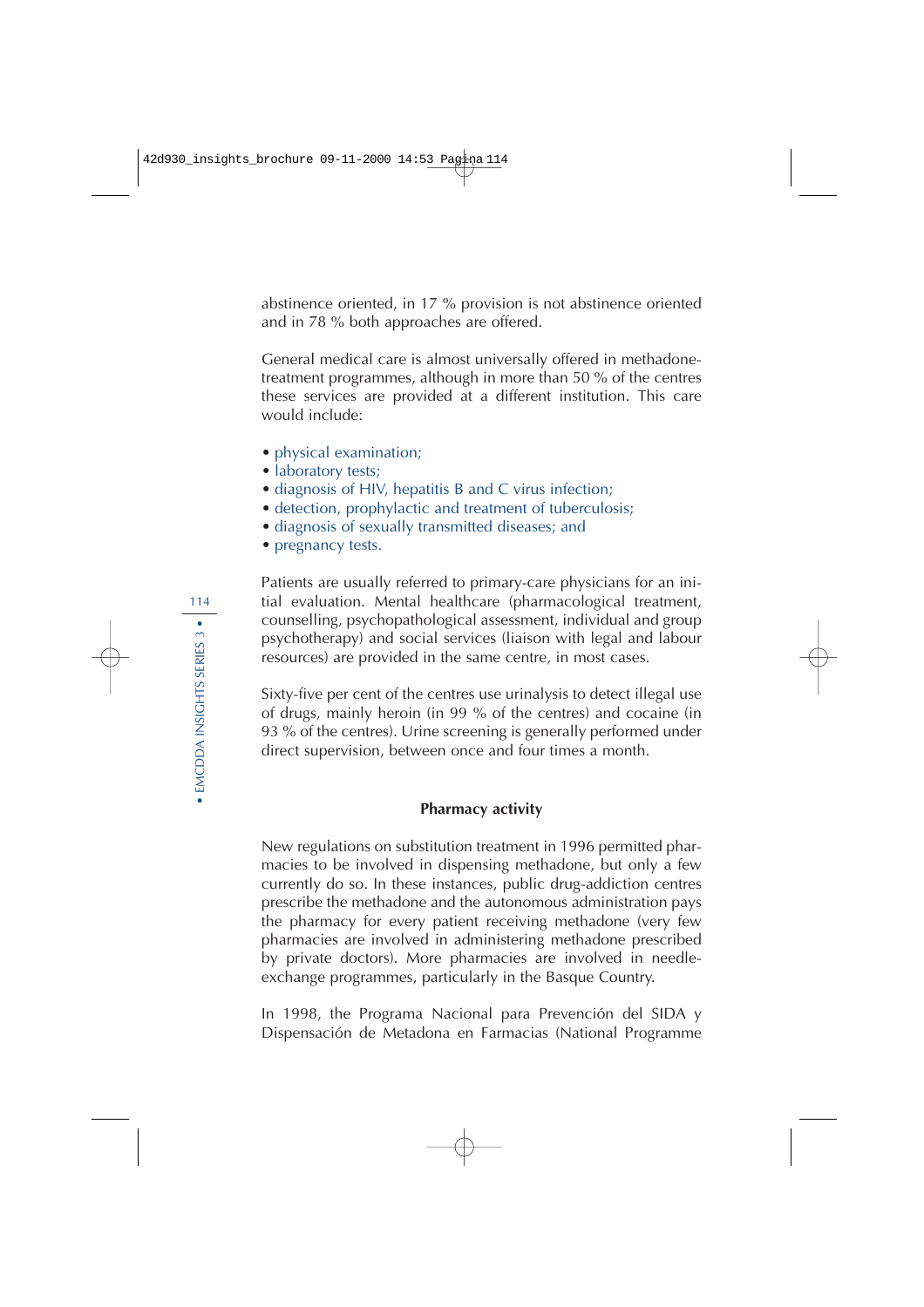abstinence oriented, in 17 % provision is not abstinence oriented and in 78 % both approaches are offered.

General medical care is almost universally offered in methadone-treatment programmes, although in more than 50 % of the centres these services are provided at a different institution. This care would include:

- physical examination;
- laboratory tests;
- diagnosis of HIV, hepatitis B and C virus infection;
- detection, prophylactic and treatment of tuberculosis;
- diagnosis of sexually transmitted diseases; and
- pregnancy tests.

Patients are usually referred to primary-care physicians for an initial evaluation. Mental healthcare (pharmacological treatment, counselling, psychopathological assessment, individual and group psychotherapy) and social services (liaison with legal and labour resources) are provided in the same centre, in most cases.

Sixty-five per cent of the centres use urinalysis to detect illegal use of drugs, mainly heroin (in 99 % of the centres) and cocaine (in 93 % of the centres). Urine screening is generally performed under direct supervision, between once and four times a month.

### Pharmacy activity

New regulations on substitution treatment in 1996 permitted pharmacies to be involved in dispensing methadone, but only a few currently do so. In these instances, public drug-addiction centres prescribe the methadone and the autonomous administration pays the pharmacy for every patient receiving methadone (very few pharmacies are involved in administering methadone prescribed by private doctors). More pharmacies are involved in needle-exchange programmes, particularly in the Basque Country.

In 1998, the Programa Nacional para Prevención del SIDA y Dispensación de Metadona en Farmacias (National Programme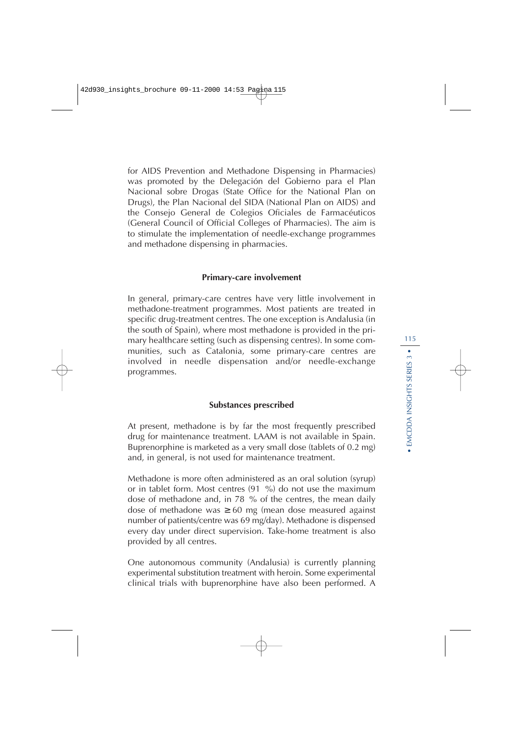for AIDS Prevention and Methadone Dispensing in Pharmacies) was promoted by the Delegación del Gobierno para el Plan Nacional sobre Drogas (State Office for the National Plan on Drugs), the Plan Nacional del SIDA (National Plan on AIDS) and the Consejo General de Colegios Oficiales de Farmacéuticos (General Council of Official Colleges of Pharmacies). The aim is to stimulate the implementation of needle-exchange programmes and methadone dispensing in pharmacies.

### Primary-care involvement

In general, primary-care centres have very little involvement in methadone-treatment programmes. Most patients are treated in specific drug-treatment centres. The one exception is Andalusia (in the south of Spain), where most methadone is provided in the primary healthcare setting (such as dispensing centres). In some communities, such as Catalonia, some primary-care centres are involved in needle dispensation and/or needle-exchange programmes.

### Substances prescribed

At present, methadone is by far the most frequently prescribed drug for maintenance treatment. LAAM is not available in Spain. Buprenorphine is marketed as a very small dose (tablets of 0.2 mg) and, in general, is not used for maintenance treatment.

Methadone is more often administered as an oral solution (syrup) or in tablet form. Most centres (91 %) do not use the maximum dose of methadone and, in 78 % of the centres, the mean daily dose of methadone was $\geq 60$ mg (mean dose measured against number of patients/centre was 69 mg/day). Methadone is dispensed every day under direct supervision. Take-home treatment is also provided by all centres.

One autonomous community (Andalusia) is currently planning experimental substitution treatment with heroin. Some experimental clinical trials with buprenorphine have also been performed. A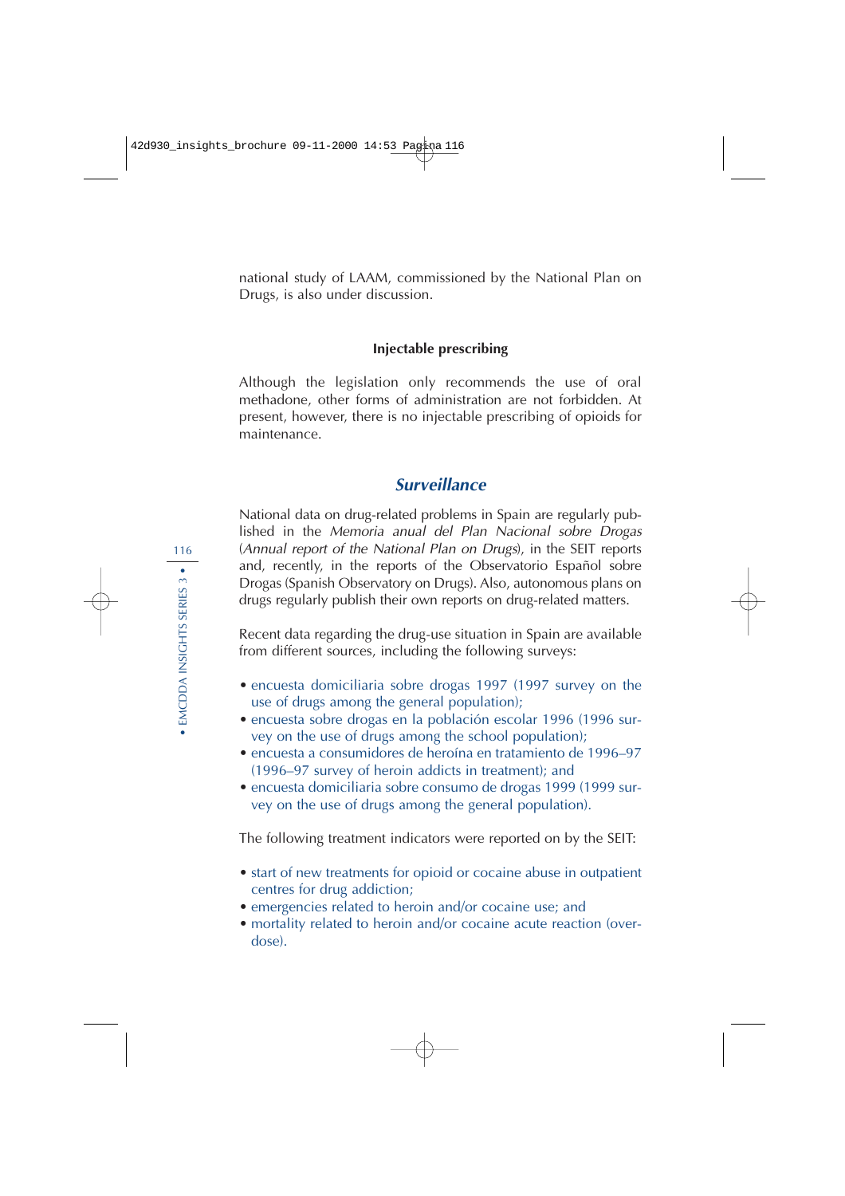national study of LAAM, commissioned by the National Plan on Drugs, is also under discussion.

### Injectable prescribing

Although the legislation only recommends the use of oral methadone, other forms of administration are not forbidden. At present, however, there is no injectable prescribing of opioids for maintenance.

## *Surveillance*

National data on drug-related problems in Spain are regularly published in the *Memoria anual del Plan Nacional sobre Drogas* (*Annual report of the National Plan on Drugs*), in the SEIT reports and, recently, in the reports of the Observatorio Español sobre Drogas (Spanish Observatory on Drugs). Also, autonomous plans on drugs regularly publish their own reports on drug-related matters.

Recent data regarding the drug-use situation in Spain are available from different sources, including the following surveys:

- encuesta domiciliaria sobre drogas 1997 (1997 survey on the use of drugs among the general population);
- encuesta sobre drogas en la población escolar 1996 (1996 survey on the use of drugs among the school population);
- encuesta a consumidores de heroína en tratamiento de 1996–97 (1996–97 survey of heroin addicts in treatment); and
- encuesta domiciliaria sobre consumo de drogas 1999 (1999 survey on the use of drugs among the general population).

The following treatment indicators were reported on by the SEIT:

- start of new treatments for opioid or cocaine abuse in outpatient centres for drug addiction;
- emergencies related to heroin and/or cocaine use; and
- mortality related to heroin and/or cocaine acute reaction (overdose).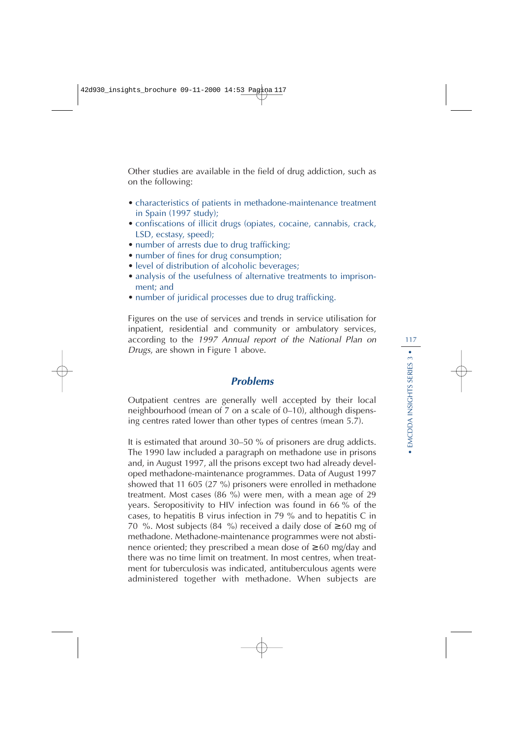Other studies are available in the field of drug addiction, such as on the following:

- characteristics of patients in methadone-maintenance treatment in Spain (1997 study);
- confiscations of illicit drugs (opiates, cocaine, cannabis, crack, LSD, ecstasy, speed);
- number of arrests due to drug trafficking;
- number of fines for drug consumption;
- level of distribution of alcoholic beverages;
- analysis of the usefulness of alternative treatments to imprisonment; and
- number of juridical processes due to drug trafficking.

Figures on the use of services and trends in service utilisation for inpatient, residential and community or ambulatory services, according to the *1997 Annual report of the National Plan on Drugs*, are shown in Figure 1 above.

## Problems

Outpatient centres are generally well accepted by their local neighbourhood (mean of 7 on a scale of 0–10), although dispensing centres rated lower than other types of centres (mean 5.7).

It is estimated that around 30–50 % of prisoners are drug addicts. The 1990 law included a paragraph on methadone use in prisons and, in August 1997, all the prisons except two had already developed methadone-maintenance programmes. Data of August 1997 showed that 11 605 (27 %) prisoners were enrolled in methadone treatment. Most cases (86 %) were men, with a mean age of 29 years. Seropositivity to HIV infection was found in 66 % of the cases, to hepatitis B virus infection in 79 % and to hepatitis C in 70 %. Most subjects (84 %) received a daily dose of ≥ 60 mg of methadone. Methadone-maintenance programmes were not abstinence oriented; they prescribed a mean dose of ≥ 60 mg/day and there was no time limit on treatment. In most centres, when treatment for tuberculosis was indicated, antituberculous agents were administered together with methadone. When subjects are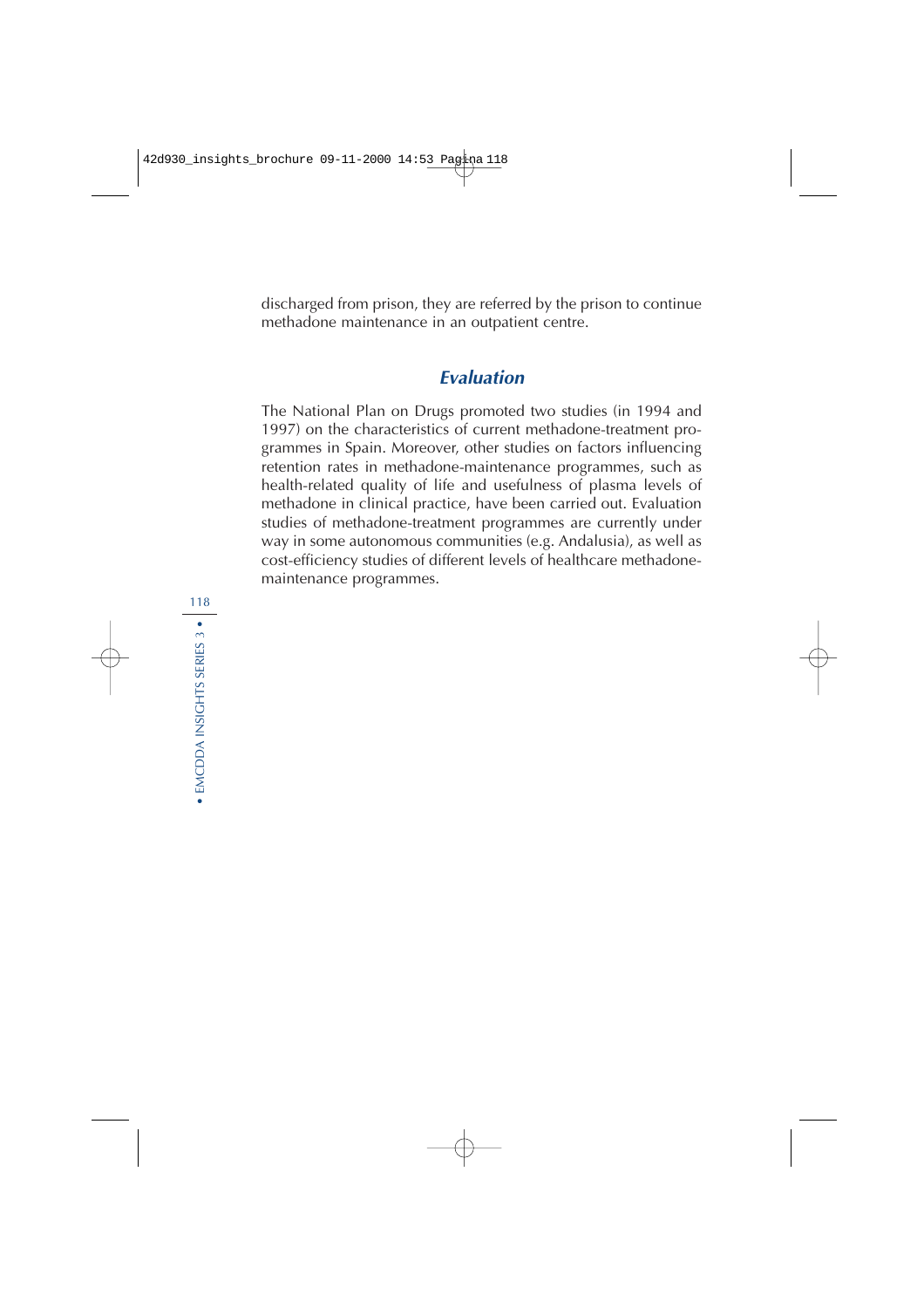discharged from prison, they are referred by the prison to continue methadone maintenance in an outpatient centre.

## *Evaluation*

The National Plan on Drugs promoted two studies (in 1994 and 1997) on the characteristics of current methadone-treatment programmes in Spain. Moreover, other studies on factors influencing retention rates in methadone-maintenance programmes, such as health-related quality of life and usefulness of plasma levels of methadone in clinical practice, have been carried out. Evaluation studies of methadone-treatment programmes are currently under way in some autonomous communities (e.g. Andalusia), as well as cost-efficiency studies of different levels of healthcare methadone-maintenance programmes.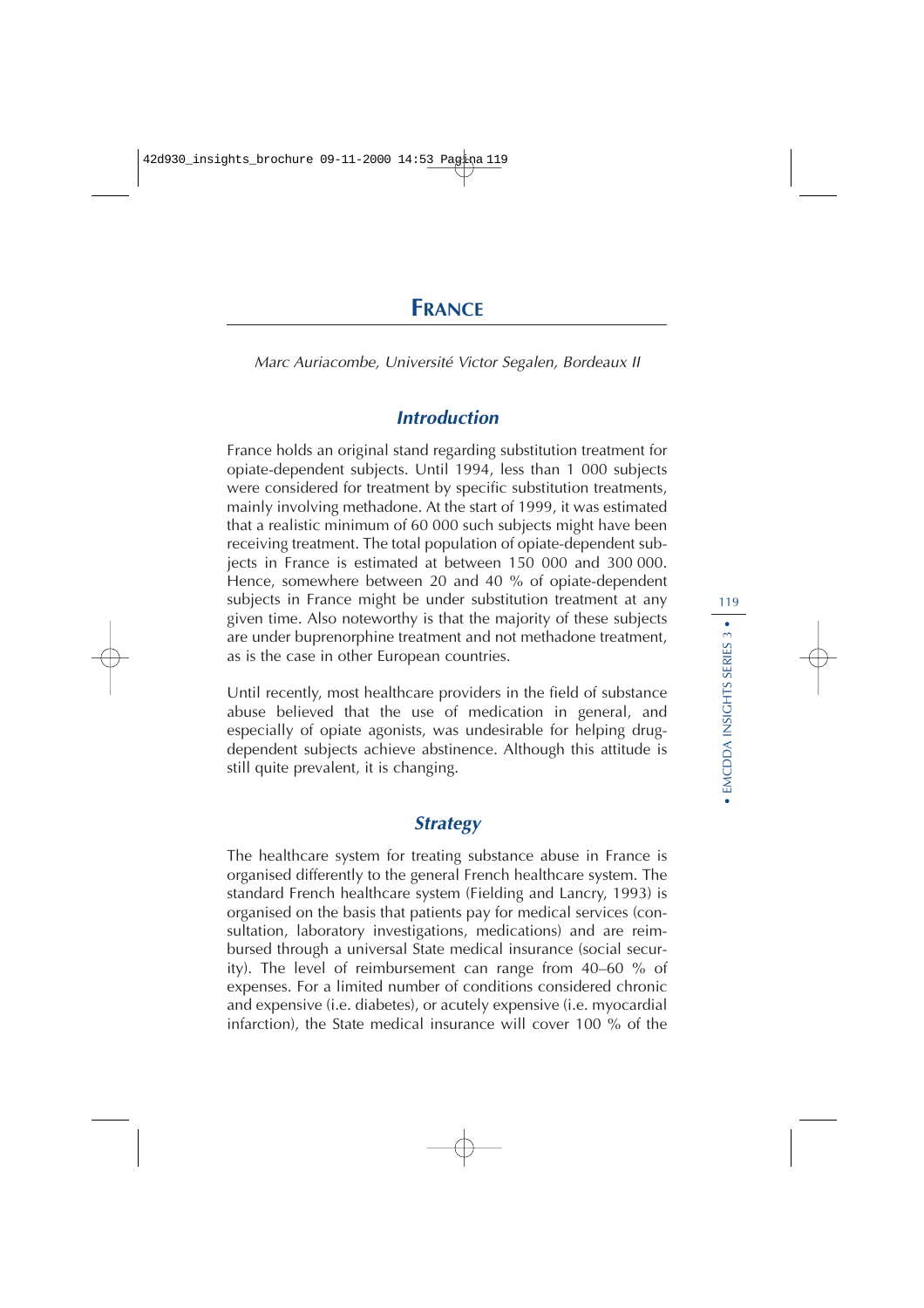# FRANCE

*Marc Auriacombe, Université Victor Segalen, Bordeaux II*

## *Introduction*

France holds an original stand regarding substitution treatment for opiate-dependent subjects. Until 1994, less than 1 000 subjects were considered for treatment by specific substitution treatments, mainly involving methadone. At the start of 1999, it was estimated that a realistic minimum of 60 000 such subjects might have been receiving treatment. The total population of opiate-dependent subjects in France is estimated at between 150 000 and 300 000. Hence, somewhere between 20 and 40 % of opiate-dependent subjects in France might be under substitution treatment at any given time. Also noteworthy is that the majority of these subjects are under buprenorphine treatment and not methadone treatment, as is the case in other European countries.

Until recently, most healthcare providers in the field of substance abuse believed that the use of medication in general, and especially of opiate agonists, was undesirable for helping drug-dependent subjects achieve abstinence. Although this attitude is still quite prevalent, it is changing.

## *Strategy*

The healthcare system for treating substance abuse in France is organised differently to the general French healthcare system. The standard French healthcare system (Fielding and Lancry, 1993) is organised on the basis that patients pay for medical services (consultation, laboratory investigations, medications) and are reimbursed through a universal State medical insurance (social security). The level of reimbursement can range from 40–60 % of expenses. For a limited number of conditions considered chronic and expensive (i.e. diabetes), or acutely expensive (i.e. myocardial infarction), the State medical insurance will cover 100 % of the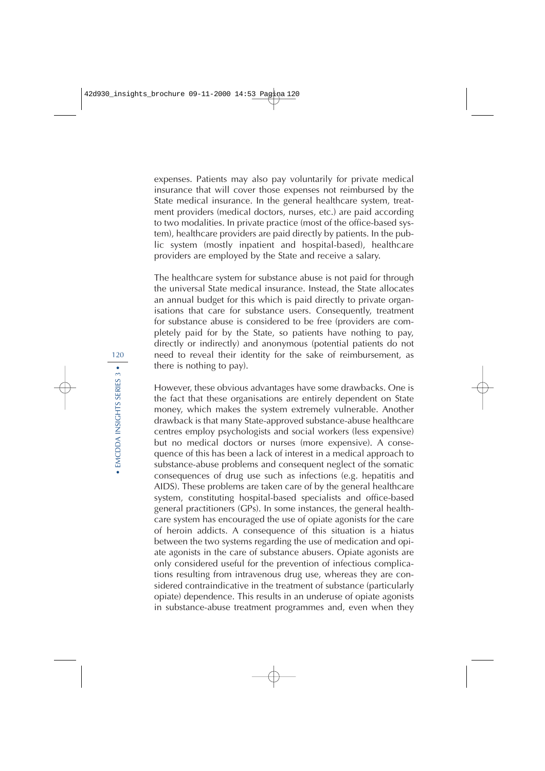expenses. Patients may also pay voluntarily for private medical insurance that will cover those expenses not reimbursed by the State medical insurance. In the general healthcare system, treatment providers (medical doctors, nurses, etc.) are paid according to two modalities. In private practice (most of the office-based system), healthcare providers are paid directly by patients. In the public system (mostly inpatient and hospital-based), healthcare providers are employed by the State and receive a salary.

The healthcare system for substance abuse is not paid for through the universal State medical insurance. Instead, the State allocates an annual budget for this which is paid directly to private organisations that care for substance users. Consequently, treatment for substance abuse is considered to be free (providers are completely paid for by the State, so patients have nothing to pay, directly or indirectly) and anonymous (potential patients do not need to reveal their identity for the sake of reimbursement, as there is nothing to pay).

However, these obvious advantages have some drawbacks. One is the fact that these organisations are entirely dependent on State money, which makes the system extremely vulnerable. Another drawback is that many State-approved substance-abuse healthcare centres employ psychologists and social workers (less expensive) but no medical doctors or nurses (more expensive). A consequence of this has been a lack of interest in a medical approach to substance-abuse problems and consequent neglect of the somatic consequences of drug use such as infections (e.g. hepatitis and AIDS). These problems are taken care of by the general healthcare system, constituting hospital-based specialists and office-based general practitioners (GPs). In some instances, the general healthcare system has encouraged the use of opiate agonists for the care of heroin addicts. A consequence of this situation is a hiatus between the two systems regarding the use of medication and opiate agonists in the care of substance abusers. Opiate agonists are only considered useful for the prevention of infectious complications resulting from intravenous drug use, whereas they are considered contraindicative in the treatment of substance (particularly opiate) dependence. This results in an underuse of opiate agonists in substance-abuse treatment programmes and, even when they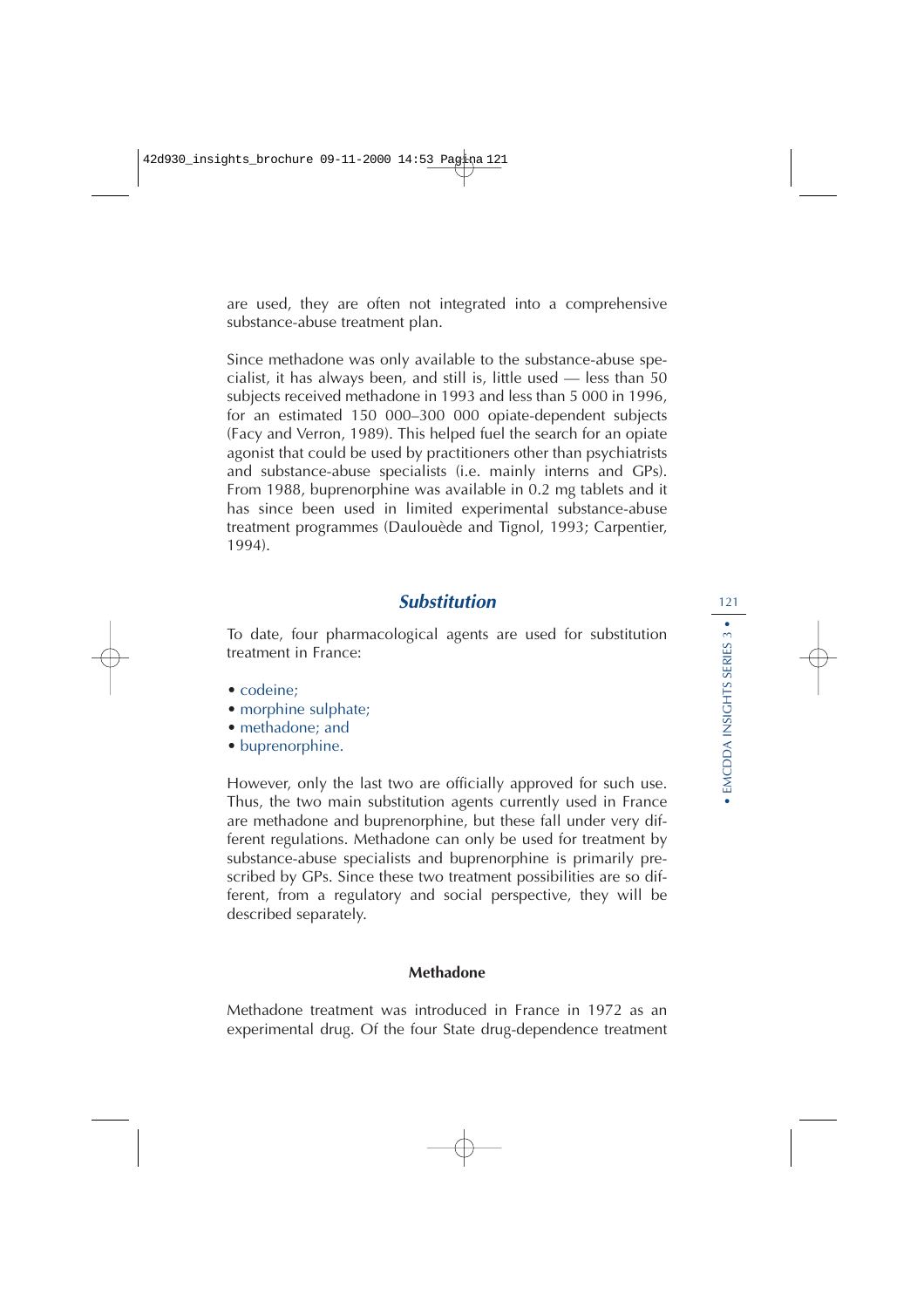are used, they are often not integrated into a comprehensive substance-abuse treatment plan.

Since methadone was only available to the substance-abuse specialist, it has always been, and still is, little used — less than 50 subjects received methadone in 1993 and less than 5 000 in 1996, for an estimated 150 000–300 000 opiate-dependent subjects (Facy and Verron, 1989). This helped fuel the search for an opiate agonist that could be used by practitioners other than psychiatrists and substance-abuse specialists (i.e. mainly interns and GPs). From 1988, buprenorphine was available in 0.2 mg tablets and it has since been used in limited experimental substance-abuse treatment programmes (Daulouède and Tignol, 1993; Carpentier, 1994).

## *Substitution*

To date, four pharmacological agents are used for substitution treatment in France:

- codeine;
- morphine sulphate;
- methadone; and
- buprenorphine.

However, only the last two are officially approved for such use. Thus, the two main substitution agents currently used in France are methadone and buprenorphine, but these fall under very different regulations. Methadone can only be used for treatment by substance-abuse specialists and buprenorphine is primarily prescribed by GPs. Since these two treatment possibilities are so different, from a regulatory and social perspective, they will be described separately.

### Methadone

Methadone treatment was introduced in France in 1972 as an experimental drug. Of the four State drug-dependence treatment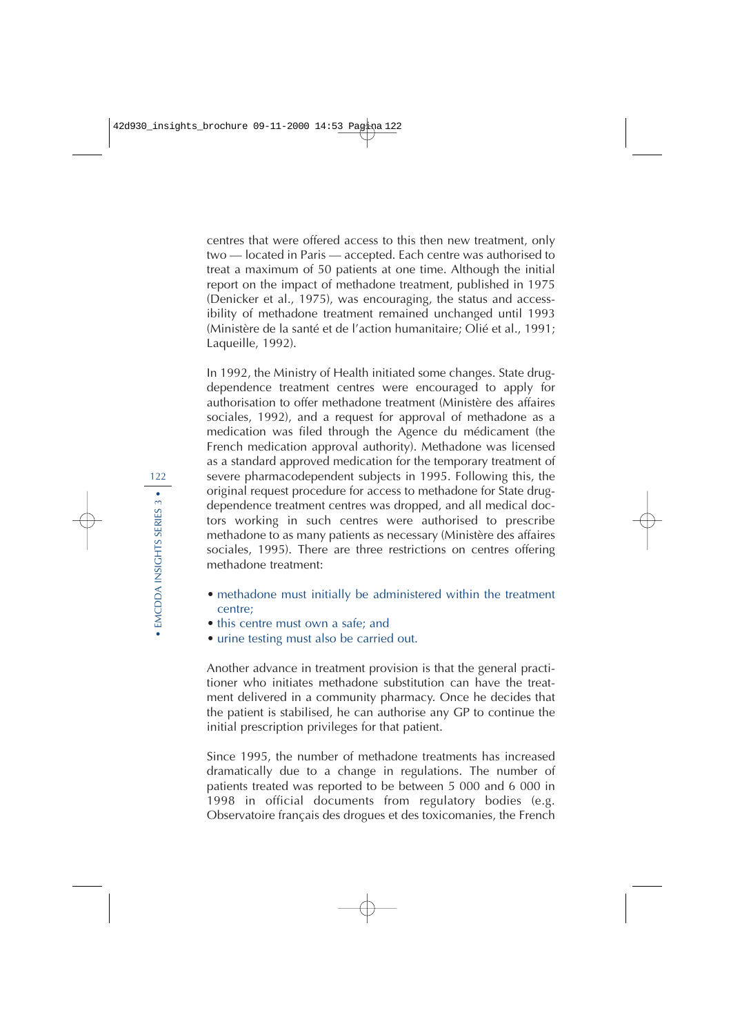centres that were offered access to this then new treatment, only two — located in Paris — accepted. Each centre was authorised to treat a maximum of 50 patients at one time. Although the initial report on the impact of methadone treatment, published in 1975 (Denicker et al., 1975), was encouraging, the status and accessibility of methadone treatment remained unchanged until 1993 (Ministère de la santé et de l'action humanitaire; Olié et al., 1991; Laqueille, 1992).

In 1992, the Ministry of Health initiated some changes. State drug-dependence treatment centres were encouraged to apply for authorisation to offer methadone treatment (Ministère des affaires sociales, 1992), and a request for approval of methadone as a medication was filed through the Agence du médicament (the French medication approval authority). Methadone was licensed as a standard approved medication for the temporary treatment of severe pharmacodependent subjects in 1995. Following this, the original request procedure for access to methadone for State drug-dependence treatment centres was dropped, and all medical doctors working in such centres were authorised to prescribe methadone to as many patients as necessary (Ministère des affaires sociales, 1995). There are three restrictions on centres offering methadone treatment:

- methadone must initially be administered within the treatment centre;
- this centre must own a safe; and
- urine testing must also be carried out.

Another advance in treatment provision is that the general practitioner who initiates methadone substitution can have the treatment delivered in a community pharmacy. Once he decides that the patient is stabilised, he can authorise any GP to continue the initial prescription privileges for that patient.

Since 1995, the number of methadone treatments has increased dramatically due to a change in regulations. The number of patients treated was reported to be between 5 000 and 6 000 in 1998 in official documents from regulatory bodies (e.g. Observatoire français des drogues et des toxicomanies, the French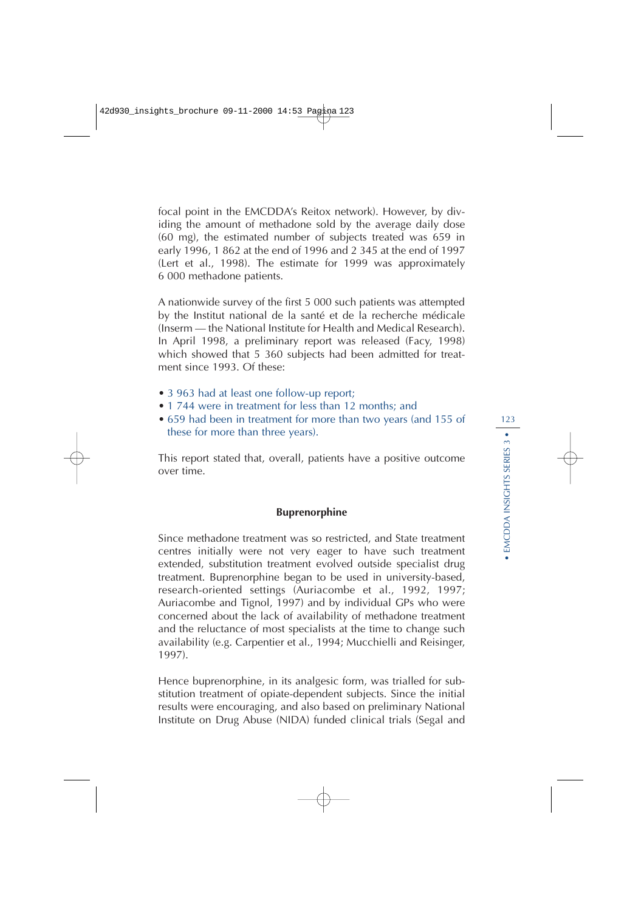focal point in the EMCDDA's Reitox network). However, by dividing the amount of methadone sold by the average daily dose (60 mg), the estimated number of subjects treated was 659 in early 1996, 1 862 at the end of 1996 and 2 345 at the end of 1997 (Lert et al., 1998). The estimate for 1999 was approximately 6 000 methadone patients.

A nationwide survey of the first 5 000 such patients was attempted by the Institut national de la santé et de la recherche médicale (Inserm — the National Institute for Health and Medical Research). In April 1998, a preliminary report was released (Facy, 1998) which showed that 5 360 subjects had been admitted for treatment since 1993. Of these:

- 3 963 had at least one follow-up report;
- 1 744 were in treatment for less than 12 months; and
- 659 had been in treatment for more than two years (and 155 of these for more than three years).

This report stated that, overall, patients have a positive outcome over time.

### Buprenorphine

Since methadone treatment was so restricted, and State treatment centres initially were not very eager to have such treatment extended, substitution treatment evolved outside specialist drug treatment. Buprenorphine began to be used in university-based, research-oriented settings (Auriacombe et al., 1992, 1997; Auriacombe and Tignol, 1997) and by individual GPs who were concerned about the lack of availability of methadone treatment and the reluctance of most specialists at the time to change such availability (e.g. Carpentier et al., 1994; Mucchielli and Reisinger, 1997).

Hence buprenorphine, in its analgesic form, was trialled for substitution treatment of opiate-dependent subjects. Since the initial results were encouraging, and also based on preliminary National Institute on Drug Abuse (NIDA) funded clinical trials (Segal and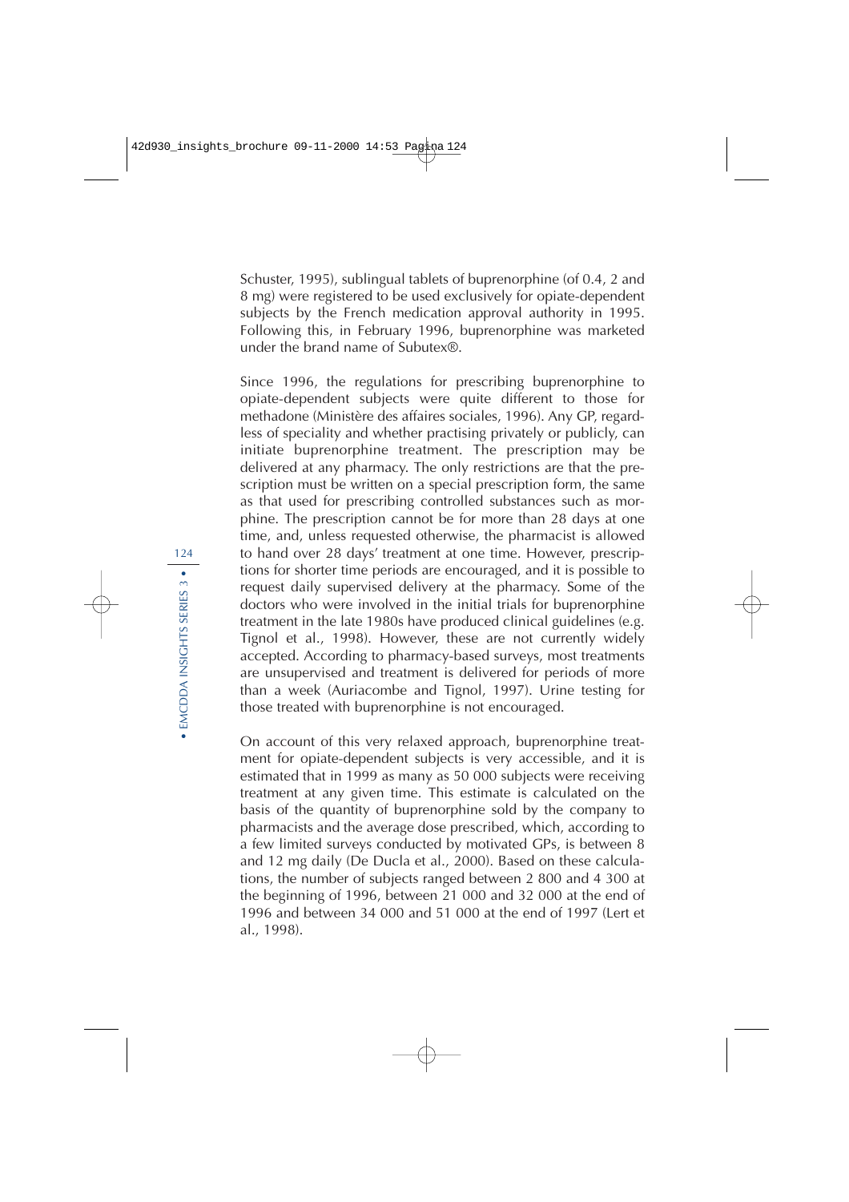Schuster, 1995), sublingual tablets of buprenorphine (of 0.4, 2 and 8 mg) were registered to be used exclusively for opiate-dependent subjects by the French medication approval authority in 1995. Following this, in February 1996, buprenorphine was marketed under the brand name of Subutex®.

Since 1996, the regulations for prescribing buprenorphine to opiate-dependent subjects were quite different to those for methadone (Ministère des affaires sociales, 1996). Any GP, regardless of speciality and whether practising privately or publicly, can initiate buprenorphine treatment. The prescription may be delivered at any pharmacy. The only restrictions are that the prescription must be written on a special prescription form, the same as that used for prescribing controlled substances such as morphine. The prescription cannot be for more than 28 days at one time, and, unless requested otherwise, the pharmacist is allowed to hand over 28 days' treatment at one time. However, prescriptions for shorter time periods are encouraged, and it is possible to request daily supervised delivery at the pharmacy. Some of the doctors who were involved in the initial trials for buprenorphine treatment in the late 1980s have produced clinical guidelines (e.g. Tignol et al., 1998). However, these are not currently widely accepted. According to pharmacy-based surveys, most treatments are unsupervised and treatment is delivered for periods of more than a week (Auriacombe and Tignol, 1997). Urine testing for those treated with buprenorphine is not encouraged.

On account of this very relaxed approach, buprenorphine treatment for opiate-dependent subjects is very accessible, and it is estimated that in 1999 as many as 50 000 subjects were receiving treatment at any given time. This estimate is calculated on the basis of the quantity of buprenorphine sold by the company to pharmacists and the average dose prescribed, which, according to a few limited surveys conducted by motivated GPs, is between 8 and 12 mg daily (De Ducla et al., 2000). Based on these calculations, the number of subjects ranged between 2 800 and 4 300 at the beginning of 1996, between 21 000 and 32 000 at the end of 1996 and between 34 000 and 51 000 at the end of 1997 (Lert et al., 1998).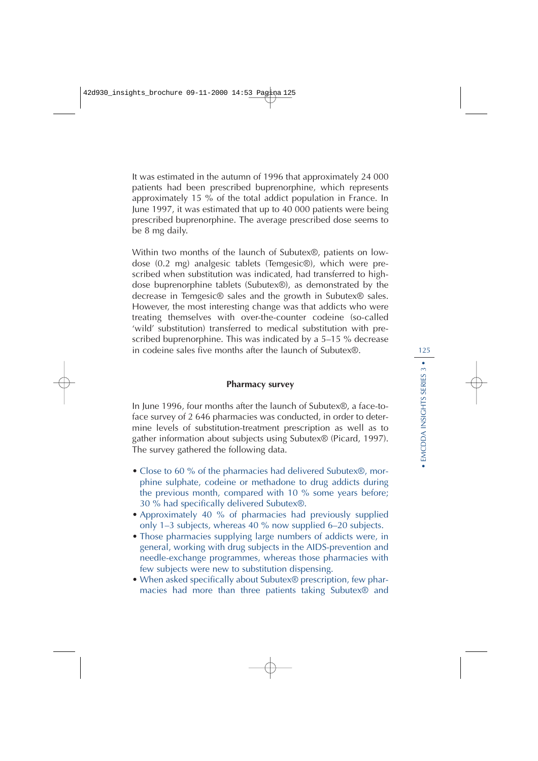It was estimated in the autumn of 1996 that approximately 24 000 patients had been prescribed buprenorphine, which represents approximately 15 % of the total addict population in France. In June 1997, it was estimated that up to 40 000 patients were being prescribed buprenorphine. The average prescribed dose seems to be 8 mg daily.

Within two months of the launch of Subutex®, patients on low-dose (0.2 mg) analgesic tablets (Temgesic®), which were prescribed when substitution was indicated, had transferred to high-dose buprenorphine tablets (Subutex®), as demonstrated by the decrease in Temgesic® sales and the growth in Subutex® sales. However, the most interesting change was that addicts who were treating themselves with over-the-counter codeine (so-called 'wild' substitution) transferred to medical substitution with prescribed buprenorphine. This was indicated by a 5–15 % decrease in codeine sales five months after the launch of Subutex®.

### Pharmacy survey

In June 1996, four months after the launch of Subutex®, a face-to-face survey of 2 646 pharmacies was conducted, in order to determine levels of substitution-treatment prescription as well as to gather information about subjects using Subutex® (Picard, 1997). The survey gathered the following data.

- Close to 60 % of the pharmacies had delivered Subutex®, morphine sulphate, codeine or methadone to drug addicts during the previous month, compared with 10 % some years before; 30 % had specifically delivered Subutex®.
- Approximately 40 % of pharmacies had previously supplied only 1–3 subjects, whereas 40 % now supplied 6–20 subjects.
- Those pharmacies supplying large numbers of addicts were, in general, working with drug subjects in the AIDS-prevention and needle-exchange programmes, whereas those pharmacies with few subjects were new to substitution dispensing.
- When asked specifically about Subutex® prescription, few pharmacies had more than three patients taking Subutex® and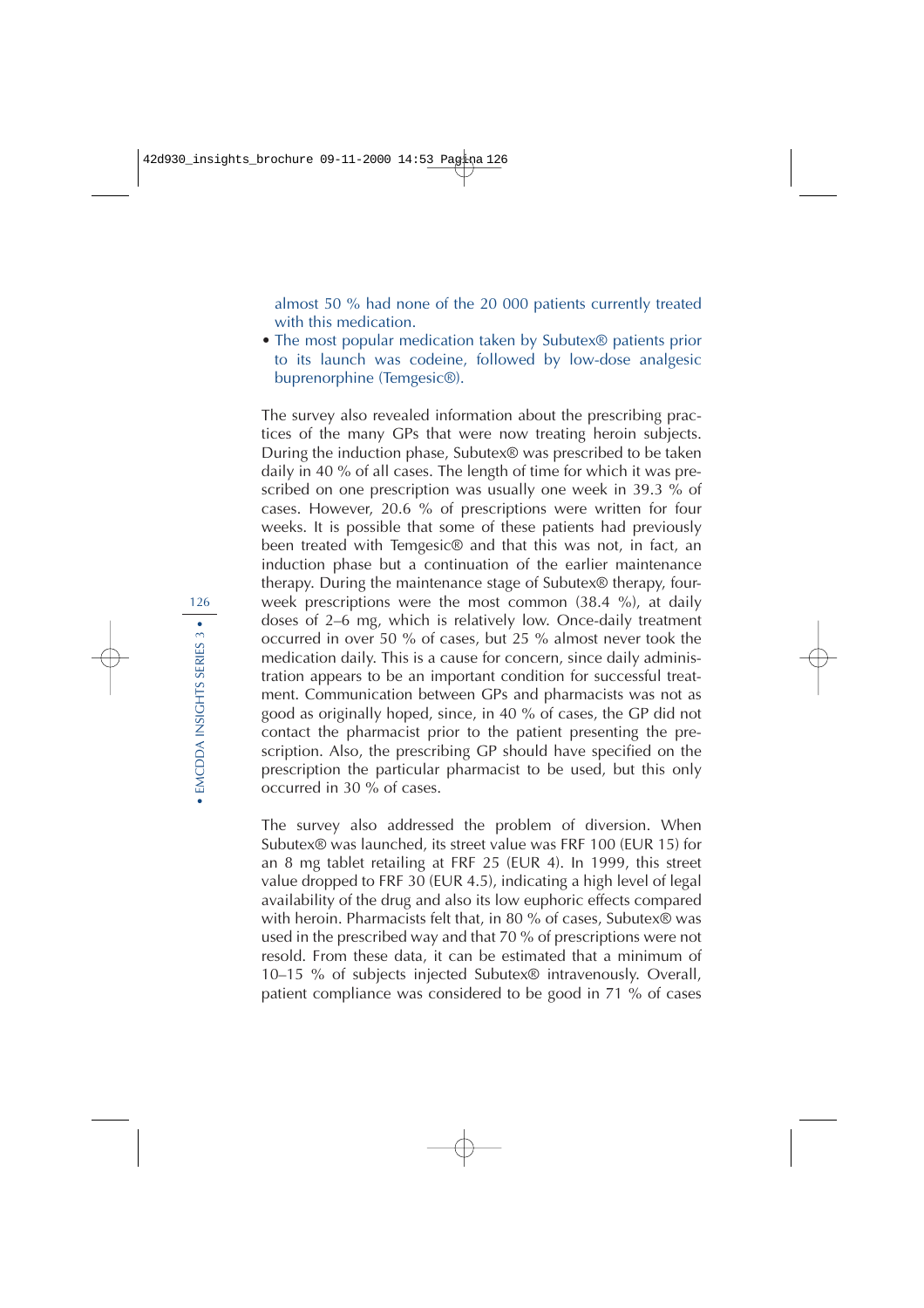almost 50 % had none of the 20 000 patients currently treated with this medication.

- The most popular medication taken by Subutex® patients prior to its launch was codeine, followed by low-dose analgesic buprenorphine (Temgesic®).

The survey also revealed information about the prescribing practices of the many GPs that were now treating heroin subjects. During the induction phase, Subutex® was prescribed to be taken daily in 40 % of all cases. The length of time for which it was prescribed on one prescription was usually one week in 39.3 % of cases. However, 20.6 % of prescriptions were written for four weeks. It is possible that some of these patients had previously been treated with Temgesic® and that this was not, in fact, an induction phase but a continuation of the earlier maintenance therapy. During the maintenance stage of Subutex® therapy, four-week prescriptions were the most common (38.4 %), at daily doses of 2–6 mg, which is relatively low. Once-daily treatment occurred in over 50 % of cases, but 25 % almost never took the medication daily. This is a cause for concern, since daily administration appears to be an important condition for successful treatment. Communication between GPs and pharmacists was not as good as originally hoped, since, in 40 % of cases, the GP did not contact the pharmacist prior to the patient presenting the prescription. Also, the prescribing GP should have specified on the prescription the particular pharmacist to be used, but this only occurred in 30 % of cases.

The survey also addressed the problem of diversion. When Subutex® was launched, its street value was FRF 100 (EUR 15) for an 8 mg tablet retailing at FRF 25 (EUR 4). In 1999, this street value dropped to FRF 30 (EUR 4.5), indicating a high level of legal availability of the drug and also its low euphoric effects compared with heroin. Pharmacists felt that, in 80 % of cases, Subutex® was used in the prescribed way and that 70 % of prescriptions were not resold. From these data, it can be estimated that a minimum of 10–15 % of subjects injected Subutex® intravenously. Overall, patient compliance was considered to be good in 71 % of cases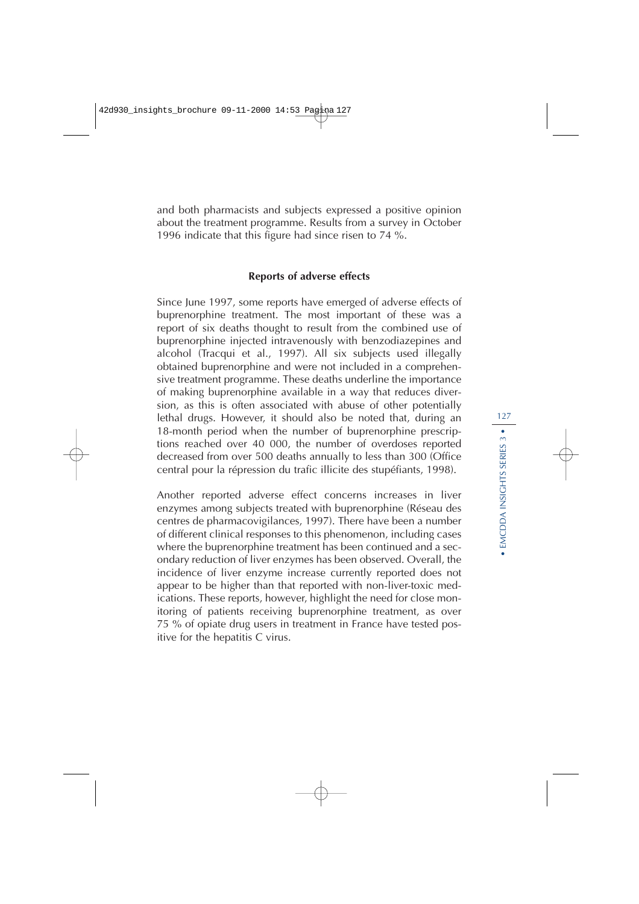and both pharmacists and subjects expressed a positive opinion about the treatment programme. Results from a survey in October 1996 indicate that this figure had since risen to 74 %.

### Reports of adverse effects

Since June 1997, some reports have emerged of adverse effects of buprenorphine treatment. The most important of these was a report of six deaths thought to result from the combined use of buprenorphine injected intravenously with benzodiazepines and alcohol (Tracqui et al., 1997). All six subjects used illegally obtained buprenorphine and were not included in a comprehensive treatment programme. These deaths underline the importance of making buprenorphine available in a way that reduces diversion, as this is often associated with abuse of other potentially lethal drugs. However, it should also be noted that, during an 18-month period when the number of buprenorphine prescriptions reached over 40 000, the number of overdoses reported decreased from over 500 deaths annually to less than 300 (Office central pour la répression du trafic illicite des stupéfiants, 1998).

Another reported adverse effect concerns increases in liver enzymes among subjects treated with buprenorphine (Réseau des centres de pharmacovigilances, 1997). There have been a number of different clinical responses to this phenomenon, including cases where the buprenorphine treatment has been continued and a secondary reduction of liver enzymes has been observed. Overall, the incidence of liver enzyme increase currently reported does not appear to be higher than that reported with non-liver-toxic medications. These reports, however, highlight the need for close monitoring of patients receiving buprenorphine treatment, as over 75 % of opiate drug users in treatment in France have tested positive for the hepatitis C virus.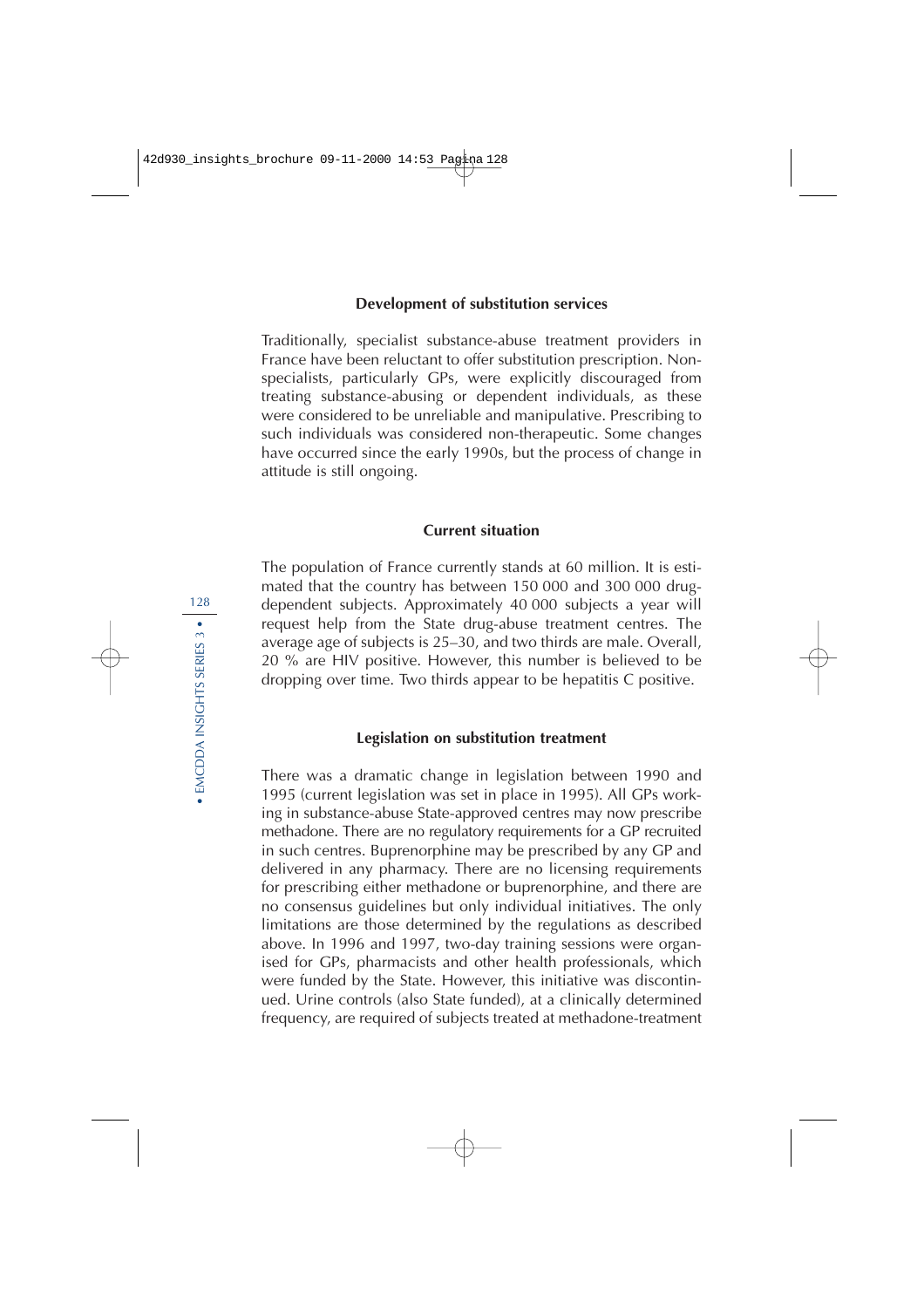### Development of substitution services

Traditionally, specialist substance-abuse treatment providers in France have been reluctant to offer substitution prescription. Non-specialists, particularly GPs, were explicitly discouraged from treating substance-abusing or dependent individuals, as these were considered to be unreliable and manipulative. Prescribing to such individuals was considered non-therapeutic. Some changes have occurred since the early 1990s, but the process of change in attitude is still ongoing.

### Current situation

The population of France currently stands at 60 million. It is estimated that the country has between 150 000 and 300 000 drug-dependent subjects. Approximately 40 000 subjects a year will request help from the State drug-abuse treatment centres. The average age of subjects is 25–30, and two thirds are male. Overall, 20 % are HIV positive. However, this number is believed to be dropping over time. Two thirds appear to be hepatitis C positive.

### Legislation on substitution treatment

There was a dramatic change in legislation between 1990 and 1995 (current legislation was set in place in 1995). All GPs working in substance-abuse State-approved centres may now prescribe methadone. There are no regulatory requirements for a GP recruited in such centres. Buprenorphine may be prescribed by any GP and delivered in any pharmacy. There are no licensing requirements for prescribing either methadone or buprenorphine, and there are no consensus guidelines but only individual initiatives. The only limitations are those determined by the regulations as described above. In 1996 and 1997, two-day training sessions were organised for GPs, pharmacists and other health professionals, which were funded by the State. However, this initiative was discontinued. Urine controls (also State funded), at a clinically determined frequency, are required of subjects treated at methadone-treatment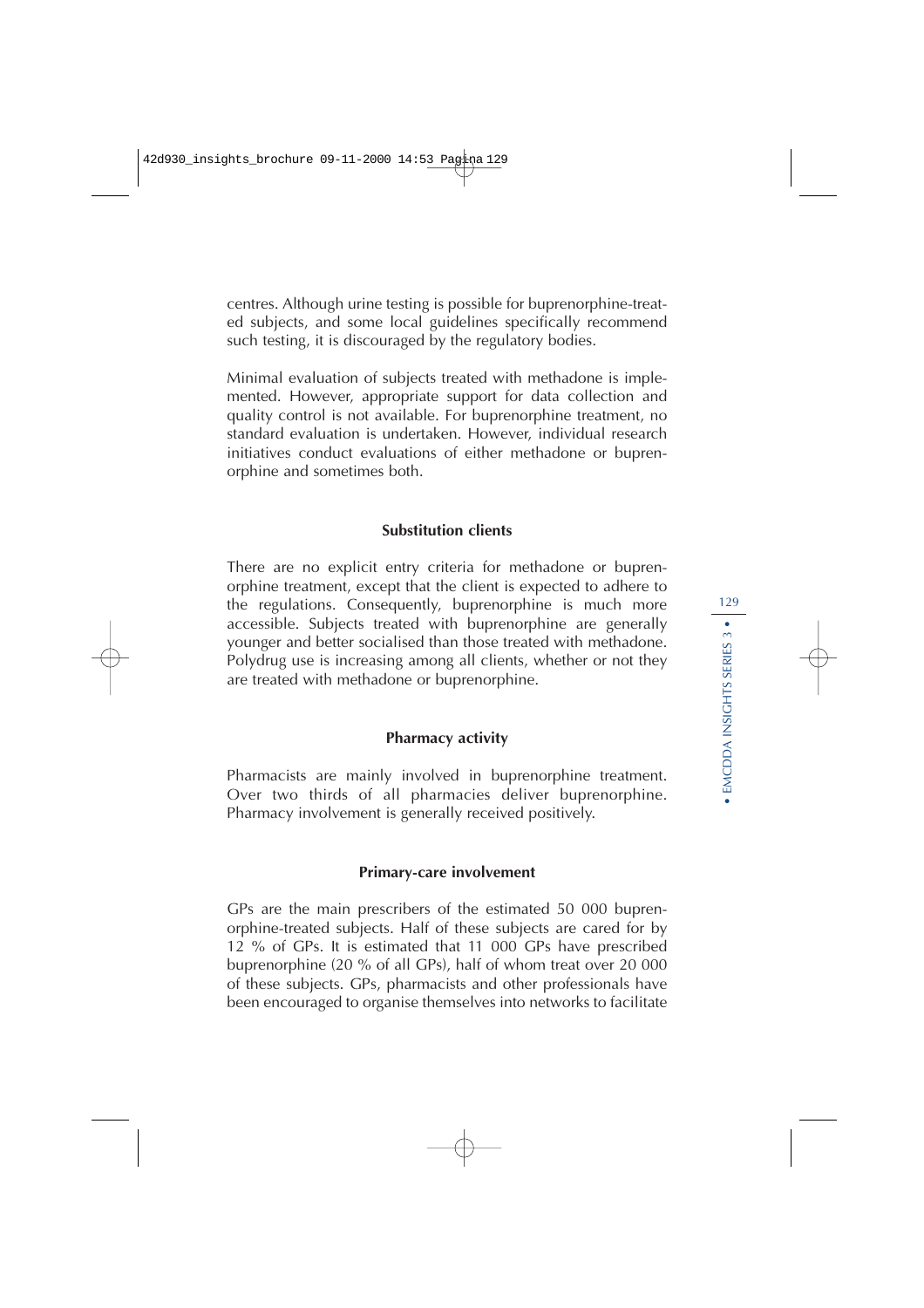centres. Although urine testing is possible for buprenorphine-treated subjects, and some local guidelines specifically recommend such testing, it is discouraged by the regulatory bodies.

Minimal evaluation of subjects treated with methadone is implemented. However, appropriate support for data collection and quality control is not available. For buprenorphine treatment, no standard evaluation is undertaken. However, individual research initiatives conduct evaluations of either methadone or buprenorphine and sometimes both.

### Substitution clients

There are no explicit entry criteria for methadone or buprenorphine treatment, except that the client is expected to adhere to the regulations. Consequently, buprenorphine is much more accessible. Subjects treated with buprenorphine are generally younger and better socialised than those treated with methadone. Polydrug use is increasing among all clients, whether or not they are treated with methadone or buprenorphine.

### Pharmacy activity

Pharmacists are mainly involved in buprenorphine treatment. Over two thirds of all pharmacies deliver buprenorphine. Pharmacy involvement is generally received positively.

### Primary-care involvement

GPs are the main prescribers of the estimated 50 000 buprenorphine-treated subjects. Half of these subjects are cared for by 12 % of GPs. It is estimated that 11 000 GPs have prescribed buprenorphine (20 % of all GPs), half of whom treat over 20 000 of these subjects. GPs, pharmacists and other professionals have been encouraged to organise themselves into networks to facilitate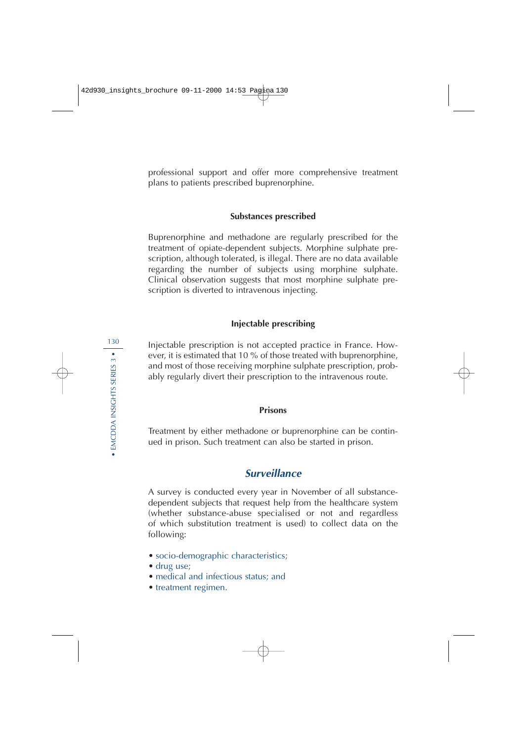professional support and offer more comprehensive treatment plans to patients prescribed buprenorphine.

### Substances prescribed

Buprenorphine and methadone are regularly prescribed for the treatment of opiate-dependent subjects. Morphine sulphate prescription, although tolerated, is illegal. There are no data available regarding the number of subjects using morphine sulphate. Clinical observation suggests that most morphine sulphate prescription is diverted to intravenous injecting.

### Injectable prescribing

Injectable prescription is not accepted practice in France. However, it is estimated that 10 % of those treated with buprenorphine, and most of those receiving morphine sulphate prescription, probably regularly divert their prescription to the intravenous route.

### Prisons

Treatment by either methadone or buprenorphine can be continued in prison. Such treatment can also be started in prison.

## *Surveillance*

A survey is conducted every year in November of all substance-dependent subjects that request help from the healthcare system (whether substance-abuse specialised or not and regardless of which substitution treatment is used) to collect data on the following:

- socio-demographic characteristics;
- drug use;
- medical and infectious status; and
- treatment regimen.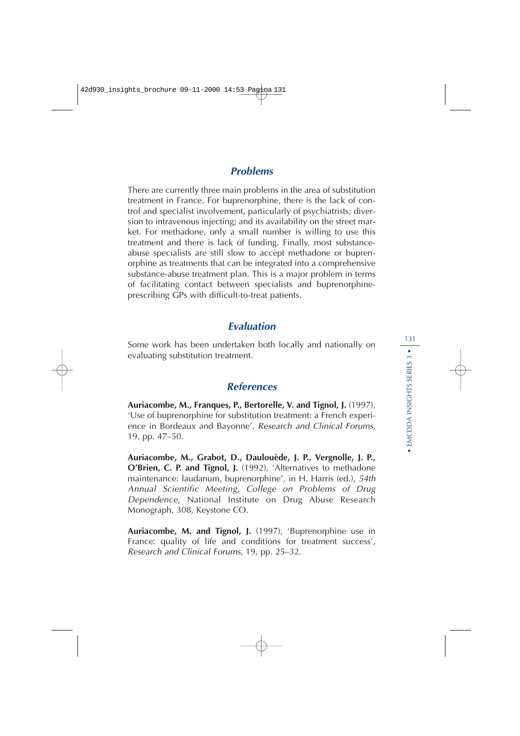## *Problems*

There are currently three main problems in the area of substitution treatment in France. For buprenorphine, there is the lack of control and specialist involvement, particularly of psychiatrists; diversion to intravenous injecting; and its availability on the street market. For methadone, only a small number is willing to use this treatment and there is lack of funding. Finally, most substance-abuse specialists are still slow to accept methadone or buprenorphine as treatments that can be integrated into a comprehensive substance-abuse treatment plan. This is a major problem in terms of facilitating contact between specialists and buprenorphine-prescribing GPs with difficult-to-treat patients.

## *Evaluation*

Some work has been undertaken both locally and nationally on evaluating substitution treatment.

## *References*

**Auriacombe, M., Franques, P., Bertorelle, V. and Tignol, J.** (1997), 'Use of buprenorphine for substitution treatment: a French experience in Bordeaux and Bayonne', *Research and Clinical Forums*, 19, pp. 47–50.

**Auriacombe, M., Grabot, D., Daulouède, J. P., Vergnolle, J. P., O'Brien, C. P. and Tignol, J.** (1992), 'Alternatives to methadone maintenance: laudanum, buprenorphine', in H. Harris (ed.), *54th Annual Scientific Meeting, College on Problems of Drug Dependence*, National Institute on Drug Abuse Research Monograph, 308, Keystone CO.

**Auriacombe, M. and Tignol, J.** (1997), 'Buprenorphine use in France: quality of life and conditions for treatment success', *Research and Clinical Forums*, 19, pp. 25–32.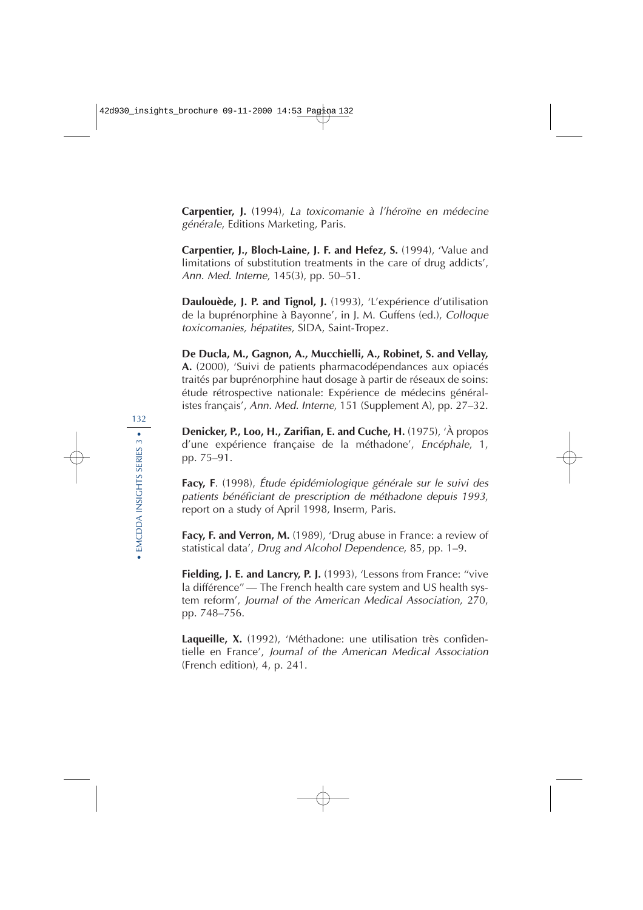**Carpentier, J.** (1994), *La toxicomanie à l'héroïne en médecine générale*, Editions Marketing, Paris.

**Carpentier, J., Bloch-Laine, J. F. and Hefez, S.** (1994), 'Value and limitations of substitution treatments in the care of drug addicts', *Ann. Med. Interne*, 145(3), pp. 50–51.

**Daulouède, J. P. and Tignol, J.** (1993), 'L'expérience d'utilisation de la buprénorphine à Bayonne', in J. M. Guffens (ed.), *Colloque toxicomanies, hépatites*, SIDA, Saint-Tropez.

**De Ducla, M., Gagnon, A., Mucchielli, A., Robinet, S. and Vellay, A.** (2000), 'Suivi de patients pharmacodépendances aux opiacés traités par buprénorphine haut dosage à partir de réseaux de soins: étude rétrospective nationale: Expérience de médecins généralistes français', *Ann. Med. Interne*, 151 (Supplement A), pp. 27–32.

**Denicker, P., Loo, H., Zarifian, E. and Cuche, H.** (1975), 'À propos d'une expérience française de la méthadone', *Encéphale*, 1, pp. 75–91.

**Facy, F**. (1998), *Étude épidémiologique générale sur le suivi des patients bénéficiant de prescription de méthadone depuis 1993*, report on a study of April 1998, Inserm, Paris.

**Facy, F. and Verron, M.** (1989), 'Drug abuse in France: a review of statistical data', *Drug and Alcohol Dependence*, 85, pp. 1–9.

**Fielding, J. E. and Lancry, P. J.** (1993), 'Lessons from France: "vive la différence" — The French health care system and US health system reform', *Journal of the American Medical Association*, 270, pp. 748–756.

**Laqueille, X.** (1992), 'Méthadone: une utilisation très confidentielle en France', *Journal of the American Medical Association* (French edition), 4, p. 241.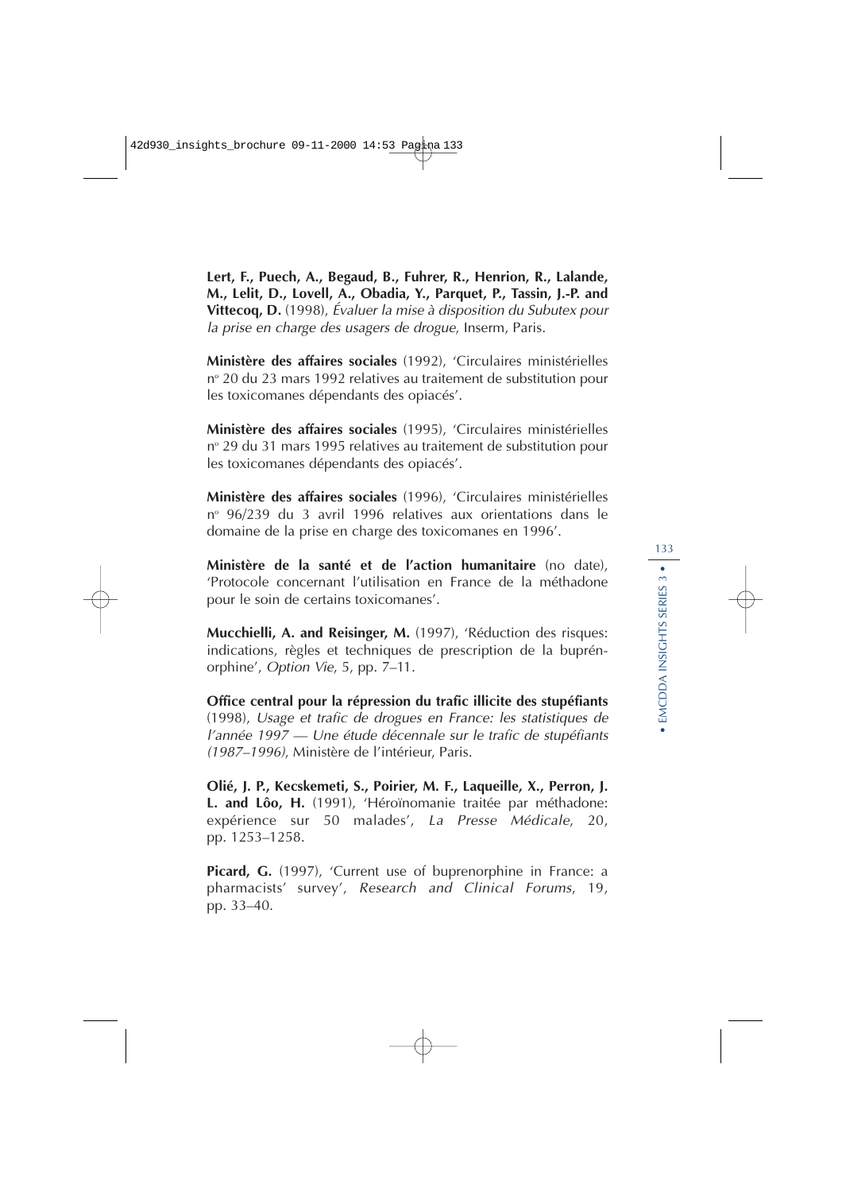**Lert, F., Puech, A., Begaud, B., Fuhrer, R., Henrion, R., Lalande, M., Lelit, D., Lovell, A., Obadia, Y., Parquet, P., Tassin, J.-P. and Vittecoq, D.** (1998), *Évaluer la mise à disposition du Subutex pour la prise en charge des usagers de drogue*, Inserm, Paris.

**Ministère des affaires sociales** (1992), 'Circulaires ministérielles n° 20 du 23 mars 1992 relatives au traitement de substitution pour les toxicomanes dépendants des opiacés'.

**Ministère des affaires sociales** (1995), 'Circulaires ministérielles n° 29 du 31 mars 1995 relatives au traitement de substitution pour les toxicomanes dépendants des opiacés'.

**Ministère des affaires sociales** (1996), 'Circulaires ministérielles n° 96/239 du 3 avril 1996 relatives aux orientations dans le domaine de la prise en charge des toxicomanes en 1996'.

**Ministère de la santé et de l'action humanitaire** (no date), 'Protocole concernant l'utilisation en France de la méthadone pour le soin de certains toxicomanes'.

**Mucchielli, A. and Reisinger, M.** (1997), 'Réduction des risques: indications, règles et techniques de prescription de la buprénorphine', *Option Vie*, 5, pp. 7–11.

**Office central pour la répression du trafic illicite des stupéfiants** (1998), *Usage et trafic de drogues en France: les statistiques de l'année 1997 — Une étude décennale sur le trafic de stupéfiants (1987–1996)*, Ministère de l'intérieur, Paris.

**Olié, J. P., Kecskemeti, S., Poirier, M. F., Laqueille, X., Perron, J. L. and Lôo, H.** (1991), 'Héroïnomanie traitée par méthadone: expérience sur 50 malades', *La Presse Médicale*, 20, pp. 1253–1258.

**Picard, G.** (1997), 'Current use of buprenorphine in France: a pharmacists' survey', *Research and Clinical Forums*, 19, pp. 33–40.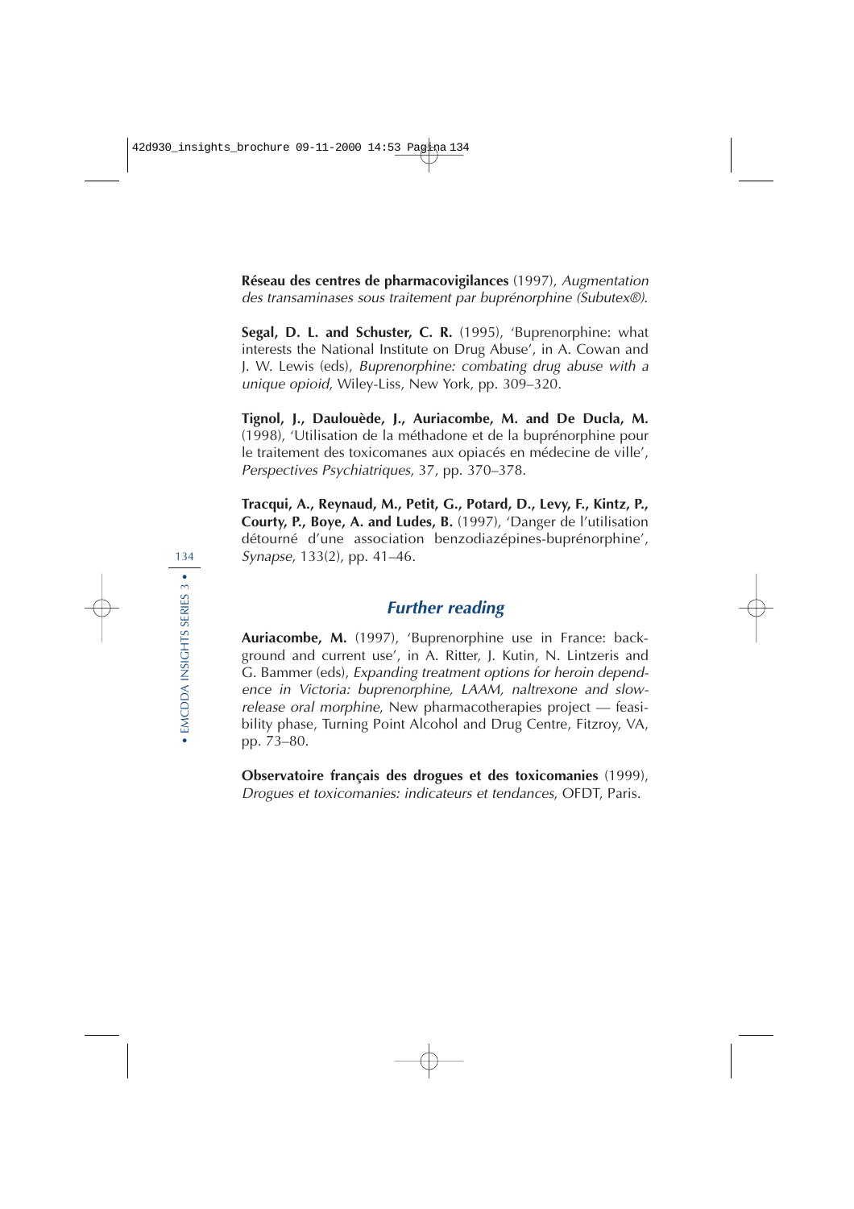**Réseau des centres de pharmacovigilances** (1997), *Augmentation des transaminases sous traitement par buprénorphine (Subutex®).*

**Segal, D. L. and Schuster, C. R.** (1995), 'Buprenorphine: what interests the National Institute on Drug Abuse', in A. Cowan and J. W. Lewis (eds), *Buprenorphine: combating drug abuse with a unique opioid*, Wiley-Liss, New York, pp. 309–320.

**Tignol, J., Daulouède, J., Auriacombe, M. and De Ducla, M.** (1998), 'Utilisation de la méthadone et de la buprénorphine pour le traitement des toxicomanes aux opiacés en médecine de ville', *Perspectives Psychiatriques*, 37, pp. 370–378.

**Tracqui, A., Reynaud, M., Petit, G., Potard, D., Levy, F., Kintz, P., Courty, P., Boye, A. and Ludes, B.** (1997), 'Danger de l'utilisation détourné d'une association benzodiazépines-buprénorphine', *Synapse*, 133(2), pp. 41–46.

## Further reading

**Auriacombe, M.** (1997), 'Buprenorphine use in France: background and current use', in A. Ritter, J. Kutin, N. Lintzeris and G. Bammer (eds), *Expanding treatment options for heroin dependence in Victoria: buprenorphine, LAAM, naltrexone and slow-release oral morphine*, New pharmacotherapies project — feasibility phase, Turning Point Alcohol and Drug Centre, Fitzroy, VA, pp. 73–80.

**Observatoire français des drogues et des toxicomanies** (1999), *Drogues et toxicomanies: indicateurs et tendances*, OFDT, Paris.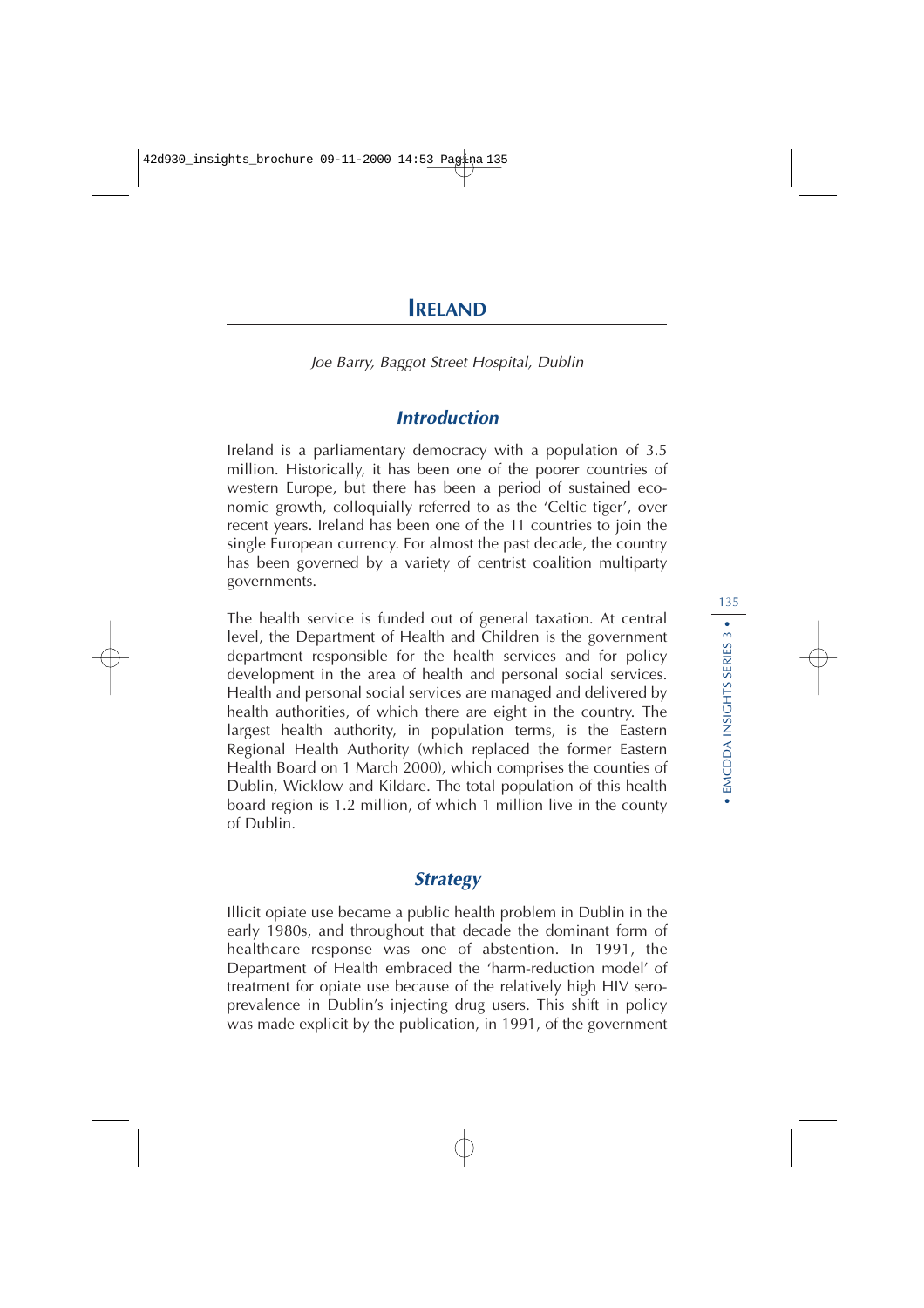# Ireland

*Joe Barry, Baggot Street Hospital, Dublin*

## *Introduction*

Ireland is a parliamentary democracy with a population of 3.5 million. Historically, it has been one of the poorer countries of western Europe, but there has been a period of sustained economic growth, colloquially referred to as the 'Celtic tiger', over recent years. Ireland has been one of the 11 countries to join the single European currency. For almost the past decade, the country has been governed by a variety of centrist coalition multiparty governments.

The health service is funded out of general taxation. At central level, the Department of Health and Children is the government department responsible for the health services and for policy development in the area of health and personal social services. Health and personal social services are managed and delivered by health authorities, of which there are eight in the country. The largest health authority, in population terms, is the Eastern Regional Health Authority (which replaced the former Eastern Health Board on 1 March 2000), which comprises the counties of Dublin, Wicklow and Kildare. The total population of this health board region is 1.2 million, of which 1 million live in the county of Dublin.

## *Strategy*

Illicit opiate use became a public health problem in Dublin in the early 1980s, and throughout that decade the dominant form of healthcare response was one of abstention. In 1991, the Department of Health embraced the 'harm-reduction model' of treatment for opiate use because of the relatively high HIV sero-prevalence in Dublin's injecting drug users. This shift in policy was made explicit by the publication, in 1991, of the government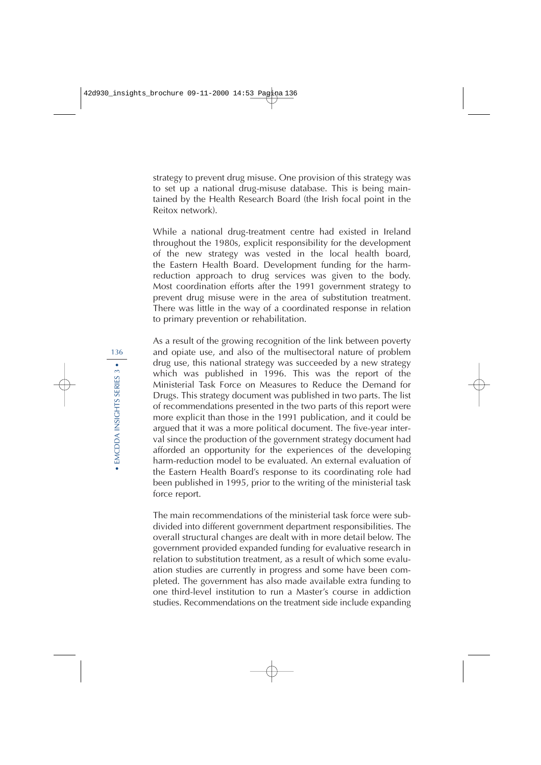strategy to prevent drug misuse. One provision of this strategy was to set up a national drug-misuse database. This is being maintained by the Health Research Board (the Irish focal point in the Reitox network).

While a national drug-treatment centre had existed in Ireland throughout the 1980s, explicit responsibility for the development of the new strategy was vested in the local health board, the Eastern Health Board. Development funding for the harm-reduction approach to drug services was given to the body. Most coordination efforts after the 1991 government strategy to prevent drug misuse were in the area of substitution treatment. There was little in the way of a coordinated response in relation to primary prevention or rehabilitation.

As a result of the growing recognition of the link between poverty and opiate use, and also of the multisectoral nature of problem drug use, this national strategy was succeeded by a new strategy which was published in 1996. This was the report of the Ministerial Task Force on Measures to Reduce the Demand for Drugs. This strategy document was published in two parts. The list of recommendations presented in the two parts of this report were more explicit than those in the 1991 publication, and it could be argued that it was a more political document. The five-year interval since the production of the government strategy document had afforded an opportunity for the experiences of the developing harm-reduction model to be evaluated. An external evaluation of the Eastern Health Board's response to its coordinating role had been published in 1995, prior to the writing of the ministerial task force report.

The main recommendations of the ministerial task force were subdivided into different government department responsibilities. The overall structural changes are dealt with in more detail below. The government provided expanded funding for evaluative research in relation to substitution treatment, as a result of which some evaluation studies are currently in progress and some have been completed. The government has also made available extra funding to one third-level institution to run a Master's course in addiction studies. Recommendations on the treatment side include expanding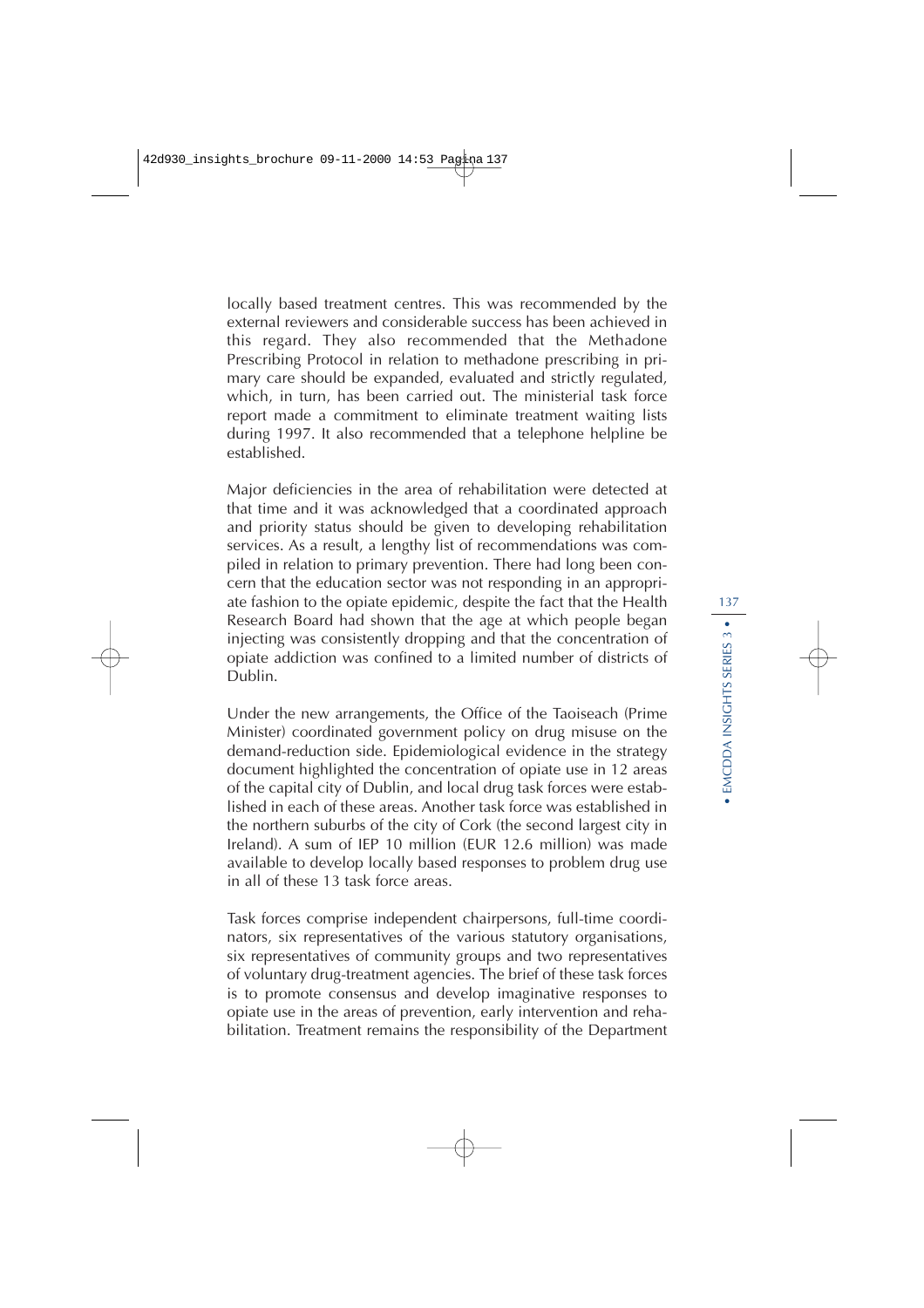locally based treatment centres. This was recommended by the external reviewers and considerable success has been achieved in this regard. They also recommended that the Methadone Prescribing Protocol in relation to methadone prescribing in primary care should be expanded, evaluated and strictly regulated, which, in turn, has been carried out. The ministerial task force report made a commitment to eliminate treatment waiting lists during 1997. It also recommended that a telephone helpline be established.

Major deficiencies in the area of rehabilitation were detected at that time and it was acknowledged that a coordinated approach and priority status should be given to developing rehabilitation services. As a result, a lengthy list of recommendations was compiled in relation to primary prevention. There had long been concern that the education sector was not responding in an appropriate fashion to the opiate epidemic, despite the fact that the Health Research Board had shown that the age at which people began injecting was consistently dropping and that the concentration of opiate addiction was confined to a limited number of districts of Dublin.

Under the new arrangements, the Office of the Taoiseach (Prime Minister) coordinated government policy on drug misuse on the demand-reduction side. Epidemiological evidence in the strategy document highlighted the concentration of opiate use in 12 areas of the capital city of Dublin, and local drug task forces were established in each of these areas. Another task force was established in the northern suburbs of the city of Cork (the second largest city in Ireland). A sum of IEP 10 million (EUR 12.6 million) was made available to develop locally based responses to problem drug use in all of these 13 task force areas.

Task forces comprise independent chairpersons, full-time coordinators, six representatives of the various statutory organisations, six representatives of community groups and two representatives of voluntary drug-treatment agencies. The brief of these task forces is to promote consensus and develop imaginative responses to opiate use in the areas of prevention, early intervention and rehabilitation. Treatment remains the responsibility of the Department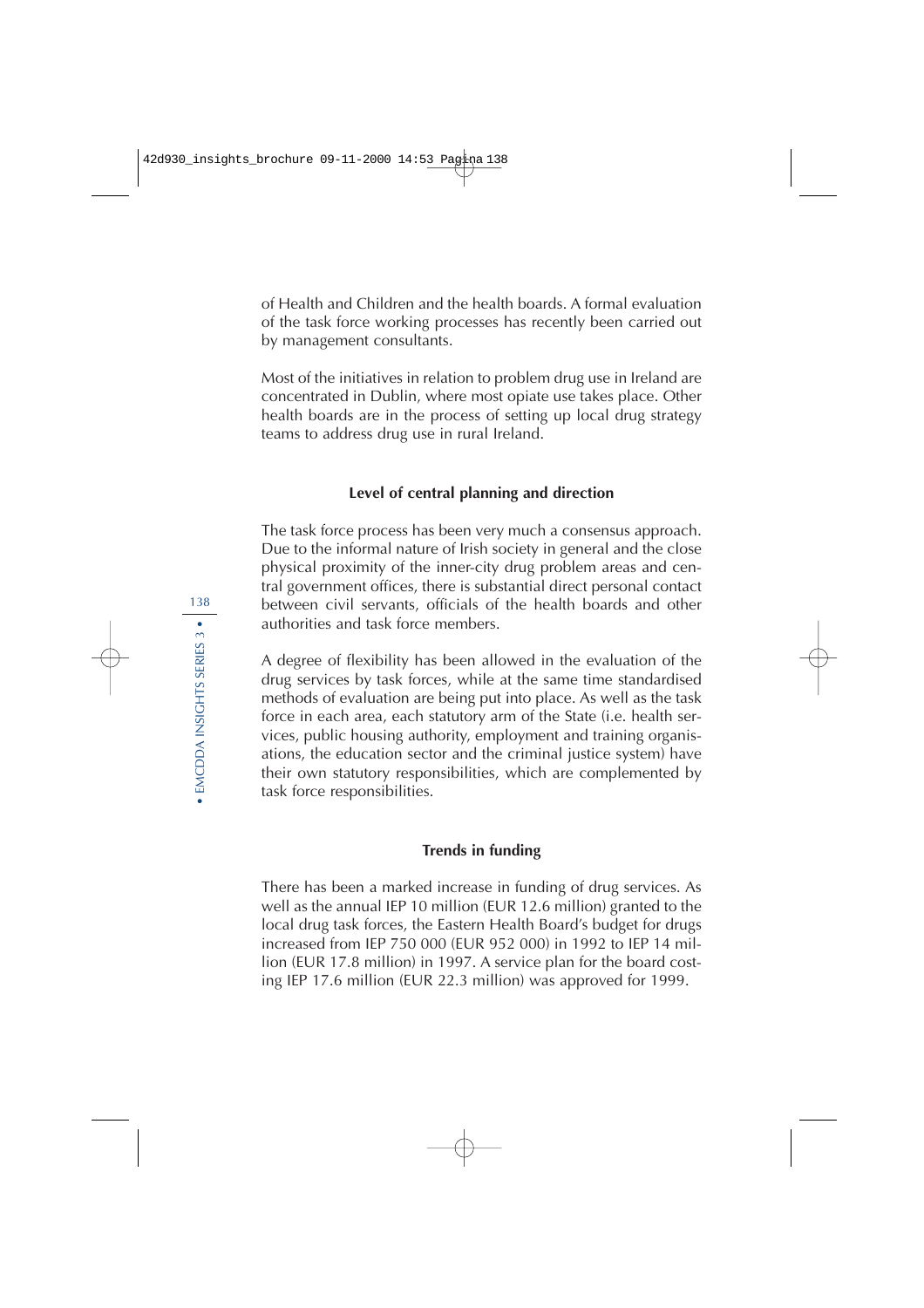of Health and Children and the health boards. A formal evaluation of the task force working processes has recently been carried out by management consultants.

Most of the initiatives in relation to problem drug use in Ireland are concentrated in Dublin, where most opiate use takes place. Other health boards are in the process of setting up local drug strategy teams to address drug use in rural Ireland.

### Level of central planning and direction

The task force process has been very much a consensus approach. Due to the informal nature of Irish society in general and the close physical proximity of the inner-city drug problem areas and central government offices, there is substantial direct personal contact between civil servants, officials of the health boards and other authorities and task force members.

A degree of flexibility has been allowed in the evaluation of the drug services by task forces, while at the same time standardised methods of evaluation are being put into place. As well as the task force in each area, each statutory arm of the State (i.e. health services, public housing authority, employment and training organisations, the education sector and the criminal justice system) have their own statutory responsibilities, which are complemented by task force responsibilities.

### Trends in funding

There has been a marked increase in funding of drug services. As well as the annual IEP 10 million (EUR 12.6 million) granted to the local drug task forces, the Eastern Health Board's budget for drugs increased from IEP 750 000 (EUR 952 000) in 1992 to IEP 14 million (EUR 17.8 million) in 1997. A service plan for the board costing IEP 17.6 million (EUR 22.3 million) was approved for 1999.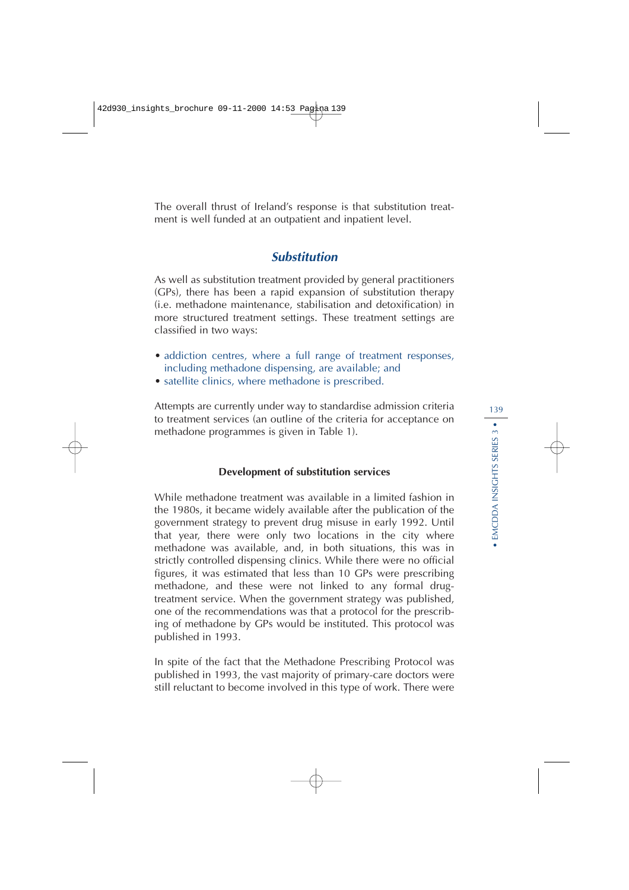The overall thrust of Ireland's response is that substitution treatment is well funded at an outpatient and inpatient level.

## *Substitution*

As well as substitution treatment provided by general practitioners (GPs), there has been a rapid expansion of substitution therapy (i.e. methadone maintenance, stabilisation and detoxification) in more structured treatment settings. These treatment settings are classified in two ways:

- addiction centres, where a full range of treatment responses, including methadone dispensing, are available; and
- satellite clinics, where methadone is prescribed.

Attempts are currently under way to standardise admission criteria to treatment services (an outline of the criteria for acceptance on methadone programmes is given in Table 1).

### **Development of substitution services**

While methadone treatment was available in a limited fashion in the 1980s, it became widely available after the publication of the government strategy to prevent drug misuse in early 1992. Until that year, there were only two locations in the city where methadone was available, and, in both situations, this was in strictly controlled dispensing clinics. While there were no official figures, it was estimated that less than 10 GPs were prescribing methadone, and these were not linked to any formal drug-treatment service. When the government strategy was published, one of the recommendations was that a protocol for the prescribing of methadone by GPs would be instituted. This protocol was published in 1993.

In spite of the fact that the Methadone Prescribing Protocol was published in 1993, the vast majority of primary-care doctors were still reluctant to become involved in this type of work. There were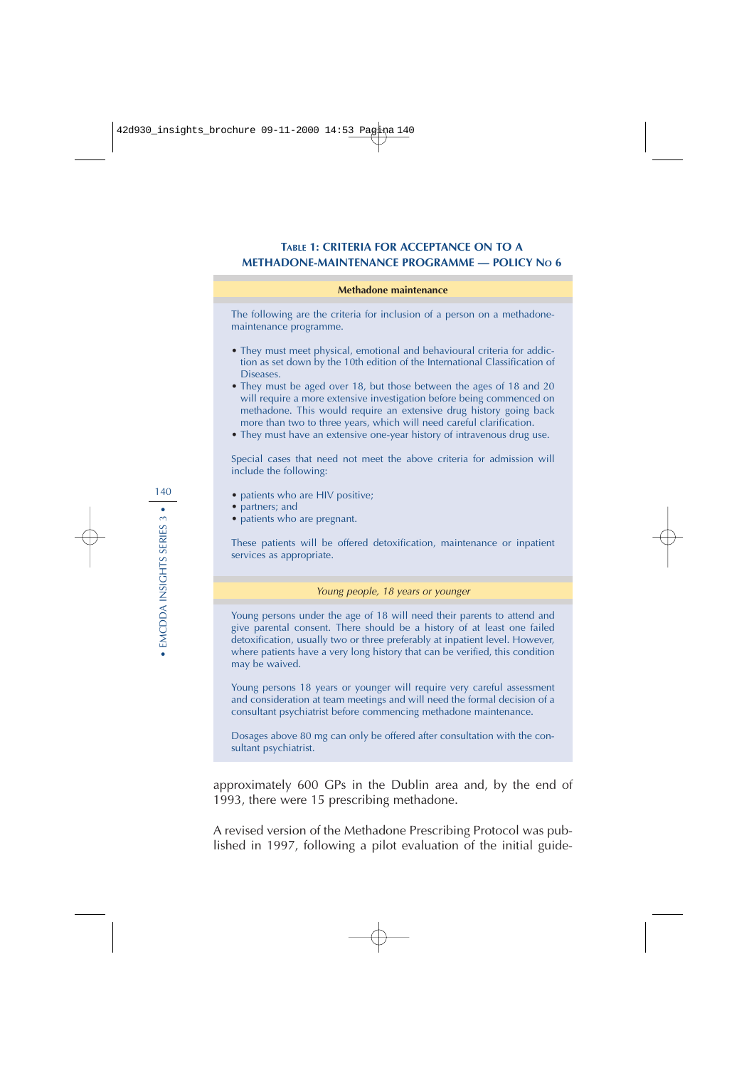### Table 1: Criteria for acceptance on to a methadone-maintenance programme — Policy No 6

**Methadone maintenance**

The following are the criteria for inclusion of a person on a methadone-maintenance programme.

- They must meet physical, emotional and behavioural criteria for addiction as set down by the 10th edition of the International Classification of Diseases.
- They must be aged over 18, but those between the ages of 18 and 20 will require a more extensive investigation before being commenced on methadone. This would require an extensive drug history going back more than two to three years, which will need careful clarification.
- They must have an extensive one-year history of intravenous drug use.

Special cases that need not meet the above criteria for admission will include the following:

- patients who are HIV positive;
- partners; and
- patients who are pregnant.

These patients will be offered detoxification, maintenance or inpatient services as appropriate.

*Young people, 18 years or younger*

Young persons under the age of 18 will need their parents to attend and give parental consent. There should be a history of at least one failed detoxification, usually two or three preferably at inpatient level. However, where patients have a very long history that can be verified, this condition may be waived.

Young persons 18 years or younger will require very careful assessment and consideration at team meetings and will need the formal decision of a consultant psychiatrist before commencing methadone maintenance.

Dosages above 80 mg can only be offered after consultation with the consultant psychiatrist.

approximately 600 GPs in the Dublin area and, by the end of 1993, there were 15 prescribing methadone.

A revised version of the Methadone Prescribing Protocol was published in 1997, following a pilot evaluation of the initial guide-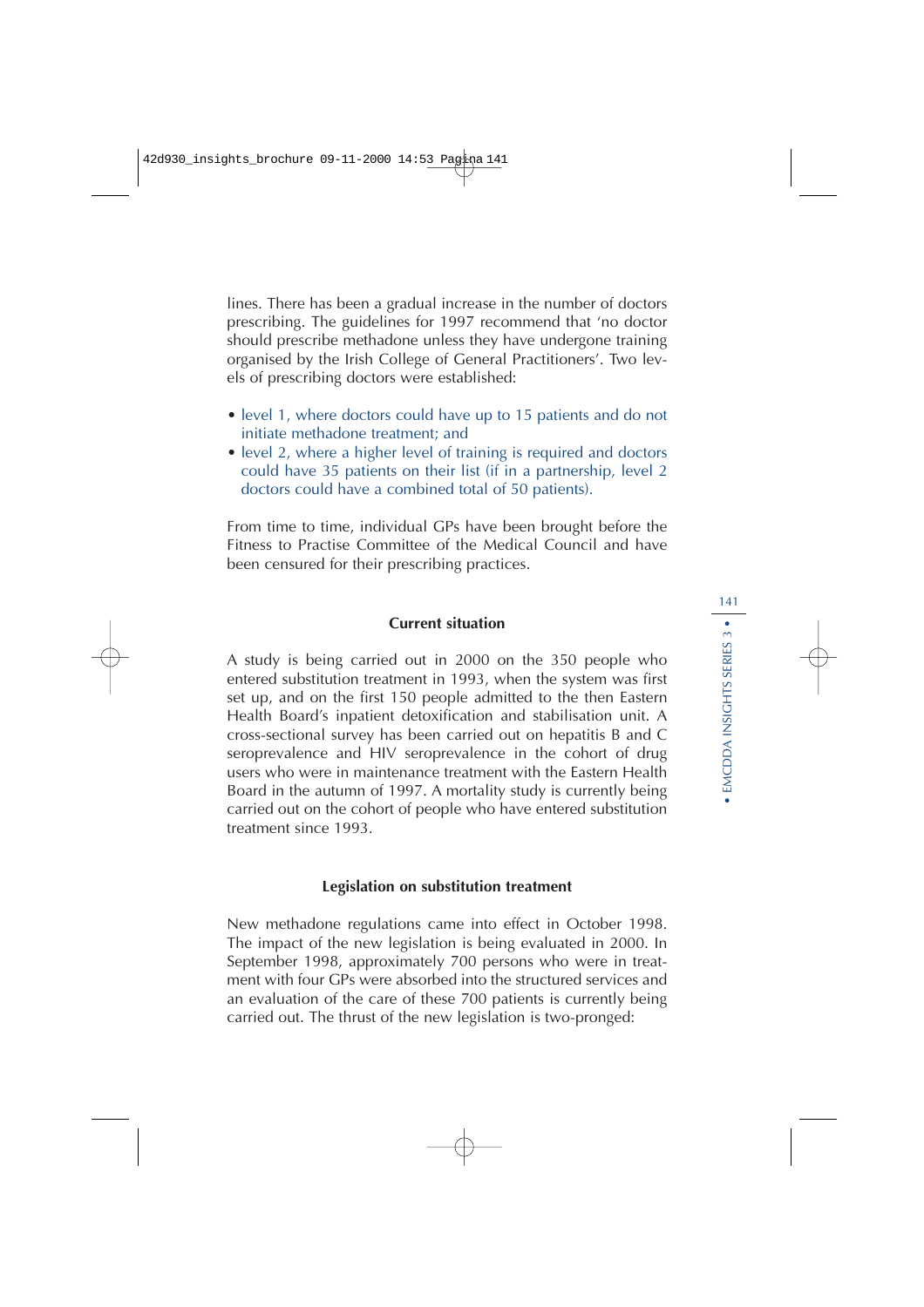lines. There has been a gradual increase in the number of doctors prescribing. The guidelines for 1997 recommend that 'no doctor should prescribe methadone unless they have undergone training organised by the Irish College of General Practitioners'. Two levels of prescribing doctors were established:

- level 1, where doctors could have up to 15 patients and do not initiate methadone treatment; and
- level 2, where a higher level of training is required and doctors could have 35 patients on their list (if in a partnership, level 2 doctors could have a combined total of 50 patients).

From time to time, individual GPs have been brought before the Fitness to Practise Committee of the Medical Council and have been censured for their prescribing practices.

### Current situation

A study is being carried out in 2000 on the 350 people who entered substitution treatment in 1993, when the system was first set up, and on the first 150 people admitted to the then Eastern Health Board's inpatient detoxification and stabilisation unit. A cross-sectional survey has been carried out on hepatitis B and C seroprevalence and HIV seroprevalence in the cohort of drug users who were in maintenance treatment with the Eastern Health Board in the autumn of 1997. A mortality study is currently being carried out on the cohort of people who have entered substitution treatment since 1993.

### Legislation on substitution treatment

New methadone regulations came into effect in October 1998. The impact of the new legislation is being evaluated in 2000. In September 1998, approximately 700 persons who were in treatment with four GPs were absorbed into the structured services and an evaluation of the care of these 700 patients is currently being carried out. The thrust of the new legislation is two-pronged: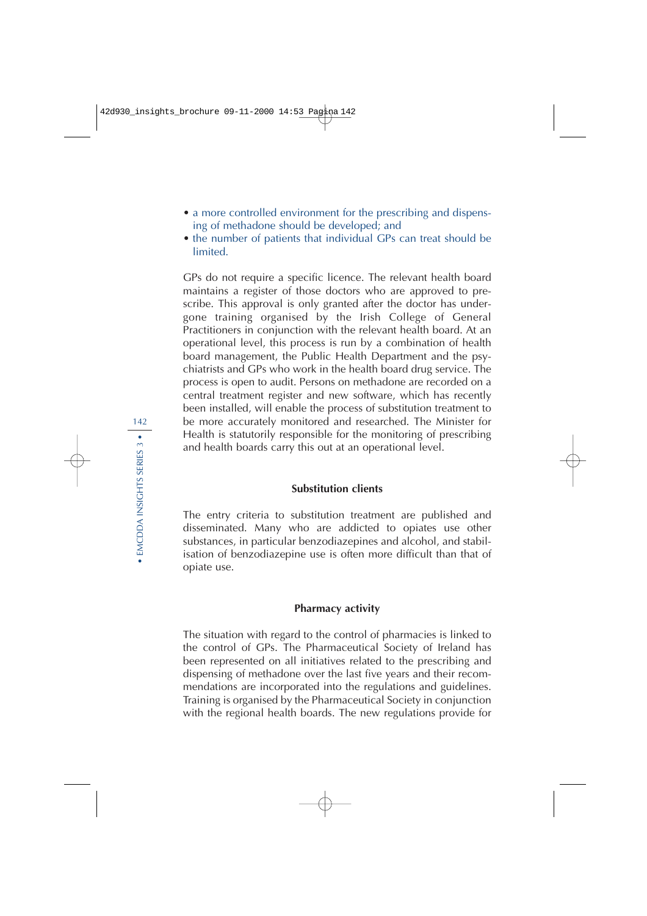- a more controlled environment for the prescribing and dispensing of methadone should be developed; and
- the number of patients that individual GPs can treat should be limited.

GPs do not require a specific licence. The relevant health board maintains a register of those doctors who are approved to prescribe. This approval is only granted after the doctor has undergone training organised by the Irish College of General Practitioners in conjunction with the relevant health board. At an operational level, this process is run by a combination of health board management, the Public Health Department and the psychiatrists and GPs who work in the health board drug service. The process is open to audit. Persons on methadone are recorded on a central treatment register and new software, which has recently been installed, will enable the process of substitution treatment to be more accurately monitored and researched. The Minister for Health is statutorily responsible for the monitoring of prescribing and health boards carry this out at an operational level.

### Substitution clients

The entry criteria to substitution treatment are published and disseminated. Many who are addicted to opiates use other substances, in particular benzodiazepines and alcohol, and stabilisation of benzodiazepine use is often more difficult than that of opiate use.

### Pharmacy activity

The situation with regard to the control of pharmacies is linked to the control of GPs. The Pharmaceutical Society of Ireland has been represented on all initiatives related to the prescribing and dispensing of methadone over the last five years and their recommendations are incorporated into the regulations and guidelines. Training is organised by the Pharmaceutical Society in conjunction with the regional health boards. The new regulations provide for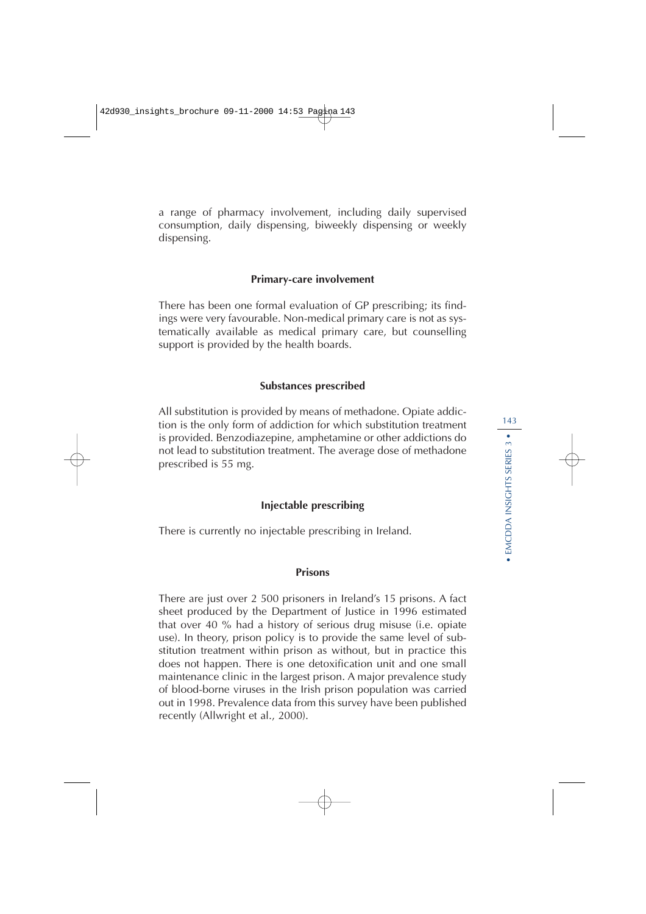a range of pharmacy involvement, including daily supervised consumption, daily dispensing, biweekly dispensing or weekly dispensing.

### Primary-care involvement

There has been one formal evaluation of GP prescribing; its findings were very favourable. Non-medical primary care is not as systematically available as medical primary care, but counselling support is provided by the health boards.

### Substances prescribed

All substitution is provided by means of methadone. Opiate addiction is the only form of addiction for which substitution treatment is provided. Benzodiazepine, amphetamine or other addictions do not lead to substitution treatment. The average dose of methadone prescribed is 55 mg.

### Injectable prescribing

There is currently no injectable prescribing in Ireland.

### Prisons

There are just over 2 500 prisoners in Ireland's 15 prisons. A fact sheet produced by the Department of Justice in 1996 estimated that over 40 % had a history of serious drug misuse (i.e. opiate use). In theory, prison policy is to provide the same level of substitution treatment within prison as without, but in practice this does not happen. There is one detoxification unit and one small maintenance clinic in the largest prison. A major prevalence study of blood-borne viruses in the Irish prison population was carried out in 1998. Prevalence data from this survey have been published recently (Allwright et al., 2000).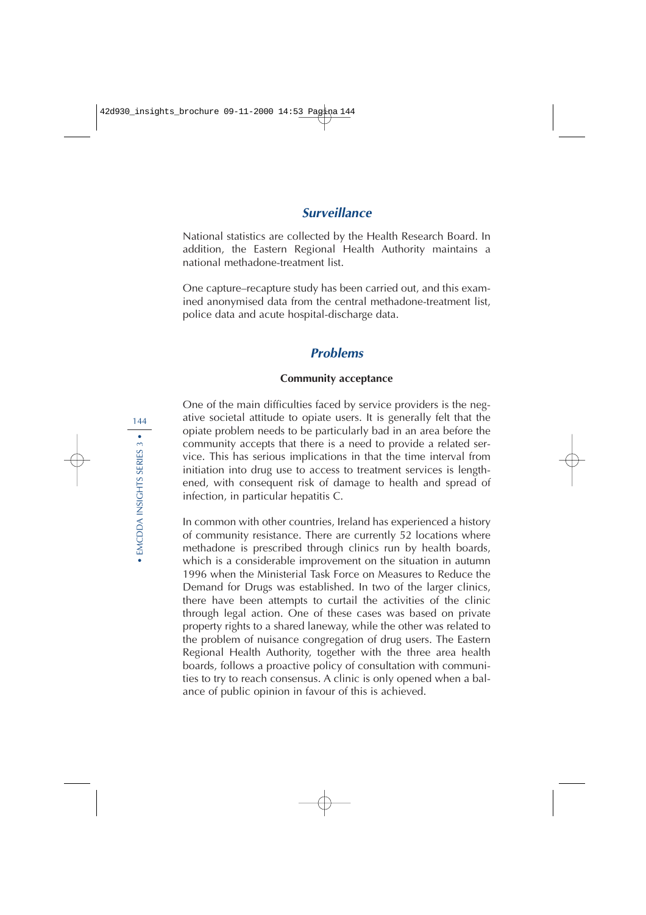## *Surveillance*

National statistics are collected by the Health Research Board. In addition, the Eastern Regional Health Authority maintains a national methadone-treatment list.

One capture–recapture study has been carried out, and this examined anonymised data from the central methadone-treatment list, police data and acute hospital-discharge data.

## *Problems*

### Community acceptance

One of the main difficulties faced by service providers is the negative societal attitude to opiate users. It is generally felt that the opiate problem needs to be particularly bad in an area before the community accepts that there is a need to provide a related service. This has serious implications in that the time interval from initiation into drug use to access to treatment services is lengthened, with consequent risk of damage to health and spread of infection, in particular hepatitis C.

In common with other countries, Ireland has experienced a history of community resistance. There are currently 52 locations where methadone is prescribed through clinics run by health boards, which is a considerable improvement on the situation in autumn 1996 when the Ministerial Task Force on Measures to Reduce the Demand for Drugs was established. In two of the larger clinics, there have been attempts to curtail the activities of the clinic through legal action. One of these cases was based on private property rights to a shared laneway, while the other was related to the problem of nuisance congregation of drug users. The Eastern Regional Health Authority, together with the three area health boards, follows a proactive policy of consultation with communities to try to reach consensus. A clinic is only opened when a balance of public opinion in favour of this is achieved.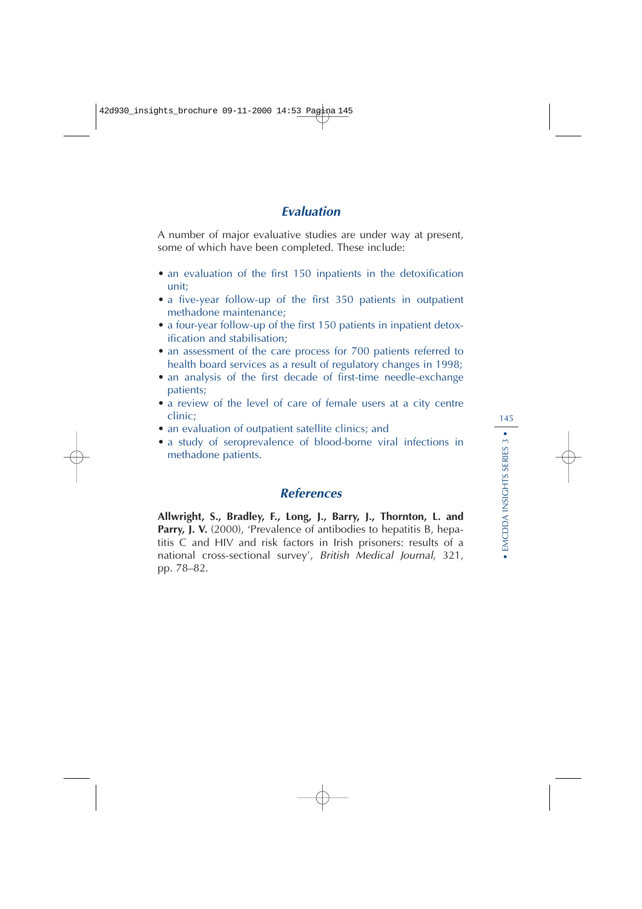## *Evaluation*

A number of major evaluative studies are under way at present, some of which have been completed. These include:

- an evaluation of the first 150 inpatients in the detoxification unit;
- a five-year follow-up of the first 350 patients in outpatient methadone maintenance;
- a four-year follow-up of the first 150 patients in inpatient detoxification and stabilisation;
- an assessment of the care process for 700 patients referred to health board services as a result of regulatory changes in 1998;
- an analysis of the first decade of first-time needle-exchange patients;
- a review of the level of care of female users at a city centre clinic;
- an evaluation of outpatient satellite clinics; and
- a study of seroprevalence of blood-borne viral infections in methadone patients.

## *References*

**Allwright, S., Bradley, F., Long, J., Barry, J., Thornton, L. and Parry, J. V.** (2000), 'Prevalence of antibodies to hepatitis B, hepatitis C and HIV and risk factors in Irish prisoners: results of a national cross-sectional survey', *British Medical Journal*, 321, pp. 78–82.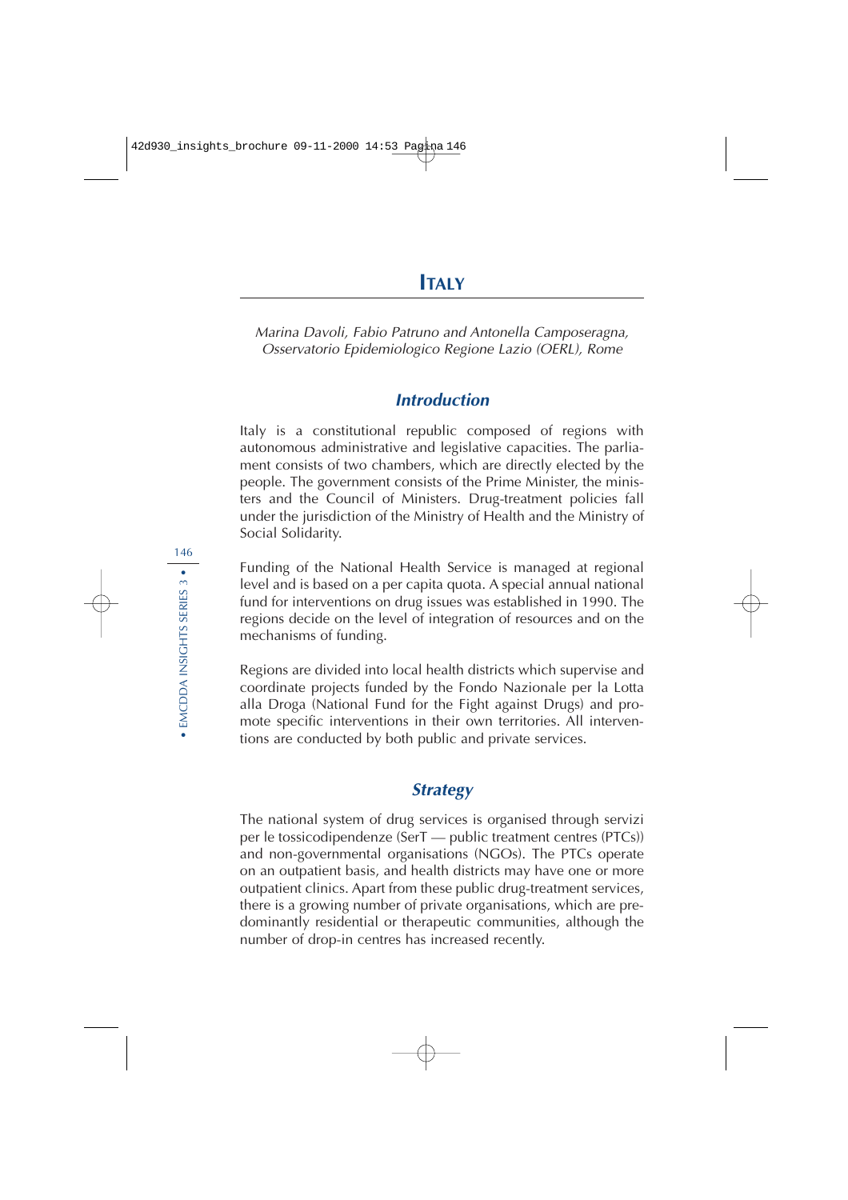# Italy

*Marina Davoli, Fabio Patruno and Antonella Camposeragna, Osservatorio Epidemiologico Regione Lazio (OERL), Rome*

## Introduction

Italy is a constitutional republic composed of regions with autonomous administrative and legislative capacities. The parliament consists of two chambers, which are directly elected by the people. The government consists of the Prime Minister, the ministers and the Council of Ministers. Drug-treatment policies fall under the jurisdiction of the Ministry of Health and the Ministry of Social Solidarity.

Funding of the National Health Service is managed at regional level and is based on a per capita quota. A special annual national fund for interventions on drug issues was established in 1990. The regions decide on the level of integration of resources and on the mechanisms of funding.

Regions are divided into local health districts which supervise and coordinate projects funded by the Fondo Nazionale per la Lotta alla Droga (National Fund for the Fight against Drugs) and promote specific interventions in their own territories. All interventions are conducted by both public and private services.

## Strategy

The national system of drug services is organised through servizi per le tossicodipendenze (SerT — public treatment centres (PTCs)) and non-governmental organisations (NGOs). The PTCs operate on an outpatient basis, and health districts may have one or more outpatient clinics. Apart from these public drug-treatment services, there is a growing number of private organisations, which are predominantly residential or therapeutic communities, although the number of drop-in centres has increased recently.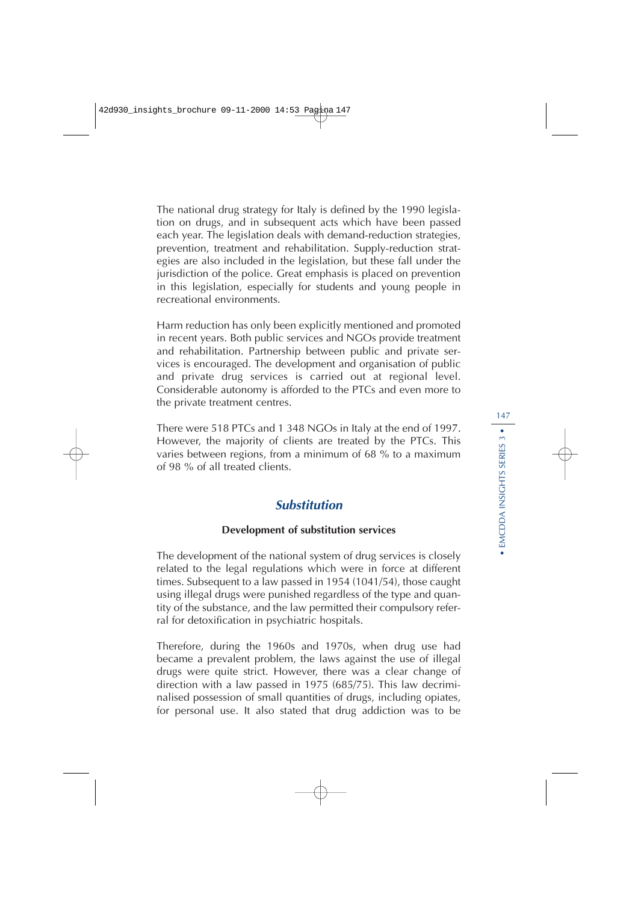The national drug strategy for Italy is defined by the 1990 legislation on drugs, and in subsequent acts which have been passed each year. The legislation deals with demand-reduction strategies, prevention, treatment and rehabilitation. Supply-reduction strategies are also included in the legislation, but these fall under the jurisdiction of the police. Great emphasis is placed on prevention in this legislation, especially for students and young people in recreational environments.

Harm reduction has only been explicitly mentioned and promoted in recent years. Both public services and NGOs provide treatment and rehabilitation. Partnership between public and private services is encouraged. The development and organisation of public and private drug services is carried out at regional level. Considerable autonomy is afforded to the PTCs and even more to the private treatment centres.

There were 518 PTCs and 1 348 NGOs in Italy at the end of 1997. However, the majority of clients are treated by the PTCs. This varies between regions, from a minimum of 68 % to a maximum of 98 % of all treated clients.

## *Substitution*

### Development of substitution services

The development of the national system of drug services is closely related to the legal regulations which were in force at different times. Subsequent to a law passed in 1954 (1041/54), those caught using illegal drugs were punished regardless of the type and quantity of the substance, and the law permitted their compulsory referral for detoxification in psychiatric hospitals.

Therefore, during the 1960s and 1970s, when drug use had became a prevalent problem, the laws against the use of illegal drugs were quite strict. However, there was a clear change of direction with a law passed in 1975 (685/75). This law decriminalised possession of small quantities of drugs, including opiates, for personal use. It also stated that drug addiction was to be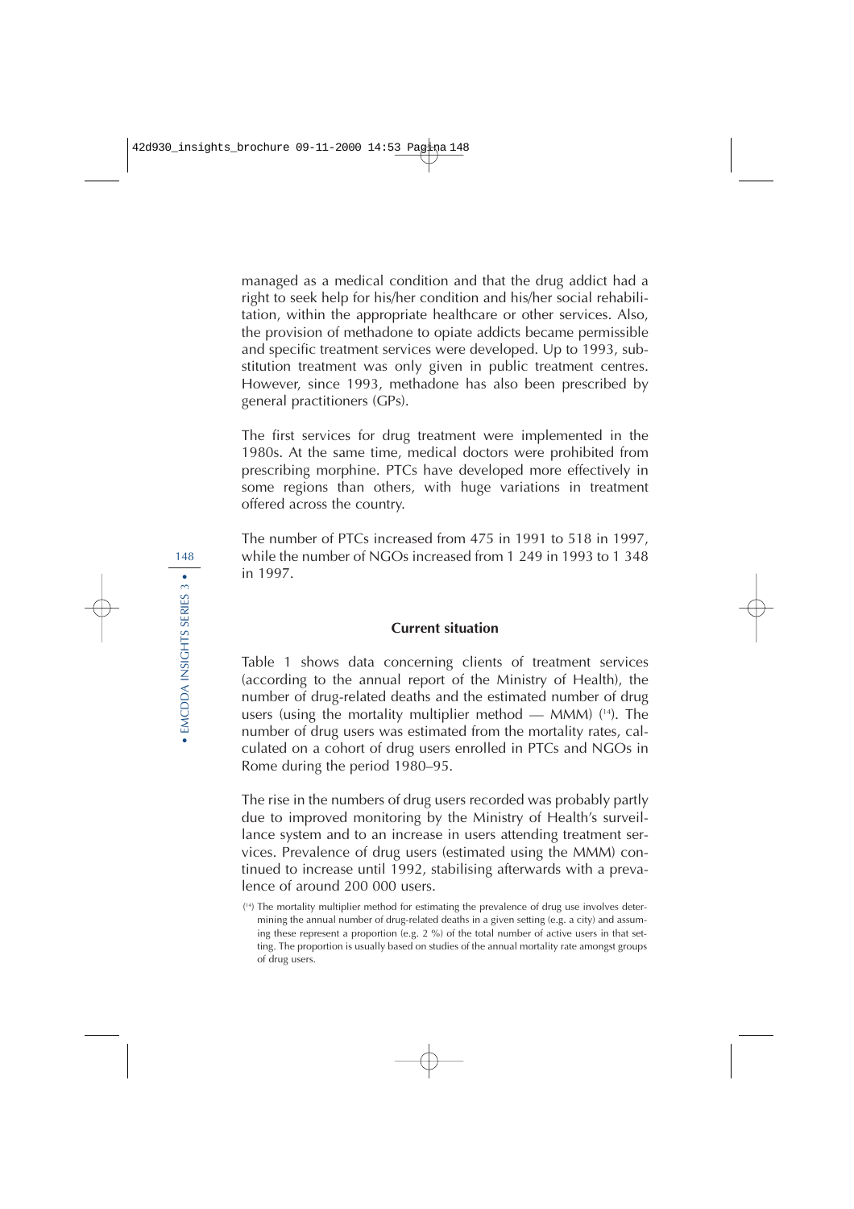managed as a medical condition and that the drug addict had a right to seek help for his/her condition and his/her social rehabilitation, within the appropriate healthcare or other services. Also, the provision of methadone to opiate addicts became permissible and specific treatment services were developed. Up to 1993, substitution treatment was only given in public treatment centres. However, since 1993, methadone has also been prescribed by general practitioners (GPs).

The first services for drug treatment were implemented in the 1980s. At the same time, medical doctors were prohibited from prescribing morphine. PTCs have developed more effectively in some regions than others, with huge variations in treatment offered across the country.

The number of PTCs increased from 475 in 1991 to 518 in 1997, while the number of NGOs increased from 1 249 in 1993 to 1 348 in 1997.

## Current situation

Table 1 shows data concerning clients of treatment services (according to the annual report of the Ministry of Health), the number of drug-related deaths and the estimated number of drug users (using the mortality multiplier method — MMM) [14]. The number of drug users was estimated from the mortality rates, calculated on a cohort of drug users enrolled in PTCs and NGOs in Rome during the period 1980–95.

The rise in the numbers of drug users recorded was probably partly due to improved monitoring by the Ministry of Health's surveillance system and to an increase in users attending treatment services. Prevalence of drug users (estimated using the MMM) continued to increase until 1992, stabilising afterwards with a prevalence of around 200 000 users.

[14] The mortality multiplier method for estimating the prevalence of drug use involves determining the annual number of drug-related deaths in a given setting (e.g. a city) and assuming these represent a proportion (e.g. 2 %) of the total number of active users in that setting. The proportion is usually based on studies of the annual mortality rate amongst groups of drug users.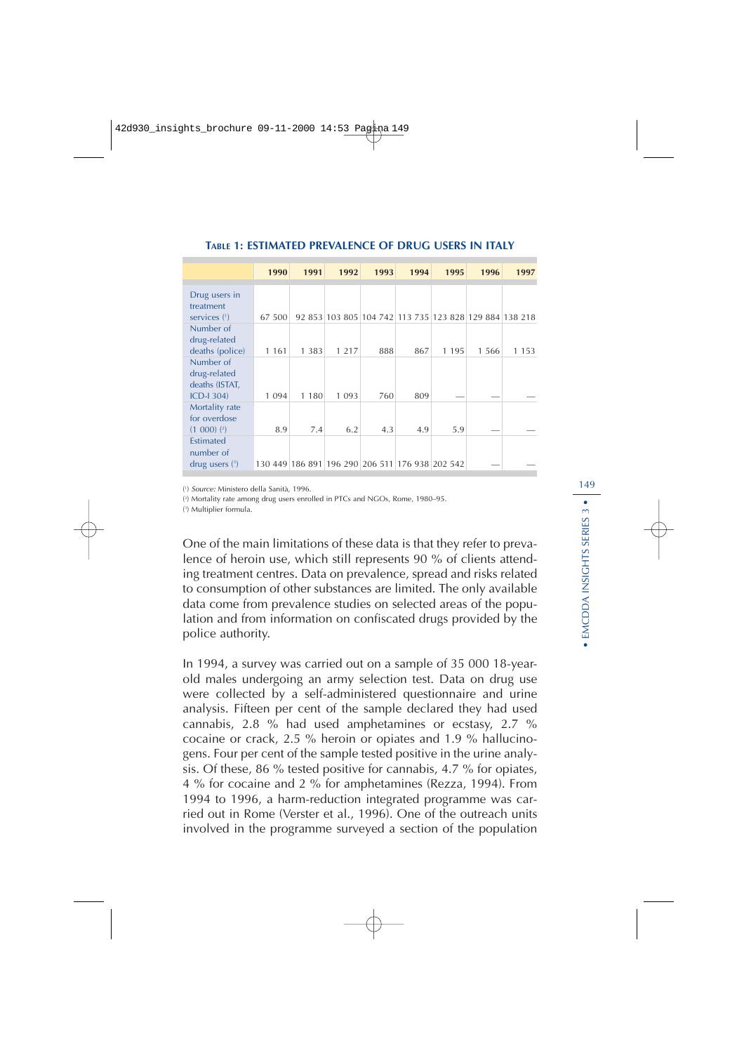**TABLE 1: ESTIMATED PREVALENCE OF DRUG USERS IN ITALY**

| | 1990 | 1991 | 1992 | 1993 | 1994 | 1995 | 1996 | 1997 |
|---|---|---|---|---|---|---|---|---|
| Drug users in treatment services [1] | 67 500 | 92 853 | 103 805 | 104 742 | 113 735 | 123 828 | 129 884 | 138 218 |
| Number of drug-related deaths (police) | 1 161 | 1 383 | 1 217 | 888 | 867 | 1 195 | 1 566 | 1 153 |
| Number of drug-related deaths (ISTAT, ICD-I 304) | 1 094 | 1 180 | 1 093 | 760 | 809 | — | — | — |
| Mortality rate for overdose (1 000) [2] | 8.9 | 7.4 | 6.2 | 4.3 | 4.9 | 5.9 | — | — |
| Estimated number of drug users [3] | 130 449 | 186 891 | 196 290 | 206 511 | 176 938 | 202 542 | — | — |

[1] *Source:* Ministero della Sanità, 1996.
[2] Mortality rate among drug users enrolled in PTCs and NGOs, Rome, 1980–95.
[3] Multiplier formula.

One of the main limitations of these data is that they refer to prevalence of heroin use, which still represents 90 % of clients attending treatment centres. Data on prevalence, spread and risks related to consumption of other substances are limited. The only available data come from prevalence studies on selected areas of the population and from information on confiscated drugs provided by the police authority.

In 1994, a survey was carried out on a sample of 35 000 18-year-old males undergoing an army selection test. Data on drug use were collected by a self-administered questionnaire and urine analysis. Fifteen per cent of the sample declared they had used cannabis, 2.8 % had used amphetamines or ecstasy, 2.7 % cocaine or crack, 2.5 % heroin or opiates and 1.9 % hallucinogens. Four per cent of the sample tested positive in the urine analysis. Of these, 86 % tested positive for cannabis, 4.7 % for opiates, 4 % for cocaine and 2 % for amphetamines (Rezza, 1994). From 1994 to 1996, a harm-reduction integrated programme was carried out in Rome (Verster et al., 1996). One of the outreach units involved in the programme surveyed a section of the population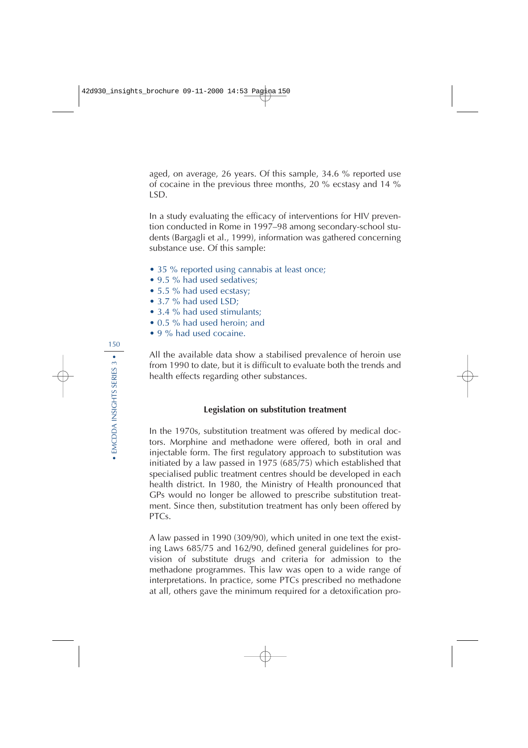aged, on average, 26 years. Of this sample, 34.6 % reported use of cocaine in the previous three months, 20 % ecstasy and 14 % LSD.

In a study evaluating the efficacy of interventions for HIV prevention conducted in Rome in 1997–98 among secondary-school students (Bargagli et al., 1999), information was gathered concerning substance use. Of this sample:

- 35 % reported using cannabis at least once;
- 9.5 % had used sedatives;
- 5.5 % had used ecstasy;
- 3.7 % had used LSD;
- 3.4 % had used stimulants;
- 0.5 % had used heroin; and
- 9 % had used cocaine.

All the available data show a stabilised prevalence of heroin use from 1990 to date, but it is difficult to evaluate both the trends and health effects regarding other substances.

### Legislation on substitution treatment

In the 1970s, substitution treatment was offered by medical doctors. Morphine and methadone were offered, both in oral and injectable form. The first regulatory approach to substitution was initiated by a law passed in 1975 (685/75) which established that specialised public treatment centres should be developed in each health district. In 1980, the Ministry of Health pronounced that GPs would no longer be allowed to prescribe substitution treatment. Since then, substitution treatment has only been offered by PTCs.

A law passed in 1990 (309/90), which united in one text the existing Laws 685/75 and 162/90, defined general guidelines for provision of substitute drugs and criteria for admission to the methadone programmes. This law was open to a wide range of interpretations. In practice, some PTCs prescribed no methadone at all, others gave the minimum required for a detoxification pro-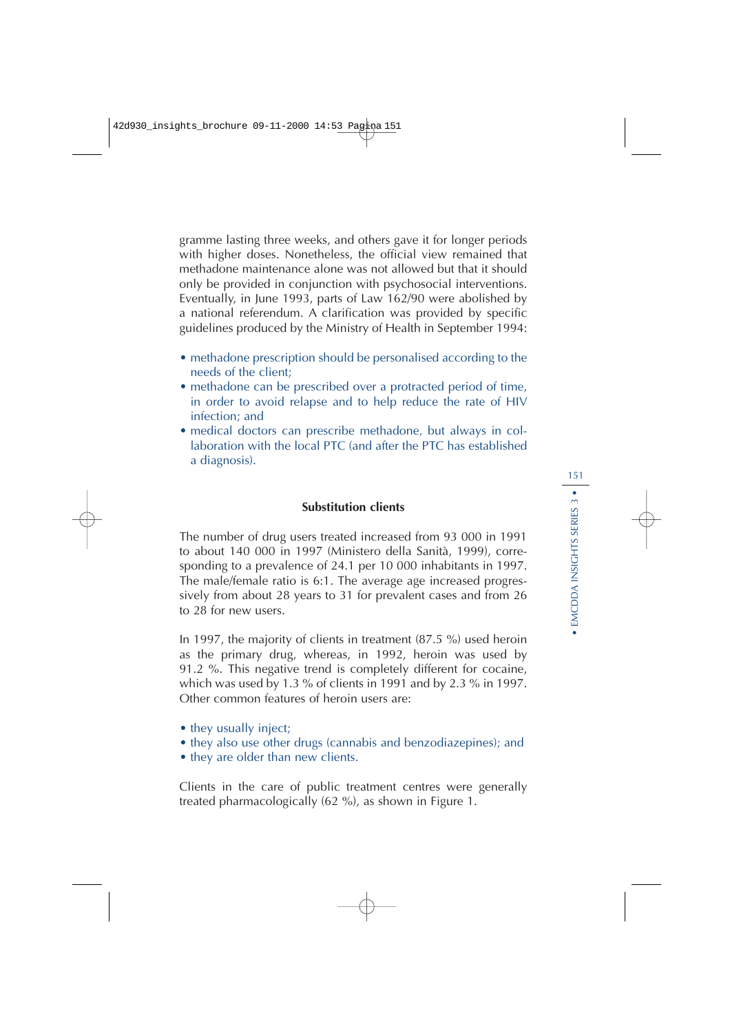gramme lasting three weeks, and others gave it for longer periods with higher doses. Nonetheless, the official view remained that methadone maintenance alone was not allowed but that it should only be provided in conjunction with psychosocial interventions. Eventually, in June 1993, parts of Law 162/90 were abolished by a national referendum. A clarification was provided by specific guidelines produced by the Ministry of Health in September 1994:

- methadone prescription should be personalised according to the needs of the client;
- methadone can be prescribed over a protracted period of time, in order to avoid relapse and to help reduce the rate of HIV infection; and
- medical doctors can prescribe methadone, but always in collaboration with the local PTC (and after the PTC has established a diagnosis).

### Substitution clients

The number of drug users treated increased from 93 000 in 1991 to about 140 000 in 1997 (Ministero della Sanità, 1999), corresponding to a prevalence of 24.1 per 10 000 inhabitants in 1997. The male/female ratio is 6:1. The average age increased progressively from about 28 years to 31 for prevalent cases and from 26 to 28 for new users.

In 1997, the majority of clients in treatment (87.5 %) used heroin as the primary drug, whereas, in 1992, heroin was used by 91.2 %. This negative trend is completely different for cocaine, which was used by 1.3 % of clients in 1991 and by 2.3 % in 1997. Other common features of heroin users are:

- they usually inject;
- they also use other drugs (cannabis and benzodiazepines); and
- they are older than new clients.

Clients in the care of public treatment centres were generally treated pharmacologically (62 %), as shown in Figure 1.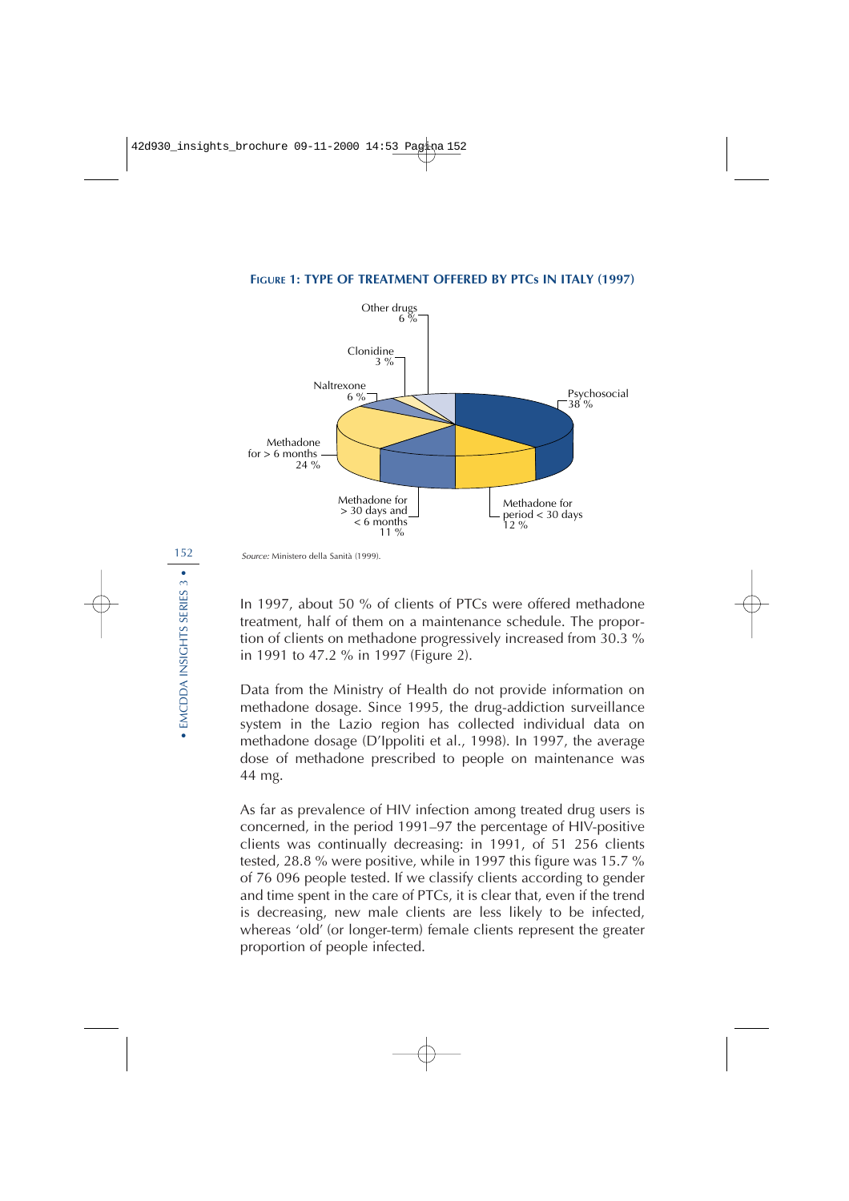**FIGURE 1: TYPE OF TREATMENT OFFERED BY PTCs IN ITALY (1997)**

| Type of treatment | % |
|---|---|
| Psychosocial | 38 % |
| Methadone for period < 30 days | 12 % |
| Methadone for > 30 days and < 6 months | 11 % |
| Methadone for > 6 months | 24 % |
| Naltrexone | 6 % |
| Clonidine | 3 % |
| Other drugs | 6 % |

*Source:* Ministero della Sanità (1999).

In 1997, about 50 % of clients of PTCs were offered methadone treatment, half of them on a maintenance schedule. The proportion of clients on methadone progressively increased from 30.3 % in 1991 to 47.2 % in 1997 (Figure 2).

Data from the Ministry of Health do not provide information on methadone dosage. Since 1995, the drug-addiction surveillance system in the Lazio region has collected individual data on methadone dosage (D'Ippoliti et al., 1998). In 1997, the average dose of methadone prescribed to people on maintenance was 44 mg.

As far as prevalence of HIV infection among treated drug users is concerned, in the period 1991–97 the percentage of HIV-positive clients was continually decreasing: in 1991, of 51 256 clients tested, 28.8 % were positive, while in 1997 this figure was 15.7 % of 76 096 people tested. If we classify clients according to gender and time spent in the care of PTCs, it is clear that, even if the trend is decreasing, new male clients are less likely to be infected, whereas 'old' (or longer-term) female clients represent the greater proportion of people infected.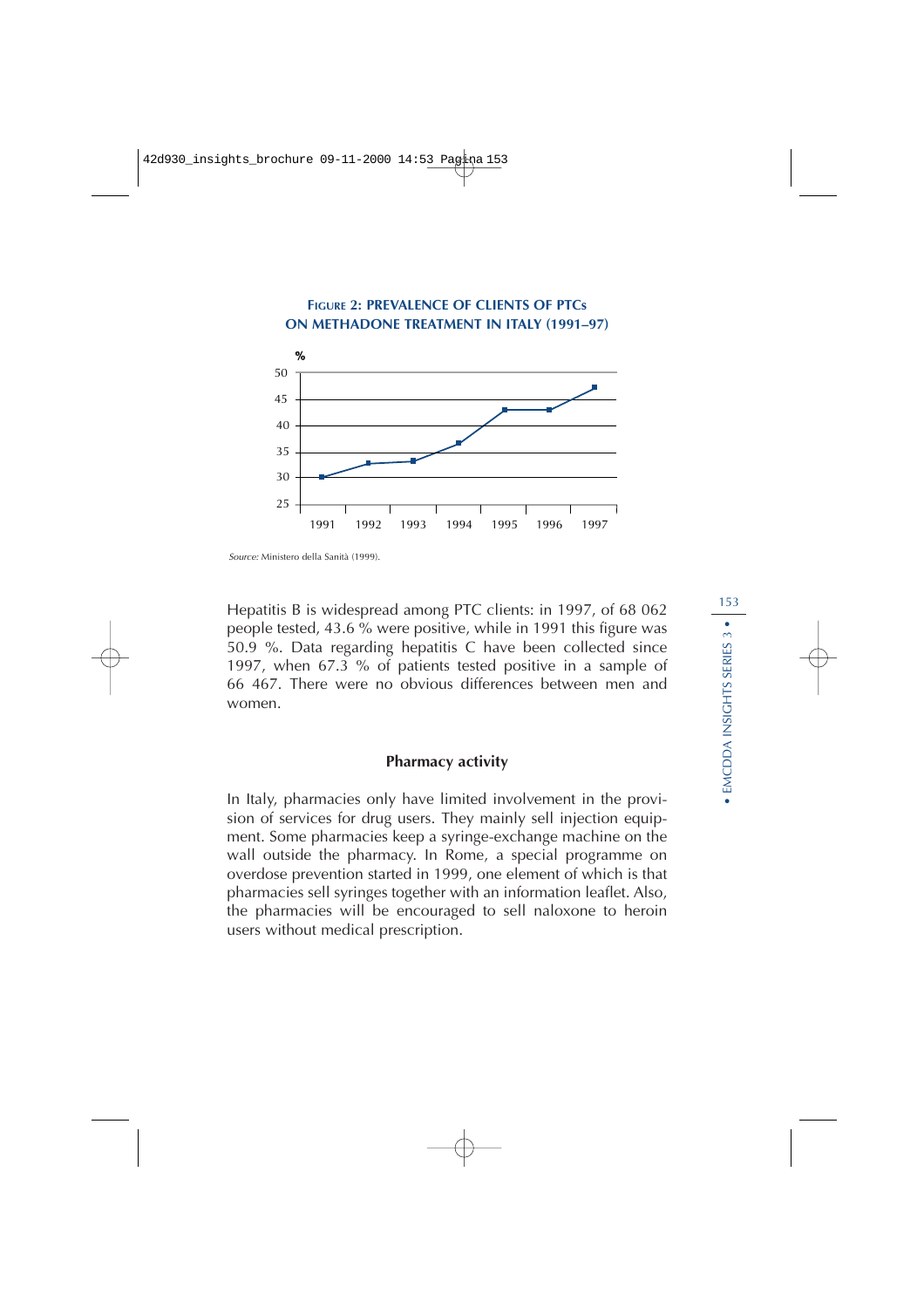**FIGURE 2: PREVALENCE OF CLIENTS OF PTCs ON METHADONE TREATMENT IN ITALY (1991–97)**

*Source:* Ministero della Sanità (1999).

Hepatitis B is widespread among PTC clients: in 1997, of 68 062 people tested, 43.6 % were positive, while in 1991 this figure was 50.9 %. Data regarding hepatitis C have been collected since 1997, when 67.3 % of patients tested positive in a sample of 66 467. There were no obvious differences between men and women.

### Pharmacy activity

In Italy, pharmacies only have limited involvement in the provision of services for drug users. They mainly sell injection equipment. Some pharmacies keep a syringe-exchange machine on the wall outside the pharmacy. In Rome, a special programme on overdose prevention started in 1999, one element of which is that pharmacies sell syringes together with an information leaflet. Also, the pharmacies will be encouraged to sell naloxone to heroin users without medical prescription.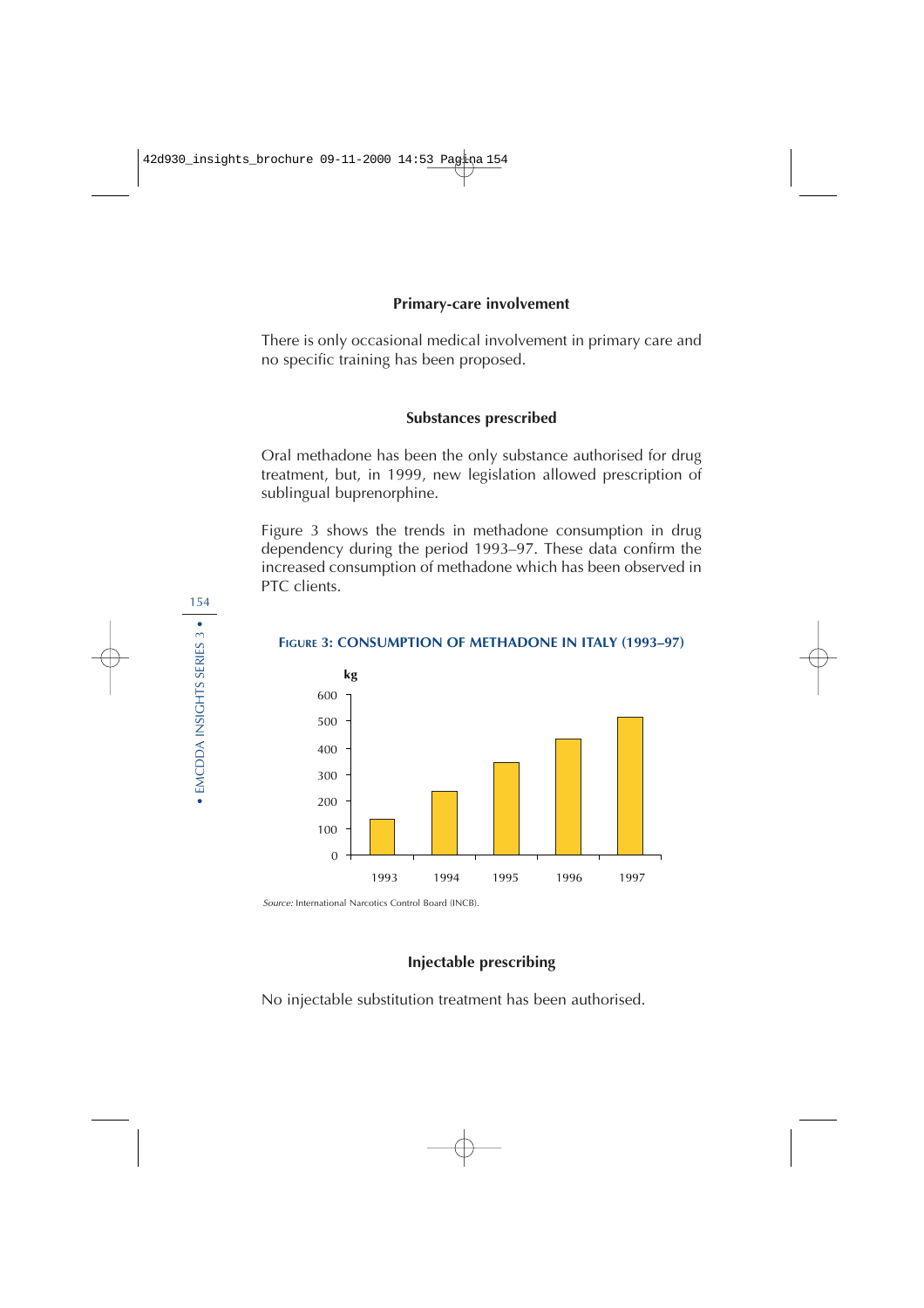### Primary-care involvement

There is only occasional medical involvement in primary care and no specific training has been proposed.

### Substances prescribed

Oral methadone has been the only substance authorised for drug treatment, but, in 1999, new legislation allowed prescription of sublingual buprenorphine.

Figure 3 shows the trends in methadone consumption in drug dependency during the period 1993–97. These data confirm the increased consumption of methadone which has been observed in PTC clients.

**FIGURE 3: CONSUMPTION OF METHADONE IN ITALY (1993–97)**

*Source:* International Narcotics Control Board (INCB).

### Injectable prescribing

No injectable substitution treatment has been authorised.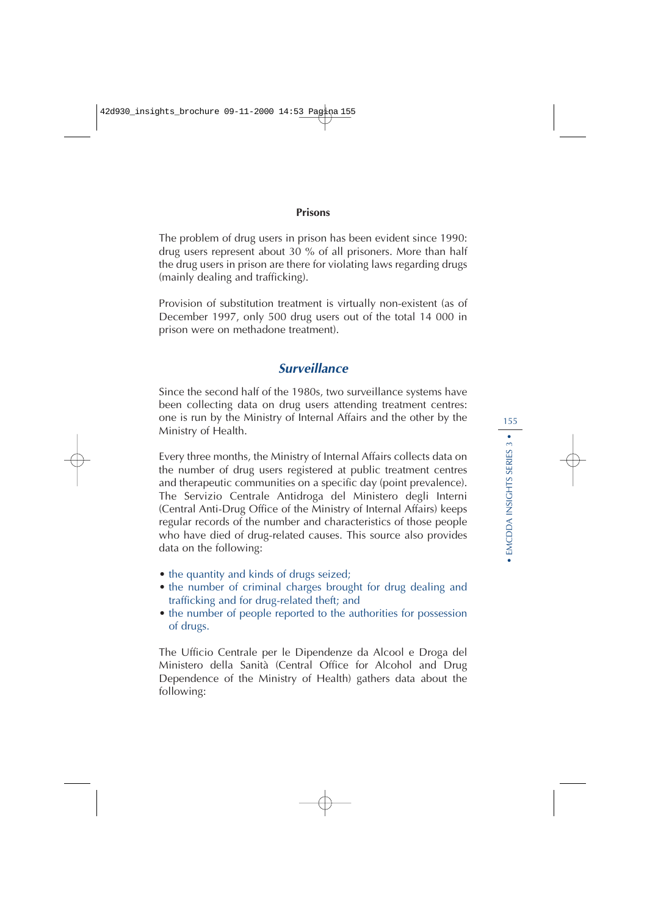### Prisons

The problem of drug users in prison has been evident since 1990: drug users represent about 30 % of all prisoners. More than half the drug users in prison are there for violating laws regarding drugs (mainly dealing and trafficking).

Provision of substitution treatment is virtually non-existent (as of December 1997, only 500 drug users out of the total 14 000 in prison were on methadone treatment).

## *Surveillance*

Since the second half of the 1980s, two surveillance systems have been collecting data on drug users attending treatment centres: one is run by the Ministry of Internal Affairs and the other by the Ministry of Health.

Every three months, the Ministry of Internal Affairs collects data on the number of drug users registered at public treatment centres and therapeutic communities on a specific day (point prevalence). The Servizio Centrale Antidroga del Ministero degli Interni (Central Anti-Drug Office of the Ministry of Internal Affairs) keeps regular records of the number and characteristics of those people who have died of drug-related causes. This source also provides data on the following:

- the quantity and kinds of drugs seized;
- the number of criminal charges brought for drug dealing and trafficking and for drug-related theft; and
- the number of people reported to the authorities for possession of drugs.

The Ufficio Centrale per le Dipendenze da Alcool e Droga del Ministero della Sanità (Central Office for Alcohol and Drug Dependence of the Ministry of Health) gathers data about the following: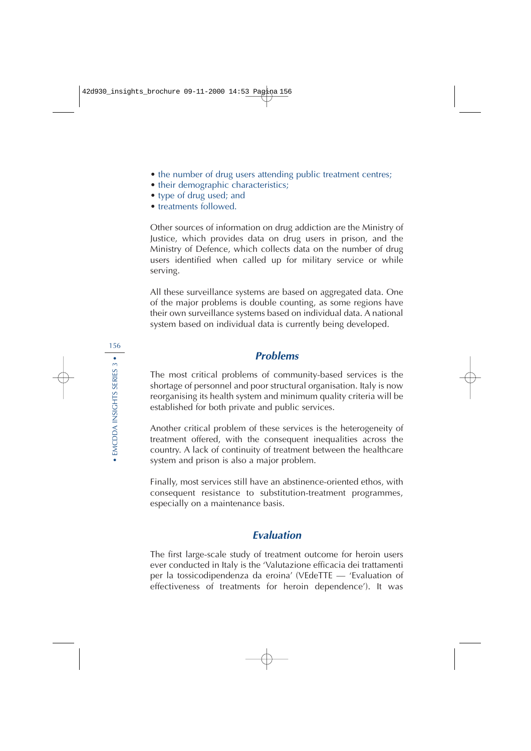- the number of drug users attending public treatment centres;
- their demographic characteristics;
- type of drug used; and
- treatments followed.

Other sources of information on drug addiction are the Ministry of Justice, which provides data on drug users in prison, and the Ministry of Defence, which collects data on the number of drug users identified when called up for military service or while serving.

All these surveillance systems are based on aggregated data. One of the major problems is double counting, as some regions have their own surveillance systems based on individual data. A national system based on individual data is currently being developed.

## *Problems*

The most critical problems of community-based services is the shortage of personnel and poor structural organisation. Italy is now reorganising its health system and minimum quality criteria will be established for both private and public services.

Another critical problem of these services is the heterogeneity of treatment offered, with the consequent inequalities across the country. A lack of continuity of treatment between the healthcare system and prison is also a major problem.

Finally, most services still have an abstinence-oriented ethos, with consequent resistance to substitution-treatment programmes, especially on a maintenance basis.

## *Evaluation*

The first large-scale study of treatment outcome for heroin users ever conducted in Italy is the 'Valutazione efficacia dei trattamenti per la tossicodipendenza da eroina' (VEdeTTE — 'Evaluation of effectiveness of treatments for heroin dependence'). It was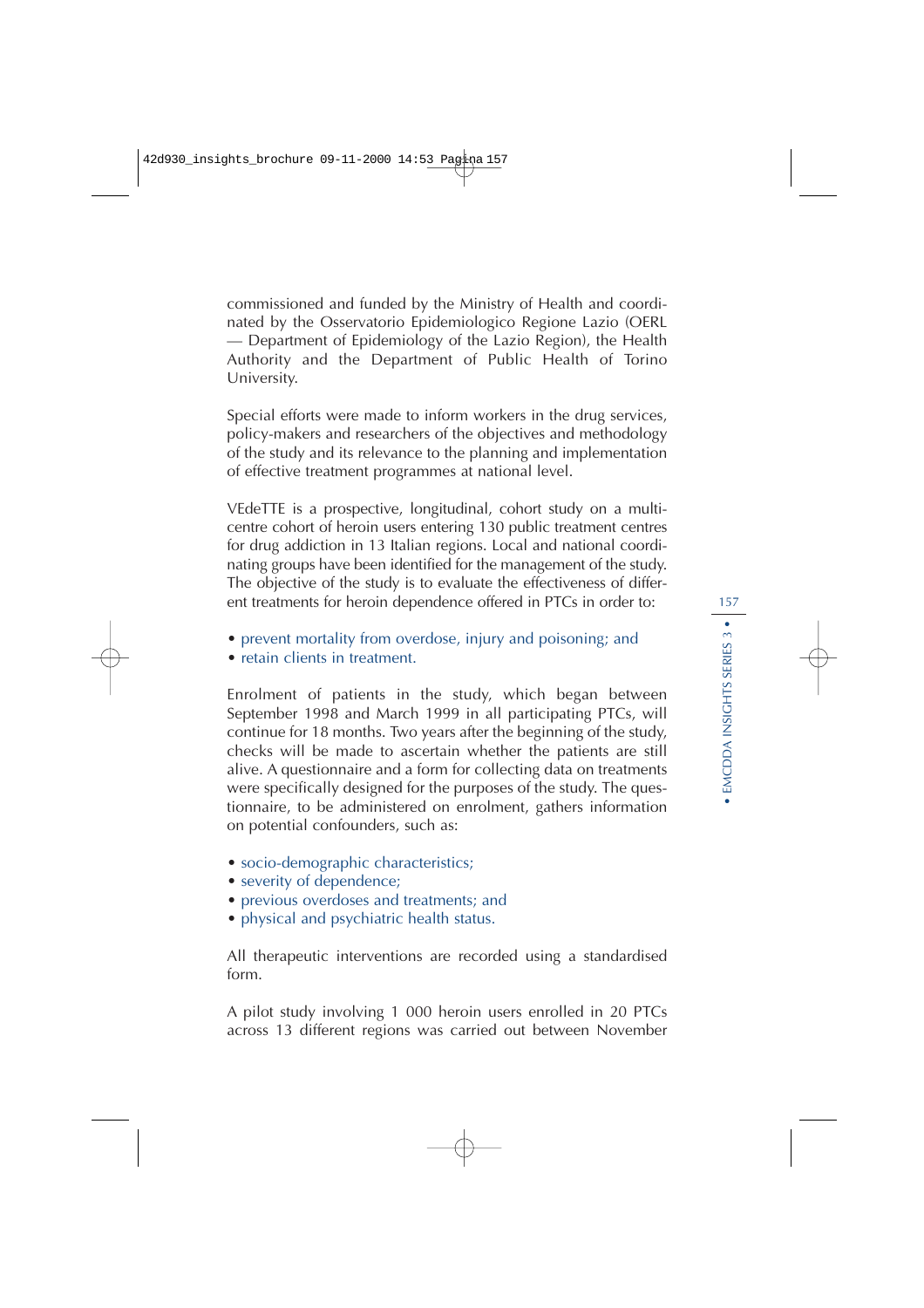commissioned and funded by the Ministry of Health and coordinated by the Osservatorio Epidemiologico Regione Lazio (OERL — Department of Epidemiology of the Lazio Region), the Health Authority and the Department of Public Health of Torino University.

Special efforts were made to inform workers in the drug services, policy-makers and researchers of the objectives and methodology of the study and its relevance to the planning and implementation of effective treatment programmes at national level.

VEdeTTE is a prospective, longitudinal, cohort study on a multicentre cohort of heroin users entering 130 public treatment centres for drug addiction in 13 Italian regions. Local and national coordinating groups have been identified for the management of the study. The objective of the study is to evaluate the effectiveness of different treatments for heroin dependence offered in PTCs in order to:

- prevent mortality from overdose, injury and poisoning; and
- retain clients in treatment.

Enrolment of patients in the study, which began between September 1998 and March 1999 in all participating PTCs, will continue for 18 months. Two years after the beginning of the study, checks will be made to ascertain whether the patients are still alive. A questionnaire and a form for collecting data on treatments were specifically designed for the purposes of the study. The questionnaire, to be administered on enrolment, gathers information on potential confounders, such as:

- socio-demographic characteristics;
- severity of dependence;
- previous overdoses and treatments; and
- physical and psychiatric health status.

All therapeutic interventions are recorded using a standardised form.

A pilot study involving 1 000 heroin users enrolled in 20 PTCs across 13 different regions was carried out between November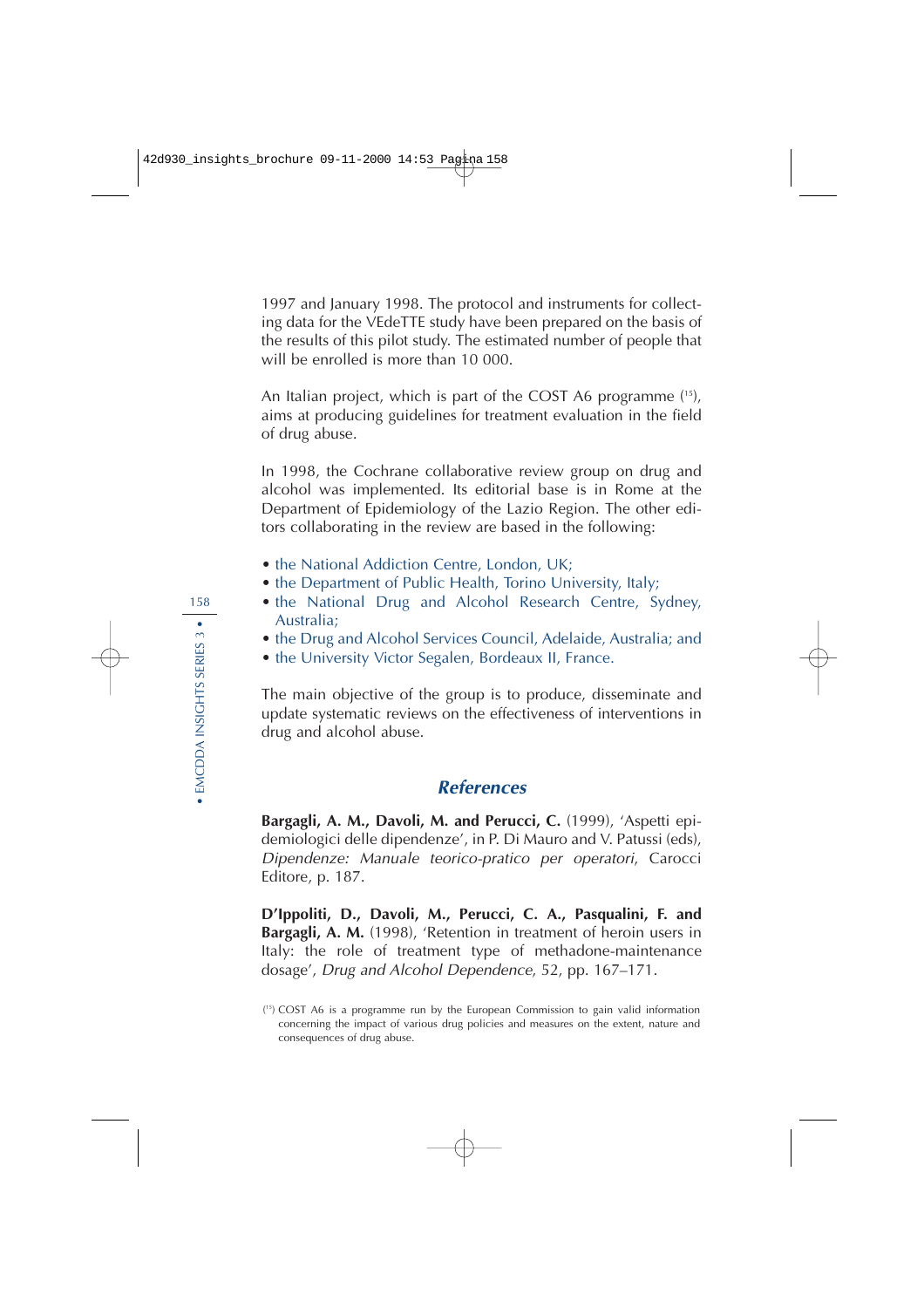1997 and January 1998. The protocol and instruments for collecting data for the VEdeTTE study have been prepared on the basis of the results of this pilot study. The estimated number of people that will be enrolled is more than 10 000.

An Italian project, which is part of the COST A6 programme [15], aims at producing guidelines for treatment evaluation in the field of drug abuse.

In 1998, the Cochrane collaborative review group on drug and alcohol was implemented. Its editorial base is in Rome at the Department of Epidemiology of the Lazio Region. The other editors collaborating in the review are based in the following:

- the National Addiction Centre, London, UK;
- the Department of Public Health, Torino University, Italy;
- the National Drug and Alcohol Research Centre, Sydney, Australia;
- the Drug and Alcohol Services Council, Adelaide, Australia; and
- the University Victor Segalen, Bordeaux II, France.

The main objective of the group is to produce, disseminate and update systematic reviews on the effectiveness of interventions in drug and alcohol abuse.

## References

**Bargagli, A. M., Davoli, M. and Perucci, C.** (1999), 'Aspetti epidemiologici delle dipendenze', in P. Di Mauro and V. Patussi (eds), *Dipendenze: Manuale teorico-pratico per operatori*, Carocci Editore, p. 187.

**D'Ippoliti, D., Davoli, M., Perucci, C. A., Pasqualini, F. and Bargagli, A. M.** (1998), 'Retention in treatment of heroin users in Italy: the role of treatment type of methadone-maintenance dosage', *Drug and Alcohol Dependence*, 52, pp. 167–171.

[15] COST A6 is a programme run by the European Commission to gain valid information concerning the impact of various drug policies and measures on the extent, nature and consequences of drug abuse.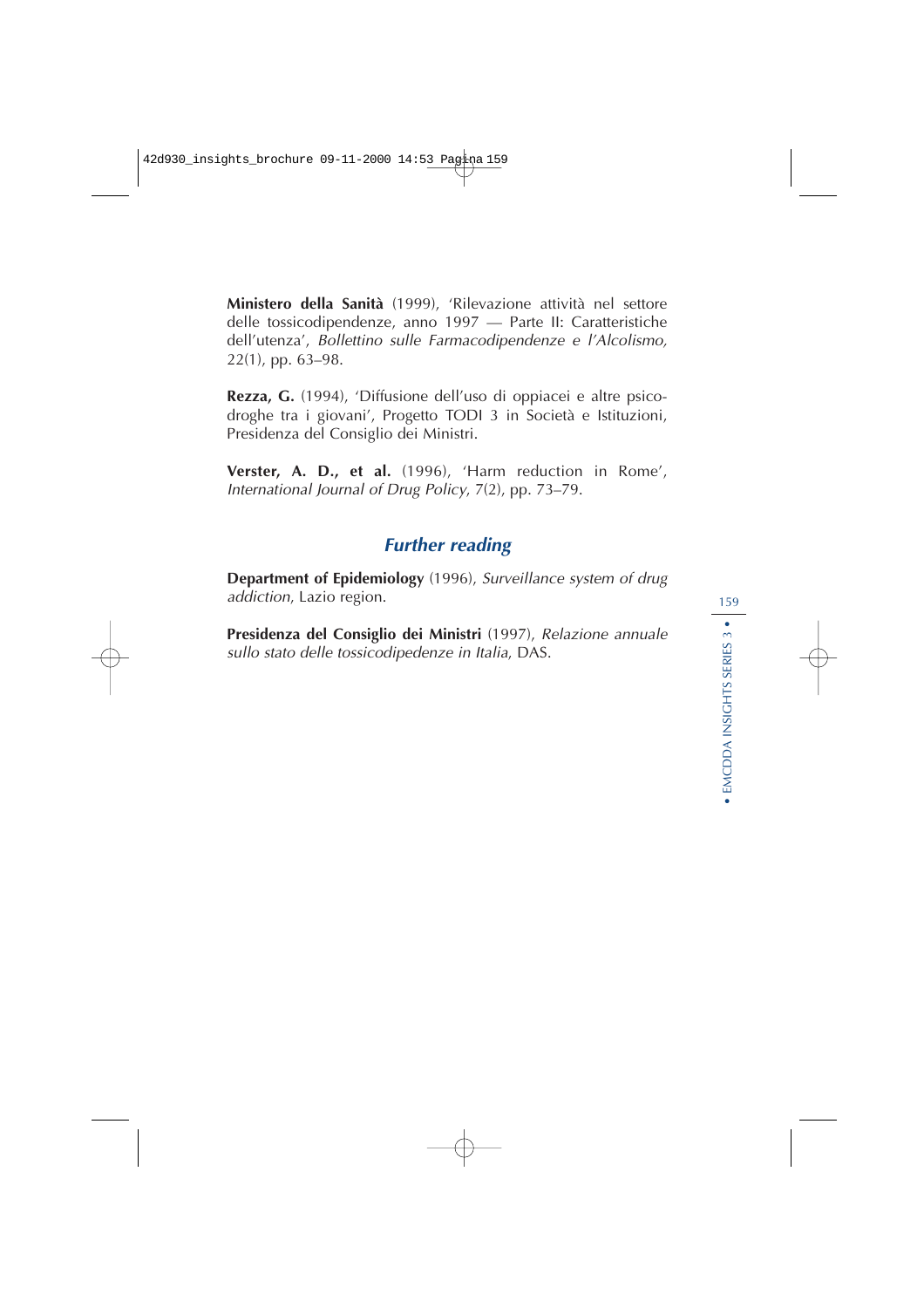**Ministero della Sanità** (1999), 'Rilevazione attività nel settore delle tossicodipendenze, anno 1997 — Parte II: Caratteristiche dell'utenza', *Bollettino sulle Farmacodipendenze e l'Alcolismo,* 22(1), pp. 63–98.

**Rezza, G.** (1994), 'Diffusione dell'uso di oppiacei e altre psicodroghe tra i giovani', Progetto TODI 3 in Società e Istituzioni, Presidenza del Consiglio dei Ministri.

**Verster, A. D., et al.** (1996), 'Harm reduction in Rome', *International Journal of Drug Policy*, 7(2), pp. 73–79.

## *Further reading*

**Department of Epidemiology** (1996), *Surveillance system of drug addiction*, Lazio region.

**Presidenza del Consiglio dei Ministri** (1997), *Relazione annuale sullo stato delle tossicodipedenze in Italia*, DAS.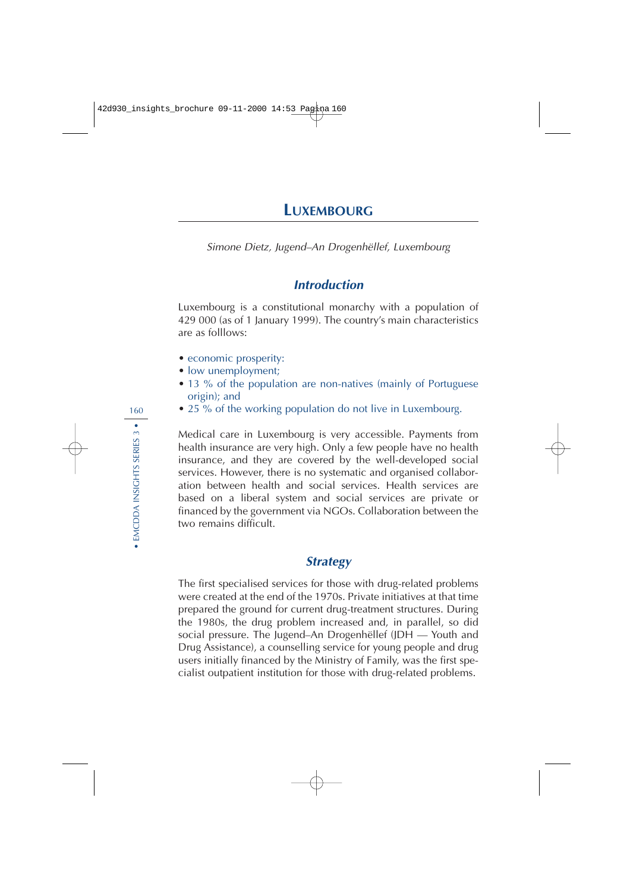# LUXEMBOURG

*Simone Dietz, Jugend–An Drogenhëllef, Luxembourg*

## *Introduction*

Luxembourg is a constitutional monarchy with a population of 429 000 (as of 1 January 1999). The country's main characteristics are as folllows:

- economic prosperity:
- low unemployment;
- 13 % of the population are non-natives (mainly of Portuguese origin); and
- 25 % of the working population do not live in Luxembourg.

Medical care in Luxembourg is very accessible. Payments from health insurance are very high. Only a few people have no health insurance, and they are covered by the well-developed social services. However, there is no systematic and organised collaboration between health and social services. Health services are based on a liberal system and social services are private or financed by the government via NGOs. Collaboration between the two remains difficult.

## *Strategy*

The first specialised services for those with drug-related problems were created at the end of the 1970s. Private initiatives at that time prepared the ground for current drug-treatment structures. During the 1980s, the drug problem increased and, in parallel, so did social pressure. The Jugend–An Drogenhëllef (JDH — Youth and Drug Assistance), a counselling service for young people and drug users initially financed by the Ministry of Family, was the first specialist outpatient institution for those with drug-related problems.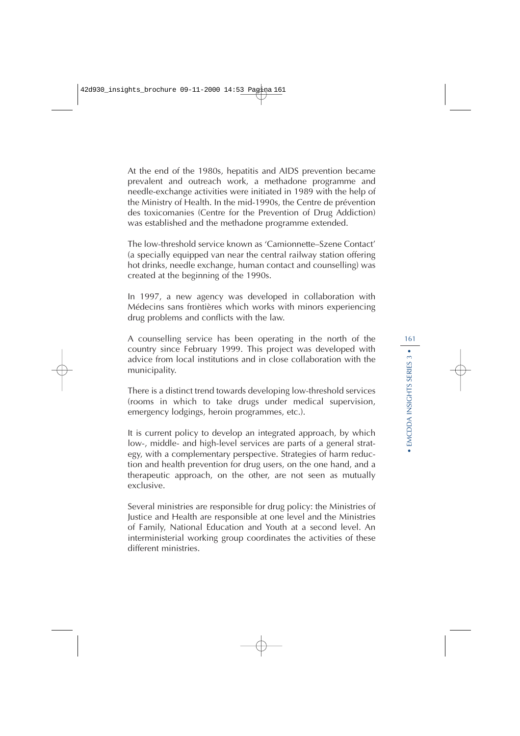At the end of the 1980s, hepatitis and AIDS prevention became prevalent and outreach work, a methadone programme and needle-exchange activities were initiated in 1989 with the help of the Ministry of Health. In the mid-1990s, the Centre de prévention des toxicomanies (Centre for the Prevention of Drug Addiction) was established and the methadone programme extended.

The low-threshold service known as 'Camionnette–Szene Contact' (a specially equipped van near the central railway station offering hot drinks, needle exchange, human contact and counselling) was created at the beginning of the 1990s.

In 1997, a new agency was developed in collaboration with Médecins sans frontières which works with minors experiencing drug problems and conflicts with the law.

A counselling service has been operating in the north of the country since February 1999. This project was developed with advice from local institutions and in close collaboration with the municipality.

There is a distinct trend towards developing low-threshold services (rooms in which to take drugs under medical supervision, emergency lodgings, heroin programmes, etc.).

It is current policy to develop an integrated approach, by which low-, middle- and high-level services are parts of a general strategy, with a complementary perspective. Strategies of harm reduction and health prevention for drug users, on the one hand, and a therapeutic approach, on the other, are not seen as mutually exclusive.

Several ministries are responsible for drug policy: the Ministries of Justice and Health are responsible at one level and the Ministries of Family, National Education and Youth at a second level. An interministerial working group coordinates the activities of these different ministries.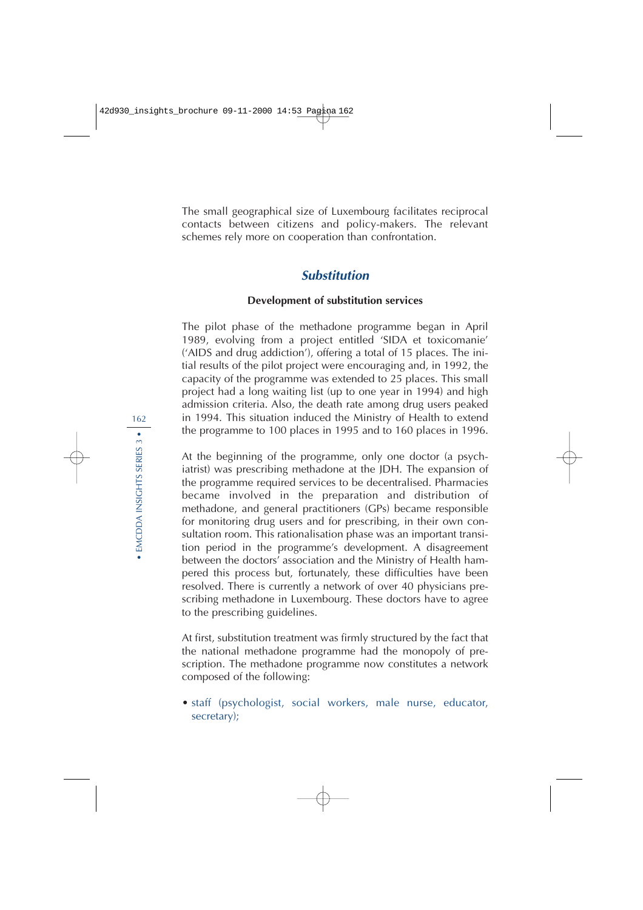The small geographical size of Luxembourg facilitates reciprocal contacts between citizens and policy-makers. The relevant schemes rely more on cooperation than confrontation.

## *Substitution*

### Development of substitution services

The pilot phase of the methadone programme began in April 1989, evolving from a project entitled 'SIDA et toxicomanie' ('AIDS and drug addiction'), offering a total of 15 places. The initial results of the pilot project were encouraging and, in 1992, the capacity of the programme was extended to 25 places. This small project had a long waiting list (up to one year in 1994) and high admission criteria. Also, the death rate among drug users peaked in 1994. This situation induced the Ministry of Health to extend the programme to 100 places in 1995 and to 160 places in 1996.

At the beginning of the programme, only one doctor (a psychiatrist) was prescribing methadone at the JDH. The expansion of the programme required services to be decentralised. Pharmacies became involved in the preparation and distribution of methadone, and general practitioners (GPs) became responsible for monitoring drug users and for prescribing, in their own consultation room. This rationalisation phase was an important transition period in the programme's development. A disagreement between the doctors' association and the Ministry of Health hampered this process but, fortunately, these difficulties have been resolved. There is currently a network of over 40 physicians prescribing methadone in Luxembourg. These doctors have to agree to the prescribing guidelines.

At first, substitution treatment was firmly structured by the fact that the national methadone programme had the monopoly of prescription. The methadone programme now constitutes a network composed of the following:

- staff (psychologist, social workers, male nurse, educator, secretary);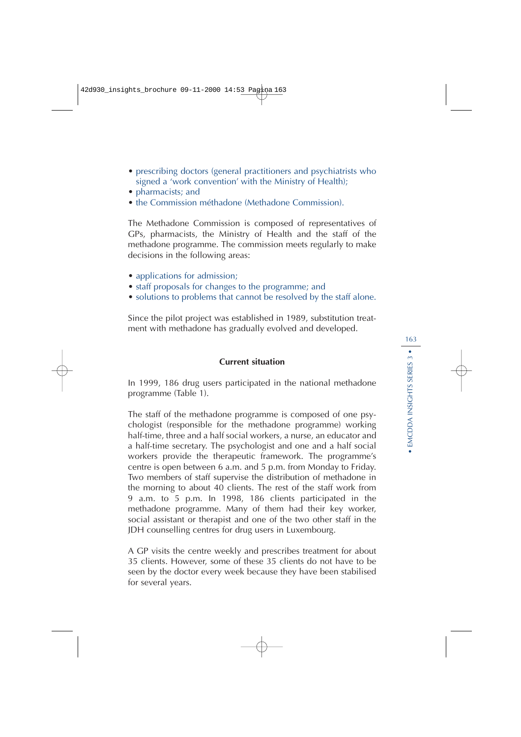- prescribing doctors (general practitioners and psychiatrists who signed a 'work convention' with the Ministry of Health);
- pharmacists; and
- the Commission méthadone (Methadone Commission).

The Methadone Commission is composed of representatives of GPs, pharmacists, the Ministry of Health and the staff of the methadone programme. The commission meets regularly to make decisions in the following areas:

- applications for admission;
- staff proposals for changes to the programme; and
- solutions to problems that cannot be resolved by the staff alone.

Since the pilot project was established in 1989, substitution treatment with methadone has gradually evolved and developed.

## Current situation

In 1999, 186 drug users participated in the national methadone programme (Table 1).

The staff of the methadone programme is composed of one psychologist (responsible for the methadone programme) working half-time, three and a half social workers, a nurse, an educator and a half-time secretary. The psychologist and one and a half social workers provide the therapeutic framework. The programme's centre is open between 6 a.m. and 5 p.m. from Monday to Friday. Two members of staff supervise the distribution of methadone in the morning to about 40 clients. The rest of the staff work from 9 a.m. to 5 p.m. In 1998, 186 clients participated in the methadone programme. Many of them had their key worker, social assistant or therapist and one of the two other staff in the JDH counselling centres for drug users in Luxembourg.

A GP visits the centre weekly and prescribes treatment for about 35 clients. However, some of these 35 clients do not have to be seen by the doctor every week because they have been stabilised for several years.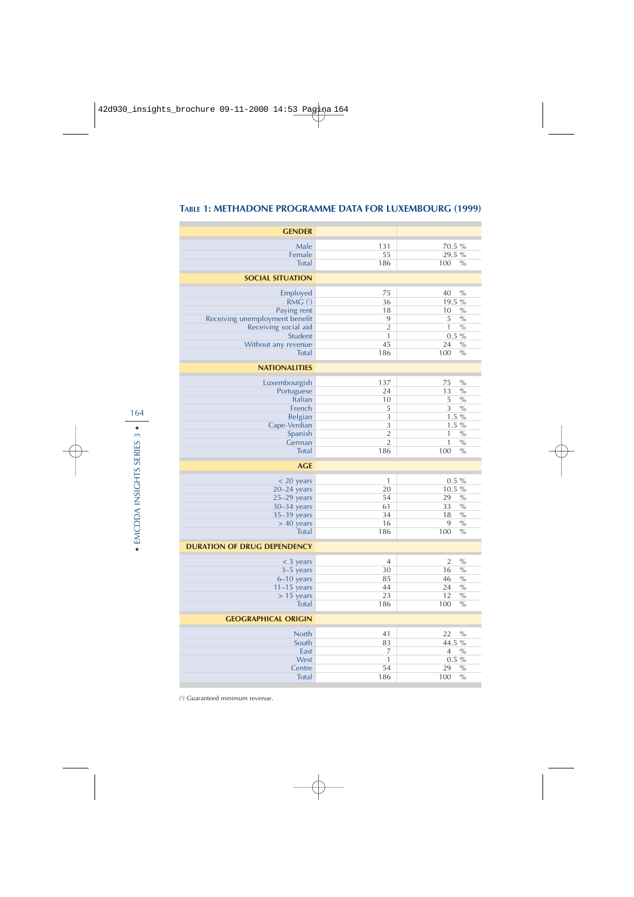### Table 1: Methadone programme data for Luxembourg (1999)

| | | |
|---|---|---|
| **GENDER** | | |
| Male | 131 | 70.5 % |
| Female | 55 | 29.5 % |
| Total | 186 | 100 % |
| **SOCIAL SITUATION** | | |
| Employed | 75 | 40 % |
| RMG (¹) | 36 | 19.5 % |
| Paying rent | 18 | 10 % |
| Receiving unemployment benefit | 9 | 5 % |
| Receiving social aid | 2 | 1 % |
| Student | 1 | 0.5 % |
| Without any revenue | 45 | 24 % |
| Total | 186 | 100 % |
| **NATIONALITIES** | | |
| Luxembourgish | 137 | 75 % |
| Portuguese | 24 | 13 % |
| Italian | 10 | 5 % |
| French | 5 | 3 % |
| Belgian | 3 | 1.5 % |
| Cape-Verdian | 3 | 1.5 % |
| Spanish | 2 | 1 % |
| German | 2 | 1 % |
| Total | 186 | 100 % |
| **AGE** | | |
| < 20 years | 1 | 0.5 % |
| 20–24 years | 20 | 10.5 % |
| 25–29 years | 54 | 29 % |
| 30–34 years | 61 | 33 % |
| 35–39 years | 34 | 18 % |
| > 40 years | 16 | 9 % |
| Total | 186 | 100 % |
| **DURATION OF DRUG DEPENDENCY** | | |
| < 3 years | 4 | 2 % |
| 3–5 years | 30 | 16 % |
| 6–10 years | 85 | 46 % |
| 11–15 years | 44 | 24 % |
| > 15 years | 23 | 12 % |
| Total | 186 | 100 % |
| **GEOGRAPHICAL ORIGIN** | | |
| North | 41 | 22 % |
| South | 83 | 44.5 % |
| East | 7 | 4 % |
| West | 1 | 0.5 % |
| Centre | 54 | 29 % |
| Total | 186 | 100 % |

(¹) Guaranteed minimum revenue.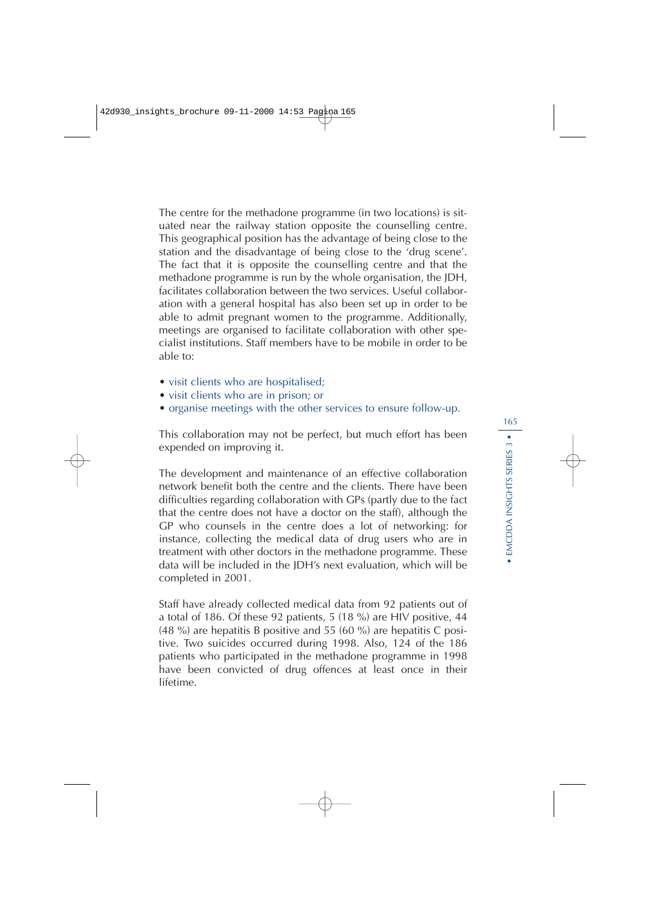The centre for the methadone programme (in two locations) is situated near the railway station opposite the counselling centre. This geographical position has the advantage of being close to the station and the disadvantage of being close to the 'drug scene'. The fact that it is opposite the counselling centre and that the methadone programme is run by the whole organisation, the JDH, facilitates collaboration between the two services. Useful collaboration with a general hospital has also been set up in order to be able to admit pregnant women to the programme. Additionally, meetings are organised to facilitate collaboration with other specialist institutions. Staff members have to be mobile in order to be able to:

- visit clients who are hospitalised;
- visit clients who are in prison; or
- organise meetings with the other services to ensure follow-up.

This collaboration may not be perfect, but much effort has been expended on improving it.

The development and maintenance of an effective collaboration network benefit both the centre and the clients. There have been difficulties regarding collaboration with GPs (partly due to the fact that the centre does not have a doctor on the staff), although the GP who counsels in the centre does a lot of networking: for instance, collecting the medical data of drug users who are in treatment with other doctors in the methadone programme. These data will be included in the JDH's next evaluation, which will be completed in 2001.

Staff have already collected medical data from 92 patients out of a total of 186. Of these 92 patients, 5 (18 %) are HIV positive, 44 (48 %) are hepatitis B positive and 55 (60 %) are hepatitis C positive. Two suicides occurred during 1998. Also, 124 of the 186 patients who participated in the methadone programme in 1998 have been convicted of drug offences at least once in their lifetime.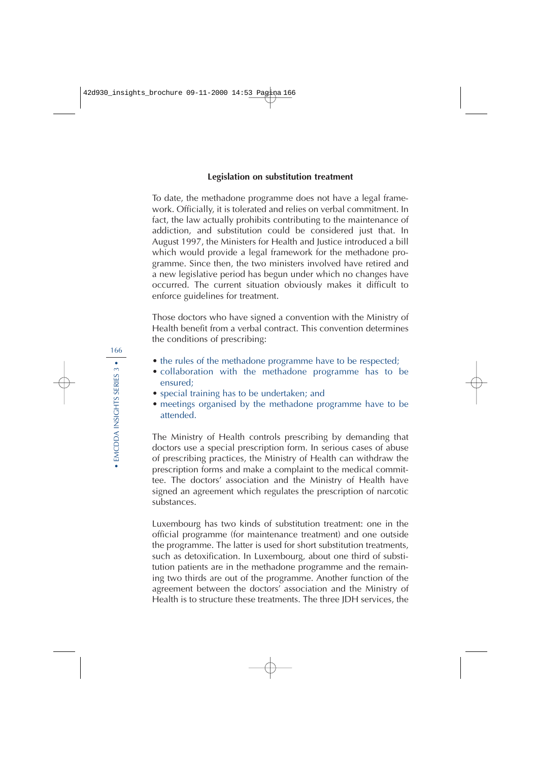### Legislation on substitution treatment

To date, the methadone programme does not have a legal framework. Officially, it is tolerated and relies on verbal commitment. In fact, the law actually prohibits contributing to the maintenance of addiction, and substitution could be considered just that. In August 1997, the Ministers for Health and Justice introduced a bill which would provide a legal framework for the methadone programme. Since then, the two ministers involved have retired and a new legislative period has begun under which no changes have occurred. The current situation obviously makes it difficult to enforce guidelines for treatment.

Those doctors who have signed a convention with the Ministry of Health benefit from a verbal contract. This convention determines the conditions of prescribing:

- the rules of the methadone programme have to be respected;
- collaboration with the methadone programme has to be ensured;
- special training has to be undertaken; and
- meetings organised by the methadone programme have to be attended.

The Ministry of Health controls prescribing by demanding that doctors use a special prescription form. In serious cases of abuse of prescribing practices, the Ministry of Health can withdraw the prescription forms and make a complaint to the medical committee. The doctors' association and the Ministry of Health have signed an agreement which regulates the prescription of narcotic substances.

Luxembourg has two kinds of substitution treatment: one in the official programme (for maintenance treatment) and one outside the programme. The latter is used for short substitution treatments, such as detoxification. In Luxembourg, about one third of substitution patients are in the methadone programme and the remaining two thirds are out of the programme. Another function of the agreement between the doctors' association and the Ministry of Health is to structure these treatments. The three JDH services, the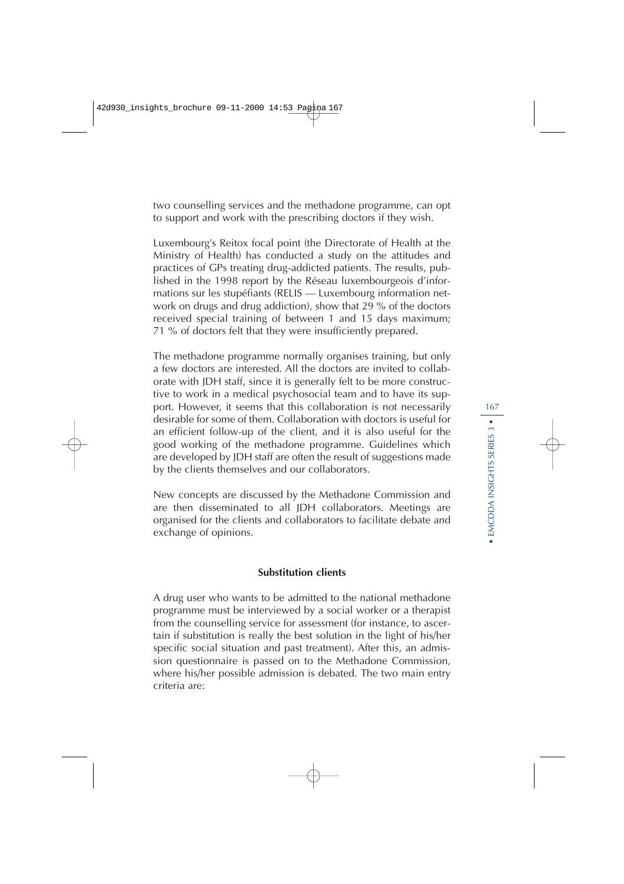two counselling services and the methadone programme, can opt to support and work with the prescribing doctors if they wish.

Luxembourg's Reitox focal point (the Directorate of Health at the Ministry of Health) has conducted a study on the attitudes and practices of GPs treating drug-addicted patients. The results, published in the 1998 report by the Réseau luxembourgeois d'informations sur les stupéfiants (RELIS — Luxembourg information network on drugs and drug addiction), show that 29 % of the doctors received special training of between 1 and 15 days maximum; 71 % of doctors felt that they were insufficiently prepared.

The methadone programme normally organises training, but only a few doctors are interested. All the doctors are invited to collaborate with JDH staff, since it is generally felt to be more constructive to work in a medical psychosocial team and to have its support. However, it seems that this collaboration is not necessarily desirable for some of them. Collaboration with doctors is useful for an efficient follow-up of the client, and it is also useful for the good working of the methadone programme. Guidelines which are developed by JDH staff are often the result of suggestions made by the clients themselves and our collaborators.

New concepts are discussed by the Methadone Commission and are then disseminated to all JDH collaborators. Meetings are organised for the clients and collaborators to facilitate debate and exchange of opinions.

### Substitution clients

A drug user who wants to be admitted to the national methadone programme must be interviewed by a social worker or a therapist from the counselling service for assessment (for instance, to ascertain if substitution is really the best solution in the light of his/her specific social situation and past treatment). After this, an admission questionnaire is passed on to the Methadone Commission, where his/her possible admission is debated. The two main entry criteria are: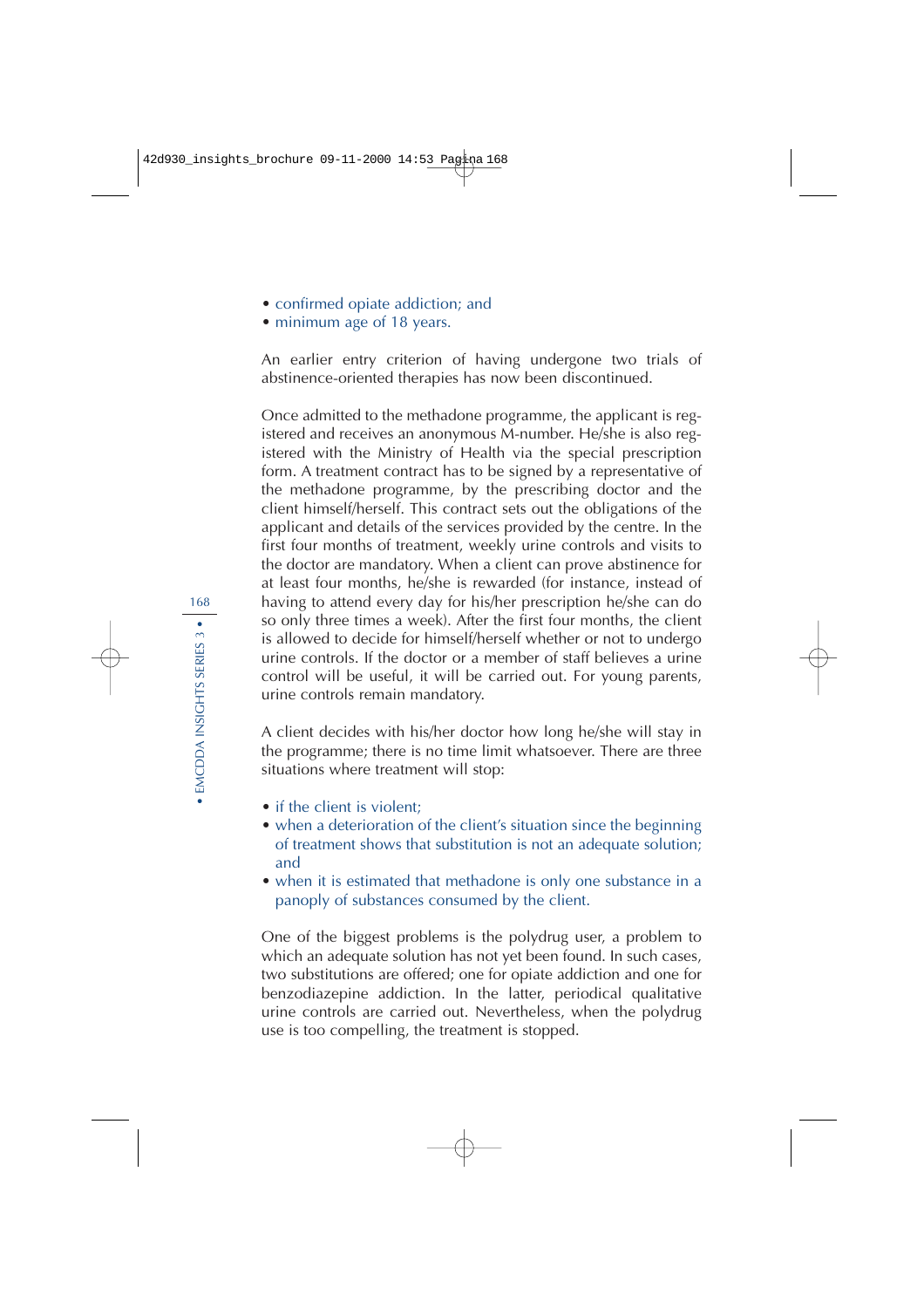- confirmed opiate addiction; and
- minimum age of 18 years.

An earlier entry criterion of having undergone two trials of abstinence-oriented therapies has now been discontinued.

Once admitted to the methadone programme, the applicant is registered and receives an anonymous M-number. He/she is also registered with the Ministry of Health via the special prescription form. A treatment contract has to be signed by a representative of the methadone programme, by the prescribing doctor and the client himself/herself. This contract sets out the obligations of the applicant and details of the services provided by the centre. In the first four months of treatment, weekly urine controls and visits to the doctor are mandatory. When a client can prove abstinence for at least four months, he/she is rewarded (for instance, instead of having to attend every day for his/her prescription he/she can do so only three times a week). After the first four months, the client is allowed to decide for himself/herself whether or not to undergo urine controls. If the doctor or a member of staff believes a urine control will be useful, it will be carried out. For young parents, urine controls remain mandatory.

A client decides with his/her doctor how long he/she will stay in the programme; there is no time limit whatsoever. There are three situations where treatment will stop:

- if the client is violent;
- when a deterioration of the client's situation since the beginning of treatment shows that substitution is not an adequate solution; and
- when it is estimated that methadone is only one substance in a panoply of substances consumed by the client.

One of the biggest problems is the polydrug user, a problem to which an adequate solution has not yet been found. In such cases, two substitutions are offered; one for opiate addiction and one for benzodiazepine addiction. In the latter, periodical qualitative urine controls are carried out. Nevertheless, when the polydrug use is too compelling, the treatment is stopped.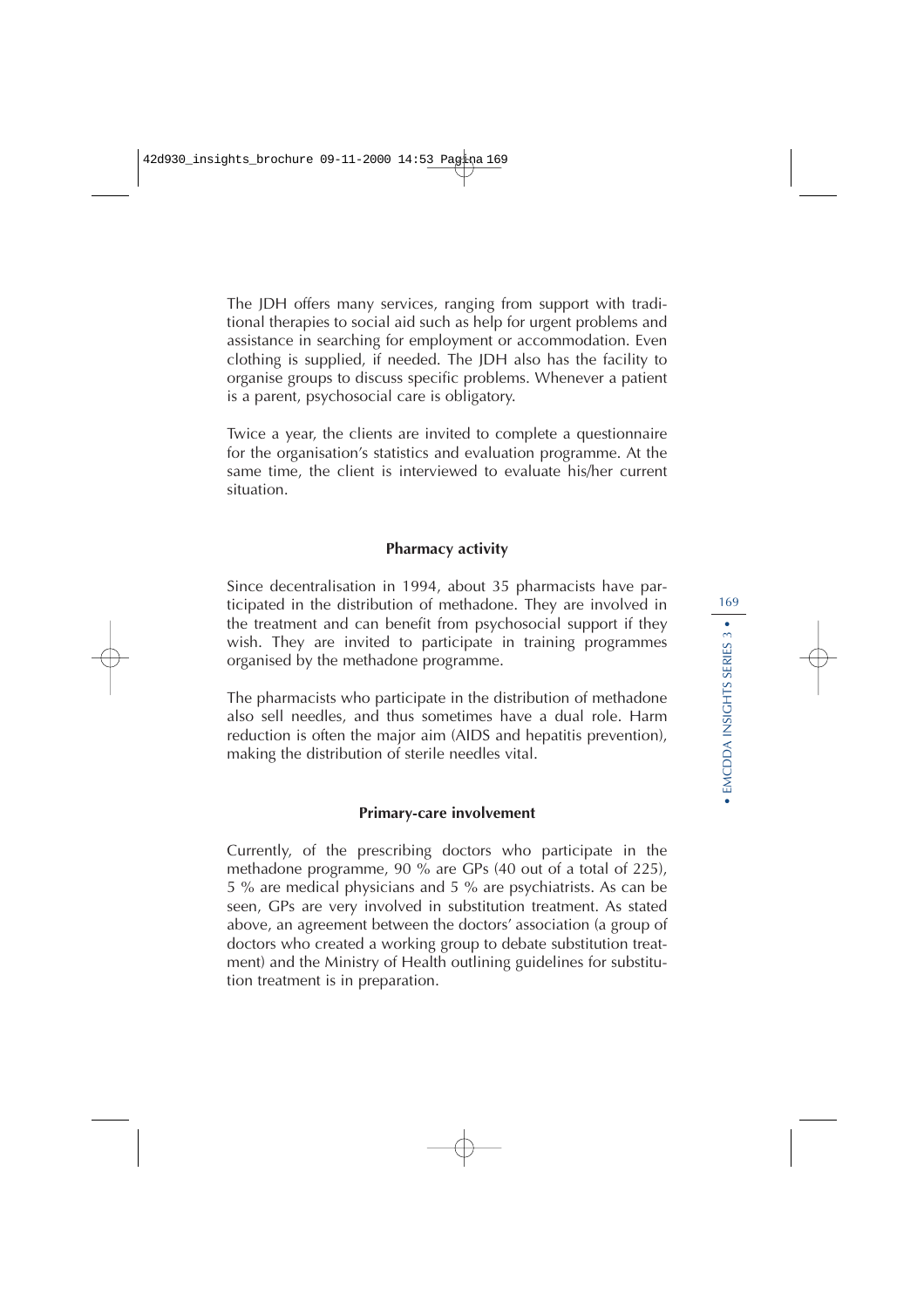The JDH offers many services, ranging from support with traditional therapies to social aid such as help for urgent problems and assistance in searching for employment or accommodation. Even clothing is supplied, if needed. The JDH also has the facility to organise groups to discuss specific problems. Whenever a patient is a parent, psychosocial care is obligatory.

Twice a year, the clients are invited to complete a questionnaire for the organisation's statistics and evaluation programme. At the same time, the client is interviewed to evaluate his/her current situation.

### Pharmacy activity

Since decentralisation in 1994, about 35 pharmacists have participated in the distribution of methadone. They are involved in the treatment and can benefit from psychosocial support if they wish. They are invited to participate in training programmes organised by the methadone programme.

The pharmacists who participate in the distribution of methadone also sell needles, and thus sometimes have a dual role. Harm reduction is often the major aim (AIDS and hepatitis prevention), making the distribution of sterile needles vital.

### Primary-care involvement

Currently, of the prescribing doctors who participate in the methadone programme, 90 % are GPs (40 out of a total of 225), 5 % are medical physicians and 5 % are psychiatrists. As can be seen, GPs are very involved in substitution treatment. As stated above, an agreement between the doctors' association (a group of doctors who created a working group to debate substitution treatment) and the Ministry of Health outlining guidelines for substitution treatment is in preparation.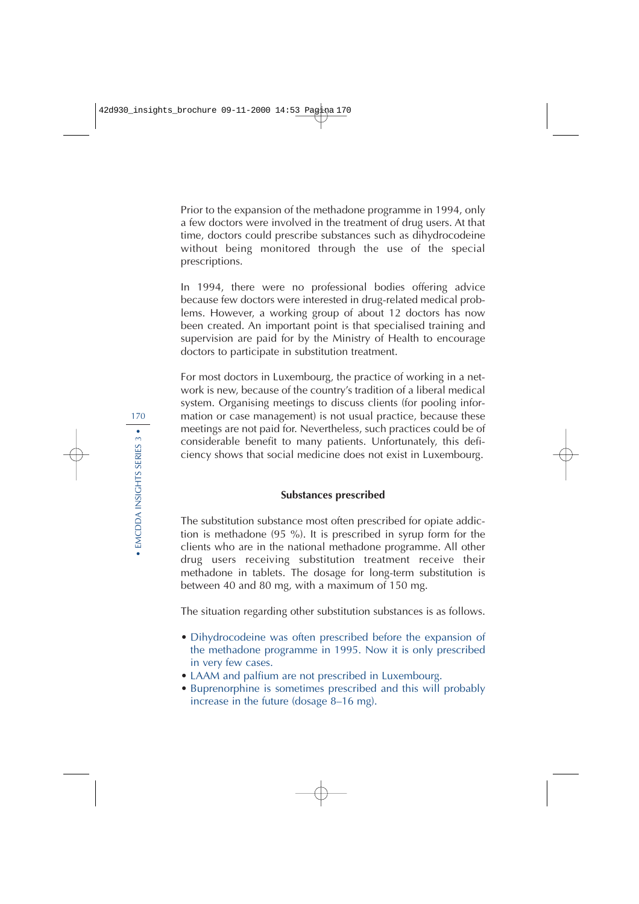Prior to the expansion of the methadone programme in 1994, only a few doctors were involved in the treatment of drug users. At that time, doctors could prescribe substances such as dihydrocodeine without being monitored through the use of the special prescriptions.

In 1994, there were no professional bodies offering advice because few doctors were interested in drug-related medical problems. However, a working group of about 12 doctors has now been created. An important point is that specialised training and supervision are paid for by the Ministry of Health to encourage doctors to participate in substitution treatment.

For most doctors in Luxembourg, the practice of working in a network is new, because of the country's tradition of a liberal medical system. Organising meetings to discuss clients (for pooling information or case management) is not usual practice, because these meetings are not paid for. Nevertheless, such practices could be of considerable benefit to many patients. Unfortunately, this deficiency shows that social medicine does not exist in Luxembourg.

### Substances prescribed

The substitution substance most often prescribed for opiate addiction is methadone (95 %). It is prescribed in syrup form for the clients who are in the national methadone programme. All other drug users receiving substitution treatment receive their methadone in tablets. The dosage for long-term substitution is between 40 and 80 mg, with a maximum of 150 mg.

The situation regarding other substitution substances is as follows.

- Dihydrocodeine was often prescribed before the expansion of the methadone programme in 1995. Now it is only prescribed in very few cases.
- LAAM and palfium are not prescribed in Luxembourg.
- Buprenorphine is sometimes prescribed and this will probably increase in the future (dosage 8–16 mg).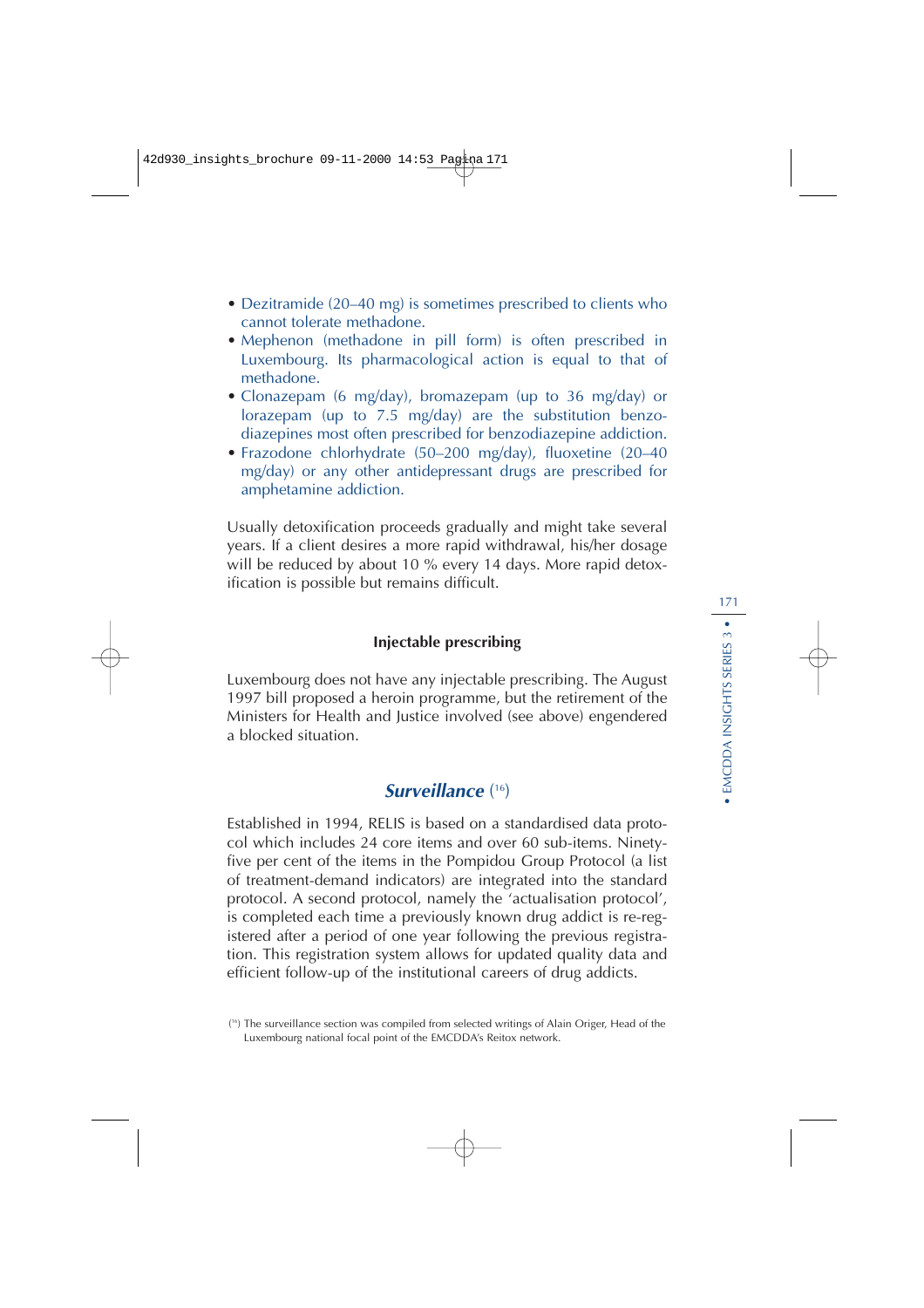- Dezitramide (20–40 mg) is sometimes prescribed to clients who cannot tolerate methadone.
- Mephenon (methadone in pill form) is often prescribed in Luxembourg. Its pharmacological action is equal to that of methadone.
- Clonazepam (6 mg/day), bromazepam (up to 36 mg/day) or lorazepam (up to 7.5 mg/day) are the substitution benzodiazepines most often prescribed for benzodiazepine addiction.
- Frazodone chlorhydrate (50–200 mg/day), fluoxetine (20–40 mg/day) or any other antidepressant drugs are prescribed for amphetamine addiction.

Usually detoxification proceeds gradually and might take several years. If a client desires a more rapid withdrawal, his/her dosage will be reduced by about 10 % every 14 days. More rapid detoxification is possible but remains difficult.

### Injectable prescribing

Luxembourg does not have any injectable prescribing. The August 1997 bill proposed a heroin programme, but the retirement of the Ministers for Health and Justice involved (see above) engendered a blocked situation.

## *Surveillance* [16]

Established in 1994, RELIS is based on a standardised data protocol which includes 24 core items and over 60 sub-items. Ninety-five per cent of the items in the Pompidou Group Protocol (a list of treatment-demand indicators) are integrated into the standard protocol. A second protocol, namely the 'actualisation protocol', is completed each time a previously known drug addict is re-registered after a period of one year following the previous registration. This registration system allows for updated quality data and efficient follow-up of the institutional careers of drug addicts.

[16] The surveillance section was compiled from selected writings of Alain Origer, Head of the Luxembourg national focal point of the EMCDDA's Reitox network.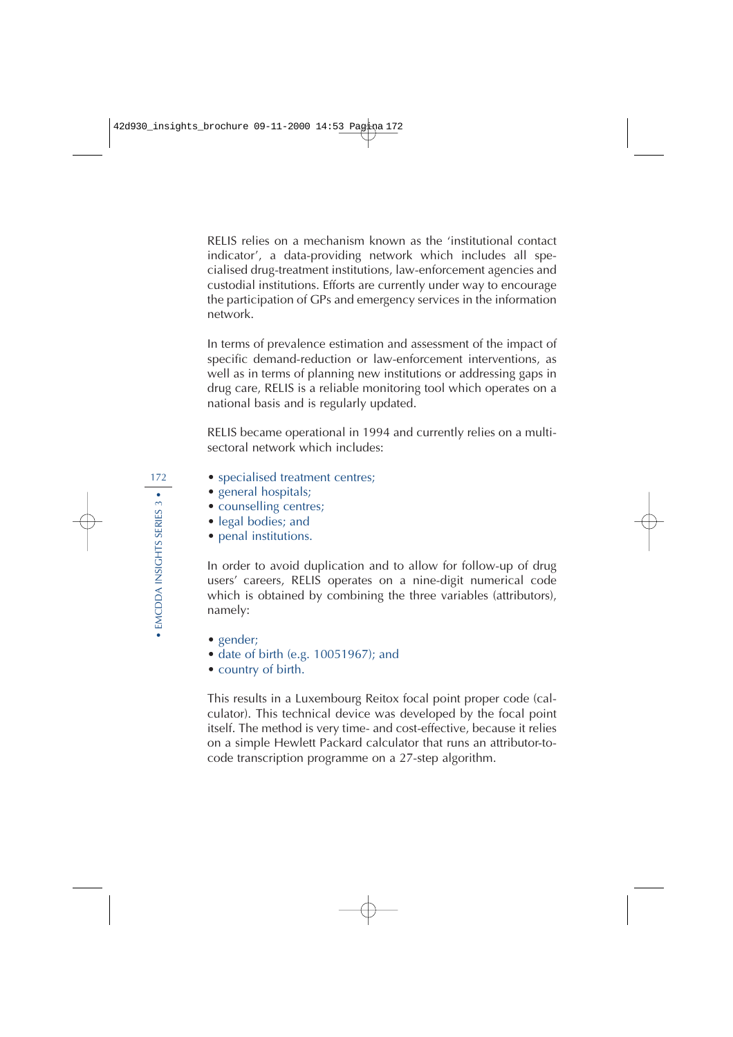RELIS relies on a mechanism known as the 'institutional contact indicator', a data-providing network which includes all specialised drug-treatment institutions, law-enforcement agencies and custodial institutions. Efforts are currently under way to encourage the participation of GPs and emergency services in the information network.

In terms of prevalence estimation and assessment of the impact of specific demand-reduction or law-enforcement interventions, as well as in terms of planning new institutions or addressing gaps in drug care, RELIS is a reliable monitoring tool which operates on a national basis and is regularly updated.

RELIS became operational in 1994 and currently relies on a multi-sectoral network which includes:

- specialised treatment centres;
- general hospitals;
- counselling centres;
- legal bodies; and
- penal institutions.

In order to avoid duplication and to allow for follow-up of drug users' careers, RELIS operates on a nine-digit numerical code which is obtained by combining the three variables (attributors), namely:

- gender;
- date of birth (e.g. 10051967); and
- country of birth.

This results in a Luxembourg Reitox focal point proper code (calculator). This technical device was developed by the focal point itself. The method is very time- and cost-effective, because it relies on a simple Hewlett Packard calculator that runs an attributor-to-code transcription programme on a 27-step algorithm.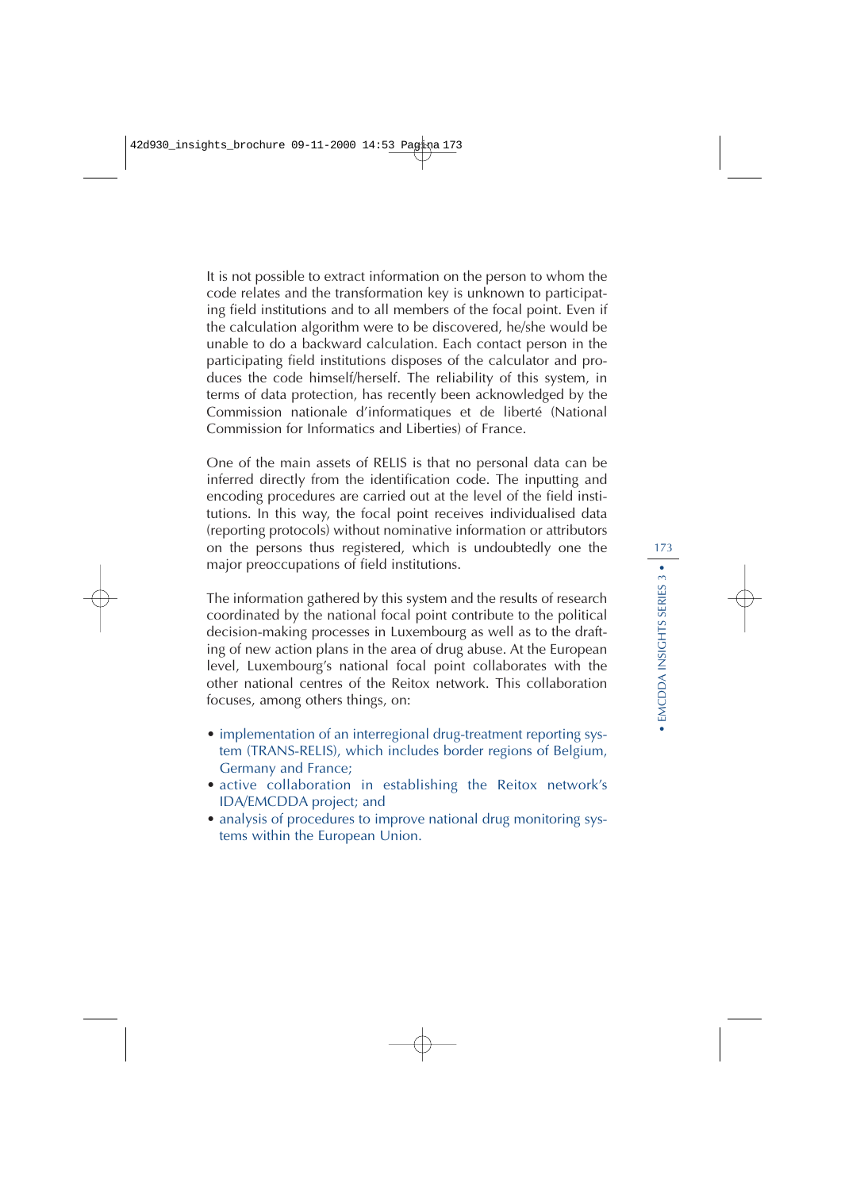It is not possible to extract information on the person to whom the code relates and the transformation key is unknown to participating field institutions and to all members of the focal point. Even if the calculation algorithm were to be discovered, he/she would be unable to do a backward calculation. Each contact person in the participating field institutions disposes of the calculator and produces the code himself/herself. The reliability of this system, in terms of data protection, has recently been acknowledged by the Commission nationale d'informatiques et de liberté (National Commission for Informatics and Liberties) of France.

One of the main assets of RELIS is that no personal data can be inferred directly from the identification code. The inputting and encoding procedures are carried out at the level of the field institutions. In this way, the focal point receives individualised data (reporting protocols) without nominative information or attributors on the persons thus registered, which is undoubtedly one the major preoccupations of field institutions.

The information gathered by this system and the results of research coordinated by the national focal point contribute to the political decision-making processes in Luxembourg as well as to the drafting of new action plans in the area of drug abuse. At the European level, Luxembourg's national focal point collaborates with the other national centres of the Reitox network. This collaboration focuses, among others things, on:

- implementation of an interregional drug-treatment reporting system (TRANS-RELIS), which includes border regions of Belgium, Germany and France;
- active collaboration in establishing the Reitox network's IDA/EMCDDA project; and
- analysis of procedures to improve national drug monitoring systems within the European Union.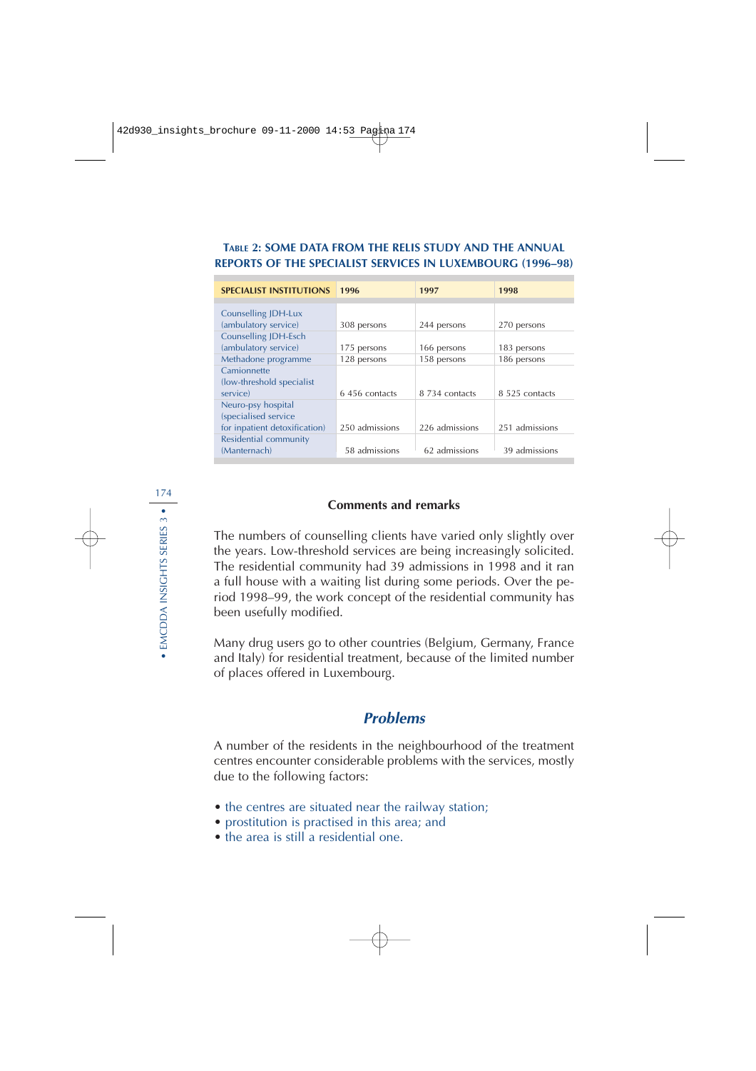**TABLE 2: SOME DATA FROM THE RELIS STUDY AND THE ANNUAL REPORTS OF THE SPECIALIST SERVICES IN LUXEMBOURG (1996–98)**

| SPECIALIST INSTITUTIONS | 1996 | 1997 | 1998 |
|---|---|---|---|
| Counselling JDH-Lux (ambulatory service) | 308 persons | 244 persons | 270 persons |
| Counselling JDH-Esch (ambulatory service) | 175 persons | 166 persons | 183 persons |
| Methadone programme | 128 persons | 158 persons | 186 persons |
| Camionnette (low-threshold specialist service) | 6 456 contacts | 8 734 contacts | 8 525 contacts |
| Neuro-psy hospital (specialised service for inpatient detoxification) | 250 admissions | 226 admissions | 251 admissions |
| Residential community (Mantemach) | 58 admissions | 62 admissions | 39 admissions |

### Comments and remarks

The numbers of counselling clients have varied only slightly over the years. Low-threshold services are being increasingly solicited. The residential community had 39 admissions in 1998 and it ran a full house with a waiting list during some periods. Over the period 1998–99, the work concept of the residential community has been usefully modified.

Many drug users go to other countries (Belgium, Germany, France and Italy) for residential treatment, because of the limited number of places offered in Luxembourg.

## *Problems*

A number of the residents in the neighbourhood of the treatment centres encounter considerable problems with the services, mostly due to the following factors:

- the centres are situated near the railway station;
- prostitution is practised in this area; and
- the area is still a residential one.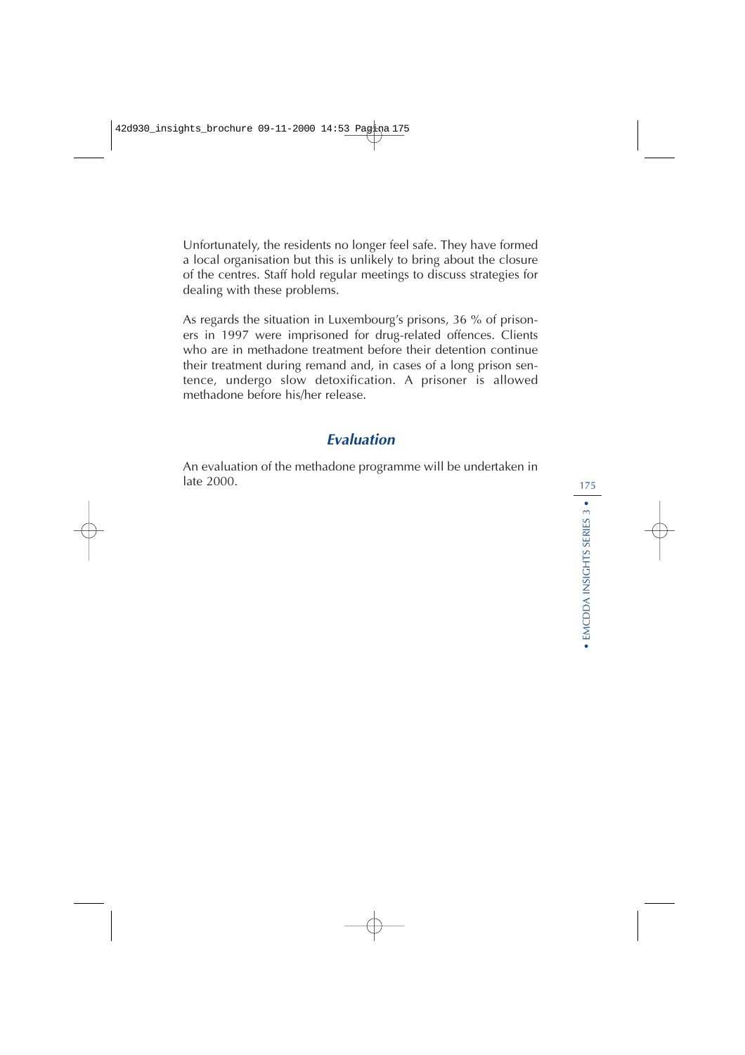Unfortunately, the residents no longer feel safe. They have formed a local organisation but this is unlikely to bring about the closure of the centres. Staff hold regular meetings to discuss strategies for dealing with these problems.

As regards the situation in Luxembourg's prisons, 36 % of prisoners in 1997 were imprisoned for drug-related offences. Clients who are in methadone treatment before their detention continue their treatment during remand and, in cases of a long prison sentence, undergo slow detoxification. A prisoner is allowed methadone before his/her release.

## *Evaluation*

An evaluation of the methadone programme will be undertaken in late 2000.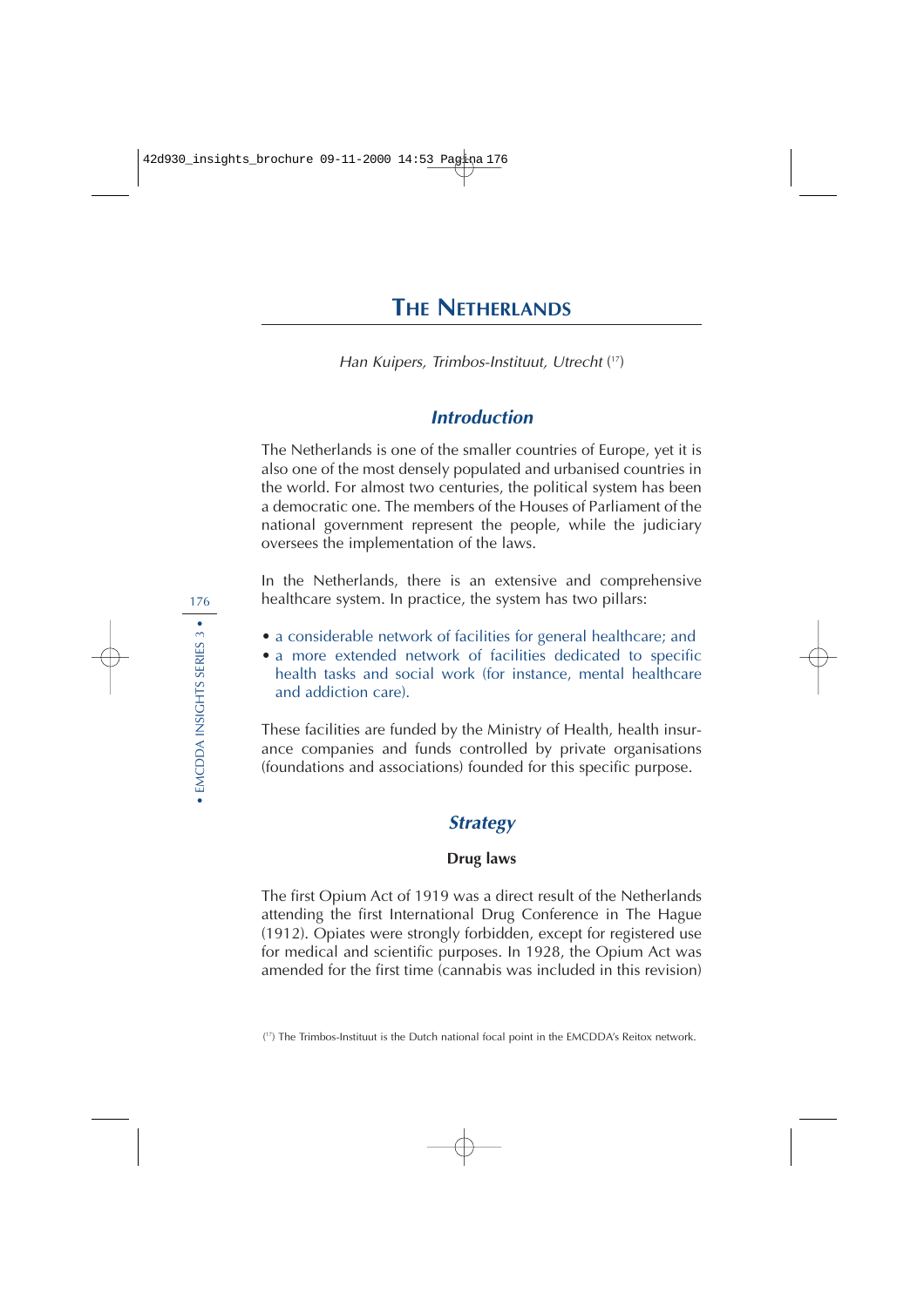# The Netherlands

*Han Kuipers, Trimbos-Instituut, Utrecht* [17]

## *Introduction*

The Netherlands is one of the smaller countries of Europe, yet it is also one of the most densely populated and urbanised countries in the world. For almost two centuries, the political system has been a democratic one. The members of the Houses of Parliament of the national government represent the people, while the judiciary oversees the implementation of the laws.

In the Netherlands, there is an extensive and comprehensive healthcare system. In practice, the system has two pillars:

- a considerable network of facilities for general healthcare; and
- a more extended network of facilities dedicated to specific health tasks and social work (for instance, mental healthcare and addiction care).

These facilities are funded by the Ministry of Health, health insurance companies and funds controlled by private organisations (foundations and associations) founded for this specific purpose.

## *Strategy*

### Drug laws

The first Opium Act of 1919 was a direct result of the Netherlands attending the first International Drug Conference in The Hague (1912). Opiates were strongly forbidden, except for registered use for medical and scientific purposes. In 1928, the Opium Act was amended for the first time (cannabis was included in this revision)

[17] The Trimbos-Instituut is the Dutch national focal point in the EMCDDA's Reitox network.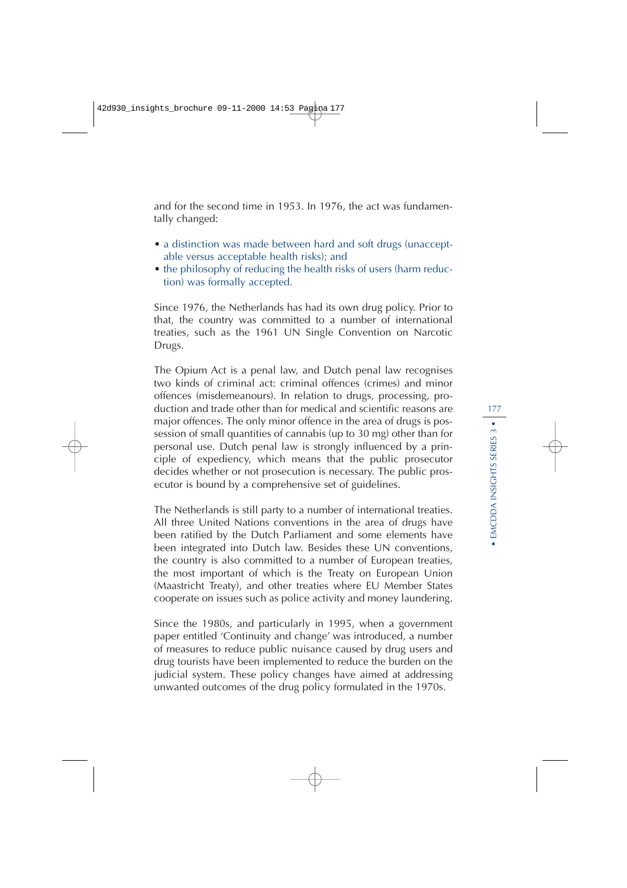and for the second time in 1953. In 1976, the act was fundamentally changed:

- a distinction was made between hard and soft drugs (unacceptable versus acceptable health risks); and
- the philosophy of reducing the health risks of users (harm reduction) was formally accepted.

Since 1976, the Netherlands has had its own drug policy. Prior to that, the country was committed to a number of international treaties, such as the 1961 UN Single Convention on Narcotic Drugs.

The Opium Act is a penal law, and Dutch penal law recognises two kinds of criminal act: criminal offences (crimes) and minor offences (misdemeanours). In relation to drugs, processing, production and trade other than for medical and scientific reasons are major offences. The only minor offence in the area of drugs is possession of small quantities of cannabis (up to 30 mg) other than for personal use. Dutch penal law is strongly influenced by a principle of expediency, which means that the public prosecutor decides whether or not prosecution is necessary. The public prosecutor is bound by a comprehensive set of guidelines.

The Netherlands is still party to a number of international treaties. All three United Nations conventions in the area of drugs have been ratified by the Dutch Parliament and some elements have been integrated into Dutch law. Besides these UN conventions, the country is also committed to a number of European treaties, the most important of which is the Treaty on European Union (Maastricht Treaty), and other treaties where EU Member States cooperate on issues such as police activity and money laundering.

Since the 1980s, and particularly in 1995, when a government paper entitled 'Continuity and change' was introduced, a number of measures to reduce public nuisance caused by drug users and drug tourists have been implemented to reduce the burden on the judicial system. These policy changes have aimed at addressing unwanted outcomes of the drug policy formulated in the 1970s.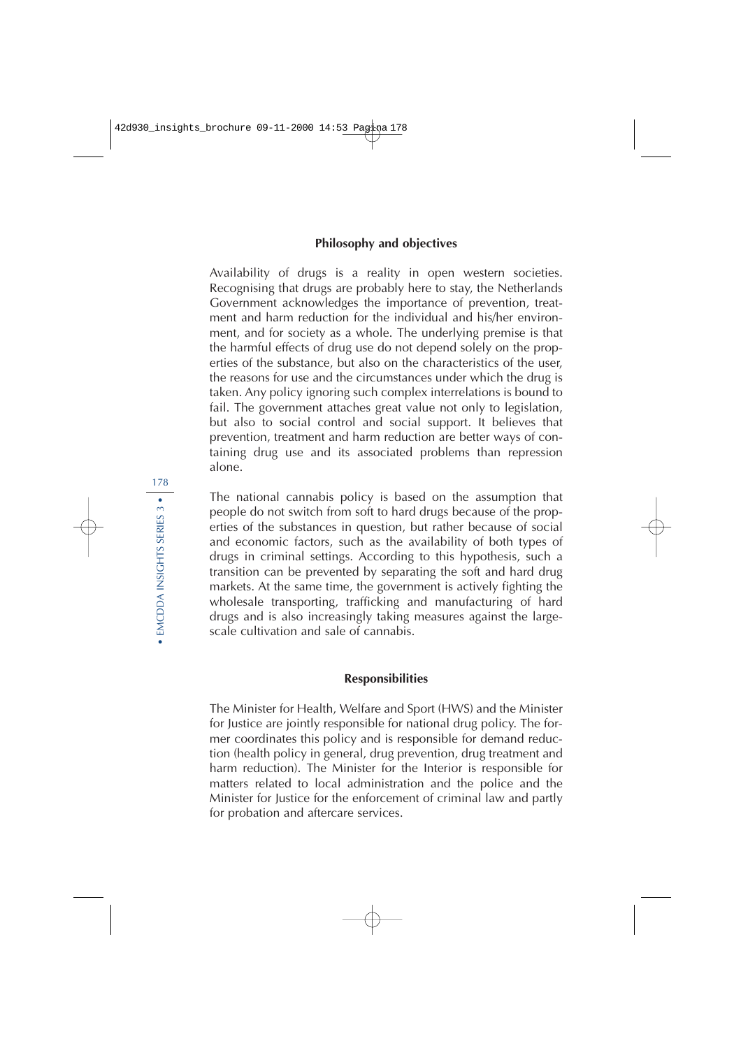### Philosophy and objectives

Availability of drugs is a reality in open western societies. Recognising that drugs are probably here to stay, the Netherlands Government acknowledges the importance of prevention, treatment and harm reduction for the individual and his/her environment, and for society as a whole. The underlying premise is that the harmful effects of drug use do not depend solely on the properties of the substance, but also on the characteristics of the user, the reasons for use and the circumstances under which the drug is taken. Any policy ignoring such complex interrelations is bound to fail. The government attaches great value not only to legislation, but also to social control and social support. It believes that prevention, treatment and harm reduction are better ways of containing drug use and its associated problems than repression alone.

The national cannabis policy is based on the assumption that people do not switch from soft to hard drugs because of the properties of the substances in question, but rather because of social and economic factors, such as the availability of both types of drugs in criminal settings. According to this hypothesis, such a transition can be prevented by separating the soft and hard drug markets. At the same time, the government is actively fighting the wholesale transporting, trafficking and manufacturing of hard drugs and is also increasingly taking measures against the large-scale cultivation and sale of cannabis.

### Responsibilities

The Minister for Health, Welfare and Sport (HWS) and the Minister for Justice are jointly responsible for national drug policy. The former coordinates this policy and is responsible for demand reduction (health policy in general, drug prevention, drug treatment and harm reduction). The Minister for the Interior is responsible for matters related to local administration and the police and the Minister for Justice for the enforcement of criminal law and partly for probation and aftercare services.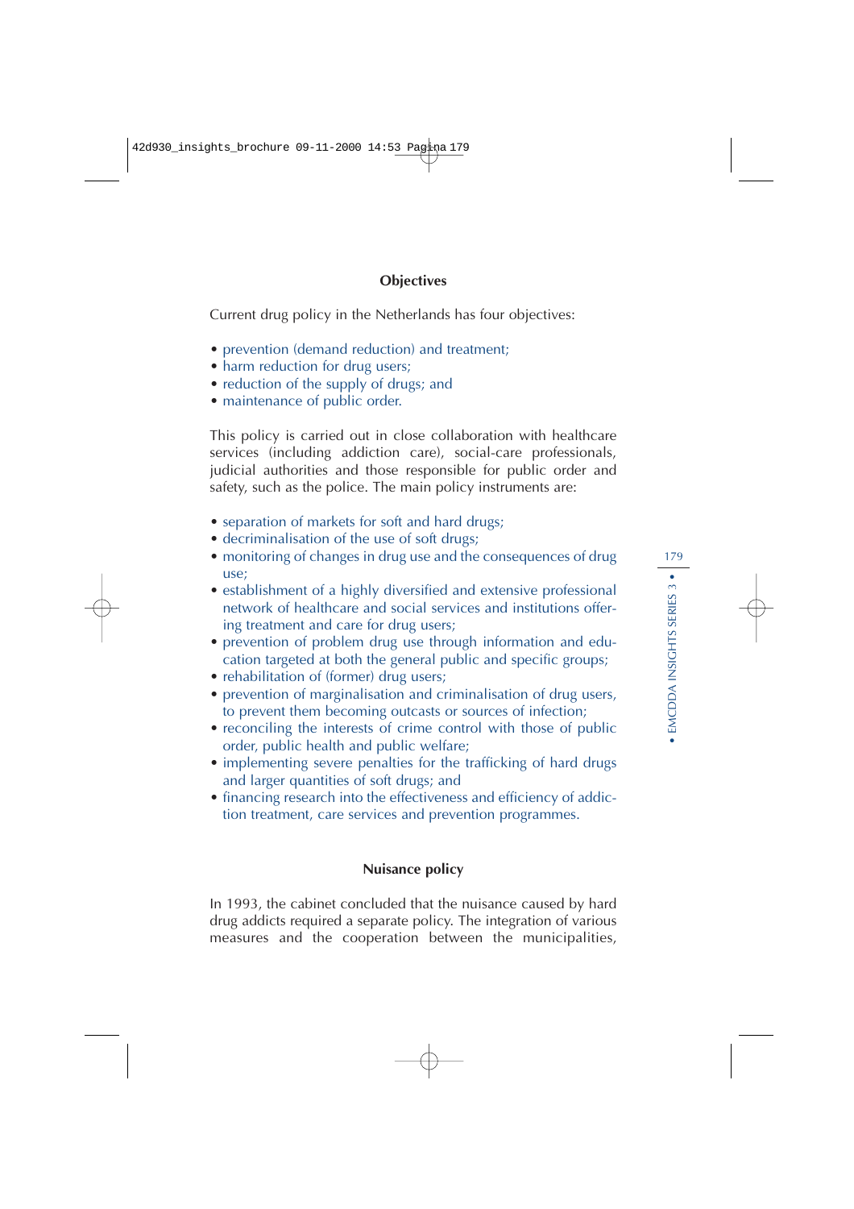## Objectives

Current drug policy in the Netherlands has four objectives:

- prevention (demand reduction) and treatment;
- harm reduction for drug users;
- reduction of the supply of drugs; and
- maintenance of public order.

This policy is carried out in close collaboration with healthcare services (including addiction care), social-care professionals, judicial authorities and those responsible for public order and safety, such as the police. The main policy instruments are:

- separation of markets for soft and hard drugs;
- decriminalisation of the use of soft drugs;
- monitoring of changes in drug use and the consequences of drug use;
- establishment of a highly diversified and extensive professional network of healthcare and social services and institutions offering treatment and care for drug users;
- prevention of problem drug use through information and education targeted at both the general public and specific groups;
- rehabilitation of (former) drug users;
- prevention of marginalisation and criminalisation of drug users, to prevent them becoming outcasts or sources of infection;
- reconciling the interests of crime control with those of public order, public health and public welfare;
- implementing severe penalties for the trafficking of hard drugs and larger quantities of soft drugs; and
- financing research into the effectiveness and efficiency of addiction treatment, care services and prevention programmes.

## Nuisance policy

In 1993, the cabinet concluded that the nuisance caused by hard drug addicts required a separate policy. The integration of various measures and the cooperation between the municipalities,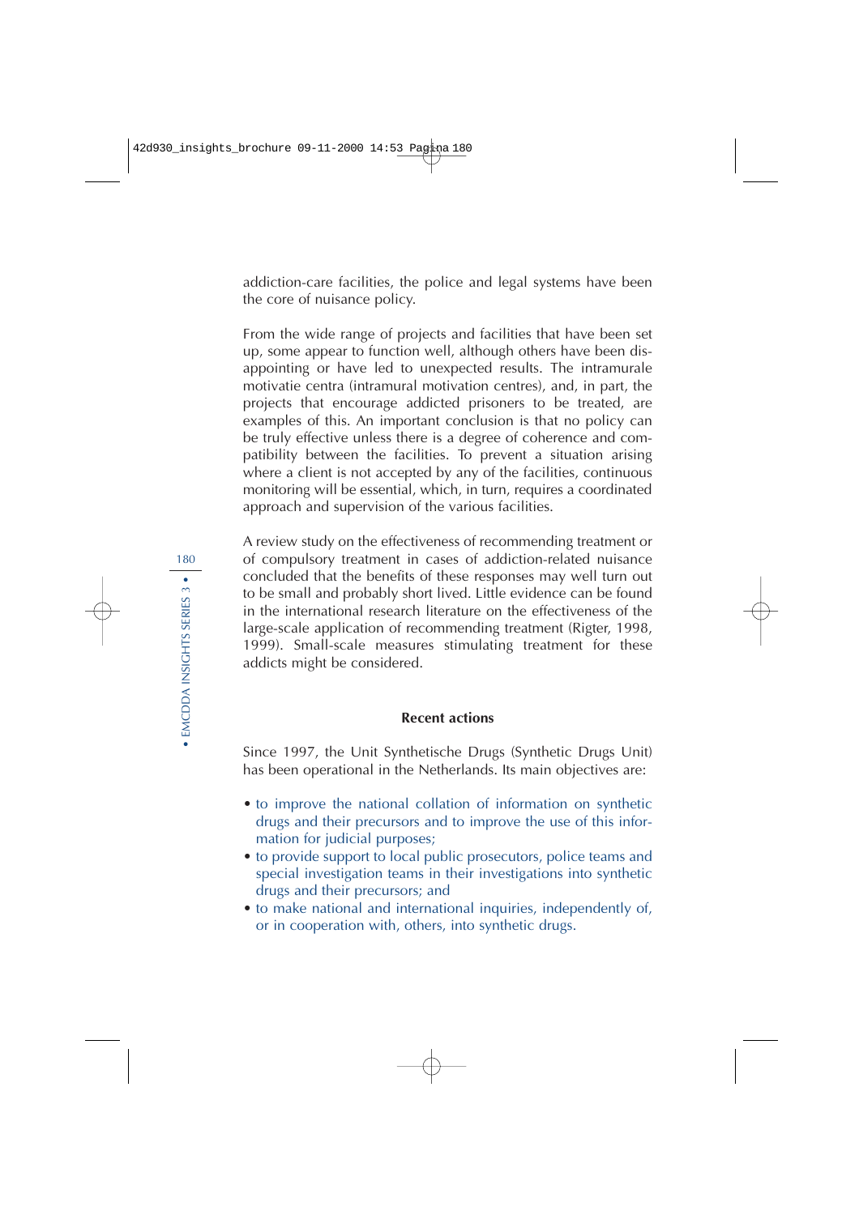addiction-care facilities, the police and legal systems have been the core of nuisance policy.

From the wide range of projects and facilities that have been set up, some appear to function well, although others have been disappointing or have led to unexpected results. The intramurale motivatie centra (intramural motivation centres), and, in part, the projects that encourage addicted prisoners to be treated, are examples of this. An important conclusion is that no policy can be truly effective unless there is a degree of coherence and compatibility between the facilities. To prevent a situation arising where a client is not accepted by any of the facilities, continuous monitoring will be essential, which, in turn, requires a coordinated approach and supervision of the various facilities.

A review study on the effectiveness of recommending treatment or of compulsory treatment in cases of addiction-related nuisance concluded that the benefits of these responses may well turn out to be small and probably short lived. Little evidence can be found in the international research literature on the effectiveness of the large-scale application of recommending treatment (Rigter, 1998, 1999). Small-scale measures stimulating treatment for these addicts might be considered.

### Recent actions

Since 1997, the Unit Synthetische Drugs (Synthetic Drugs Unit) has been operational in the Netherlands. Its main objectives are:

- to improve the national collation of information on synthetic drugs and their precursors and to improve the use of this information for judicial purposes;
- to provide support to local public prosecutors, police teams and special investigation teams in their investigations into synthetic drugs and their precursors; and
- to make national and international inquiries, independently of, or in cooperation with, others, into synthetic drugs.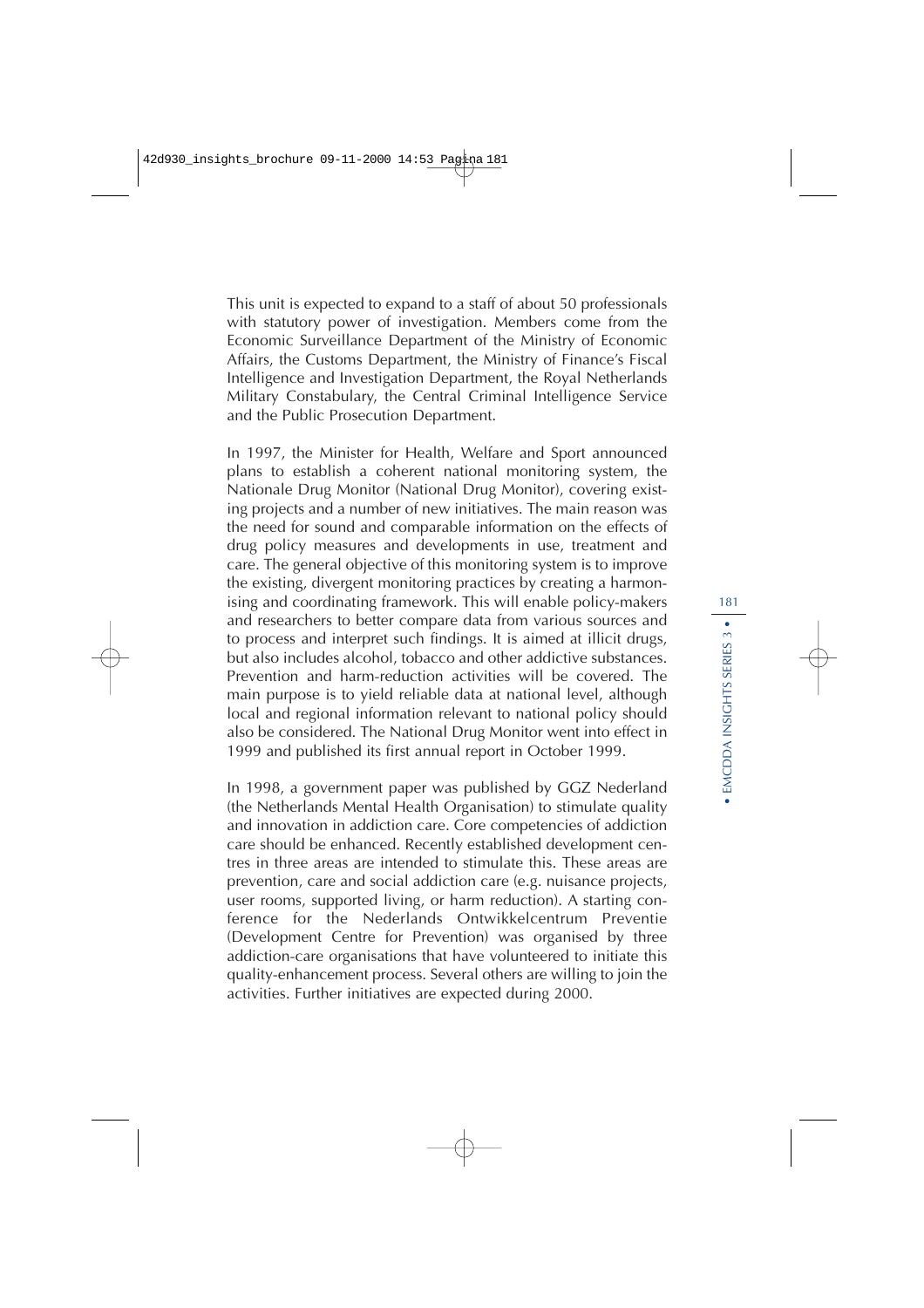This unit is expected to expand to a staff of about 50 professionals with statutory power of investigation. Members come from the Economic Surveillance Department of the Ministry of Economic Affairs, the Customs Department, the Ministry of Finance's Fiscal Intelligence and Investigation Department, the Royal Netherlands Military Constabulary, the Central Criminal Intelligence Service and the Public Prosecution Department.

In 1997, the Minister for Health, Welfare and Sport announced plans to establish a coherent national monitoring system, the Nationale Drug Monitor (National Drug Monitor), covering existing projects and a number of new initiatives. The main reason was the need for sound and comparable information on the effects of drug policy measures and developments in use, treatment and care. The general objective of this monitoring system is to improve the existing, divergent monitoring practices by creating a harmonising and coordinating framework. This will enable policy-makers and researchers to better compare data from various sources and to process and interpret such findings. It is aimed at illicit drugs, but also includes alcohol, tobacco and other addictive substances. Prevention and harm-reduction activities will be covered. The main purpose is to yield reliable data at national level, although local and regional information relevant to national policy should also be considered. The National Drug Monitor went into effect in 1999 and published its first annual report in October 1999.

In 1998, a government paper was published by GGZ Nederland (the Netherlands Mental Health Organisation) to stimulate quality and innovation in addiction care. Core competencies of addiction care should be enhanced. Recently established development centres in three areas are intended to stimulate this. These areas are prevention, care and social addiction care (e.g. nuisance projects, user rooms, supported living, or harm reduction). A starting conference for the Nederlands Ontwikkelcentrum Preventie (Development Centre for Prevention) was organised by three addiction-care organisations that have volunteered to initiate this quality-enhancement process. Several others are willing to join the activities. Further initiatives are expected during 2000.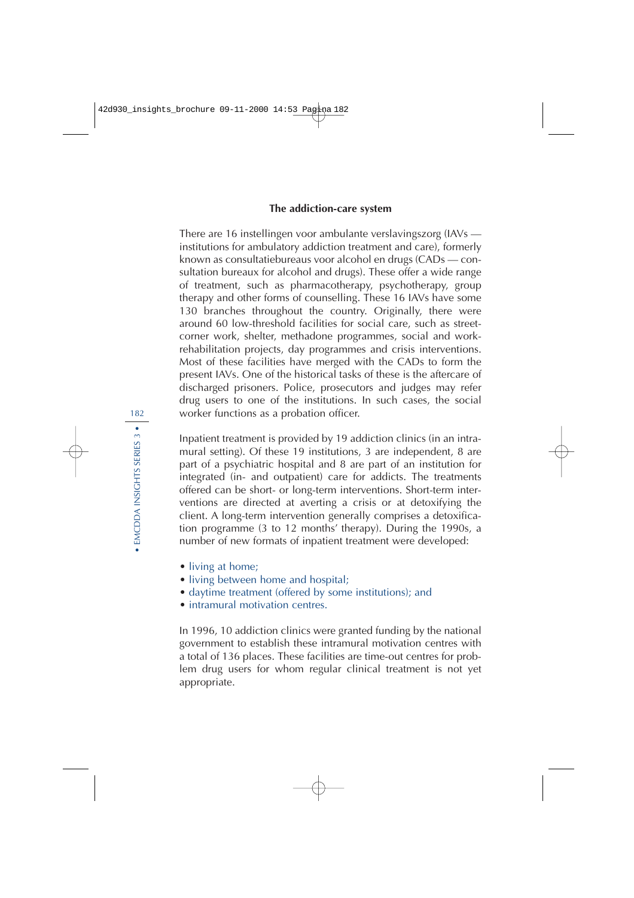### The addiction-care system

There are 16 instellingen voor ambulante verslavingszorg (IAVs — institutions for ambulatory addiction treatment and care), formerly known as consultatiebureaus voor alcohol en drugs (CADs — consultation bureaux for alcohol and drugs). These offer a wide range of treatment, such as pharmacotherapy, psychotherapy, group therapy and other forms of counselling. These 16 IAVs have some 130 branches throughout the country. Originally, there were around 60 low-threshold facilities for social care, such as street-corner work, shelter, methadone programmes, social and work-rehabilitation projects, day programmes and crisis interventions. Most of these facilities have merged with the CADs to form the present IAVs. One of the historical tasks of these is the aftercare of discharged prisoners. Police, prosecutors and judges may refer drug users to one of the institutions. In such cases, the social worker functions as a probation officer.

Inpatient treatment is provided by 19 addiction clinics (in an intramural setting). Of these 19 institutions, 3 are independent, 8 are part of a psychiatric hospital and 8 are part of an institution for integrated (in- and outpatient) care for addicts. The treatments offered can be short- or long-term interventions. Short-term interventions are directed at averting a crisis or at detoxifying the client. A long-term intervention generally comprises a detoxification programme (3 to 12 months' therapy). During the 1990s, a number of new formats of inpatient treatment were developed:

- living at home;
- living between home and hospital;
- daytime treatment (offered by some institutions); and
- intramural motivation centres.

In 1996, 10 addiction clinics were granted funding by the national government to establish these intramural motivation centres with a total of 136 places. These facilities are time-out centres for problem drug users for whom regular clinical treatment is not yet appropriate.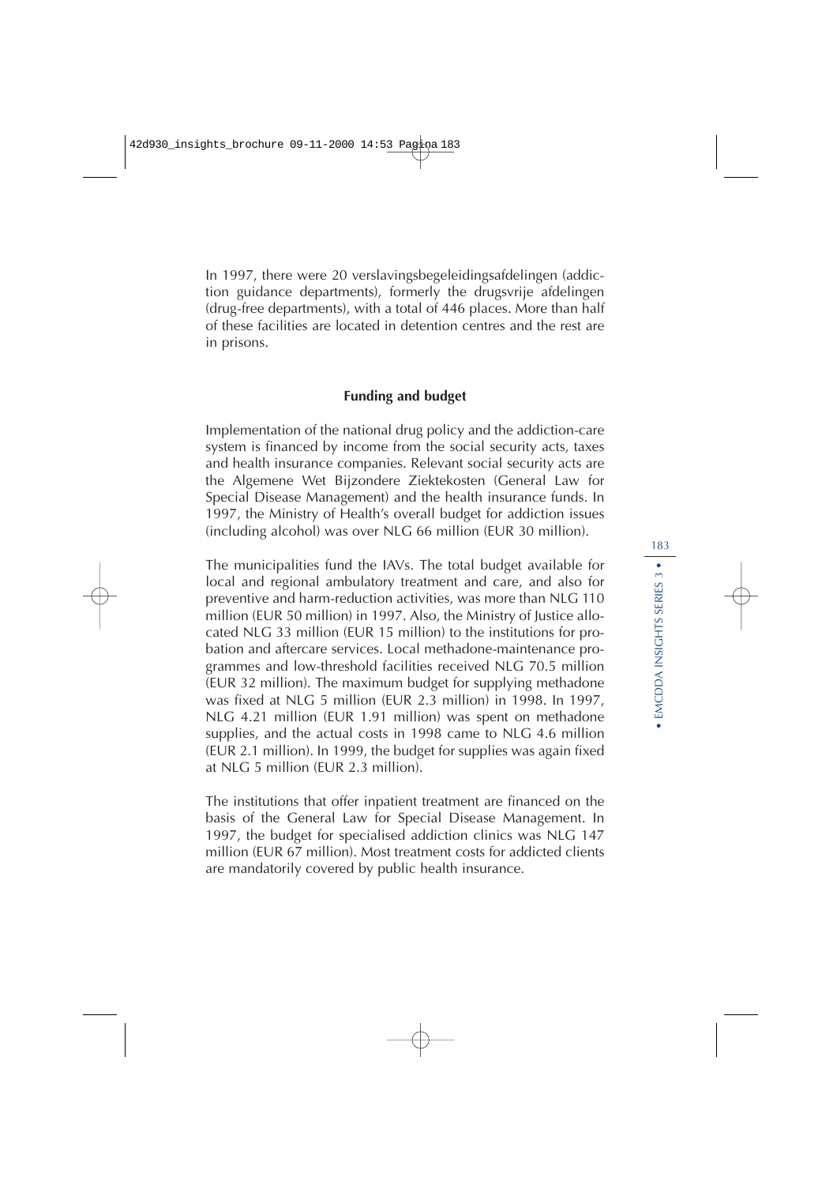In 1997, there were 20 verslavingsbegeleidingsafdelingen (addiction guidance departments), formerly the drugsvrije afdelingen (drug-free departments), with a total of 446 places. More than half of these facilities are located in detention centres and the rest are in prisons.

### Funding and budget

Implementation of the national drug policy and the addiction-care system is financed by income from the social security acts, taxes and health insurance companies. Relevant social security acts are the Algemene Wet Bijzondere Ziektekosten (General Law for Special Disease Management) and the health insurance funds. In 1997, the Ministry of Health's overall budget for addiction issues (including alcohol) was over NLG 66 million (EUR 30 million).

The municipalities fund the IAVs. The total budget available for local and regional ambulatory treatment and care, and also for preventive and harm-reduction activities, was more than NLG 110 million (EUR 50 million) in 1997. Also, the Ministry of Justice allocated NLG 33 million (EUR 15 million) to the institutions for probation and aftercare services. Local methadone-maintenance programmes and low-threshold facilities received NLG 70.5 million (EUR 32 million). The maximum budget for supplying methadone was fixed at NLG 5 million (EUR 2.3 million) in 1998. In 1997, NLG 4.21 million (EUR 1.91 million) was spent on methadone supplies, and the actual costs in 1998 came to NLG 4.6 million (EUR 2.1 million). In 1999, the budget for supplies was again fixed at NLG 5 million (EUR 2.3 million).

The institutions that offer inpatient treatment are financed on the basis of the General Law for Special Disease Management. In 1997, the budget for specialised addiction clinics was NLG 147 million (EUR 67 million). Most treatment costs for addicted clients are mandatorily covered by public health insurance.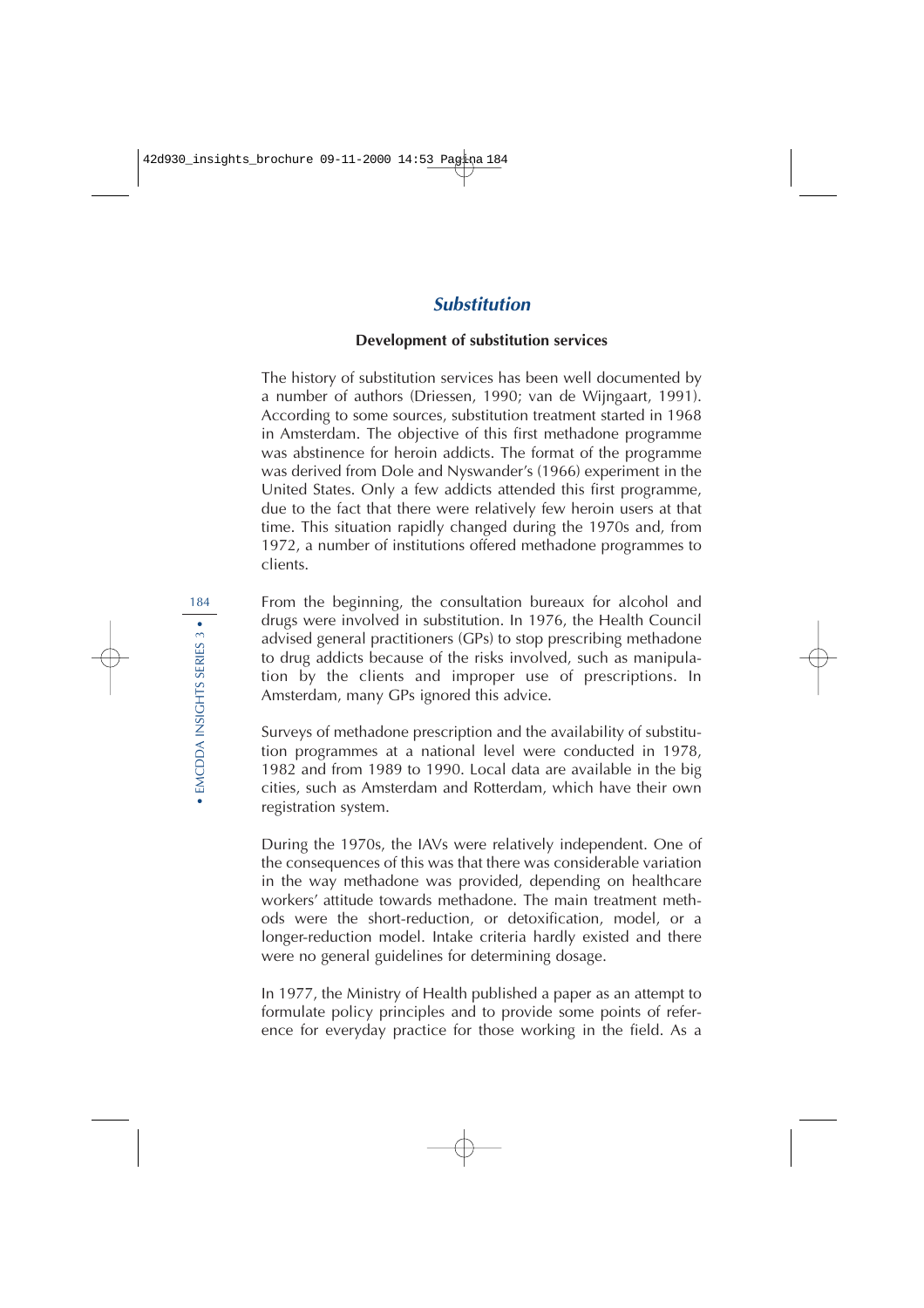## *Substitution*

### Development of substitution services

The history of substitution services has been well documented by a number of authors (Driessen, 1990; van de Wijngaart, 1991). According to some sources, substitution treatment started in 1968 in Amsterdam. The objective of this first methadone programme was abstinence for heroin addicts. The format of the programme was derived from Dole and Nyswander's (1966) experiment in the United States. Only a few addicts attended this first programme, due to the fact that there were relatively few heroin users at that time. This situation rapidly changed during the 1970s and, from 1972, a number of institutions offered methadone programmes to clients.

From the beginning, the consultation bureaux for alcohol and drugs were involved in substitution. In 1976, the Health Council advised general practitioners (GPs) to stop prescribing methadone to drug addicts because of the risks involved, such as manipulation by the clients and improper use of prescriptions. In Amsterdam, many GPs ignored this advice.

Surveys of methadone prescription and the availability of substitution programmes at a national level were conducted in 1978, 1982 and from 1989 to 1990. Local data are available in the big cities, such as Amsterdam and Rotterdam, which have their own registration system.

During the 1970s, the IAVs were relatively independent. One of the consequences of this was that there was considerable variation in the way methadone was provided, depending on healthcare workers' attitude towards methadone. The main treatment methods were the short-reduction, or detoxification, model, or a longer-reduction model. Intake criteria hardly existed and there were no general guidelines for determining dosage.

In 1977, the Ministry of Health published a paper as an attempt to formulate policy principles and to provide some points of reference for everyday practice for those working in the field. As a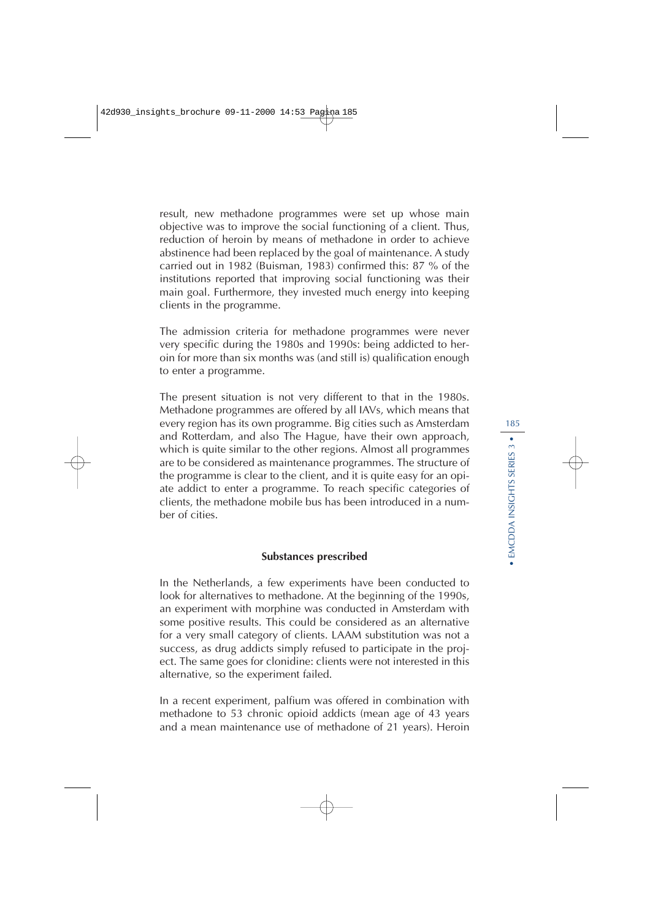result, new methadone programmes were set up whose main objective was to improve the social functioning of a client. Thus, reduction of heroin by means of methadone in order to achieve abstinence had been replaced by the goal of maintenance. A study carried out in 1982 (Buisman, 1983) confirmed this: 87 % of the institutions reported that improving social functioning was their main goal. Furthermore, they invested much energy into keeping clients in the programme.

The admission criteria for methadone programmes were never very specific during the 1980s and 1990s: being addicted to heroin for more than six months was (and still is) qualification enough to enter a programme.

The present situation is not very different to that in the 1980s. Methadone programmes are offered by all IAVs, which means that every region has its own programme. Big cities such as Amsterdam and Rotterdam, and also The Hague, have their own approach, which is quite similar to the other regions. Almost all programmes are to be considered as maintenance programmes. The structure of the programme is clear to the client, and it is quite easy for an opiate addict to enter a programme. To reach specific categories of clients, the methadone mobile bus has been introduced in a number of cities.

## Substances prescribed

In the Netherlands, a few experiments have been conducted to look for alternatives to methadone. At the beginning of the 1990s, an experiment with morphine was conducted in Amsterdam with some positive results. This could be considered as an alternative for a very small category of clients. LAAM substitution was not a success, as drug addicts simply refused to participate in the project. The same goes for clonidine: clients were not interested in this alternative, so the experiment failed.

In a recent experiment, palfium was offered in combination with methadone to 53 chronic opioid addicts (mean age of 43 years and a mean maintenance use of methadone of 21 years). Heroin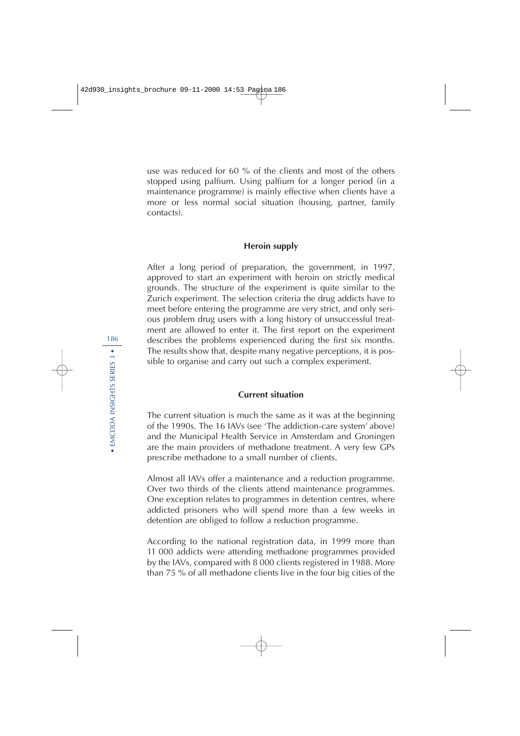use was reduced for 60 % of the clients and most of the others stopped using palfium. Using palfium for a longer period (in a maintenance programme) is mainly effective when clients have a more or less normal social situation (housing, partner, family contacts).

### Heroin supply

After a long period of preparation, the government, in 1997, approved to start an experiment with heroin on strictly medical grounds. The structure of the experiment is quite similar to the Zurich experiment. The selection criteria the drug addicts have to meet before entering the programme are very strict, and only serious problem drug users with a long history of unsuccessful treatment are allowed to enter it. The first report on the experiment describes the problems experienced during the first six months. The results show that, despite many negative perceptions, it is possible to organise and carry out such a complex experiment.

### Current situation

The current situation is much the same as it was at the beginning of the 1990s. The 16 IAVs (see 'The addiction-care system' above) and the Municipal Health Service in Amsterdam and Groningen are the main providers of methadone treatment. A very few GPs prescribe methadone to a small number of clients.

Almost all IAVs offer a maintenance and a reduction programme. Over two thirds of the clients attend maintenance programmes. One exception relates to programmes in detention centres, where addicted prisoners who will spend more than a few weeks in detention are obliged to follow a reduction programme.

According to the national registration data, in 1999 more than 11 000 addicts were attending methadone programmes provided by the IAVs, compared with 8 000 clients registered in 1988. More than 75 % of all methadone clients live in the four big cities of the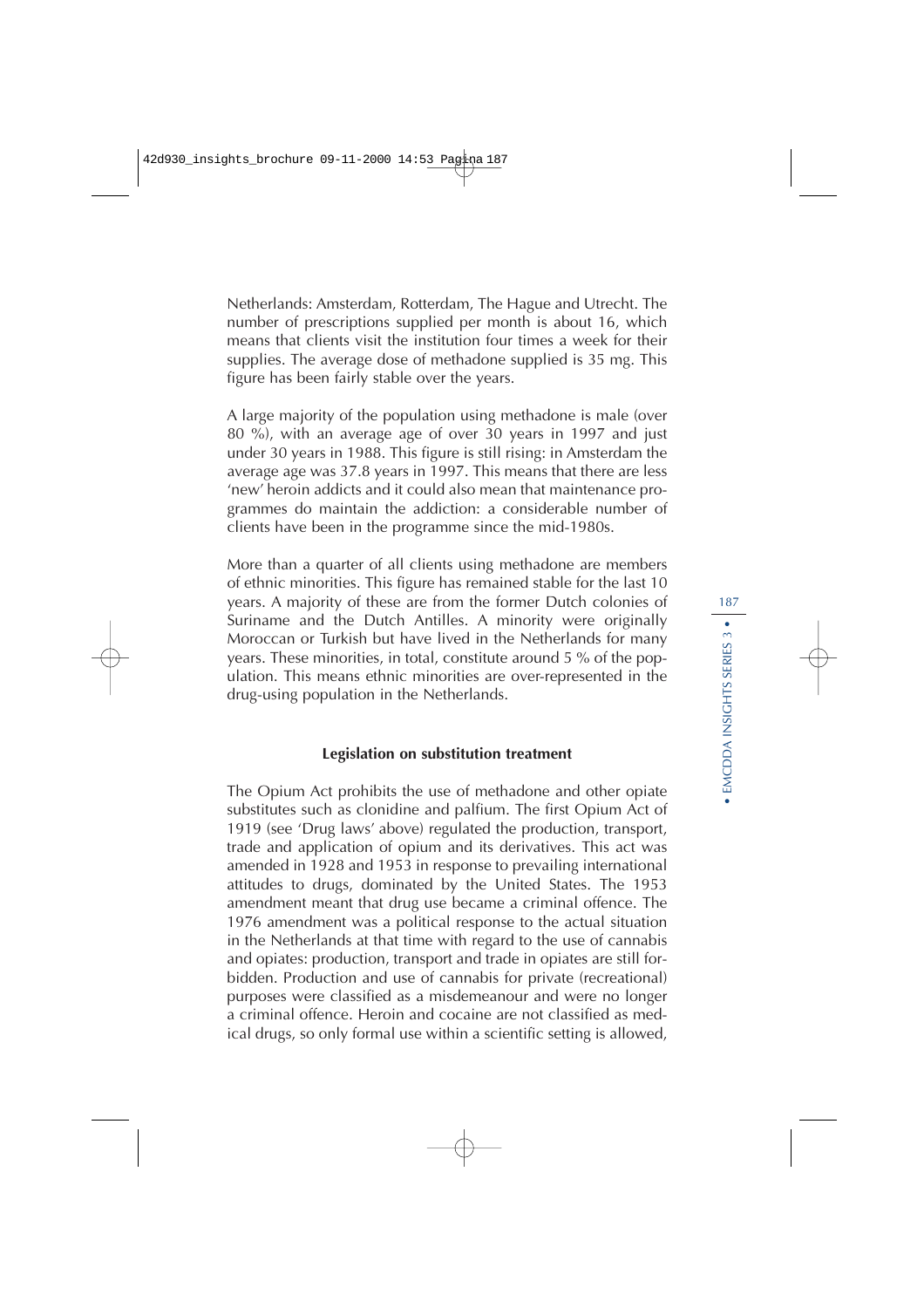Netherlands: Amsterdam, Rotterdam, The Hague and Utrecht. The number of prescriptions supplied per month is about 16, which means that clients visit the institution four times a week for their supplies. The average dose of methadone supplied is 35 mg. This figure has been fairly stable over the years.

A large majority of the population using methadone is male (over 80 %), with an average age of over 30 years in 1997 and just under 30 years in 1988. This figure is still rising: in Amsterdam the average age was 37.8 years in 1997. This means that there are less 'new' heroin addicts and it could also mean that maintenance programmes do maintain the addiction: a considerable number of clients have been in the programme since the mid-1980s.

More than a quarter of all clients using methadone are members of ethnic minorities. This figure has remained stable for the last 10 years. A majority of these are from the former Dutch colonies of Suriname and the Dutch Antilles. A minority were originally Moroccan or Turkish but have lived in the Netherlands for many years. These minorities, in total, constitute around 5 % of the population. This means ethnic minorities are over-represented in the drug-using population in the Netherlands.

### Legislation on substitution treatment

The Opium Act prohibits the use of methadone and other opiate substitutes such as clonidine and palfium. The first Opium Act of 1919 (see 'Drug laws' above) regulated the production, transport, trade and application of opium and its derivatives. This act was amended in 1928 and 1953 in response to prevailing international attitudes to drugs, dominated by the United States. The 1953 amendment meant that drug use became a criminal offence. The 1976 amendment was a political response to the actual situation in the Netherlands at that time with regard to the use of cannabis and opiates: production, transport and trade in opiates are still forbidden. Production and use of cannabis for private (recreational) purposes were classified as a misdemeanour and were no longer a criminal offence. Heroin and cocaine are not classified as medical drugs, so only formal use within a scientific setting is allowed,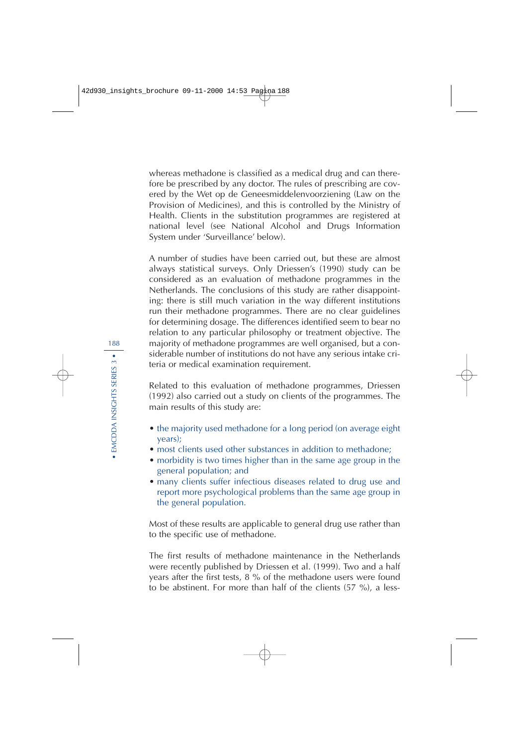whereas methadone is classified as a medical drug and can therefore be prescribed by any doctor. The rules of prescribing are covered by the Wet op de Geneesmiddelenvoorziening (Law on the Provision of Medicines), and this is controlled by the Ministry of Health. Clients in the substitution programmes are registered at national level (see National Alcohol and Drugs Information System under 'Surveillance' below).

A number of studies have been carried out, but these are almost always statistical surveys. Only Driessen's (1990) study can be considered as an evaluation of methadone programmes in the Netherlands. The conclusions of this study are rather disappointing: there is still much variation in the way different institutions run their methadone programmes. There are no clear guidelines for determining dosage. The differences identified seem to bear no relation to any particular philosophy or treatment objective. The majority of methadone programmes are well organised, but a considerable number of institutions do not have any serious intake criteria or medical examination requirement.

Related to this evaluation of methadone programmes, Driessen (1992) also carried out a study on clients of the programmes. The main results of this study are:

- the majority used methadone for a long period (on average eight years);
- most clients used other substances in addition to methadone;
- morbidity is two times higher than in the same age group in the general population; and
- many clients suffer infectious diseases related to drug use and report more psychological problems than the same age group in the general population.

Most of these results are applicable to general drug use rather than to the specific use of methadone.

The first results of methadone maintenance in the Netherlands were recently published by Driessen et al. (1999). Two and a half years after the first tests, 8 % of the methadone users were found to be abstinent. For more than half of the clients (57 %), a less-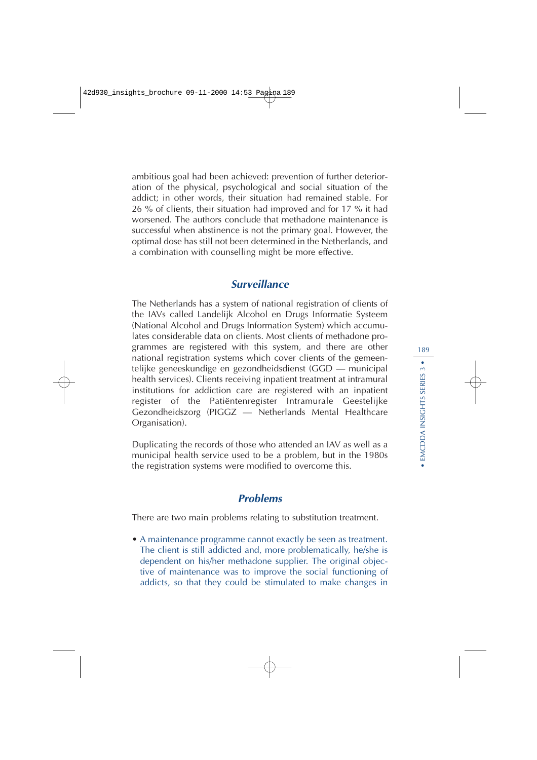ambitious goal had been achieved: prevention of further deterioration of the physical, psychological and social situation of the addict; in other words, their situation had remained stable. For 26 % of clients, their situation had improved and for 17 % it had worsened. The authors conclude that methadone maintenance is successful when abstinence is not the primary goal. However, the optimal dose has still not been determined in the Netherlands, and a combination with counselling might be more effective.

## *Surveillance*

The Netherlands has a system of national registration of clients of the IAVs called Landelijk Alcohol en Drugs Informatie Systeem (National Alcohol and Drugs Information System) which accumulates considerable data on clients. Most clients of methadone programmes are registered with this system, and there are other national registration systems which cover clients of the gemeentelijke geneeskundige en gezondheidsdienst (GGD — municipal health services). Clients receiving inpatient treatment at intramural institutions for addiction care are registered with an inpatient register of the Patiëntenregister Intramurale Geestelijke Gezondheidszorg (PIGGZ — Netherlands Mental Healthcare Organisation).

Duplicating the records of those who attended an IAV as well as a municipal health service used to be a problem, but in the 1980s the registration systems were modified to overcome this.

## *Problems*

There are two main problems relating to substitution treatment.

- A maintenance programme cannot exactly be seen as treatment. The client is still addicted and, more problematically, he/she is dependent on his/her methadone supplier. The original objective of maintenance was to improve the social functioning of addicts, so that they could be stimulated to make changes in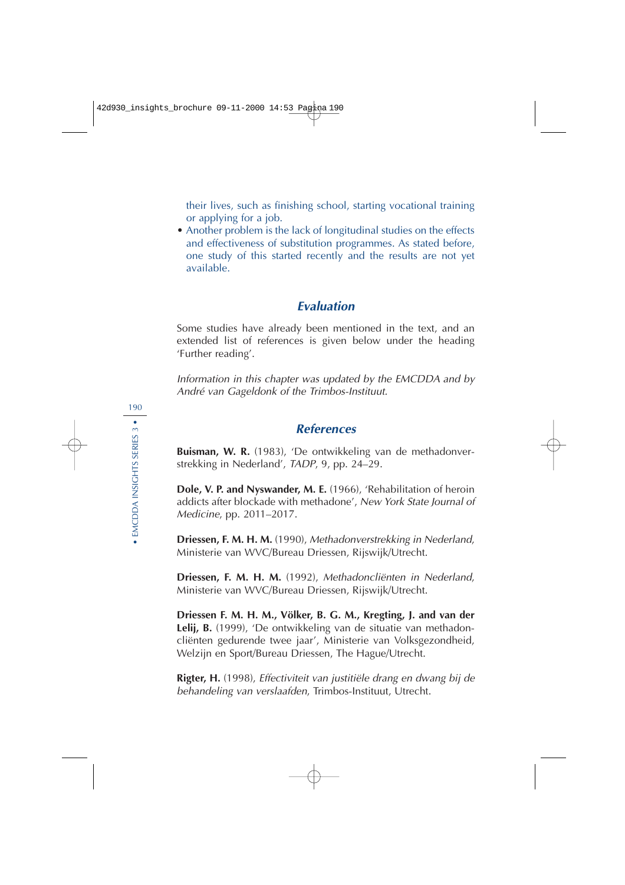their lives, such as finishing school, starting vocational training or applying for a job.

- Another problem is the lack of longitudinal studies on the effects and effectiveness of substitution programmes. As stated before, one study of this started recently and the results are not yet available.

## Evaluation

Some studies have already been mentioned in the text, and an extended list of references is given below under the heading 'Further reading'.

*Information in this chapter was updated by the EMCDDA and by André van Gageldonk of the Trimbos-Instituut.*

## References

**Buisman, W. R.** (1983), 'De ontwikkeling van de methadonverstrekking in Nederland', *TADP*, 9, pp. 24–29.

**Dole, V. P. and Nyswander, M. E.** (1966), 'Rehabilitation of heroin addicts after blockade with methadone', *New York State Journal of Medicine*, pp. 2011–2017.

**Driessen, F. M. H. M.** (1990), *Methadonverstrekking in Nederland*, Ministerie van WVC/Bureau Driessen, Rijswijk/Utrecht.

**Driessen, F. M. H. M.** (1992), *Methadoncliënten in Nederland*, Ministerie van WVC/Bureau Driessen, Rijswijk/Utrecht.

**Driessen F. M. H. M., Völker, B. G. M., Kregting, J. and van der Lelij, B.** (1999), 'De ontwikkeling van de situatie van methadoncliënten gedurende twee jaar', Ministerie van Volksgezondheid, Welzijn en Sport/Bureau Driessen, The Hague/Utrecht.

**Rigter, H.** (1998), *Effectiviteit van justitiële drang en dwang bij de behandeling van verslaafden*, Trimbos-Instituut, Utrecht.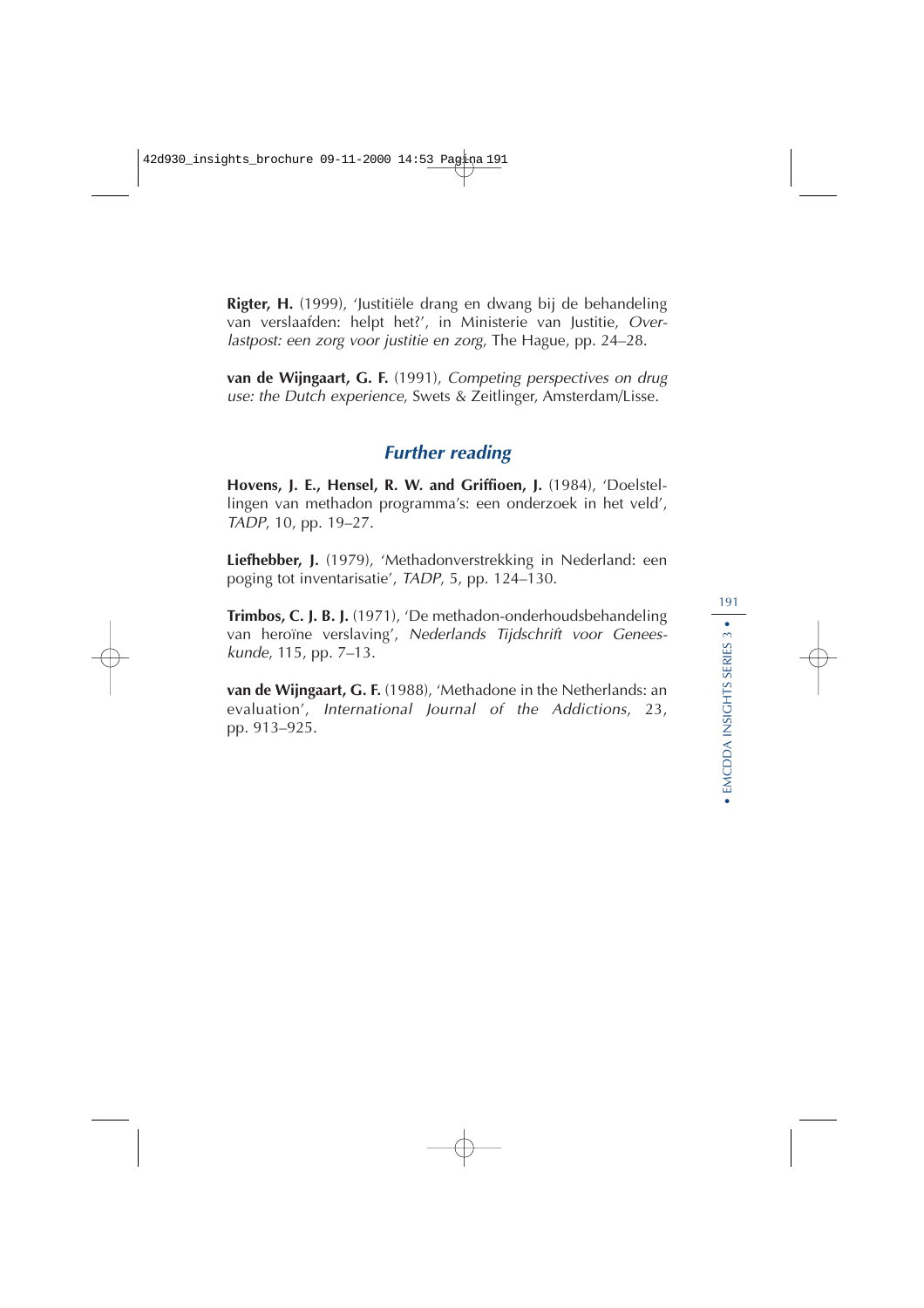**Rigter, H.** (1999), 'Justitiële drang en dwang bij de behandeling van verslaafden: helpt het?', in Ministerie van Justitie, *Overlastpost: een zorg voor justitie en zorg*, The Hague, pp. 24–28.

**van de Wijngaart, G. F.** (1991), *Competing perspectives on drug use: the Dutch experience*, Swets & Zeitlinger, Amsterdam/Lisse.

## *Further reading*

**Hovens, J. E., Hensel, R. W. and Griffioen, J.** (1984), 'Doelstellingen van methadon programma's: een onderzoek in het veld', *TADP*, 10, pp. 19–27.

**Liefhebber, J.** (1979), 'Methadonverstrekking in Nederland: een poging tot inventarisatie', *TADP*, 5, pp. 124–130.

**Trimbos, C. J. B. J.** (1971), 'De methadon-onderhoudsbehandeling van heroïne verslaving', *Nederlands Tijdschrift voor Geneeskunde*, 115, pp. 7–13.

**van de Wijngaart, G. F.** (1988), 'Methadone in the Netherlands: an evaluation', *International Journal of the Addictions*, 23, pp. 913–925.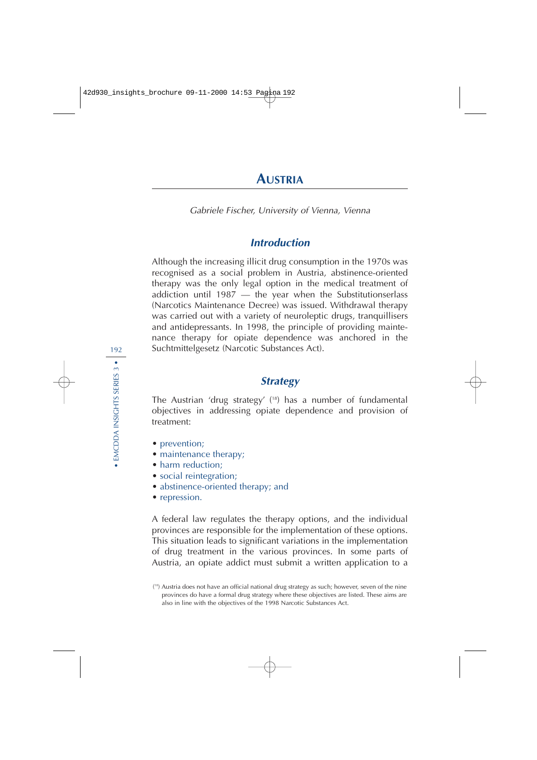# AUSTRIA

*Gabriele Fischer, University of Vienna, Vienna*

## *Introduction*

Although the increasing illicit drug consumption in the 1970s was recognised as a social problem in Austria, abstinence-oriented therapy was the only legal option in the medical treatment of addiction until 1987 — the year when the Substitutionserlass (Narcotics Maintenance Decree) was issued. Withdrawal therapy was carried out with a variety of neuroleptic drugs, tranquillisers and antidepressants. In 1998, the principle of providing maintenance therapy for opiate dependence was anchored in the Suchtmittelgesetz (Narcotic Substances Act).

## *Strategy*

The Austrian 'drug strategy' [18] has a number of fundamental objectives in addressing opiate dependence and provision of treatment:

- prevention;
- maintenance therapy;
- harm reduction;
- social reintegration;
- abstinence-oriented therapy; and
- repression.

A federal law regulates the therapy options, and the individual provinces are responsible for the implementation of these options. This situation leads to significant variations in the implementation of drug treatment in the various provinces. In some parts of Austria, an opiate addict must submit a written application to a

[18] Austria does not have an official national drug strategy as such; however, seven of the nine provinces do have a formal drug strategy where these objectives are listed. These aims are also in line with the objectives of the 1998 Narcotic Substances Act.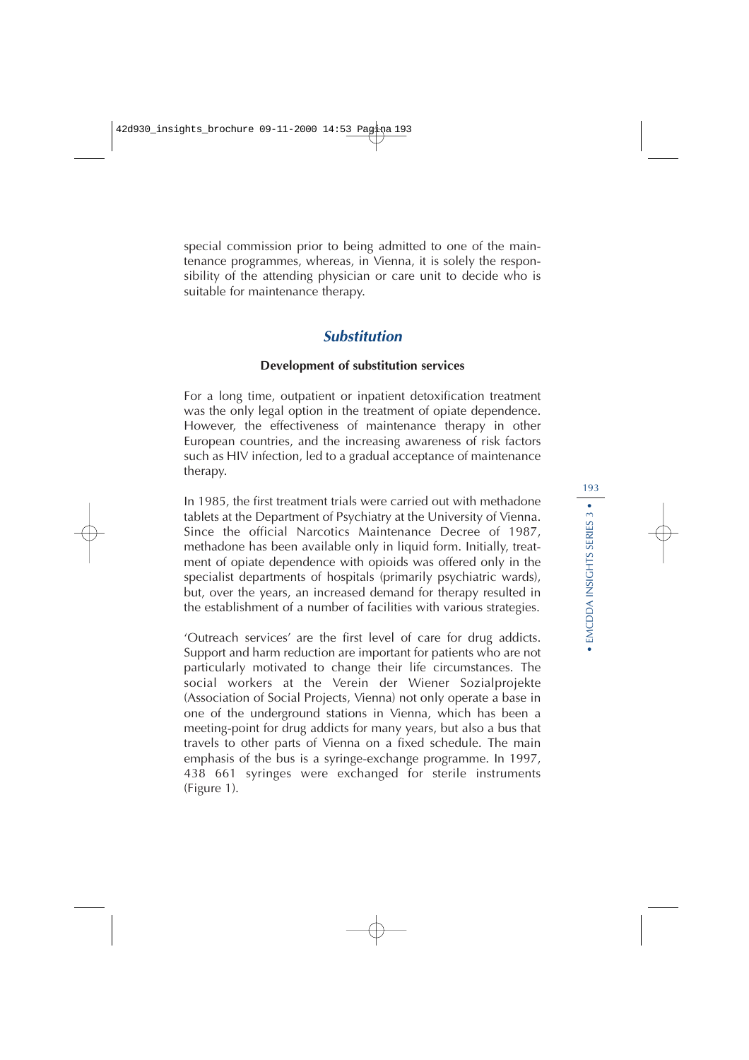special commission prior to being admitted to one of the maintenance programmes, whereas, in Vienna, it is solely the responsibility of the attending physician or care unit to decide who is suitable for maintenance therapy.

## *Substitution*

### Development of substitution services

For a long time, outpatient or inpatient detoxification treatment was the only legal option in the treatment of opiate dependence. However, the effectiveness of maintenance therapy in other European countries, and the increasing awareness of risk factors such as HIV infection, led to a gradual acceptance of maintenance therapy.

In 1985, the first treatment trials were carried out with methadone tablets at the Department of Psychiatry at the University of Vienna. Since the official Narcotics Maintenance Decree of 1987, methadone has been available only in liquid form. Initially, treatment of opiate dependence with opioids was offered only in the specialist departments of hospitals (primarily psychiatric wards), but, over the years, an increased demand for therapy resulted in the establishment of a number of facilities with various strategies.

'Outreach services' are the first level of care for drug addicts. Support and harm reduction are important for patients who are not particularly motivated to change their life circumstances. The social workers at the Verein der Wiener Sozialprojekte (Association of Social Projects, Vienna) not only operate a base in one of the underground stations in Vienna, which has been a meeting-point for drug addicts for many years, but also a bus that travels to other parts of Vienna on a fixed schedule. The main emphasis of the bus is a syringe-exchange programme. In 1997, 438 661 syringes were exchanged for sterile instruments (Figure 1).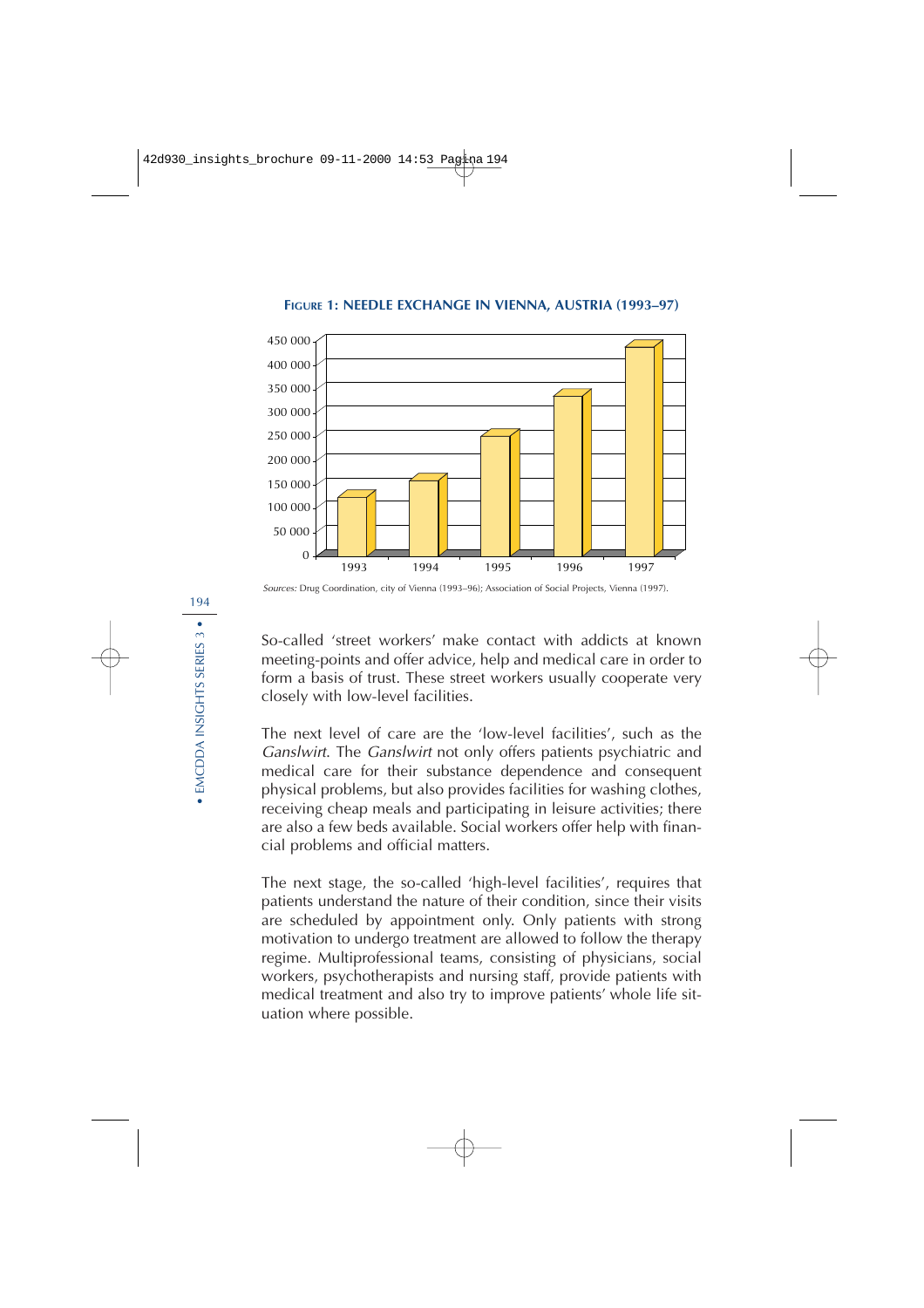**FIGURE 1: NEEDLE EXCHANGE IN VIENNA, AUSTRIA (1993–97)**

*Sources:* Drug Coordination, city of Vienna (1993–96); Association of Social Projects, Vienna (1997).

So-called 'street workers' make contact with addicts at known meeting-points and offer advice, help and medical care in order to form a basis of trust. These street workers usually cooperate very closely with low-level facilities.

The next level of care are the 'low-level facilities', such as the *Ganslwirt*. The *Ganslwirt* not only offers patients psychiatric and medical care for their substance dependence and consequent physical problems, but also provides facilities for washing clothes, receiving cheap meals and participating in leisure activities; there are also a few beds available. Social workers offer help with financial problems and official matters.

The next stage, the so-called 'high-level facilities', requires that patients understand the nature of their condition, since their visits are scheduled by appointment only. Only patients with strong motivation to undergo treatment are allowed to follow the therapy regime. Multiprofessional teams, consisting of physicians, social workers, psychotherapists and nursing staff, provide patients with medical treatment and also try to improve patients' whole life situation where possible.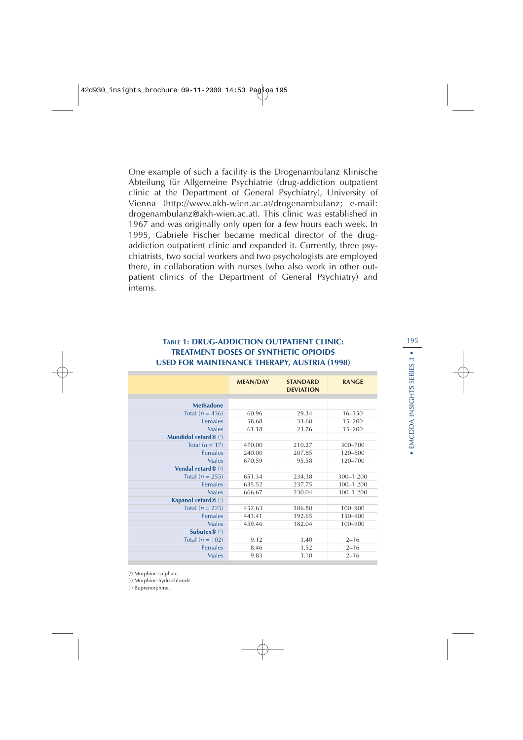One example of such a facility is the Drogenambulanz Klinische Abteilung für Allgemeine Psychiatrie (drug-addiction outpatient clinic at the Department of General Psychiatry), University of Vienna (http://www.akh-wien.ac.at/drogenambulanz; e-mail: drogenambulanz@akh-wien.ac.at). This clinic was established in 1967 and was originally only open for a few hours each week. In 1995, Gabriele Fischer became medical director of the drug-addiction outpatient clinic and expanded it. Currently, three psychiatrists, two social workers and two psychologists are employed there, in collaboration with nurses (who also work in other outpatient clinics of the Department of General Psychiatry) and interns.

**TABLE 1: DRUG-ADDICTION OUTPATIENT CLINIC: TREATMENT DOSES OF SYNTHETIC OPIOIDS USED FOR MAINTENANCE THERAPY, AUSTRIA (1998)**

| | MEAN/DAY | STANDARD DEVIATION | RANGE |
|---|---|---|---|
| **Methadone** | | | |
| Total ($n$ = 436) | 60.96 | 29.34 | 16–150 |
| Females | 58.68 | 33.60 | 15–200 |
| Males | 61.18 | 23.76 | 15–200 |
| **Mundidol retard®** (1) | | | |
| Total ($n$ = 17) | 470.00 | 210.27 | 300–700 |
| Females | 240.00 | 207.85 | 120–600 |
| Males | 670.59 | 95.58 | 120–700 |
| **Vendal retard®** (2) | | | |
| Total ($n$ = 255) | 651.34 | 234.38 | 300–1 200 |
| Females | 635.52 | 237.75 | 300–1 200 |
| Males | 666.67 | 230.04 | 300–1 200 |
| **Kapanol retard®** (1) | | | |
| Total ($n$ = 225) | 452.63 | 186.80 | 100–900 |
| Females | 443.41 | 192.65 | 150–900 |
| Males | 459.46 | 182.04 | 100–900 |
| **Subutex®** (3) | | | |
| Total ($n$ = 102) | 9.12 | 3.40 | 2–16 |
| Females | 8.46 | 3.52 | 2–16 |
| Males | 9.83 | 3.10 | 2–16 |

(1) Morphine sulphate.

(2) Morphine hydrochloride.

(3) Buprenorphine.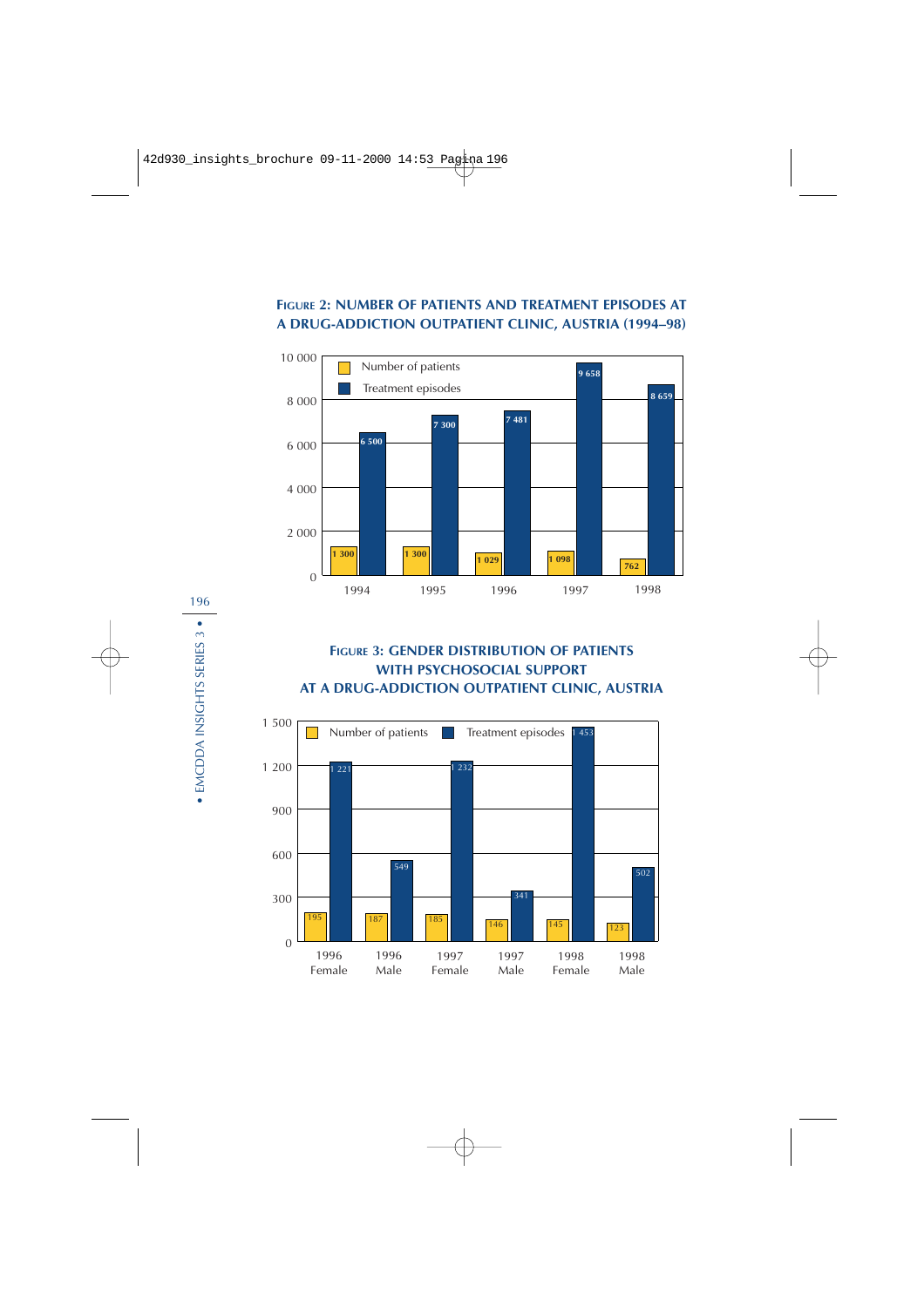**Figure 2: Number of patients and treatment episodes at a drug-addiction outpatient clinic, Austria (1994–98)**

| Year | Number of patients | Treatment episodes |
|---|---|---|
| 1994 | 1 300 | 6 500 |
| 1995 | 1 300 | 7 300 |
| 1996 | 1 029 | 7 481 |
| 1997 | 1 098 | 9 658 |
| 1998 | 762 | 8 659 |

**Figure 3: Gender distribution of patients with psychosocial support at a drug-addiction outpatient clinic, Austria**

| | Number of patients | Treatment episodes |
|---|---|---|
| 1996 Female | 195 | 1 221 |
| 1996 Male | 187 | 549 |
| 1997 Female | 185 | 1 232 |
| 1997 Male | 146 | 341 |
| 1998 Female | 145 | 1 453 |
| 1998 Male | 123 | 502 |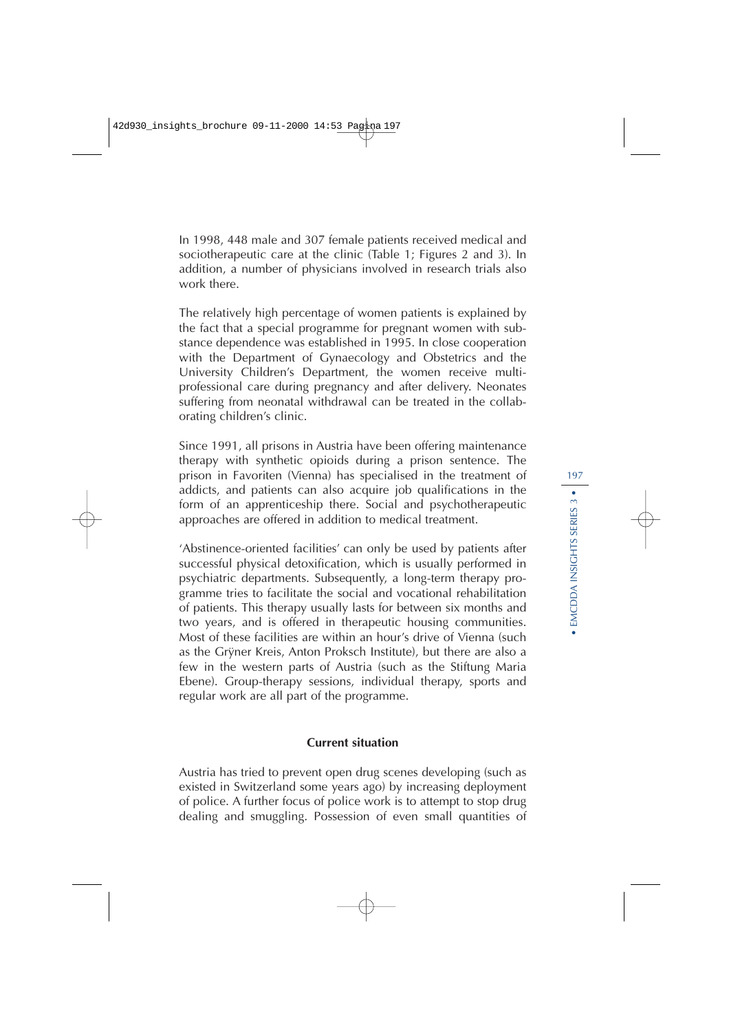In 1998, 448 male and 307 female patients received medical and sociotherapeutic care at the clinic (Table 1; Figures 2 and 3). In addition, a number of physicians involved in research trials also work there.

The relatively high percentage of women patients is explained by the fact that a special programme for pregnant women with substance dependence was established in 1995. In close cooperation with the Department of Gynaecology and Obstetrics and the University Children's Department, the women receive multiprofessional care during pregnancy and after delivery. Neonates suffering from neonatal withdrawal can be treated in the collaborating children's clinic.

Since 1991, all prisons in Austria have been offering maintenance therapy with synthetic opioids during a prison sentence. The prison in Favoriten (Vienna) has specialised in the treatment of addicts, and patients can also acquire job qualifications in the form of an apprenticeship there. Social and psychotherapeutic approaches are offered in addition to medical treatment.

'Abstinence-oriented facilities' can only be used by patients after successful physical detoxification, which is usually performed in psychiatric departments. Subsequently, a long-term therapy programme tries to facilitate the social and vocational rehabilitation of patients. This therapy usually lasts for between six months and two years, and is offered in therapeutic housing communities. Most of these facilities are within an hour's drive of Vienna (such as the Grÿner Kreis, Anton Proksch Institute), but there are also a few in the western parts of Austria (such as the Stiftung Maria Ebene). Group-therapy sessions, individual therapy, sports and regular work are all part of the programme.

### Current situation

Austria has tried to prevent open drug scenes developing (such as existed in Switzerland some years ago) by increasing deployment of police. A further focus of police work is to attempt to stop drug dealing and smuggling. Possession of even small quantities of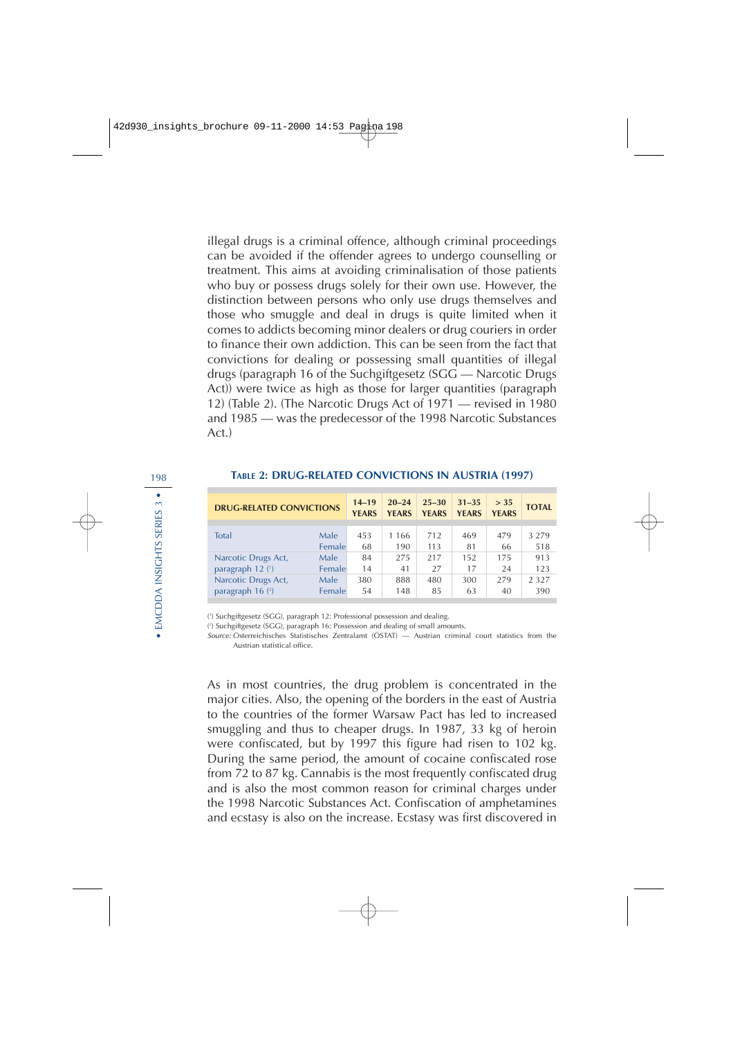illegal drugs is a criminal offence, although criminal proceedings can be avoided if the offender agrees to undergo counselling or treatment. This aims at avoiding criminalisation of those patients who buy or possess drugs solely for their own use. However, the distinction between persons who only use drugs themselves and those who smuggle and deal in drugs is quite limited when it comes to addicts becoming minor dealers or drug couriers in order to finance their own addiction. This can be seen from the fact that convictions for dealing or possessing small quantities of illegal drugs (paragraph 16 of the Suchtgiftgesetz (SGG — Narcotic Drugs Act)) were twice as high as those for larger quantities (paragraph 12) (Table 2). (The Narcotic Drugs Act of 1971 — revised in 1980 and 1985 — was the predecessor of the 1998 Narcotic Substances Act.)

**TABLE 2: DRUG-RELATED CONVICTIONS IN AUSTRIA (1997)**

| DRUG-RELATED CONVICTIONS | | 14–19 YEARS | 20–24 YEARS | 25–30 YEARS | 31–35 YEARS | > 35 YEARS | TOTAL |
|---|---|---|---|---|---|---|---|
| Total | Male | 453 | 1 166 | 712 | 469 | 479 | 3 279 |
| | Female | 68 | 190 | 113 | 81 | 66 | 518 |
| Narcotic Drugs Act, paragraph 12 (1) | Male | 84 | 275 | 217 | 152 | 175 | 913 |
| | Female | 14 | 41 | 27 | 17 | 24 | 123 |
| Narcotic Drugs Act, paragraph 16 (2) | Male | 380 | 888 | 480 | 300 | 279 | 2 327 |
| | Female | 54 | 148 | 85 | 63 | 40 | 390 |

(1) Suchtgiftgesetz (SGG), paragraph 12: Professional possession and dealing.
(2) Suchtgiftgesetz (SGG), paragraph 16: Possession and dealing of small amounts.
*Source:* Österreichisches Statistisches Zentralamt (ÖSTAT) — Austrian criminal court statistics from the Austrian statistical office.

As in most countries, the drug problem is concentrated in the major cities. Also, the opening of the borders in the east of Austria to the countries of the former Warsaw Pact has led to increased smuggling and thus to cheaper drugs. In 1987, 33 kg of heroin were confiscated, but by 1997 this figure had risen to 102 kg. During the same period, the amount of cocaine confiscated rose from 72 to 87 kg. Cannabis is the most frequently confiscated drug and is also the most common reason for criminal charges under the 1998 Narcotic Substances Act. Confiscation of amphetamines and ecstasy is also on the increase. Ecstasy was first discovered in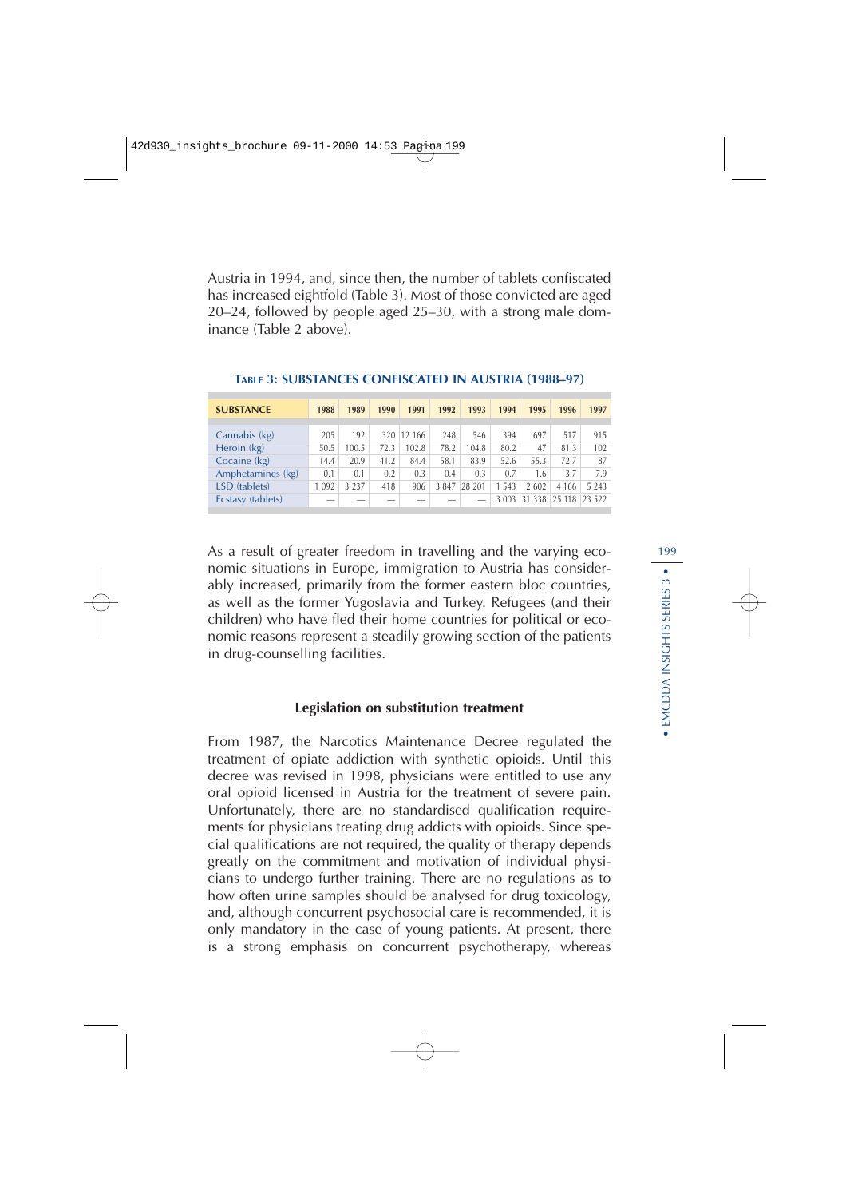Austria in 1994, and, since then, the number of tablets confiscated has increased eightfold (Table 3). Most of those convicted are aged 20–24, followed by people aged 25–30, with a strong male dominance (Table 2 above).

**TABLE 3: SUBSTANCES CONFISCATED IN AUSTRIA (1988–97)**

| SUBSTANCE | 1988 | 1989 | 1990 | 1991 | 1992 | 1993 | 1994 | 1995 | 1996 | 1997 |
|---|---|---|---|---|---|---|---|---|---|---|
| Cannabis (kg) | 205 | 192 | 320 | 12 166 | 248 | 546 | 394 | 697 | 517 | 915 |
| Heroin (kg) | 50.5 | 100.5 | 72.3 | 102.8 | 78.2 | 104.8 | 80.2 | 47 | 81.3 | 102 |
| Cocaine (kg) | 14.4 | 20.9 | 41.2 | 84.4 | 58.1 | 83.9 | 52.6 | 55.3 | 72.7 | 87 |
| Amphetamines (kg) | 0.1 | 0.1 | 0.2 | 0.3 | 0.4 | 0.3 | 0.7 | 1.6 | 3.7 | 7.9 |
| LSD (tablets) | 1 092 | 3 237 | 418 | 906 | 3 847 | 28 201 | 1 543 | 2 602 | 4 166 | 5 243 |
| Ecstasy (tablets) | — | — | — | — | — | — | 3 003 | 31 338 | 25 118 | 23 522 |

As a result of greater freedom in travelling and the varying economic situations in Europe, immigration to Austria has considerably increased, primarily from the former eastern bloc countries, as well as the former Yugoslavia and Turkey. Refugees (and their children) who have fled their home countries for political or economic reasons represent a steadily growing section of the patients in drug-counselling facilities.

### Legislation on substitution treatment

From 1987, the Narcotics Maintenance Decree regulated the treatment of opiate addiction with synthetic opioids. Until this decree was revised in 1998, physicians were entitled to use any oral opioid licensed in Austria for the treatment of severe pain. Unfortunately, there are no standardised qualification requirements for physicians treating drug addicts with opioids. Since special qualifications are not required, the quality of therapy depends greatly on the commitment and motivation of individual physicians to undergo further training. There are no regulations as to how often urine samples should be analysed for drug toxicology, and, although concurrent psychosocial care is recommended, it is only mandatory in the case of young patients. At present, there is a strong emphasis on concurrent psychotherapy, whereas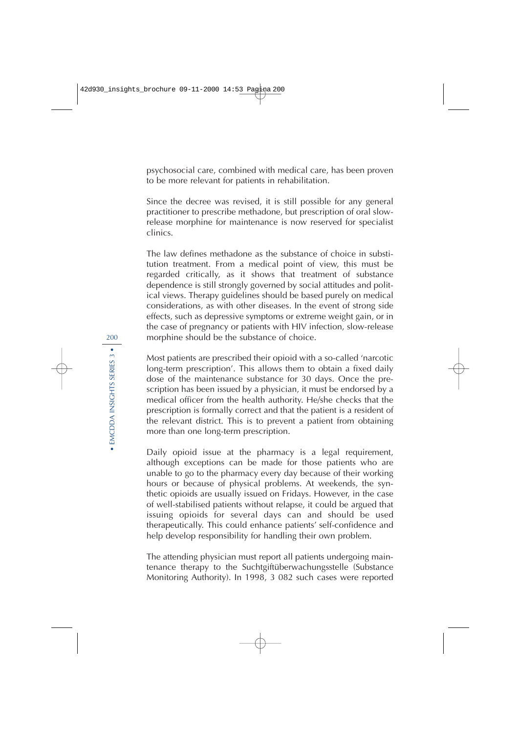psychosocial care, combined with medical care, has been proven to be more relevant for patients in rehabilitation.

Since the decree was revised, it is still possible for any general practitioner to prescribe methadone, but prescription of oral slow-release morphine for maintenance is now reserved for specialist clinics.

The law defines methadone as the substance of choice in substitution treatment. From a medical point of view, this must be regarded critically, as it shows that treatment of substance dependence is still strongly governed by social attitudes and political views. Therapy guidelines should be based purely on medical considerations, as with other diseases. In the event of strong side effects, such as depressive symptoms or extreme weight gain, or in the case of pregnancy or patients with HIV infection, slow-release morphine should be the substance of choice.

Most patients are prescribed their opioid with a so-called 'narcotic long-term prescription'. This allows them to obtain a fixed daily dose of the maintenance substance for 30 days. Once the prescription has been issued by a physician, it must be endorsed by a medical officer from the health authority. He/she checks that the prescription is formally correct and that the patient is a resident of the relevant district. This is to prevent a patient from obtaining more than one long-term prescription.

Daily opioid issue at the pharmacy is a legal requirement, although exceptions can be made for those patients who are unable to go to the pharmacy every day because of their working hours or because of physical problems. At weekends, the synthetic opioids are usually issued on Fridays. However, in the case of well-stabilised patients without relapse, it could be argued that issuing opioids for several days can and should be used therapeutically. This could enhance patients' self-confidence and help develop responsibility for handling their own problem.

The attending physician must report all patients undergoing maintenance therapy to the Suchtgiftüberwachungsstelle (Substance Monitoring Authority). In 1998, 3 082 such cases were reported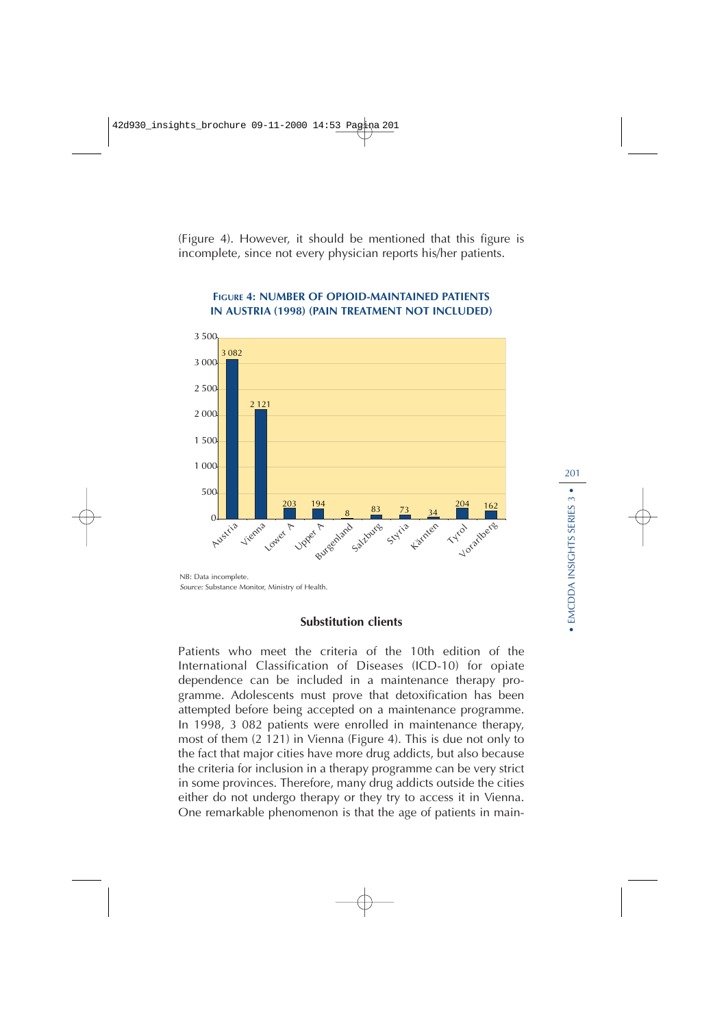(Figure 4). However, it should be mentioned that this figure is incomplete, since not every physician reports his/her patients.

**FIGURE 4: NUMBER OF OPIOID-MAINTAINED PATIENTS IN AUSTRIA (1998) (PAIN TREATMENT NOT INCLUDED)**

| Region | Patients |
|---|---|
| Austria | 3 082 |
| Vienna | 2 121 |
| Lower A | 203 |
| Upper A | 194 |
| Burgenland | 8 |
| Salzburg | 83 |
| Styria | 73 |
| Kärnten | 34 |
| Tyrol | 204 |
| Voralberg | 162 |

NB: Data incomplete.
*Source:* Substance Monitor, Ministry of Health.

### Substitution clients

Patients who meet the criteria of the 10th edition of the International Classification of Diseases (ICD-10) for opiate dependence can be included in a maintenance therapy programme. Adolescents must prove that detoxification has been attempted before being accepted on a maintenance programme. In 1998, 3 082 patients were enrolled in maintenance therapy, most of them (2 121) in Vienna (Figure 4). This is due not only to the fact that major cities have more drug addicts, but also because the criteria for inclusion in a therapy programme can be very strict in some provinces. Therefore, many drug addicts outside the cities either do not undergo therapy or they try to access it in Vienna. One remarkable phenomenon is that the age of patients in main-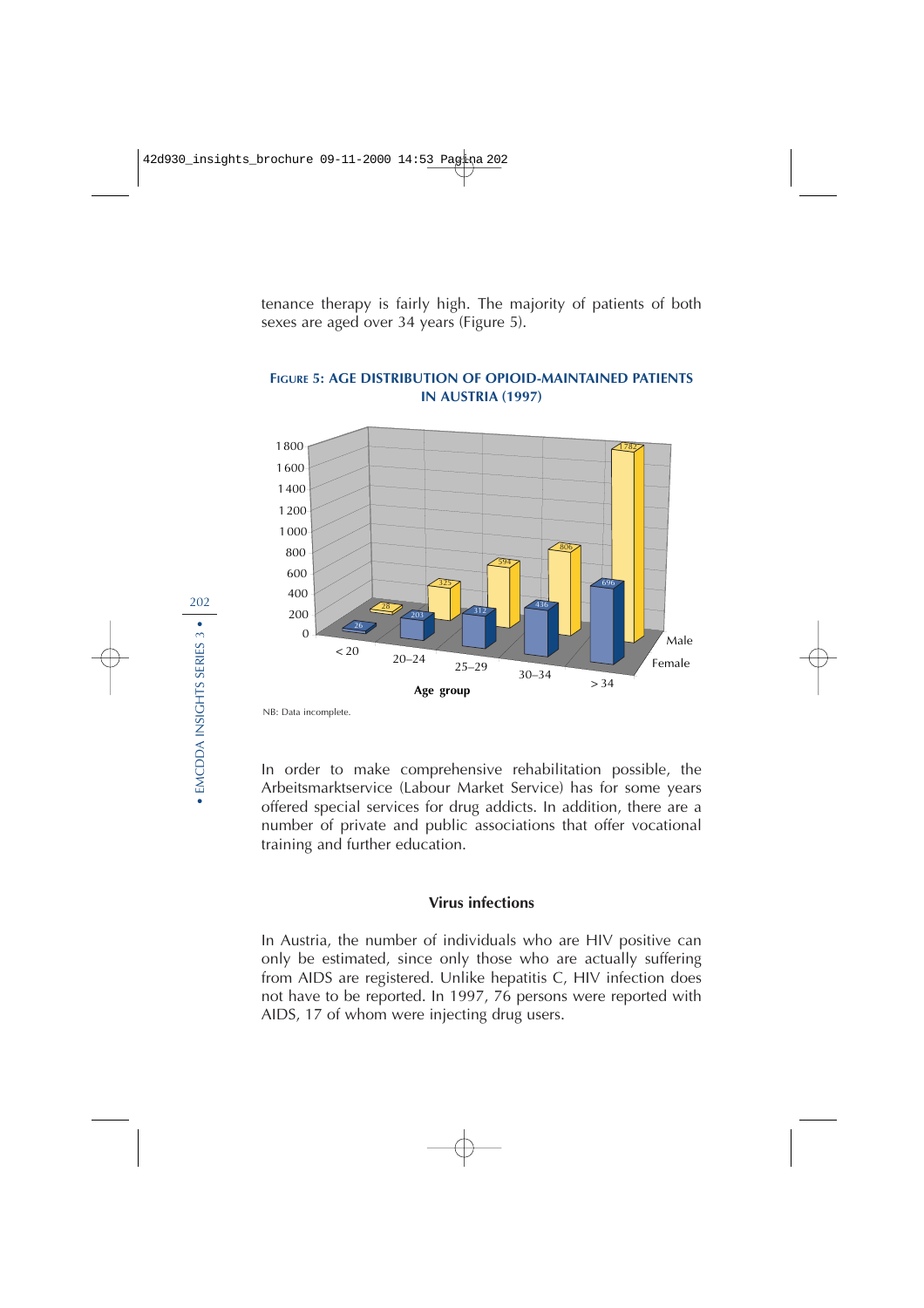tenance therapy is fairly high. The majority of patients of both sexes are aged over 34 years (Figure 5).

**FIGURE 5: AGE DISTRIBUTION OF OPIOID-MAINTAINED PATIENTS IN AUSTRIA (1997)**

| Age group | Female | Male |
|---|---|---|
| < 20 | 26 | 28 |
| 20–24 | 203 | 325 |
| 25–29 | 312 | 594 |
| 30–34 | 436 | 806 |
| > 34 | 696 | 1782 |

NB: Data incomplete.

In order to make comprehensive rehabilitation possible, the Arbeitsmarktservice (Labour Market Service) has for some years offered special services for drug addicts. In addition, there are a number of private and public associations that offer vocational training and further education.

### Virus infections

In Austria, the number of individuals who are HIV positive can only be estimated, since only those who are actually suffering from AIDS are registered. Unlike hepatitis C, HIV infection does not have to be reported. In 1997, 76 persons were reported with AIDS, 17 of whom were injecting drug users.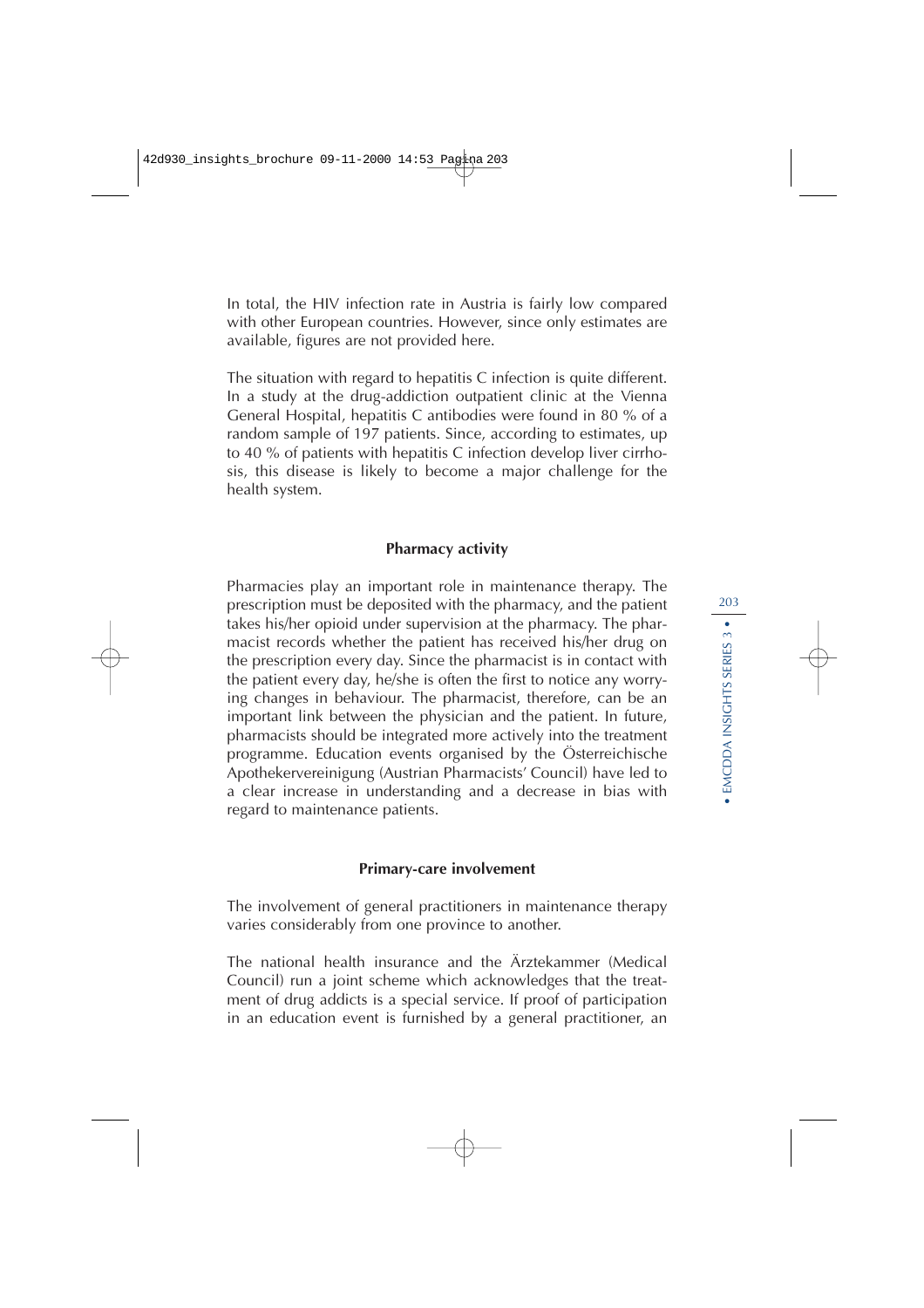In total, the HIV infection rate in Austria is fairly low compared with other European countries. However, since only estimates are available, figures are not provided here.

The situation with regard to hepatitis C infection is quite different. In a study at the drug-addiction outpatient clinic at the Vienna General Hospital, hepatitis C antibodies were found in 80 % of a random sample of 197 patients. Since, according to estimates, up to 40 % of patients with hepatitis C infection develop liver cirrhosis, this disease is likely to become a major challenge for the health system.

### Pharmacy activity

Pharmacies play an important role in maintenance therapy. The prescription must be deposited with the pharmacy, and the patient takes his/her opioid under supervision at the pharmacy. The pharmacist records whether the patient has received his/her drug on the prescription every day. Since the pharmacist is in contact with the patient every day, he/she is often the first to notice any worrying changes in behaviour. The pharmacist, therefore, can be an important link between the physician and the patient. In future, pharmacists should be integrated more actively into the treatment programme. Education events organised by the Österreichische Apothekervereinigung (Austrian Pharmacists' Council) have led to a clear increase in understanding and a decrease in bias with regard to maintenance patients.

### Primary-care involvement

The involvement of general practitioners in maintenance therapy varies considerably from one province to another.

The national health insurance and the Ärztekammer (Medical Council) run a joint scheme which acknowledges that the treatment of drug addicts is a special service. If proof of participation in an education event is furnished by a general practitioner, an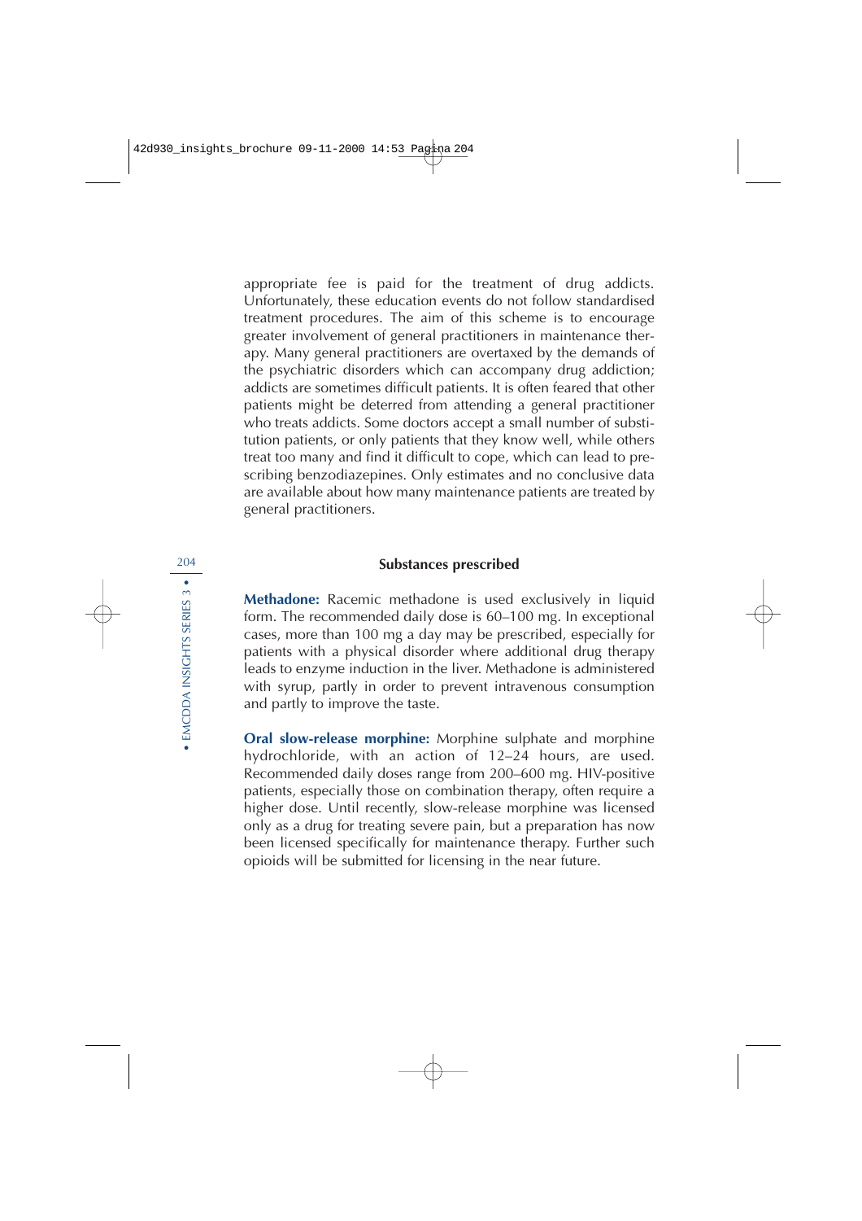appropriate fee is paid for the treatment of drug addicts. Unfortunately, these education events do not follow standardised treatment procedures. The aim of this scheme is to encourage greater involvement of general practitioners in maintenance therapy. Many general practitioners are overtaxed by the demands of the psychiatric disorders which can accompany drug addiction; addicts are sometimes difficult patients. It is often feared that other patients might be deterred from attending a general practitioner who treats addicts. Some doctors accept a small number of substitution patients, or only patients that they know well, while others treat too many and find it difficult to cope, which can lead to prescribing benzodiazepines. Only estimates and no conclusive data are available about how many maintenance patients are treated by general practitioners.

### Substances prescribed

**Methadone:** Racemic methadone is used exclusively in liquid form. The recommended daily dose is 60–100 mg. In exceptional cases, more than 100 mg a day may be prescribed, especially for patients with a physical disorder where additional drug therapy leads to enzyme induction in the liver. Methadone is administered with syrup, partly in order to prevent intravenous consumption and partly to improve the taste.

**Oral slow-release morphine:** Morphine sulphate and morphine hydrochloride, with an action of 12–24 hours, are used. Recommended daily doses range from 200–600 mg. HIV-positive patients, especially those on combination therapy, often require a higher dose. Until recently, slow-release morphine was licensed only as a drug for treating severe pain, but a preparation has now been licensed specifically for maintenance therapy. Further such opioids will be submitted for licensing in the near future.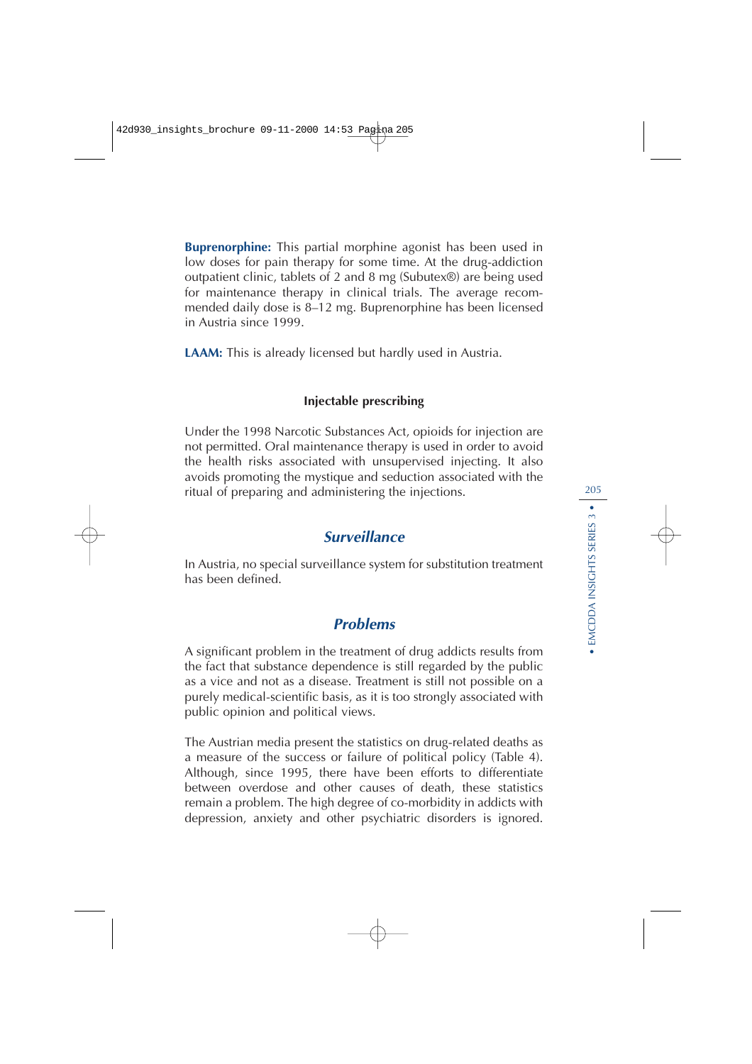**Buprenorphine:** This partial morphine agonist has been used in low doses for pain therapy for some time. At the drug-addiction outpatient clinic, tablets of 2 and 8 mg (Subutex®) are being used for maintenance therapy in clinical trials. The average recommended daily dose is 8–12 mg. Buprenorphine has been licensed in Austria since 1999.

**LAAM:** This is already licensed but hardly used in Austria.

#### Injectable prescribing

Under the 1998 Narcotic Substances Act, opioids for injection are not permitted. Oral maintenance therapy is used in order to avoid the health risks associated with unsupervised injecting. It also avoids promoting the mystique and seduction associated with the ritual of preparing and administering the injections.

### *Surveillance*

In Austria, no special surveillance system for substitution treatment has been defined.

### *Problems*

A significant problem in the treatment of drug addicts results from the fact that substance dependence is still regarded by the public as a vice and not as a disease. Treatment is still not possible on a purely medical-scientific basis, as it is too strongly associated with public opinion and political views.

The Austrian media present the statistics on drug-related deaths as a measure of the success or failure of political policy (Table 4). Although, since 1995, there have been efforts to differentiate between overdose and other causes of death, these statistics remain a problem. The high degree of co-morbidity in addicts with depression, anxiety and other psychiatric disorders is ignored.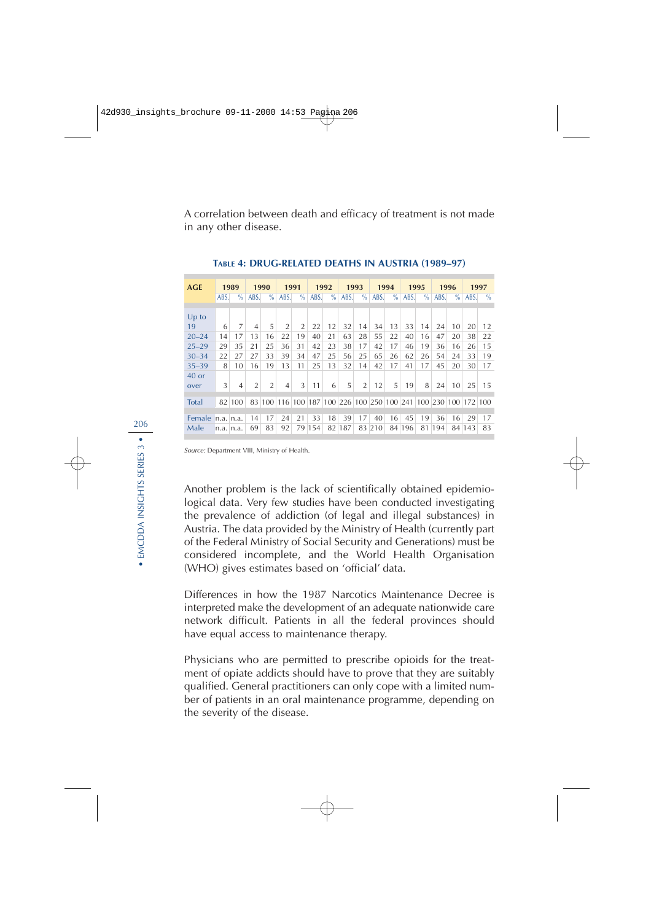A correlation between death and efficacy of treatment is not made in any other disease.

**TABLE 4: DRUG-RELATED DEATHS IN AUSTRIA (1989–97)**

| AGE | 1989 | | 1990 | | 1991 | | 1992 | | 1993 | | 1994 | | 1995 | | 1996 | | 1997 | |
|---|---|---|---|---|---|---|---|---|---|---|---|---|---|---|---|---|---|---|
| | ABS. | % | ABS. | % | ABS. | % | ABS. | % | ABS. | % | ABS. | % | ABS. | % | ABS. | % | ABS. | % |
| Up to 19 | 6 | 7 | 4 | 5 | 2 | 2 | 22 | 12 | 32 | 14 | 34 | 13 | 33 | 14 | 24 | 10 | 20 | 12 |
| 20–24 | 14 | 17 | 13 | 16 | 22 | 19 | 40 | 21 | 63 | 28 | 55 | 22 | 40 | 16 | 47 | 20 | 38 | 22 |
| 25–29 | 29 | 35 | 21 | 25 | 36 | 31 | 42 | 23 | 38 | 17 | 42 | 17 | 46 | 19 | 36 | 16 | 26 | 15 |
| 30–34 | 22 | 27 | 27 | 33 | 39 | 34 | 47 | 25 | 56 | 25 | 65 | 26 | 62 | 26 | 54 | 24 | 33 | 19 |
| 35–39 | 8 | 10 | 16 | 19 | 13 | 11 | 25 | 13 | 32 | 14 | 42 | 17 | 41 | 17 | 45 | 20 | 30 | 17 |
| 40 or over | 3 | 4 | 2 | 2 | 4 | 3 | 11 | 6 | 5 | 2 | 12 | 5 | 19 | 8 | 24 | 10 | 25 | 15 |
| Total | 82 | 100 | 83 | 100 | 116 | 100 | 187 | 100 | 226 | 100 | 250 | 100 | 241 | 100 | 230 | 100 | 172 | 100 |
| Female | n.a. | n.a. | 14 | 17 | 24 | 21 | 33 | 18 | 39 | 17 | 40 | 16 | 45 | 19 | 36 | 16 | 29 | 17 |
| Male | n.a. | n.a. | 69 | 83 | 92 | 79 | 154 | 82 | 187 | 83 | 210 | 84 | 196 | 81 | 194 | 84 | 143 | 83 |

*Source:* Department VIII, Ministry of Health.

Another problem is the lack of scientifically obtained epidemiological data. Very few studies have been conducted investigating the prevalence of addiction (of legal and illegal substances) in Austria. The data provided by the Ministry of Health (currently part of the Federal Ministry of Social Security and Generations) must be considered incomplete, and the World Health Organisation (WHO) gives estimates based on 'official' data.

Differences in how the 1987 Narcotics Maintenance Decree is interpreted make the development of an adequate nationwide care network difficult. Patients in all the federal provinces should have equal access to maintenance therapy.

Physicians who are permitted to prescribe opioids for the treatment of opiate addicts should have to prove that they are suitably qualified. General practitioners can only cope with a limited number of patients in an oral maintenance programme, depending on the severity of the disease.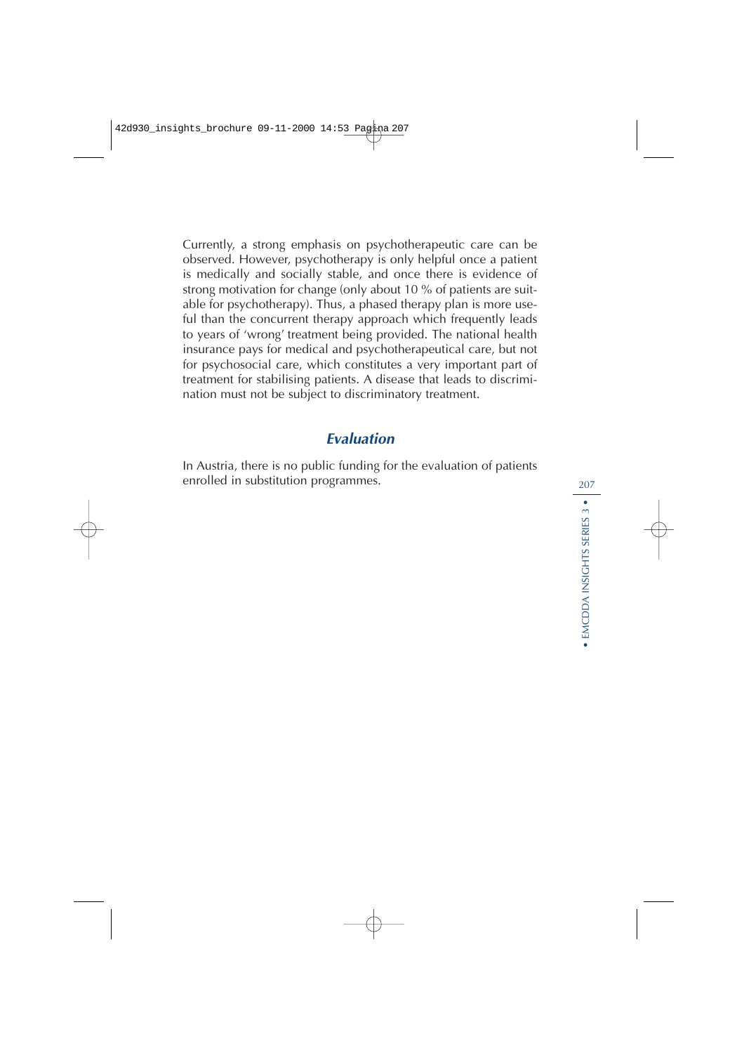Currently, a strong emphasis on psychotherapeutic care can be observed. However, psychotherapy is only helpful once a patient is medically and socially stable, and once there is evidence of strong motivation for change (only about 10 % of patients are suitable for psychotherapy). Thus, a phased therapy plan is more useful than the concurrent therapy approach which frequently leads to years of 'wrong' treatment being provided. The national health insurance pays for medical and psychotherapeutical care, but not for psychosocial care, which constitutes a very important part of treatment for stabilising patients. A disease that leads to discrimination must not be subject to discriminatory treatment.

## *Evaluation*

In Austria, there is no public funding for the evaluation of patients enrolled in substitution programmes.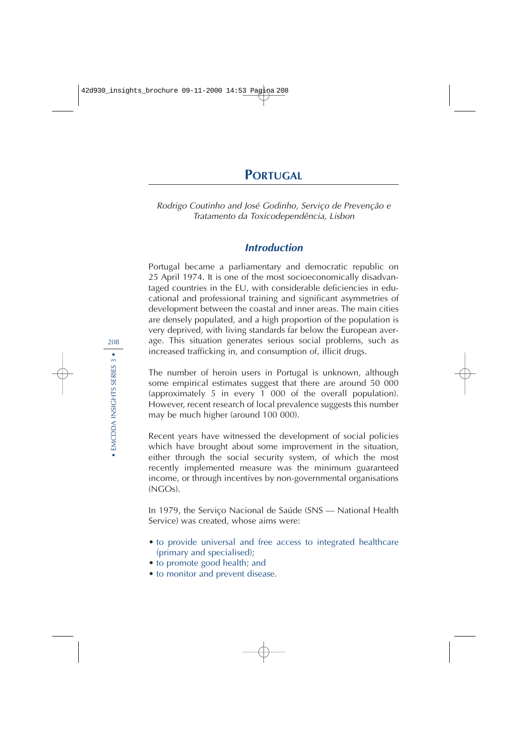# Portugal

*Rodrigo Coutinho and José Godinho, Serviço de Prevenção e Tratamento da Toxicodependência, Lisbon*

## Introduction

Portugal became a parliamentary and democratic republic on 25 April 1974. It is one of the most socioeconomically disadvantaged countries in the EU, with considerable deficiencies in educational and professional training and significant asymmetries of development between the coastal and inner areas. The main cities are densely populated, and a high proportion of the population is very deprived, with living standards far below the European average. This situation generates serious social problems, such as increased trafficking in, and consumption of, illicit drugs.

The number of heroin users in Portugal is unknown, although some empirical estimates suggest that there are around 50 000 (approximately 5 in every 1 000 of the overall population). However, recent research of local prevalence suggests this number may be much higher (around 100 000).

Recent years have witnessed the development of social policies which have brought about some improvement in the situation, either through the social security system, of which the most recently implemented measure was the minimum guaranteed income, or through incentives by non-governmental organisations (NGOs).

In 1979, the Serviço Nacional de Saúde (SNS — National Health Service) was created, whose aims were:

- to provide universal and free access to integrated healthcare (primary and specialised);
- to promote good health; and
- to monitor and prevent disease.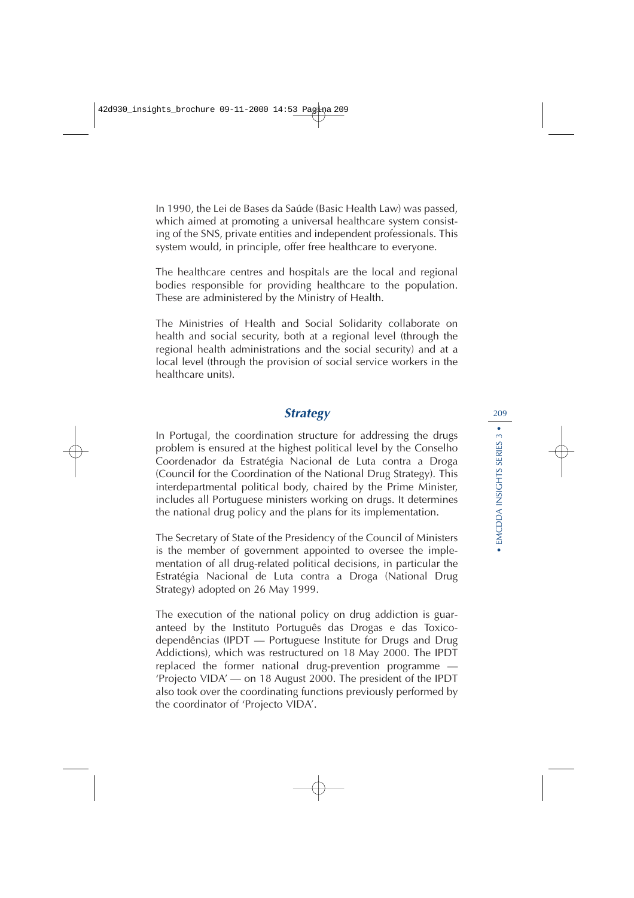In 1990, the Lei de Bases da Saúde (Basic Health Law) was passed, which aimed at promoting a universal healthcare system consisting of the SNS, private entities and independent professionals. This system would, in principle, offer free healthcare to everyone.

The healthcare centres and hospitals are the local and regional bodies responsible for providing healthcare to the population. These are administered by the Ministry of Health.

The Ministries of Health and Social Solidarity collaborate on health and social security, both at a regional level (through the regional health administrations and the social security) and at a local level (through the provision of social service workers in the healthcare units).

## *Strategy*

In Portugal, the coordination structure for addressing the drugs problem is ensured at the highest political level by the Conselho Coordenador da Estratégia Nacional de Luta contra a Droga (Council for the Coordination of the National Drug Strategy). This interdepartmental political body, chaired by the Prime Minister, includes all Portuguese ministers working on drugs. It determines the national drug policy and the plans for its implementation.

The Secretary of State of the Presidency of the Council of Ministers is the member of government appointed to oversee the implementation of all drug-related political decisions, in particular the Estratégia Nacional de Luta contra a Droga (National Drug Strategy) adopted on 26 May 1999.

The execution of the national policy on drug addiction is guaranteed by the Instituto Português das Drogas e das Toxicodependências (IPDT — Portuguese Institute for Drugs and Drug Addictions), which was restructured on 18 May 2000. The IPDT replaced the former national drug-prevention programme — 'Projecto VIDA' — on 18 August 2000. The president of the IPDT also took over the coordinating functions previously performed by the coordinator of 'Projecto VIDA'.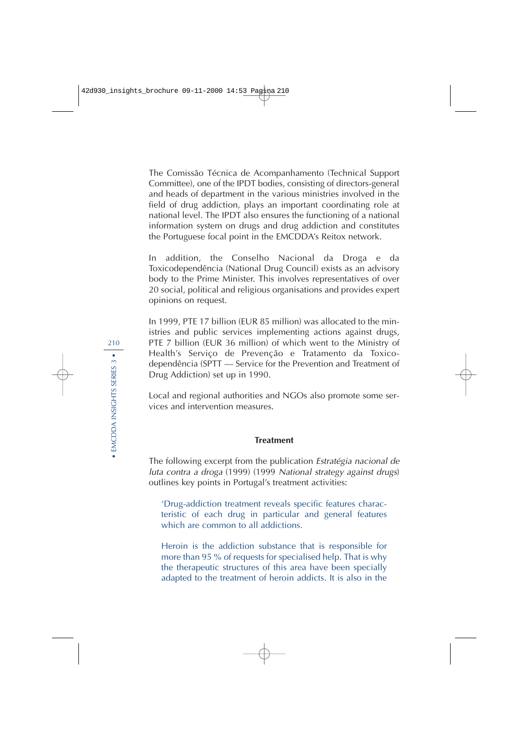The Comissão Técnica de Acompanhamento (Technical Support Committee), one of the IPDT bodies, consisting of directors-general and heads of department in the various ministries involved in the field of drug addiction, plays an important coordinating role at national level. The IPDT also ensures the functioning of a national information system on drugs and drug addiction and constitutes the Portuguese focal point in the EMCDDA's Reitox network.

In addition, the Conselho Nacional da Droga e da Toxicodependência (National Drug Council) exists as an advisory body to the Prime Minister. This involves representatives of over 20 social, political and religious organisations and provides expert opinions on request.

In 1999, PTE 17 billion (EUR 85 million) was allocated to the ministries and public services implementing actions against drugs, PTE 7 billion (EUR 36 million) of which went to the Ministry of Health's Serviço de Prevenção e Tratamento da Toxicodependência (SPTT — Service for the Prevention and Treatment of Drug Addiction) set up in 1990.

Local and regional authorities and NGOs also promote some services and intervention measures.

## Treatment

The following excerpt from the publication *Estratégia nacional de luta contra a droga* (1999) (1999 *National strategy against drugs*) outlines key points in Portugal's treatment activities:

> 'Drug-addiction treatment reveals specific features characteristic of each drug in particular and general features which are common to all addictions.
>
> Heroin is the addiction substance that is responsible for more than 95 % of requests for specialised help. That is why the therapeutic structures of this area have been specially adapted to the treatment of heroin addicts. It is also in the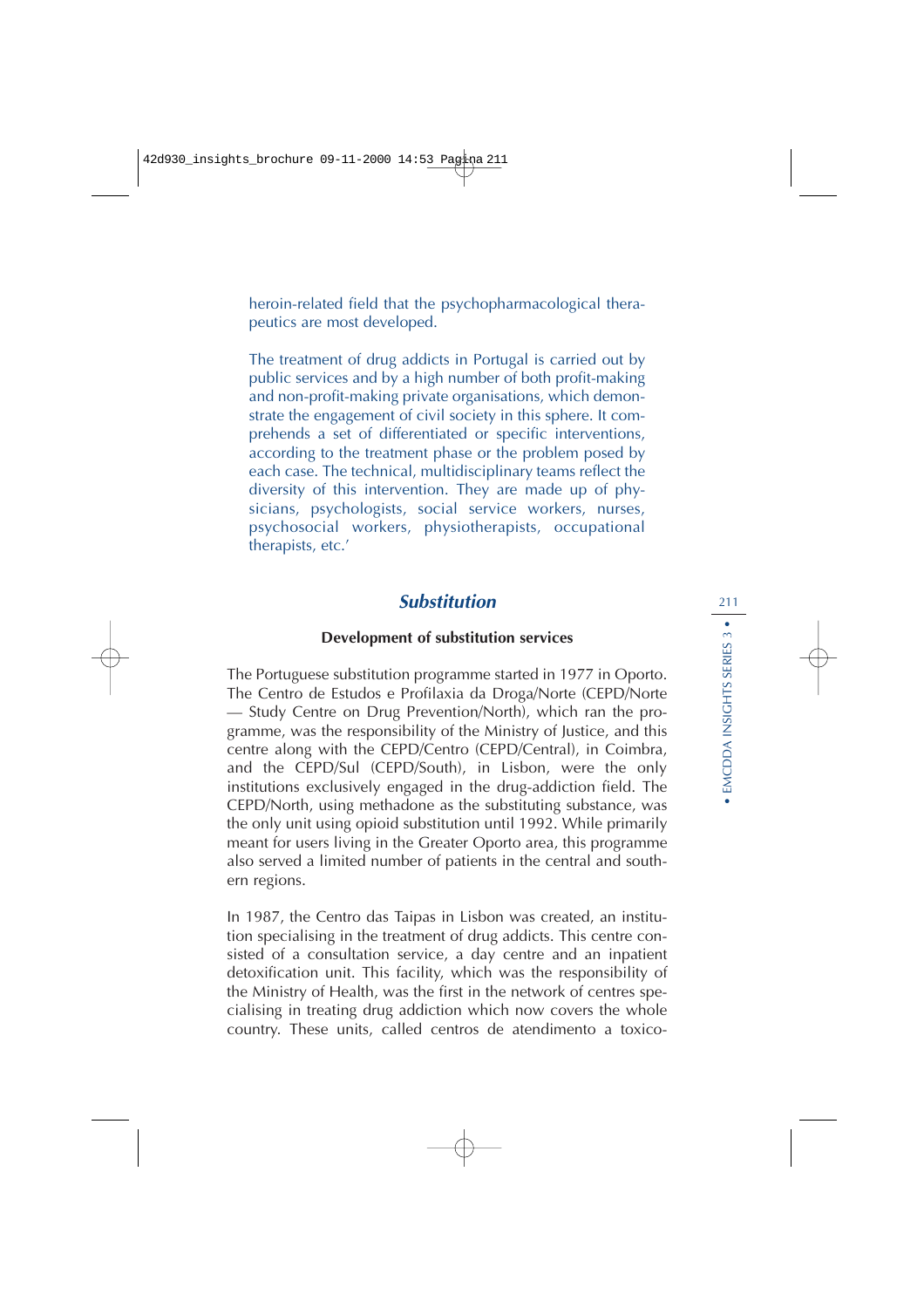heroin-related field that the psychopharmacological therapeutics are most developed.

The treatment of drug addicts in Portugal is carried out by public services and by a high number of both profit-making and non-profit-making private organisations, which demonstrate the engagement of civil society in this sphere. It comprehends a set of differentiated or specific interventions, according to the treatment phase or the problem posed by each case. The technical, multidisciplinary teams reflect the diversity of this intervention. They are made up of physicians, psychologists, social service workers, nurses, psychosocial workers, physiotherapists, occupational therapists, etc.'

## *Substitution*

### Development of substitution services

The Portuguese substitution programme started in 1977 in Oporto. The Centro de Estudos e Profilaxia da Droga/Norte (CEPD/Norte — Study Centre on Drug Prevention/North), which ran the programme, was the responsibility of the Ministry of Justice, and this centre along with the CEPD/Centro (CEPD/Central), in Coimbra, and the CEPD/Sul (CEPD/South), in Lisbon, were the only institutions exclusively engaged in the drug-addiction field. The CEPD/North, using methadone as the substituting substance, was the only unit using opioid substitution until 1992. While primarily meant for users living in the Greater Oporto area, this programme also served a limited number of patients in the central and southern regions.

In 1987, the Centro das Taipas in Lisbon was created, an institution specialising in the treatment of drug addicts. This centre consisted of a consultation service, a day centre and an inpatient detoxification unit. This facility, which was the responsibility of the Ministry of Health, was the first in the network of centres specialising in treating drug addiction which now covers the whole country. These units, called centros de atendimento a toxico-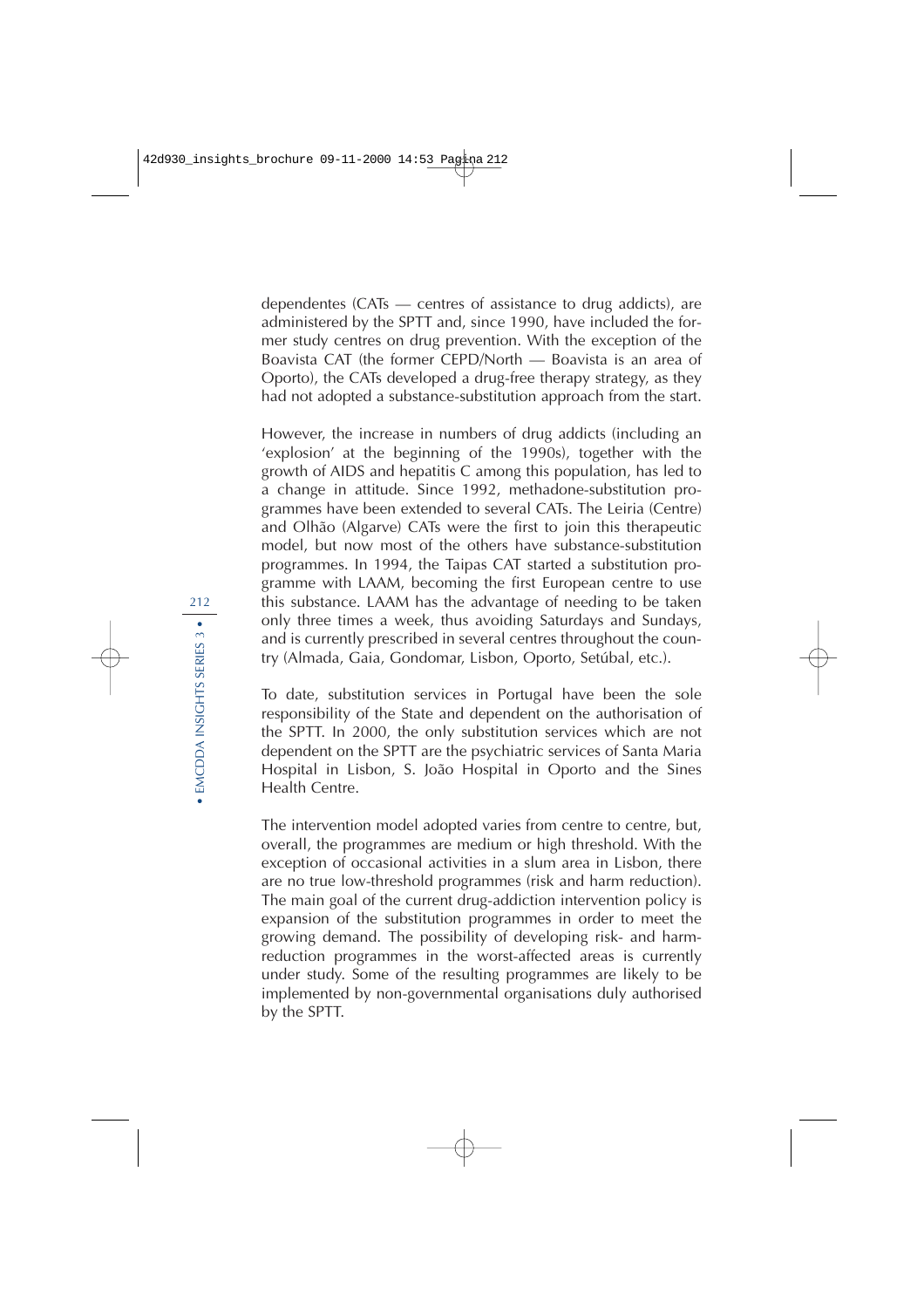dependentes (CATs — centres of assistance to drug addicts), are administered by the SPTT and, since 1990, have included the former study centres on drug prevention. With the exception of the Boavista CAT (the former CEPD/North — Boavista is an area of Oporto), the CATs developed a drug-free therapy strategy, as they had not adopted a substance-substitution approach from the start.

However, the increase in numbers of drug addicts (including an 'explosion' at the beginning of the 1990s), together with the growth of AIDS and hepatitis C among this population, has led to a change in attitude. Since 1992, methadone-substitution programmes have been extended to several CATs. The Leiria (Centre) and Olhão (Algarve) CATs were the first to join this therapeutic model, but now most of the others have substance-substitution programmes. In 1994, the Taipas CAT started a substitution programme with LAAM, becoming the first European centre to use this substance. LAAM has the advantage of needing to be taken only three times a week, thus avoiding Saturdays and Sundays, and is currently prescribed in several centres throughout the country (Almada, Gaia, Gondomar, Lisbon, Oporto, Setúbal, etc.).

To date, substitution services in Portugal have been the sole responsibility of the State and dependent on the authorisation of the SPTT. In 2000, the only substitution services which are not dependent on the SPTT are the psychiatric services of Santa Maria Hospital in Lisbon, S. João Hospital in Oporto and the Sines Health Centre.

The intervention model adopted varies from centre to centre, but, overall, the programmes are medium or high threshold. With the exception of occasional activities in a slum area in Lisbon, there are no true low-threshold programmes (risk and harm reduction). The main goal of the current drug-addiction intervention policy is expansion of the substitution programmes in order to meet the growing demand. The possibility of developing risk- and harm-reduction programmes in the worst-affected areas is currently under study. Some of the resulting programmes are likely to be implemented by non-governmental organisations duly authorised by the SPTT.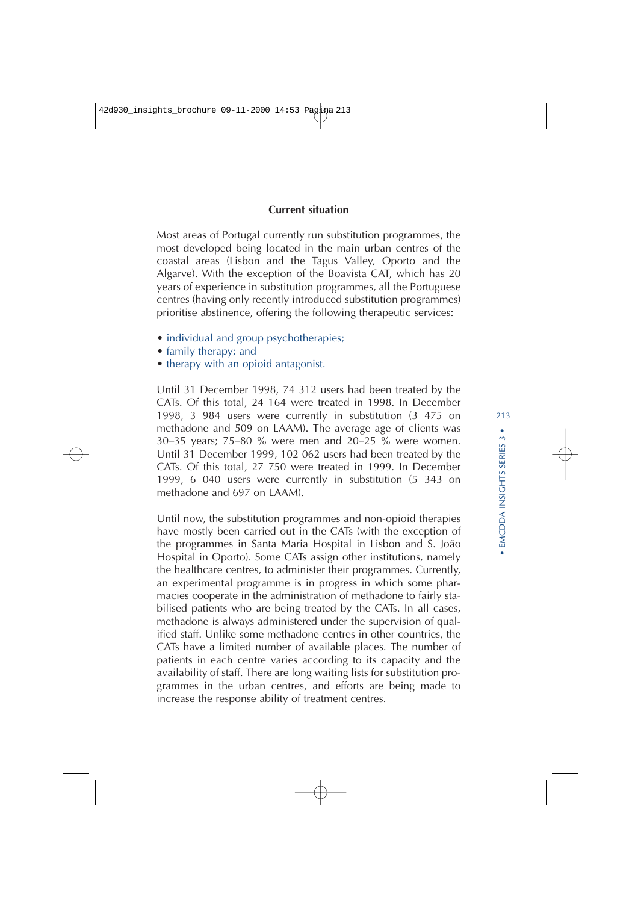## Current situation

Most areas of Portugal currently run substitution programmes, the most developed being located in the main urban centres of the coastal areas (Lisbon and the Tagus Valley, Oporto and the Algarve). With the exception of the Boavista CAT, which has 20 years of experience in substitution programmes, all the Portuguese centres (having only recently introduced substitution programmes) prioritise abstinence, offering the following therapeutic services:

- individual and group psychotherapies;
- family therapy; and
- therapy with an opioid antagonist.

Until 31 December 1998, 74 312 users had been treated by the CATs. Of this total, 24 164 were treated in 1998. In December 1998, 3 984 users were currently in substitution (3 475 on methadone and 509 on LAAM). The average age of clients was 30–35 years; 75–80 % were men and 20–25 % were women. Until 31 December 1999, 102 062 users had been treated by the CATs. Of this total, 27 750 were treated in 1999. In December 1999, 6 040 users were currently in substitution (5 343 on methadone and 697 on LAAM).

Until now, the substitution programmes and non-opioid therapies have mostly been carried out in the CATs (with the exception of the programmes in Santa Maria Hospital in Lisbon and S. João Hospital in Oporto). Some CATs assign other institutions, namely the healthcare centres, to administer their programmes. Currently, an experimental programme is in progress in which some pharmacies cooperate in the administration of methadone to fairly stabilised patients who are being treated by the CATs. In all cases, methadone is always administered under the supervision of qualified staff. Unlike some methadone centres in other countries, the CATs have a limited number of available places. The number of patients in each centre varies according to its capacity and the availability of staff. There are long waiting lists for substitution programmes in the urban centres, and efforts are being made to increase the response ability of treatment centres.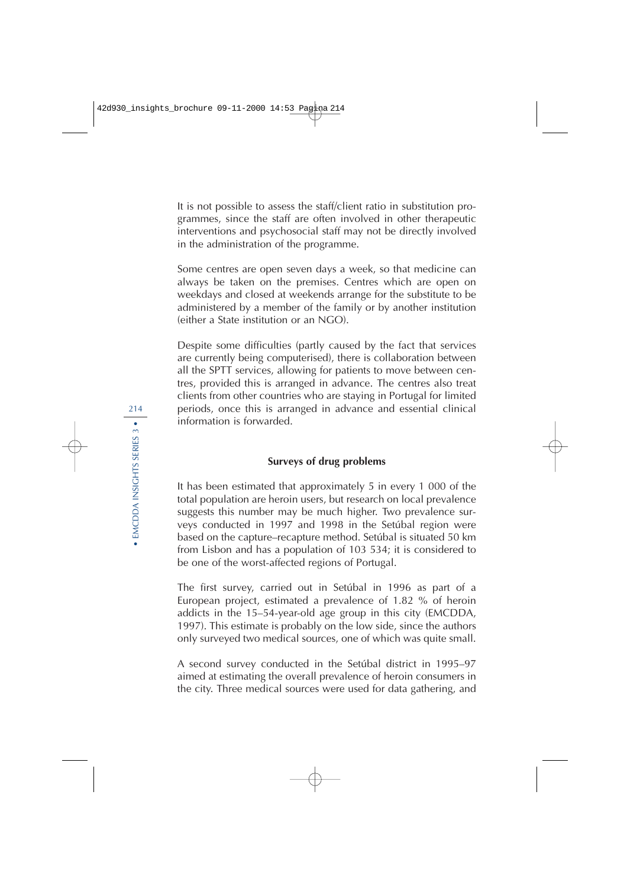It is not possible to assess the staff/client ratio in substitution programmes, since the staff are often involved in other therapeutic interventions and psychosocial staff may not be directly involved in the administration of the programme.

Some centres are open seven days a week, so that medicine can always be taken on the premises. Centres which are open on weekdays and closed at weekends arrange for the substitute to be administered by a member of the family or by another institution (either a State institution or an NGO).

Despite some difficulties (partly caused by the fact that services are currently being computerised), there is collaboration between all the SPTT services, allowing for patients to move between centres, provided this is arranged in advance. The centres also treat clients from other countries who are staying in Portugal for limited periods, once this is arranged in advance and essential clinical information is forwarded.

### Surveys of drug problems

It has been estimated that approximately 5 in every 1 000 of the total population are heroin users, but research on local prevalence suggests this number may be much higher. Two prevalence surveys conducted in 1997 and 1998 in the Setúbal region were based on the capture–recapture method. Setúbal is situated 50 km from Lisbon and has a population of 103 534; it is considered to be one of the worst-affected regions of Portugal.

The first survey, carried out in Setúbal in 1996 as part of a European project, estimated a prevalence of 1.82 % of heroin addicts in the 15–54-year-old age group in this city (EMCDDA, 1997). This estimate is probably on the low side, since the authors only surveyed two medical sources, one of which was quite small.

A second survey conducted in the Setúbal district in 1995–97 aimed at estimating the overall prevalence of heroin consumers in the city. Three medical sources were used for data gathering, and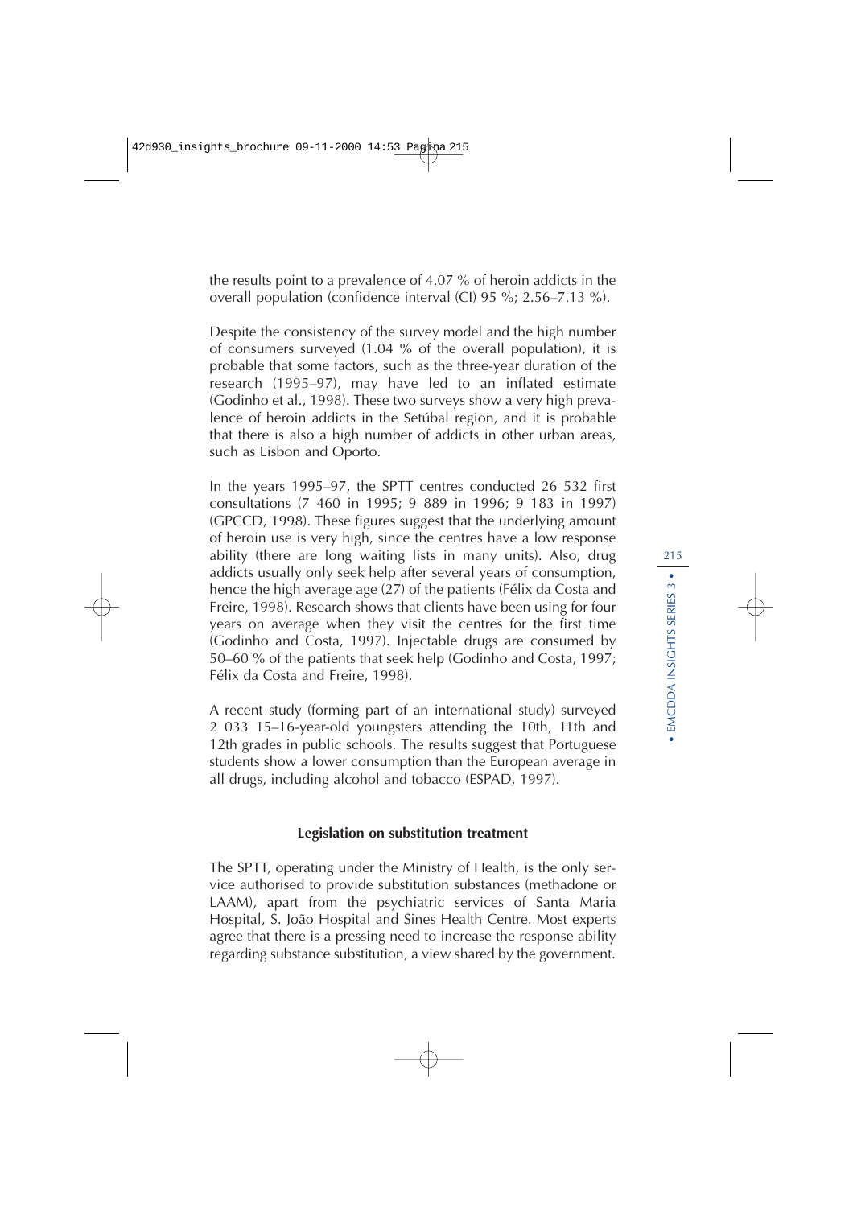the results point to a prevalence of 4.07 % of heroin addicts in the overall population (confidence interval (CI) 95 %; 2.56–7.13 %).

Despite the consistency of the survey model and the high number of consumers surveyed (1.04 % of the overall population), it is probable that some factors, such as the three-year duration of the research (1995–97), may have led to an inflated estimate (Godinho et al., 1998). These two surveys show a very high prevalence of heroin addicts in the Setúbal region, and it is probable that there is also a high number of addicts in other urban areas, such as Lisbon and Oporto.

In the years 1995–97, the SPTT centres conducted 26 532 first consultations (7 460 in 1995; 9 889 in 1996; 9 183 in 1997) (GPCCD, 1998). These figures suggest that the underlying amount of heroin use is very high, since the centres have a low response ability (there are long waiting lists in many units). Also, drug addicts usually only seek help after several years of consumption, hence the high average age (27) of the patients (Félix da Costa and Freire, 1998). Research shows that clients have been using for four years on average when they visit the centres for the first time (Godinho and Costa, 1997). Injectable drugs are consumed by 50–60 % of the patients that seek help (Godinho and Costa, 1997; Félix da Costa and Freire, 1998).

A recent study (forming part of an international study) surveyed 2 033 15–16-year-old youngsters attending the 10th, 11th and 12th grades in public schools. The results suggest that Portuguese students show a lower consumption than the European average in all drugs, including alcohol and tobacco (ESPAD, 1997).

### Legislation on substitution treatment

The SPTT, operating under the Ministry of Health, is the only service authorised to provide substitution substances (methadone or LAAM), apart from the psychiatric services of Santa Maria Hospital, S. João Hospital and Sines Health Centre. Most experts agree that there is a pressing need to increase the response ability regarding substance substitution, a view shared by the government.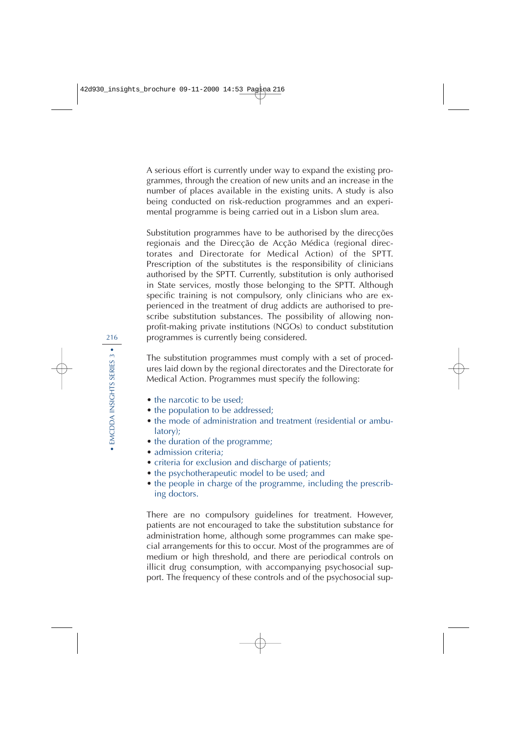A serious effort is currently under way to expand the existing programmes, through the creation of new units and an increase in the number of places available in the existing units. A study is also being conducted on risk-reduction programmes and an experimental programme is being carried out in a Lisbon slum area.

Substitution programmes have to be authorised by the direcções regionais and the Direcção de Acção Médica (regional directorates and Directorate for Medical Action) of the SPTT. Prescription of the substitutes is the responsibility of clinicians authorised by the SPTT. Currently, substitution is only authorised in State services, mostly those belonging to the SPTT. Although specific training is not compulsory, only clinicians who are experienced in the treatment of drug addicts are authorised to prescribe substitution substances. The possibility of allowing non-profit-making private institutions (NGOs) to conduct substitution programmes is currently being considered.

The substitution programmes must comply with a set of procedures laid down by the regional directorates and the Directorate for Medical Action. Programmes must specify the following:

- the narcotic to be used;
- the population to be addressed;
- the mode of administration and treatment (residential or ambulatory);
- the duration of the programme;
- admission criteria;
- criteria for exclusion and discharge of patients;
- the psychotherapeutic model to be used; and
- the people in charge of the programme, including the prescribing doctors.

There are no compulsory guidelines for treatment. However, patients are not encouraged to take the substitution substance for administration home, although some programmes can make special arrangements for this to occur. Most of the programmes are of medium or high threshold, and there are periodical controls on illicit drug consumption, with accompanying psychosocial support. The frequency of these controls and of the psychosocial sup-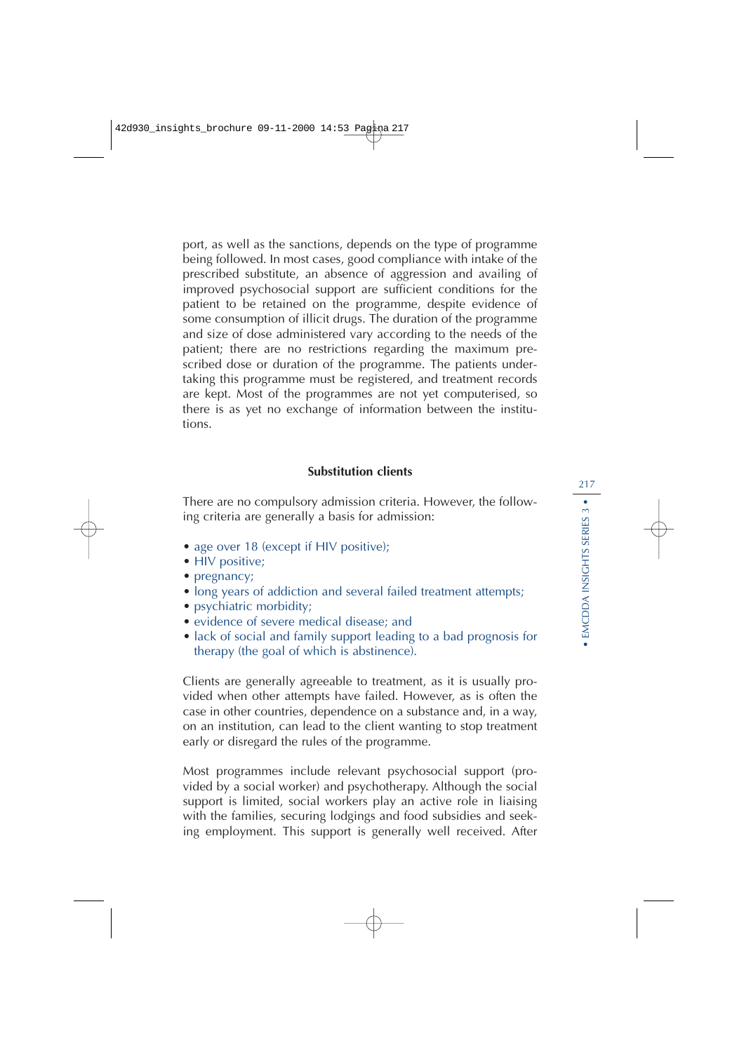port, as well as the sanctions, depends on the type of programme being followed. In most cases, good compliance with intake of the prescribed substitute, an absence of aggression and availing of improved psychosocial support are sufficient conditions for the patient to be retained on the programme, despite evidence of some consumption of illicit drugs. The duration of the programme and size of dose administered vary according to the needs of the patient; there are no restrictions regarding the maximum prescribed dose or duration of the programme. The patients undertaking this programme must be registered, and treatment records are kept. Most of the programmes are not yet computerised, so there is as yet no exchange of information between the institutions.

### Substitution clients

There are no compulsory admission criteria. However, the following criteria are generally a basis for admission:

- age over 18 (except if HIV positive);
- HIV positive;
- pregnancy;
- long years of addiction and several failed treatment attempts;
- psychiatric morbidity;
- evidence of severe medical disease; and
- lack of social and family support leading to a bad prognosis for therapy (the goal of which is abstinence).

Clients are generally agreeable to treatment, as it is usually provided when other attempts have failed. However, as is often the case in other countries, dependence on a substance and, in a way, on an institution, can lead to the client wanting to stop treatment early or disregard the rules of the programme.

Most programmes include relevant psychosocial support (provided by a social worker) and psychotherapy. Although the social support is limited, social workers play an active role in liaising with the families, securing lodgings and food subsidies and seeking employment. This support is generally well received. After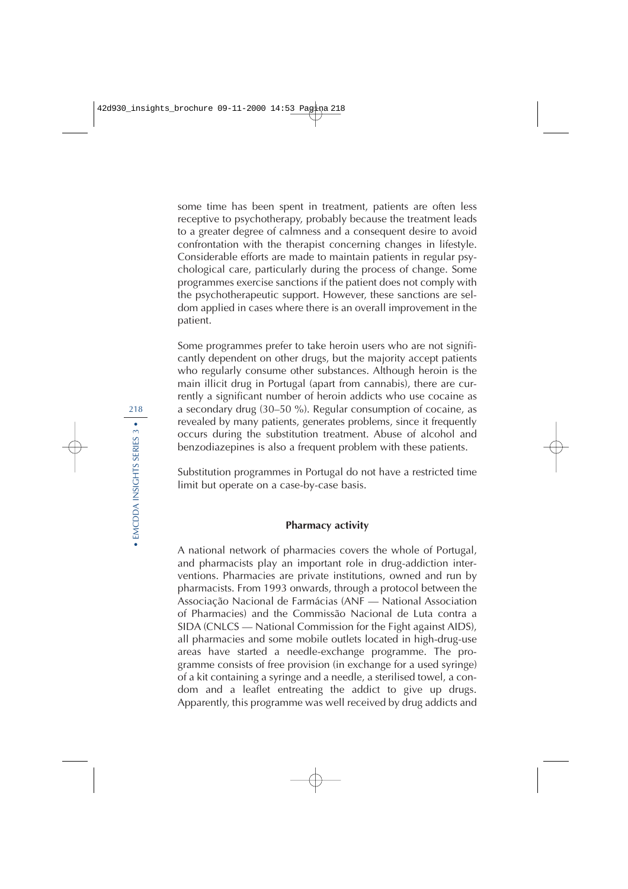some time has been spent in treatment, patients are often less receptive to psychotherapy, probably because the treatment leads to a greater degree of calmness and a consequent desire to avoid confrontation with the therapist concerning changes in lifestyle. Considerable efforts are made to maintain patients in regular psychological care, particularly during the process of change. Some programmes exercise sanctions if the patient does not comply with the psychotherapeutic support. However, these sanctions are seldom applied in cases where there is an overall improvement in the patient.

Some programmes prefer to take heroin users who are not significantly dependent on other drugs, but the majority accept patients who regularly consume other substances. Although heroin is the main illicit drug in Portugal (apart from cannabis), there are currently a significant number of heroin addicts who use cocaine as a secondary drug (30–50 %). Regular consumption of cocaine, as revealed by many patients, generates problems, since it frequently occurs during the substitution treatment. Abuse of alcohol and benzodiazepines is also a frequent problem with these patients.

Substitution programmes in Portugal do not have a restricted time limit but operate on a case-by-case basis.

### Pharmacy activity

A national network of pharmacies covers the whole of Portugal, and pharmacists play an important role in drug-addiction interventions. Pharmacies are private institutions, owned and run by pharmacists. From 1993 onwards, through a protocol between the Associação Nacional de Farmácias (ANF — National Association of Pharmacies) and the Commissão Nacional de Luta contra a SIDA (CNLCS — National Commission for the Fight against AIDS), all pharmacies and some mobile outlets located in high-drug-use areas have started a needle-exchange programme. The programme consists of free provision (in exchange for a used syringe) of a kit containing a syringe and a needle, a sterilised towel, a condom and a leaflet entreating the addict to give up drugs. Apparently, this programme was well received by drug addicts and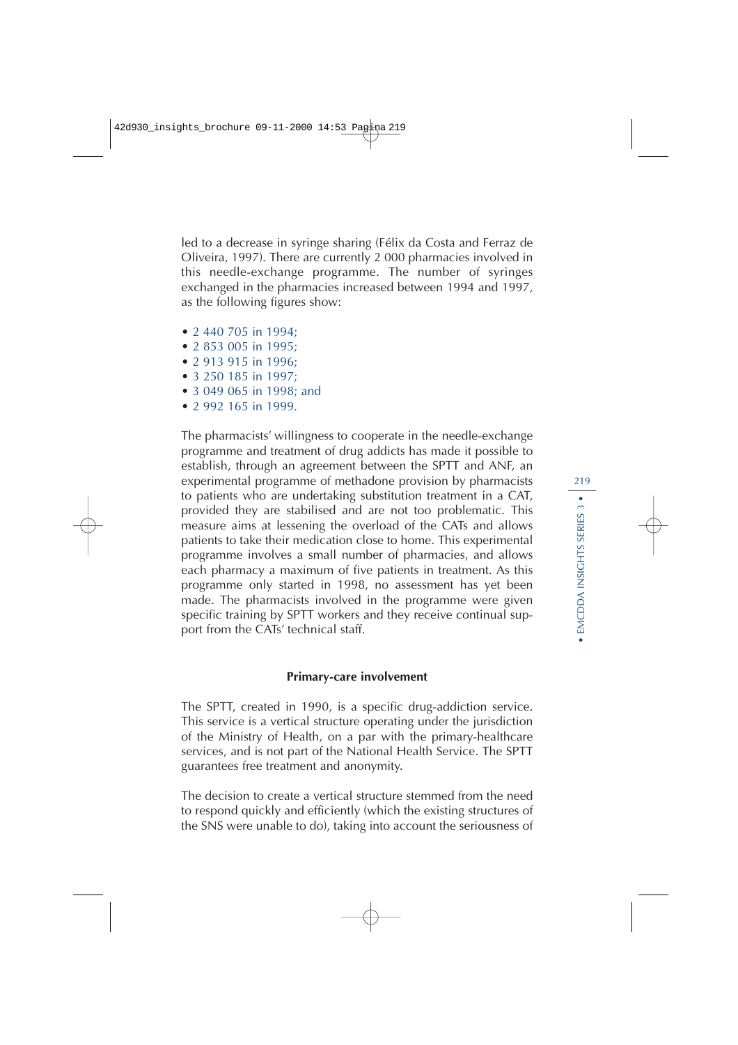led to a decrease in syringe sharing (Félix da Costa and Ferraz de Oliveira, 1997). There are currently 2 000 pharmacies involved in this needle-exchange programme. The number of syringes exchanged in the pharmacies increased between 1994 and 1997, as the following figures show:

- 2 440 705 in 1994;
- 2 853 005 in 1995;
- 2 913 915 in 1996;
- 3 250 185 in 1997;
- 3 049 065 in 1998; and
- 2 992 165 in 1999.

The pharmacists' willingness to cooperate in the needle-exchange programme and treatment of drug addicts has made it possible to establish, through an agreement between the SPTT and ANF, an experimental programme of methadone provision by pharmacists to patients who are undertaking substitution treatment in a CAT, provided they are stabilised and are not too problematic. This measure aims at lessening the overload of the CATs and allows patients to take their medication close to home. This experimental programme involves a small number of pharmacies, and allows each pharmacy a maximum of five patients in treatment. As this programme only started in 1998, no assessment has yet been made. The pharmacists involved in the programme were given specific training by SPTT workers and they receive continual support from the CATs' technical staff.

### Primary-care involvement

The SPTT, created in 1990, is a specific drug-addiction service. This service is a vertical structure operating under the jurisdiction of the Ministry of Health, on a par with the primary-healthcare services, and is not part of the National Health Service. The SPTT guarantees free treatment and anonymity.

The decision to create a vertical structure stemmed from the need to respond quickly and efficiently (which the existing structures of the SNS were unable to do), taking into account the seriousness of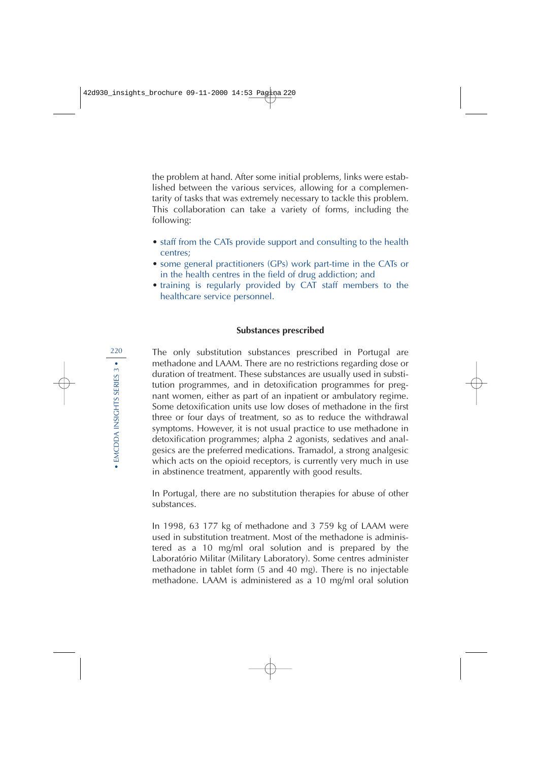the problem at hand. After some initial problems, links were established between the various services, allowing for a complementarity of tasks that was extremely necessary to tackle this problem. This collaboration can take a variety of forms, including the following:

- staff from the CATs provide support and consulting to the health centres;
- some general practitioners (GPs) work part-time in the CATs or in the health centres in the field of drug addiction; and
- training is regularly provided by CAT staff members to the healthcare service personnel.

### Substances prescribed

The only substitution substances prescribed in Portugal are methadone and LAAM. There are no restrictions regarding dose or duration of treatment. These substances are usually used in substitution programmes, and in detoxification programmes for pregnant women, either as part of an inpatient or ambulatory regime. Some detoxification units use low doses of methadone in the first three or four days of treatment, so as to reduce the withdrawal symptoms. However, it is not usual practice to use methadone in detoxification programmes; alpha 2 agonists, sedatives and analgesics are the preferred medications. Tramadol, a strong analgesic which acts on the opioid receptors, is currently very much in use in abstinence treatment, apparently with good results.

In Portugal, there are no substitution therapies for abuse of other substances.

In 1998, 63 177 kg of methadone and 3 759 kg of LAAM were used in substitution treatment. Most of the methadone is administered as a 10 mg/ml oral solution and is prepared by the Laboratório Militar (Military Laboratory). Some centres administer methadone in tablet form (5 and 40 mg). There is no injectable methadone. LAAM is administered as a 10 mg/ml oral solution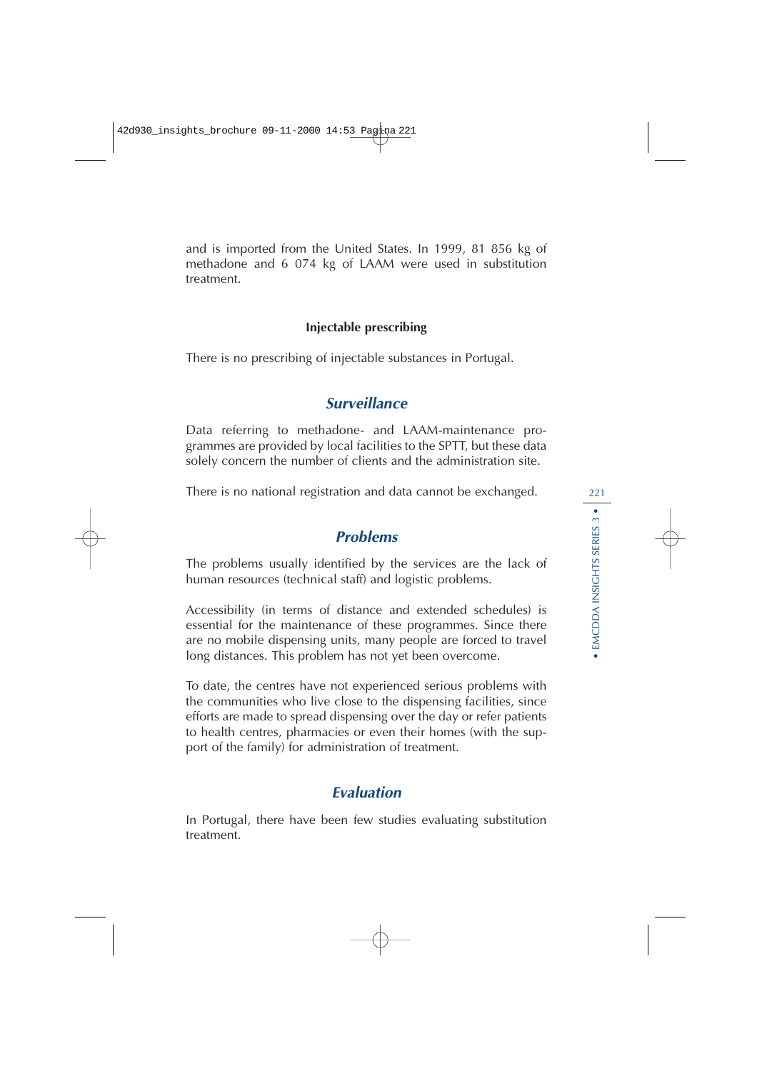and is imported from the United States. In 1999, 81 856 kg of methadone and 6 074 kg of LAAM were used in substitution treatment.

**Injectable prescribing**

There is no prescribing of injectable substances in Portugal.

## *Surveillance*

Data referring to methadone- and LAAM-maintenance programmes are provided by local facilities to the SPTT, but these data solely concern the number of clients and the administration site.

There is no national registration and data cannot be exchanged.

## *Problems*

The problems usually identified by the services are the lack of human resources (technical staff) and logistic problems.

Accessibility (in terms of distance and extended schedules) is essential for the maintenance of these programmes. Since there are no mobile dispensing units, many people are forced to travel long distances. This problem has not yet been overcome.

To date, the centres have not experienced serious problems with the communities who live close to the dispensing facilities, since efforts are made to spread dispensing over the day or refer patients to health centres, pharmacies or even their homes (with the support of the family) for administration of treatment.

## *Evaluation*

In Portugal, there have been few studies evaluating substitution treatment.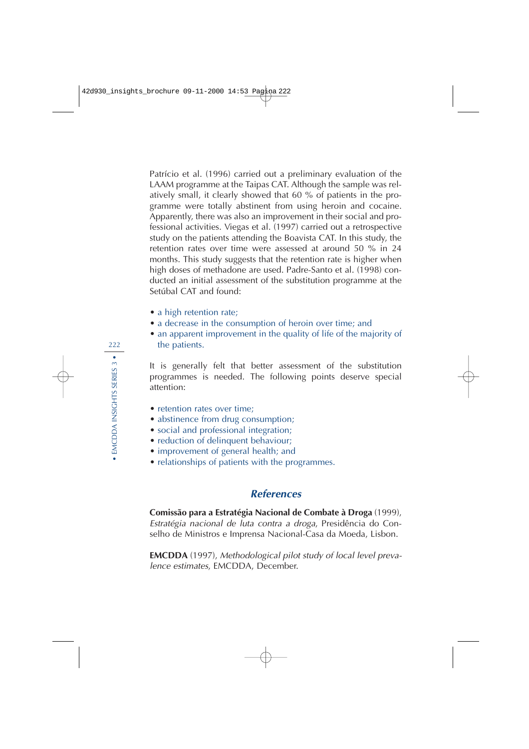Patrício et al. (1996) carried out a preliminary evaluation of the LAAM programme at the Taipas CAT. Although the sample was relatively small, it clearly showed that 60 % of patients in the programme were totally abstinent from using heroin and cocaine. Apparently, there was also an improvement in their social and professional activities. Viegas et al. (1997) carried out a retrospective study on the patients attending the Boavista CAT. In this study, the retention rates over time were assessed at around 50 % in 24 months. This study suggests that the retention rate is higher when high doses of methadone are used. Padre-Santo et al. (1998) conducted an initial assessment of the substitution programme at the Setúbal CAT and found:

- a high retention rate;
- a decrease in the consumption of heroin over time; and
- an apparent improvement in the quality of life of the majority of the patients.

It is generally felt that better assessment of the substitution programmes is needed. The following points deserve special attention:

- retention rates over time;
- abstinence from drug consumption;
- social and professional integration;
- reduction of delinquent behaviour;
- improvement of general health; and
- relationships of patients with the programmes.

## *References*

**Comissão para a Estratégia Nacional de Combate à Droga** (1999), *Estratégia nacional de luta contra a droga*, Presidência do Conselho de Ministros e Imprensa Nacional-Casa da Moeda, Lisbon.

**EMCDDA** (1997), *Methodological pilot study of local level prevalence estimates*, EMCDDA, December.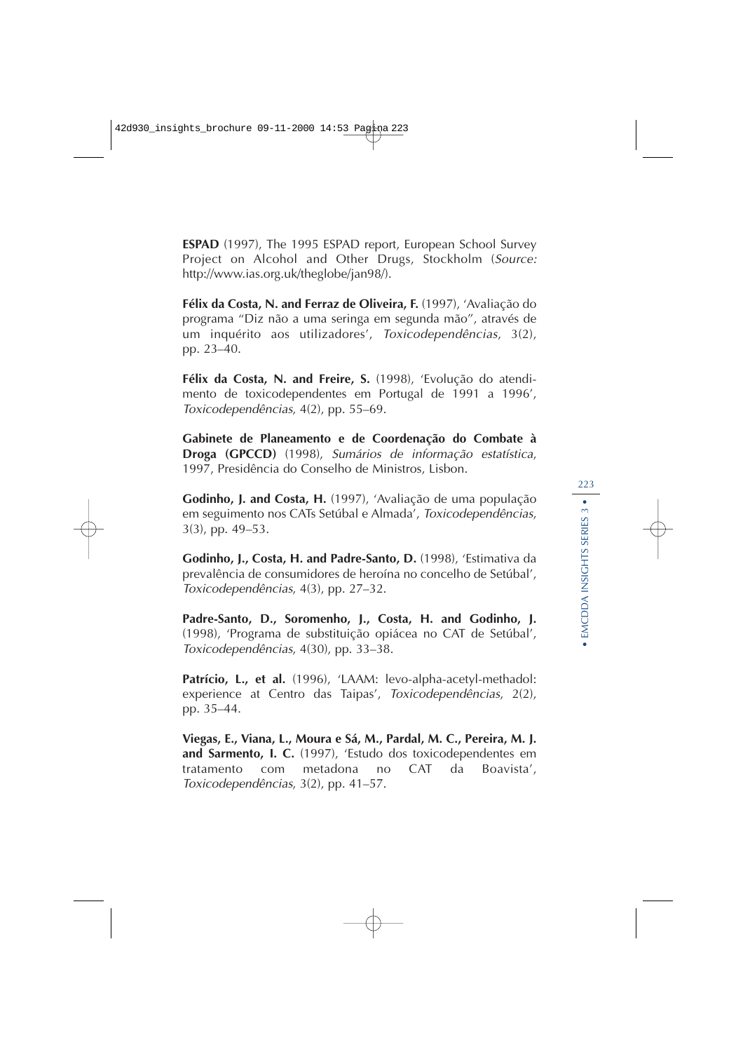**ESPAD** (1997), The 1995 ESPAD report, European School Survey Project on Alcohol and Other Drugs, Stockholm (*Source:* http://www.ias.org.uk/theglobe/jan98/).

**Félix da Costa, N. and Ferraz de Oliveira, F.** (1997), 'Avaliação do programa "Diz não a uma seringa em segunda mão", através de um inquérito aos utilizadores', *Toxicodependências*, 3(2), pp. 23–40.

**Félix da Costa, N. and Freire, S.** (1998), 'Evolução do atendimento de toxicodependentes em Portugal de 1991 a 1996', *Toxicodependências*, 4(2), pp. 55–69.

**Gabinete de Planeamento e de Coordenação do Combate à Droga (GPCCD)** (1998), *Sumários de informação estatística*, 1997, Presidência do Conselho de Ministros, Lisbon.

**Godinho, J. and Costa, H.** (1997), 'Avaliação de uma população em seguimento nos CATs Setúbal e Almada', *Toxicodependências*, 3(3), pp. 49–53.

**Godinho, J., Costa, H. and Padre-Santo, D.** (1998), 'Estimativa da prevalência de consumidores de heroína no concelho de Setúbal', *Toxicodependências*, 4(3), pp. 27–32.

**Padre-Santo, D., Soromenho, J., Costa, H. and Godinho, J.** (1998), 'Programa de substituição opiácea no CAT de Setúbal', *Toxicodependências*, 4(30), pp. 33–38.

**Patrício, L., et al.** (1996), 'LAAM: levo-alpha-acetyl-methadol: experience at Centro das Taipas', *Toxicodependências*, 2(2), pp. 35–44.

**Viegas, E., Viana, L., Moura e Sá, M., Pardal, M. C., Pereira, M. J. and Sarmento, I. C.** (1997), 'Estudo dos toxicodependentes em tratamento com metadona no CAT da Boavista', *Toxicodependências*, 3(2), pp. 41–57.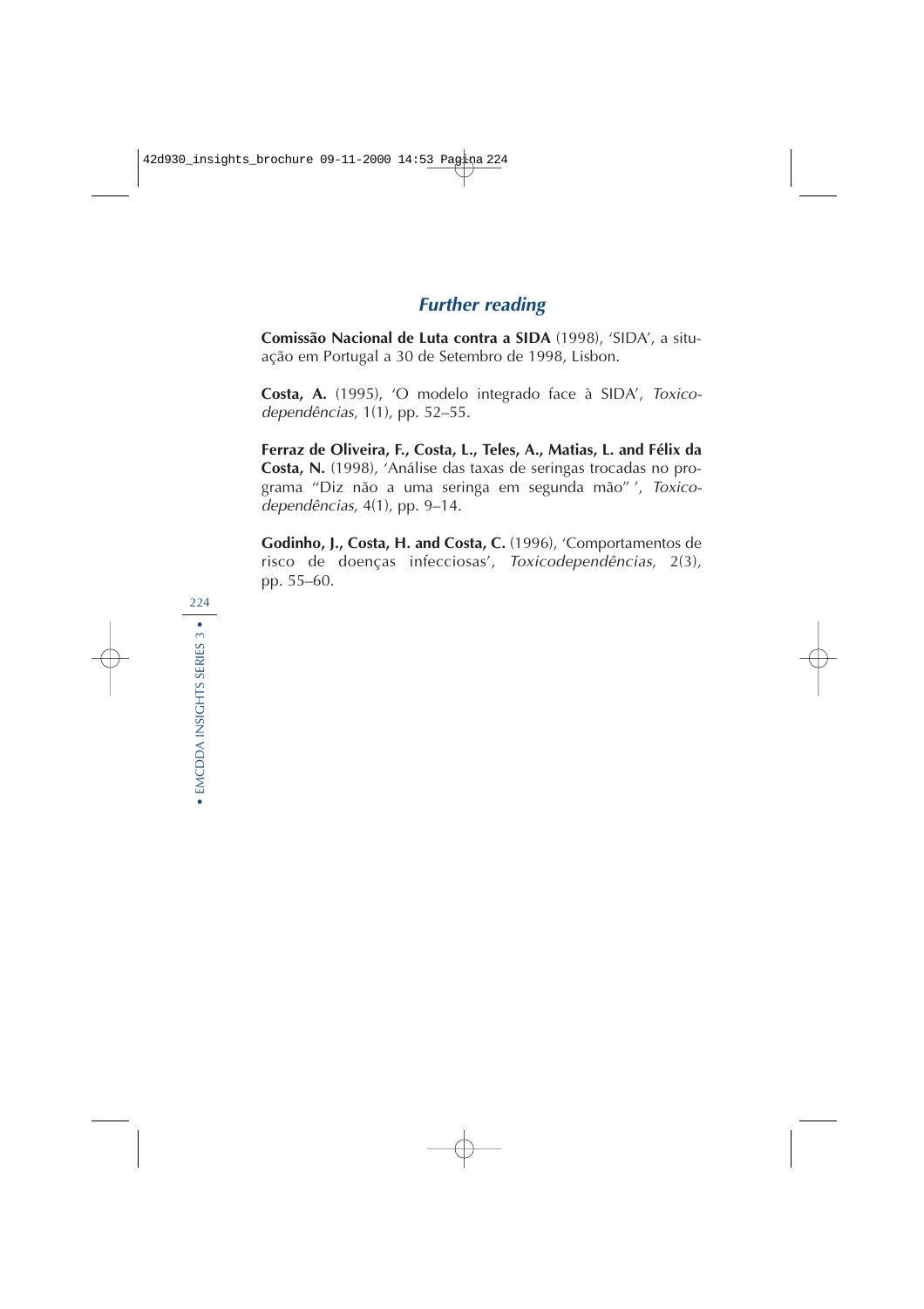## *Further reading*

**Comissão Nacional de Luta contra a SIDA** (1998), 'SIDA', a situação em Portugal a 30 de Setembro de 1998, Lisbon.

**Costa, A.** (1995), 'O modelo integrado face à SIDA', *Toxicodependências*, 1(1), pp. 52–55.

**Ferraz de Oliveira, F., Costa, L., Teles, A., Matias, L. and Félix da Costa, N.** (1998), 'Análise das taxas de seringas trocadas no programa "Diz não a uma seringa em segunda mão" ', *Toxicodependências*, 4(1), pp. 9–14.

**Godinho, J., Costa, H. and Costa, C.** (1996), 'Comportamentos de risco de doenças infecciosas', *Toxicodependências*, 2(3), pp. 55–60.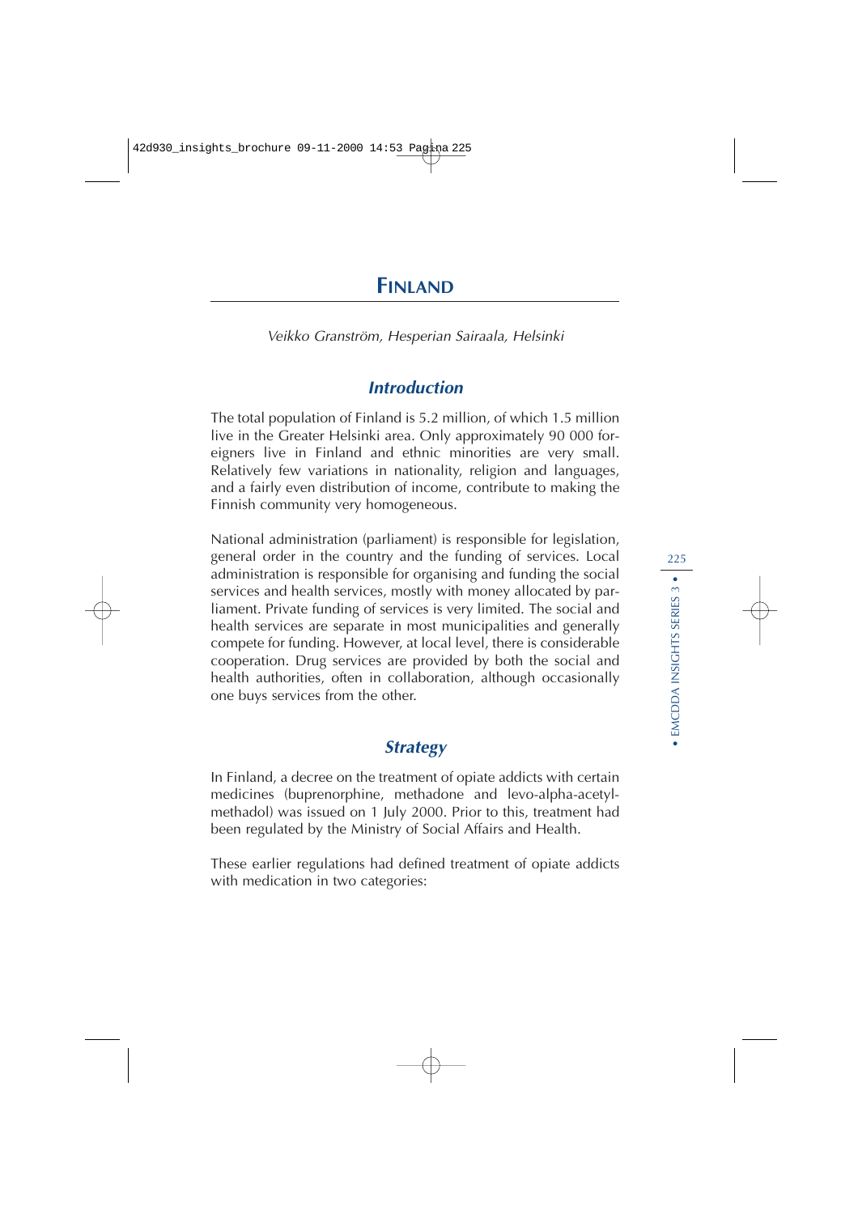# FINLAND

*Veikko Granström, Hesperian Sairaala, Helsinki*

## Introduction

The total population of Finland is 5.2 million, of which 1.5 million live in the Greater Helsinki area. Only approximately 90 000 foreigners live in Finland and ethnic minorities are very small. Relatively few variations in nationality, religion and languages, and a fairly even distribution of income, contribute to making the Finnish community very homogeneous.

National administration (parliament) is responsible for legislation, general order in the country and the funding of services. Local administration is responsible for organising and funding the social services and health services, mostly with money allocated by parliament. Private funding of services is very limited. The social and health services are separate in most municipalities and generally compete for funding. However, at local level, there is considerable cooperation. Drug services are provided by both the social and health authorities, often in collaboration, although occasionally one buys services from the other.

## Strategy

In Finland, a decree on the treatment of opiate addicts with certain medicines (buprenorphine, methadone and levo-alpha-acetylmethadol) was issued on 1 July 2000. Prior to this, treatment had been regulated by the Ministry of Social Affairs and Health.

These earlier regulations had defined treatment of opiate addicts with medication in two categories: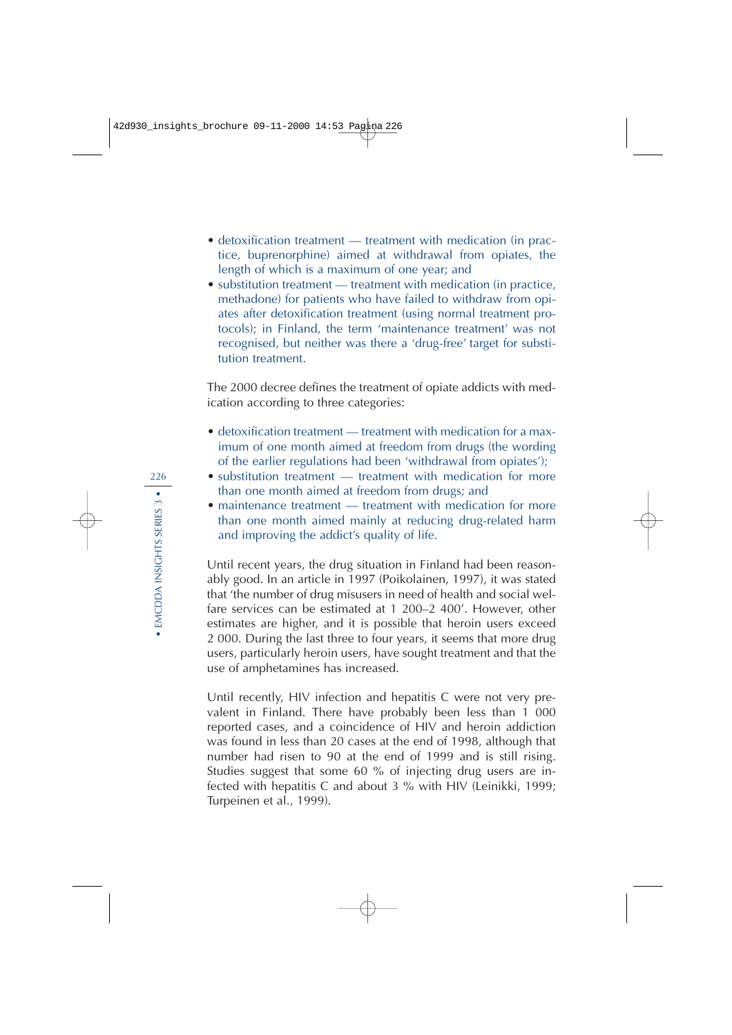- detoxification treatment — treatment with medication (in practice, buprenorphine) aimed at withdrawal from opiates, the length of which is a maximum of one year; and
- substitution treatment — treatment with medication (in practice, methadone) for patients who have failed to withdraw from opiates after detoxification treatment (using normal treatment protocols); in Finland, the term 'maintenance treatment' was not recognised, but neither was there a 'drug-free' target for substitution treatment.

The 2000 decree defines the treatment of opiate addicts with medication according to three categories:

- detoxification treatment — treatment with medication for a maximum of one month aimed at freedom from drugs (the wording of the earlier regulations had been 'withdrawal from opiates');
- substitution treatment — treatment with medication for more than one month aimed at freedom from drugs; and
- maintenance treatment — treatment with medication for more than one month aimed mainly at reducing drug-related harm and improving the addict's quality of life.

Until recent years, the drug situation in Finland had been reasonably good. In an article in 1997 (Poikolainen, 1997), it was stated that 'the number of drug misusers in need of health and social welfare services can be estimated at 1 200–2 400'. However, other estimates are higher, and it is possible that heroin users exceed 2 000. During the last three to four years, it seems that more drug users, particularly heroin users, have sought treatment and that the use of amphetamines has increased.

Until recently, HIV infection and hepatitis C were not very prevalent in Finland. There have probably been less than 1 000 reported cases, and a coincidence of HIV and heroin addiction was found in less than 20 cases at the end of 1998, although that number had risen to 90 at the end of 1999 and is still rising. Studies suggest that some 60 % of injecting drug users are infected with hepatitis C and about 3 % with HIV (Leinikki, 1999; Turpeinen et al., 1999).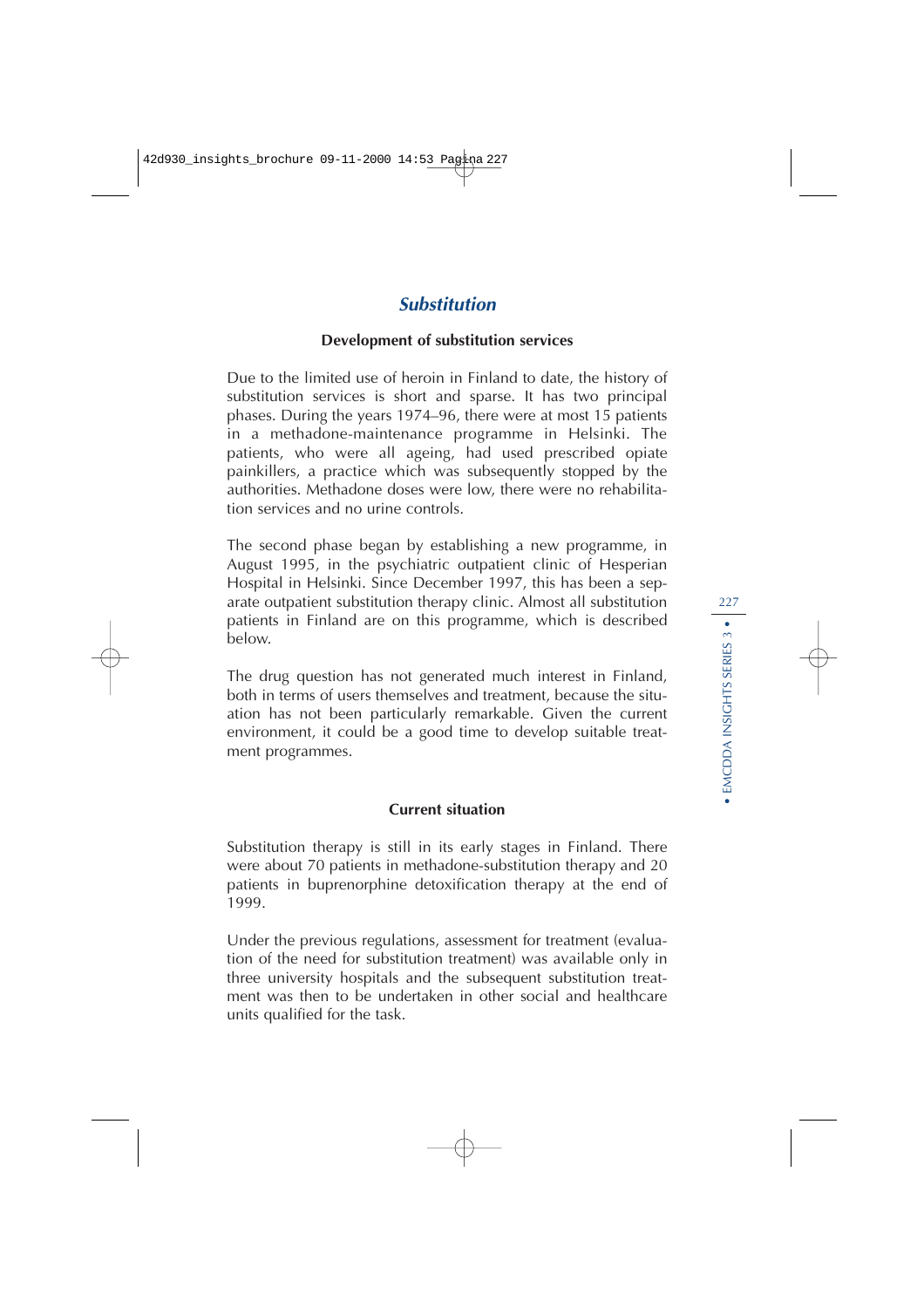## *Substitution*

### Development of substitution services

Due to the limited use of heroin in Finland to date, the history of substitution services is short and sparse. It has two principal phases. During the years 1974–96, there were at most 15 patients in a methadone-maintenance programme in Helsinki. The patients, who were all ageing, had used prescribed opiate painkillers, a practice which was subsequently stopped by the authorities. Methadone doses were low, there were no rehabilitation services and no urine controls.

The second phase began by establishing a new programme, in August 1995, in the psychiatric outpatient clinic of Hesperian Hospital in Helsinki. Since December 1997, this has been a separate outpatient substitution therapy clinic. Almost all substitution patients in Finland are on this programme, which is described below.

The drug question has not generated much interest in Finland, both in terms of users themselves and treatment, because the situation has not been particularly remarkable. Given the current environment, it could be a good time to develop suitable treatment programmes.

### Current situation

Substitution therapy is still in its early stages in Finland. There were about 70 patients in methadone-substitution therapy and 20 patients in buprenorphine detoxification therapy at the end of 1999.

Under the previous regulations, assessment for treatment (evaluation of the need for substitution treatment) was available only in three university hospitals and the subsequent substitution treatment was then to be undertaken in other social and healthcare units qualified for the task.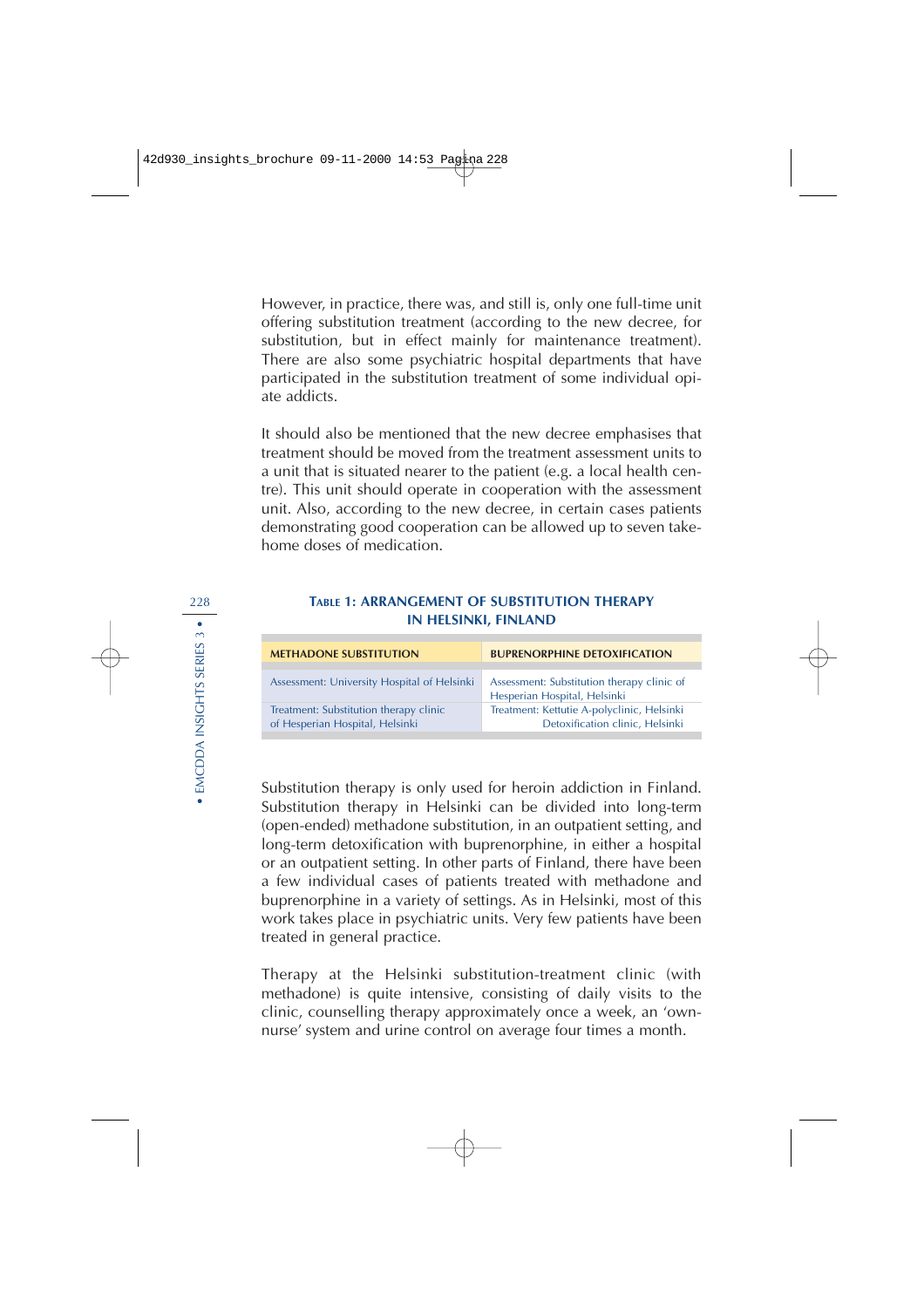However, in practice, there was, and still is, only one full-time unit offering substitution treatment (according to the new decree, for substitution, but in effect mainly for maintenance treatment). There are also some psychiatric hospital departments that have participated in the substitution treatment of some individual opiate addicts.

It should also be mentioned that the new decree emphasises that treatment should be moved from the treatment assessment units to a unit that is situated nearer to the patient (e.g. a local health centre). This unit should operate in cooperation with the assessment unit. Also, according to the new decree, in certain cases patients demonstrating good cooperation can be allowed up to seven take-home doses of medication.

**TABLE 1: ARRANGEMENT OF SUBSTITUTION THERAPY IN HELSINKI, FINLAND**

| METHADONE SUBSTITUTION | BUPRENORPHINE DETOXIFICATION |
|---|---|
| Assessment: University Hospital of Helsinki | Assessment: Substitution therapy clinic of Hesperian Hospital, Helsinki |
| Treatment: Substitution therapy clinic of Hesperian Hospital, Helsinki | Treatment: Kettutie A-polyclinic, Helsinki Detoxification clinic, Helsinki |

Substitution therapy is only used for heroin addiction in Finland. Substitution therapy in Helsinki can be divided into long-term (open-ended) methadone substitution, in an outpatient setting, and long-term detoxification with buprenorphine, in either a hospital or an outpatient setting. In other parts of Finland, there have been a few individual cases of patients treated with methadone and buprenorphine in a variety of settings. As in Helsinki, most of this work takes place in psychiatric units. Very few patients have been treated in general practice.

Therapy at the Helsinki substitution-treatment clinic (with methadone) is quite intensive, consisting of daily visits to the clinic, counselling therapy approximately once a week, an 'own-nurse' system and urine control on average four times a month.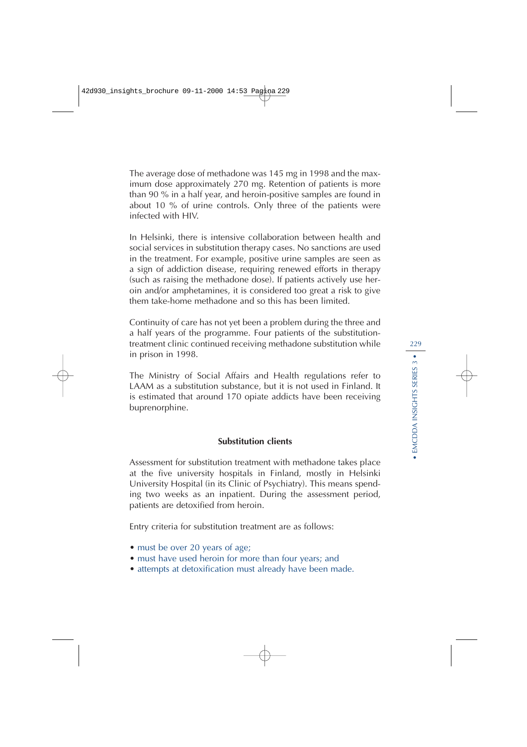The average dose of methadone was 145 mg in 1998 and the maximum dose approximately 270 mg. Retention of patients is more than 90 % in a half year, and heroin-positive samples are found in about 10 % of urine controls. Only three of the patients were infected with HIV.

In Helsinki, there is intensive collaboration between health and social services in substitution therapy cases. No sanctions are used in the treatment. For example, positive urine samples are seen as a sign of addiction disease, requiring renewed efforts in therapy (such as raising the methadone dose). If patients actively use heroin and/or amphetamines, it is considered too great a risk to give them take-home methadone and so this has been limited.

Continuity of care has not yet been a problem during the three and a half years of the programme. Four patients of the substitution-treatment clinic continued receiving methadone substitution while in prison in 1998.

The Ministry of Social Affairs and Health regulations refer to LAAM as a substitution substance, but it is not used in Finland. It is estimated that around 170 opiate addicts have been receiving buprenorphine.

### Substitution clients

Assessment for substitution treatment with methadone takes place at the five university hospitals in Finland, mostly in Helsinki University Hospital (in its Clinic of Psychiatry). This means spending two weeks as an inpatient. During the assessment period, patients are detoxified from heroin.

Entry criteria for substitution treatment are as follows:

- must be over 20 years of age;
- must have used heroin for more than four years; and
- attempts at detoxification must already have been made.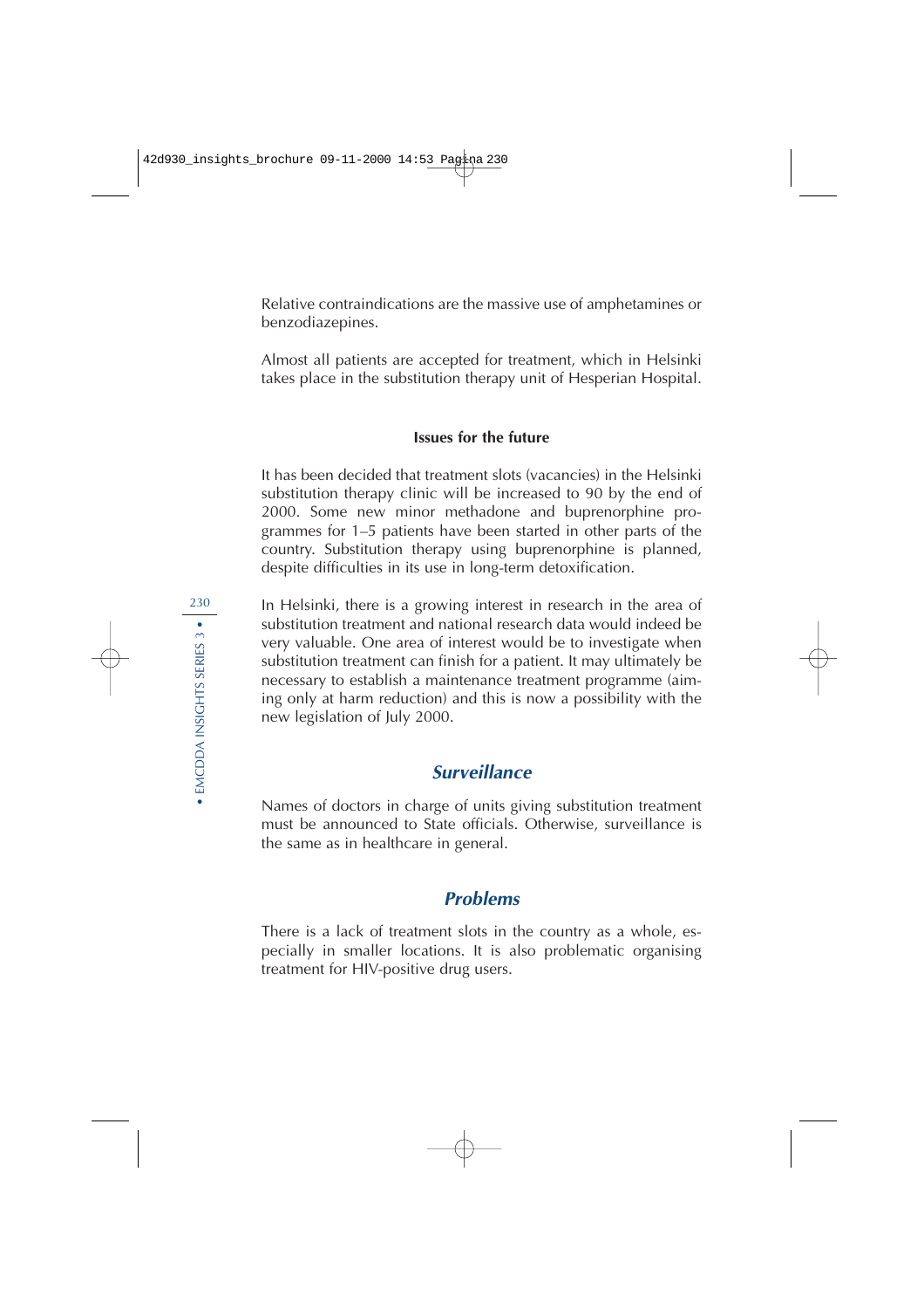Relative contraindications are the massive use of amphetamines or benzodiazepines.

Almost all patients are accepted for treatment, which in Helsinki takes place in the substitution therapy unit of Hesperian Hospital.

### Issues for the future

It has been decided that treatment slots (vacancies) in the Helsinki substitution therapy clinic will be increased to 90 by the end of 2000. Some new minor methadone and buprenorphine programmes for 1–5 patients have been started in other parts of the country. Substitution therapy using buprenorphine is planned, despite difficulties in its use in long-term detoxification.

In Helsinki, there is a growing interest in research in the area of substitution treatment and national research data would indeed be very valuable. One area of interest would be to investigate when substitution treatment can finish for a patient. It may ultimately be necessary to establish a maintenance treatment programme (aiming only at harm reduction) and this is now a possibility with the new legislation of July 2000.

## *Surveillance*

Names of doctors in charge of units giving substitution treatment must be announced to State officials. Otherwise, surveillance is the same as in healthcare in general.

## *Problems*

There is a lack of treatment slots in the country as a whole, especially in smaller locations. It is also problematic organising treatment for HIV-positive drug users.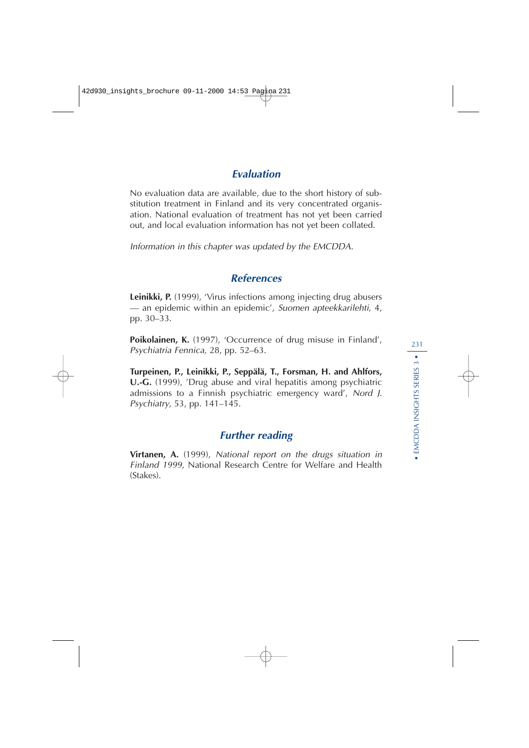## *Evaluation*

No evaluation data are available, due to the short history of substitution treatment in Finland and its very concentrated organisation. National evaluation of treatment has not yet been carried out, and local evaluation information has not yet been collated.

*Information in this chapter was updated by the EMCDDA.*

## *References*

**Leinikki, P.** (1999), 'Virus infections among injecting drug abusers — an epidemic within an epidemic', *Suomen apteekkarilehti*, 4, pp. 30–33.

**Poikolainen, K.** (1997), 'Occurrence of drug misuse in Finland', *Psychiatria Fennica*, 28, pp. 52–63.

**Turpeinen, P., Leinikki, P., Seppälä, T., Forsman, H. and Ahlfors, U.-G.** (1999), 'Drug abuse and viral hepatitis among psychiatric admissions to a Finnish psychiatric emergency ward', *Nord J. Psychiatry*, 53, pp. 141–145.

## *Further reading*

**Virtanen, A.** (1999), *National report on the drugs situation in Finland 1999*, National Research Centre for Welfare and Health (Stakes).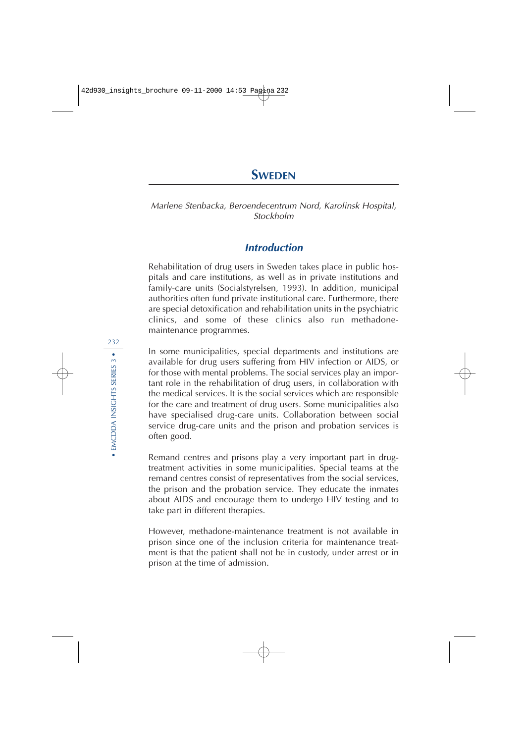# Sweden

*Marlene Stenbacka, Beroendecentrum Nord, Karolinsk Hospital, Stockholm*

## *Introduction*

Rehabilitation of drug users in Sweden takes place in public hospitals and care institutions, as well as in private institutions and family-care units (Socialstyrelsen, 1993). In addition, municipal authorities often fund private institutional care. Furthermore, there are special detoxification and rehabilitation units in the psychiatric clinics, and some of these clinics also run methadone-maintenance programmes.

In some municipalities, special departments and institutions are available for drug users suffering from HIV infection or AIDS, or for those with mental problems. The social services play an important role in the rehabilitation of drug users, in collaboration with the medical services. It is the social services which are responsible for the care and treatment of drug users. Some municipalities also have specialised drug-care units. Collaboration between social service drug-care units and the prison and probation services is often good.

Remand centres and prisons play a very important part in drug-treatment activities in some municipalities. Special teams at the remand centres consist of representatives from the social services, the prison and the probation service. They educate the inmates about AIDS and encourage them to undergo HIV testing and to take part in different therapies.

However, methadone-maintenance treatment is not available in prison since one of the inclusion criteria for maintenance treatment is that the patient shall not be in custody, under arrest or in prison at the time of admission.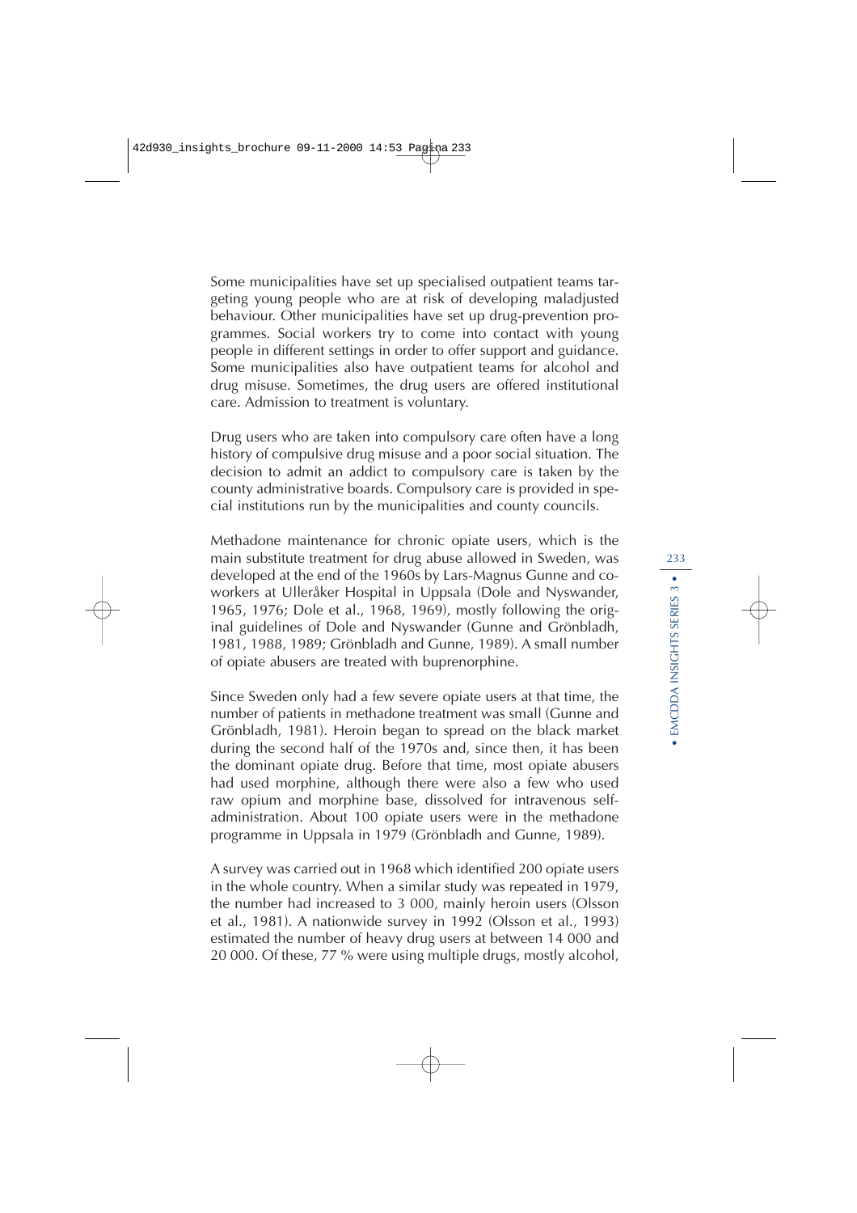Some municipalities have set up specialised outpatient teams targeting young people who are at risk of developing maladjusted behaviour. Other municipalities have set up drug-prevention programmes. Social workers try to come into contact with young people in different settings in order to offer support and guidance. Some municipalities also have outpatient teams for alcohol and drug misuse. Sometimes, the drug users are offered institutional care. Admission to treatment is voluntary.

Drug users who are taken into compulsory care often have a long history of compulsive drug misuse and a poor social situation. The decision to admit an addict to compulsory care is taken by the county administrative boards. Compulsory care is provided in special institutions run by the municipalities and county councils.

Methadone maintenance for chronic opiate users, which is the main substitute treatment for drug abuse allowed in Sweden, was developed at the end of the 1960s by Lars-Magnus Gunne and co-workers at Ulleråker Hospital in Uppsala (Dole and Nyswander, 1965, 1976; Dole et al., 1968, 1969), mostly following the original guidelines of Dole and Nyswander (Gunne and Grönbladh, 1981, 1988, 1989; Grönbladh and Gunne, 1989). A small number of opiate abusers are treated with buprenorphine.

Since Sweden only had a few severe opiate users at that time, the number of patients in methadone treatment was small (Gunne and Grönbladh, 1981). Heroin began to spread on the black market during the second half of the 1970s and, since then, it has been the dominant opiate drug. Before that time, most opiate abusers had used morphine, although there were also a few who used raw opium and morphine base, dissolved for intravenous self-administration. About 100 opiate users were in the methadone programme in Uppsala in 1979 (Grönbladh and Gunne, 1989).

A survey was carried out in 1968 which identified 200 opiate users in the whole country. When a similar study was repeated in 1979, the number had increased to 3 000, mainly heroin users (Olsson et al., 1981). A nationwide survey in 1992 (Olsson et al., 1993) estimated the number of heavy drug users at between 14 000 and 20 000. Of these, 77 % were using multiple drugs, mostly alcohol,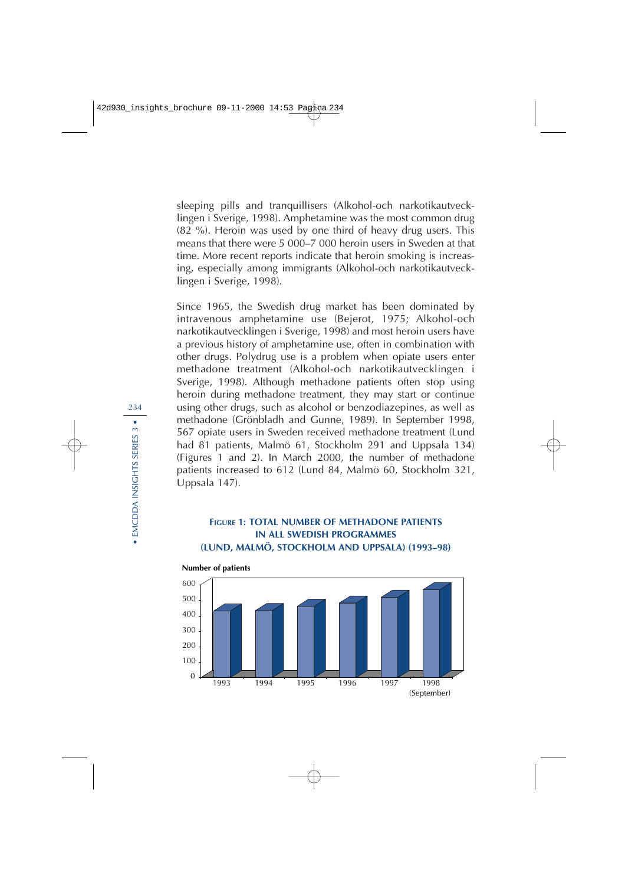sleeping pills and tranquillisers (Alkohol-och narkotikautvecklingen i Sverige, 1998). Amphetamine was the most common drug (82 %). Heroin was used by one third of heavy drug users. This means that there were 5 000–7 000 heroin users in Sweden at that time. More recent reports indicate that heroin smoking is increasing, especially among immigrants (Alkohol-och narkotikautvecklingen i Sverige, 1998).

Since 1965, the Swedish drug market has been dominated by intravenous amphetamine use (Bejerot, 1975; Alkohol-och narkotikautvecklingen i Sverige, 1998) and most heroin users have a previous history of amphetamine use, often in combination with other drugs. Polydrug use is a problem when opiate users enter methadone treatment (Alkohol-och narkotikautvecklingen i Sverige, 1998). Although methadone patients often stop using heroin during methadone treatment, they may start or continue using other drugs, such as alcohol or benzodiazepines, as well as methadone (Grönbladh and Gunne, 1989). In September 1998, 567 opiate users in Sweden received methadone treatment (Lund had 81 patients, Malmö 61, Stockholm 291 and Uppsala 134) (Figures 1 and 2). In March 2000, the number of methadone patients increased to 612 (Lund 84, Malmö 60, Stockholm 321, Uppsala 147).

**FIGURE 1: TOTAL NUMBER OF METHADONE PATIENTS IN ALL SWEDISH PROGRAMMES (LUND, MALMÖ, STOCKHOLM AND UPPSALA) (1993–98)**

Number of patients

600
500
400
300
200
100
0

1993 1994 1995 1996 1997 1998 (September)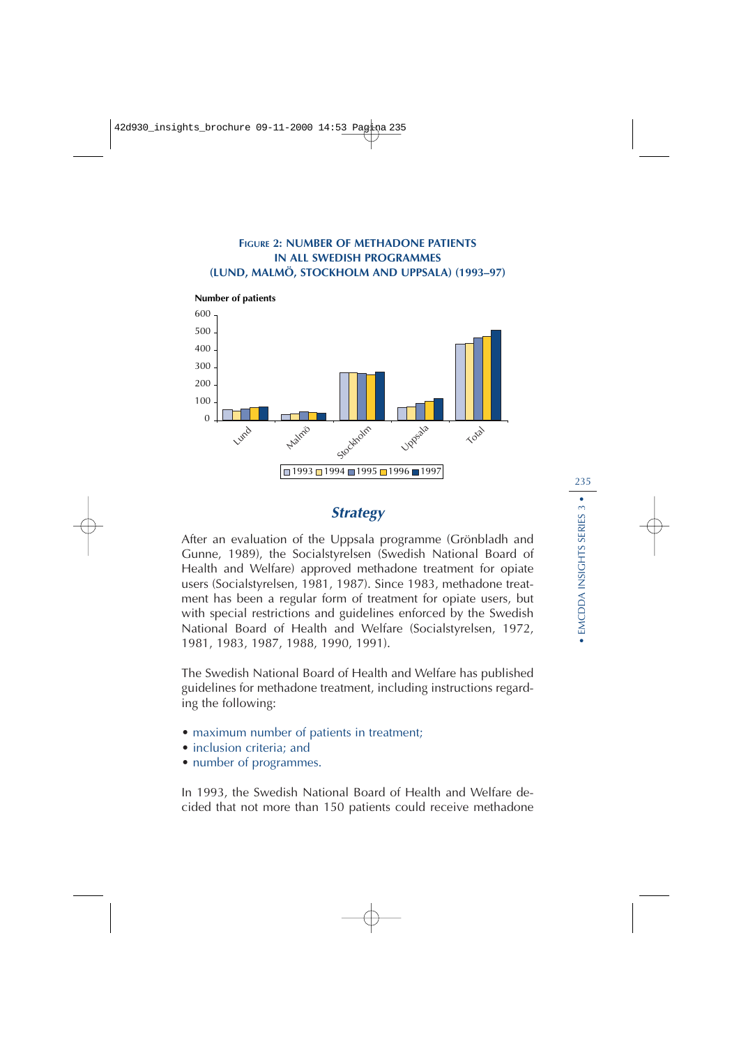**FIGURE 2: NUMBER OF METHADONE PATIENTS IN ALL SWEDISH PROGRAMMES (LUND, MALMÖ, STOCKHOLM AND UPPSALA) (1993–97)**

## *Strategy*

After an evaluation of the Uppsala programme (Grönbladh and Gunne, 1989), the Socialstyrelsen (Swedish National Board of Health and Welfare) approved methadone treatment for opiate users (Socialstyrelsen, 1981, 1987). Since 1983, methadone treatment has been a regular form of treatment for opiate users, but with special restrictions and guidelines enforced by the Swedish National Board of Health and Welfare (Socialstyrelsen, 1972, 1981, 1983, 1987, 1988, 1990, 1991).

The Swedish National Board of Health and Welfare has published guidelines for methadone treatment, including instructions regarding the following:

- maximum number of patients in treatment;
- inclusion criteria; and
- number of programmes.

In 1993, the Swedish National Board of Health and Welfare decided that not more than 150 patients could receive methadone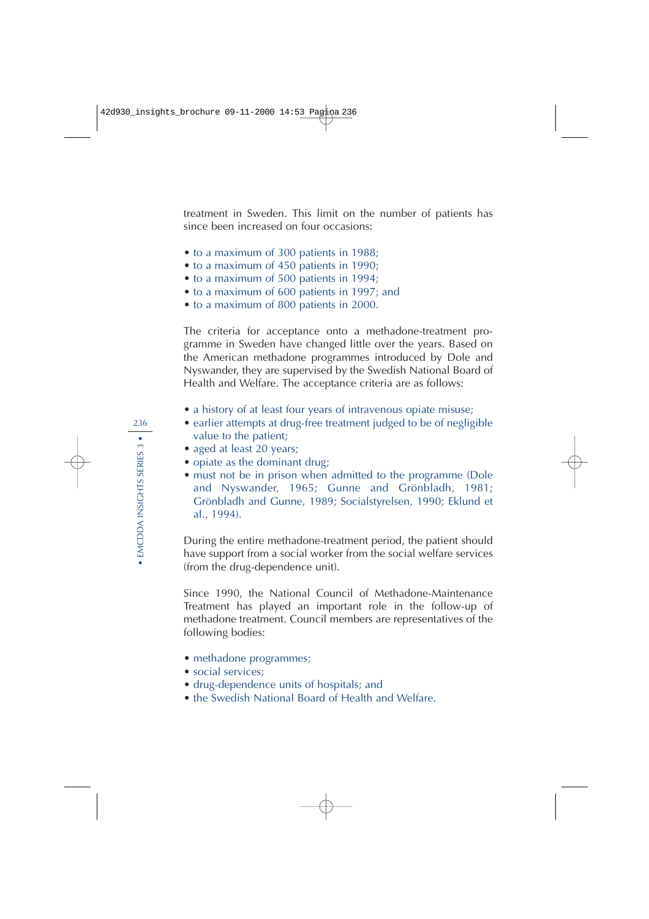treatment in Sweden. This limit on the number of patients has since been increased on four occasions:

- to a maximum of 300 patients in 1988;
- to a maximum of 450 patients in 1990;
- to a maximum of 500 patients in 1994;
- to a maximum of 600 patients in 1997; and
- to a maximum of 800 patients in 2000.

The criteria for acceptance onto a methadone-treatment programme in Sweden have changed little over the years. Based on the American methadone programmes introduced by Dole and Nyswander, they are supervised by the Swedish National Board of Health and Welfare. The acceptance criteria are as follows:

- a history of at least four years of intravenous opiate misuse;
- earlier attempts at drug-free treatment judged to be of negligible value to the patient;
- aged at least 20 years;
- opiate as the dominant drug;
- must not be in prison when admitted to the programme (Dole and Nyswander, 1965; Gunne and Grönbladh, 1981; Grönbladh and Gunne, 1989; Socialstyrelsen, 1990; Eklund et al., 1994).

During the entire methadone-treatment period, the patient should have support from a social worker from the social welfare services (from the drug-dependence unit).

Since 1990, the National Council of Methadone-Maintenance Treatment has played an important role in the follow-up of methadone treatment. Council members are representatives of the following bodies:

- methadone programmes;
- social services;
- drug-dependence units of hospitals; and
- the Swedish National Board of Health and Welfare.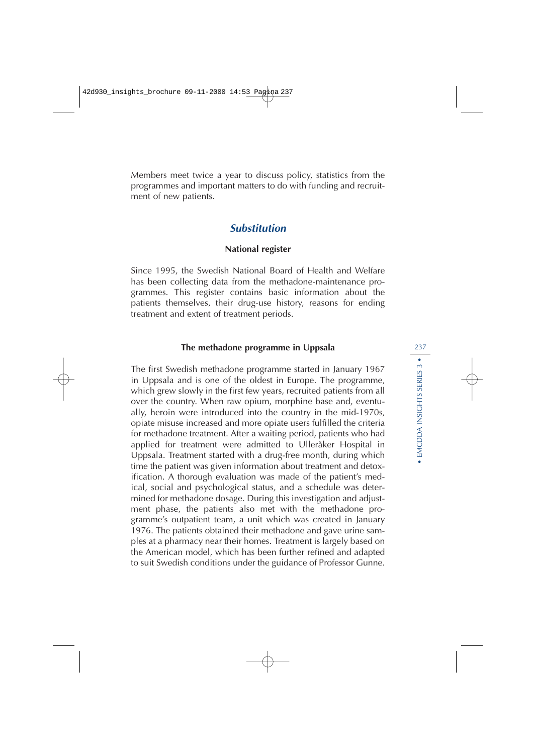Members meet twice a year to discuss policy, statistics from the programmes and important matters to do with funding and recruitment of new patients.

## *Substitution*

### National register

Since 1995, the Swedish National Board of Health and Welfare has been collecting data from the methadone-maintenance programmes. This register contains basic information about the patients themselves, their drug-use history, reasons for ending treatment and extent of treatment periods.

### The methadone programme in Uppsala

The first Swedish methadone programme started in January 1967 in Uppsala and is one of the oldest in Europe. The programme, which grew slowly in the first few years, recruited patients from all over the country. When raw opium, morphine base and, eventually, heroin were introduced into the country in the mid-1970s, opiate misuse increased and more opiate users fulfilled the criteria for methadone treatment. After a waiting period, patients who had applied for treatment were admitted to Ulleråker Hospital in Uppsala. Treatment started with a drug-free month, during which time the patient was given information about treatment and detoxification. A thorough evaluation was made of the patient's medical, social and psychological status, and a schedule was determined for methadone dosage. During this investigation and adjustment phase, the patients also met with the methadone programme's outpatient team, a unit which was created in January 1976. The patients obtained their methadone and gave urine samples at a pharmacy near their homes. Treatment is largely based on the American model, which has been further refined and adapted to suit Swedish conditions under the guidance of Professor Gunne.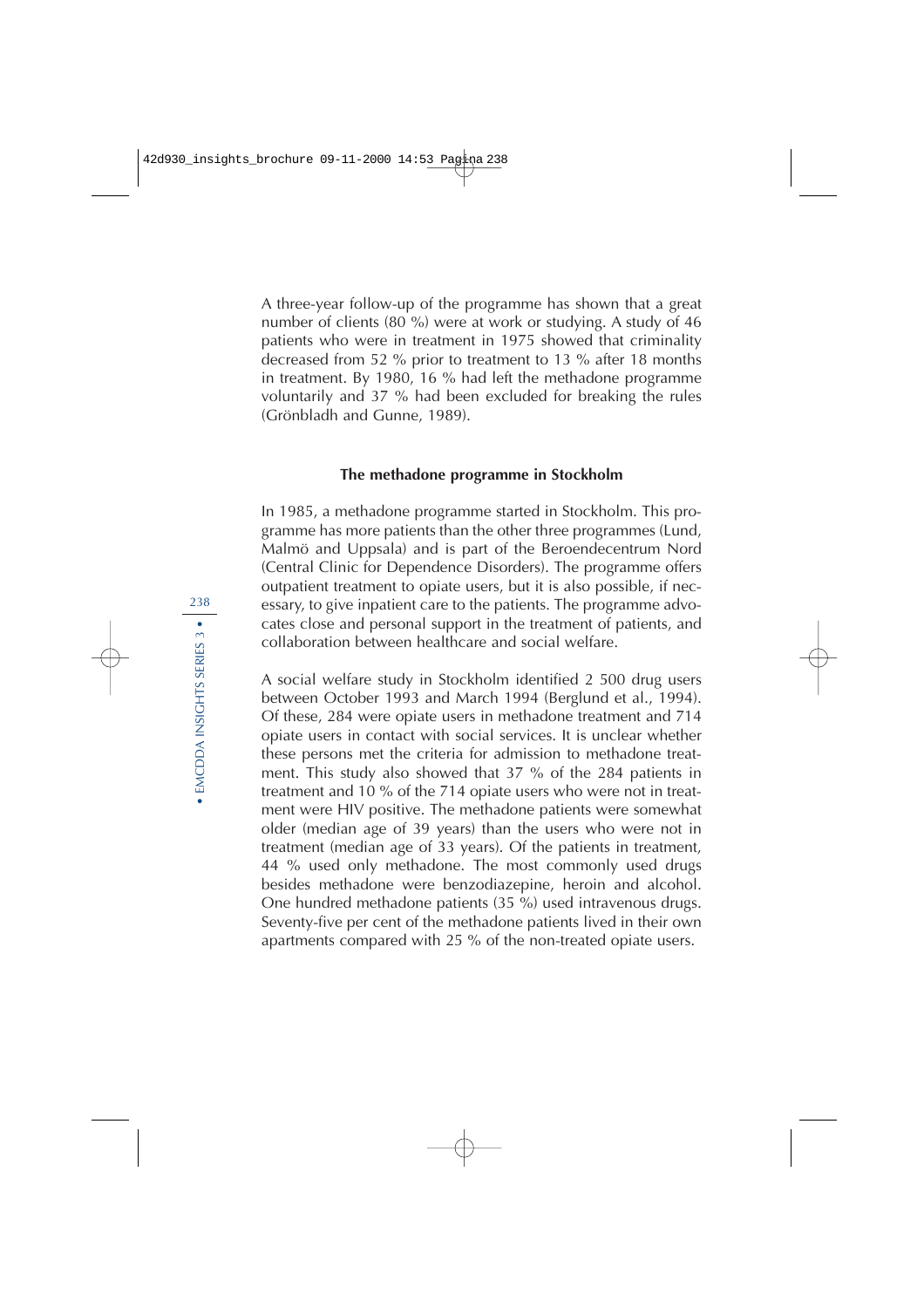A three-year follow-up of the programme has shown that a great number of clients (80 %) were at work or studying. A study of 46 patients who were in treatment in 1975 showed that criminality decreased from 52 % prior to treatment to 13 % after 18 months in treatment. By 1980, 16 % had left the methadone programme voluntarily and 37 % had been excluded for breaking the rules (Grönbladh and Gunne, 1989).

### The methadone programme in Stockholm

In 1985, a methadone programme started in Stockholm. This programme has more patients than the other three programmes (Lund, Malmö and Uppsala) and is part of the Beroendecentrum Nord (Central Clinic for Dependence Disorders). The programme offers outpatient treatment to opiate users, but it is also possible, if necessary, to give inpatient care to the patients. The programme advocates close and personal support in the treatment of patients, and collaboration between healthcare and social welfare.

A social welfare study in Stockholm identified 2 500 drug users between October 1993 and March 1994 (Berglund et al., 1994). Of these, 284 were opiate users in methadone treatment and 714 opiate users in contact with social services. It is unclear whether these persons met the criteria for admission to methadone treatment. This study also showed that 37 % of the 284 patients in treatment and 10 % of the 714 opiate users who were not in treatment were HIV positive. The methadone patients were somewhat older (median age of 39 years) than the users who were not in treatment (median age of 33 years). Of the patients in treatment, 44 % used only methadone. The most commonly used drugs besides methadone were benzodiazepine, heroin and alcohol. One hundred methadone patients (35 %) used intravenous drugs. Seventy-five per cent of the methadone patients lived in their own apartments compared with 25 % of the non-treated opiate users.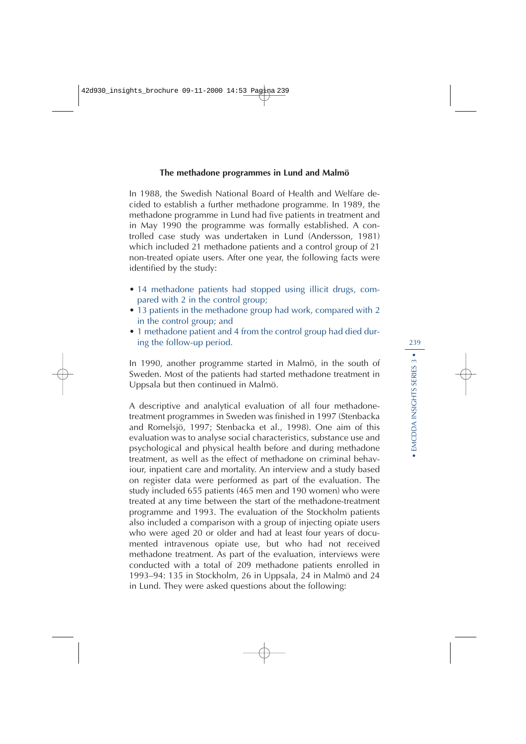### The methadone programmes in Lund and Malmö

In 1988, the Swedish National Board of Health and Welfare decided to establish a further methadone programme. In 1989, the methadone programme in Lund had five patients in treatment and in May 1990 the programme was formally established. A controlled case study was undertaken in Lund (Andersson, 1981) which included 21 methadone patients and a control group of 21 non-treated opiate users. After one year, the following facts were identified by the study:

- 14 methadone patients had stopped using illicit drugs, compared with 2 in the control group;
- 13 patients in the methadone group had work, compared with 2 in the control group; and
- 1 methadone patient and 4 from the control group had died during the follow-up period.

In 1990, another programme started in Malmö, in the south of Sweden. Most of the patients had started methadone treatment in Uppsala but then continued in Malmö.

A descriptive and analytical evaluation of all four methadone-treatment programmes in Sweden was finished in 1997 (Stenbacka and Romelsjö, 1997; Stenbacka et al., 1998). One aim of this evaluation was to analyse social characteristics, substance use and psychological and physical health before and during methadone treatment, as well as the effect of methadone on criminal behaviour, inpatient care and mortality. An interview and a study based on register data were performed as part of the evaluation. The study included 655 patients (465 men and 190 women) who were treated at any time between the start of the methadone-treatment programme and 1993. The evaluation of the Stockholm patients also included a comparison with a group of injecting opiate users who were aged 20 or older and had at least four years of documented intravenous opiate use, but who had not received methadone treatment. As part of the evaluation, interviews were conducted with a total of 209 methadone patients enrolled in 1993–94: 135 in Stockholm, 26 in Uppsala, 24 in Malmö and 24 in Lund. They were asked questions about the following: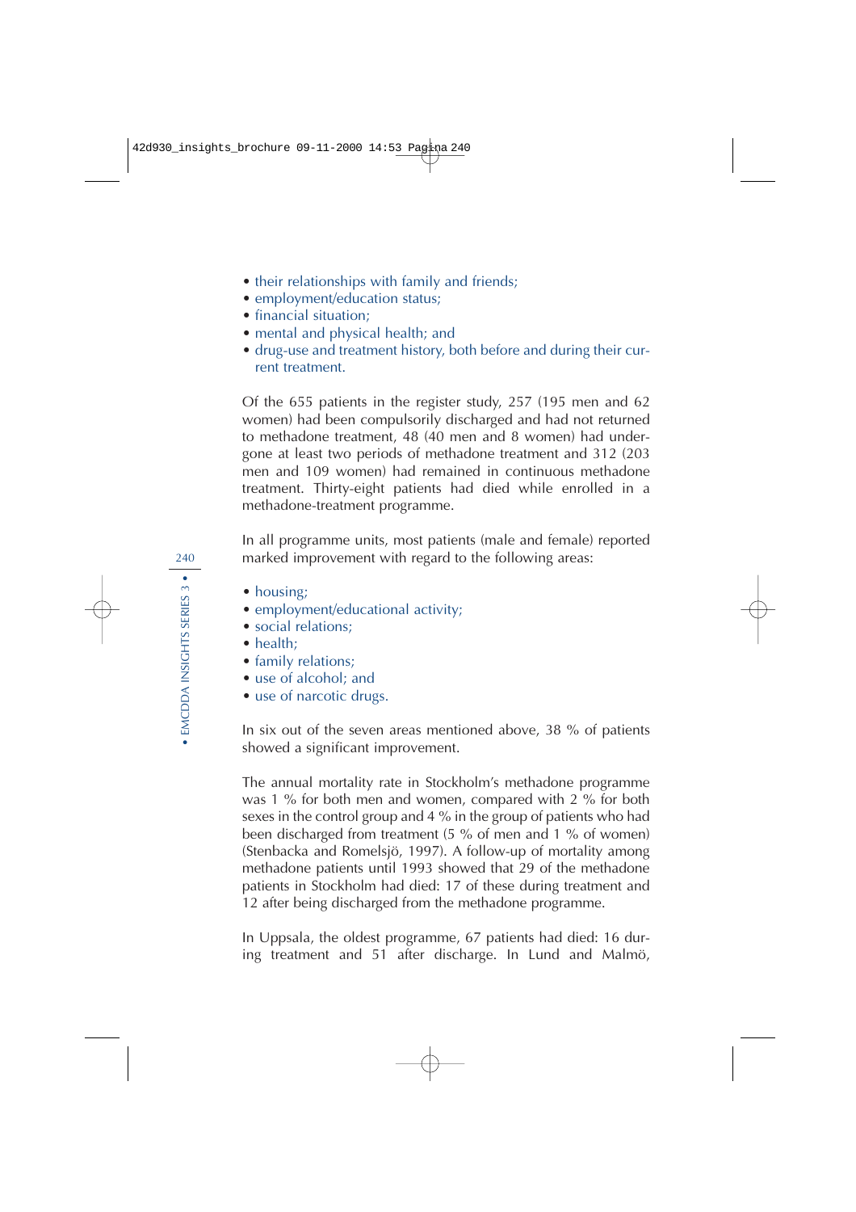- their relationships with family and friends;
- employment/education status;
- financial situation;
- mental and physical health; and
- drug-use and treatment history, both before and during their current treatment.

Of the 655 patients in the register study, 257 (195 men and 62 women) had been compulsorily discharged and had not returned to methadone treatment, 48 (40 men and 8 women) had undergone at least two periods of methadone treatment and 312 (203 men and 109 women) had remained in continuous methadone treatment. Thirty-eight patients had died while enrolled in a methadone-treatment programme.

In all programme units, most patients (male and female) reported marked improvement with regard to the following areas:

- housing;
- employment/educational activity;
- social relations;
- health;
- family relations;
- use of alcohol; and
- use of narcotic drugs.

In six out of the seven areas mentioned above, 38 % of patients showed a significant improvement.

The annual mortality rate in Stockholm's methadone programme was 1 % for both men and women, compared with 2 % for both sexes in the control group and 4 % in the group of patients who had been discharged from treatment (5 % of men and 1 % of women) (Stenbacka and Romelsjö, 1997). A follow-up of mortality among methadone patients until 1993 showed that 29 of the methadone patients in Stockholm had died: 17 of these during treatment and 12 after being discharged from the methadone programme.

In Uppsala, the oldest programme, 67 patients had died: 16 during treatment and 51 after discharge. In Lund and Malmö,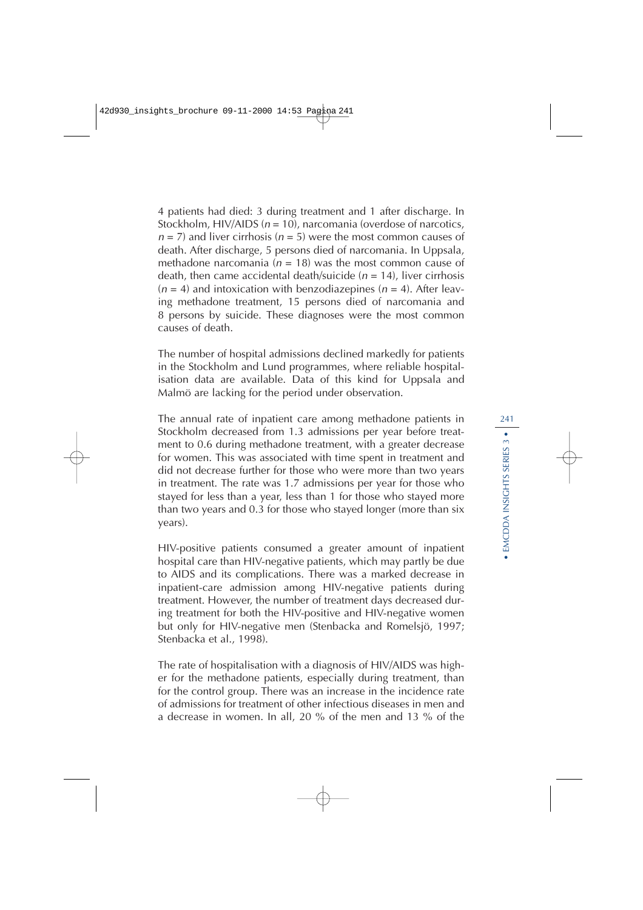4 patients had died: 3 during treatment and 1 after discharge. In Stockholm, HIV/AIDS ($n = 10$), narcomania (overdose of narcotics, $n = 7$) and liver cirrhosis ($n = 5$) were the most common causes of death. After discharge, 5 persons died of narcomania. In Uppsala, methadone narcomania ($n = 18$) was the most common cause of death, then came accidental death/suicide ($n = 14$), liver cirrhosis ($n = 4$) and intoxication with benzodiazepines ($n = 4$). After leaving methadone treatment, 15 persons died of narcomania and 8 persons by suicide. These diagnoses were the most common causes of death.

The number of hospital admissions declined markedly for patients in the Stockholm and Lund programmes, where reliable hospitalisation data are available. Data of this kind for Uppsala and Malmö are lacking for the period under observation.

The annual rate of inpatient care among methadone patients in Stockholm decreased from 1.3 admissions per year before treatment to 0.6 during methadone treatment, with a greater decrease for women. This was associated with time spent in treatment and did not decrease further for those who were more than two years in treatment. The rate was 1.7 admissions per year for those who stayed for less than a year, less than 1 for those who stayed more than two years and 0.3 for those who stayed longer (more than six years).

HIV-positive patients consumed a greater amount of inpatient hospital care than HIV-negative patients, which may partly be due to AIDS and its complications. There was a marked decrease in inpatient-care admission among HIV-negative patients during treatment. However, the number of treatment days decreased during treatment for both the HIV-positive and HIV-negative women but only for HIV-negative men (Stenbacka and Romelsjö, 1997; Stenbacka et al., 1998).

The rate of hospitalisation with a diagnosis of HIV/AIDS was higher for the methadone patients, especially during treatment, than for the control group. There was an increase in the incidence rate of admissions for treatment of other infectious diseases in men and a decrease in women. In all, 20 % of the men and 13 % of the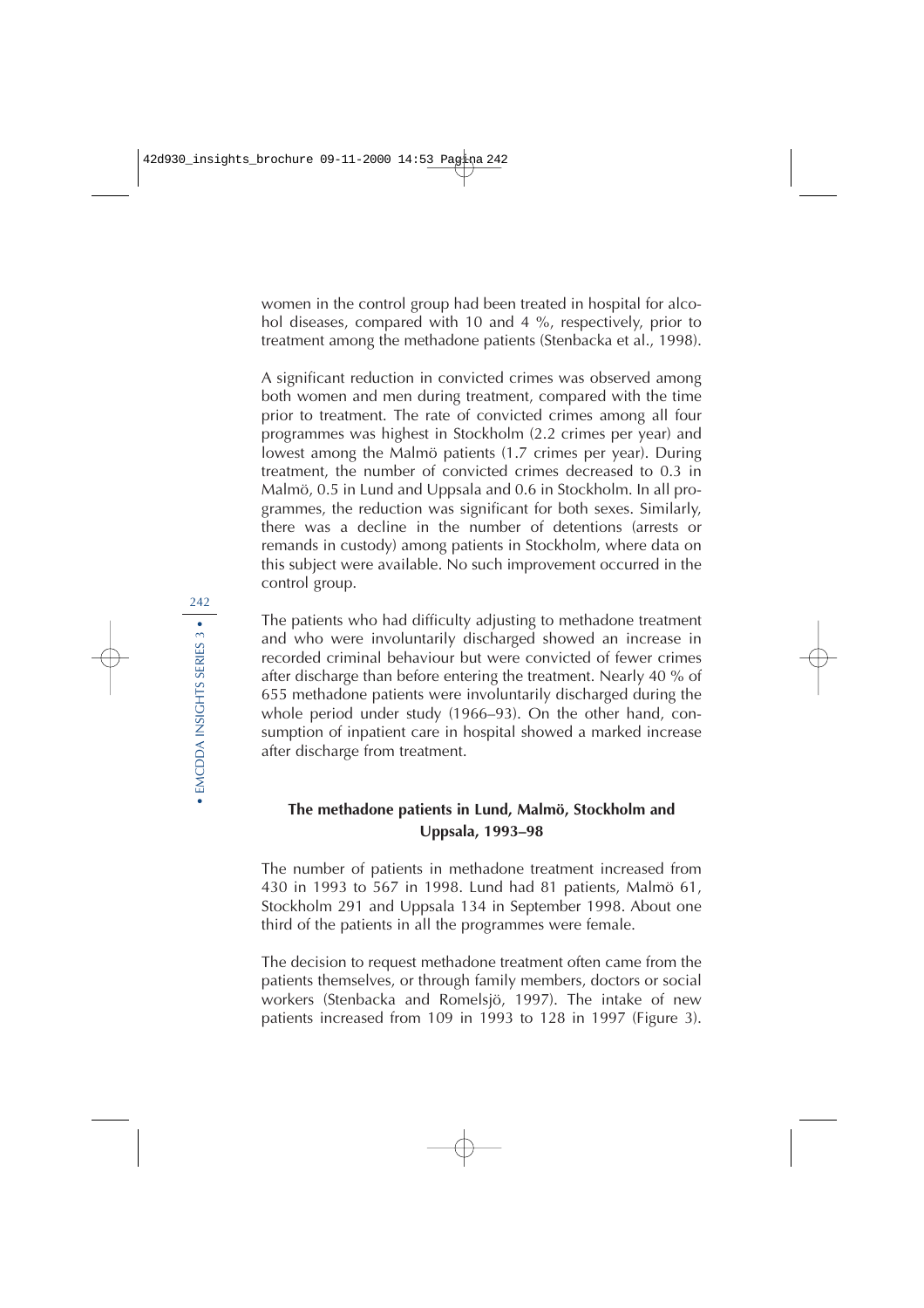women in the control group had been treated in hospital for alcohol diseases, compared with 10 and 4 %, respectively, prior to treatment among the methadone patients (Stenbacka et al., 1998).

A significant reduction in convicted crimes was observed among both women and men during treatment, compared with the time prior to treatment. The rate of convicted crimes among all four programmes was highest in Stockholm (2.2 crimes per year) and lowest among the Malmö patients (1.7 crimes per year). During treatment, the number of convicted crimes decreased to 0.3 in Malmö, 0.5 in Lund and Uppsala and 0.6 in Stockholm. In all programmes, the reduction was significant for both sexes. Similarly, there was a decline in the number of detentions (arrests or remands in custody) among patients in Stockholm, where data on this subject were available. No such improvement occurred in the control group.

The patients who had difficulty adjusting to methadone treatment and who were involuntarily discharged showed an increase in recorded criminal behaviour but were convicted of fewer crimes after discharge than before entering the treatment. Nearly 40 % of 655 methadone patients were involuntarily discharged during the whole period under study (1966–93). On the other hand, consumption of inpatient care in hospital showed a marked increase after discharge from treatment.

### The methadone patients in Lund, Malmö, Stockholm and Uppsala, 1993–98

The number of patients in methadone treatment increased from 430 in 1993 to 567 in 1998. Lund had 81 patients, Malmö 61, Stockholm 291 and Uppsala 134 in September 1998. About one third of the patients in all the programmes were female.

The decision to request methadone treatment often came from the patients themselves, or through family members, doctors or social workers (Stenbacka and Romelsjö, 1997). The intake of new patients increased from 109 in 1993 to 128 in 1997 (Figure 3).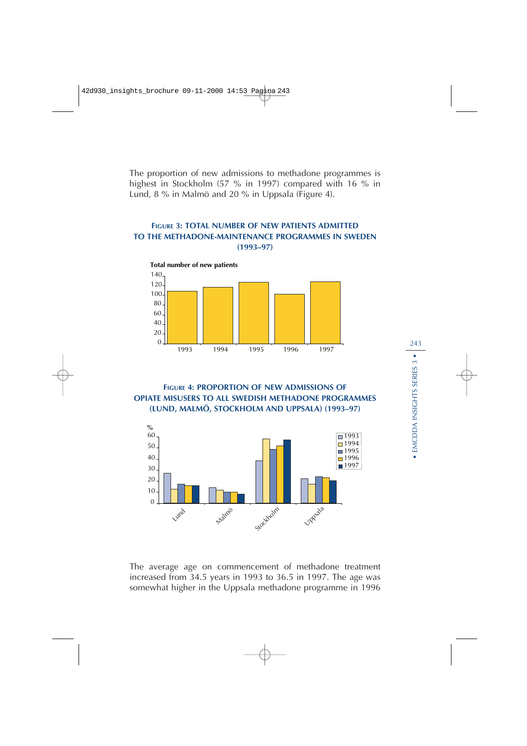The proportion of new admissions to methadone programmes is highest in Stockholm (57 % in 1997) compared with 16 % in Lund, 8 % in Malmö and 20 % in Uppsala (Figure 4).

**FIGURE 3: TOTAL NUMBER OF NEW PATIENTS ADMITTED TO THE METHADONE-MAINTENANCE PROGRAMMES IN SWEDEN (1993–97)**

**FIGURE 4: PROPORTION OF NEW ADMISSIONS OF OPIATE MISUSERS TO ALL SWEDISH METHADONE PROGRAMMES (LUND, MALMÖ, STOCKHOLM AND UPPSALA) (1993–97)**

The average age on commencement of methadone treatment increased from 34.5 years in 1993 to 36.5 in 1997. The age was somewhat higher in the Uppsala methadone programme in 1996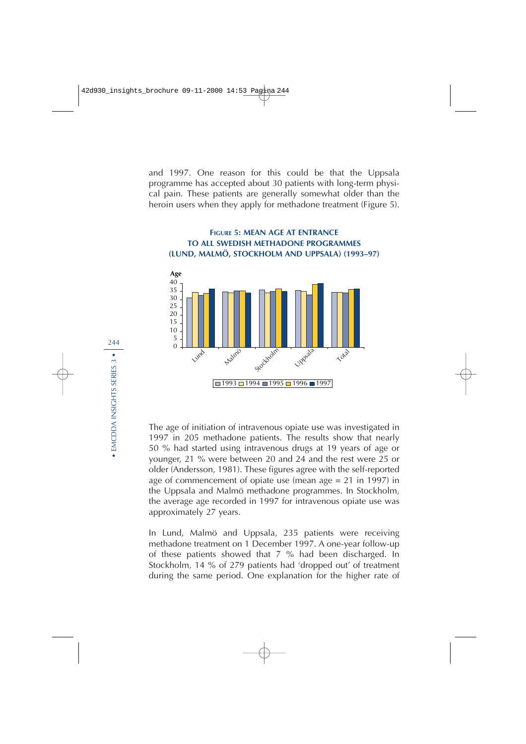and 1997. One reason for this could be that the Uppsala programme has accepted about 30 patients with long-term physical pain. These patients are generally somewhat older than the heroin users when they apply for methadone treatment (Figure 5).

**FIGURE 5: MEAN AGE AT ENTRANCE TO ALL SWEDISH METHADONE PROGRAMMES (LUND, MALMÖ, STOCKHOLM AND UPPSALA) (1993–97)**

The age of initiation of intravenous opiate use was investigated in 1997 in 205 methadone patients. The results show that nearly 50 % had started using intravenous drugs at 19 years of age or younger, 21 % were between 20 and 24 and the rest were 25 or older (Andersson, 1981). These figures agree with the self-reported age of commencement of opiate use (mean age = 21 in 1997) in the Uppsala and Malmö methadone programmes. In Stockholm, the average age recorded in 1997 for intravenous opiate use was approximately 27 years.

In Lund, Malmö and Uppsala, 235 patients were receiving methadone treatment on 1 December 1997. A one-year follow-up of these patients showed that 7 % had been discharged. In Stockholm, 14 % of 279 patients had 'dropped out' of treatment during the same period. One explanation for the higher rate of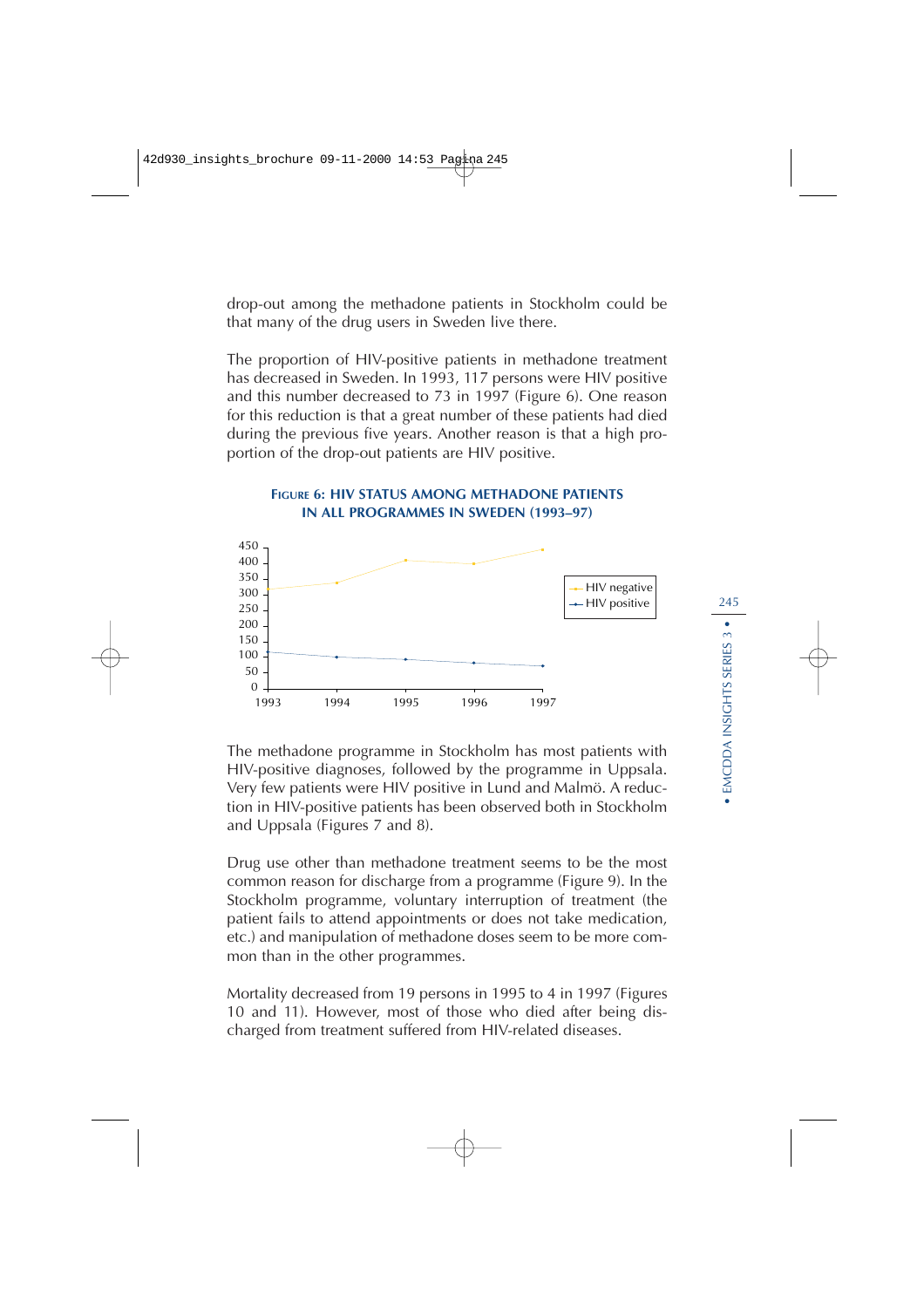drop-out among the methadone patients in Stockholm could be that many of the drug users in Sweden live there.

The proportion of HIV-positive patients in methadone treatment has decreased in Sweden. In 1993, 117 persons were HIV positive and this number decreased to 73 in 1997 (Figure 6). One reason for this reduction is that a great number of these patients had died during the previous five years. Another reason is that a high proportion of the drop-out patients are HIV positive.

**FIGURE 6: HIV STATUS AMONG METHADONE PATIENTS IN ALL PROGRAMMES IN SWEDEN (1993–97)**

The methadone programme in Stockholm has most patients with HIV-positive diagnoses, followed by the programme in Uppsala. Very few patients were HIV positive in Lund and Malmö. A reduction in HIV-positive patients has been observed both in Stockholm and Uppsala (Figures 7 and 8).

Drug use other than methadone treatment seems to be the most common reason for discharge from a programme (Figure 9). In the Stockholm programme, voluntary interruption of treatment (the patient fails to attend appointments or does not take medication, etc.) and manipulation of methadone doses seem to be more common than in the other programmes.

Mortality decreased from 19 persons in 1995 to 4 in 1997 (Figures 10 and 11). However, most of those who died after being discharged from treatment suffered from HIV-related diseases.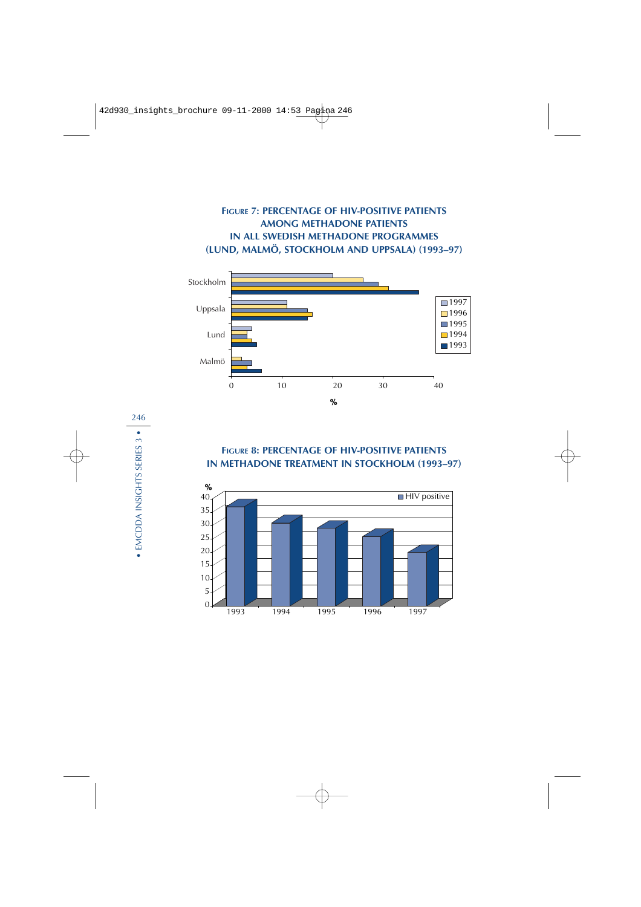**FIGURE 7: PERCENTAGE OF HIV-POSITIVE PATIENTS AMONG METHADONE PATIENTS IN ALL SWEDISH METHADONE PROGRAMMES (LUND, MALMÖ, STOCKHOLM AND UPPSALA) (1993–97)**

**FIGURE 8: PERCENTAGE OF HIV-POSITIVE PATIENTS IN METHADONE TREATMENT IN STOCKHOLM (1993–97)**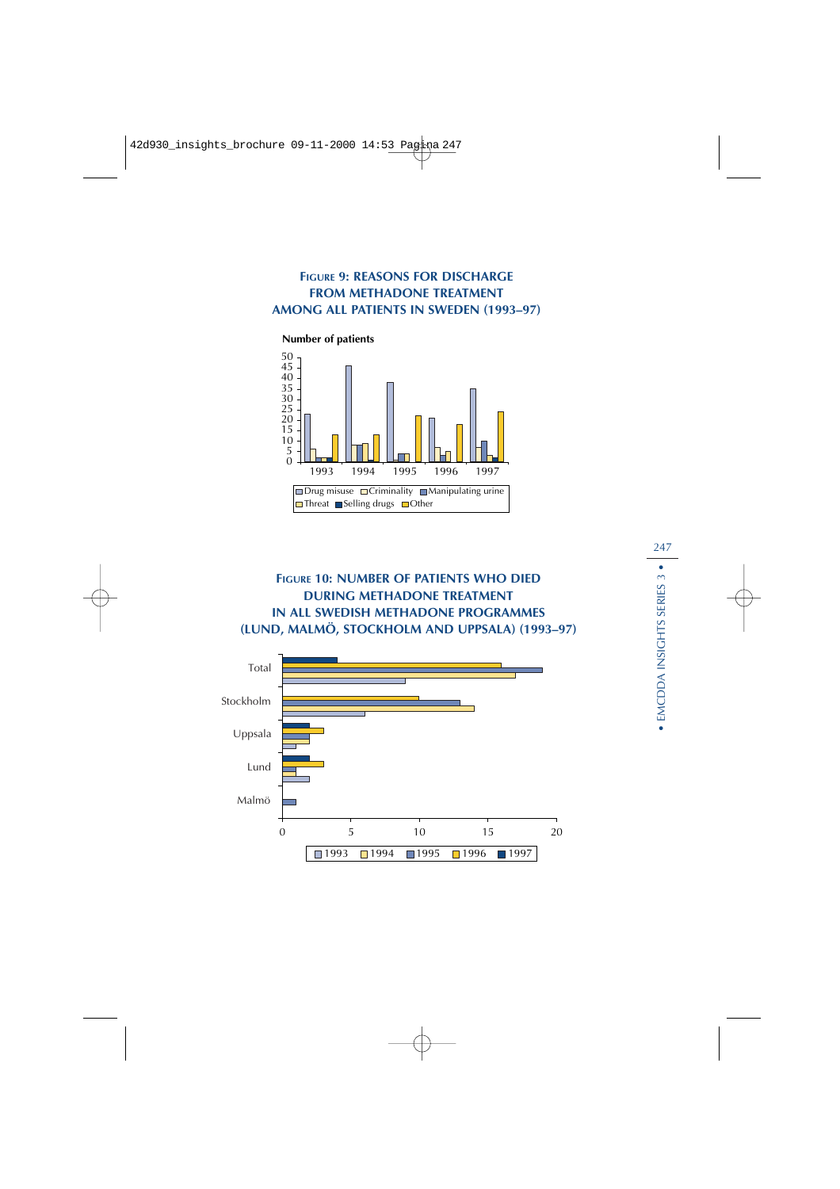**Figure 9: Reasons for discharge from methadone treatment among all patients in Sweden (1993–97)**

Number of patients

50
45
40
35
30
25
20
15
10
5
0

1993 1994 1995 1996 1997

Drug misuse Criminality Manipulating urine
Threat Selling drugs Other

**Figure 10: Number of patients who died during methadone treatment in all Swedish methadone programmes (Lund, Malmö, Stockholm and Uppsala) (1993–97)**

Total
Stockholm
Uppsala
Lund
Malmö

0 5 10 15 20

1993 1994 1995 1996 1997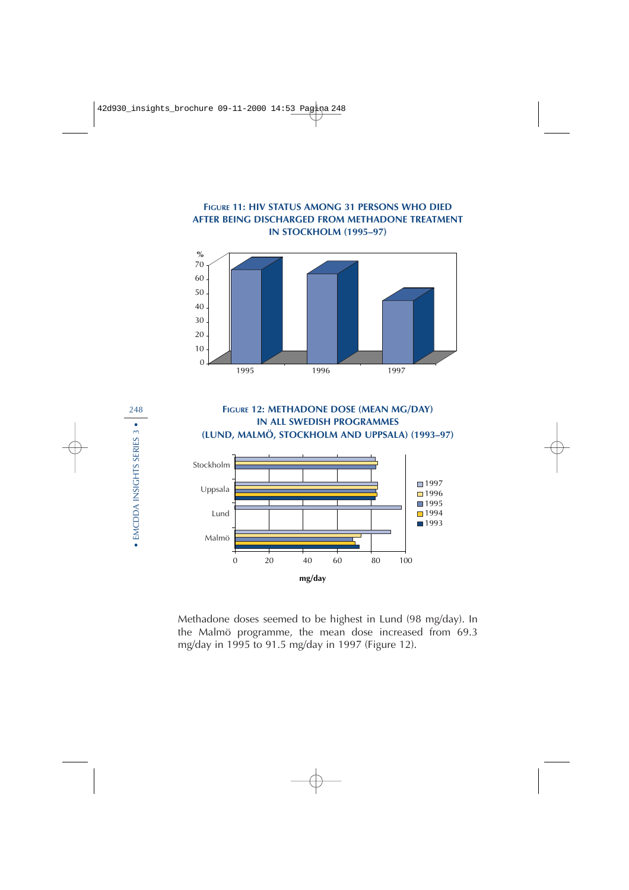**Figure 11: HIV status among 31 persons who died after being discharged from methadone treatment in Stockholm (1995–97)**

**Figure 12: Methadone dose (mean mg/day) in all Swedish programmes (Lund, Malmö, Stockholm and Uppsala) (1993–97)**

Methadone doses seemed to be highest in Lund (98 mg/day). In the Malmö programme, the mean dose increased from 69.3 mg/day in 1995 to 91.5 mg/day in 1997 (Figure 12).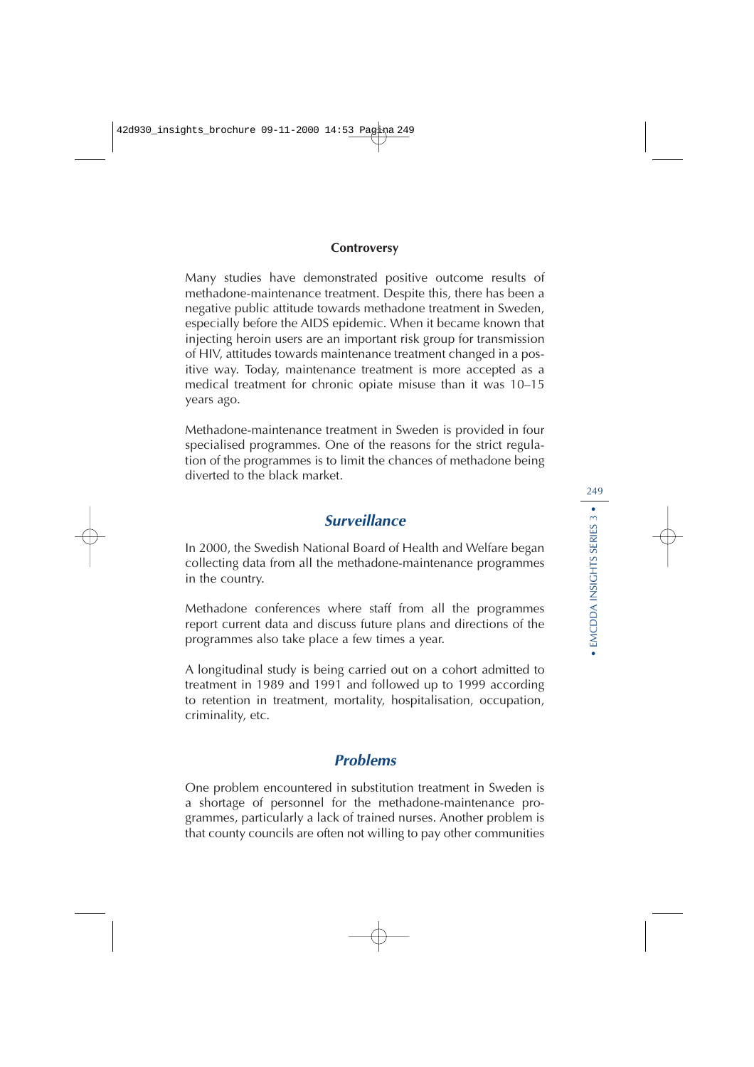#### Controversy

Many studies have demonstrated positive outcome results of methadone-maintenance treatment. Despite this, there has been a negative public attitude towards methadone treatment in Sweden, especially before the AIDS epidemic. When it became known that injecting heroin users are an important risk group for transmission of HIV, attitudes towards maintenance treatment changed in a positive way. Today, maintenance treatment is more accepted as a medical treatment for chronic opiate misuse than it was 10–15 years ago.

Methadone-maintenance treatment in Sweden is provided in four specialised programmes. One of the reasons for the strict regulation of the programmes is to limit the chances of methadone being diverted to the black market.

### *Surveillance*

In 2000, the Swedish National Board of Health and Welfare began collecting data from all the methadone-maintenance programmes in the country.

Methadone conferences where staff from all the programmes report current data and discuss future plans and directions of the programmes also take place a few times a year.

A longitudinal study is being carried out on a cohort admitted to treatment in 1989 and 1991 and followed up to 1999 according to retention in treatment, mortality, hospitalisation, occupation, criminality, etc.

### *Problems*

One problem encountered in substitution treatment in Sweden is a shortage of personnel for the methadone-maintenance programmes, particularly a lack of trained nurses. Another problem is that county councils are often not willing to pay other communities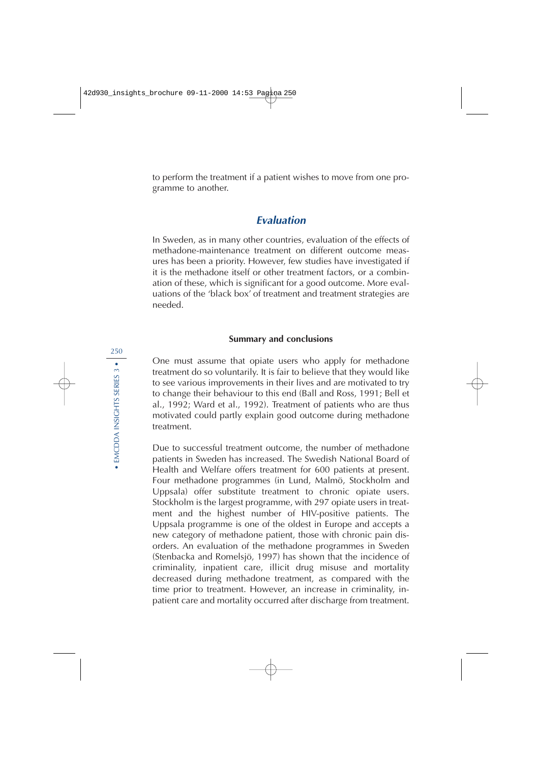to perform the treatment if a patient wishes to move from one programme to another.

## *Evaluation*

In Sweden, as in many other countries, evaluation of the effects of methadone-maintenance treatment on different outcome measures has been a priority. However, few studies have investigated if it is the methadone itself or other treatment factors, or a combination of these, which is significant for a good outcome. More evaluations of the 'black box' of treatment and treatment strategies are needed.

### Summary and conclusions

One must assume that opiate users who apply for methadone treatment do so voluntarily. It is fair to believe that they would like to see various improvements in their lives and are motivated to try to change their behaviour to this end (Ball and Ross, 1991; Bell et al., 1992; Ward et al., 1992). Treatment of patients who are thus motivated could partly explain good outcome during methadone treatment.

Due to successful treatment outcome, the number of methadone patients in Sweden has increased. The Swedish National Board of Health and Welfare offers treatment for 600 patients at present. Four methadone programmes (in Lund, Malmö, Stockholm and Uppsala) offer substitute treatment to chronic opiate users. Stockholm is the largest programme, with 297 opiate users in treatment and the highest number of HIV-positive patients. The Uppsala programme is one of the oldest in Europe and accepts a new category of methadone patient, those with chronic pain disorders. An evaluation of the methadone programmes in Sweden (Stenbacka and Romelsjö, 1997) has shown that the incidence of criminality, inpatient care, illicit drug misuse and mortality decreased during methadone treatment, as compared with the time prior to treatment. However, an increase in criminality, inpatient care and mortality occurred after discharge from treatment.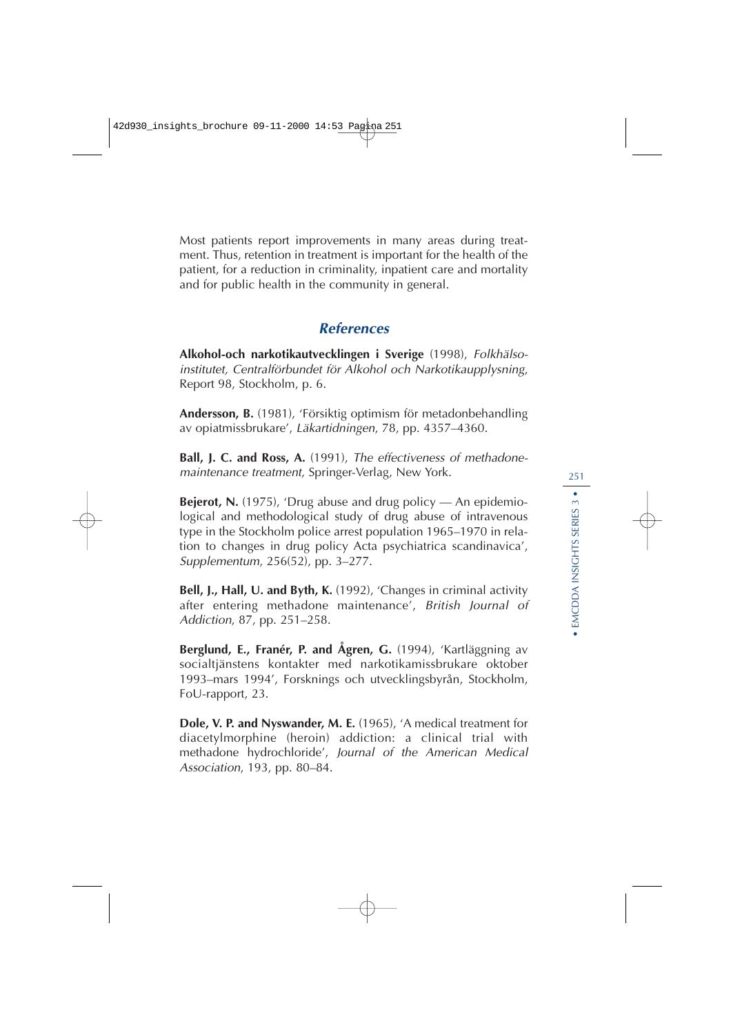Most patients report improvements in many areas during treatment. Thus, retention in treatment is important for the health of the patient, for a reduction in criminality, inpatient care and mortality and for public health in the community in general.

## References

**Alkohol-och narkotikautvecklingen i Sverige** (1998), *Folkhälsoinstitutet, Centralförbundet för Alkohol och Narkotikaupplysning*, Report 98, Stockholm, p. 6.

**Andersson, B.** (1981), 'Försiktig optimism för metadonbehandling av opiatmissbrukare', *Läkartidningen*, 78, pp. 4357–4360.

**Ball, J. C. and Ross, A.** (1991), *The effectiveness of methadone-maintenance treatment*, Springer-Verlag, New York.

**Bejerot, N.** (1975), 'Drug abuse and drug policy — An epidemiological and methodological study of drug abuse of intravenous type in the Stockholm police arrest population 1965–1970 in relation to changes in drug policy Acta psychiatrica scandinavica', *Supplementum*, 256(52), pp. 3–277.

**Bell, J., Hall, U. and Byth, K.** (1992), 'Changes in criminal activity after entering methadone maintenance', *British Journal of Addiction*, 87, pp. 251–258.

**Berglund, E., Franér, P. and Ågren, G.** (1994), 'Kartläggning av socialtjänstens kontakter med narkotikamissbrukare oktober 1993–mars 1994', Forsknings och utvecklingsbyrån, Stockholm, FoU-rapport, 23.

**Dole, V. P. and Nyswander, M. E.** (1965), 'A medical treatment for diacetylmorphine (heroin) addiction: a clinical trial with methadone hydrochloride', *Journal of the American Medical Association*, 193, pp. 80–84.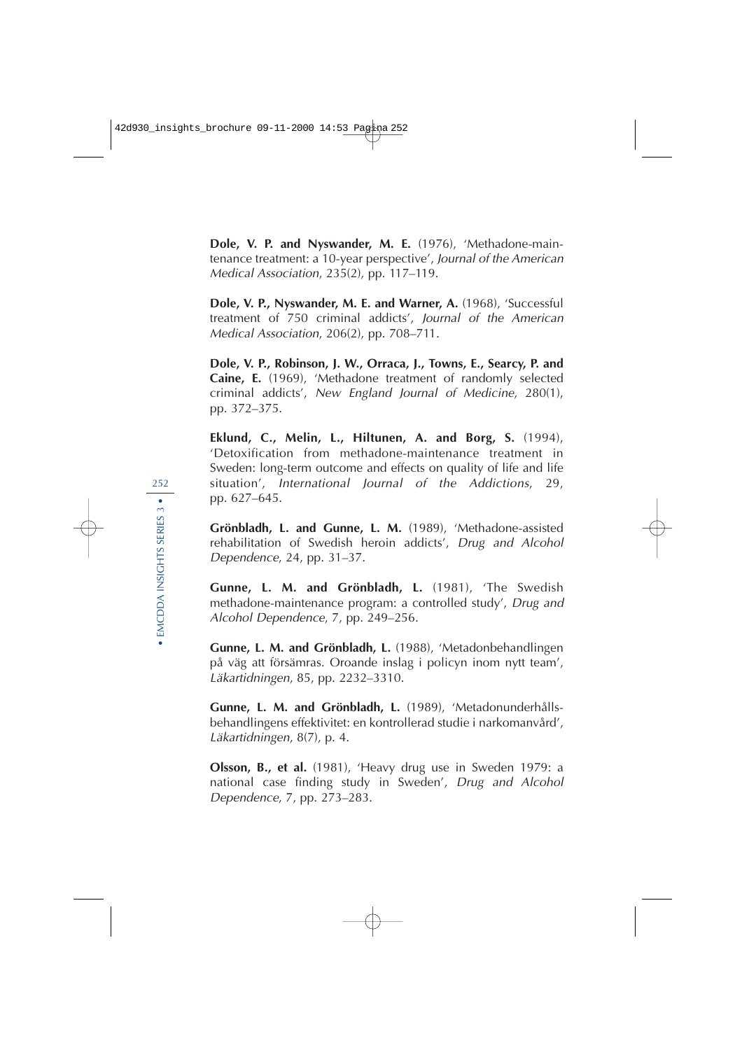**Dole, V. P. and Nyswander, M. E.** (1976), 'Methadone-maintenance treatment: a 10-year perspective', *Journal of the American Medical Association*, 235(2), pp. 117–119.

**Dole, V. P., Nyswander, M. E. and Warner, A.** (1968), 'Successful treatment of 750 criminal addicts', *Journal of the American Medical Association*, 206(2), pp. 708–711.

**Dole, V. P., Robinson, J. W., Orraca, J., Towns, E., Searcy, P. and Caine, E.** (1969), 'Methadone treatment of randomly selected criminal addicts', *New England Journal of Medicine*, 280(1), pp. 372–375.

**Eklund, C., Melin, L., Hiltunen, A. and Borg, S.** (1994), 'Detoxification from methadone-maintenance treatment in Sweden: long-term outcome and effects on quality of life and life situation', *International Journal of the Addictions*, 29, pp. 627–645.

**Grönbladh, L. and Gunne, L. M.** (1989), 'Methadone-assisted rehabilitation of Swedish heroin addicts', *Drug and Alcohol Dependence*, 24, pp. 31–37.

**Gunne, L. M. and Grönbladh, L.** (1981), 'The Swedish methadone-maintenance program: a controlled study', *Drug and Alcohol Dependence*, 7, pp. 249–256.

**Gunne, L. M. and Grönbladh, L.** (1988), 'Metadonbehandlingen på väg att försämras. Oroande inslag i policyn inom nytt team', *Läkartidningen*, 85, pp. 2232–3310.

**Gunne, L. M. and Grönbladh, L.** (1989), 'Metadonunderhållsbehandlingens effektivitet: en kontrollerad studie i narkomanvård', *Läkartidningen*, 8(7), p. 4.

**Olsson, B., et al.** (1981), 'Heavy drug use in Sweden 1979: a national case finding study in Sweden', *Drug and Alcohol Dependence*, 7, pp. 273–283.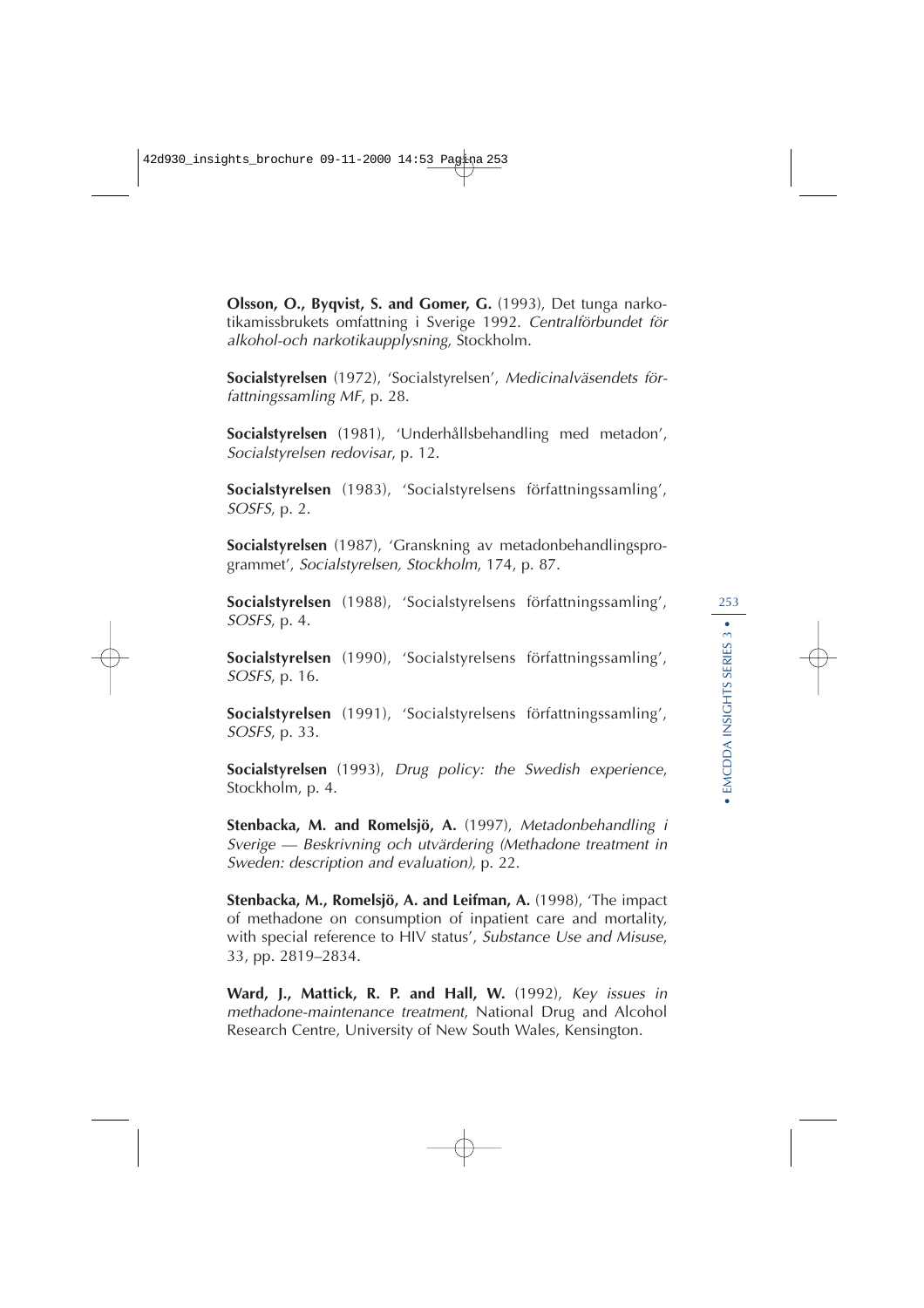**Olsson, O., Byqvist, S. and Gomer, G.** (1993), Det tunga narkotikamissbrukets omfattning i Sverige 1992. *Centralförbundet för alkohol-och narkotikaupplysning*, Stockholm.

**Socialstyrelsen** (1972), 'Socialstyrelsen', *Medicinalväsendets författningssamling MF*, p. 28.

**Socialstyrelsen** (1981), 'Underhållsbehandling med metadon', *Socialstyrelsen redovisar*, p. 12.

**Socialstyrelsen** (1983), 'Socialstyrelsens författningssamling', *SOSFS*, p. 2.

**Socialstyrelsen** (1987), 'Granskning av metadonbehandlingsprogrammet', *Socialstyrelsen, Stockholm*, 174, p. 87.

**Socialstyrelsen** (1988), 'Socialstyrelsens författningssamling', *SOSFS*, p. 4.

**Socialstyrelsen** (1990), 'Socialstyrelsens författningssamling', *SOSFS*, p. 16.

**Socialstyrelsen** (1991), 'Socialstyrelsens författningssamling', *SOSFS*, p. 33.

**Socialstyrelsen** (1993), *Drug policy: the Swedish experience*, Stockholm, p. 4.

**Stenbacka, M. and Romelsjö, A.** (1997), *Metadonbehandling i Sverige — Beskrivning och utvärdering (Methadone treatment in Sweden: description and evaluation)*, p. 22.

**Stenbacka, M., Romelsjö, A. and Leifman, A.** (1998), 'The impact of methadone on consumption of inpatient care and mortality, with special reference to HIV status', *Substance Use and Misuse*, 33, pp. 2819–2834.

**Ward, J., Mattick, R. P. and Hall, W.** (1992), *Key issues in methadone-maintenance treatment*, National Drug and Alcohol Research Centre, University of New South Wales, Kensington.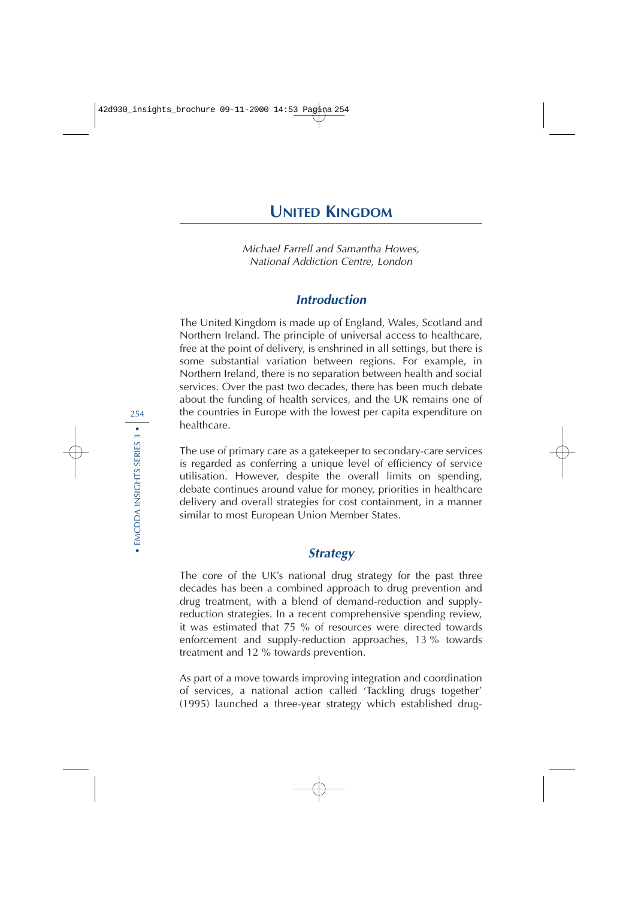# United Kingdom

*Michael Farrell and Samantha Howes, National Addiction Centre, London*

## Introduction

The United Kingdom is made up of England, Wales, Scotland and Northern Ireland. The principle of universal access to healthcare, free at the point of delivery, is enshrined in all settings, but there is some substantial variation between regions. For example, in Northern Ireland, there is no separation between health and social services. Over the past two decades, there has been much debate about the funding of health services, and the UK remains one of the countries in Europe with the lowest per capita expenditure on healthcare.

The use of primary care as a gatekeeper to secondary-care services is regarded as conferring a unique level of efficiency of service utilisation. However, despite the overall limits on spending, debate continues around value for money, priorities in healthcare delivery and overall strategies for cost containment, in a manner similar to most European Union Member States.

## Strategy

The core of the UK's national drug strategy for the past three decades has been a combined approach to drug prevention and drug treatment, with a blend of demand-reduction and supply-reduction strategies. In a recent comprehensive spending review, it was estimated that 75 % of resources were directed towards enforcement and supply-reduction approaches, 13 % towards treatment and 12 % towards prevention.

As part of a move towards improving integration and coordination of services, a national action called 'Tackling drugs together' (1995) launched a three-year strategy which established drug-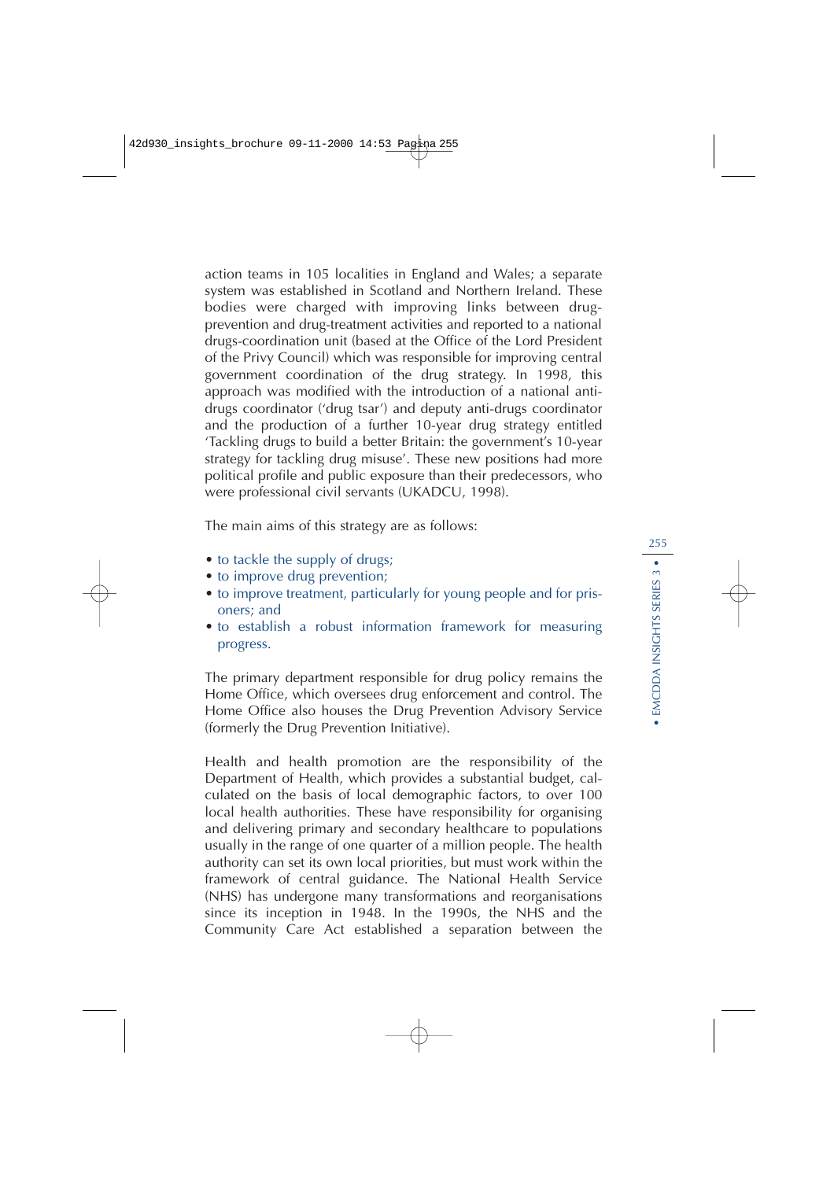action teams in 105 localities in England and Wales; a separate system was established in Scotland and Northern Ireland. These bodies were charged with improving links between drug-prevention and drug-treatment activities and reported to a national drugs-coordination unit (based at the Office of the Lord President of the Privy Council) which was responsible for improving central government coordination of the drug strategy. In 1998, this approach was modified with the introduction of a national anti-drugs coordinator ('drug tsar') and deputy anti-drugs coordinator and the production of a further 10-year drug strategy entitled 'Tackling drugs to build a better Britain: the government's 10-year strategy for tackling drug misuse'. These new positions had more political profile and public exposure than their predecessors, who were professional civil servants (UKADCU, 1998).

The main aims of this strategy are as follows:

- to tackle the supply of drugs;
- to improve drug prevention;
- to improve treatment, particularly for young people and for prisoners; and
- to establish a robust information framework for measuring progress.

The primary department responsible for drug policy remains the Home Office, which oversees drug enforcement and control. The Home Office also houses the Drug Prevention Advisory Service (formerly the Drug Prevention Initiative).

Health and health promotion are the responsibility of the Department of Health, which provides a substantial budget, calculated on the basis of local demographic factors, to over 100 local health authorities. These have responsibility for organising and delivering primary and secondary healthcare to populations usually in the range of one quarter of a million people. The health authority can set its own local priorities, but must work within the framework of central guidance. The National Health Service (NHS) has undergone many transformations and reorganisations since its inception in 1948. In the 1990s, the NHS and the Community Care Act established a separation between the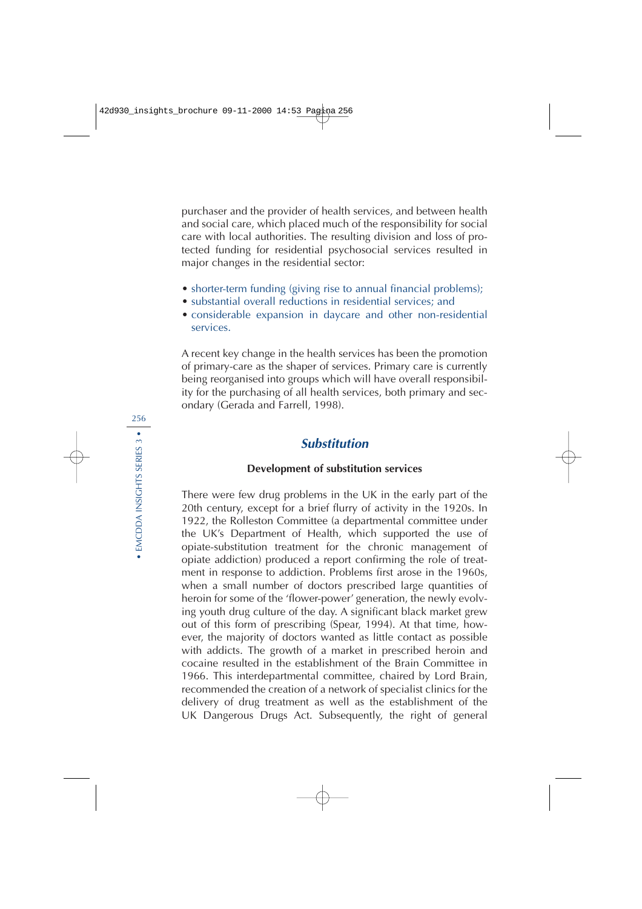purchaser and the provider of health services, and between health and social care, which placed much of the responsibility for social care with local authorities. The resulting division and loss of protected funding for residential psychosocial services resulted in major changes in the residential sector:

- shorter-term funding (giving rise to annual financial problems);
- substantial overall reductions in residential services; and
- considerable expansion in daycare and other non-residential services.

A recent key change in the health services has been the promotion of primary-care as the shaper of services. Primary care is currently being reorganised into groups which will have overall responsibility for the purchasing of all health services, both primary and secondary (Gerada and Farrell, 1998).

## *Substitution*

### Development of substitution services

There were few drug problems in the UK in the early part of the 20th century, except for a brief flurry of activity in the 1920s. In 1922, the Rolleston Committee (a departmental committee under the UK's Department of Health, which supported the use of opiate-substitution treatment for the chronic management of opiate addiction) produced a report confirming the role of treatment in response to addiction. Problems first arose in the 1960s, when a small number of doctors prescribed large quantities of heroin for some of the 'flower-power' generation, the newly evolving youth drug culture of the day. A significant black market grew out of this form of prescribing (Spear, 1994). At that time, however, the majority of doctors wanted as little contact as possible with addicts. The growth of a market in prescribed heroin and cocaine resulted in the establishment of the Brain Committee in 1966. This interdepartmental committee, chaired by Lord Brain, recommended the creation of a network of specialist clinics for the delivery of drug treatment as well as the establishment of the UK Dangerous Drugs Act. Subsequently, the right of general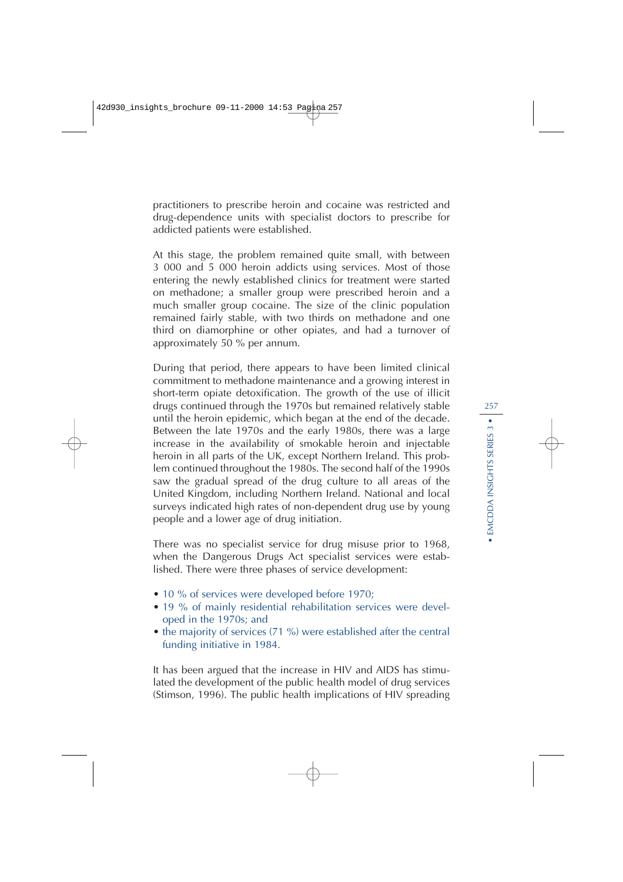practitioners to prescribe heroin and cocaine was restricted and drug-dependence units with specialist doctors to prescribe for addicted patients were established.

At this stage, the problem remained quite small, with between 3 000 and 5 000 heroin addicts using services. Most of those entering the newly established clinics for treatment were started on methadone; a smaller group were prescribed heroin and a much smaller group cocaine. The size of the clinic population remained fairly stable, with two thirds on methadone and one third on diamorphine or other opiates, and had a turnover of approximately 50 % per annum.

During that period, there appears to have been limited clinical commitment to methadone maintenance and a growing interest in short-term opiate detoxification. The growth of the use of illicit drugs continued through the 1970s but remained relatively stable until the heroin epidemic, which began at the end of the decade. Between the late 1970s and the early 1980s, there was a large increase in the availability of smokable heroin and injectable heroin in all parts of the UK, except Northern Ireland. This problem continued throughout the 1980s. The second half of the 1990s saw the gradual spread of the drug culture to all areas of the United Kingdom, including Northern Ireland. National and local surveys indicated high rates of non-dependent drug use by young people and a lower age of drug initiation.

There was no specialist service for drug misuse prior to 1968, when the Dangerous Drugs Act specialist services were established. There were three phases of service development:

- 10 % of services were developed before 1970;
- 19 % of mainly residential rehabilitation services were developed in the 1970s; and
- the majority of services (71 %) were established after the central funding initiative in 1984.

It has been argued that the increase in HIV and AIDS has stimulated the development of the public health model of drug services (Stimson, 1996). The public health implications of HIV spreading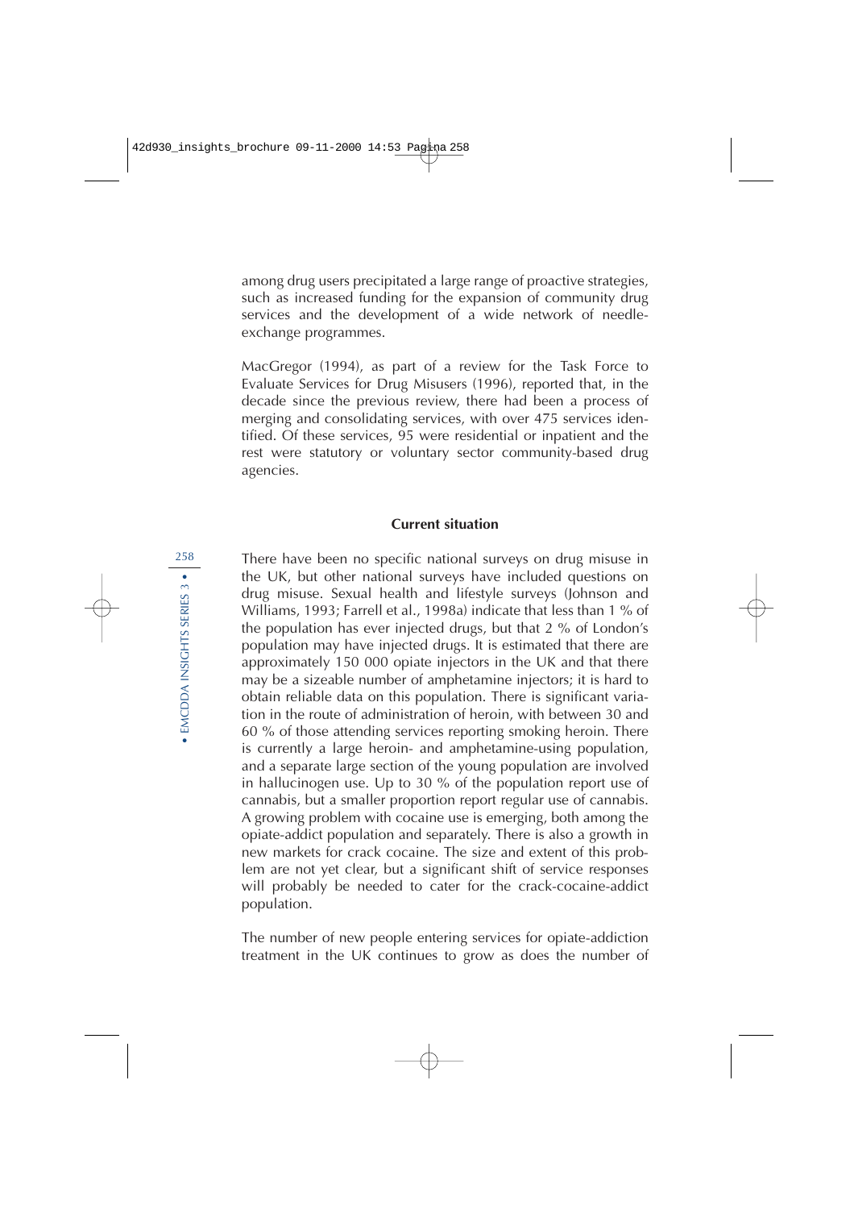among drug users precipitated a large range of proactive strategies, such as increased funding for the expansion of community drug services and the development of a wide network of needle-exchange programmes.

MacGregor (1994), as part of a review for the Task Force to Evaluate Services for Drug Misusers (1996), reported that, in the decade since the previous review, there had been a process of merging and consolidating services, with over 475 services identified. Of these services, 95 were residential or inpatient and the rest were statutory or voluntary sector community-based drug agencies.

## Current situation

There have been no specific national surveys on drug misuse in the UK, but other national surveys have included questions on drug misuse. Sexual health and lifestyle surveys (Johnson and Williams, 1993; Farrell et al., 1998a) indicate that less than 1 % of the population has ever injected drugs, but that 2 % of London's population may have injected drugs. It is estimated that there are approximately 150 000 opiate injectors in the UK and that there may be a sizeable number of amphetamine injectors; it is hard to obtain reliable data on this population. There is significant variation in the route of administration of heroin, with between 30 and 60 % of those attending services reporting smoking heroin. There is currently a large heroin- and amphetamine-using population, and a separate large section of the young population are involved in hallucinogen use. Up to 30 % of the population report use of cannabis, but a smaller proportion report regular use of cannabis. A growing problem with cocaine use is emerging, both among the opiate-addict population and separately. There is also a growth in new markets for crack cocaine. The size and extent of this problem are not yet clear, but a significant shift of service responses will probably be needed to cater for the crack-cocaine-addict population.

The number of new people entering services for opiate-addiction treatment in the UK continues to grow as does the number of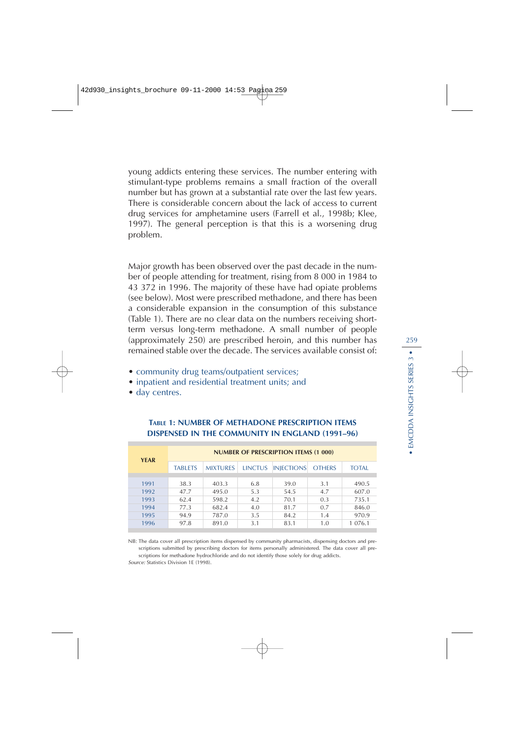young addicts entering these services. The number entering with stimulant-type problems remains a small fraction of the overall number but has grown at a substantial rate over the last few years. There is considerable concern about the lack of access to current drug services for amphetamine users (Farrell et al., 1998b; Klee, 1997). The general perception is that this is a worsening drug problem.

Major growth has been observed over the past decade in the number of people attending for treatment, rising from 8 000 in 1984 to 43 372 in 1996. The majority of these have had opiate problems (see below). Most were prescribed methadone, and there has been a considerable expansion in the consumption of this substance (Table 1). There are no clear data on the numbers receiving short-term versus long-term methadone. A small number of people (approximately 250) are prescribed heroin, and this number has remained stable over the decade. The services available consist of:

- community drug teams/outpatient services;
- inpatient and residential treatment units; and
- day centres.

**Table 1: Number of methadone prescription items dispensed in the community in England (1991–96)**

| YEAR | NUMBER OF PRESCRIPTION ITEMS (1 000) | | | | | |
|---|---|---|---|---|---|---|
| | TABLETS | MIXTURES | LINCTUS | INJECTIONS | OTHERS | TOTAL |
| 1991 | 38.3 | 403.3 | 6.8 | 39.0 | 3.1 | 490.5 |
| 1992 | 47.7 | 495.0 | 5.3 | 54.5 | 4.7 | 607.0 |
| 1993 | 62.4 | 598.2 | 4.2 | 70.1 | 0.3 | 735.1 |
| 1994 | 77.3 | 682.4 | 4.0 | 81.7 | 0.7 | 846.0 |
| 1995 | 94.9 | 787.0 | 3.5 | 84.2 | 1.4 | 970.9 |
| 1996 | 97.8 | 891.0 | 3.1 | 83.1 | 1.0 | 1 076.1 |

NB: The data cover all prescription items dispensed by community pharmacists, dispensing doctors and prescriptions submitted by prescribing doctors for items personally administered. The data cover all prescriptions for methadone hydrochloride and do not identify those solely for drug addicts.
*Source:* Statistics Division 1E (1998).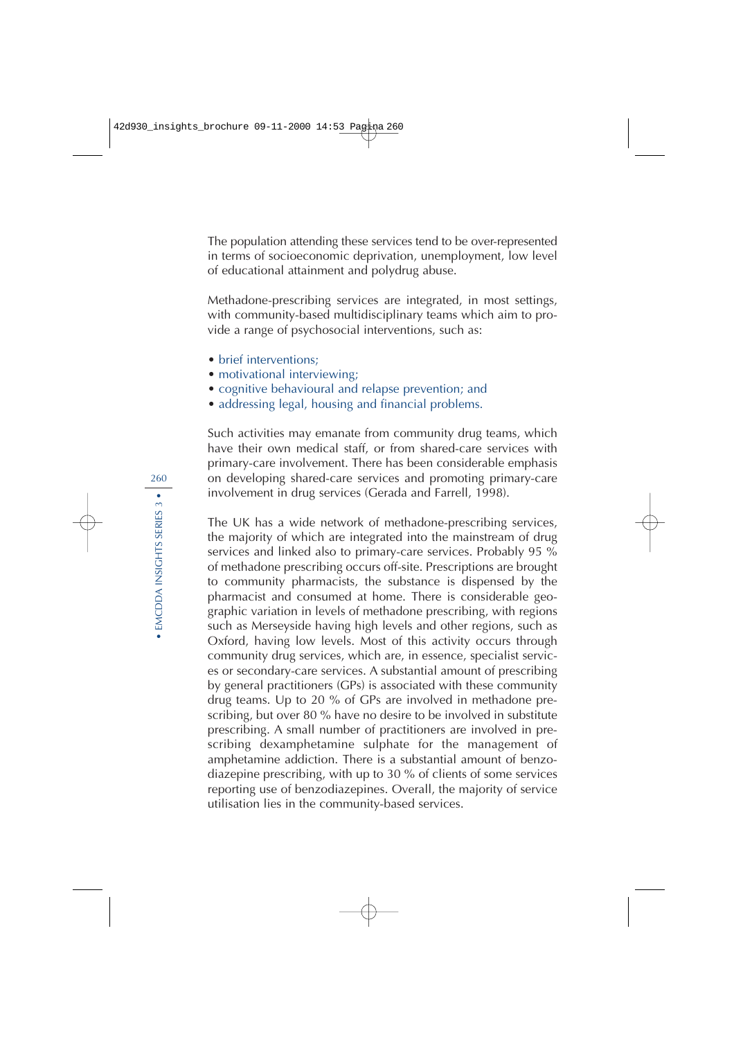The population attending these services tend to be over-represented in terms of socioeconomic deprivation, unemployment, low level of educational attainment and polydrug abuse.

Methadone-prescribing services are integrated, in most settings, with community-based multidisciplinary teams which aim to provide a range of psychosocial interventions, such as:

- brief interventions;
- motivational interviewing;
- cognitive behavioural and relapse prevention; and
- addressing legal, housing and financial problems.

Such activities may emanate from community drug teams, which have their own medical staff, or from shared-care services with primary-care involvement. There has been considerable emphasis on developing shared-care services and promoting primary-care involvement in drug services (Gerada and Farrell, 1998).

The UK has a wide network of methadone-prescribing services, the majority of which are integrated into the mainstream of drug services and linked also to primary-care services. Probably 95 % of methadone prescribing occurs off-site. Prescriptions are brought to community pharmacists, the substance is dispensed by the pharmacist and consumed at home. There is considerable geographic variation in levels of methadone prescribing, with regions such as Merseyside having high levels and other regions, such as Oxford, having low levels. Most of this activity occurs through community drug services, which are, in essence, specialist services or secondary-care services. A substantial amount of prescribing by general practitioners (GPs) is associated with these community drug teams. Up to 20 % of GPs are involved in methadone prescribing, but over 80 % have no desire to be involved in substitute prescribing. A small number of practitioners are involved in prescribing dexamphetamine sulphate for the management of amphetamine addiction. There is a substantial amount of benzodiazepine prescribing, with up to 30 % of clients of some services reporting use of benzodiazepines. Overall, the majority of service utilisation lies in the community-based services.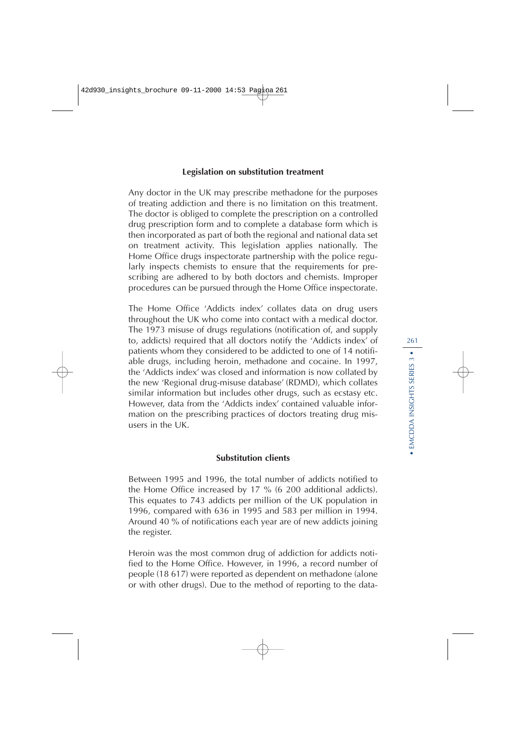### Legislation on substitution treatment

Any doctor in the UK may prescribe methadone for the purposes of treating addiction and there is no limitation on this treatment. The doctor is obliged to complete the prescription on a controlled drug prescription form and to complete a database form which is then incorporated as part of both the regional and national data set on treatment activity. This legislation applies nationally. The Home Office drugs inspectorate partnership with the police regularly inspects chemists to ensure that the requirements for prescribing are adhered to by both doctors and chemists. Improper procedures can be pursued through the Home Office inspectorate.

The Home Office 'Addicts index' collates data on drug users throughout the UK who come into contact with a medical doctor. The 1973 misuse of drugs regulations (notification of, and supply to, addicts) required that all doctors notify the 'Addicts index' of patients whom they considered to be addicted to one of 14 notifiable drugs, including heroin, methadone and cocaine. In 1997, the 'Addicts index' was closed and information is now collated by the new 'Regional drug-misuse database' (RDMD), which collates similar information but includes other drugs, such as ecstasy etc. However, data from the 'Addicts index' contained valuable information on the prescribing practices of doctors treating drug misusers in the UK.

### Substitution clients

Between 1995 and 1996, the total number of addicts notified to the Home Office increased by 17 % (6 200 additional addicts). This equates to 743 addicts per million of the UK population in 1996, compared with 636 in 1995 and 583 per million in 1994. Around 40 % of notifications each year are of new addicts joining the register.

Heroin was the most common drug of addiction for addicts notified to the Home Office. However, in 1996, a record number of people (18 617) were reported as dependent on methadone (alone or with other drugs). Due to the method of reporting to the data-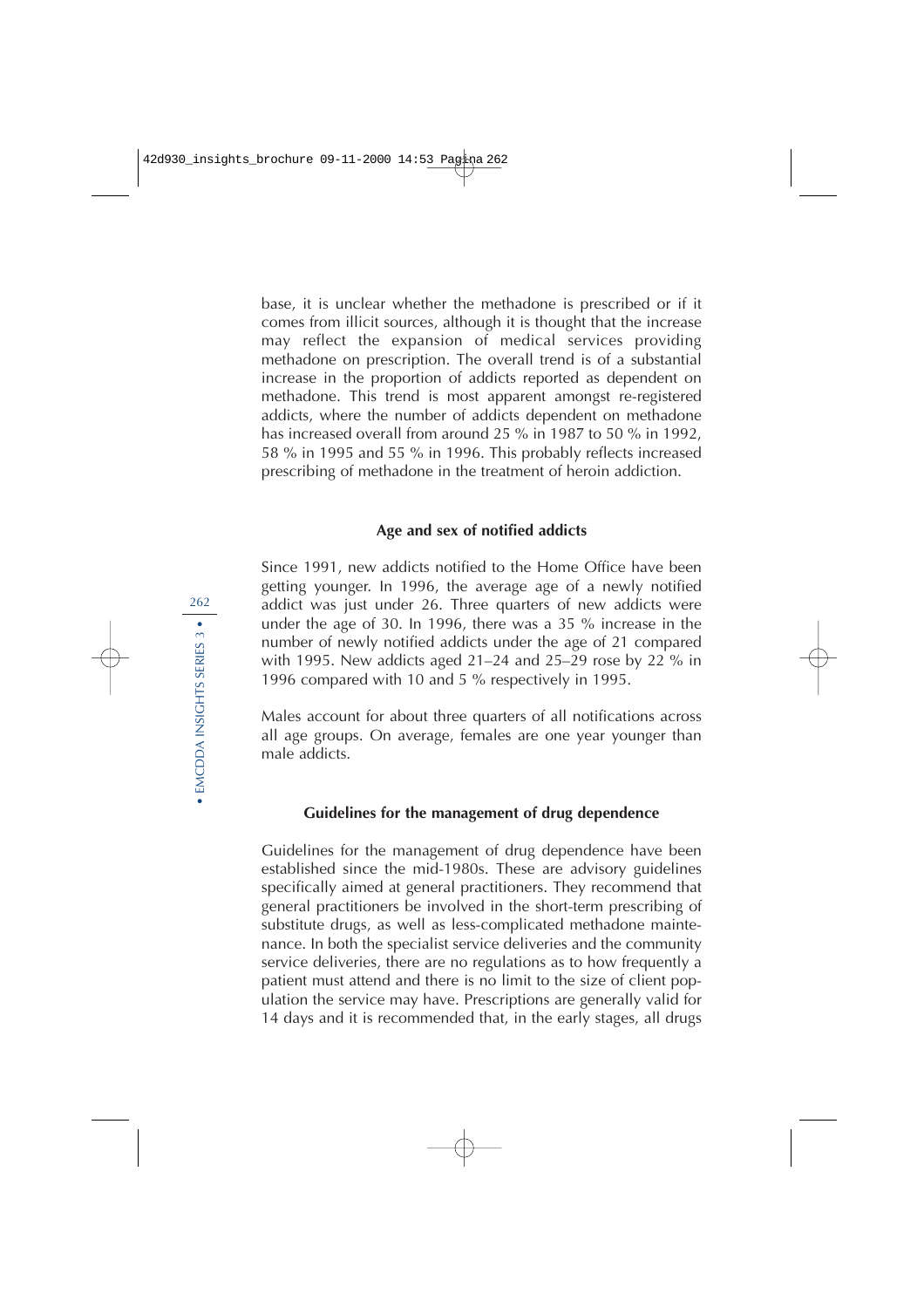base, it is unclear whether the methadone is prescribed or if it comes from illicit sources, although it is thought that the increase may reflect the expansion of medical services providing methadone on prescription. The overall trend is of a substantial increase in the proportion of addicts reported as dependent on methadone. This trend is most apparent amongst re-registered addicts, where the number of addicts dependent on methadone has increased overall from around 25 % in 1987 to 50 % in 1992, 58 % in 1995 and 55 % in 1996. This probably reflects increased prescribing of methadone in the treatment of heroin addiction.

### Age and sex of notified addicts

Since 1991, new addicts notified to the Home Office have been getting younger. In 1996, the average age of a newly notified addict was just under 26. Three quarters of new addicts were under the age of 30. In 1996, there was a 35 % increase in the number of newly notified addicts under the age of 21 compared with 1995. New addicts aged 21–24 and 25–29 rose by 22 % in 1996 compared with 10 and 5 % respectively in 1995.

Males account for about three quarters of all notifications across all age groups. On average, females are one year younger than male addicts.

### Guidelines for the management of drug dependence

Guidelines for the management of drug dependence have been established since the mid-1980s. These are advisory guidelines specifically aimed at general practitioners. They recommend that general practitioners be involved in the short-term prescribing of substitute drugs, as well as less-complicated methadone maintenance. In both the specialist service deliveries and the community service deliveries, there are no regulations as to how frequently a patient must attend and there is no limit to the size of client population the service may have. Prescriptions are generally valid for 14 days and it is recommended that, in the early stages, all drugs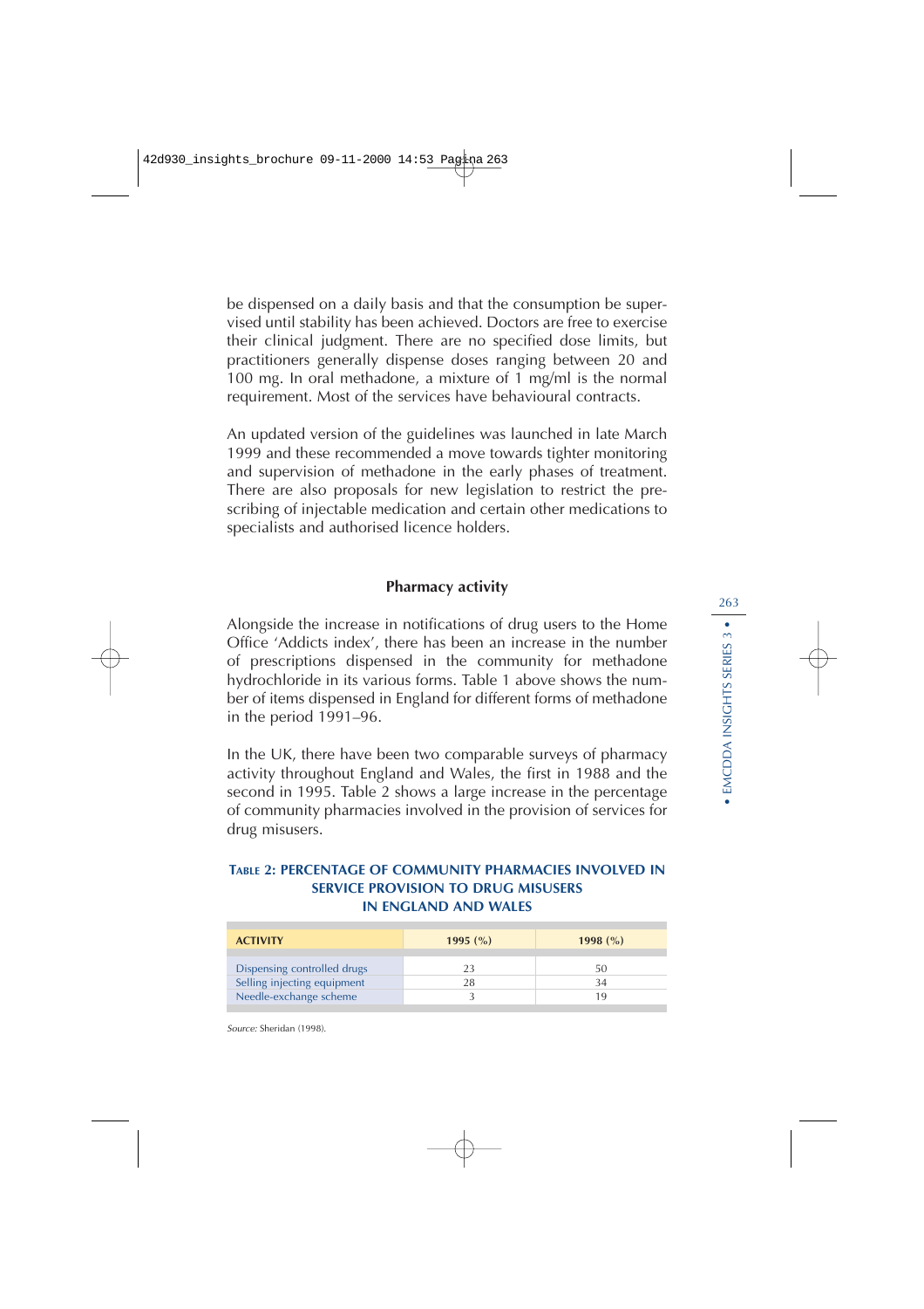be dispensed on a daily basis and that the consumption be supervised until stability has been achieved. Doctors are free to exercise their clinical judgment. There are no specified dose limits, but practitioners generally dispense doses ranging between 20 and 100 mg. In oral methadone, a mixture of 1 mg/ml is the normal requirement. Most of the services have behavioural contracts.

An updated version of the guidelines was launched in late March 1999 and these recommended a move towards tighter monitoring and supervision of methadone in the early phases of treatment. There are also proposals for new legislation to restrict the prescribing of injectable medication and certain other medications to specialists and authorised licence holders.

### Pharmacy activity

Alongside the increase in notifications of drug users to the Home Office 'Addicts index', there has been an increase in the number of prescriptions dispensed in the community for methadone hydrochloride in its various forms. Table 1 above shows the number of items dispensed in England for different forms of methadone in the period 1991–96.

In the UK, there have been two comparable surveys of pharmacy activity throughout England and Wales, the first in 1988 and the second in 1995. Table 2 shows a large increase in the percentage of community pharmacies involved in the provision of services for drug misusers.

**TABLE 2: PERCENTAGE OF COMMUNITY PHARMACIES INVOLVED IN SERVICE PROVISION TO DRUG MISUSERS IN ENGLAND AND WALES**

| ACTIVITY | 1995 (%) | 1998 (%) |
|---|---|---|
| Dispensing controlled drugs | 23 | 50 |
| Selling injecting equipment | 28 | 34 |
| Needle-exchange scheme | 3 | 19 |

*Source:* Sheridan (1998).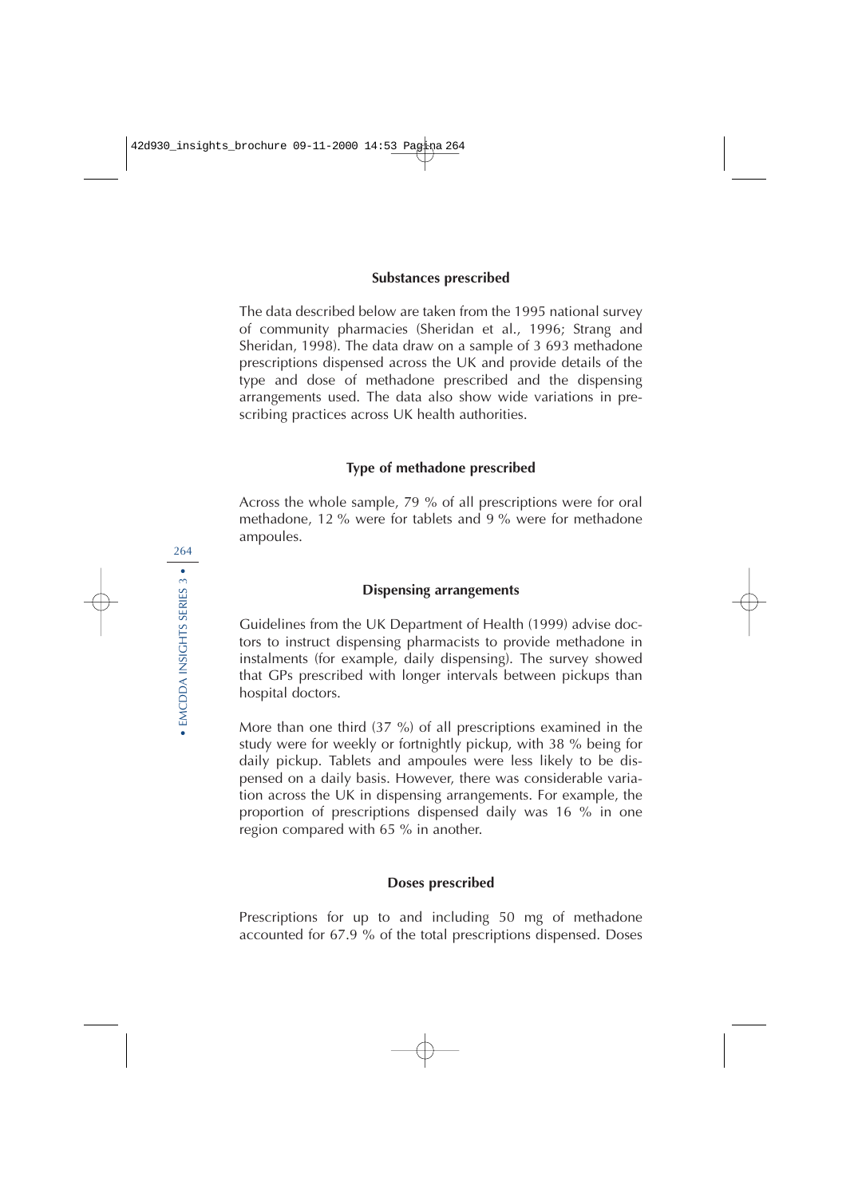### Substances prescribed

The data described below are taken from the 1995 national survey of community pharmacies (Sheridan et al., 1996; Strang and Sheridan, 1998). The data draw on a sample of 3 693 methadone prescriptions dispensed across the UK and provide details of the type and dose of methadone prescribed and the dispensing arrangements used. The data also show wide variations in prescribing practices across UK health authorities.

### Type of methadone prescribed

Across the whole sample, 79 % of all prescriptions were for oral methadone, 12 % were for tablets and 9 % were for methadone ampoules.

### Dispensing arrangements

Guidelines from the UK Department of Health (1999) advise doctors to instruct dispensing pharmacists to provide methadone in instalments (for example, daily dispensing). The survey showed that GPs prescribed with longer intervals between pickups than hospital doctors.

More than one third (37 %) of all prescriptions examined in the study were for weekly or fortnightly pickup, with 38 % being for daily pickup. Tablets and ampoules were less likely to be dispensed on a daily basis. However, there was considerable variation across the UK in dispensing arrangements. For example, the proportion of prescriptions dispensed daily was 16 % in one region compared with 65 % in another.

### Doses prescribed

Prescriptions for up to and including 50 mg of methadone accounted for 67.9 % of the total prescriptions dispensed. Doses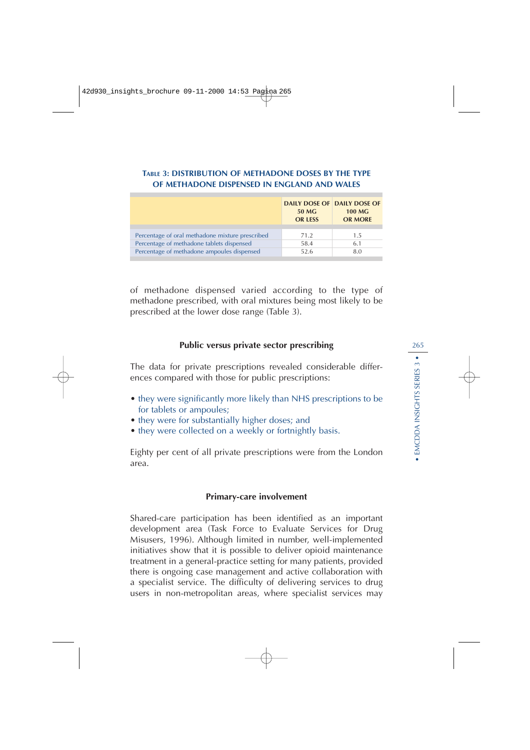**Table 3: Distribution of methadone doses by the type of methadone dispensed in England and Wales**

| | Daily dose of 50 mg or less | Daily dose of 100 mg or more |
|---|---|---|
| Percentage of oral methadone mixture prescribed | 71.2 | 1.5 |
| Percentage of methadone tablets dispensed | 58.4 | 6.1 |
| Percentage of methadone ampoules dispensed | 52.6 | 8.0 |

of methadone dispensed varied according to the type of methadone prescribed, with oral mixtures being most likely to be prescribed at the lower dose range (Table 3).

### Public versus private sector prescribing

The data for private prescriptions revealed considerable differences compared with those for public prescriptions:

- they were significantly more likely than NHS prescriptions to be for tablets or ampoules;
- they were for substantially higher doses; and
- they were collected on a weekly or fortnightly basis.

Eighty per cent of all private prescriptions were from the London area.

### Primary-care involvement

Shared-care participation has been identified as an important development area (Task Force to Evaluate Services for Drug Misusers, 1996). Although limited in number, well-implemented initiatives show that it is possible to deliver opioid maintenance treatment in a general-practice setting for many patients, provided there is ongoing case management and active collaboration with a specialist service. The difficulty of delivering services to drug users in non-metropolitan areas, where specialist services may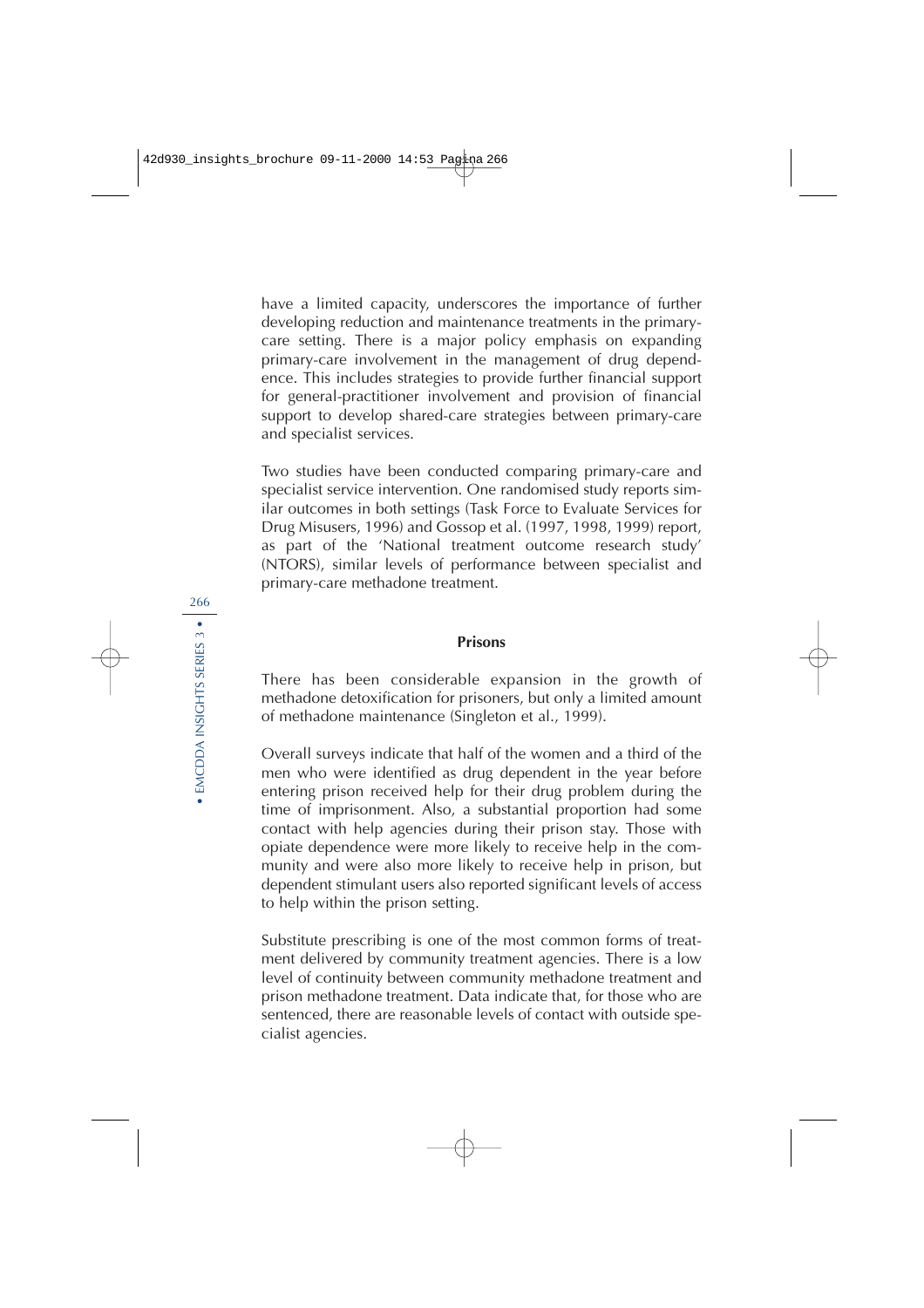have a limited capacity, underscores the importance of further developing reduction and maintenance treatments in the primary-care setting. There is a major policy emphasis on expanding primary-care involvement in the management of drug dependence. This includes strategies to provide further financial support for general-practitioner involvement and provision of financial support to develop shared-care strategies between primary-care and specialist services.

Two studies have been conducted comparing primary-care and specialist service intervention. One randomised study reports similar outcomes in both settings (Task Force to Evaluate Services for Drug Misusers, 1996) and Gossop et al. (1997, 1998, 1999) report, as part of the 'National treatment outcome research study' (NTORS), similar levels of performance between specialist and primary-care methadone treatment.

### Prisons

There has been considerable expansion in the growth of methadone detoxification for prisoners, but only a limited amount of methadone maintenance (Singleton et al., 1999).

Overall surveys indicate that half of the women and a third of the men who were identified as drug dependent in the year before entering prison received help for their drug problem during the time of imprisonment. Also, a substantial proportion had some contact with help agencies during their prison stay. Those with opiate dependence were more likely to receive help in the community and were also more likely to receive help in prison, but dependent stimulant users also reported significant levels of access to help within the prison setting.

Substitute prescribing is one of the most common forms of treatment delivered by community treatment agencies. There is a low level of continuity between community methadone treatment and prison methadone treatment. Data indicate that, for those who are sentenced, there are reasonable levels of contact with outside specialist agencies.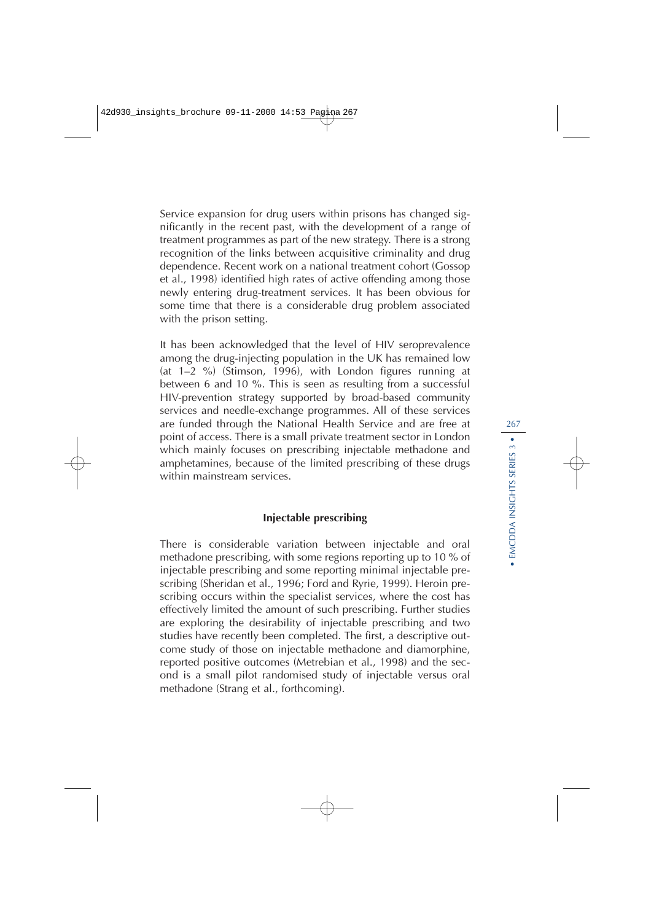Service expansion for drug users within prisons has changed significantly in the recent past, with the development of a range of treatment programmes as part of the new strategy. There is a strong recognition of the links between acquisitive criminality and drug dependence. Recent work on a national treatment cohort (Gossop et al., 1998) identified high rates of active offending among those newly entering drug-treatment services. It has been obvious for some time that there is a considerable drug problem associated with the prison setting.

It has been acknowledged that the level of HIV seroprevalence among the drug-injecting population in the UK has remained low (at 1–2 %) (Stimson, 1996), with London figures running at between 6 and 10 %. This is seen as resulting from a successful HIV-prevention strategy supported by broad-based community services and needle-exchange programmes. All of these services are funded through the National Health Service and are free at point of access. There is a small private treatment sector in London which mainly focuses on prescribing injectable methadone and amphetamines, because of the limited prescribing of these drugs within mainstream services.

### Injectable prescribing

There is considerable variation between injectable and oral methadone prescribing, with some regions reporting up to 10 % of injectable prescribing and some reporting minimal injectable prescribing (Sheridan et al., 1996; Ford and Ryrie, 1999). Heroin prescribing occurs within the specialist services, where the cost has effectively limited the amount of such prescribing. Further studies are exploring the desirability of injectable prescribing and two studies have recently been completed. The first, a descriptive outcome study of those on injectable methadone and diamorphine, reported positive outcomes (Metrebian et al., 1998) and the second is a small pilot randomised study of injectable versus oral methadone (Strang et al., forthcoming).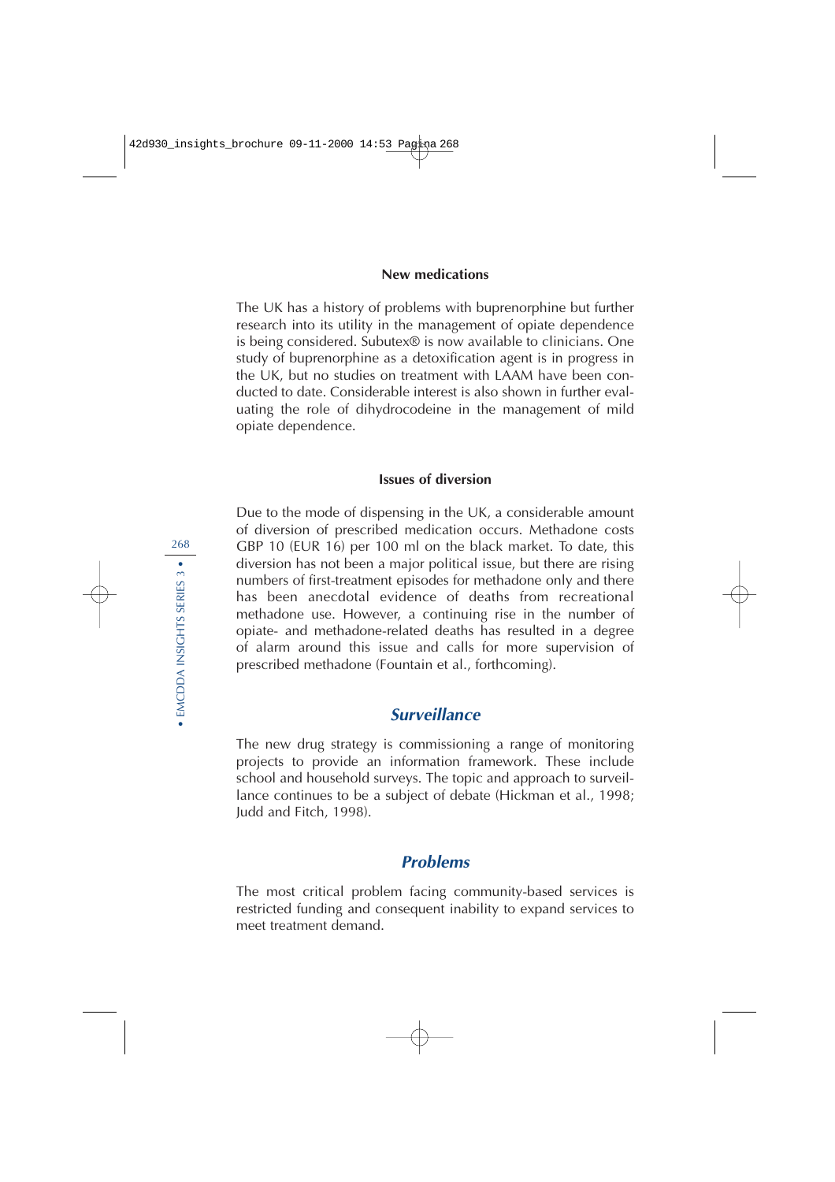#### New medications

The UK has a history of problems with buprenorphine but further research into its utility in the management of opiate dependence is being considered. Subutex® is now available to clinicians. One study of buprenorphine as a detoxification agent is in progress in the UK, but no studies on treatment with LAAM have been conducted to date. Considerable interest is also shown in further evaluating the role of dihydrocodeine in the management of mild opiate dependence.

#### Issues of diversion

Due to the mode of dispensing in the UK, a considerable amount of diversion of prescribed medication occurs. Methadone costs GBP 10 (EUR 16) per 100 ml on the black market. To date, this diversion has not been a major political issue, but there are rising numbers of first-treatment episodes for methadone only and there has been anecdotal evidence of deaths from recreational methadone use. However, a continuing rise in the number of opiate- and methadone-related deaths has resulted in a degree of alarm around this issue and calls for more supervision of prescribed methadone (Fountain et al., forthcoming).

### *Surveillance*

The new drug strategy is commissioning a range of monitoring projects to provide an information framework. These include school and household surveys. The topic and approach to surveillance continues to be a subject of debate (Hickman et al., 1998; Judd and Fitch, 1998).

### *Problems*

The most critical problem facing community-based services is restricted funding and consequent inability to expand services to meet treatment demand.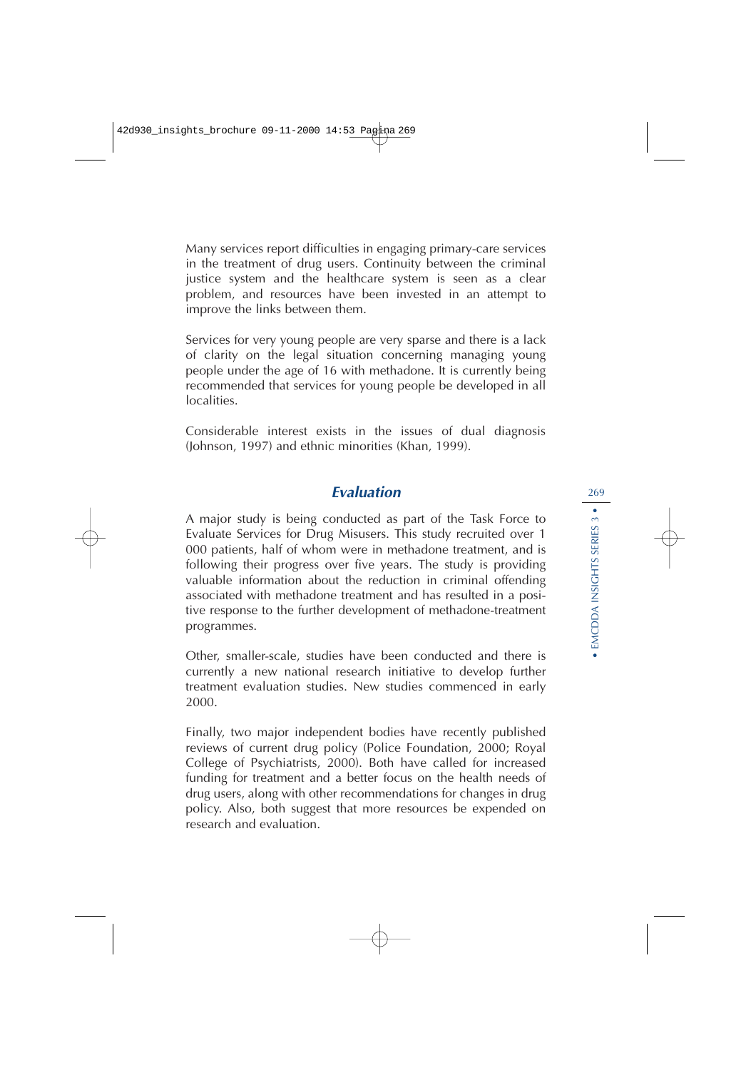Many services report difficulties in engaging primary-care services in the treatment of drug users. Continuity between the criminal justice system and the healthcare system is seen as a clear problem, and resources have been invested in an attempt to improve the links between them.

Services for very young people are very sparse and there is a lack of clarity on the legal situation concerning managing young people under the age of 16 with methadone. It is currently being recommended that services for young people be developed in all localities.

Considerable interest exists in the issues of dual diagnosis (Johnson, 1997) and ethnic minorities (Khan, 1999).

## *Evaluation*

A major study is being conducted as part of the Task Force to Evaluate Services for Drug Misusers. This study recruited over 1 000 patients, half of whom were in methadone treatment, and is following their progress over five years. The study is providing valuable information about the reduction in criminal offending associated with methadone treatment and has resulted in a positive response to the further development of methadone-treatment programmes.

Other, smaller-scale, studies have been conducted and there is currently a new national research initiative to develop further treatment evaluation studies. New studies commenced in early 2000.

Finally, two major independent bodies have recently published reviews of current drug policy (Police Foundation, 2000; Royal College of Psychiatrists, 2000). Both have called for increased funding for treatment and a better focus on the health needs of drug users, along with other recommendations for changes in drug policy. Also, both suggest that more resources be expended on research and evaluation.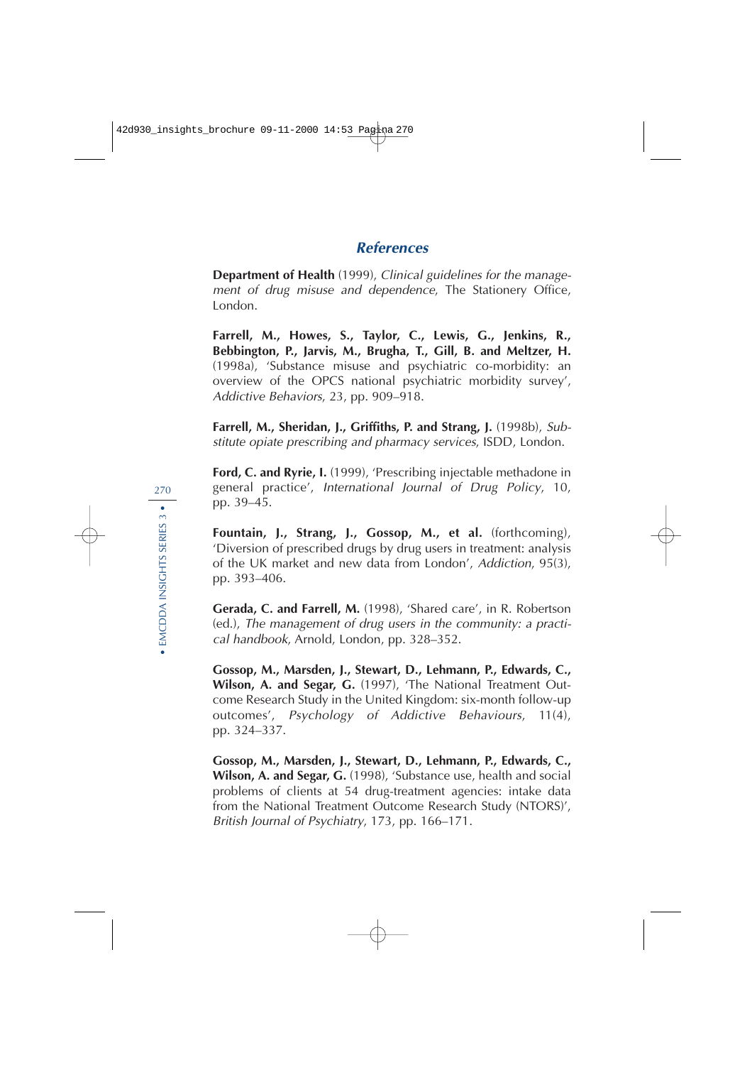## *References*

**Department of Health** (1999), *Clinical guidelines for the management of drug misuse and dependence*, The Stationery Office, London.

**Farrell, M., Howes, S., Taylor, C., Lewis, G., Jenkins, R., Bebbington, P., Jarvis, M., Brugha, T., Gill, B. and Meltzer, H.** (1998a), 'Substance misuse and psychiatric co-morbidity: an overview of the OPCS national psychiatric morbidity survey', *Addictive Behaviors*, 23, pp. 909–918.

**Farrell, M., Sheridan, J., Griffiths, P. and Strang, J.** (1998b), *Substitute opiate prescribing and pharmacy services*, ISDD, London.

**Ford, C. and Ryrie, I.** (1999), 'Prescribing injectable methadone in general practice', *International Journal of Drug Policy*, 10, pp. 39–45.

**Fountain, J., Strang, J., Gossop, M., et al.** (forthcoming), 'Diversion of prescribed drugs by drug users in treatment: analysis of the UK market and new data from London', *Addiction*, 95(3), pp. 393–406.

**Gerada, C. and Farrell, M.** (1998), 'Shared care', in R. Robertson (ed.), *The management of drug users in the community: a practical handbook*, Arnold, London, pp. 328–352.

**Gossop, M., Marsden, J., Stewart, D., Lehmann, P., Edwards, C., Wilson, A. and Segar, G.** (1997), 'The National Treatment Outcome Research Study in the United Kingdom: six-month follow-up outcomes', *Psychology of Addictive Behaviours*, 11(4), pp. 324–337.

**Gossop, M., Marsden, J., Stewart, D., Lehmann, P., Edwards, C., Wilson, A. and Segar, G.** (1998), 'Substance use, health and social problems of clients at 54 drug-treatment agencies: intake data from the National Treatment Outcome Research Study (NTORS)', *British Journal of Psychiatry*, 173, pp. 166–171.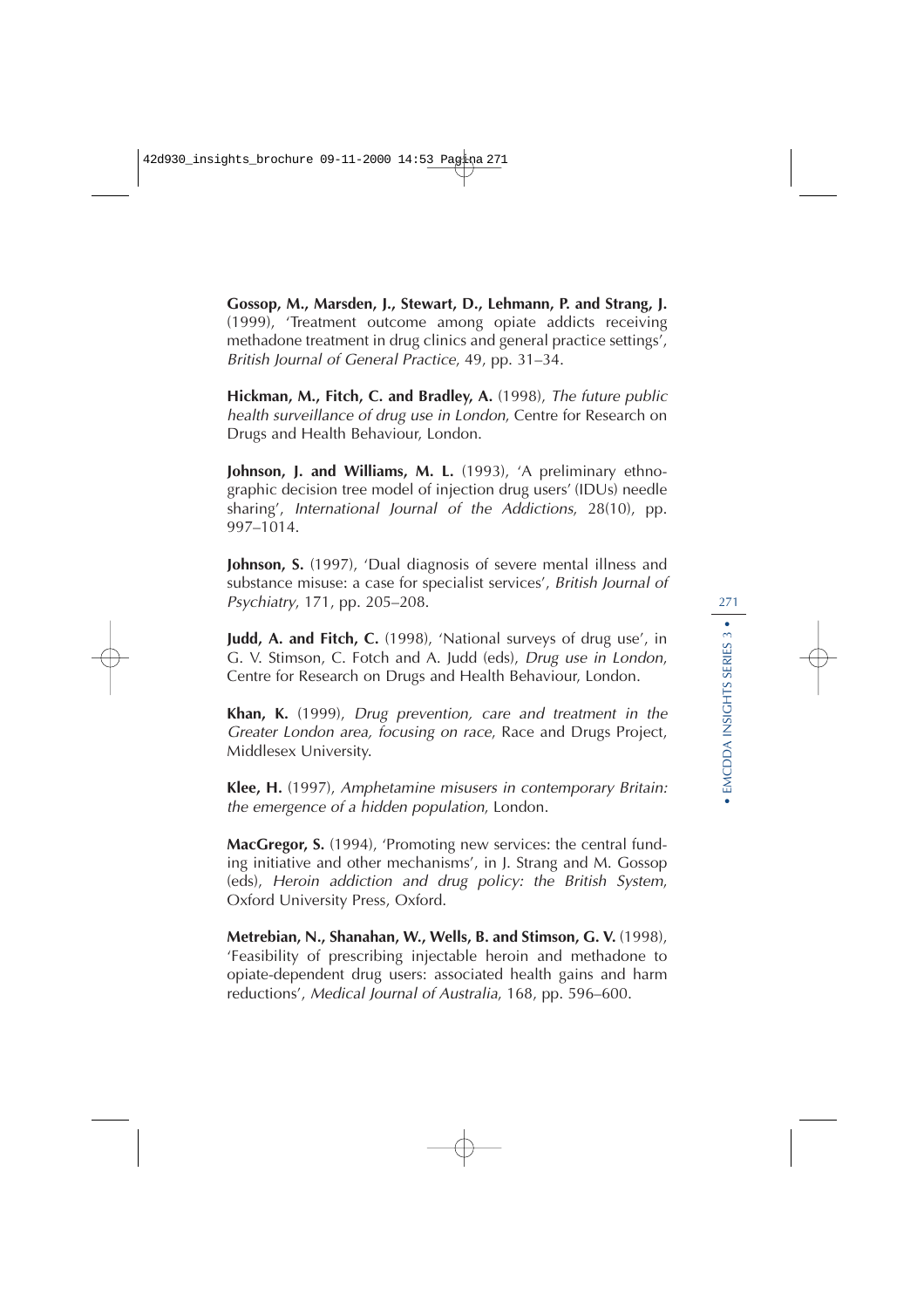**Gossop, M., Marsden, J., Stewart, D., Lehmann, P. and Strang, J.** (1999), 'Treatment outcome among opiate addicts receiving methadone treatment in drug clinics and general practice settings', *British Journal of General Practice*, 49, pp. 31–34.

**Hickman, M., Fitch, C. and Bradley, A.** (1998), *The future public health surveillance of drug use in London*, Centre for Research on Drugs and Health Behaviour, London.

**Johnson, J. and Williams, M. L.** (1993), 'A preliminary ethnographic decision tree model of injection drug users' (IDUs) needle sharing', *International Journal of the Addictions*, 28(10), pp. 997–1014.

**Johnson, S.** (1997), 'Dual diagnosis of severe mental illness and substance misuse: a case for specialist services', *British Journal of Psychiatry*, 171, pp. 205–208.

**Judd, A. and Fitch, C.** (1998), 'National surveys of drug use', in G. V. Stimson, C. Fotch and A. Judd (eds), *Drug use in London*, Centre for Research on Drugs and Health Behaviour, London.

**Khan, K.** (1999), *Drug prevention, care and treatment in the Greater London area, focusing on race*, Race and Drugs Project, Middlesex University.

**Klee, H.** (1997), *Amphetamine misusers in contemporary Britain: the emergence of a hidden population*, London.

**MacGregor, S.** (1994), 'Promoting new services: the central funding initiative and other mechanisms', in J. Strang and M. Gossop (eds), *Heroin addiction and drug policy: the British System*, Oxford University Press, Oxford.

**Metrebian, N., Shanahan, W., Wells, B. and Stimson, G. V.** (1998), 'Feasibility of prescribing injectable heroin and methadone to opiate-dependent drug users: associated health gains and harm reductions', *Medical Journal of Australia*, 168, pp. 596–600.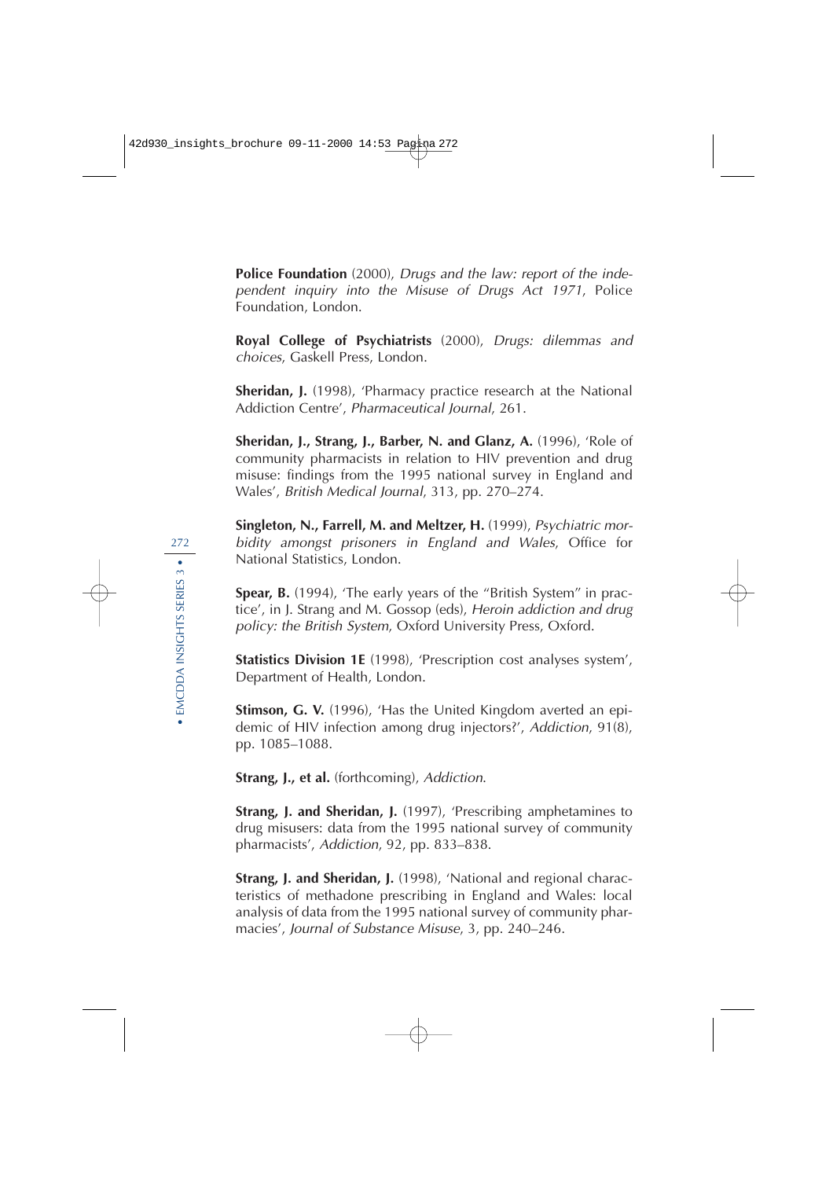**Police Foundation** (2000), *Drugs and the law: report of the independent inquiry into the Misuse of Drugs Act 1971*, Police Foundation, London.

**Royal College of Psychiatrists** (2000), *Drugs: dilemmas and choices*, Gaskell Press, London.

**Sheridan, J.** (1998), 'Pharmacy practice research at the National Addiction Centre', *Pharmaceutical Journal*, 261.

**Sheridan, J., Strang, J., Barber, N. and Glanz, A.** (1996), 'Role of community pharmacists in relation to HIV prevention and drug misuse: findings from the 1995 national survey in England and Wales', *British Medical Journal*, 313, pp. 270–274.

**Singleton, N., Farrell, M. and Meltzer, H.** (1999), *Psychiatric morbidity amongst prisoners in England and Wales*, Office for National Statistics, London.

**Spear, B.** (1994), 'The early years of the "British System" in practice', in J. Strang and M. Gossop (eds), *Heroin addiction and drug policy: the British System*, Oxford University Press, Oxford.

**Statistics Division 1E** (1998), 'Prescription cost analyses system', Department of Health, London.

**Stimson, G. V.** (1996), 'Has the United Kingdom averted an epidemic of HIV infection among drug injectors?', *Addiction*, 91(8), pp. 1085–1088.

**Strang, J., et al.** (forthcoming), *Addiction*.

**Strang, J. and Sheridan, J.** (1997), 'Prescribing amphetamines to drug misusers: data from the 1995 national survey of community pharmacists', *Addiction*, 92, pp. 833–838.

**Strang, J. and Sheridan, J.** (1998), 'National and regional characteristics of methadone prescribing in England and Wales: local analysis of data from the 1995 national survey of community pharmacies', *Journal of Substance Misuse*, 3, pp. 240–246.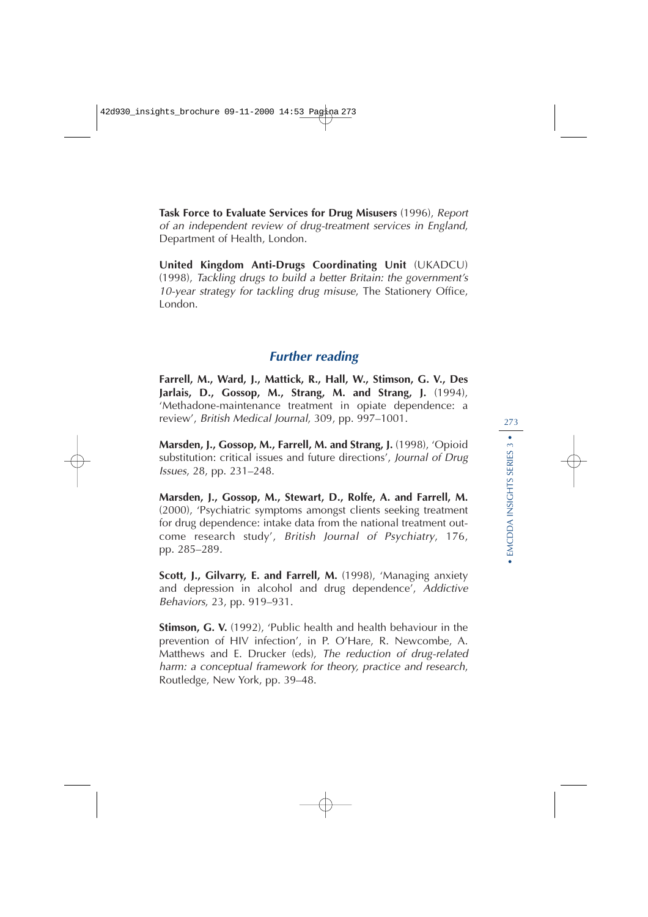**Task Force to Evaluate Services for Drug Misusers** (1996), *Report of an independent review of drug-treatment services in England*, Department of Health, London.

**United Kingdom Anti-Drugs Coordinating Unit** (UKADCU) (1998), *Tackling drugs to build a better Britain: the government's 10-year strategy for tackling drug misuse*, The Stationery Office, London.

## Further reading

**Farrell, M., Ward, J., Mattick, R., Hall, W., Stimson, G. V., Des Jarlais, D., Gossop, M., Strang, M. and Strang, J.** (1994), 'Methadone-maintenance treatment in opiate dependence: a review', *British Medical Journal*, 309, pp. 997–1001.

**Marsden, J., Gossop, M., Farrell, M. and Strang, J.** (1998), 'Opioid substitution: critical issues and future directions', *Journal of Drug Issues*, 28, pp. 231–248.

**Marsden, J., Gossop, M., Stewart, D., Rolfe, A. and Farrell, M.** (2000), 'Psychiatric symptoms amongst clients seeking treatment for drug dependence: intake data from the national treatment outcome research study', *British Journal of Psychiatry*, 176, pp. 285–289.

**Scott, J., Gilvarry, E. and Farrell, M.** (1998), 'Managing anxiety and depression in alcohol and drug dependence', *Addictive Behaviors*, 23, pp. 919–931.

**Stimson, G. V.** (1992), 'Public health and health behaviour in the prevention of HIV infection', in P. O'Hare, R. Newcombe, A. Matthews and E. Drucker (eds), *The reduction of drug-related harm: a conceptual framework for theory, practice and research*, Routledge, New York, pp. 39–48.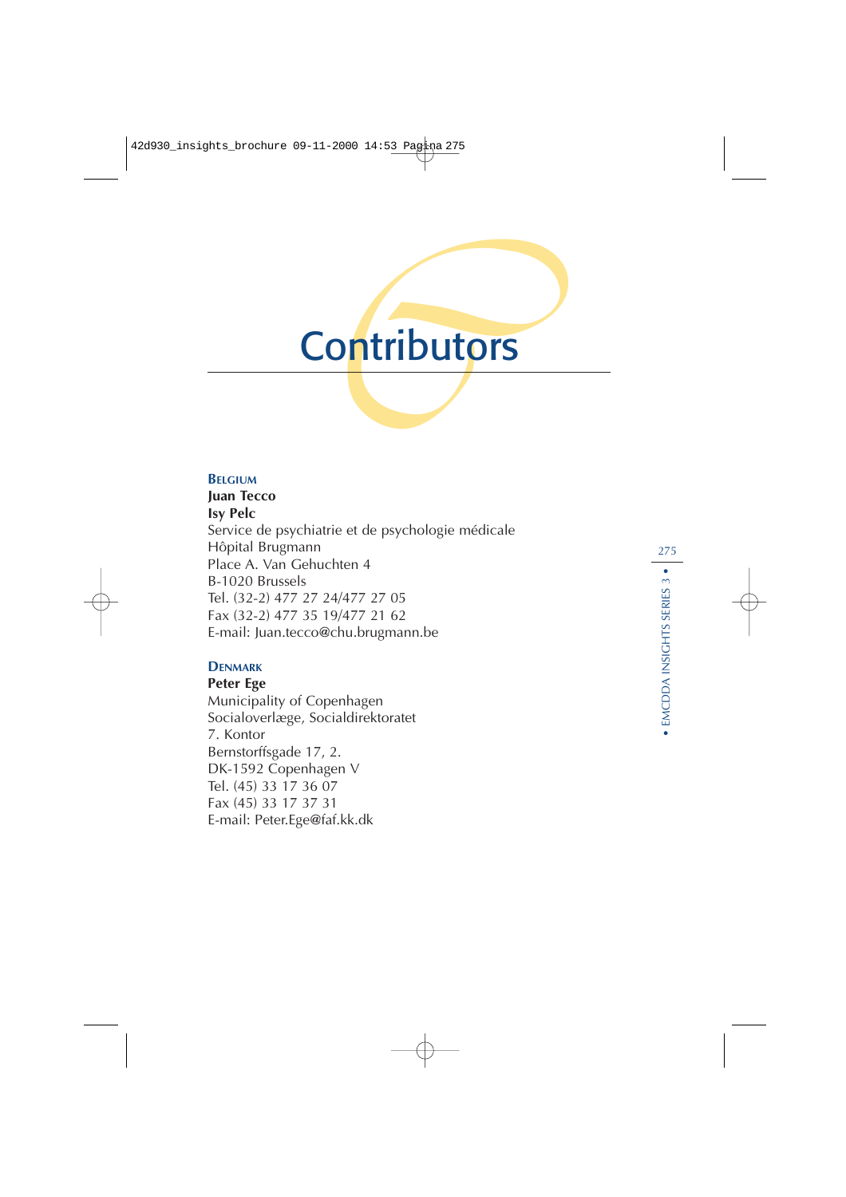# Contributors

### Belgium

**Juan Tecco**
**Isy Pelc**
Service de psychiatrie et de psychologie médicale
Hôpital Brugmann
Place A. Van Gehuchten 4
B-1020 Brussels
Tel. (32-2) 477 27 24/477 27 05
Fax (32-2) 477 35 19/477 21 62
E-mail: Juan.tecco@chu.brugmann.be

### Denmark

**Peter Ege**
Municipality of Copenhagen
Socialoverlæge, Socialdirektoratet
7. Kontor
Bernstorffsgade 17, 2.
DK-1592 Copenhagen V
Tel. (45) 33 17 36 07
Fax (45) 33 17 37 31
E-mail: Peter.Ege@faf.kk.dk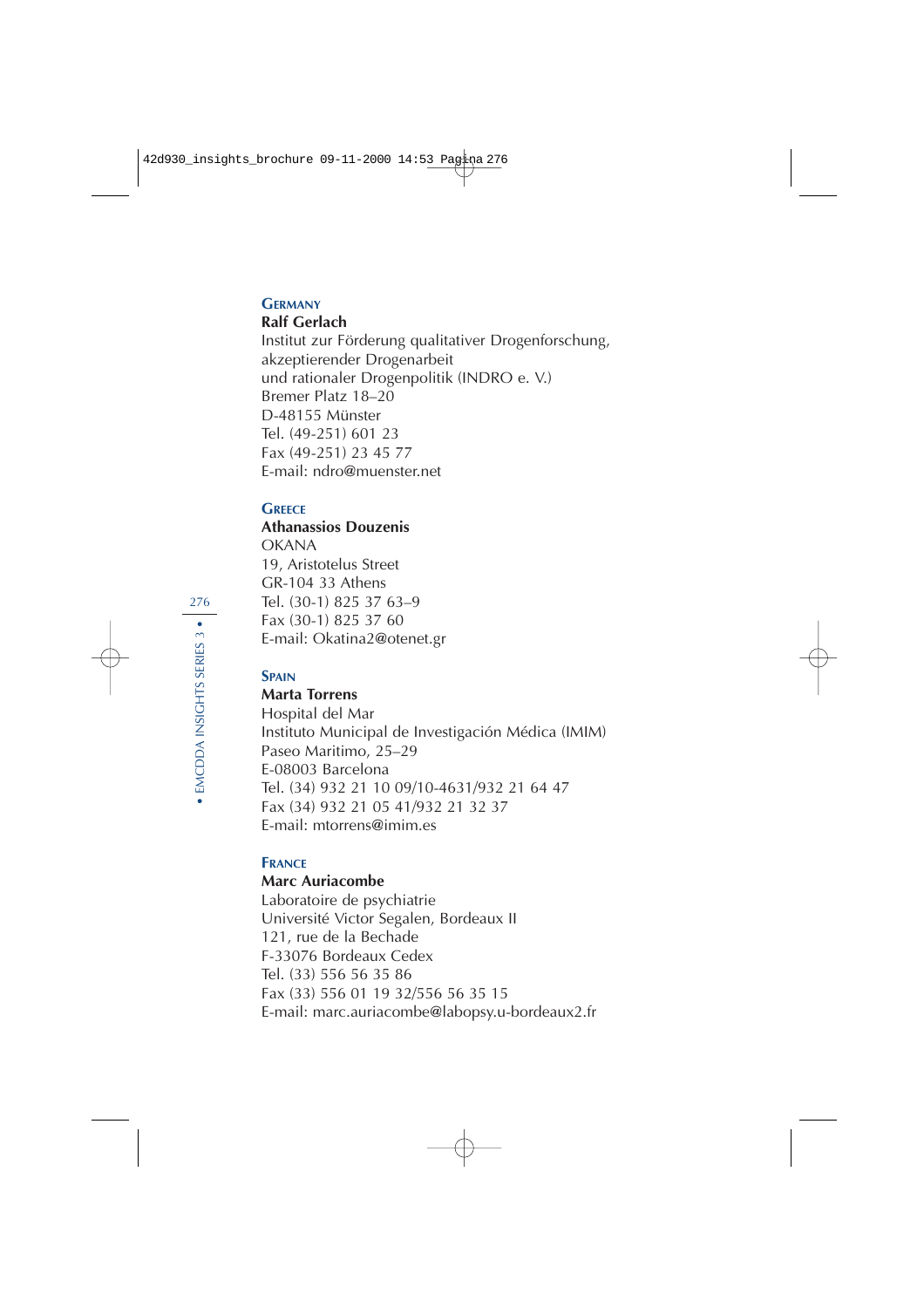## Germany

**Ralf Gerlach**
Institut zur Förderung qualitativer Drogenforschung,
akzeptierender Drogenarbeit
und rationaler Drogenpolitik (INDRO e. V.)
Bremer Platz 18–20
D-48155 Münster
Tel. (49-251) 601 23
Fax (49-251) 23 45 77
E-mail: ndro@muenster.net

## Greece

**Athanassios Douzenis**
OKANA
19, Aristotelus Street
GR-104 33 Athens
Tel. (30-1) 825 37 63–9
Fax (30-1) 825 37 60
E-mail: Okatina2@otenet.gr

## Spain

**Marta Torrens**
Hospital del Mar
Instituto Municipal de Investigación Médica (IMIM)
Paseo Maritimo, 25–29
E-08003 Barcelona
Tel. (34) 932 21 10 09/10-4631/932 21 64 47
Fax (34) 932 21 05 41/932 21 32 37
E-mail: mtorrens@imim.es

## France

**Marc Auriacombe**
Laboratoire de psychiatrie
Université Victor Segalen, Bordeaux II
121, rue de la Bechade
F-33076 Bordeaux Cedex
Tel. (33) 556 56 35 86
Fax (33) 556 01 19 32/556 56 35 15
E-mail: marc.auriacombe@labopsy.u-bordeaux2.fr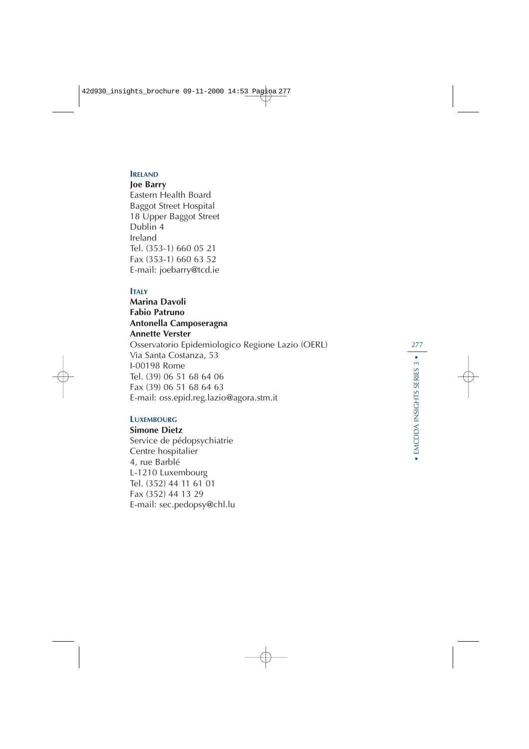### IRELAND

**Joe Barry**
Eastern Health Board
Baggot Street Hospital
18 Upper Baggot Street
Dublin 4
Ireland
Tel. (353-1) 660 05 21
Fax (353-1) 660 63 52
E-mail: joebarry@tcd.ie

### ITALY

**Marina Davoli**
**Fabio Patruno**
**Antonella Camposeragna**
**Annette Verster**
Osservatorio Epidemiologico Regione Lazio (OERL)
Via Santa Costanza, 53
I-00198 Rome
Tel. (39) 06 51 68 64 06
Fax (39) 06 51 68 64 63
E-mail: oss.epid.reg.lazio@agora.stm.it

### LUXEMBOURG

**Simone Dietz**
Service de pédopsychiatrie
Centre hospitalier
4, rue Barblé
L-1210 Luxembourg
Tel. (352) 44 11 61 01
Fax (352) 44 13 29
E-mail: sec.pedopsy@chl.lu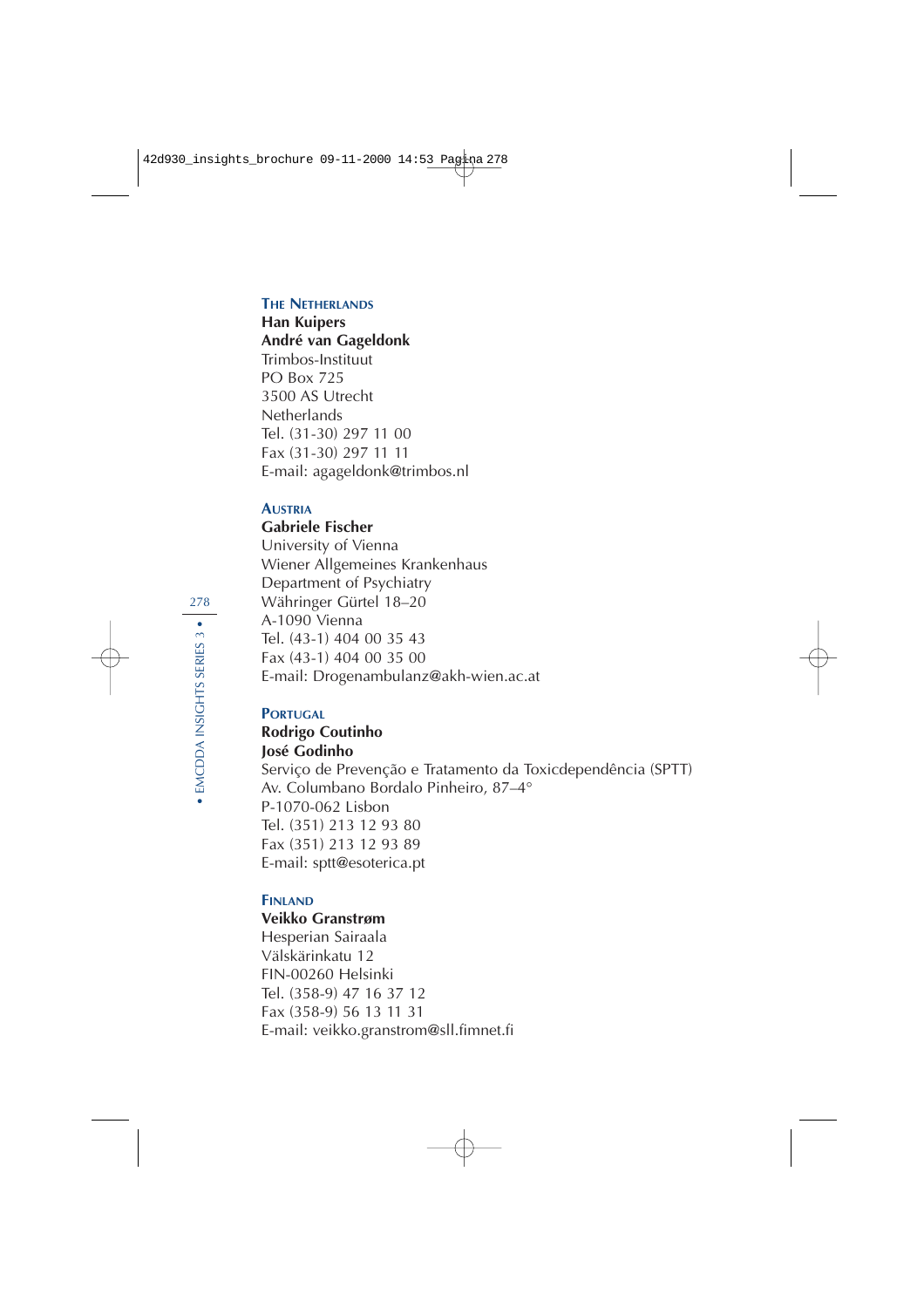### THE NETHERLANDS

**Han Kuipers**
**André van Gageldonk**
Trimbos-Instituut
PO Box 725
3500 AS Utrecht
Netherlands
Tel. (31-30) 297 11 00
Fax (31-30) 297 11 11
E-mail: agageldonk@trimbos.nl

### AUSTRIA

**Gabriele Fischer**
University of Vienna
Wiener Allgemeines Krankenhaus
Department of Psychiatry
Währinger Gürtel 18–20
A-1090 Vienna
Tel. (43-1) 404 00 35 43
Fax (43-1) 404 00 35 00
E-mail: Drogenambulanz@akh-wien.ac.at

### PORTUGAL

**Rodrigo Coutinho**
**José Godinho**
Serviço de Prevenção e Tratamento da Toxicdependência (SPTT)
Av. Columbano Bordalo Pinheiro, 87–4°
P-1070-062 Lisbon
Tel. (351) 213 12 93 80
Fax (351) 213 12 93 89
E-mail: sptt@esoterica.pt

### FINLAND

**Veikko Granstrøm**
Hesperian Sairaala
Välskärinkatu 12
FIN-00260 Helsinki
Tel. (358-9) 47 16 37 12
Fax (358-9) 56 13 11 31
E-mail: veikko.granstrom@sll.fimnet.fi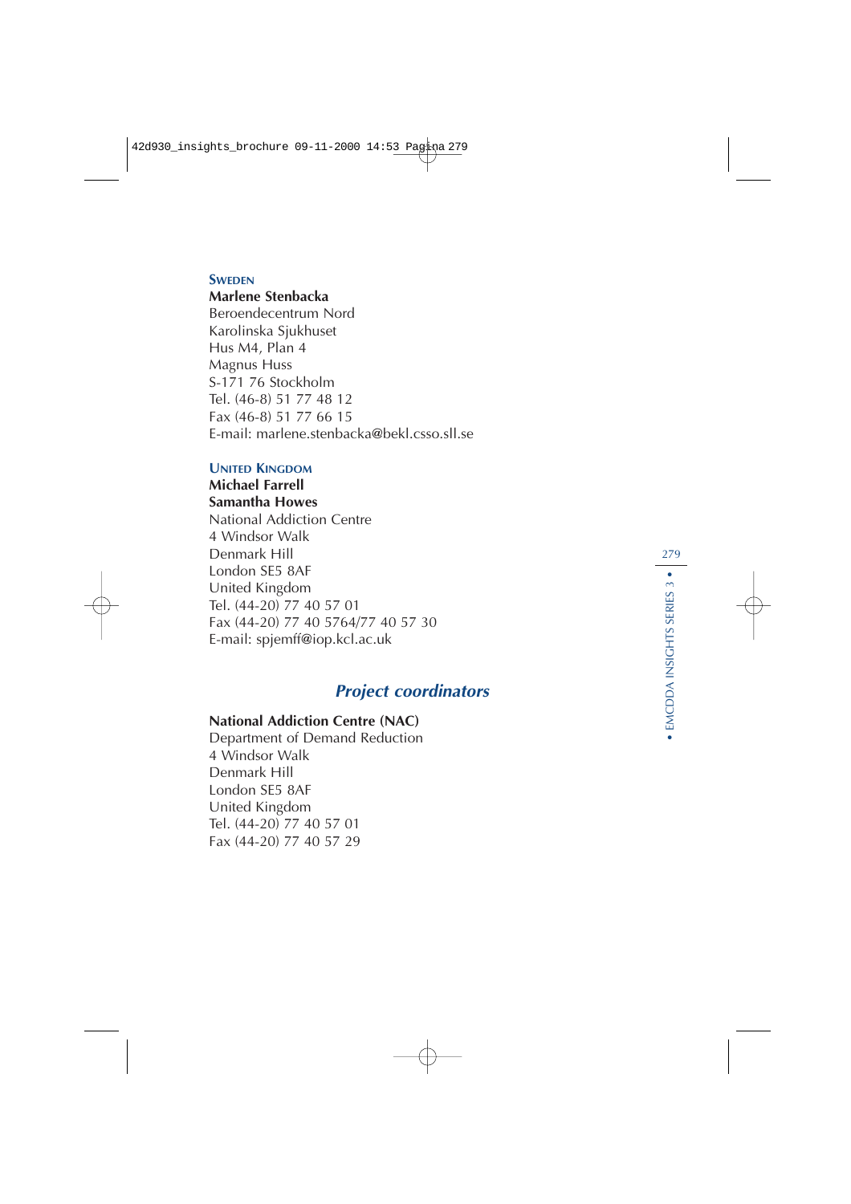**SWEDEN**

**Marlene Stenbacka**
Beroendecentrum Nord
Karolinska Sjukhuset
Hus M4, Plan 4
Magnus Huss
S-171 76 Stockholm
Tel. (46-8) 51 77 48 12
Fax (46-8) 51 77 66 15
E-mail: marlene.stenbacka@bekl.csso.sll.se

**UNITED KINGDOM**

**Michael Farrell**
**Samantha Howes**
National Addiction Centre
4 Windsor Walk
Denmark Hill
London SE5 8AF
United Kingdom
Tel. (44-20) 77 40 57 01
Fax (44-20) 77 40 5764/77 40 57 30
E-mail: spjemff@iop.kcl.ac.uk

## *Project coordinators*

**National Addiction Centre (NAC)**
Department of Demand Reduction
4 Windsor Walk
Denmark Hill
London SE5 8AF
United Kingdom
Tel. (44-20) 77 40 57 01
Fax (44-20) 77 40 57 29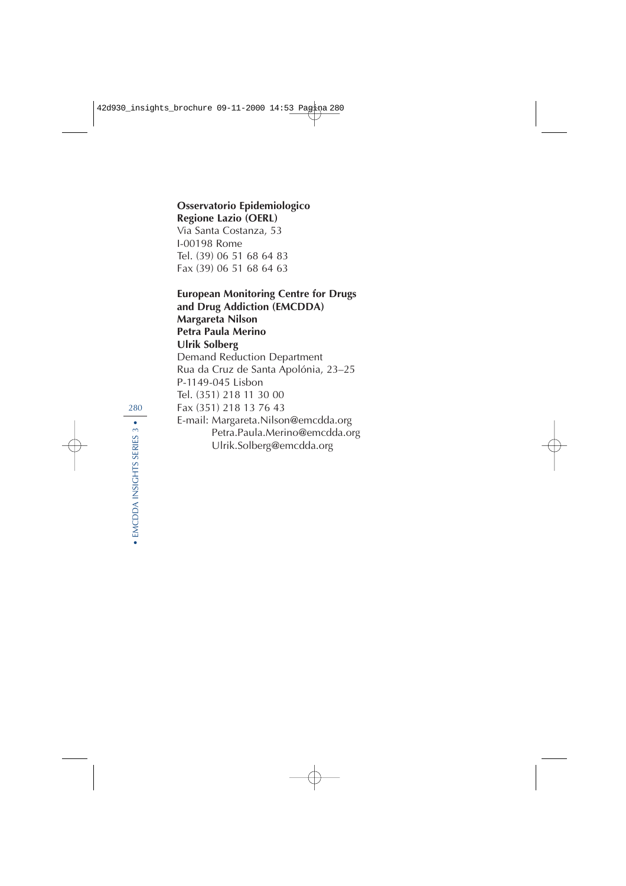**Osservatorio Epidemiologico**
**Regione Lazio (OERL)**
Via Santa Costanza, 53
I-00198 Rome
Tel. (39) 06 51 68 64 83
Fax (39) 06 51 68 64 63

**European Monitoring Centre for Drugs**
**and Drug Addiction (EMCDDA)**
**Margareta Nilson**
**Petra Paula Merino**
**Ulrik Solberg**
Demand Reduction Department
Rua da Cruz de Santa Apolónia, 23–25
P-1149-045 Lisbon
Tel. (351) 218 11 30 00
Fax (351) 218 13 76 43
E-mail: Margareta.Nilson@emcdda.org
Petra.Paula.Merino@emcdda.org
Ulrik.Solberg@emcdda.org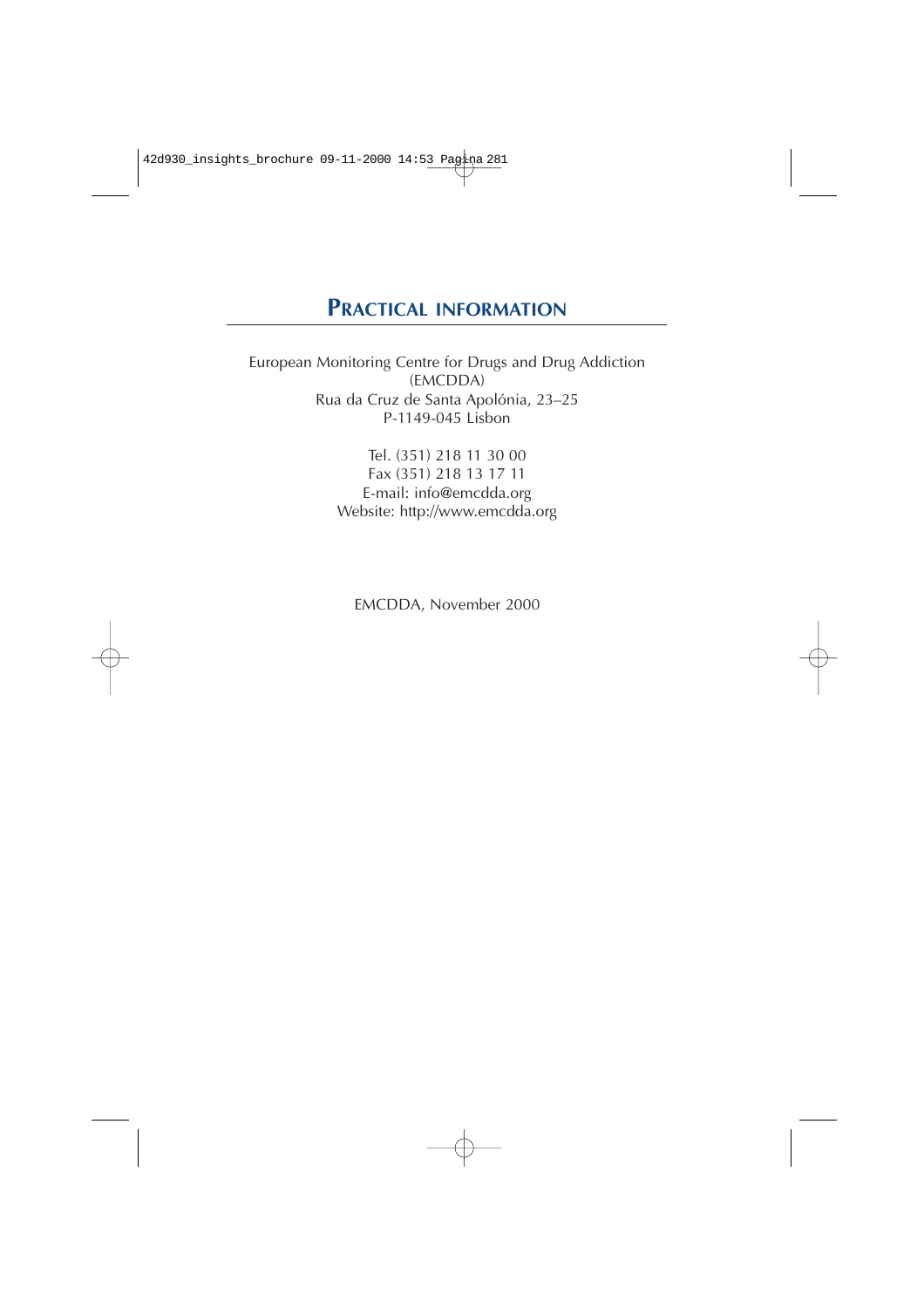# Practical information

European Monitoring Centre for Drugs and Drug Addiction (EMCDDA)
Rua da Cruz de Santa Apolónia, 23–25
P-1149-045 Lisbon

Tel. (351) 218 11 30 00
Fax (351) 218 13 17 11
E-mail: info@emcdda.org
Website: http://www.emcdda.org

EMCDDA, November 2000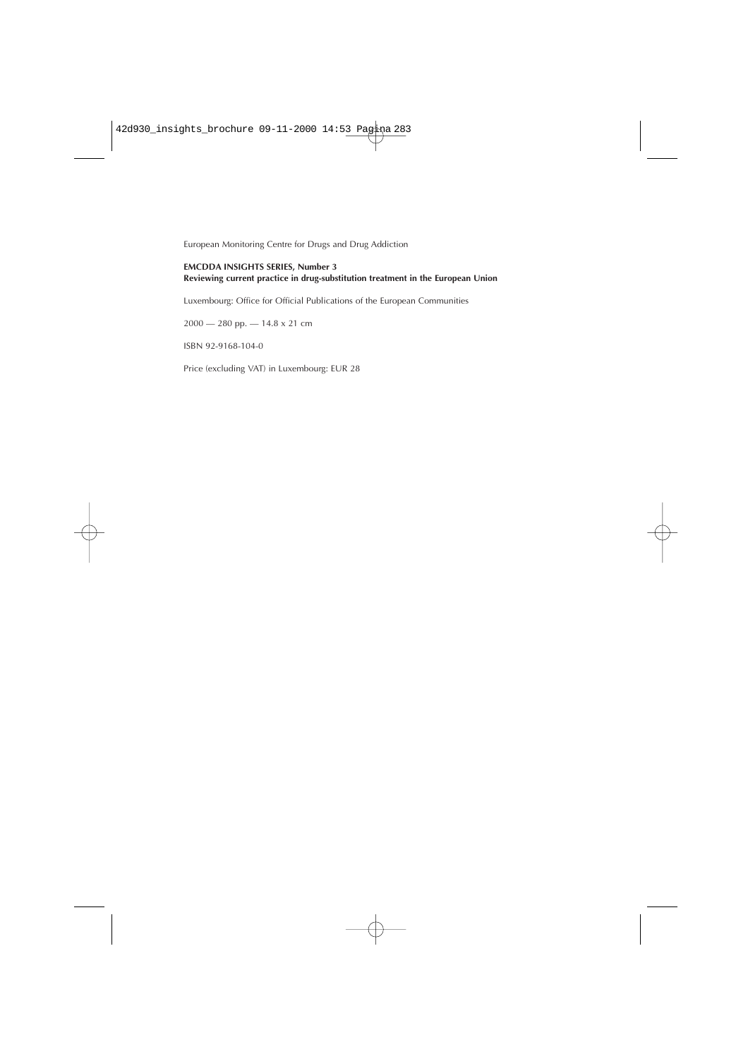European Monitoring Centre for Drugs and Drug Addiction

**EMCDDA INSIGHTS SERIES, Number 3**
**Reviewing current practice in drug-substitution treatment in the European Union**

Luxembourg: Office for Official Publications of the European Communities

2000 — 280 pp. — 14.8 x 21 cm

ISBN 92-9168-104-0

Price (excluding VAT) in Luxembourg: EUR 28